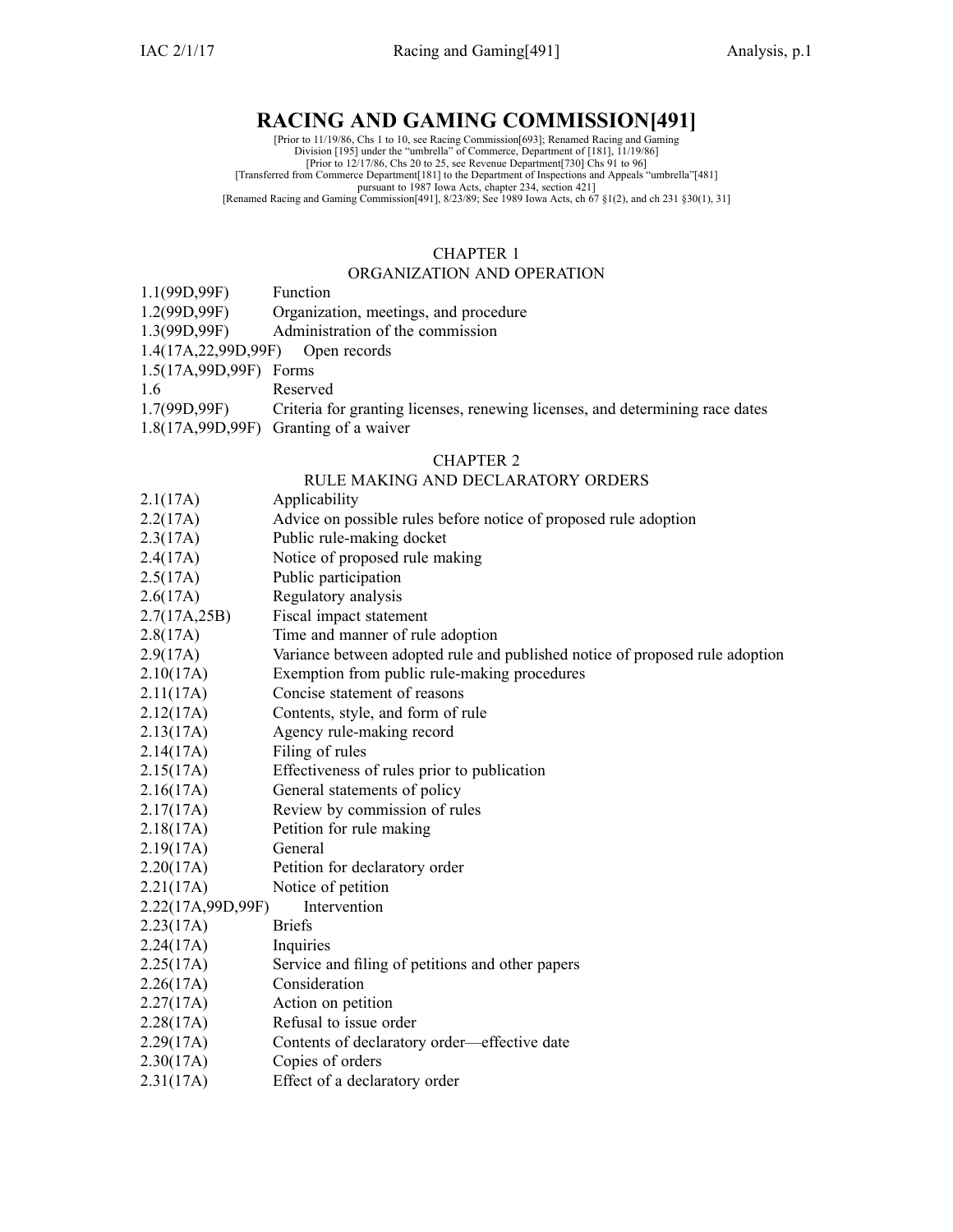# RACING AND GAMING COMMISSION[491]

[Prior to 11/19/86, Chs 1 to 10, see Racing Commission[693]; Renamed Racing and Gaming Division [195] under the "umbrella" of Commerce, Department of [181], 11/19/86]
[Prior to 12/17/86, Chs 20 to 25, see Revenue Department[730] Chs 91 to 96]
[Transferred from Commerce Department[181] to the Department of Inspections and Appeals "umbrella"[481] pursuant to 1987 Iowa Acts, chapter 234, section 421]
[Renamed Racing and Gaming Commission[491], 8/23/89; See 1989 Iowa Acts, ch 67 §1(2), and ch 231 §30(1), 31]

## CHAPTER 1
## ORGANIZATION AND OPERATION

1.1(99D,99F) Function
1.2(99D,99F) Organization, meetings, and procedure
1.3(99D,99F) Administration of the commission
1.4(17A,22,99D,99F) Open records
1.5(17A,99D,99F) Forms
1.6 Reserved
1.7(99D,99F) Criteria for granting licenses, renewing licenses, and determining race dates
1.8(17A,99D,99F) Granting of a waiver

## CHAPTER 2
## RULE MAKING AND DECLARATORY ORDERS

2.1(17A) Applicability
2.2(17A) Advice on possible rules before notice of proposed rule adoption
2.3(17A) Public rule-making docket
2.4(17A) Notice of proposed rule making
2.5(17A) Public participation
2.6(17A) Regulatory analysis
2.7(17A,25B) Fiscal impact statement
2.8(17A) Time and manner of rule adoption
2.9(17A) Variance between adopted rule and published notice of proposed rule adoption
2.10(17A) Exemption from public rule-making procedures
2.11(17A) Concise statement of reasons
2.12(17A) Contents, style, and form of rule
2.13(17A) Agency rule-making record
2.14(17A) Filing of rules
2.15(17A) Effectiveness of rules prior to publication
2.16(17A) General statements of policy
2.17(17A) Review by commission of rules
2.18(17A) Petition for rule making
2.19(17A) General
2.20(17A) Petition for declaratory order
2.21(17A) Notice of petition
2.22(17A,99D,99F) Intervention
2.23(17A) Briefs
2.24(17A) Inquiries
2.25(17A) Service and filing of petitions and other papers
2.26(17A) Consideration
2.27(17A) Action on petition
2.28(17A) Refusal to issue order
2.29(17A) Contents of declaratory order—effective date
2.30(17A) Copies of orders
2.31(17A) Effect of a declaratory order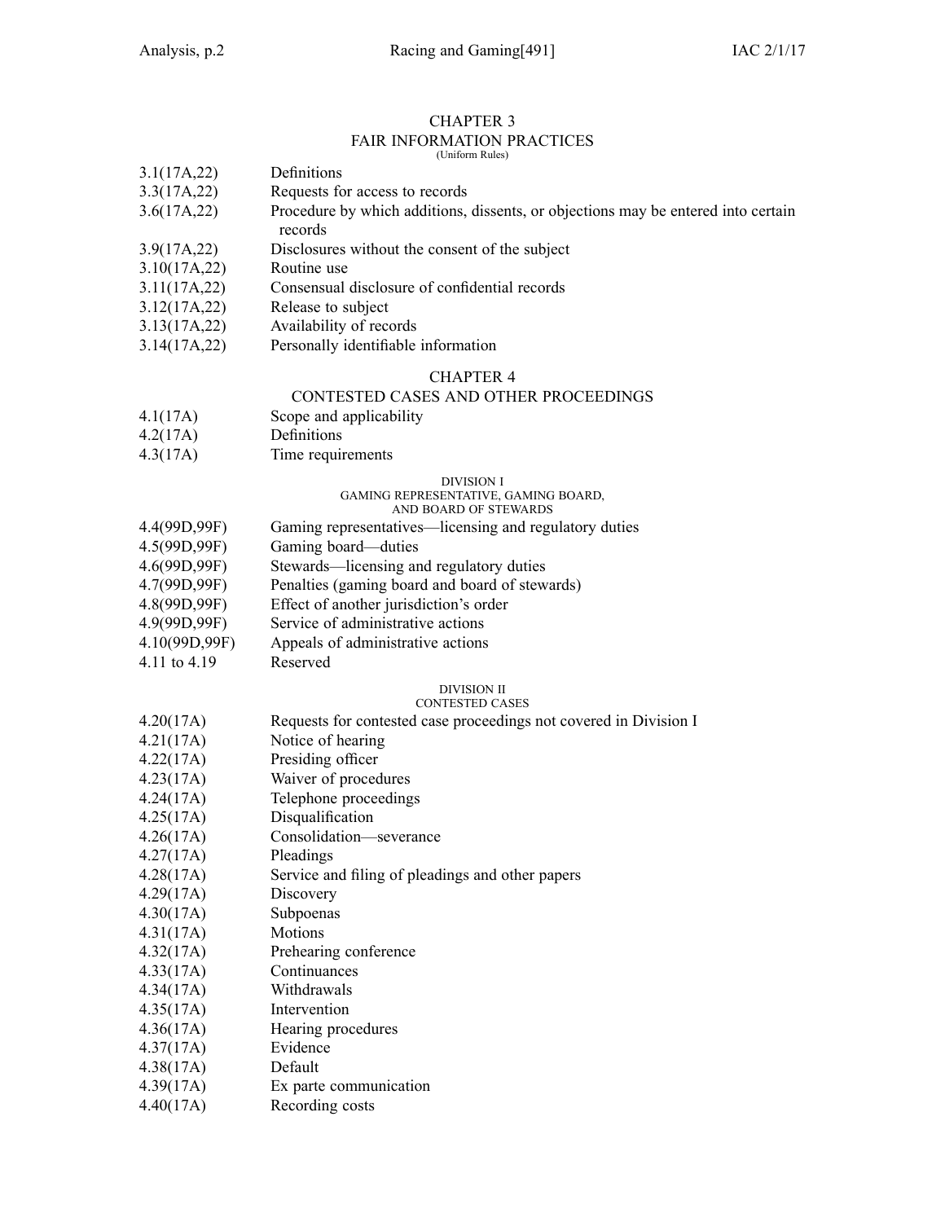## CHAPTER 3
## FAIR INFORMATION PRACTICES
(Uniform Rules)

| | |
|---|---|
| 3.1(17A,22) | Definitions |
| 3.3(17A,22) | Requests for access to records |
| 3.6(17A,22) | Procedure by which additions, dissents, or objections may be entered into certain records |
| 3.9(17A,22) | Disclosures without the consent of the subject |
| 3.10(17A,22) | Routine use |
| 3.11(17A,22) | Consensual disclosure of confidential records |
| 3.12(17A,22) | Release to subject |
| 3.13(17A,22) | Availability of records |
| 3.14(17A,22) | Personally identifiable information |

## CHAPTER 4
## CONTESTED CASES AND OTHER PROCEEDINGS

| | |
|---|---|
| 4.1(17A) | Scope and applicability |
| 4.2(17A) | Definitions |
| 4.3(17A) | Time requirements |

### DIVISION I
### GAMING REPRESENTATIVE, GAMING BOARD, AND BOARD OF STEWARDS

| | |
|---|---|
| 4.4(99D,99F) | Gaming representatives—licensing and regulatory duties |
| 4.5(99D,99F) | Gaming board—duties |
| 4.6(99D,99F) | Stewards—licensing and regulatory duties |
| 4.7(99D,99F) | Penalties (gaming board and board of stewards) |
| 4.8(99D,99F) | Effect of another jurisdiction's order |
| 4.9(99D,99F) | Service of administrative actions |
| 4.10(99D,99F) | Appeals of administrative actions |
| 4.11 to 4.19 | Reserved |

### DIVISION II
### CONTESTED CASES

| | |
|---|---|
| 4.20(17A) | Requests for contested case proceedings not covered in Division I |
| 4.21(17A) | Notice of hearing |
| 4.22(17A) | Presiding officer |
| 4.23(17A) | Waiver of procedures |
| 4.24(17A) | Telephone proceedings |
| 4.25(17A) | Disqualification |
| 4.26(17A) | Consolidation—severance |
| 4.27(17A) | Pleadings |
| 4.28(17A) | Service and filing of pleadings and other papers |
| 4.29(17A) | Discovery |
| 4.30(17A) | Subpoenas |
| 4.31(17A) | Motions |
| 4.32(17A) | Prehearing conference |
| 4.33(17A) | Continuances |
| 4.34(17A) | Withdrawals |
| 4.35(17A) | Intervention |
| 4.36(17A) | Hearing procedures |
| 4.37(17A) | Evidence |
| 4.38(17A) | Default |
| 4.39(17A) | Ex parte communication |
| 4.40(17A) | Recording costs |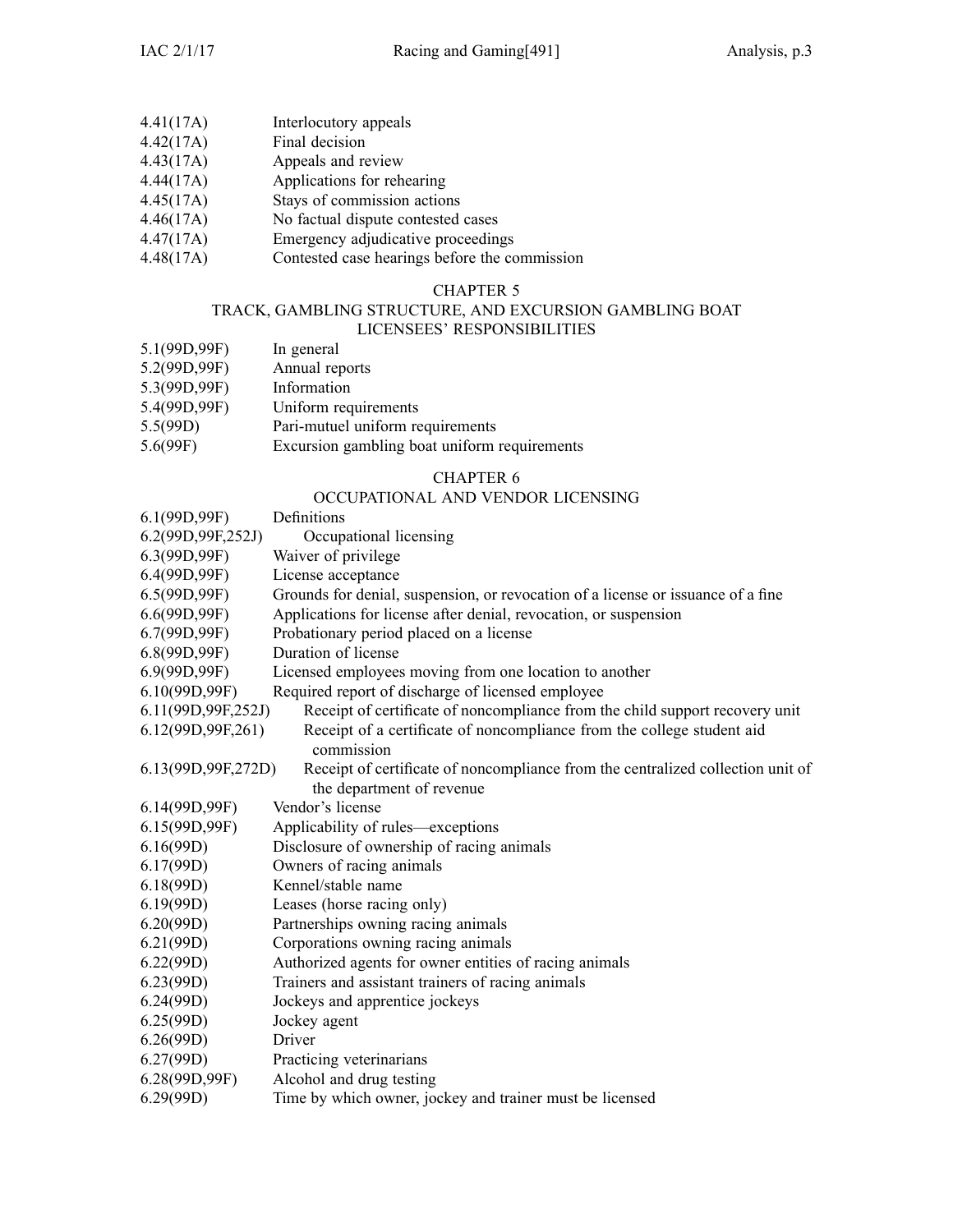4.41(17A) Interlocutory appeals
4.42(17A) Final decision
4.43(17A) Appeals and review
4.44(17A) Applications for rehearing
4.45(17A) Stays of commission actions
4.46(17A) No factual dispute contested cases
4.47(17A) Emergency adjudicative proceedings
4.48(17A) Contested case hearings before the commission

## CHAPTER 5
## TRACK, GAMBLING STRUCTURE, AND EXCURSION GAMBLING BOAT LICENSEES' RESPONSIBILITIES

5.1(99D,99F) In general
5.2(99D,99F) Annual reports
5.3(99D,99F) Information
5.4(99D,99F) Uniform requirements
5.5(99D) Pari-mutuel uniform requirements
5.6(99F) Excursion gambling boat uniform requirements

## CHAPTER 6
## OCCUPATIONAL AND VENDOR LICENSING

6.1(99D,99F) Definitions
6.2(99D,99F,252J) Occupational licensing
6.3(99D,99F) Waiver of privilege
6.4(99D,99F) License acceptance
6.5(99D,99F) Grounds for denial, suspension, or revocation of a license or issuance of a fine
6.6(99D,99F) Applications for license after denial, revocation, or suspension
6.7(99D,99F) Probationary period placed on a license
6.8(99D,99F) Duration of license
6.9(99D,99F) Licensed employees moving from one location to another
6.10(99D,99F) Required report of discharge of licensed employee
6.11(99D,99F,252J) Receipt of certificate of noncompliance from the child support recovery unit
6.12(99D,99F,261) Receipt of a certificate of noncompliance from the college student aid commission
6.13(99D,99F,272D) Receipt of certificate of noncompliance from the centralized collection unit of the department of revenue
6.14(99D,99F) Vendor's license
6.15(99D,99F) Applicability of rules—exceptions
6.16(99D) Disclosure of ownership of racing animals
6.17(99D) Owners of racing animals
6.18(99D) Kennel/stable name
6.19(99D) Leases (horse racing only)
6.20(99D) Partnerships owning racing animals
6.21(99D) Corporations owning racing animals
6.22(99D) Authorized agents for owner entities of racing animals
6.23(99D) Trainers and assistant trainers of racing animals
6.24(99D) Jockeys and apprentice jockeys
6.25(99D) Jockey agent
6.26(99D) Driver
6.27(99D) Practicing veterinarians
6.28(99D,99F) Alcohol and drug testing
6.29(99D) Time by which owner, jockey and trainer must be licensed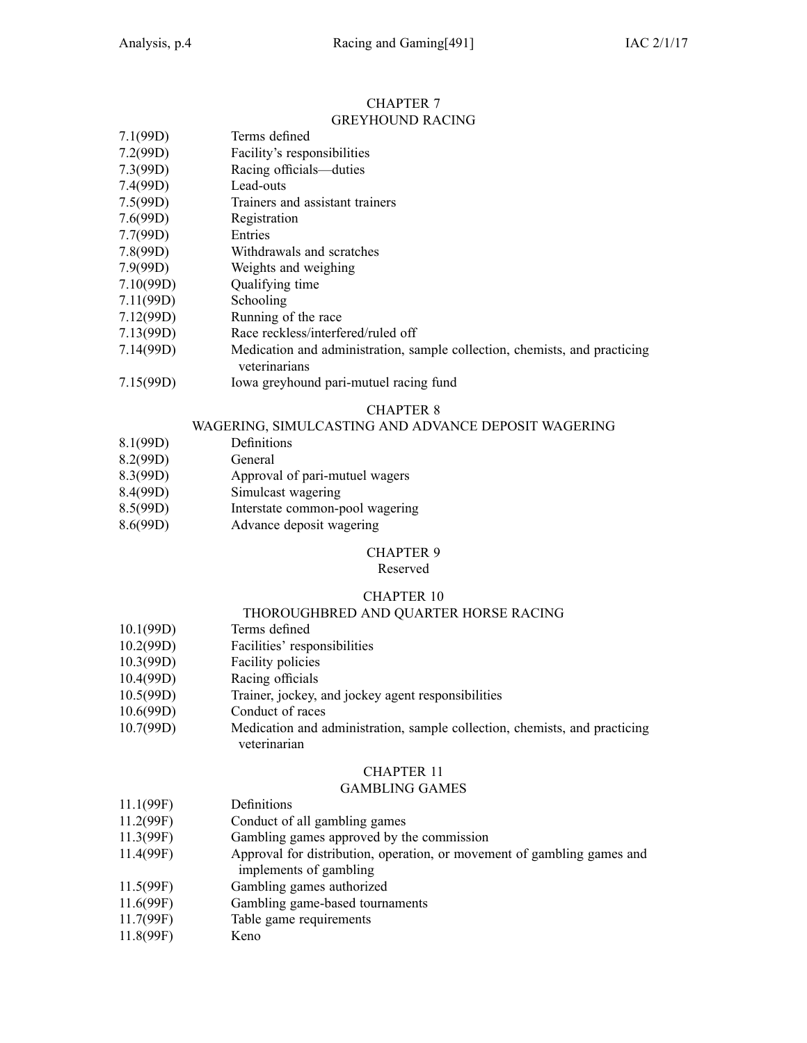## CHAPTER 7
## GREYHOUND RACING

| | |
|---|---|
| 7.1(99D) | Terms defined |
| 7.2(99D) | Facility's responsibilities |
| 7.3(99D) | Racing officials—duties |
| 7.4(99D) | Lead-outs |
| 7.5(99D) | Trainers and assistant trainers |
| 7.6(99D) | Registration |
| 7.7(99D) | Entries |
| 7.8(99D) | Withdrawals and scratches |
| 7.9(99D) | Weights and weighing |
| 7.10(99D) | Qualifying time |
| 7.11(99D) | Schooling |
| 7.12(99D) | Running of the race |
| 7.13(99D) | Race reckless/interfered/ruled off |
| 7.14(99D) | Medication and administration, sample collection, chemists, and practicing veterinarians |
| 7.15(99D) | Iowa greyhound pari-mutuel racing fund |

## CHAPTER 8
## WAGERING, SIMULCASTING AND ADVANCE DEPOSIT WAGERING

| | |
|---|---|
| 8.1(99D) | Definitions |
| 8.2(99D) | General |
| 8.3(99D) | Approval of pari-mutuel wagers |
| 8.4(99D) | Simulcast wagering |
| 8.5(99D) | Interstate common-pool wagering |
| 8.6(99D) | Advance deposit wagering |

## CHAPTER 9
Reserved

## CHAPTER 10
## THOROUGHBRED AND QUARTER HORSE RACING

| | |
|---|---|
| 10.1(99D) | Terms defined |
| 10.2(99D) | Facilities' responsibilities |
| 10.3(99D) | Facility policies |
| 10.4(99D) | Racing officials |
| 10.5(99D) | Trainer, jockey, and jockey agent responsibilities |
| 10.6(99D) | Conduct of races |
| 10.7(99D) | Medication and administration, sample collection, chemists, and practicing veterinarian |

## CHAPTER 11
## GAMBLING GAMES

| | |
|---|---|
| 11.1(99F) | Definitions |
| 11.2(99F) | Conduct of all gambling games |
| 11.3(99F) | Gambling games approved by the commission |
| 11.4(99F) | Approval for distribution, operation, or movement of gambling games and implements of gambling |
| 11.5(99F) | Gambling games authorized |
| 11.6(99F) | Gambling game-based tournaments |
| 11.7(99F) | Table game requirements |
| 11.8(99F) | Keno |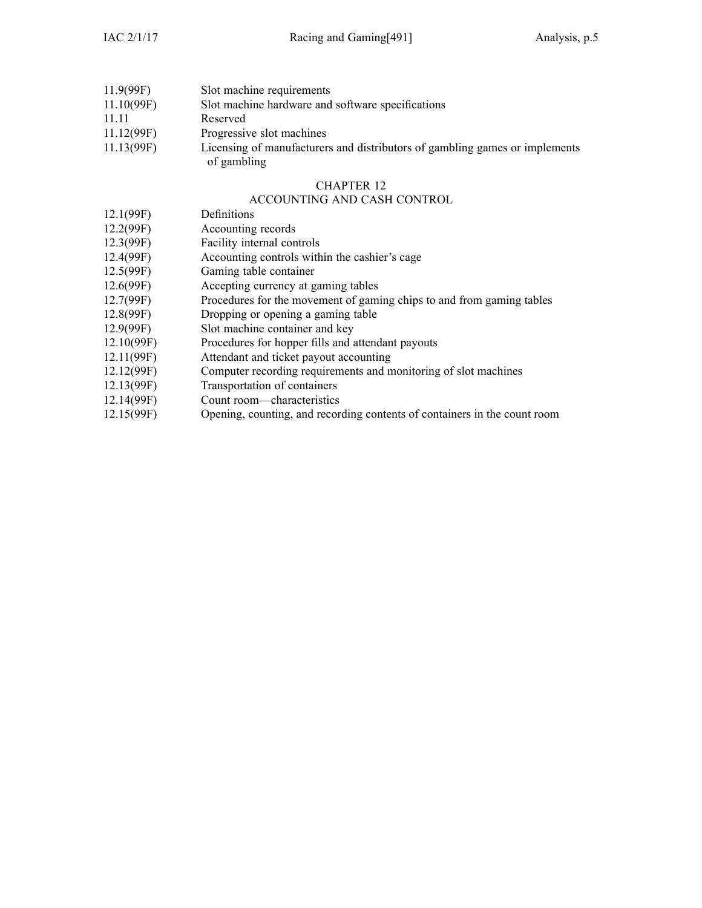11.9(99F) Slot machine requirements
11.10(99F) Slot machine hardware and software specifications
11.11 Reserved
11.12(99F) Progressive slot machines
11.13(99F) Licensing of manufacturers and distributors of gambling games or implements of gambling

## CHAPTER 12
## ACCOUNTING AND CASH CONTROL

12.1(99F) Definitions
12.2(99F) Accounting records
12.3(99F) Facility internal controls
12.4(99F) Accounting controls within the cashier's cage
12.5(99F) Gaming table container
12.6(99F) Accepting currency at gaming tables
12.7(99F) Procedures for the movement of gaming chips to and from gaming tables
12.8(99F) Dropping or opening a gaming table
12.9(99F) Slot machine container and key
12.10(99F) Procedures for hopper fills and attendant payouts
12.11(99F) Attendant and ticket payout accounting
12.12(99F) Computer recording requirements and monitoring of slot machines
12.13(99F) Transportation of containers
12.14(99F) Count room—characteristics
12.15(99F) Opening, counting, and recording contents of containers in the count room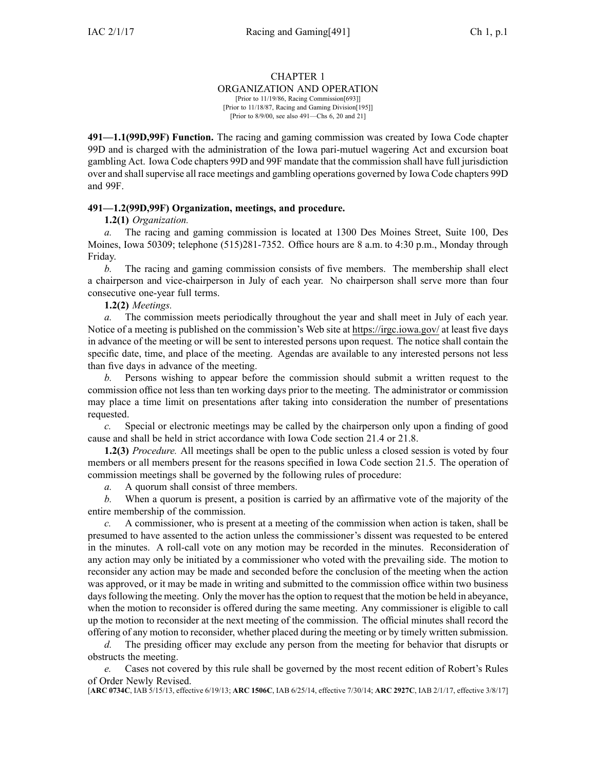# CHAPTER 1
## ORGANIZATION AND OPERATION

[Prior to 11/19/86, Racing Commission[693]]
[Prior to 11/18/87, Racing and Gaming Division[195]]
[Prior to 8/9/00, see also 491—Chs 6, 20 and 21]

**491—1.1(99D,99F) Function.** The racing and gaming commission was created by Iowa Code chapter 99D and is charged with the administration of the Iowa pari-mutuel wagering Act and excursion boat gambling Act. Iowa Code chapters 99D and 99F mandate that the commission shall have full jurisdiction over and shall supervise all race meetings and gambling operations governed by Iowa Code chapters 99D and 99F.

**491—1.2(99D,99F) Organization, meetings, and procedure.**

**1.2(1)** *Organization.*

*a.* The racing and gaming commission is located at 1300 Des Moines Street, Suite 100, Des Moines, Iowa 50309; telephone (515)281-7352. Office hours are 8 a.m. to 4:30 p.m., Monday through Friday.

*b.* The racing and gaming commission consists of five members. The membership shall elect a chairperson and vice-chairperson in July of each year. No chairperson shall serve more than four consecutive one-year full terms.

**1.2(2)** *Meetings.*

*a.* The commission meets periodically throughout the year and shall meet in July of each year. Notice of a meeting is published on the commission's Web site at https://irgc.iowa.gov/ at least five days in advance of the meeting or will be sent to interested persons upon request. The notice shall contain the specific date, time, and place of the meeting. Agendas are available to any interested persons not less than five days in advance of the meeting.

*b.* Persons wishing to appear before the commission should submit a written request to the commission office not less than ten working days prior to the meeting. The administrator or commission may place a time limit on presentations after taking into consideration the number of presentations requested.

*c.* Special or electronic meetings may be called by the chairperson only upon a finding of good cause and shall be held in strict accordance with Iowa Code section 21.4 or 21.8.

**1.2(3)** *Procedure.* All meetings shall be open to the public unless a closed session is voted by four members or all members present for the reasons specified in Iowa Code section 21.5. The operation of commission meetings shall be governed by the following rules of procedure:

*a.* A quorum shall consist of three members.

*b.* When a quorum is present, a position is carried by an affirmative vote of the majority of the entire membership of the commission.

*c.* A commissioner, who is present at a meeting of the commission when action is taken, shall be presumed to have assented to the action unless the commissioner's dissent was requested to be entered in the minutes. A roll-call vote on any motion may be recorded in the minutes. Reconsideration of any action may only be initiated by a commissioner who voted with the prevailing side. The motion to reconsider any action may be made and seconded before the conclusion of the meeting when the action was approved, or it may be made in writing and submitted to the commission office within two business days following the meeting. Only the mover has the option to request that the motion be held in abeyance, when the motion to reconsider is offered during the same meeting. Any commissioner is eligible to call up the motion to reconsider at the next meeting of the commission. The official minutes shall record the offering of any motion to reconsider, whether placed during the meeting or by timely written submission.

*d.* The presiding officer may exclude any person from the meeting for behavior that disrupts or obstructs the meeting.

*e.* Cases not covered by this rule shall be governed by the most recent edition of Robert's Rules of Order Newly Revised.

[**ARC 0734C**, IAB 5/15/13, effective 6/19/13; **ARC 1506C**, IAB 6/25/14, effective 7/30/14; **ARC 2927C**, IAB 2/1/17, effective 3/8/17]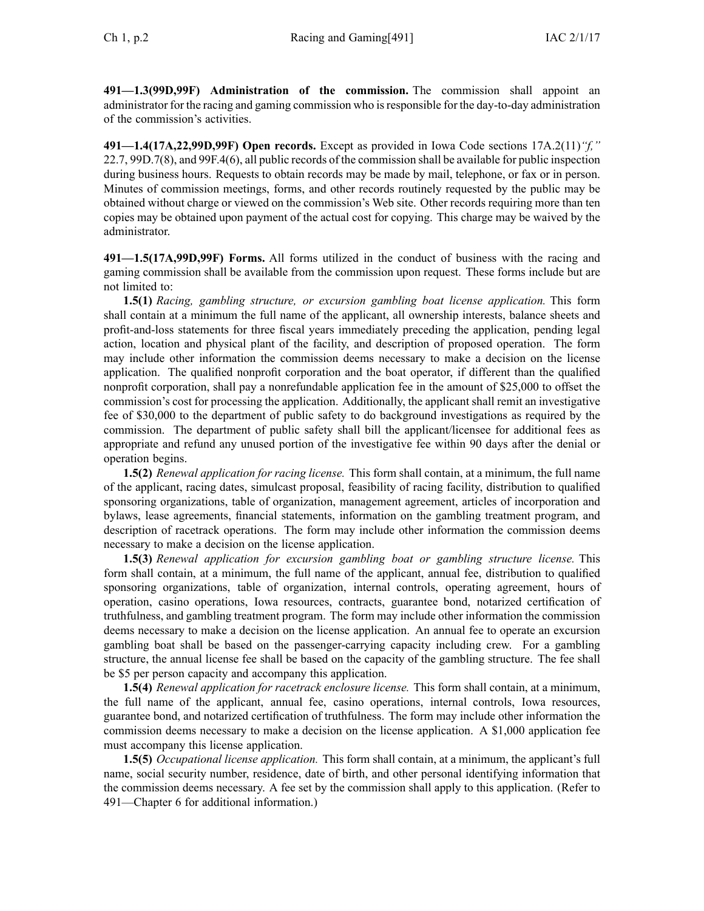**491—1.3(99D,99F) Administration of the commission.** The commission shall appoint an administrator for the racing and gaming commission who is responsible for the day-to-day administration of the commission's activities.

**491—1.4(17A,22,99D,99F) Open records.** Except as provided in Iowa Code sections 17A.2(11)*"f,"* 22.7, 99D.7(8), and 99F.4(6), all public records of the commission shall be available for public inspection during business hours. Requests to obtain records may be made by mail, telephone, or fax or in person. Minutes of commission meetings, forms, and other records routinely requested by the public may be obtained without charge or viewed on the commission's Web site. Other records requiring more than ten copies may be obtained upon payment of the actual cost for copying. This charge may be waived by the administrator.

**491—1.5(17A,99D,99F) Forms.** All forms utilized in the conduct of business with the racing and gaming commission shall be available from the commission upon request. These forms include but are not limited to:

**1.5(1)** *Racing, gambling structure, or excursion gambling boat license application.* This form shall contain at a minimum the full name of the applicant, all ownership interests, balance sheets and profit-and-loss statements for three fiscal years immediately preceding the application, pending legal action, location and physical plant of the facility, and description of proposed operation. The form may include other information the commission deems necessary to make a decision on the license application. The qualified nonprofit corporation and the boat operator, if different than the qualified nonprofit corporation, shall pay a nonrefundable application fee in the amount of $25,000 to offset the commission's cost for processing the application. Additionally, the applicant shall remit an investigative fee of $30,000 to the department of public safety to do background investigations as required by the commission. The department of public safety shall bill the applicant/licensee for additional fees as appropriate and refund any unused portion of the investigative fee within 90 days after the denial or operation begins.

**1.5(2)** *Renewal application for racing license.* This form shall contain, at a minimum, the full name of the applicant, racing dates, simulcast proposal, feasibility of racing facility, distribution to qualified sponsoring organizations, table of organization, management agreement, articles of incorporation and bylaws, lease agreements, financial statements, information on the gambling treatment program, and description of racetrack operations. The form may include other information the commission deems necessary to make a decision on the license application.

**1.5(3)** *Renewal application for excursion gambling boat or gambling structure license.* This form shall contain, at a minimum, the full name of the applicant, annual fee, distribution to qualified sponsoring organizations, table of organization, internal controls, operating agreement, hours of operation, casino operations, Iowa resources, contracts, guarantee bond, notarized certification of truthfulness, and gambling treatment program. The form may include other information the commission deems necessary to make a decision on the license application. An annual fee to operate an excursion gambling boat shall be based on the passenger-carrying capacity including crew. For a gambling structure, the annual license fee shall be based on the capacity of the gambling structure. The fee shall be $5 per person capacity and accompany this application.

**1.5(4)** *Renewal application for racetrack enclosure license.* This form shall contain, at a minimum, the full name of the applicant, annual fee, casino operations, internal controls, Iowa resources, guarantee bond, and notarized certification of truthfulness. The form may include other information the commission deems necessary to make a decision on the license application. A $1,000 application fee must accompany this license application.

**1.5(5)** *Occupational license application.* This form shall contain, at a minimum, the applicant's full name, social security number, residence, date of birth, and other personal identifying information that the commission deems necessary. A fee set by the commission shall apply to this application. (Refer to 491—Chapter 6 for additional information.)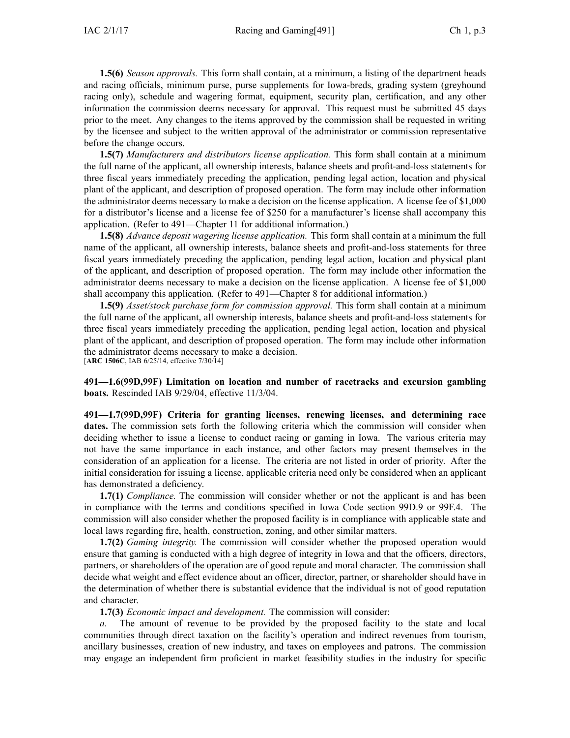**1.5(6)** *Season approvals.* This form shall contain, at a minimum, a listing of the department heads and racing officials, minimum purse, purse supplements for Iowa-breds, grading system (greyhound racing only), schedule and wagering format, equipment, security plan, certification, and any other information the commission deems necessary for approval. This request must be submitted 45 days prior to the meet. Any changes to the items approved by the commission shall be requested in writing by the licensee and subject to the written approval of the administrator or commission representative before the change occurs.

**1.5(7)** *Manufacturers and distributors license application.* This form shall contain at a minimum the full name of the applicant, all ownership interests, balance sheets and profit-and-loss statements for three fiscal years immediately preceding the application, pending legal action, location and physical plant of the applicant, and description of proposed operation. The form may include other information the administrator deems necessary to make a decision on the license application. A license fee of $1,000 for a distributor's license and a license fee of $250 for a manufacturer's license shall accompany this application. (Refer to 491—Chapter 11 for additional information.)

**1.5(8)** *Advance deposit wagering license application.* This form shall contain at a minimum the full name of the applicant, all ownership interests, balance sheets and profit-and-loss statements for three fiscal years immediately preceding the application, pending legal action, location and physical plant of the applicant, and description of proposed operation. The form may include other information the administrator deems necessary to make a decision on the license application. A license fee of $1,000 shall accompany this application. (Refer to 491—Chapter 8 for additional information.)

**1.5(9)** *Asset/stock purchase form for commission approval.* This form shall contain at a minimum the full name of the applicant, all ownership interests, balance sheets and profit-and-loss statements for three fiscal years immediately preceding the application, pending legal action, location and physical plant of the applicant, and description of proposed operation. The form may include other information the administrator deems necessary to make a decision.

[**ARC 1506C**, IAB 6/25/14, effective 7/30/14]

**491—1.6(99D,99F) Limitation on location and number of racetracks and excursion gambling boats.** Rescinded IAB 9/29/04, effective 11/3/04.

**491—1.7(99D,99F) Criteria for granting licenses, renewing licenses, and determining race dates.** The commission sets forth the following criteria which the commission will consider when deciding whether to issue a license to conduct racing or gaming in Iowa. The various criteria may not have the same importance in each instance, and other factors may present themselves in the consideration of an application for a license. The criteria are not listed in order of priority. After the initial consideration for issuing a license, applicable criteria need only be considered when an applicant has demonstrated a deficiency.

**1.7(1)** *Compliance.* The commission will consider whether or not the applicant is and has been in compliance with the terms and conditions specified in Iowa Code section 99D.9 or 99F.4. The commission will also consider whether the proposed facility is in compliance with applicable state and local laws regarding fire, health, construction, zoning, and other similar matters.

**1.7(2)** *Gaming integrity.* The commission will consider whether the proposed operation would ensure that gaming is conducted with a high degree of integrity in Iowa and that the officers, directors, partners, or shareholders of the operation are of good repute and moral character. The commission shall decide what weight and effect evidence about an officer, director, partner, or shareholder should have in the determination of whether there is substantial evidence that the individual is not of good reputation and character.

**1.7(3)** *Economic impact and development.* The commission will consider:

*a.* The amount of revenue to be provided by the proposed facility to the state and local communities through direct taxation on the facility's operation and indirect revenues from tourism, ancillary businesses, creation of new industry, and taxes on employees and patrons. The commission may engage an independent firm proficient in market feasibility studies in the industry for specific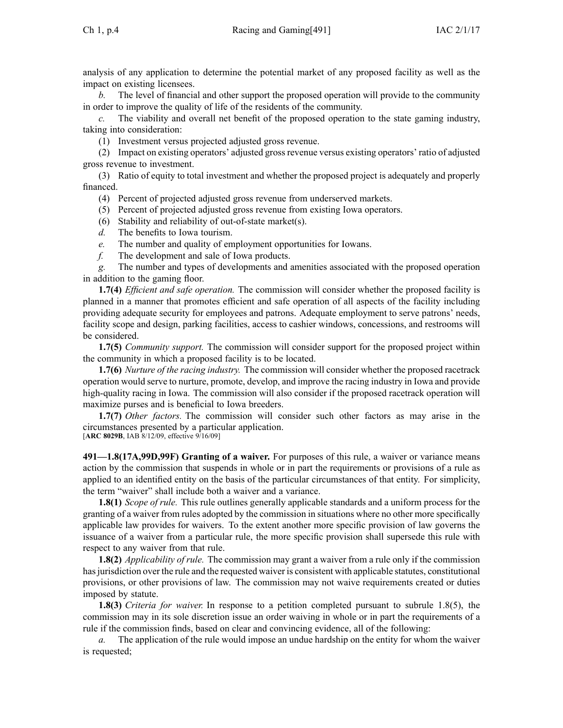analysis of any application to determine the potential market of any proposed facility as well as the impact on existing licensees.

*b.* The level of financial and other support the proposed operation will provide to the community in order to improve the quality of life of the residents of the community.

*c.* The viability and overall net benefit of the proposed operation to the state gaming industry, taking into consideration:

(1) Investment versus projected adjusted gross revenue.

(2) Impact on existing operators' adjusted gross revenue versus existing operators' ratio of adjusted gross revenue to investment.

(3) Ratio of equity to total investment and whether the proposed project is adequately and properly financed.

(4) Percent of projected adjusted gross revenue from underserved markets.

(5) Percent of projected adjusted gross revenue from existing Iowa operators.

(6) Stability and reliability of out-of-state market(s).

*d.* The benefits to Iowa tourism.

*e.* The number and quality of employment opportunities for Iowans.

*f.* The development and sale of Iowa products.

*g.* The number and types of developments and amenities associated with the proposed operation in addition to the gaming floor.

**1.7(4)** *Efficient and safe operation.* The commission will consider whether the proposed facility is planned in a manner that promotes efficient and safe operation of all aspects of the facility including providing adequate security for employees and patrons. Adequate employment to serve patrons' needs, facility scope and design, parking facilities, access to cashier windows, concessions, and restrooms will be considered.

**1.7(5)** *Community support.* The commission will consider support for the proposed project within the community in which a proposed facility is to be located.

**1.7(6)** *Nurture of the racing industry.* The commission will consider whether the proposed racetrack operation would serve to nurture, promote, develop, and improve the racing industry in Iowa and provide high-quality racing in Iowa. The commission will also consider if the proposed racetrack operation will maximize purses and is beneficial to Iowa breeders.

**1.7(7)** *Other factors.* The commission will consider such other factors as may arise in the circumstances presented by a particular application.
[**ARC 8029B**, IAB 8/12/09, effective 9/16/09]

**491—1.8(17A,99D,99F) Granting of a waiver.** For purposes of this rule, a waiver or variance means action by the commission that suspends in whole or in part the requirements or provisions of a rule as applied to an identified entity on the basis of the particular circumstances of that entity. For simplicity, the term "waiver" shall include both a waiver and a variance.

**1.8(1)** *Scope of rule.* This rule outlines generally applicable standards and a uniform process for the granting of a waiver from rules adopted by the commission in situations where no other more specifically applicable law provides for waivers. To the extent another more specific provision of law governs the issuance of a waiver from a particular rule, the more specific provision shall supersede this rule with respect to any waiver from that rule.

**1.8(2)** *Applicability of rule.* The commission may grant a waiver from a rule only if the commission has jurisdiction over the rule and the requested waiver is consistent with applicable statutes, constitutional provisions, or other provisions of law. The commission may not waive requirements created or duties imposed by statute.

**1.8(3)** *Criteria for waiver.* In response to a petition completed pursuant to subrule 1.8(5), the commission may in its sole discretion issue an order waiving in whole or in part the requirements of a rule if the commission finds, based on clear and convincing evidence, all of the following:

*a.* The application of the rule would impose an undue hardship on the entity for whom the waiver is requested;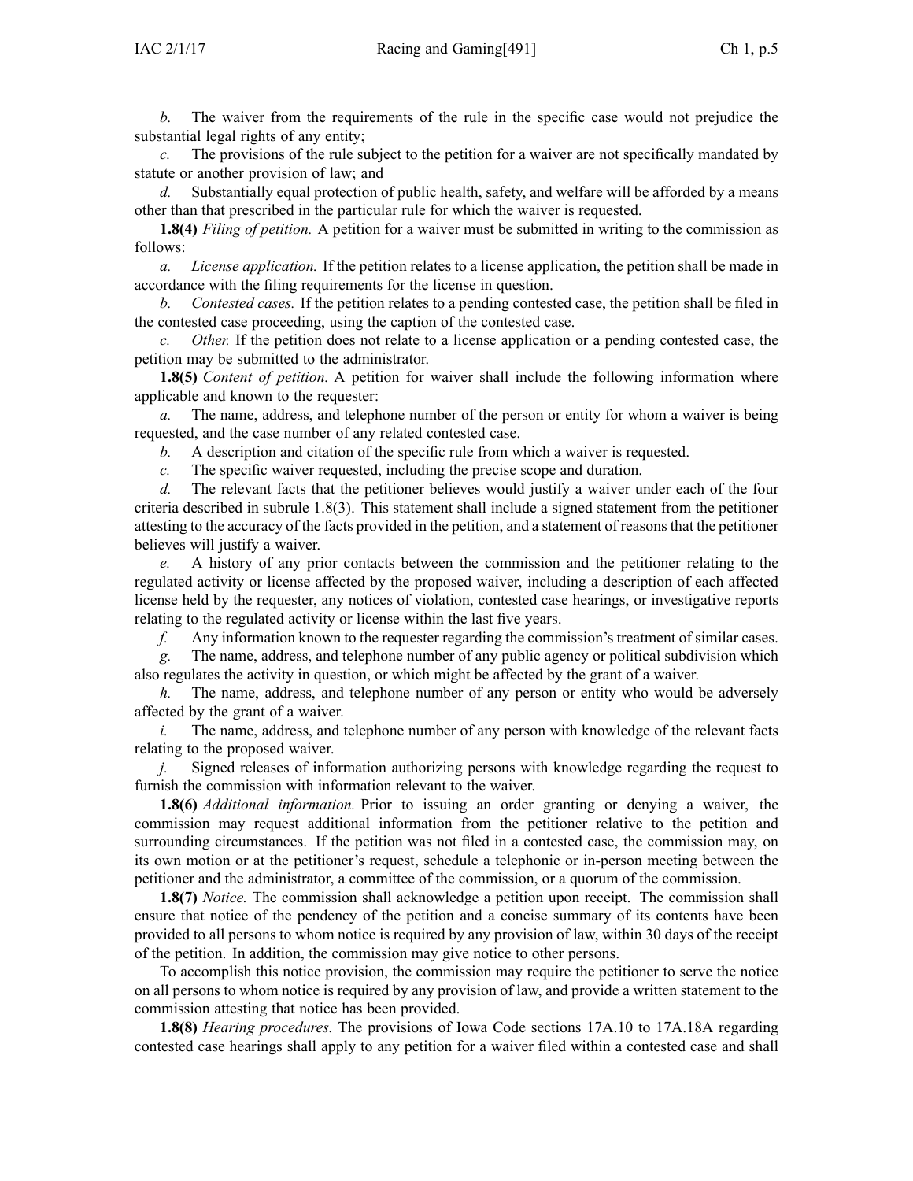*b.* The waiver from the requirements of the rule in the specific case would not prejudice the substantial legal rights of any entity;

*c.* The provisions of the rule subject to the petition for a waiver are not specifically mandated by statute or another provision of law; and

*d.* Substantially equal protection of public health, safety, and welfare will be afforded by a means other than that prescribed in the particular rule for which the waiver is requested.

**1.8(4)** *Filing of petition.* A petition for a waiver must be submitted in writing to the commission as follows:

*a. License application.* If the petition relates to a license application, the petition shall be made in accordance with the filing requirements for the license in question.

*b. Contested cases.* If the petition relates to a pending contested case, the petition shall be filed in the contested case proceeding, using the caption of the contested case.

*c. Other.* If the petition does not relate to a license application or a pending contested case, the petition may be submitted to the administrator.

**1.8(5)** *Content of petition.* A petition for waiver shall include the following information where applicable and known to the requester:

*a.* The name, address, and telephone number of the person or entity for whom a waiver is being requested, and the case number of any related contested case.

*b.* A description and citation of the specific rule from which a waiver is requested.

*c.* The specific waiver requested, including the precise scope and duration.

*d.* The relevant facts that the petitioner believes would justify a waiver under each of the four criteria described in subrule 1.8(3). This statement shall include a signed statement from the petitioner attesting to the accuracy of the facts provided in the petition, and a statement of reasons that the petitioner believes will justify a waiver.

*e.* A history of any prior contacts between the commission and the petitioner relating to the regulated activity or license affected by the proposed waiver, including a description of each affected license held by the requester, any notices of violation, contested case hearings, or investigative reports relating to the regulated activity or license within the last five years.

*f.* Any information known to the requester regarding the commission's treatment of similar cases.

*g.* The name, address, and telephone number of any public agency or political subdivision which also regulates the activity in question, or which might be affected by the grant of a waiver.

*h.* The name, address, and telephone number of any person or entity who would be adversely affected by the grant of a waiver.

*i.* The name, address, and telephone number of any person with knowledge of the relevant facts relating to the proposed waiver.

*j.* Signed releases of information authorizing persons with knowledge regarding the request to furnish the commission with information relevant to the waiver.

**1.8(6)** *Additional information.* Prior to issuing an order granting or denying a waiver, the commission may request additional information from the petitioner relative to the petition and surrounding circumstances. If the petition was not filed in a contested case, the commission may, on its own motion or at the petitioner's request, schedule a telephonic or in-person meeting between the petitioner and the administrator, a committee of the commission, or a quorum of the commission.

**1.8(7)** *Notice.* The commission shall acknowledge a petition upon receipt. The commission shall ensure that notice of the pendency of the petition and a concise summary of its contents have been provided to all persons to whom notice is required by any provision of law, within 30 days of the receipt of the petition. In addition, the commission may give notice to other persons.

To accomplish this notice provision, the commission may require the petitioner to serve the notice on all persons to whom notice is required by any provision of law, and provide a written statement to the commission attesting that notice has been provided.

**1.8(8)** *Hearing procedures.* The provisions of Iowa Code sections 17A.10 to 17A.18A regarding contested case hearings shall apply to any petition for a waiver filed within a contested case and shall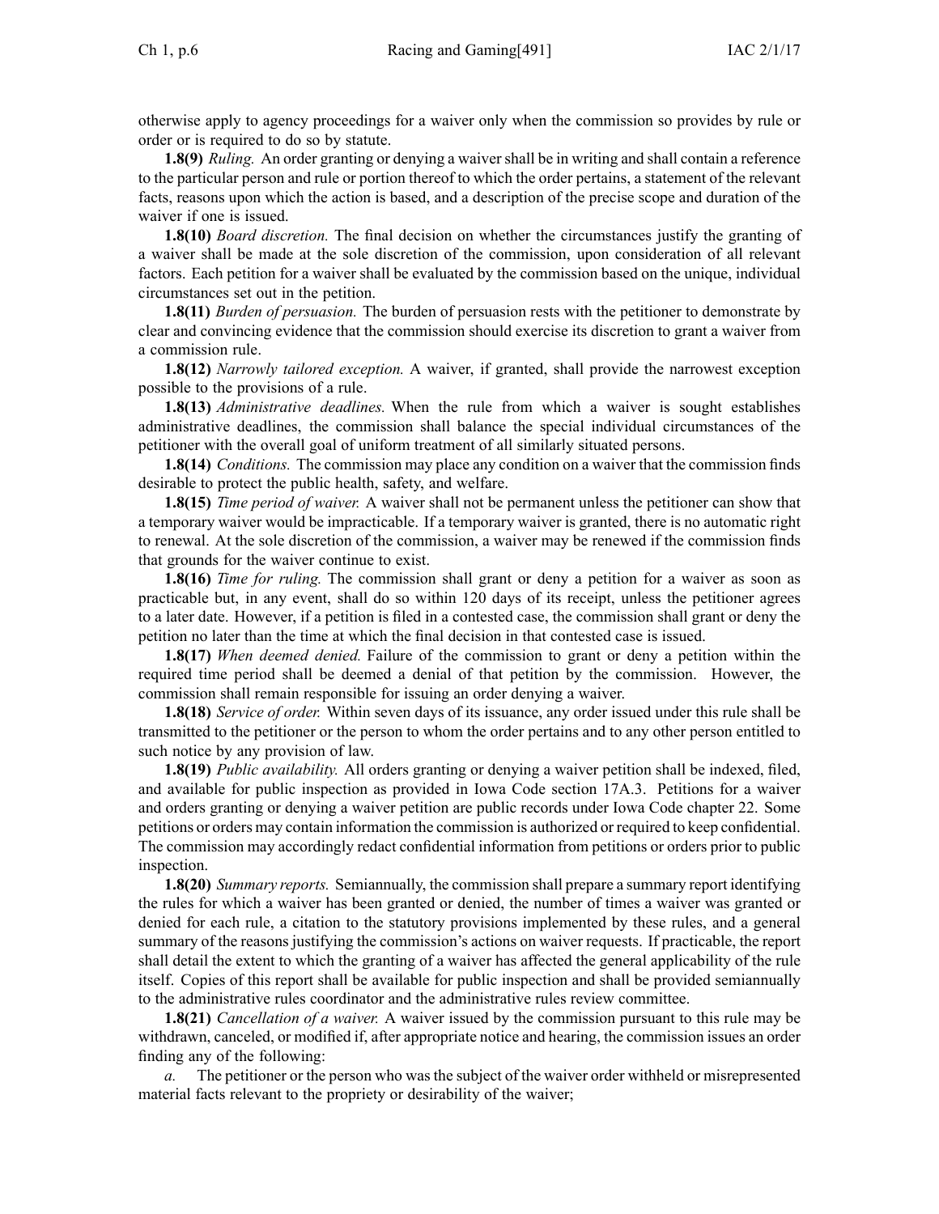otherwise apply to agency proceedings for a waiver only when the commission so provides by rule or order or is required to do so by statute.

**1.8(9)** *Ruling.* An order granting or denying a waiver shall be in writing and shall contain a reference to the particular person and rule or portion thereof to which the order pertains, a statement of the relevant facts, reasons upon which the action is based, and a description of the precise scope and duration of the waiver if one is issued.

**1.8(10)** *Board discretion.* The final decision on whether the circumstances justify the granting of a waiver shall be made at the sole discretion of the commission, upon consideration of all relevant factors. Each petition for a waiver shall be evaluated by the commission based on the unique, individual circumstances set out in the petition.

**1.8(11)** *Burden of persuasion.* The burden of persuasion rests with the petitioner to demonstrate by clear and convincing evidence that the commission should exercise its discretion to grant a waiver from a commission rule.

**1.8(12)** *Narrowly tailored exception.* A waiver, if granted, shall provide the narrowest exception possible to the provisions of a rule.

**1.8(13)** *Administrative deadlines.* When the rule from which a waiver is sought establishes administrative deadlines, the commission shall balance the special individual circumstances of the petitioner with the overall goal of uniform treatment of all similarly situated persons.

**1.8(14)** *Conditions.* The commission may place any condition on a waiver that the commission finds desirable to protect the public health, safety, and welfare.

**1.8(15)** *Time period of waiver.* A waiver shall not be permanent unless the petitioner can show that a temporary waiver would be impracticable. If a temporary waiver is granted, there is no automatic right to renewal. At the sole discretion of the commission, a waiver may be renewed if the commission finds that grounds for the waiver continue to exist.

**1.8(16)** *Time for ruling.* The commission shall grant or deny a petition for a waiver as soon as practicable but, in any event, shall do so within 120 days of its receipt, unless the petitioner agrees to a later date. However, if a petition is filed in a contested case, the commission shall grant or deny the petition no later than the time at which the final decision in that contested case is issued.

**1.8(17)** *When deemed denied.* Failure of the commission to grant or deny a petition within the required time period shall be deemed a denial of that petition by the commission. However, the commission shall remain responsible for issuing an order denying a waiver.

**1.8(18)** *Service of order.* Within seven days of its issuance, any order issued under this rule shall be transmitted to the petitioner or the person to whom the order pertains and to any other person entitled to such notice by any provision of law.

**1.8(19)** *Public availability.* All orders granting or denying a waiver petition shall be indexed, filed, and available for public inspection as provided in Iowa Code section 17A.3. Petitions for a waiver and orders granting or denying a waiver petition are public records under Iowa Code chapter 22. Some petitions or orders may contain information the commission is authorized or required to keep confidential. The commission may accordingly redact confidential information from petitions or orders prior to public inspection.

**1.8(20)** *Summary reports.* Semiannually, the commission shall prepare a summary report identifying the rules for which a waiver has been granted or denied, the number of times a waiver was granted or denied for each rule, a citation to the statutory provisions implemented by these rules, and a general summary of the reasons justifying the commission's actions on waiver requests. If practicable, the report shall detail the extent to which the granting of a waiver has affected the general applicability of the rule itself. Copies of this report shall be available for public inspection and shall be provided semiannually to the administrative rules coordinator and the administrative rules review committee.

**1.8(21)** *Cancellation of a waiver.* A waiver issued by the commission pursuant to this rule may be withdrawn, canceled, or modified if, after appropriate notice and hearing, the commission issues an order finding any of the following:

*a.* The petitioner or the person who was the subject of the waiver order withheld or misrepresented material facts relevant to the propriety or desirability of the waiver;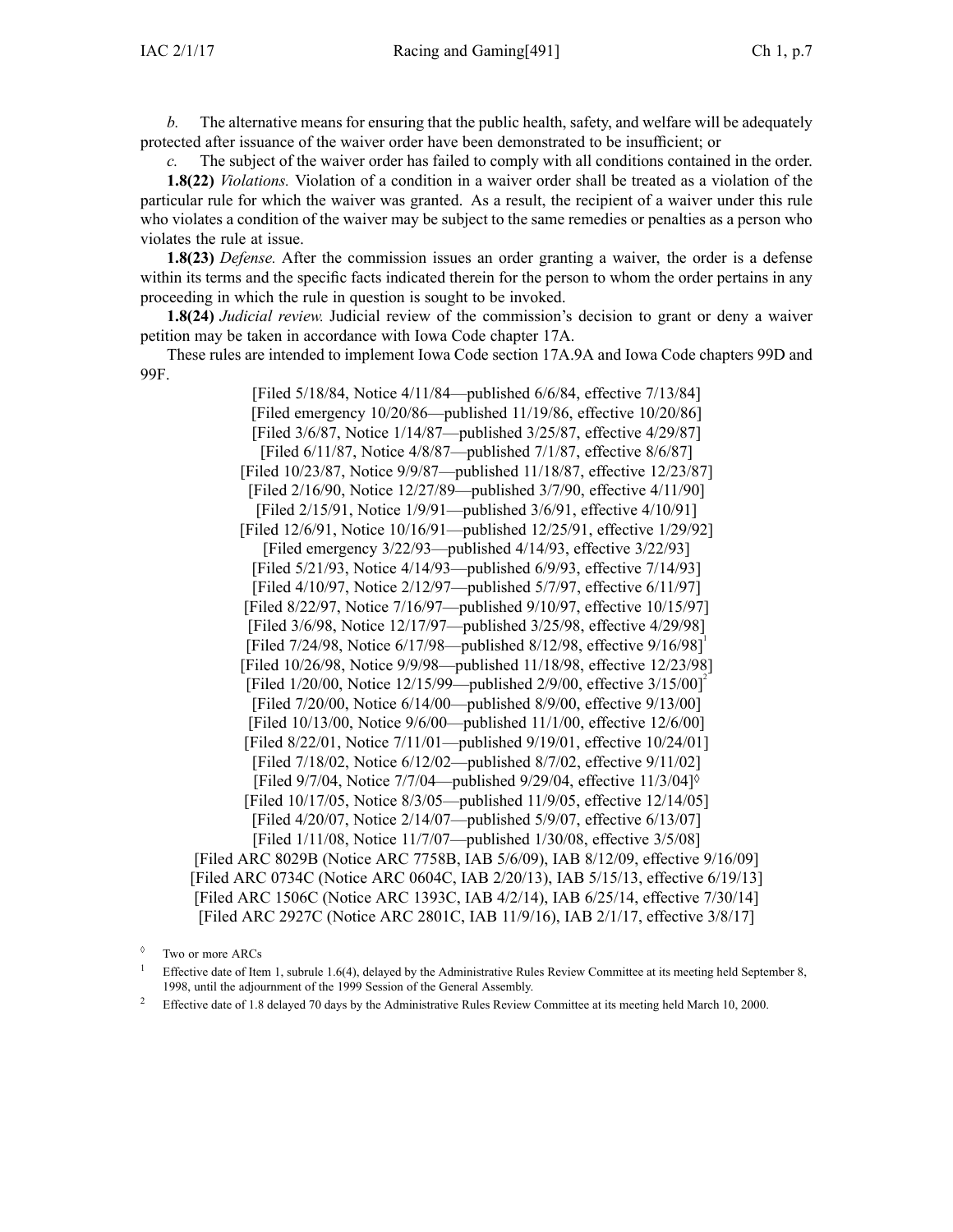*b.* The alternative means for ensuring that the public health, safety, and welfare will be adequately protected after issuance of the waiver order have been demonstrated to be insufficient; or

*c.* The subject of the waiver order has failed to comply with all conditions contained in the order.

**1.8(22)** *Violations.* Violation of a condition in a waiver order shall be treated as a violation of the particular rule for which the waiver was granted. As a result, the recipient of a waiver under this rule who violates a condition of the waiver may be subject to the same remedies or penalties as a person who violates the rule at issue.

**1.8(23)** *Defense.* After the commission issues an order granting a waiver, the order is a defense within its terms and the specific facts indicated therein for the person to whom the order pertains in any proceeding in which the rule in question is sought to be invoked.

**1.8(24)** *Judicial review.* Judicial review of the commission's decision to grant or deny a waiver petition may be taken in accordance with Iowa Code chapter 17A.

These rules are intended to implement Iowa Code section 17A.9A and Iowa Code chapters 99D and 99F.

[Filed 5/18/84, Notice 4/11/84—published 6/6/84, effective 7/13/84]
[Filed emergency 10/20/86—published 11/19/86, effective 10/20/86]
[Filed 3/6/87, Notice 1/14/87—published 3/25/87, effective 4/29/87]
[Filed 6/11/87, Notice 4/8/87—published 7/1/87, effective 8/6/87]
[Filed 10/23/87, Notice 9/9/87—published 11/18/87, effective 12/23/87]
[Filed 2/16/90, Notice 12/27/89—published 3/7/90, effective 4/11/90]
[Filed 2/15/91, Notice 1/9/91—published 3/6/91, effective 4/10/91]
[Filed 12/6/91, Notice 10/16/91—published 12/25/91, effective 1/29/92]
[Filed emergency 3/22/93—published 4/14/93, effective 3/22/93]
[Filed 5/21/93, Notice 4/14/93—published 6/9/93, effective 7/14/93]
[Filed 4/10/97, Notice 2/12/97—published 5/7/97, effective 6/11/97]
[Filed 8/22/97, Notice 7/16/97—published 9/10/97, effective 10/15/97]
[Filed 3/6/98, Notice 12/17/97—published 3/25/98, effective 4/29/98]
[Filed 7/24/98, Notice 6/17/98—published 8/12/98, effective 9/16/98][1]
[Filed 10/26/98, Notice 9/9/98—published 11/18/98, effective 12/23/98]
[Filed 1/20/00, Notice 12/15/99—published 2/9/00, effective 3/15/00][2]
[Filed 7/20/00, Notice 6/14/00—published 8/9/00, effective 9/13/00]
[Filed 10/13/00, Notice 9/6/00—published 11/1/00, effective 12/6/00]
[Filed 8/22/01, Notice 7/11/01—published 9/19/01, effective 10/24/01]
[Filed 7/18/02, Notice 6/12/02—published 8/7/02, effective 9/11/02]
[Filed 9/7/04, Notice 7/7/04—published 9/29/04, effective 11/3/04]◊
[Filed 10/17/05, Notice 8/3/05—published 11/9/05, effective 12/14/05]
[Filed 4/20/07, Notice 2/14/07—published 5/9/07, effective 6/13/07]
[Filed 1/11/08, Notice 11/7/07—published 1/30/08, effective 3/5/08]
[Filed ARC 8029B (Notice ARC 7758B, IAB 5/6/09), IAB 8/12/09, effective 9/16/09]
[Filed ARC 0734C (Notice ARC 0604C, IAB 2/20/13), IAB 5/15/13, effective 6/19/13]
[Filed ARC 1506C (Notice ARC 1393C, IAB 4/2/14), IAB 6/25/14, effective 7/30/14]
[Filed ARC 2927C (Notice ARC 2801C, IAB 11/9/16), IAB 2/1/17, effective 3/8/17]

◊ Two or more ARCs

[1] Effective date of Item 1, subrule 1.6(4), delayed by the Administrative Rules Review Committee at its meeting held September 8, 1998, until the adjournment of the 1999 Session of the General Assembly.

[2] Effective date of 1.8 delayed 70 days by the Administrative Rules Review Committee at its meeting held March 10, 2000.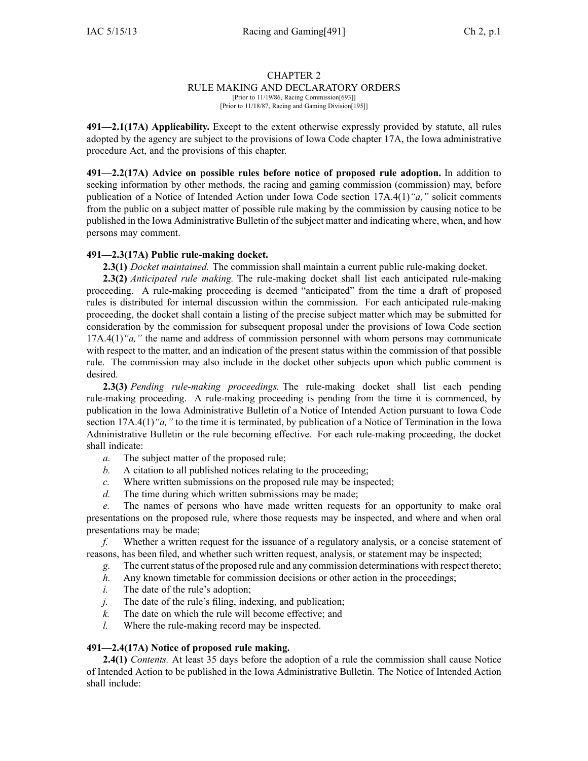# CHAPTER 2
## RULE MAKING AND DECLARATORY ORDERS

[Prior to 11/19/86, Racing Commission[693]]
[Prior to 11/18/87, Racing and Gaming Division[195]]

**491—2.1(17A) Applicability.** Except to the extent otherwise expressly provided by statute, all rules adopted by the agency are subject to the provisions of Iowa Code chapter 17A, the Iowa administrative procedure Act, and the provisions of this chapter.

**491—2.2(17A) Advice on possible rules before notice of proposed rule adoption.** In addition to seeking information by other methods, the racing and gaming commission (commission) may, before publication of a Notice of Intended Action under Iowa Code section 17A.4(1)*"a,"* solicit comments from the public on a subject matter of possible rule making by the commission by causing notice to be published in the Iowa Administrative Bulletin of the subject matter and indicating where, when, and how persons may comment.

**491—2.3(17A) Public rule-making docket.**

**2.3(1)** *Docket maintained.* The commission shall maintain a current public rule-making docket.

**2.3(2)** *Anticipated rule making.* The rule-making docket shall list each anticipated rule-making proceeding. A rule-making proceeding is deemed "anticipated" from the time a draft of proposed rules is distributed for internal discussion within the commission. For each anticipated rule-making proceeding, the docket shall contain a listing of the precise subject matter which may be submitted for consideration by the commission for subsequent proposal under the provisions of Iowa Code section 17A.4(1)*"a,"* the name and address of commission personnel with whom persons may communicate with respect to the matter, and an indication of the present status within the commission of that possible rule. The commission may also include in the docket other subjects upon which public comment is desired.

**2.3(3)** *Pending rule-making proceedings.* The rule-making docket shall list each pending rule-making proceeding. A rule-making proceeding is pending from the time it is commenced, by publication in the Iowa Administrative Bulletin of a Notice of Intended Action pursuant to Iowa Code section 17A.4(1)*"a,"* to the time it is terminated, by publication of a Notice of Termination in the Iowa Administrative Bulletin or the rule becoming effective. For each rule-making proceeding, the docket shall indicate:

*a.* The subject matter of the proposed rule;

*b.* A citation to all published notices relating to the proceeding;

*c.* Where written submissions on the proposed rule may be inspected;

*d.* The time during which written submissions may be made;

*e.* The names of persons who have made written requests for an opportunity to make oral presentations on the proposed rule, where those requests may be inspected, and where and when oral presentations may be made;

*f.* Whether a written request for the issuance of a regulatory analysis, or a concise statement of reasons, has been filed, and whether such written request, analysis, or statement may be inspected;

*g.* The current status of the proposed rule and any commission determinations with respect thereto;

*h.* Any known timetable for commission decisions or other action in the proceedings;

*i.* The date of the rule's adoption;

*j.* The date of the rule's filing, indexing, and publication;

*k.* The date on which the rule will become effective; and

*l.* Where the rule-making record may be inspected.

**491—2.4(17A) Notice of proposed rule making.**

**2.4(1)** *Contents.* At least 35 days before the adoption of a rule the commission shall cause Notice of Intended Action to be published in the Iowa Administrative Bulletin. The Notice of Intended Action shall include: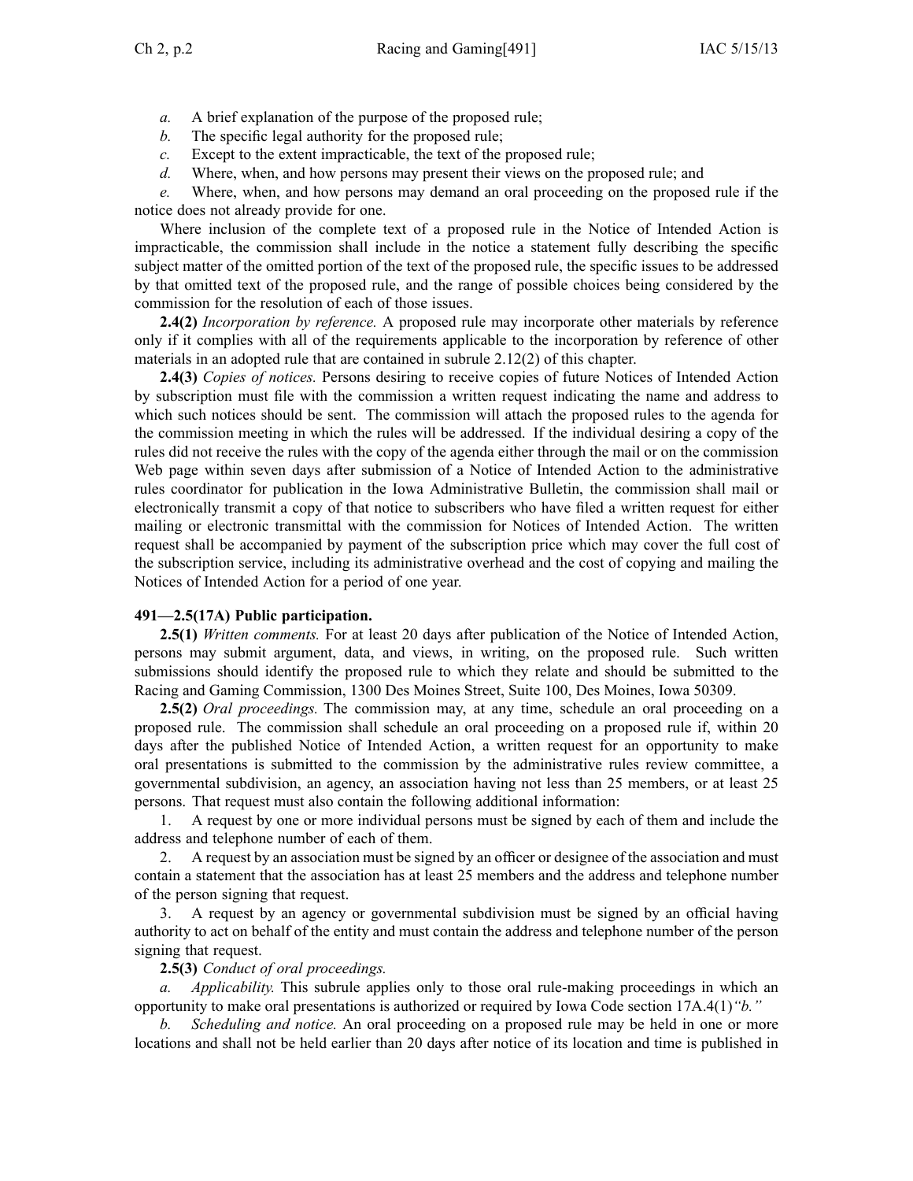*a.* A brief explanation of the purpose of the proposed rule;

*b.* The specific legal authority for the proposed rule;

*c.* Except to the extent impracticable, the text of the proposed rule;

*d.* Where, when, and how persons may present their views on the proposed rule; and

*e.* Where, when, and how persons may demand an oral proceeding on the proposed rule if the notice does not already provide for one.

Where inclusion of the complete text of a proposed rule in the Notice of Intended Action is impracticable, the commission shall include in the notice a statement fully describing the specific subject matter of the omitted portion of the text of the proposed rule, the specific issues to be addressed by that omitted text of the proposed rule, and the range of possible choices being considered by the commission for the resolution of each of those issues.

**2.4(2)** *Incorporation by reference.* A proposed rule may incorporate other materials by reference only if it complies with all of the requirements applicable to the incorporation by reference of other materials in an adopted rule that are contained in subrule 2.12(2) of this chapter.

**2.4(3)** *Copies of notices.* Persons desiring to receive copies of future Notices of Intended Action by subscription must file with the commission a written request indicating the name and address to which such notices should be sent. The commission will attach the proposed rules to the agenda for the commission meeting in which the rules will be addressed. If the individual desiring a copy of the rules did not receive the rules with the copy of the agenda either through the mail or on the commission Web page within seven days after submission of a Notice of Intended Action to the administrative rules coordinator for publication in the Iowa Administrative Bulletin, the commission shall mail or electronically transmit a copy of that notice to subscribers who have filed a written request for either mailing or electronic transmittal with the commission for Notices of Intended Action. The written request shall be accompanied by payment of the subscription price which may cover the full cost of the subscription service, including its administrative overhead and the cost of copying and mailing the Notices of Intended Action for a period of one year.

**491—2.5(17A) Public participation.**

**2.5(1)** *Written comments.* For at least 20 days after publication of the Notice of Intended Action, persons may submit argument, data, and views, in writing, on the proposed rule. Such written submissions should identify the proposed rule to which they relate and should be submitted to the Racing and Gaming Commission, 1300 Des Moines Street, Suite 100, Des Moines, Iowa 50309.

**2.5(2)** *Oral proceedings.* The commission may, at any time, schedule an oral proceeding on a proposed rule. The commission shall schedule an oral proceeding on a proposed rule if, within 20 days after the published Notice of Intended Action, a written request for an opportunity to make oral presentations is submitted to the commission by the administrative rules review committee, a governmental subdivision, an agency, an association having not less than 25 members, or at least 25 persons. That request must also contain the following additional information:

1. A request by one or more individual persons must be signed by each of them and include the address and telephone number of each of them.

2. A request by an association must be signed by an officer or designee of the association and must contain a statement that the association has at least 25 members and the address and telephone number of the person signing that request.

3. A request by an agency or governmental subdivision must be signed by an official having authority to act on behalf of the entity and must contain the address and telephone number of the person signing that request.

**2.5(3)** *Conduct of oral proceedings.*

*a. Applicability.* This subrule applies only to those oral rule-making proceedings in which an opportunity to make oral presentations is authorized or required by Iowa Code section 17A.4(1)*"b."*

*b. Scheduling and notice.* An oral proceeding on a proposed rule may be held in one or more locations and shall not be held earlier than 20 days after notice of its location and time is published in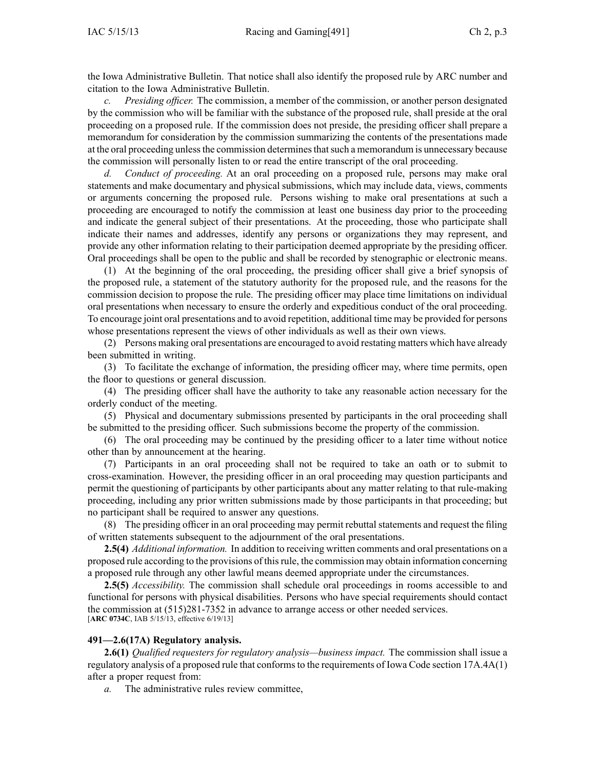the Iowa Administrative Bulletin. That notice shall also identify the proposed rule by ARC number and citation to the Iowa Administrative Bulletin.

*c. Presiding officer.* The commission, a member of the commission, or another person designated by the commission who will be familiar with the substance of the proposed rule, shall preside at the oral proceeding on a proposed rule. If the commission does not preside, the presiding officer shall prepare a memorandum for consideration by the commission summarizing the contents of the presentations made at the oral proceeding unless the commission determines that such a memorandum is unnecessary because the commission will personally listen to or read the entire transcript of the oral proceeding.

*d. Conduct of proceeding.* At an oral proceeding on a proposed rule, persons may make oral statements and make documentary and physical submissions, which may include data, views, comments or arguments concerning the proposed rule. Persons wishing to make oral presentations at such a proceeding are encouraged to notify the commission at least one business day prior to the proceeding and indicate the general subject of their presentations. At the proceeding, those who participate shall indicate their names and addresses, identify any persons or organizations they may represent, and provide any other information relating to their participation deemed appropriate by the presiding officer. Oral proceedings shall be open to the public and shall be recorded by stenographic or electronic means.

(1) At the beginning of the oral proceeding, the presiding officer shall give a brief synopsis of the proposed rule, a statement of the statutory authority for the proposed rule, and the reasons for the commission decision to propose the rule. The presiding officer may place time limitations on individual oral presentations when necessary to ensure the orderly and expeditious conduct of the oral proceeding. To encourage joint oral presentations and to avoid repetition, additional time may be provided for persons whose presentations represent the views of other individuals as well as their own views.

(2) Persons making oral presentations are encouraged to avoid restating matters which have already been submitted in writing.

(3) To facilitate the exchange of information, the presiding officer may, where time permits, open the floor to questions or general discussion.

(4) The presiding officer shall have the authority to take any reasonable action necessary for the orderly conduct of the meeting.

(5) Physical and documentary submissions presented by participants in the oral proceeding shall be submitted to the presiding officer. Such submissions become the property of the commission.

(6) The oral proceeding may be continued by the presiding officer to a later time without notice other than by announcement at the hearing.

(7) Participants in an oral proceeding shall not be required to take an oath or to submit to cross-examination. However, the presiding officer in an oral proceeding may question participants and permit the questioning of participants by other participants about any matter relating to that rule-making proceeding, including any prior written submissions made by those participants in that proceeding; but no participant shall be required to answer any questions.

(8) The presiding officer in an oral proceeding may permit rebuttal statements and request the filing of written statements subsequent to the adjournment of the oral presentations.

**2.5(4)** *Additional information.* In addition to receiving written comments and oral presentations on a proposed rule according to the provisions of this rule, the commission may obtain information concerning a proposed rule through any other lawful means deemed appropriate under the circumstances.

**2.5(5)** *Accessibility.* The commission shall schedule oral proceedings in rooms accessible to and functional for persons with physical disabilities. Persons who have special requirements should contact the commission at (515)281-7352 in advance to arrange access or other needed services.
[**ARC 0734C**, IAB 5/15/13, effective 6/19/13]

### 491—2.6(17A) Regulatory analysis.

**2.6(1)** *Qualified requesters for regulatory analysis—business impact.* The commission shall issue a regulatory analysis of a proposed rule that conforms to the requirements of Iowa Code section 17A.4A(1) after a proper request from:

*a.* The administrative rules review committee,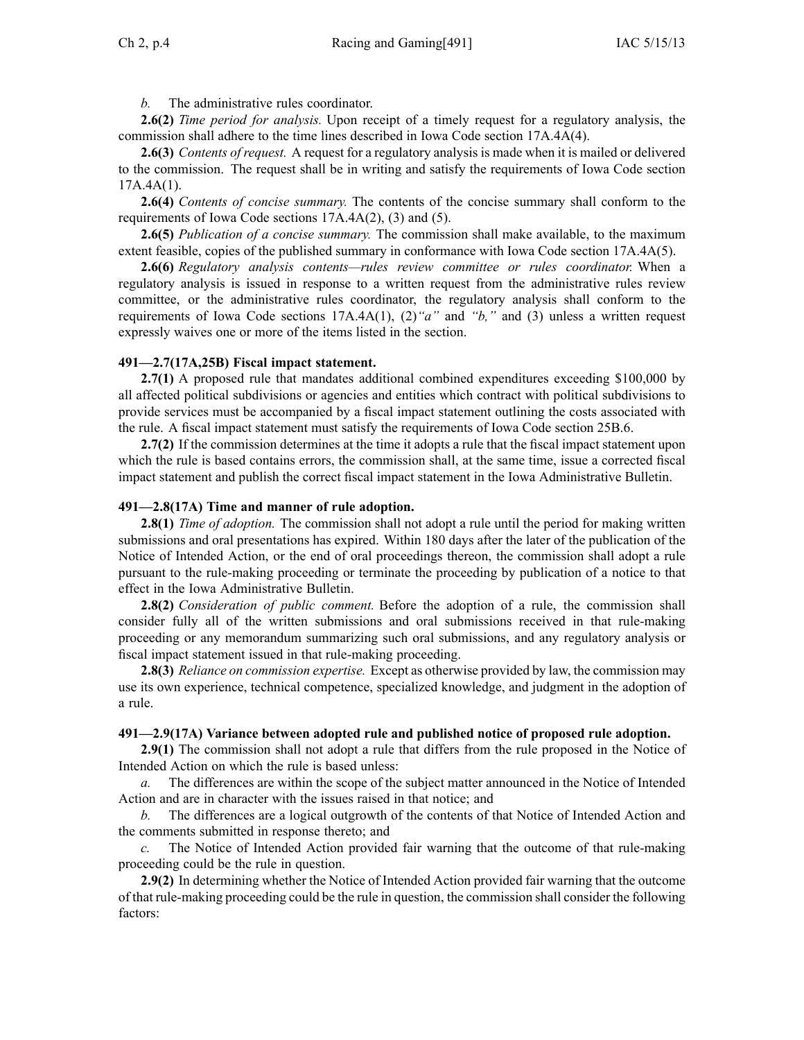*b.* The administrative rules coordinator.

**2.6(2)** *Time period for analysis.* Upon receipt of a timely request for a regulatory analysis, the commission shall adhere to the time lines described in Iowa Code section 17A.4A(4).

**2.6(3)** *Contents of request.* A request for a regulatory analysis is made when it is mailed or delivered to the commission. The request shall be in writing and satisfy the requirements of Iowa Code section 17A.4A(1).

**2.6(4)** *Contents of concise summary.* The contents of the concise summary shall conform to the requirements of Iowa Code sections 17A.4A(2), (3) and (5).

**2.6(5)** *Publication of a concise summary.* The commission shall make available, to the maximum extent feasible, copies of the published summary in conformance with Iowa Code section 17A.4A(5).

**2.6(6)** *Regulatory analysis contents—rules review committee or rules coordinator.* When a regulatory analysis is issued in response to a written request from the administrative rules review committee, or the administrative rules coordinator, the regulatory analysis shall conform to the requirements of Iowa Code sections 17A.4A(1), (2)*"a"* and *"b,"* and (3) unless a written request expressly waives one or more of the items listed in the section.

**491—2.7(17A,25B) Fiscal impact statement.**

**2.7(1)** A proposed rule that mandates additional combined expenditures exceeding $100,000 by all affected political subdivisions or agencies and entities which contract with political subdivisions to provide services must be accompanied by a fiscal impact statement outlining the costs associated with the rule. A fiscal impact statement must satisfy the requirements of Iowa Code section 25B.6.

**2.7(2)** If the commission determines at the time it adopts a rule that the fiscal impact statement upon which the rule is based contains errors, the commission shall, at the same time, issue a corrected fiscal impact statement and publish the correct fiscal impact statement in the Iowa Administrative Bulletin.

**491—2.8(17A) Time and manner of rule adoption.**

**2.8(1)** *Time of adoption.* The commission shall not adopt a rule until the period for making written submissions and oral presentations has expired. Within 180 days after the later of the publication of the Notice of Intended Action, or the end of oral proceedings thereon, the commission shall adopt a rule pursuant to the rule-making proceeding or terminate the proceeding by publication of a notice to that effect in the Iowa Administrative Bulletin.

**2.8(2)** *Consideration of public comment.* Before the adoption of a rule, the commission shall consider fully all of the written submissions and oral submissions received in that rule-making proceeding or any memorandum summarizing such oral submissions, and any regulatory analysis or fiscal impact statement issued in that rule-making proceeding.

**2.8(3)** *Reliance on commission expertise.* Except as otherwise provided by law, the commission may use its own experience, technical competence, specialized knowledge, and judgment in the adoption of a rule.

**491—2.9(17A) Variance between adopted rule and published notice of proposed rule adoption.**

**2.9(1)** The commission shall not adopt a rule that differs from the rule proposed in the Notice of Intended Action on which the rule is based unless:

*a.* The differences are within the scope of the subject matter announced in the Notice of Intended Action and are in character with the issues raised in that notice; and

*b.* The differences are a logical outgrowth of the contents of that Notice of Intended Action and the comments submitted in response thereto; and

*c.* The Notice of Intended Action provided fair warning that the outcome of that rule-making proceeding could be the rule in question.

**2.9(2)** In determining whether the Notice of Intended Action provided fair warning that the outcome of that rule-making proceeding could be the rule in question, the commission shall consider the following factors: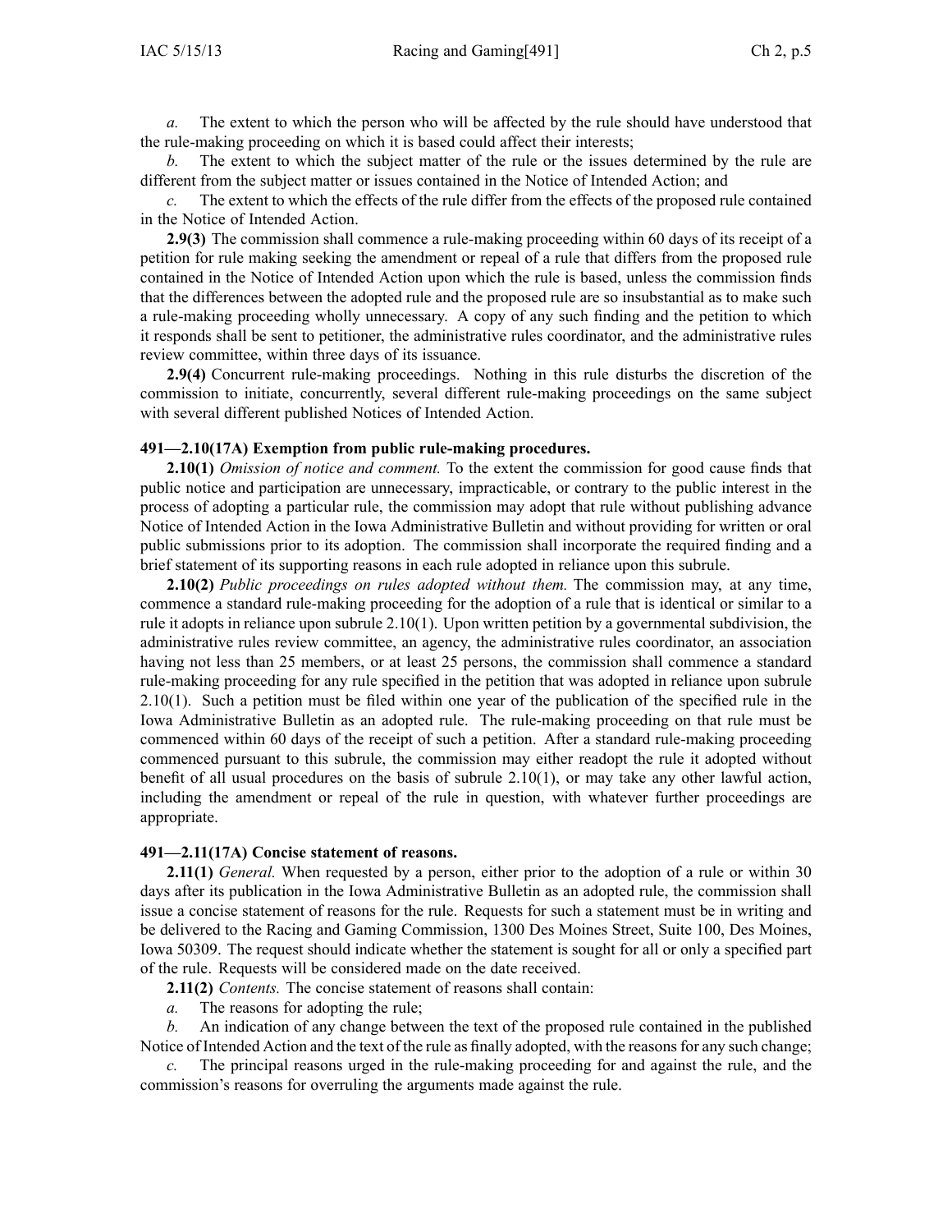*a.* The extent to which the person who will be affected by the rule should have understood that the rule-making proceeding on which it is based could affect their interests;

*b.* The extent to which the subject matter of the rule or the issues determined by the rule are different from the subject matter or issues contained in the Notice of Intended Action; and

*c.* The extent to which the effects of the rule differ from the effects of the proposed rule contained in the Notice of Intended Action.

**2.9(3)** The commission shall commence a rule-making proceeding within 60 days of its receipt of a petition for rule making seeking the amendment or repeal of a rule that differs from the proposed rule contained in the Notice of Intended Action upon which the rule is based, unless the commission finds that the differences between the adopted rule and the proposed rule are so insubstantial as to make such a rule-making proceeding wholly unnecessary. A copy of any such finding and the petition to which it responds shall be sent to petitioner, the administrative rules coordinator, and the administrative rules review committee, within three days of its issuance.

**2.9(4)** Concurrent rule-making proceedings. Nothing in this rule disturbs the discretion of the commission to initiate, concurrently, several different rule-making proceedings on the same subject with several different published Notices of Intended Action.

**491—2.10(17A) Exemption from public rule-making procedures.**

**2.10(1)** *Omission of notice and comment.* To the extent the commission for good cause finds that public notice and participation are unnecessary, impracticable, or contrary to the public interest in the process of adopting a particular rule, the commission may adopt that rule without publishing advance Notice of Intended Action in the Iowa Administrative Bulletin and without providing for written or oral public submissions prior to its adoption. The commission shall incorporate the required finding and a brief statement of its supporting reasons in each rule adopted in reliance upon this subrule.

**2.10(2)** *Public proceedings on rules adopted without them.* The commission may, at any time, commence a standard rule-making proceeding for the adoption of a rule that is identical or similar to a rule it adopts in reliance upon subrule 2.10(1). Upon written petition by a governmental subdivision, the administrative rules review committee, an agency, the administrative rules coordinator, an association having not less than 25 members, or at least 25 persons, the commission shall commence a standard rule-making proceeding for any rule specified in the petition that was adopted in reliance upon subrule 2.10(1). Such a petition must be filed within one year of the publication of the specified rule in the Iowa Administrative Bulletin as an adopted rule. The rule-making proceeding on that rule must be commenced within 60 days of the receipt of such a petition. After a standard rule-making proceeding commenced pursuant to this subrule, the commission may either readopt the rule it adopted without benefit of all usual procedures on the basis of subrule 2.10(1), or may take any other lawful action, including the amendment or repeal of the rule in question, with whatever further proceedings are appropriate.

**491—2.11(17A) Concise statement of reasons.**

**2.11(1)** *General.* When requested by a person, either prior to the adoption of a rule or within 30 days after its publication in the Iowa Administrative Bulletin as an adopted rule, the commission shall issue a concise statement of reasons for the rule. Requests for such a statement must be in writing and be delivered to the Racing and Gaming Commission, 1300 Des Moines Street, Suite 100, Des Moines, Iowa 50309. The request should indicate whether the statement is sought for all or only a specified part of the rule. Requests will be considered made on the date received.

**2.11(2)** *Contents.* The concise statement of reasons shall contain:

*a.* The reasons for adopting the rule;

*b.* An indication of any change between the text of the proposed rule contained in the published Notice of Intended Action and the text of the rule as finally adopted, with the reasons for any such change;

*c.* The principal reasons urged in the rule-making proceeding for and against the rule, and the commission's reasons for overruling the arguments made against the rule.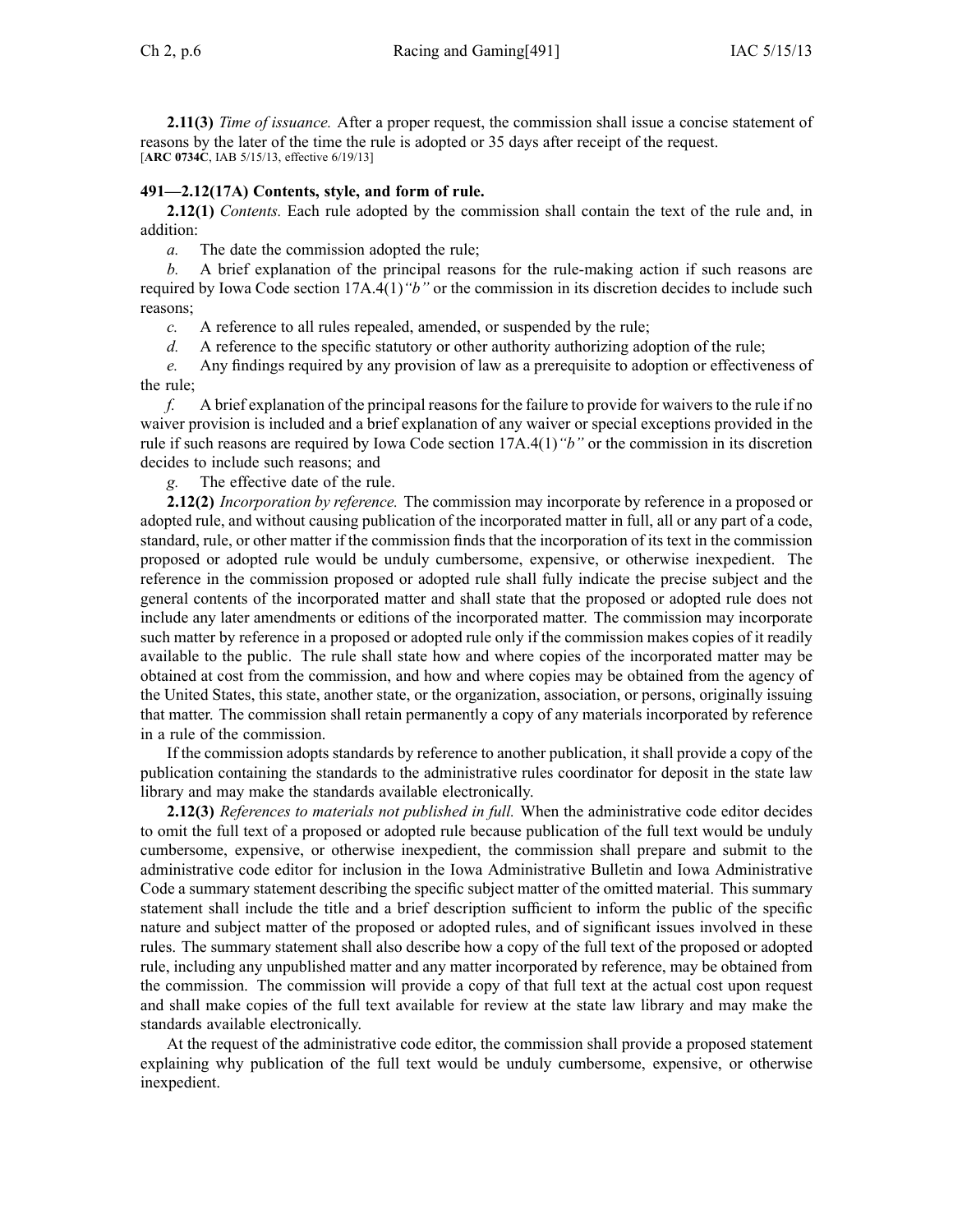**2.11(3)** *Time of issuance.* After a proper request, the commission shall issue a concise statement of reasons by the later of the time the rule is adopted or 35 days after receipt of the request.
[**ARC 0734C**, IAB 5/15/13, effective 6/19/13]

### 491—2.12(17A) Contents, style, and form of rule.

**2.12(1)** *Contents.* Each rule adopted by the commission shall contain the text of the rule and, in addition:

*a.* The date the commission adopted the rule;

*b.* A brief explanation of the principal reasons for the rule-making action if such reasons are required by Iowa Code section 17A.4(1)*"b"* or the commission in its discretion decides to include such reasons;

*c.* A reference to all rules repealed, amended, or suspended by the rule;

*d.* A reference to the specific statutory or other authority authorizing adoption of the rule;

*e.* Any findings required by any provision of law as a prerequisite to adoption or effectiveness of the rule;

*f.* A brief explanation of the principal reasons for the failure to provide for waivers to the rule if no waiver provision is included and a brief explanation of any waiver or special exceptions provided in the rule if such reasons are required by Iowa Code section 17A.4(1)*"b"* or the commission in its discretion decides to include such reasons; and

*g.* The effective date of the rule.

**2.12(2)** *Incorporation by reference.* The commission may incorporate by reference in a proposed or adopted rule, and without causing publication of the incorporated matter in full, all or any part of a code, standard, rule, or other matter if the commission finds that the incorporation of its text in the commission proposed or adopted rule would be unduly cumbersome, expensive, or otherwise inexpedient. The reference in the commission proposed or adopted rule shall fully indicate the precise subject and the general contents of the incorporated matter and shall state that the proposed or adopted rule does not include any later amendments or editions of the incorporated matter. The commission may incorporate such matter by reference in a proposed or adopted rule only if the commission makes copies of it readily available to the public. The rule shall state how and where copies of the incorporated matter may be obtained at cost from the commission, and how and where copies may be obtained from the agency of the United States, this state, another state, or the organization, association, or persons, originally issuing that matter. The commission shall retain permanently a copy of any materials incorporated by reference in a rule of the commission.

If the commission adopts standards by reference to another publication, it shall provide a copy of the publication containing the standards to the administrative rules coordinator for deposit in the state law library and may make the standards available electronically.

**2.12(3)** *References to materials not published in full.* When the administrative code editor decides to omit the full text of a proposed or adopted rule because publication of the full text would be unduly cumbersome, expensive, or otherwise inexpedient, the commission shall prepare and submit to the administrative code editor for inclusion in the Iowa Administrative Bulletin and Iowa Administrative Code a summary statement describing the specific subject matter of the omitted material. This summary statement shall include the title and a brief description sufficient to inform the public of the specific nature and subject matter of the proposed or adopted rules, and of significant issues involved in these rules. The summary statement shall also describe how a copy of the full text of the proposed or adopted rule, including any unpublished matter and any matter incorporated by reference, may be obtained from the commission. The commission will provide a copy of that full text at the actual cost upon request and shall make copies of the full text available for review at the state law library and may make the standards available electronically.

At the request of the administrative code editor, the commission shall provide a proposed statement explaining why publication of the full text would be unduly cumbersome, expensive, or otherwise inexpedient.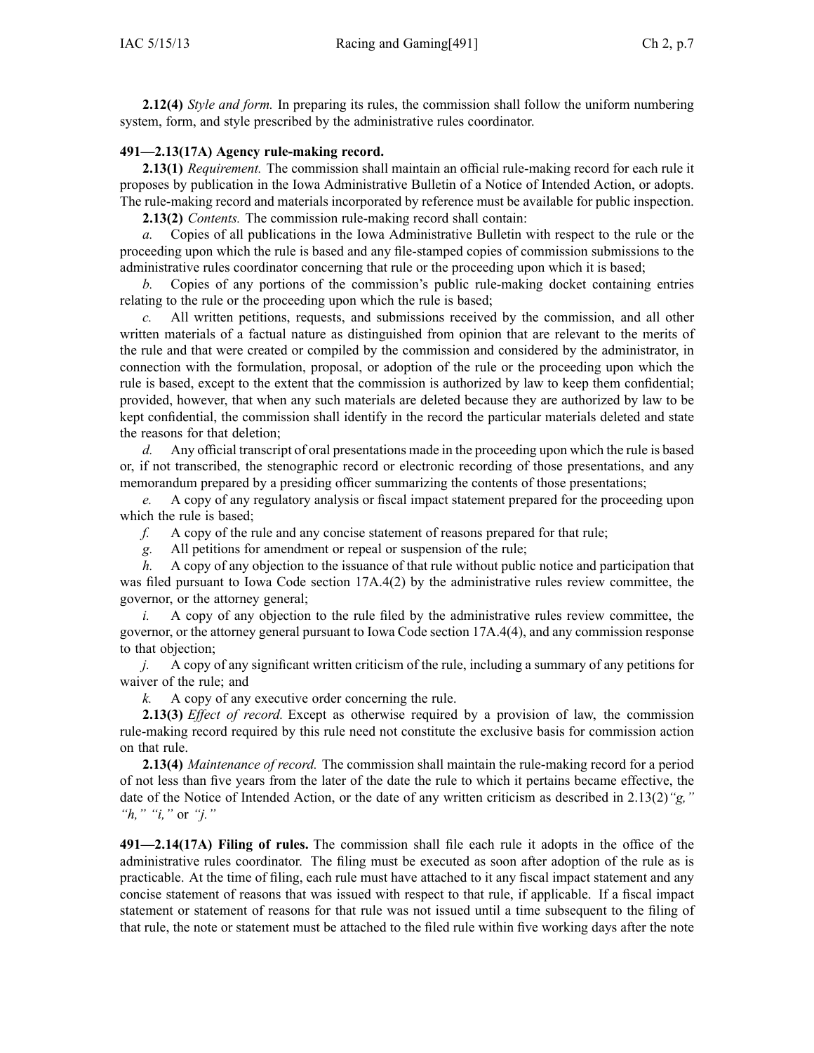**2.12(4)** *Style and form.* In preparing its rules, the commission shall follow the uniform numbering system, form, and style prescribed by the administrative rules coordinator.

**491—2.13(17A) Agency rule-making record.**

**2.13(1)** *Requirement.* The commission shall maintain an official rule-making record for each rule it proposes by publication in the Iowa Administrative Bulletin of a Notice of Intended Action, or adopts. The rule-making record and materials incorporated by reference must be available for public inspection.

**2.13(2)** *Contents.* The commission rule-making record shall contain:

*a.* Copies of all publications in the Iowa Administrative Bulletin with respect to the rule or the proceeding upon which the rule is based and any file-stamped copies of commission submissions to the administrative rules coordinator concerning that rule or the proceeding upon which it is based;

*b.* Copies of any portions of the commission's public rule-making docket containing entries relating to the rule or the proceeding upon which the rule is based;

*c.* All written petitions, requests, and submissions received by the commission, and all other written materials of a factual nature as distinguished from opinion that are relevant to the merits of the rule and that were created or compiled by the commission and considered by the administrator, in connection with the formulation, proposal, or adoption of the rule or the proceeding upon which the rule is based, except to the extent that the commission is authorized by law to keep them confidential; provided, however, that when any such materials are deleted because they are authorized by law to be kept confidential, the commission shall identify in the record the particular materials deleted and state the reasons for that deletion;

*d.* Any official transcript of oral presentations made in the proceeding upon which the rule is based or, if not transcribed, the stenographic record or electronic recording of those presentations, and any memorandum prepared by a presiding officer summarizing the contents of those presentations;

*e.* A copy of any regulatory analysis or fiscal impact statement prepared for the proceeding upon which the rule is based;

*f.* A copy of the rule and any concise statement of reasons prepared for that rule;

*g.* All petitions for amendment or repeal or suspension of the rule;

*h.* A copy of any objection to the issuance of that rule without public notice and participation that was filed pursuant to Iowa Code section 17A.4(2) by the administrative rules review committee, the governor, or the attorney general;

*i.* A copy of any objection to the rule filed by the administrative rules review committee, the governor, or the attorney general pursuant to Iowa Code section 17A.4(4), and any commission response to that objection;

*j.* A copy of any significant written criticism of the rule, including a summary of any petitions for waiver of the rule; and

*k.* A copy of any executive order concerning the rule.

**2.13(3)** *Effect of record.* Except as otherwise required by a provision of law, the commission rule-making record required by this rule need not constitute the exclusive basis for commission action on that rule.

**2.13(4)** *Maintenance of record.* The commission shall maintain the rule-making record for a period of not less than five years from the later of the date the rule to which it pertains became effective, the date of the Notice of Intended Action, or the date of any written criticism as described in 2.13(2)*"g," "h," "i,"* or *"j."*

**491—2.14(17A) Filing of rules.** The commission shall file each rule it adopts in the office of the administrative rules coordinator. The filing must be executed as soon after adoption of the rule as is practicable. At the time of filing, each rule must have attached to it any fiscal impact statement and any concise statement of reasons that was issued with respect to that rule, if applicable. If a fiscal impact statement or statement of reasons for that rule was not issued until a time subsequent to the filing of that rule, the note or statement must be attached to the filed rule within five working days after the note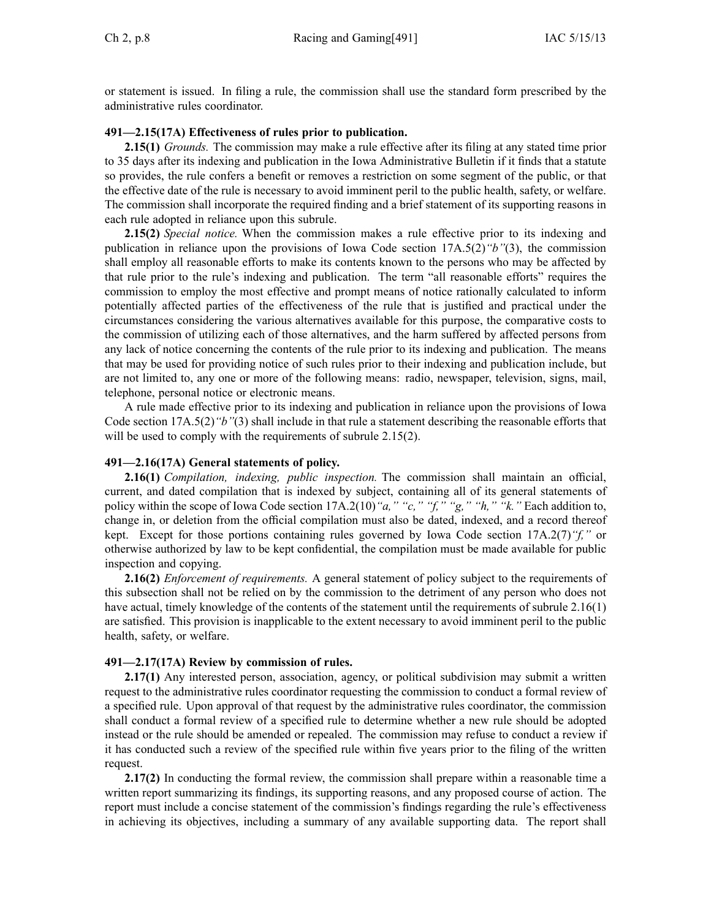or statement is issued. In filing a rule, the commission shall use the standard form prescribed by the administrative rules coordinator.

**491—2.15(17A) Effectiveness of rules prior to publication.**

**2.15(1)** *Grounds.* The commission may make a rule effective after its filing at any stated time prior to 35 days after its indexing and publication in the Iowa Administrative Bulletin if it finds that a statute so provides, the rule confers a benefit or removes a restriction on some segment of the public, or that the effective date of the rule is necessary to avoid imminent peril to the public health, safety, or welfare. The commission shall incorporate the required finding and a brief statement of its supporting reasons in each rule adopted in reliance upon this subrule.

**2.15(2)** *Special notice.* When the commission makes a rule effective prior to its indexing and publication in reliance upon the provisions of Iowa Code section 17A.5(2)*"b"*(3), the commission shall employ all reasonable efforts to make its contents known to the persons who may be affected by that rule prior to the rule's indexing and publication. The term "all reasonable efforts" requires the commission to employ the most effective and prompt means of notice rationally calculated to inform potentially affected parties of the effectiveness of the rule that is justified and practical under the circumstances considering the various alternatives available for this purpose, the comparative costs to the commission of utilizing each of those alternatives, and the harm suffered by affected persons from any lack of notice concerning the contents of the rule prior to its indexing and publication. The means that may be used for providing notice of such rules prior to their indexing and publication include, but are not limited to, any one or more of the following means: radio, newspaper, television, signs, mail, telephone, personal notice or electronic means.

A rule made effective prior to its indexing and publication in reliance upon the provisions of Iowa Code section 17A.5(2)*"b"*(3) shall include in that rule a statement describing the reasonable efforts that will be used to comply with the requirements of subrule 2.15(2).

**491—2.16(17A) General statements of policy.**

**2.16(1)** *Compilation, indexing, public inspection.* The commission shall maintain an official, current, and dated compilation that is indexed by subject, containing all of its general statements of policy within the scope of Iowa Code section 17A.2(10)*"a," "c," "f," "g," "h," "k."* Each addition to, change in, or deletion from the official compilation must also be dated, indexed, and a record thereof kept. Except for those portions containing rules governed by Iowa Code section 17A.2(7)*"f,"* or otherwise authorized by law to be kept confidential, the compilation must be made available for public inspection and copying.

**2.16(2)** *Enforcement of requirements.* A general statement of policy subject to the requirements of this subsection shall not be relied on by the commission to the detriment of any person who does not have actual, timely knowledge of the contents of the statement until the requirements of subrule 2.16(1) are satisfied. This provision is inapplicable to the extent necessary to avoid imminent peril to the public health, safety, or welfare.

**491—2.17(17A) Review by commission of rules.**

**2.17(1)** Any interested person, association, agency, or political subdivision may submit a written request to the administrative rules coordinator requesting the commission to conduct a formal review of a specified rule. Upon approval of that request by the administrative rules coordinator, the commission shall conduct a formal review of a specified rule to determine whether a new rule should be adopted instead or the rule should be amended or repealed. The commission may refuse to conduct a review if it has conducted such a review of the specified rule within five years prior to the filing of the written request.

**2.17(2)** In conducting the formal review, the commission shall prepare within a reasonable time a written report summarizing its findings, its supporting reasons, and any proposed course of action. The report must include a concise statement of the commission's findings regarding the rule's effectiveness in achieving its objectives, including a summary of any available supporting data. The report shall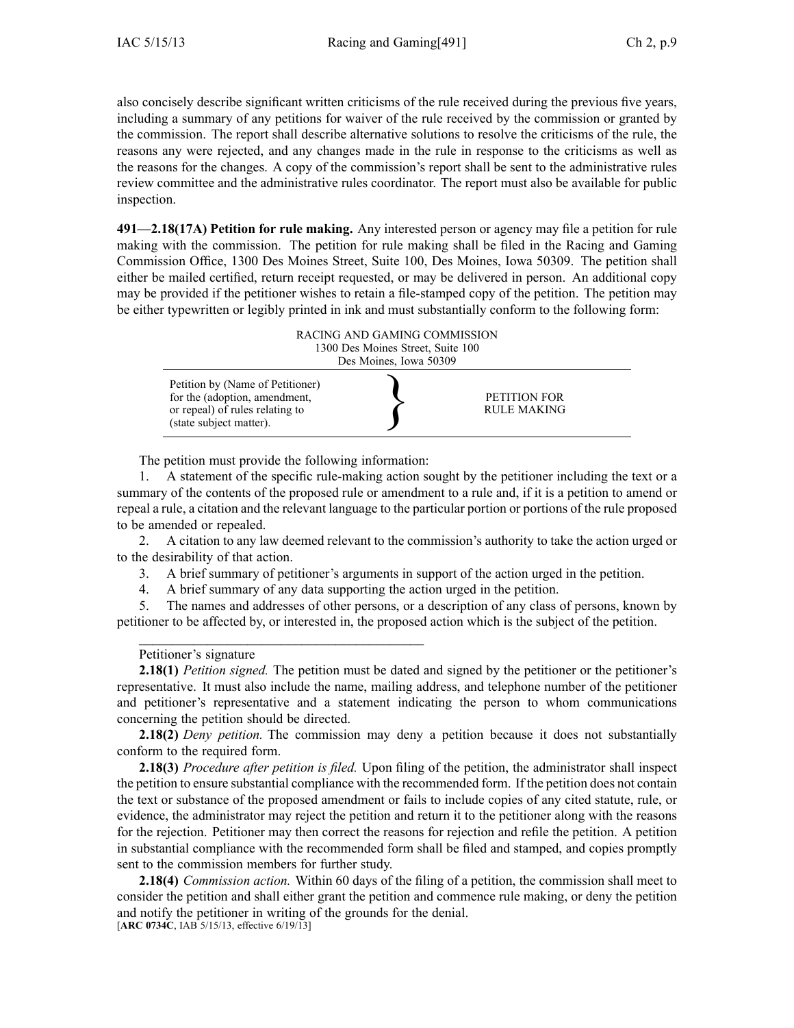also concisely describe significant written criticisms of the rule received during the previous five years, including a summary of any petitions for waiver of the rule received by the commission or granted by the commission. The report shall describe alternative solutions to resolve the criticisms of the rule, the reasons any were rejected, and any changes made in the rule in response to the criticisms as well as the reasons for the changes. A copy of the commission's report shall be sent to the administrative rules review committee and the administrative rules coordinator. The report must also be available for public inspection.

**491—2.18(17A) Petition for rule making.** Any interested person or agency may file a petition for rule making with the commission. The petition for rule making shall be filed in the Racing and Gaming Commission Office, 1300 Des Moines Street, Suite 100, Des Moines, Iowa 50309. The petition shall either be mailed certified, return receipt requested, or may be delivered in person. An additional copy may be provided if the petitioner wishes to retain a file-stamped copy of the petition. The petition may be either typewritten or legibly printed in ink and must substantially conform to the following form:

RACING AND GAMING COMMISSION
1300 Des Moines Street, Suite 100
Des Moines, Iowa 50309

| Petition by (Name of Petitioner) for the (adoption, amendment, or repeal) of rules relating to (state subject matter). | } | PETITION FOR RULE MAKING |
|---|---|---|

The petition must provide the following information:

1. A statement of the specific rule-making action sought by the petitioner including the text or a summary of the contents of the proposed rule or amendment to a rule and, if it is a petition to amend or repeal a rule, a citation and the relevant language to the particular portion or portions of the rule proposed to be amended or repealed.
2. A citation to any law deemed relevant to the commission's authority to take the action urged or to the desirability of that action.
3. A brief summary of petitioner's arguments in support of the action urged in the petition.
4. A brief summary of any data supporting the action urged in the petition.
5. The names and addresses of other persons, or a description of any class of persons, known by petitioner to be affected by, or interested in, the proposed action which is the subject of the petition.

\_\_\_\_\_\_\_\_\_\_\_\_\_\_\_\_\_\_\_\_\_\_\_\_\_\_\_\_\_\_\_\_\_\_\_\_\_\_\_\_\_\_

Petitioner's signature

**2.18(1)** *Petition signed.* The petition must be dated and signed by the petitioner or the petitioner's representative. It must also include the name, mailing address, and telephone number of the petitioner and petitioner's representative and a statement indicating the person to whom communications concerning the petition should be directed.

**2.18(2)** *Deny petition.* The commission may deny a petition because it does not substantially conform to the required form.

**2.18(3)** *Procedure after petition is filed.* Upon filing of the petition, the administrator shall inspect the petition to ensure substantial compliance with the recommended form. If the petition does not contain the text or substance of the proposed amendment or fails to include copies of any cited statute, rule, or evidence, the administrator may reject the petition and return it to the petitioner along with the reasons for the rejection. Petitioner may then correct the reasons for rejection and refile the petition. A petition in substantial compliance with the recommended form shall be filed and stamped, and copies promptly sent to the commission members for further study.

**2.18(4)** *Commission action.* Within 60 days of the filing of a petition, the commission shall meet to consider the petition and shall either grant the petition and commence rule making, or deny the petition and notify the petitioner in writing of the grounds for the denial.

[**ARC 0734C**, IAB 5/15/13, effective 6/19/13]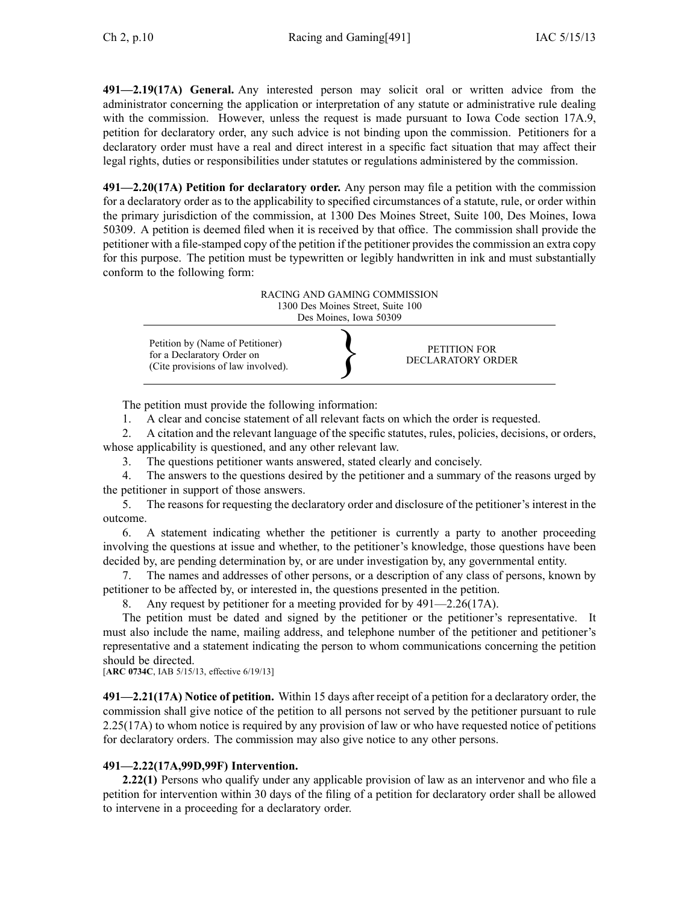**491—2.19(17A) General.** Any interested person may solicit oral or written advice from the administrator concerning the application or interpretation of any statute or administrative rule dealing with the commission. However, unless the request is made pursuant to Iowa Code section 17A.9, petition for declaratory order, any such advice is not binding upon the commission. Petitioners for a declaratory order must have a real and direct interest in a specific fact situation that may affect their legal rights, duties or responsibilities under statutes or regulations administered by the commission.

**491—2.20(17A) Petition for declaratory order.** Any person may file a petition with the commission for a declaratory order as to the applicability to specified circumstances of a statute, rule, or order within the primary jurisdiction of the commission, at 1300 Des Moines Street, Suite 100, Des Moines, Iowa 50309. A petition is deemed filed when it is received by that office. The commission shall provide the petitioner with a file-stamped copy of the petition if the petitioner provides the commission an extra copy for this purpose. The petition must be typewritten or legibly handwritten in ink and must substantially conform to the following form:

RACING AND GAMING COMMISSION
1300 Des Moines Street, Suite 100
Des Moines, Iowa 50309

| | | |
|---|---|---|
| Petition by (Name of Petitioner) for a Declaratory Order on (Cite provisions of law involved). | } | PETITION FOR DECLARATORY ORDER |

The petition must provide the following information:

1. A clear and concise statement of all relevant facts on which the order is requested.
2. A citation and the relevant language of the specific statutes, rules, policies, decisions, or orders, whose applicability is questioned, and any other relevant law.
3. The questions petitioner wants answered, stated clearly and concisely.
4. The answers to the questions desired by the petitioner and a summary of the reasons urged by the petitioner in support of those answers.
5. The reasons for requesting the declaratory order and disclosure of the petitioner's interest in the outcome.
6. A statement indicating whether the petitioner is currently a party to another proceeding involving the questions at issue and whether, to the petitioner's knowledge, those questions have been decided by, are pending determination by, or are under investigation by, any governmental entity.
7. The names and addresses of other persons, or a description of any class of persons, known by petitioner to be affected by, or interested in, the questions presented in the petition.
8. Any request by petitioner for a meeting provided for by 491—2.26(17A).

The petition must be dated and signed by the petitioner or the petitioner's representative. It must also include the name, mailing address, and telephone number of the petitioner and petitioner's representative and a statement indicating the person to whom communications concerning the petition should be directed.

[**ARC 0734C**, IAB 5/15/13, effective 6/19/13]

**491—2.21(17A) Notice of petition.** Within 15 days after receipt of a petition for a declaratory order, the commission shall give notice of the petition to all persons not served by the petitioner pursuant to rule 2.25(17A) to whom notice is required by any provision of law or who have requested notice of petitions for declaratory orders. The commission may also give notice to any other persons.

**491—2.22(17A,99D,99F) Intervention.**

**2.22(1)** Persons who qualify under any applicable provision of law as an intervenor and who file a petition for intervention within 30 days of the filing of a petition for declaratory order shall be allowed to intervene in a proceeding for a declaratory order.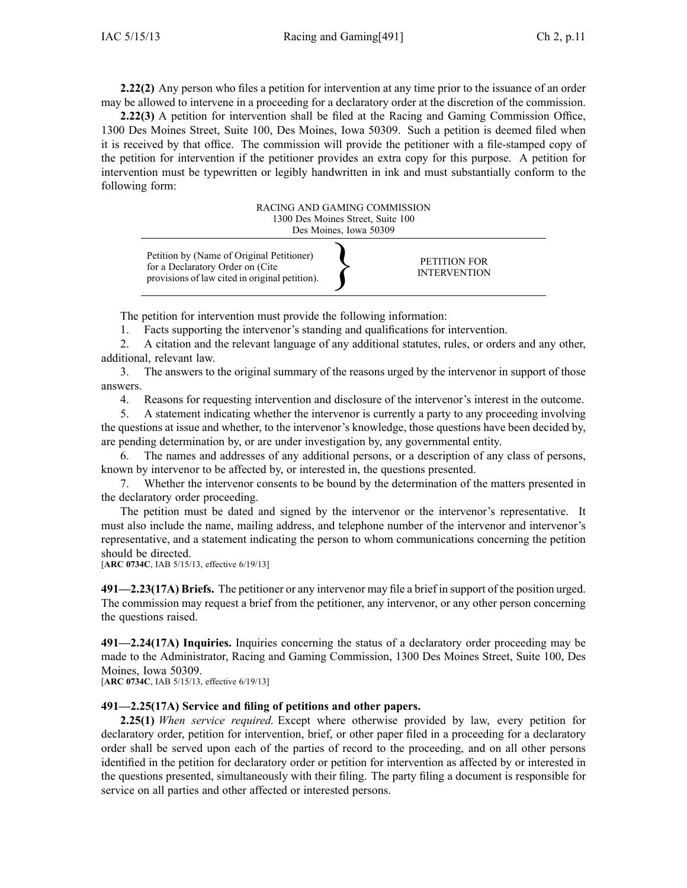**2.22(2)** Any person who files a petition for intervention at any time prior to the issuance of an order may be allowed to intervene in a proceeding for a declaratory order at the discretion of the commission.

**2.22(3)** A petition for intervention shall be filed at the Racing and Gaming Commission Office, 1300 Des Moines Street, Suite 100, Des Moines, Iowa 50309. Such a petition is deemed filed when it is received by that office. The commission will provide the petitioner with a file-stamped copy of the petition for intervention if the petitioner provides an extra copy for this purpose. A petition for intervention must be typewritten or legibly handwritten in ink and must substantially conform to the following form:

RACING AND GAMING COMMISSION
1300 Des Moines Street, Suite 100
Des Moines, Iowa 50309

| Petition by (Name of Original Petitioner) for a Declaratory Order on (Cite provisions of law cited in original petition). | } | PETITION FOR INTERVENTION |
|---|---|---|

The petition for intervention must provide the following information:

1. Facts supporting the intervenor's standing and qualifications for intervention.
2. A citation and the relevant language of any additional statutes, rules, or orders and any other, additional, relevant law.
3. The answers to the original summary of the reasons urged by the intervenor in support of those answers.
4. Reasons for requesting intervention and disclosure of the intervenor's interest in the outcome.
5. A statement indicating whether the intervenor is currently a party to any proceeding involving the questions at issue and whether, to the intervenor's knowledge, those questions have been decided by, are pending determination by, or are under investigation by, any governmental entity.
6. The names and addresses of any additional persons, or a description of any class of persons, known by intervenor to be affected by, or interested in, the questions presented.
7. Whether the intervenor consents to be bound by the determination of the matters presented in the declaratory order proceeding.

The petition must be dated and signed by the intervenor or the intervenor's representative. It must also include the name, mailing address, and telephone number of the intervenor and intervenor's representative, and a statement indicating the person to whom communications concerning the petition should be directed.
[**ARC 0734C**, IAB 5/15/13, effective 6/19/13]

**491—2.23(17A) Briefs.** The petitioner or any intervenor may file a brief in support of the position urged. The commission may request a brief from the petitioner, any intervenor, or any other person concerning the questions raised.

**491—2.24(17A) Inquiries.** Inquiries concerning the status of a declaratory order proceeding may be made to the Administrator, Racing and Gaming Commission, 1300 Des Moines Street, Suite 100, Des Moines, Iowa 50309.
[**ARC 0734C**, IAB 5/15/13, effective 6/19/13]

**491—2.25(17A) Service and filing of petitions and other papers.**

**2.25(1)** *When service required.* Except where otherwise provided by law, every petition for declaratory order, petition for intervention, brief, or other paper filed in a proceeding for a declaratory order shall be served upon each of the parties of record to the proceeding, and on all other persons identified in the petition for declaratory order or petition for intervention as affected by or interested in the questions presented, simultaneously with their filing. The party filing a document is responsible for service on all parties and other affected or interested persons.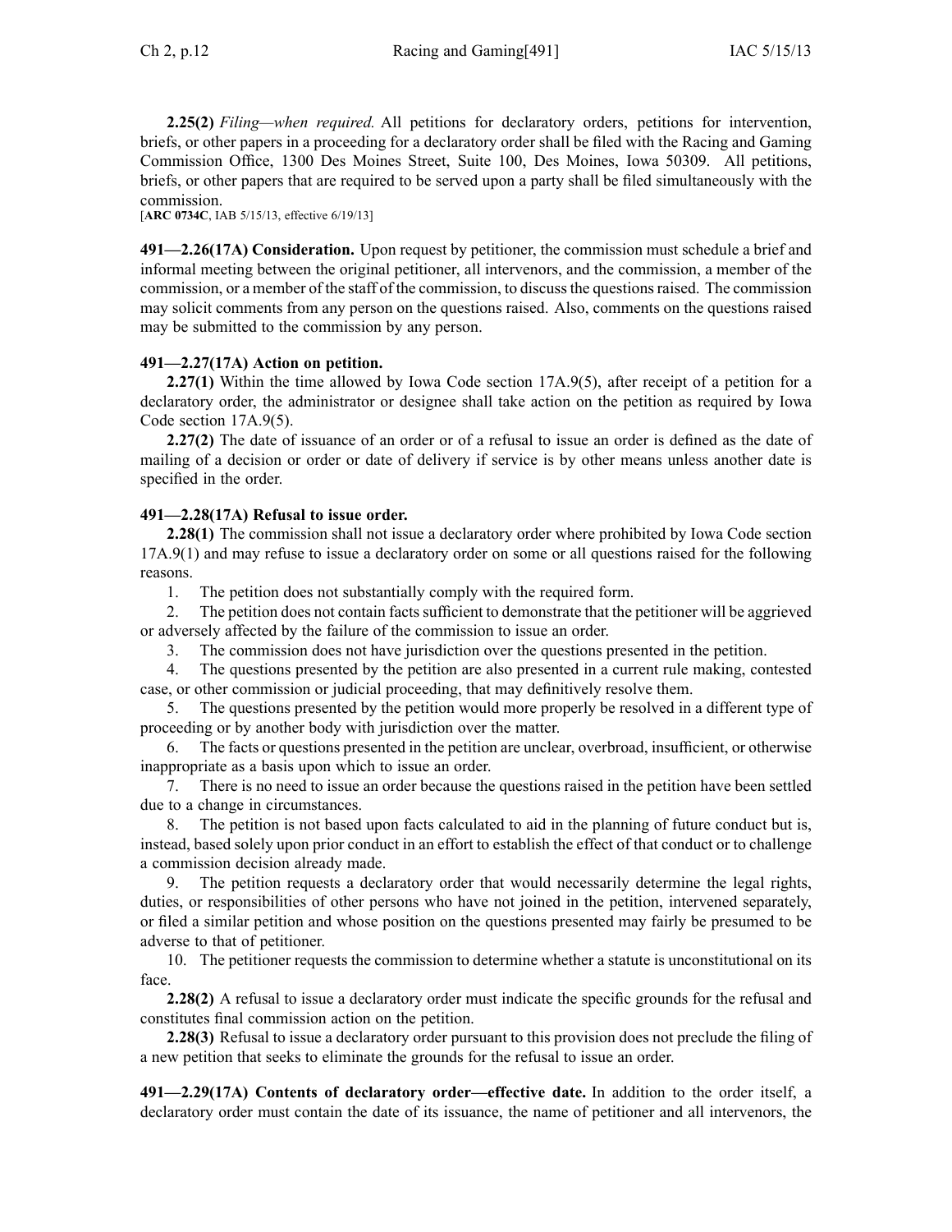**2.25(2)** *Filing—when required.* All petitions for declaratory orders, petitions for intervention, briefs, or other papers in a proceeding for a declaratory order shall be filed with the Racing and Gaming Commission Office, 1300 Des Moines Street, Suite 100, Des Moines, Iowa 50309. All petitions, briefs, or other papers that are required to be served upon a party shall be filed simultaneously with the commission.

[**ARC 0734C**, IAB 5/15/13, effective 6/19/13]

**491—2.26(17A) Consideration.** Upon request by petitioner, the commission must schedule a brief and informal meeting between the original petitioner, all intervenors, and the commission, a member of the commission, or a member of the staff of the commission, to discuss the questions raised. The commission may solicit comments from any person on the questions raised. Also, comments on the questions raised may be submitted to the commission by any person.

**491—2.27(17A) Action on petition.**

**2.27(1)** Within the time allowed by Iowa Code section 17A.9(5), after receipt of a petition for a declaratory order, the administrator or designee shall take action on the petition as required by Iowa Code section 17A.9(5).

**2.27(2)** The date of issuance of an order or of a refusal to issue an order is defined as the date of mailing of a decision or order or date of delivery if service is by other means unless another date is specified in the order.

**491—2.28(17A) Refusal to issue order.**

**2.28(1)** The commission shall not issue a declaratory order where prohibited by Iowa Code section 17A.9(1) and may refuse to issue a declaratory order on some or all questions raised for the following reasons.

1. The petition does not substantially comply with the required form.
2. The petition does not contain facts sufficient to demonstrate that the petitioner will be aggrieved or adversely affected by the failure of the commission to issue an order.
3. The commission does not have jurisdiction over the questions presented in the petition.
4. The questions presented by the petition are also presented in a current rule making, contested case, or other commission or judicial proceeding, that may definitively resolve them.
5. The questions presented by the petition would more properly be resolved in a different type of proceeding or by another body with jurisdiction over the matter.
6. The facts or questions presented in the petition are unclear, overbroad, insufficient, or otherwise inappropriate as a basis upon which to issue an order.
7. There is no need to issue an order because the questions raised in the petition have been settled due to a change in circumstances.
8. The petition is not based upon facts calculated to aid in the planning of future conduct but is, instead, based solely upon prior conduct in an effort to establish the effect of that conduct or to challenge a commission decision already made.
9. The petition requests a declaratory order that would necessarily determine the legal rights, duties, or responsibilities of other persons who have not joined in the petition, intervened separately, or filed a similar petition and whose position on the questions presented may fairly be presumed to be adverse to that of petitioner.
10. The petitioner requests the commission to determine whether a statute is unconstitutional on its face.

**2.28(2)** A refusal to issue a declaratory order must indicate the specific grounds for the refusal and constitutes final commission action on the petition.

**2.28(3)** Refusal to issue a declaratory order pursuant to this provision does not preclude the filing of a new petition that seeks to eliminate the grounds for the refusal to issue an order.

**491—2.29(17A) Contents of declaratory order—effective date.** In addition to the order itself, a declaratory order must contain the date of its issuance, the name of petitioner and all intervenors, the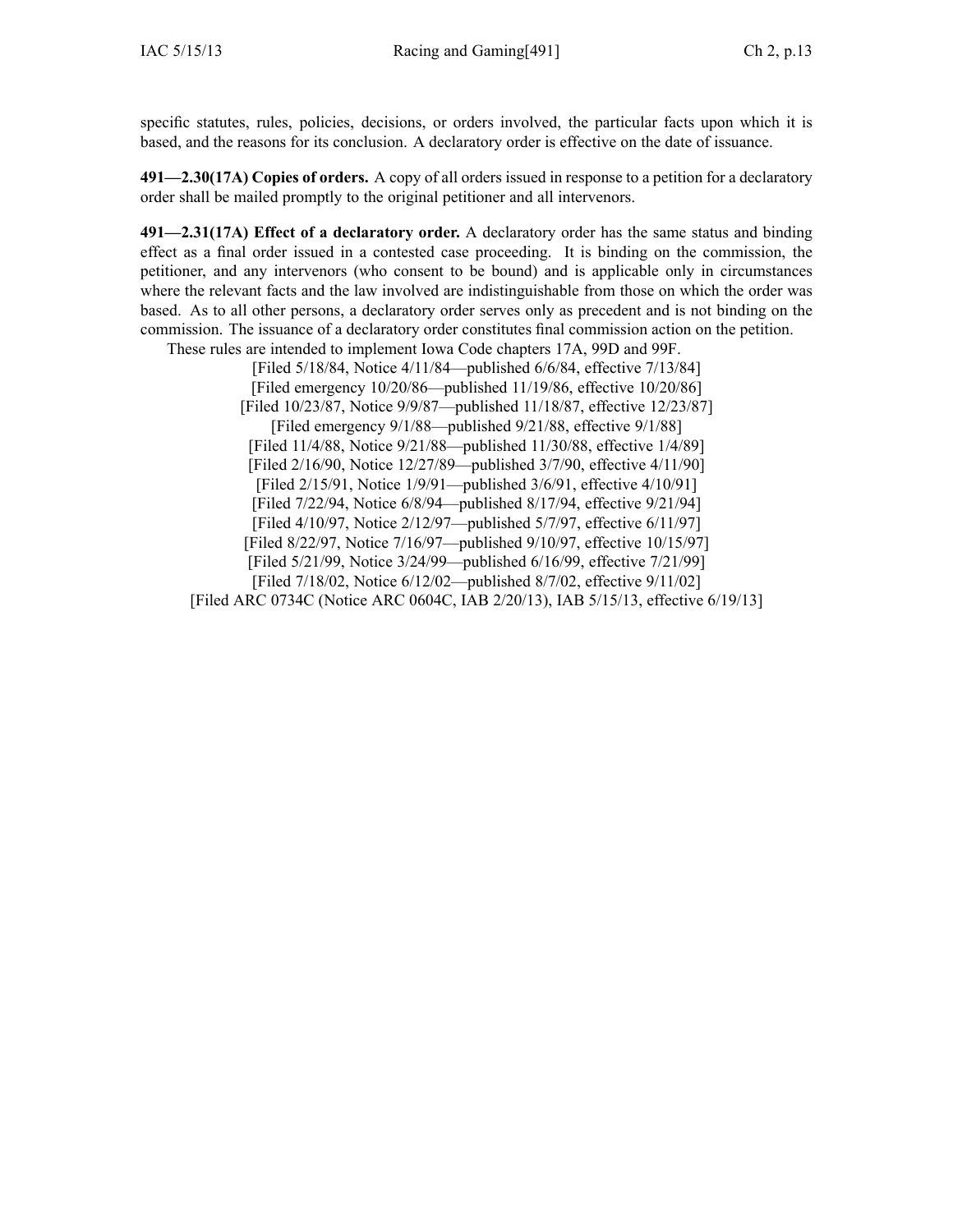specific statutes, rules, policies, decisions, or orders involved, the particular facts upon which it is based, and the reasons for its conclusion. A declaratory order is effective on the date of issuance.

**491—2.30(17A) Copies of orders.** A copy of all orders issued in response to a petition for a declaratory order shall be mailed promptly to the original petitioner and all intervenors.

**491—2.31(17A) Effect of a declaratory order.** A declaratory order has the same status and binding effect as a final order issued in a contested case proceeding. It is binding on the commission, the petitioner, and any intervenors (who consent to be bound) and is applicable only in circumstances where the relevant facts and the law involved are indistinguishable from those on which the order was based. As to all other persons, a declaratory order serves only as precedent and is not binding on the commission. The issuance of a declaratory order constitutes final commission action on the petition.

These rules are intended to implement Iowa Code chapters 17A, 99D and 99F.

[Filed 5/18/84, Notice 4/11/84—published 6/6/84, effective 7/13/84]
[Filed emergency 10/20/86—published 11/19/86, effective 10/20/86]
[Filed 10/23/87, Notice 9/9/87—published 11/18/87, effective 12/23/87]
[Filed emergency 9/1/88—published 9/21/88, effective 9/1/88]
[Filed 11/4/88, Notice 9/21/88—published 11/30/88, effective 1/4/89]
[Filed 2/16/90, Notice 12/27/89—published 3/7/90, effective 4/11/90]
[Filed 2/15/91, Notice 1/9/91—published 3/6/91, effective 4/10/91]
[Filed 7/22/94, Notice 6/8/94—published 8/17/94, effective 9/21/94]
[Filed 4/10/97, Notice 2/12/97—published 5/7/97, effective 6/11/97]
[Filed 8/22/97, Notice 7/16/97—published 9/10/97, effective 10/15/97]
[Filed 5/21/99, Notice 3/24/99—published 6/16/99, effective 7/21/99]
[Filed 7/18/02, Notice 6/12/02—published 8/7/02, effective 9/11/02]
[Filed ARC 0734C (Notice ARC 0604C, IAB 2/20/13), IAB 5/15/13, effective 6/19/13]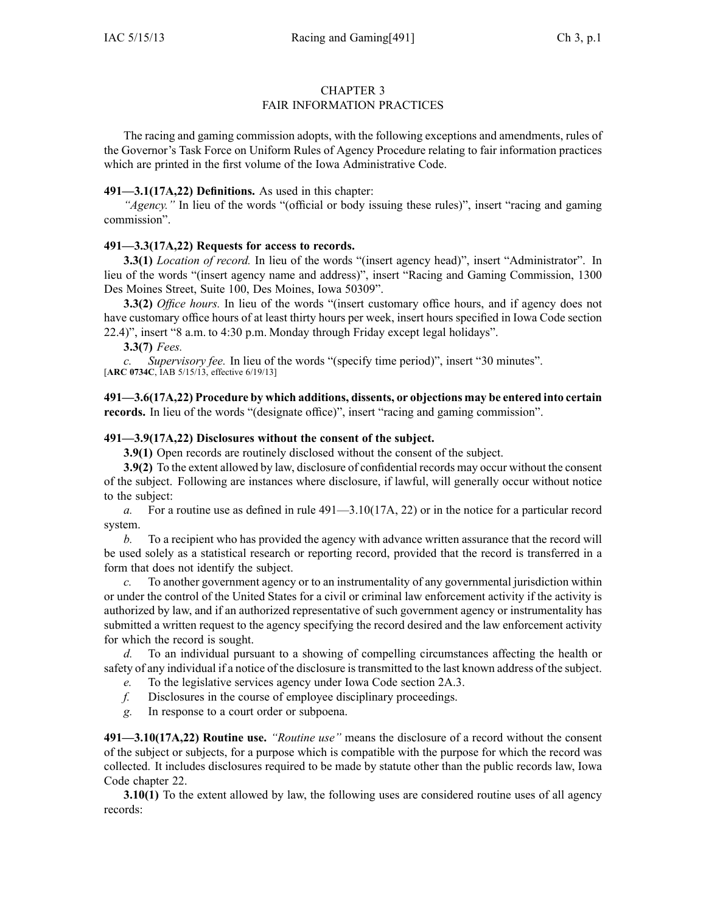# CHAPTER 3
# FAIR INFORMATION PRACTICES

The racing and gaming commission adopts, with the following exceptions and amendments, rules of the Governor's Task Force on Uniform Rules of Agency Procedure relating to fair information practices which are printed in the first volume of the Iowa Administrative Code.

**491—3.1(17A,22) Definitions.** As used in this chapter:

*"Agency."* In lieu of the words "(official or body issuing these rules)", insert "racing and gaming commission".

**491—3.3(17A,22) Requests for access to records.**

**3.3(1)** *Location of record.* In lieu of the words "(insert agency head)", insert "Administrator". In lieu of the words "(insert agency name and address)", insert "Racing and Gaming Commission, 1300 Des Moines Street, Suite 100, Des Moines, Iowa 50309".

**3.3(2)** *Office hours.* In lieu of the words "(insert customary office hours, and if agency does not have customary office hours of at least thirty hours per week, insert hours specified in Iowa Code section 22.4)", insert "8 a.m. to 4:30 p.m. Monday through Friday except legal holidays".

**3.3(7)** *Fees.*

*c. Supervisory fee.* In lieu of the words "(specify time period)", insert "30 minutes".

[**ARC 0734C**, IAB 5/15/13, effective 6/19/13]

**491—3.6(17A,22) Procedure by which additions, dissents, or objections may be entered into certain records.** In lieu of the words "(designate office)", insert "racing and gaming commission".

**491—3.9(17A,22) Disclosures without the consent of the subject.**

**3.9(1)** Open records are routinely disclosed without the consent of the subject.

**3.9(2)** To the extent allowed by law, disclosure of confidential records may occur without the consent of the subject. Following are instances where disclosure, if lawful, will generally occur without notice to the subject:

*a.* For a routine use as defined in rule 491—3.10(17A, 22) or in the notice for a particular record system.

*b.* To a recipient who has provided the agency with advance written assurance that the record will be used solely as a statistical research or reporting record, provided that the record is transferred in a form that does not identify the subject.

*c.* To another government agency or to an instrumentality of any governmental jurisdiction within or under the control of the United States for a civil or criminal law enforcement activity if the activity is authorized by law, and if an authorized representative of such government agency or instrumentality has submitted a written request to the agency specifying the record desired and the law enforcement activity for which the record is sought.

*d.* To an individual pursuant to a showing of compelling circumstances affecting the health or safety of any individual if a notice of the disclosure is transmitted to the last known address of the subject.

*e.* To the legislative services agency under Iowa Code section 2A.3.

*f.* Disclosures in the course of employee disciplinary proceedings.

*g.* In response to a court order or subpoena.

**491—3.10(17A,22) Routine use.** *"Routine use"* means the disclosure of a record without the consent of the subject or subjects, for a purpose which is compatible with the purpose for which the record was collected. It includes disclosures required to be made by statute other than the public records law, Iowa Code chapter 22.

**3.10(1)** To the extent allowed by law, the following uses are considered routine uses of all agency records: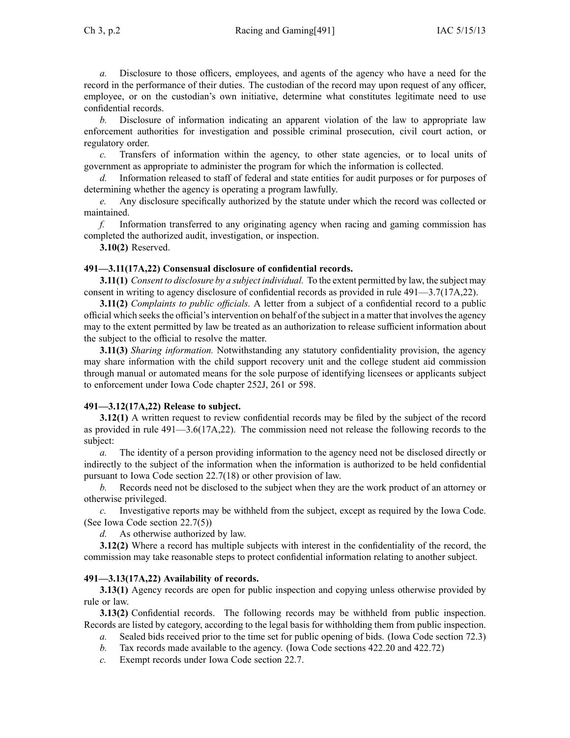*a.* Disclosure to those officers, employees, and agents of the agency who have a need for the record in the performance of their duties. The custodian of the record may upon request of any officer, employee, or on the custodian's own initiative, determine what constitutes legitimate need to use confidential records.

*b.* Disclosure of information indicating an apparent violation of the law to appropriate law enforcement authorities for investigation and possible criminal prosecution, civil court action, or regulatory order.

*c.* Transfers of information within the agency, to other state agencies, or to local units of government as appropriate to administer the program for which the information is collected.

*d.* Information released to staff of federal and state entities for audit purposes or for purposes of determining whether the agency is operating a program lawfully.

*e.* Any disclosure specifically authorized by the statute under which the record was collected or maintained.

*f.* Information transferred to any originating agency when racing and gaming commission has completed the authorized audit, investigation, or inspection.

**3.10(2)** Reserved.

**491—3.11(17A,22) Consensual disclosure of confidential records.**

**3.11(1)** *Consent to disclosure by a subject individual.* To the extent permitted by law, the subject may consent in writing to agency disclosure of confidential records as provided in rule 491—3.7(17A,22).

**3.11(2)** *Complaints to public officials.* A letter from a subject of a confidential record to a public official which seeks the official's intervention on behalf of the subject in a matter that involves the agency may to the extent permitted by law be treated as an authorization to release sufficient information about the subject to the official to resolve the matter.

**3.11(3)** *Sharing information.* Notwithstanding any statutory confidentiality provision, the agency may share information with the child support recovery unit and the college student aid commission through manual or automated means for the sole purpose of identifying licensees or applicants subject to enforcement under Iowa Code chapter 252J, 261 or 598.

**491—3.12(17A,22) Release to subject.**

**3.12(1)** A written request to review confidential records may be filed by the subject of the record as provided in rule 491—3.6(17A,22). The commission need not release the following records to the subject:

*a.* The identity of a person providing information to the agency need not be disclosed directly or indirectly to the subject of the information when the information is authorized to be held confidential pursuant to Iowa Code section 22.7(18) or other provision of law.

*b.* Records need not be disclosed to the subject when they are the work product of an attorney or otherwise privileged.

*c.* Investigative reports may be withheld from the subject, except as required by the Iowa Code. (See Iowa Code section 22.7(5))

*d.* As otherwise authorized by law.

**3.12(2)** Where a record has multiple subjects with interest in the confidentiality of the record, the commission may take reasonable steps to protect confidential information relating to another subject.

**491—3.13(17A,22) Availability of records.**

**3.13(1)** Agency records are open for public inspection and copying unless otherwise provided by rule or law.

**3.13(2)** Confidential records. The following records may be withheld from public inspection. Records are listed by category, according to the legal basis for withholding them from public inspection.

*a.* Sealed bids received prior to the time set for public opening of bids. (Iowa Code section 72.3)

*b.* Tax records made available to the agency. (Iowa Code sections 422.20 and 422.72)

*c.* Exempt records under Iowa Code section 22.7.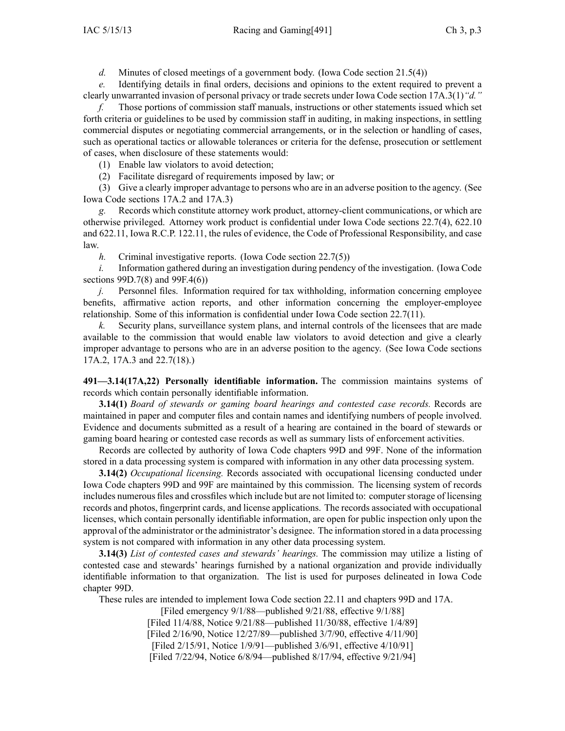*d.* Minutes of closed meetings of a government body. (Iowa Code section 21.5(4))

*e.* Identifying details in final orders, decisions and opinions to the extent required to prevent a clearly unwarranted invasion of personal privacy or trade secrets under Iowa Code section 17A.3(1)*"d."*

*f.* Those portions of commission staff manuals, instructions or other statements issued which set forth criteria or guidelines to be used by commission staff in auditing, in making inspections, in settling commercial disputes or negotiating commercial arrangements, or in the selection or handling of cases, such as operational tactics or allowable tolerances or criteria for the defense, prosecution or settlement of cases, when disclosure of these statements would:

(1) Enable law violators to avoid detection;

(2) Facilitate disregard of requirements imposed by law; or

(3) Give a clearly improper advantage to persons who are in an adverse position to the agency. (See Iowa Code sections 17A.2 and 17A.3)

*g.* Records which constitute attorney work product, attorney-client communications, or which are otherwise privileged. Attorney work product is confidential under Iowa Code sections 22.7(4), 622.10 and 622.11, Iowa R.C.P. 122.11, the rules of evidence, the Code of Professional Responsibility, and case law.

*h.* Criminal investigative reports. (Iowa Code section 22.7(5))

*i.* Information gathered during an investigation during pendency of the investigation. (Iowa Code sections 99D.7(8) and 99F.4(6))

*j.* Personnel files. Information required for tax withholding, information concerning employee benefits, affirmative action reports, and other information concerning the employer-employee relationship. Some of this information is confidential under Iowa Code section 22.7(11).

*k.* Security plans, surveillance system plans, and internal controls of the licensees that are made available to the commission that would enable law violators to avoid detection and give a clearly improper advantage to persons who are in an adverse position to the agency. (See Iowa Code sections 17A.2, 17A.3 and 22.7(18).)

**491—3.14(17A,22) Personally identifiable information.** The commission maintains systems of records which contain personally identifiable information.

**3.14(1)** *Board of stewards or gaming board hearings and contested case records.* Records are maintained in paper and computer files and contain names and identifying numbers of people involved. Evidence and documents submitted as a result of a hearing are contained in the board of stewards or gaming board hearing or contested case records as well as summary lists of enforcement activities.

Records are collected by authority of Iowa Code chapters 99D and 99F. None of the information stored in a data processing system is compared with information in any other data processing system.

**3.14(2)** *Occupational licensing.* Records associated with occupational licensing conducted under Iowa Code chapters 99D and 99F are maintained by this commission. The licensing system of records includes numerous files and crossfiles which include but are not limited to: computer storage of licensing records and photos, fingerprint cards, and license applications. The records associated with occupational licenses, which contain personally identifiable information, are open for public inspection only upon the approval of the administrator or the administrator's designee. The information stored in a data processing system is not compared with information in any other data processing system.

**3.14(3)** *List of contested cases and stewards' hearings.* The commission may utilize a listing of contested case and stewards' hearings furnished by a national organization and provide individually identifiable information to that organization. The list is used for purposes delineated in Iowa Code chapter 99D.

These rules are intended to implement Iowa Code section 22.11 and chapters 99D and 17A.

[Filed emergency 9/1/88—published 9/21/88, effective 9/1/88]

[Filed 11/4/88, Notice 9/21/88—published 11/30/88, effective 1/4/89]

[Filed 2/16/90, Notice 12/27/89—published 3/7/90, effective 4/11/90]

[Filed 2/15/91, Notice 1/9/91—published 3/6/91, effective 4/10/91]

[Filed 7/22/94, Notice 6/8/94—published 8/17/94, effective 9/21/94]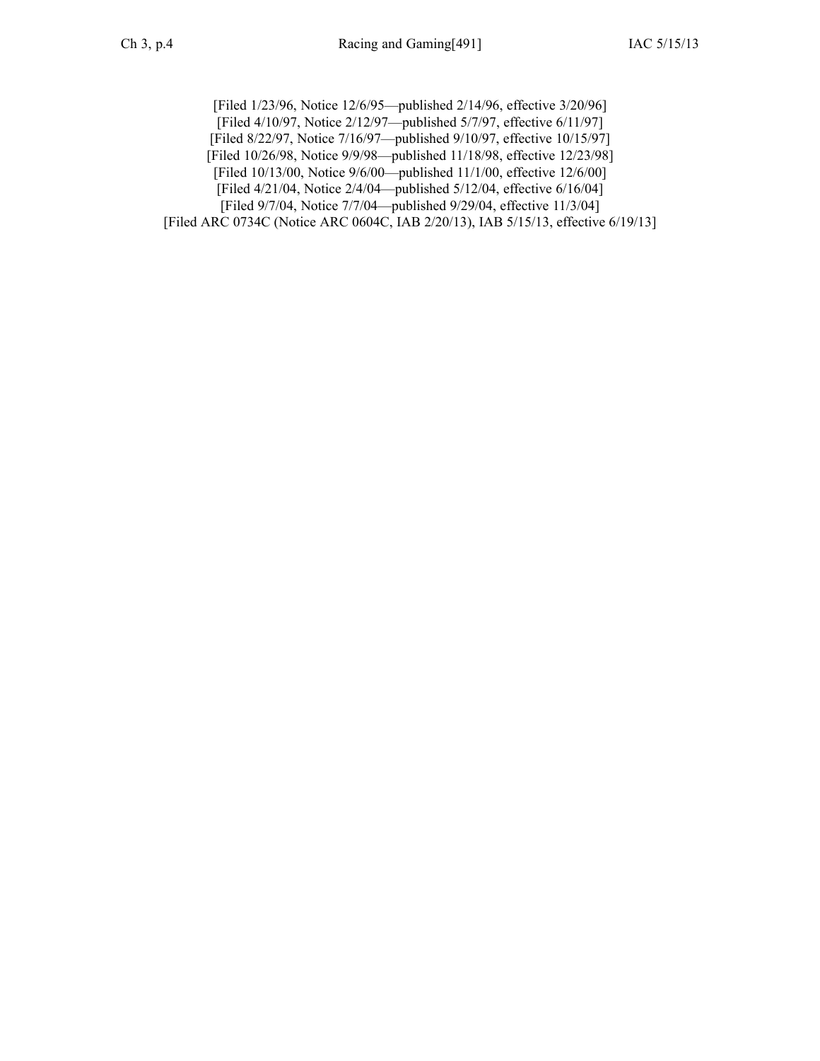[Filed 1/23/96, Notice 12/6/95—published 2/14/96, effective 3/20/96]
[Filed 4/10/97, Notice 2/12/97—published 5/7/97, effective 6/11/97]
[Filed 8/22/97, Notice 7/16/97—published 9/10/97, effective 10/15/97]
[Filed 10/26/98, Notice 9/9/98—published 11/18/98, effective 12/23/98]
[Filed 10/13/00, Notice 9/6/00—published 11/1/00, effective 12/6/00]
[Filed 4/21/04, Notice 2/4/04—published 5/12/04, effective 6/16/04]
[Filed 9/7/04, Notice 7/7/04—published 9/29/04, effective 11/3/04]
[Filed ARC 0734C (Notice ARC 0604C, IAB 2/20/13), IAB 5/15/13, effective 6/19/13]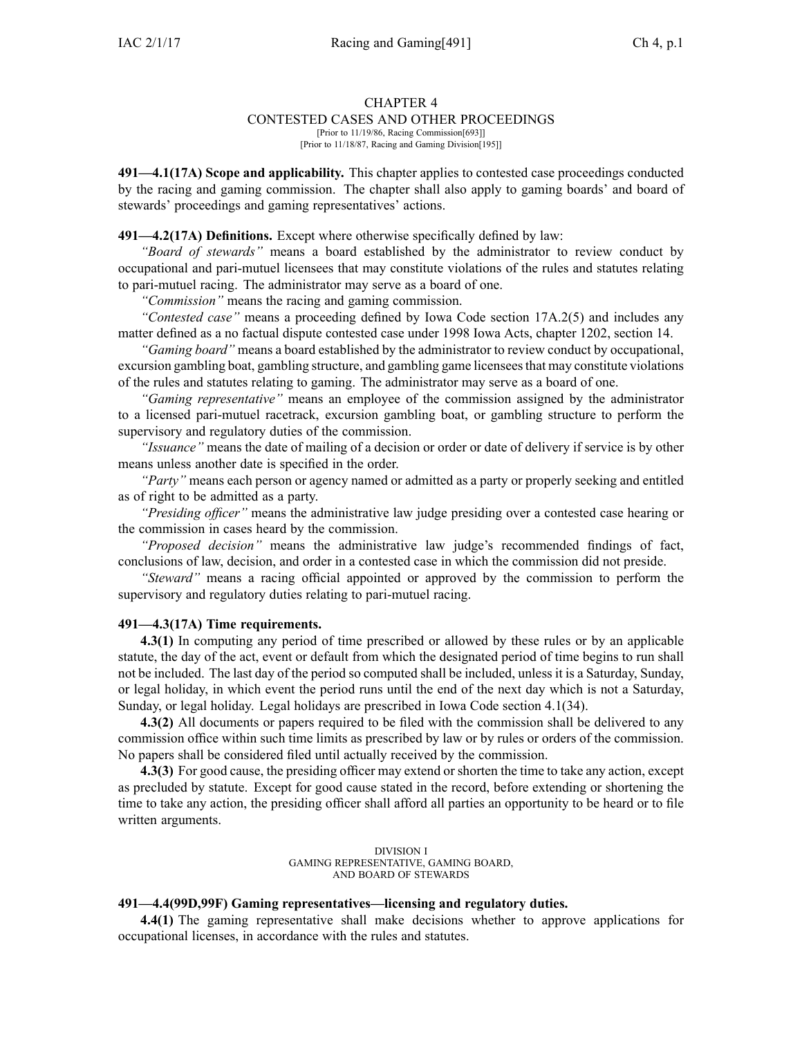# CHAPTER 4
## CONTESTED CASES AND OTHER PROCEEDINGS

[Prior to 11/19/86, Racing Commission[693]]
[Prior to 11/18/87, Racing and Gaming Division[195]]

**491—4.1(17A) Scope and applicability.** This chapter applies to contested case proceedings conducted by the racing and gaming commission. The chapter shall also apply to gaming boards' and board of stewards' proceedings and gaming representatives' actions.

**491—4.2(17A) Definitions.** Except where otherwise specifically defined by law:

*"Board of stewards"* means a board established by the administrator to review conduct by occupational and pari-mutuel licensees that may constitute violations of the rules and statutes relating to pari-mutuel racing. The administrator may serve as a board of one.

*"Commission"* means the racing and gaming commission.

*"Contested case"* means a proceeding defined by Iowa Code section 17A.2(5) and includes any matter defined as a no factual dispute contested case under 1998 Iowa Acts, chapter 1202, section 14.

*"Gaming board"* means a board established by the administrator to review conduct by occupational, excursion gambling boat, gambling structure, and gambling game licensees that may constitute violations of the rules and statutes relating to gaming. The administrator may serve as a board of one.

*"Gaming representative"* means an employee of the commission assigned by the administrator to a licensed pari-mutuel racetrack, excursion gambling boat, or gambling structure to perform the supervisory and regulatory duties of the commission.

*"Issuance"* means the date of mailing of a decision or order or date of delivery if service is by other means unless another date is specified in the order.

*"Party"* means each person or agency named or admitted as a party or properly seeking and entitled as of right to be admitted as a party.

*"Presiding officer"* means the administrative law judge presiding over a contested case hearing or the commission in cases heard by the commission.

*"Proposed decision"* means the administrative law judge's recommended findings of fact, conclusions of law, decision, and order in a contested case in which the commission did not preside.

*"Steward"* means a racing official appointed or approved by the commission to perform the supervisory and regulatory duties relating to pari-mutuel racing.

**491—4.3(17A) Time requirements.**

**4.3(1)** In computing any period of time prescribed or allowed by these rules or by an applicable statute, the day of the act, event or default from which the designated period of time begins to run shall not be included. The last day of the period so computed shall be included, unless it is a Saturday, Sunday, or legal holiday, in which event the period runs until the end of the next day which is not a Saturday, Sunday, or legal holiday. Legal holidays are prescribed in Iowa Code section 4.1(34).

**4.3(2)** All documents or papers required to be filed with the commission shall be delivered to any commission office within such time limits as prescribed by law or by rules or orders of the commission. No papers shall be considered filed until actually received by the commission.

**4.3(3)** For good cause, the presiding officer may extend or shorten the time to take any action, except as precluded by statute. Except for good cause stated in the record, before extending or shortening the time to take any action, the presiding officer shall afford all parties an opportunity to be heard or to file written arguments.

DIVISION I
GAMING REPRESENTATIVE, GAMING BOARD,
AND BOARD OF STEWARDS

**491—4.4(99D,99F) Gaming representatives—licensing and regulatory duties.**

**4.4(1)** The gaming representative shall make decisions whether to approve applications for occupational licenses, in accordance with the rules and statutes.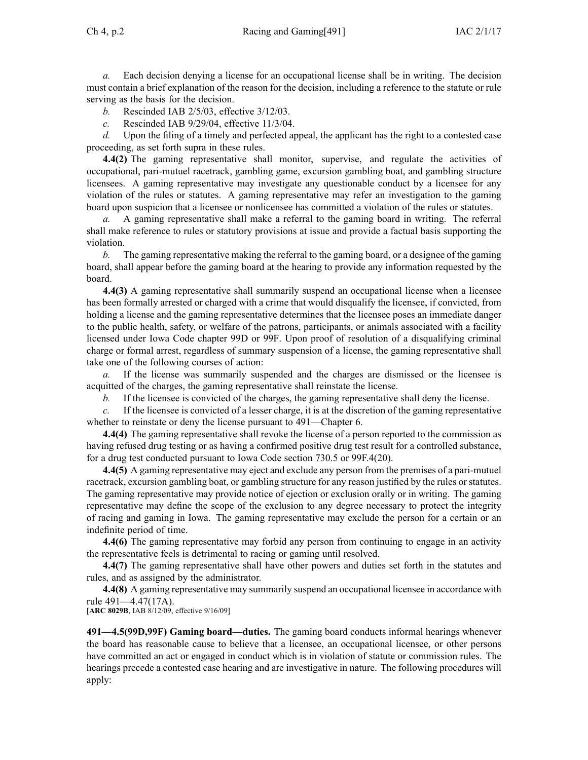*a.* Each decision denying a license for an occupational license shall be in writing. The decision must contain a brief explanation of the reason for the decision, including a reference to the statute or rule serving as the basis for the decision.

*b.* Rescinded IAB 2/5/03, effective 3/12/03.

*c.* Rescinded IAB 9/29/04, effective 11/3/04.

*d.* Upon the filing of a timely and perfected appeal, the applicant has the right to a contested case proceeding, as set forth supra in these rules.

**4.4(2)** The gaming representative shall monitor, supervise, and regulate the activities of occupational, pari-mutuel racetrack, gambling game, excursion gambling boat, and gambling structure licensees. A gaming representative may investigate any questionable conduct by a licensee for any violation of the rules or statutes. A gaming representative may refer an investigation to the gaming board upon suspicion that a licensee or nonlicensee has committed a violation of the rules or statutes.

*a.* A gaming representative shall make a referral to the gaming board in writing. The referral shall make reference to rules or statutory provisions at issue and provide a factual basis supporting the violation.

*b.* The gaming representative making the referral to the gaming board, or a designee of the gaming board, shall appear before the gaming board at the hearing to provide any information requested by the board.

**4.4(3)** A gaming representative shall summarily suspend an occupational license when a licensee has been formally arrested or charged with a crime that would disqualify the licensee, if convicted, from holding a license and the gaming representative determines that the licensee poses an immediate danger to the public health, safety, or welfare of the patrons, participants, or animals associated with a facility licensed under Iowa Code chapter 99D or 99F. Upon proof of resolution of a disqualifying criminal charge or formal arrest, regardless of summary suspension of a license, the gaming representative shall take one of the following courses of action:

*a.* If the license was summarily suspended and the charges are dismissed or the licensee is acquitted of the charges, the gaming representative shall reinstate the license.

*b.* If the licensee is convicted of the charges, the gaming representative shall deny the license.

*c.* If the licensee is convicted of a lesser charge, it is at the discretion of the gaming representative whether to reinstate or deny the license pursuant to 491—Chapter 6.

**4.4(4)** The gaming representative shall revoke the license of a person reported to the commission as having refused drug testing or as having a confirmed positive drug test result for a controlled substance, for a drug test conducted pursuant to Iowa Code section 730.5 or 99F.4(20).

**4.4(5)** A gaming representative may eject and exclude any person from the premises of a pari-mutuel racetrack, excursion gambling boat, or gambling structure for any reason justified by the rules or statutes. The gaming representative may provide notice of ejection or exclusion orally or in writing. The gaming representative may define the scope of the exclusion to any degree necessary to protect the integrity of racing and gaming in Iowa. The gaming representative may exclude the person for a certain or an indefinite period of time.

**4.4(6)** The gaming representative may forbid any person from continuing to engage in an activity the representative feels is detrimental to racing or gaming until resolved.

**4.4(7)** The gaming representative shall have other powers and duties set forth in the statutes and rules, and as assigned by the administrator.

**4.4(8)** A gaming representative may summarily suspend an occupational licensee in accordance with rule 491—4.47(17A).

[**ARC 8029B**, IAB 8/12/09, effective 9/16/09]

**491—4.5(99D,99F) Gaming board—duties.** The gaming board conducts informal hearings whenever the board has reasonable cause to believe that a licensee, an occupational licensee, or other persons have committed an act or engaged in conduct which is in violation of statute or commission rules. The hearings precede a contested case hearing and are investigative in nature. The following procedures will apply: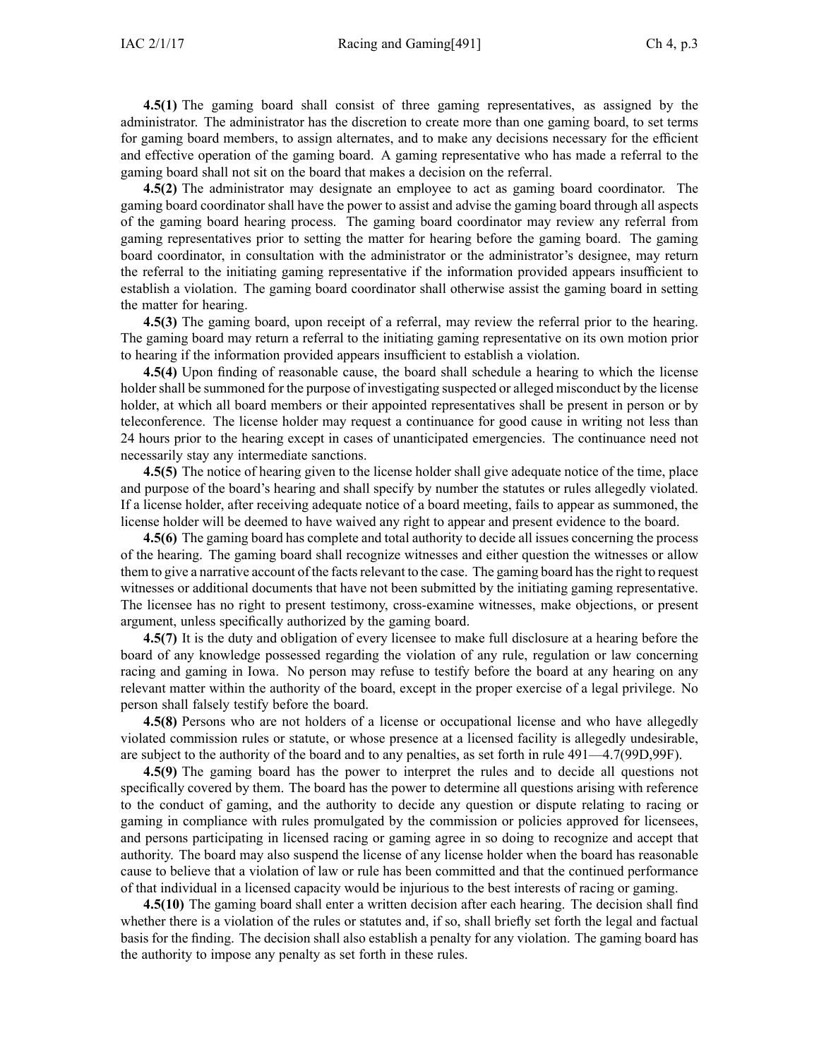**4.5(1)** The gaming board shall consist of three gaming representatives, as assigned by the administrator. The administrator has the discretion to create more than one gaming board, to set terms for gaming board members, to assign alternates, and to make any decisions necessary for the efficient and effective operation of the gaming board. A gaming representative who has made a referral to the gaming board shall not sit on the board that makes a decision on the referral.

**4.5(2)** The administrator may designate an employee to act as gaming board coordinator. The gaming board coordinator shall have the power to assist and advise the gaming board through all aspects of the gaming board hearing process. The gaming board coordinator may review any referral from gaming representatives prior to setting the matter for hearing before the gaming board. The gaming board coordinator, in consultation with the administrator or the administrator's designee, may return the referral to the initiating gaming representative if the information provided appears insufficient to establish a violation. The gaming board coordinator shall otherwise assist the gaming board in setting the matter for hearing.

**4.5(3)** The gaming board, upon receipt of a referral, may review the referral prior to the hearing. The gaming board may return a referral to the initiating gaming representative on its own motion prior to hearing if the information provided appears insufficient to establish a violation.

**4.5(4)** Upon finding of reasonable cause, the board shall schedule a hearing to which the license holder shall be summoned for the purpose of investigating suspected or alleged misconduct by the license holder, at which all board members or their appointed representatives shall be present in person or by teleconference. The license holder may request a continuance for good cause in writing not less than 24 hours prior to the hearing except in cases of unanticipated emergencies. The continuance need not necessarily stay any intermediate sanctions.

**4.5(5)** The notice of hearing given to the license holder shall give adequate notice of the time, place and purpose of the board's hearing and shall specify by number the statutes or rules allegedly violated. If a license holder, after receiving adequate notice of a board meeting, fails to appear as summoned, the license holder will be deemed to have waived any right to appear and present evidence to the board.

**4.5(6)** The gaming board has complete and total authority to decide all issues concerning the process of the hearing. The gaming board shall recognize witnesses and either question the witnesses or allow them to give a narrative account of the facts relevant to the case. The gaming board has the right to request witnesses or additional documents that have not been submitted by the initiating gaming representative. The licensee has no right to present testimony, cross-examine witnesses, make objections, or present argument, unless specifically authorized by the gaming board.

**4.5(7)** It is the duty and obligation of every licensee to make full disclosure at a hearing before the board of any knowledge possessed regarding the violation of any rule, regulation or law concerning racing and gaming in Iowa. No person may refuse to testify before the board at any hearing on any relevant matter within the authority of the board, except in the proper exercise of a legal privilege. No person shall falsely testify before the board.

**4.5(8)** Persons who are not holders of a license or occupational license and who have allegedly violated commission rules or statute, or whose presence at a licensed facility is allegedly undesirable, are subject to the authority of the board and to any penalties, as set forth in rule 491—4.7(99D,99F).

**4.5(9)** The gaming board has the power to interpret the rules and to decide all questions not specifically covered by them. The board has the power to determine all questions arising with reference to the conduct of gaming, and the authority to decide any question or dispute relating to racing or gaming in compliance with rules promulgated by the commission or policies approved for licensees, and persons participating in licensed racing or gaming agree in so doing to recognize and accept that authority. The board may also suspend the license of any license holder when the board has reasonable cause to believe that a violation of law or rule has been committed and that the continued performance of that individual in a licensed capacity would be injurious to the best interests of racing or gaming.

**4.5(10)** The gaming board shall enter a written decision after each hearing. The decision shall find whether there is a violation of the rules or statutes and, if so, shall briefly set forth the legal and factual basis for the finding. The decision shall also establish a penalty for any violation. The gaming board has the authority to impose any penalty as set forth in these rules.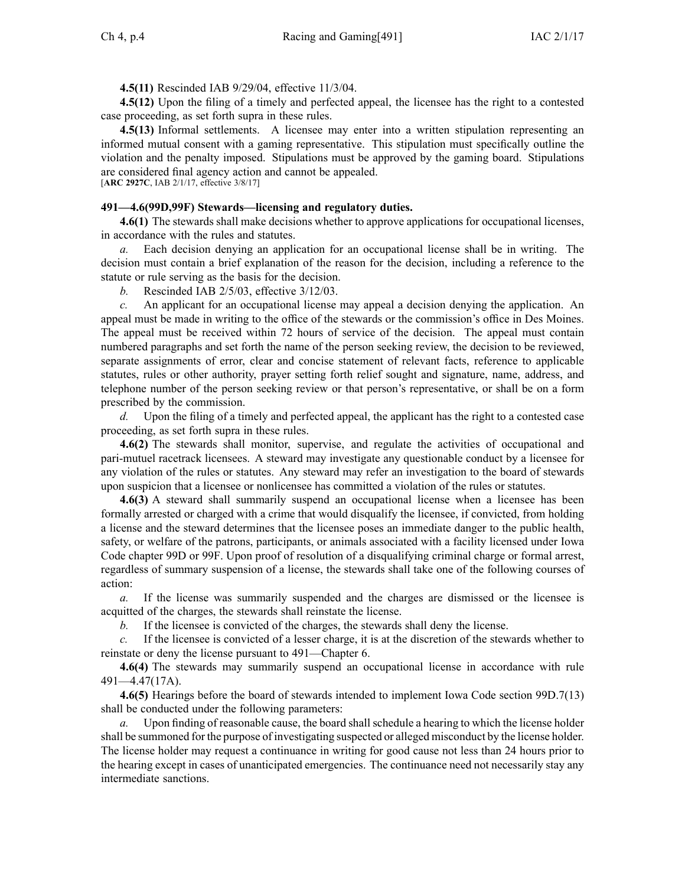**4.5(11)** Rescinded IAB 9/29/04, effective 11/3/04.

**4.5(12)** Upon the filing of a timely and perfected appeal, the licensee has the right to a contested case proceeding, as set forth supra in these rules.

**4.5(13)** Informal settlements. A licensee may enter into a written stipulation representing an informed mutual consent with a gaming representative. This stipulation must specifically outline the violation and the penalty imposed. Stipulations must be approved by the gaming board. Stipulations are considered final agency action and cannot be appealed.

[**ARC 2927C**, IAB 2/1/17, effective 3/8/17]

**491—4.6(99D,99F) Stewards—licensing and regulatory duties.**

**4.6(1)** The stewards shall make decisions whether to approve applications for occupational licenses, in accordance with the rules and statutes.

*a.* Each decision denying an application for an occupational license shall be in writing. The decision must contain a brief explanation of the reason for the decision, including a reference to the statute or rule serving as the basis for the decision.

*b.* Rescinded IAB 2/5/03, effective 3/12/03.

*c.* An applicant for an occupational license may appeal a decision denying the application. An appeal must be made in writing to the office of the stewards or the commission's office in Des Moines. The appeal must be received within 72 hours of service of the decision. The appeal must contain numbered paragraphs and set forth the name of the person seeking review, the decision to be reviewed, separate assignments of error, clear and concise statement of relevant facts, reference to applicable statutes, rules or other authority, prayer setting forth relief sought and signature, name, address, and telephone number of the person seeking review or that person's representative, or shall be on a form prescribed by the commission.

*d.* Upon the filing of a timely and perfected appeal, the applicant has the right to a contested case proceeding, as set forth supra in these rules.

**4.6(2)** The stewards shall monitor, supervise, and regulate the activities of occupational and pari-mutuel racetrack licensees. A steward may investigate any questionable conduct by a licensee for any violation of the rules or statutes. Any steward may refer an investigation to the board of stewards upon suspicion that a licensee or nonlicensee has committed a violation of the rules or statutes.

**4.6(3)** A steward shall summarily suspend an occupational license when a licensee has been formally arrested or charged with a crime that would disqualify the licensee, if convicted, from holding a license and the steward determines that the licensee poses an immediate danger to the public health, safety, or welfare of the patrons, participants, or animals associated with a facility licensed under Iowa Code chapter 99D or 99F. Upon proof of resolution of a disqualifying criminal charge or formal arrest, regardless of summary suspension of a license, the stewards shall take one of the following courses of action:

*a.* If the license was summarily suspended and the charges are dismissed or the licensee is acquitted of the charges, the stewards shall reinstate the license.

*b.* If the licensee is convicted of the charges, the stewards shall deny the license.

*c.* If the licensee is convicted of a lesser charge, it is at the discretion of the stewards whether to reinstate or deny the license pursuant to 491—Chapter 6.

**4.6(4)** The stewards may summarily suspend an occupational license in accordance with rule 491—4.47(17A).

**4.6(5)** Hearings before the board of stewards intended to implement Iowa Code section 99D.7(13) shall be conducted under the following parameters:

*a.* Upon finding of reasonable cause, the board shall schedule a hearing to which the license holder shall be summoned for the purpose of investigating suspected or alleged misconduct by the license holder. The license holder may request a continuance in writing for good cause not less than 24 hours prior to the hearing except in cases of unanticipated emergencies. The continuance need not necessarily stay any intermediate sanctions.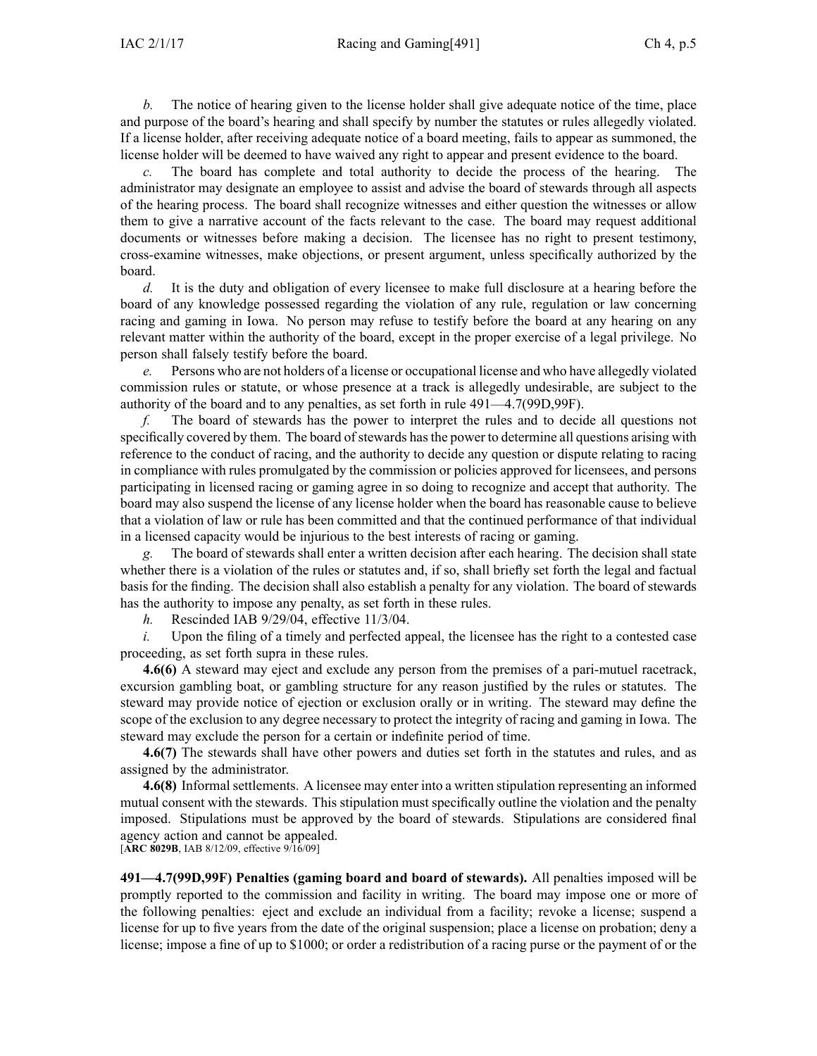*b.* The notice of hearing given to the license holder shall give adequate notice of the time, place and purpose of the board's hearing and shall specify by number the statutes or rules allegedly violated. If a license holder, after receiving adequate notice of a board meeting, fails to appear as summoned, the license holder will be deemed to have waived any right to appear and present evidence to the board.

*c.* The board has complete and total authority to decide the process of the hearing. The administrator may designate an employee to assist and advise the board of stewards through all aspects of the hearing process. The board shall recognize witnesses and either question the witnesses or allow them to give a narrative account of the facts relevant to the case. The board may request additional documents or witnesses before making a decision. The licensee has no right to present testimony, cross-examine witnesses, make objections, or present argument, unless specifically authorized by the board.

*d.* It is the duty and obligation of every licensee to make full disclosure at a hearing before the board of any knowledge possessed regarding the violation of any rule, regulation or law concerning racing and gaming in Iowa. No person may refuse to testify before the board at any hearing on any relevant matter within the authority of the board, except in the proper exercise of a legal privilege. No person shall falsely testify before the board.

*e.* Persons who are not holders of a license or occupational license and who have allegedly violated commission rules or statute, or whose presence at a track is allegedly undesirable, are subject to the authority of the board and to any penalties, as set forth in rule 491—4.7(99D,99F).

*f.* The board of stewards has the power to interpret the rules and to decide all questions not specifically covered by them. The board of stewards has the power to determine all questions arising with reference to the conduct of racing, and the authority to decide any question or dispute relating to racing in compliance with rules promulgated by the commission or policies approved for licensees, and persons participating in licensed racing or gaming agree in so doing to recognize and accept that authority. The board may also suspend the license of any license holder when the board has reasonable cause to believe that a violation of law or rule has been committed and that the continued performance of that individual in a licensed capacity would be injurious to the best interests of racing or gaming.

*g.* The board of stewards shall enter a written decision after each hearing. The decision shall state whether there is a violation of the rules or statutes and, if so, shall briefly set forth the legal and factual basis for the finding. The decision shall also establish a penalty for any violation. The board of stewards has the authority to impose any penalty, as set forth in these rules.

*h.* Rescinded IAB 9/29/04, effective 11/3/04.

*i.* Upon the filing of a timely and perfected appeal, the licensee has the right to a contested case proceeding, as set forth supra in these rules.

**4.6(6)** A steward may eject and exclude any person from the premises of a pari-mutuel racetrack, excursion gambling boat, or gambling structure for any reason justified by the rules or statutes. The steward may provide notice of ejection or exclusion orally or in writing. The steward may define the scope of the exclusion to any degree necessary to protect the integrity of racing and gaming in Iowa. The steward may exclude the person for a certain or indefinite period of time.

**4.6(7)** The stewards shall have other powers and duties set forth in the statutes and rules, and as assigned by the administrator.

**4.6(8)** Informal settlements. A licensee may enter into a written stipulation representing an informed mutual consent with the stewards. This stipulation must specifically outline the violation and the penalty imposed. Stipulations must be approved by the board of stewards. Stipulations are considered final agency action and cannot be appealed.

[**ARC 8029B**, IAB 8/12/09, effective 9/16/09]

**491—4.7(99D,99F) Penalties (gaming board and board of stewards).** All penalties imposed will be promptly reported to the commission and facility in writing. The board may impose one or more of the following penalties: eject and exclude an individual from a facility; revoke a license; suspend a license for up to five years from the date of the original suspension; place a license on probation; deny a license; impose a fine of up to $1000; or order a redistribution of a racing purse or the payment of or the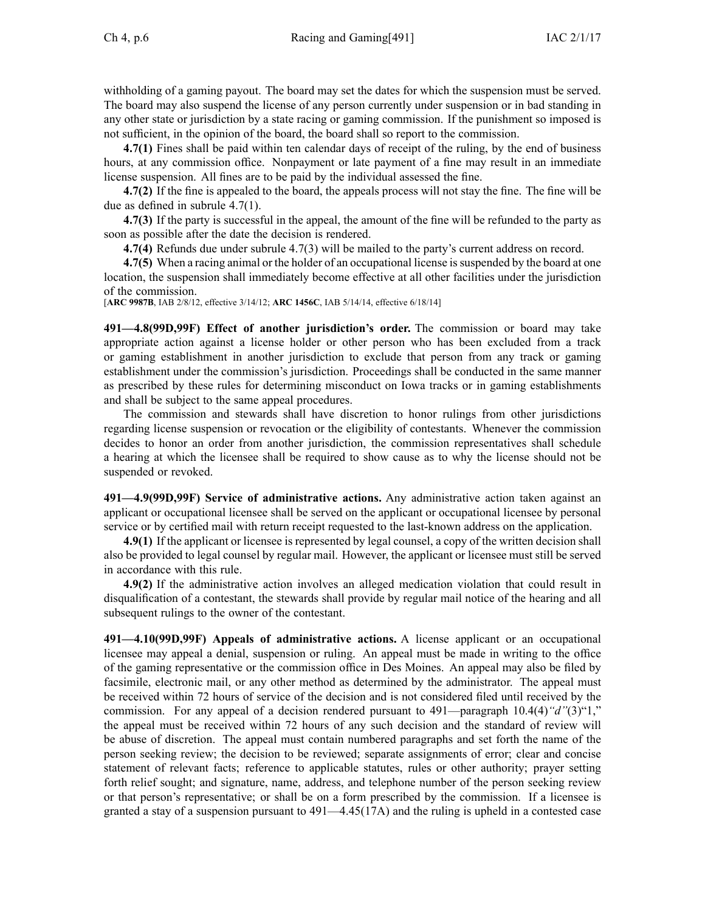withholding of a gaming payout. The board may set the dates for which the suspension must be served. The board may also suspend the license of any person currently under suspension or in bad standing in any other state or jurisdiction by a state racing or gaming commission. If the punishment so imposed is not sufficient, in the opinion of the board, the board shall so report to the commission.

**4.7(1)** Fines shall be paid within ten calendar days of receipt of the ruling, by the end of business hours, at any commission office. Nonpayment or late payment of a fine may result in an immediate license suspension. All fines are to be paid by the individual assessed the fine.

**4.7(2)** If the fine is appealed to the board, the appeals process will not stay the fine. The fine will be due as defined in subrule 4.7(1).

**4.7(3)** If the party is successful in the appeal, the amount of the fine will be refunded to the party as soon as possible after the date the decision is rendered.

**4.7(4)** Refunds due under subrule 4.7(3) will be mailed to the party's current address on record.

**4.7(5)** When a racing animal or the holder of an occupational license is suspended by the board at one location, the suspension shall immediately become effective at all other facilities under the jurisdiction of the commission.

[**ARC 9987B**, IAB 2/8/12, effective 3/14/12; **ARC 1456C**, IAB 5/14/14, effective 6/18/14]

**491—4.8(99D,99F) Effect of another jurisdiction's order.** The commission or board may take appropriate action against a license holder or other person who has been excluded from a track or gaming establishment in another jurisdiction to exclude that person from any track or gaming establishment under the commission's jurisdiction. Proceedings shall be conducted in the same manner as prescribed by these rules for determining misconduct on Iowa tracks or in gaming establishments and shall be subject to the same appeal procedures.

The commission and stewards shall have discretion to honor rulings from other jurisdictions regarding license suspension or revocation or the eligibility of contestants. Whenever the commission decides to honor an order from another jurisdiction, the commission representatives shall schedule a hearing at which the licensee shall be required to show cause as to why the license should not be suspended or revoked.

**491—4.9(99D,99F) Service of administrative actions.** Any administrative action taken against an applicant or occupational licensee shall be served on the applicant or occupational licensee by personal service or by certified mail with return receipt requested to the last-known address on the application.

**4.9(1)** If the applicant or licensee is represented by legal counsel, a copy of the written decision shall also be provided to legal counsel by regular mail. However, the applicant or licensee must still be served in accordance with this rule.

**4.9(2)** If the administrative action involves an alleged medication violation that could result in disqualification of a contestant, the stewards shall provide by regular mail notice of the hearing and all subsequent rulings to the owner of the contestant.

**491—4.10(99D,99F) Appeals of administrative actions.** A license applicant or an occupational licensee may appeal a denial, suspension or ruling. An appeal must be made in writing to the office of the gaming representative or the commission office in Des Moines. An appeal may also be filed by facsimile, electronic mail, or any other method as determined by the administrator. The appeal must be received within 72 hours of service of the decision and is not considered filed until received by the commission. For any appeal of a decision rendered pursuant to 491—paragraph 10.4(4)*"d"*(3)"1," the appeal must be received within 72 hours of any such decision and the standard of review will be abuse of discretion. The appeal must contain numbered paragraphs and set forth the name of the person seeking review; the decision to be reviewed; separate assignments of error; clear and concise statement of relevant facts; reference to applicable statutes, rules or other authority; prayer setting forth relief sought; and signature, name, address, and telephone number of the person seeking review or that person's representative; or shall be on a form prescribed by the commission. If a licensee is granted a stay of a suspension pursuant to 491—4.45(17A) and the ruling is upheld in a contested case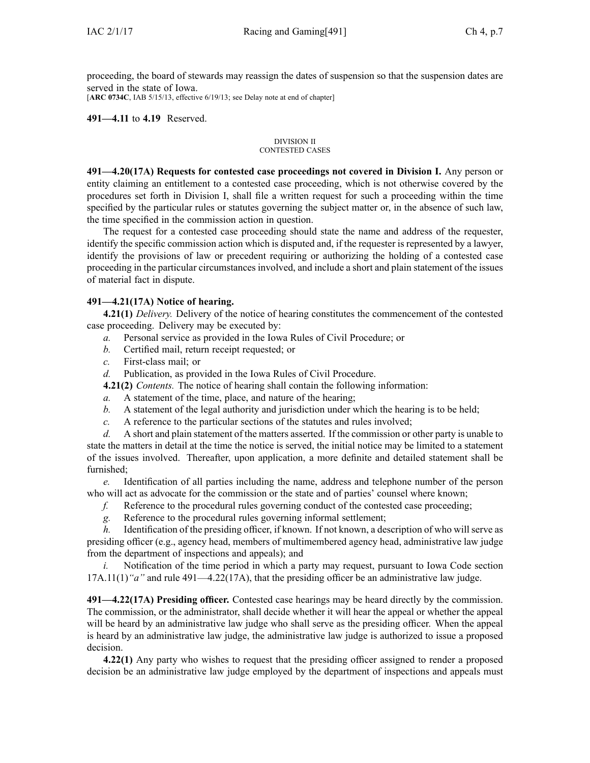proceeding, the board of stewards may reassign the dates of suspension so that the suspension dates are served in the state of Iowa.
[**ARC 0734C**, IAB 5/15/13, effective 6/19/13; see Delay note at end of chapter]

**491—4.11** to **4.19** Reserved.

DIVISION II
CONTESTED CASES

**491—4.20(17A) Requests for contested case proceedings not covered in Division I.** Any person or entity claiming an entitlement to a contested case proceeding, which is not otherwise covered by the procedures set forth in Division I, shall file a written request for such a proceeding within the time specified by the particular rules or statutes governing the subject matter or, in the absence of such law, the time specified in the commission action in question.

The request for a contested case proceeding should state the name and address of the requester, identify the specific commission action which is disputed and, if the requester is represented by a lawyer, identify the provisions of law or precedent requiring or authorizing the holding of a contested case proceeding in the particular circumstances involved, and include a short and plain statement of the issues of material fact in dispute.

**491—4.21(17A) Notice of hearing.**

**4.21(1)** *Delivery.* Delivery of the notice of hearing constitutes the commencement of the contested case proceeding. Delivery may be executed by:

*a.* Personal service as provided in the Iowa Rules of Civil Procedure; or

*b.* Certified mail, return receipt requested; or

*c.* First-class mail; or

*d.* Publication, as provided in the Iowa Rules of Civil Procedure.

**4.21(2)** *Contents.* The notice of hearing shall contain the following information:

*a.* A statement of the time, place, and nature of the hearing;

*b.* A statement of the legal authority and jurisdiction under which the hearing is to be held;

*c.* A reference to the particular sections of the statutes and rules involved;

*d.* A short and plain statement of the matters asserted. If the commission or other party is unable to state the matters in detail at the time the notice is served, the initial notice may be limited to a statement of the issues involved. Thereafter, upon application, a more definite and detailed statement shall be furnished;

*e.* Identification of all parties including the name, address and telephone number of the person who will act as advocate for the commission or the state and of parties' counsel where known;

*f.* Reference to the procedural rules governing conduct of the contested case proceeding;

*g.* Reference to the procedural rules governing informal settlement;

*h.* Identification of the presiding officer, if known. If not known, a description of who will serve as presiding officer (e.g., agency head, members of multimembered agency head, administrative law judge from the department of inspections and appeals); and

*i.* Notification of the time period in which a party may request, pursuant to Iowa Code section 17A.11(1)*"a"* and rule 491—4.22(17A), that the presiding officer be an administrative law judge.

**491—4.22(17A) Presiding officer.** Contested case hearings may be heard directly by the commission. The commission, or the administrator, shall decide whether it will hear the appeal or whether the appeal will be heard by an administrative law judge who shall serve as the presiding officer. When the appeal is heard by an administrative law judge, the administrative law judge is authorized to issue a proposed decision.

**4.22(1)** Any party who wishes to request that the presiding officer assigned to render a proposed decision be an administrative law judge employed by the department of inspections and appeals must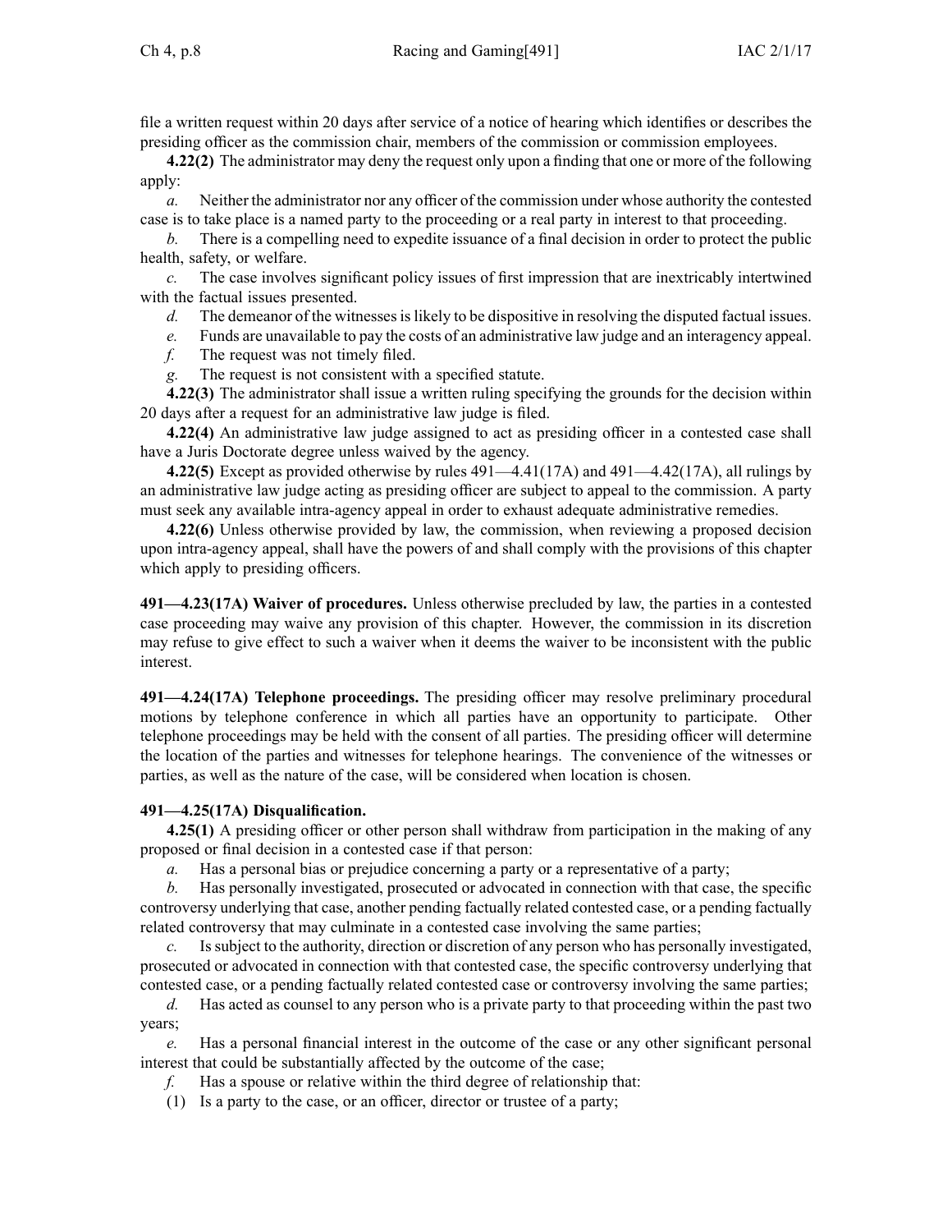file a written request within 20 days after service of a notice of hearing which identifies or describes the presiding officer as the commission chair, members of the commission or commission employees.

**4.22(2)** The administrator may deny the request only upon a finding that one or more of the following apply:

*a.* Neither the administrator nor any officer of the commission under whose authority the contested case is to take place is a named party to the proceeding or a real party in interest to that proceeding.

*b.* There is a compelling need to expedite issuance of a final decision in order to protect the public health, safety, or welfare.

*c.* The case involves significant policy issues of first impression that are inextricably intertwined with the factual issues presented.

*d.* The demeanor of the witnesses is likely to be dispositive in resolving the disputed factual issues.

*e.* Funds are unavailable to pay the costs of an administrative law judge and an interagency appeal.

*f.* The request was not timely filed.

*g.* The request is not consistent with a specified statute.

**4.22(3)** The administrator shall issue a written ruling specifying the grounds for the decision within 20 days after a request for an administrative law judge is filed.

**4.22(4)** An administrative law judge assigned to act as presiding officer in a contested case shall have a Juris Doctorate degree unless waived by the agency.

**4.22(5)** Except as provided otherwise by rules 491—4.41(17A) and 491—4.42(17A), all rulings by an administrative law judge acting as presiding officer are subject to appeal to the commission. A party must seek any available intra-agency appeal in order to exhaust adequate administrative remedies.

**4.22(6)** Unless otherwise provided by law, the commission, when reviewing a proposed decision upon intra-agency appeal, shall have the powers of and shall comply with the provisions of this chapter which apply to presiding officers.

**491—4.23(17A) Waiver of procedures.** Unless otherwise precluded by law, the parties in a contested case proceeding may waive any provision of this chapter. However, the commission in its discretion may refuse to give effect to such a waiver when it deems the waiver to be inconsistent with the public interest.

**491—4.24(17A) Telephone proceedings.** The presiding officer may resolve preliminary procedural motions by telephone conference in which all parties have an opportunity to participate. Other telephone proceedings may be held with the consent of all parties. The presiding officer will determine the location of the parties and witnesses for telephone hearings. The convenience of the witnesses or parties, as well as the nature of the case, will be considered when location is chosen.

**491—4.25(17A) Disqualification.**

**4.25(1)** A presiding officer or other person shall withdraw from participation in the making of any proposed or final decision in a contested case if that person:

*a.* Has a personal bias or prejudice concerning a party or a representative of a party;

*b.* Has personally investigated, prosecuted or advocated in connection with that case, the specific controversy underlying that case, another pending factually related contested case, or a pending factually related controversy that may culminate in a contested case involving the same parties;

*c.* Is subject to the authority, direction or discretion of any person who has personally investigated, prosecuted or advocated in connection with that contested case, the specific controversy underlying that contested case, or a pending factually related contested case or controversy involving the same parties;

*d.* Has acted as counsel to any person who is a private party to that proceeding within the past two years;

*e.* Has a personal financial interest in the outcome of the case or any other significant personal interest that could be substantially affected by the outcome of the case;

*f.* Has a spouse or relative within the third degree of relationship that:

(1) Is a party to the case, or an officer, director or trustee of a party;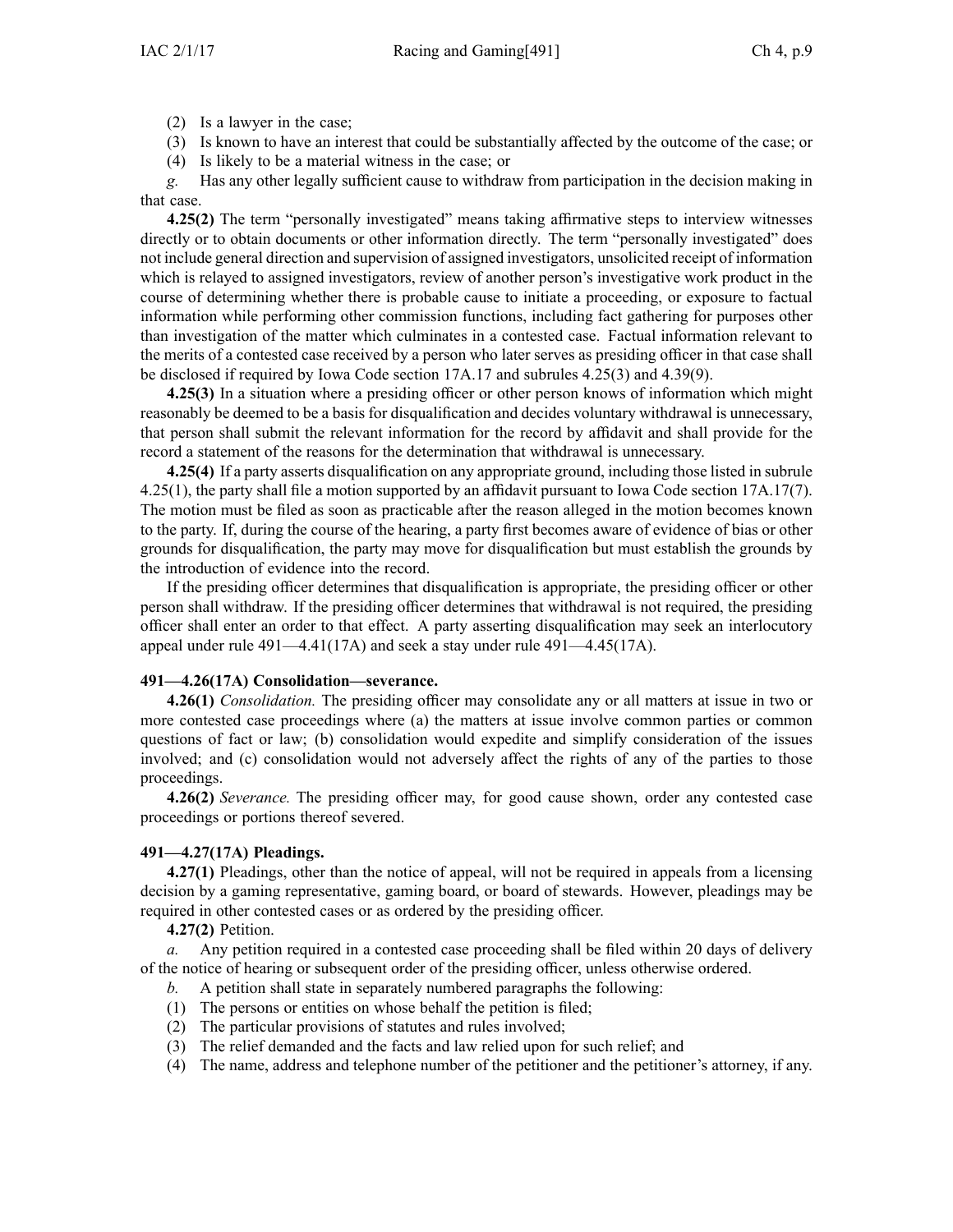(2) Is a lawyer in the case;

(3) Is known to have an interest that could be substantially affected by the outcome of the case; or

(4) Is likely to be a material witness in the case; or

*g.* Has any other legally sufficient cause to withdraw from participation in the decision making in that case.

**4.25(2)** The term "personally investigated" means taking affirmative steps to interview witnesses directly or to obtain documents or other information directly. The term "personally investigated" does not include general direction and supervision of assigned investigators, unsolicited receipt of information which is relayed to assigned investigators, review of another person's investigative work product in the course of determining whether there is probable cause to initiate a proceeding, or exposure to factual information while performing other commission functions, including fact gathering for purposes other than investigation of the matter which culminates in a contested case. Factual information relevant to the merits of a contested case received by a person who later serves as presiding officer in that case shall be disclosed if required by Iowa Code section 17A.17 and subrules 4.25(3) and 4.39(9).

**4.25(3)** In a situation where a presiding officer or other person knows of information which might reasonably be deemed to be a basis for disqualification and decides voluntary withdrawal is unnecessary, that person shall submit the relevant information for the record by affidavit and shall provide for the record a statement of the reasons for the determination that withdrawal is unnecessary.

**4.25(4)** If a party asserts disqualification on any appropriate ground, including those listed in subrule 4.25(1), the party shall file a motion supported by an affidavit pursuant to Iowa Code section 17A.17(7). The motion must be filed as soon as practicable after the reason alleged in the motion becomes known to the party. If, during the course of the hearing, a party first becomes aware of evidence of bias or other grounds for disqualification, the party may move for disqualification but must establish the grounds by the introduction of evidence into the record.

If the presiding officer determines that disqualification is appropriate, the presiding officer or other person shall withdraw. If the presiding officer determines that withdrawal is not required, the presiding officer shall enter an order to that effect. A party asserting disqualification may seek an interlocutory appeal under rule 491—4.41(17A) and seek a stay under rule 491—4.45(17A).

**491—4.26(17A) Consolidation—severance.**

**4.26(1)** *Consolidation.* The presiding officer may consolidate any or all matters at issue in two or more contested case proceedings where (a) the matters at issue involve common parties or common questions of fact or law; (b) consolidation would expedite and simplify consideration of the issues involved; and (c) consolidation would not adversely affect the rights of any of the parties to those proceedings.

**4.26(2)** *Severance.* The presiding officer may, for good cause shown, order any contested case proceedings or portions thereof severed.

**491—4.27(17A) Pleadings.**

**4.27(1)** Pleadings, other than the notice of appeal, will not be required in appeals from a licensing decision by a gaming representative, gaming board, or board of stewards. However, pleadings may be required in other contested cases or as ordered by the presiding officer.

**4.27(2)** Petition.

*a.* Any petition required in a contested case proceeding shall be filed within 20 days of delivery of the notice of hearing or subsequent order of the presiding officer, unless otherwise ordered.

*b.* A petition shall state in separately numbered paragraphs the following:

(1) The persons or entities on whose behalf the petition is filed;

(2) The particular provisions of statutes and rules involved;

(3) The relief demanded and the facts and law relied upon for such relief; and

(4) The name, address and telephone number of the petitioner and the petitioner's attorney, if any.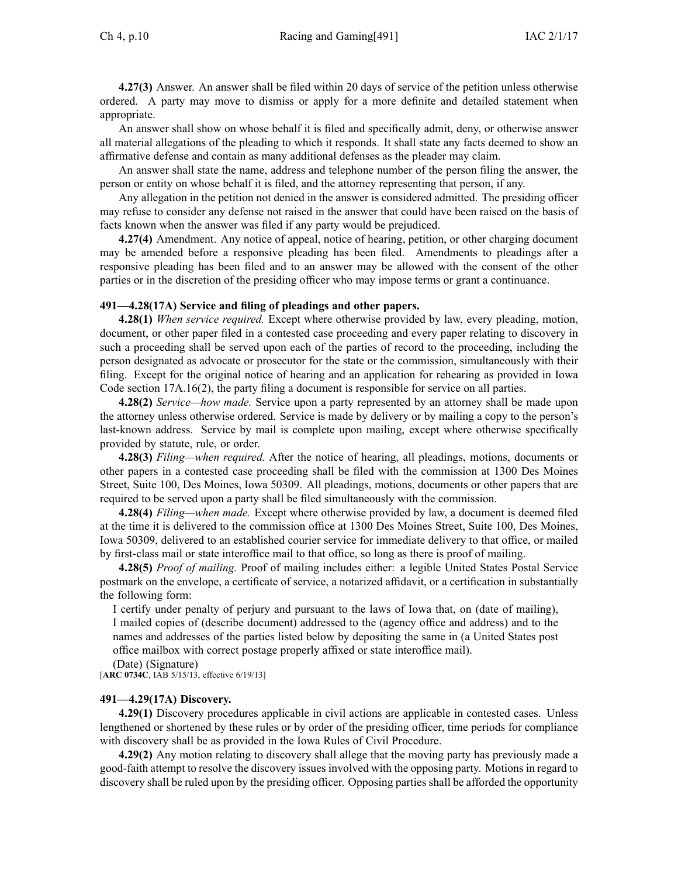**4.27(3)** Answer. An answer shall be filed within 20 days of service of the petition unless otherwise ordered. A party may move to dismiss or apply for a more definite and detailed statement when appropriate.

An answer shall show on whose behalf it is filed and specifically admit, deny, or otherwise answer all material allegations of the pleading to which it responds. It shall state any facts deemed to show an affirmative defense and contain as many additional defenses as the pleader may claim.

An answer shall state the name, address and telephone number of the person filing the answer, the person or entity on whose behalf it is filed, and the attorney representing that person, if any.

Any allegation in the petition not denied in the answer is considered admitted. The presiding officer may refuse to consider any defense not raised in the answer that could have been raised on the basis of facts known when the answer was filed if any party would be prejudiced.

**4.27(4)** Amendment. Any notice of appeal, notice of hearing, petition, or other charging document may be amended before a responsive pleading has been filed. Amendments to pleadings after a responsive pleading has been filed and to an answer may be allowed with the consent of the other parties or in the discretion of the presiding officer who may impose terms or grant a continuance.

### 491—4.28(17A) Service and filing of pleadings and other papers.

**4.28(1)** *When service required.* Except where otherwise provided by law, every pleading, motion, document, or other paper filed in a contested case proceeding and every paper relating to discovery in such a proceeding shall be served upon each of the parties of record to the proceeding, including the person designated as advocate or prosecutor for the state or the commission, simultaneously with their filing. Except for the original notice of hearing and an application for rehearing as provided in Iowa Code section 17A.16(2), the party filing a document is responsible for service on all parties.

**4.28(2)** *Service—how made.* Service upon a party represented by an attorney shall be made upon the attorney unless otherwise ordered. Service is made by delivery or by mailing a copy to the person's last-known address. Service by mail is complete upon mailing, except where otherwise specifically provided by statute, rule, or order.

**4.28(3)** *Filing—when required.* After the notice of hearing, all pleadings, motions, documents or other papers in a contested case proceeding shall be filed with the commission at 1300 Des Moines Street, Suite 100, Des Moines, Iowa 50309. All pleadings, motions, documents or other papers that are required to be served upon a party shall be filed simultaneously with the commission.

**4.28(4)** *Filing—when made.* Except where otherwise provided by law, a document is deemed filed at the time it is delivered to the commission office at 1300 Des Moines Street, Suite 100, Des Moines, Iowa 50309, delivered to an established courier service for immediate delivery to that office, or mailed by first-class mail or state interoffice mail to that office, so long as there is proof of mailing.

**4.28(5)** *Proof of mailing.* Proof of mailing includes either: a legible United States Postal Service postmark on the envelope, a certificate of service, a notarized affidavit, or a certification in substantially the following form:

> I certify under penalty of perjury and pursuant to the laws of Iowa that, on (date of mailing), I mailed copies of (describe document) addressed to the (agency office and address) and to the names and addresses of the parties listed below by depositing the same in (a United States post office mailbox with correct postage properly affixed or state interoffice mail).
>
> (Date) (Signature)

[**ARC 0734C**, IAB 5/15/13, effective 6/19/13]

### 491—4.29(17A) Discovery.

**4.29(1)** Discovery procedures applicable in civil actions are applicable in contested cases. Unless lengthened or shortened by these rules or by order of the presiding officer, time periods for compliance with discovery shall be as provided in the Iowa Rules of Civil Procedure.

**4.29(2)** Any motion relating to discovery shall allege that the moving party has previously made a good-faith attempt to resolve the discovery issues involved with the opposing party. Motions in regard to discovery shall be ruled upon by the presiding officer. Opposing parties shall be afforded the opportunity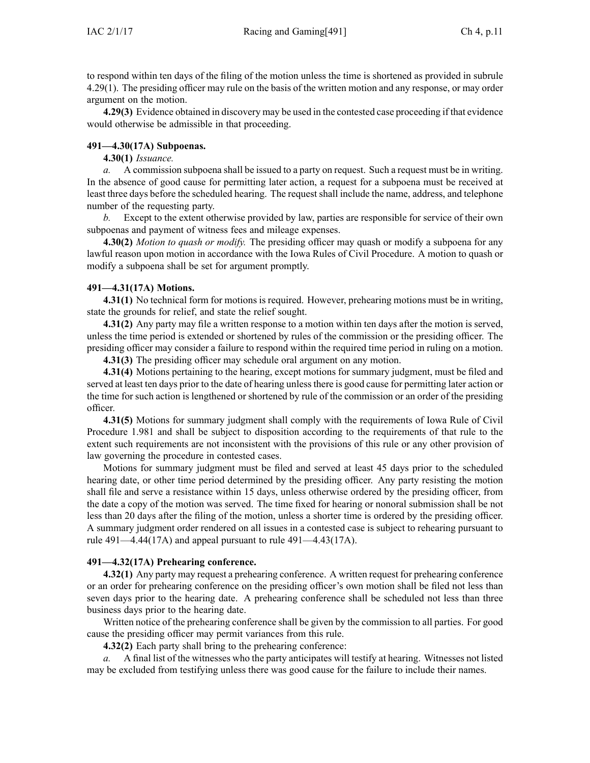to respond within ten days of the filing of the motion unless the time is shortened as provided in subrule 4.29(1). The presiding officer may rule on the basis of the written motion and any response, or may order argument on the motion.

**4.29(3)** Evidence obtained in discovery may be used in the contested case proceeding if that evidence would otherwise be admissible in that proceeding.

**491—4.30(17A) Subpoenas.**

**4.30(1)** *Issuance.*

*a.* A commission subpoena shall be issued to a party on request. Such a request must be in writing. In the absence of good cause for permitting later action, a request for a subpoena must be received at least three days before the scheduled hearing. The request shall include the name, address, and telephone number of the requesting party.

*b.* Except to the extent otherwise provided by law, parties are responsible for service of their own subpoenas and payment of witness fees and mileage expenses.

**4.30(2)** *Motion to quash or modify.* The presiding officer may quash or modify a subpoena for any lawful reason upon motion in accordance with the Iowa Rules of Civil Procedure. A motion to quash or modify a subpoena shall be set for argument promptly.

**491—4.31(17A) Motions.**

**4.31(1)** No technical form for motions is required. However, prehearing motions must be in writing, state the grounds for relief, and state the relief sought.

**4.31(2)** Any party may file a written response to a motion within ten days after the motion is served, unless the time period is extended or shortened by rules of the commission or the presiding officer. The presiding officer may consider a failure to respond within the required time period in ruling on a motion.

**4.31(3)** The presiding officer may schedule oral argument on any motion.

**4.31(4)** Motions pertaining to the hearing, except motions for summary judgment, must be filed and served at least ten days prior to the date of hearing unless there is good cause for permitting later action or the time for such action is lengthened or shortened by rule of the commission or an order of the presiding officer.

**4.31(5)** Motions for summary judgment shall comply with the requirements of Iowa Rule of Civil Procedure 1.981 and shall be subject to disposition according to the requirements of that rule to the extent such requirements are not inconsistent with the provisions of this rule or any other provision of law governing the procedure in contested cases.

Motions for summary judgment must be filed and served at least 45 days prior to the scheduled hearing date, or other time period determined by the presiding officer. Any party resisting the motion shall file and serve a resistance within 15 days, unless otherwise ordered by the presiding officer, from the date a copy of the motion was served. The time fixed for hearing or nonoral submission shall be not less than 20 days after the filing of the motion, unless a shorter time is ordered by the presiding officer. A summary judgment order rendered on all issues in a contested case is subject to rehearing pursuant to rule 491—4.44(17A) and appeal pursuant to rule 491—4.43(17A).

**491—4.32(17A) Prehearing conference.**

**4.32(1)** Any party may request a prehearing conference. A written request for prehearing conference or an order for prehearing conference on the presiding officer's own motion shall be filed not less than seven days prior to the hearing date. A prehearing conference shall be scheduled not less than three business days prior to the hearing date.

Written notice of the prehearing conference shall be given by the commission to all parties. For good cause the presiding officer may permit variances from this rule.

**4.32(2)** Each party shall bring to the prehearing conference:

*a.* A final list of the witnesses who the party anticipates will testify at hearing. Witnesses not listed may be excluded from testifying unless there was good cause for the failure to include their names.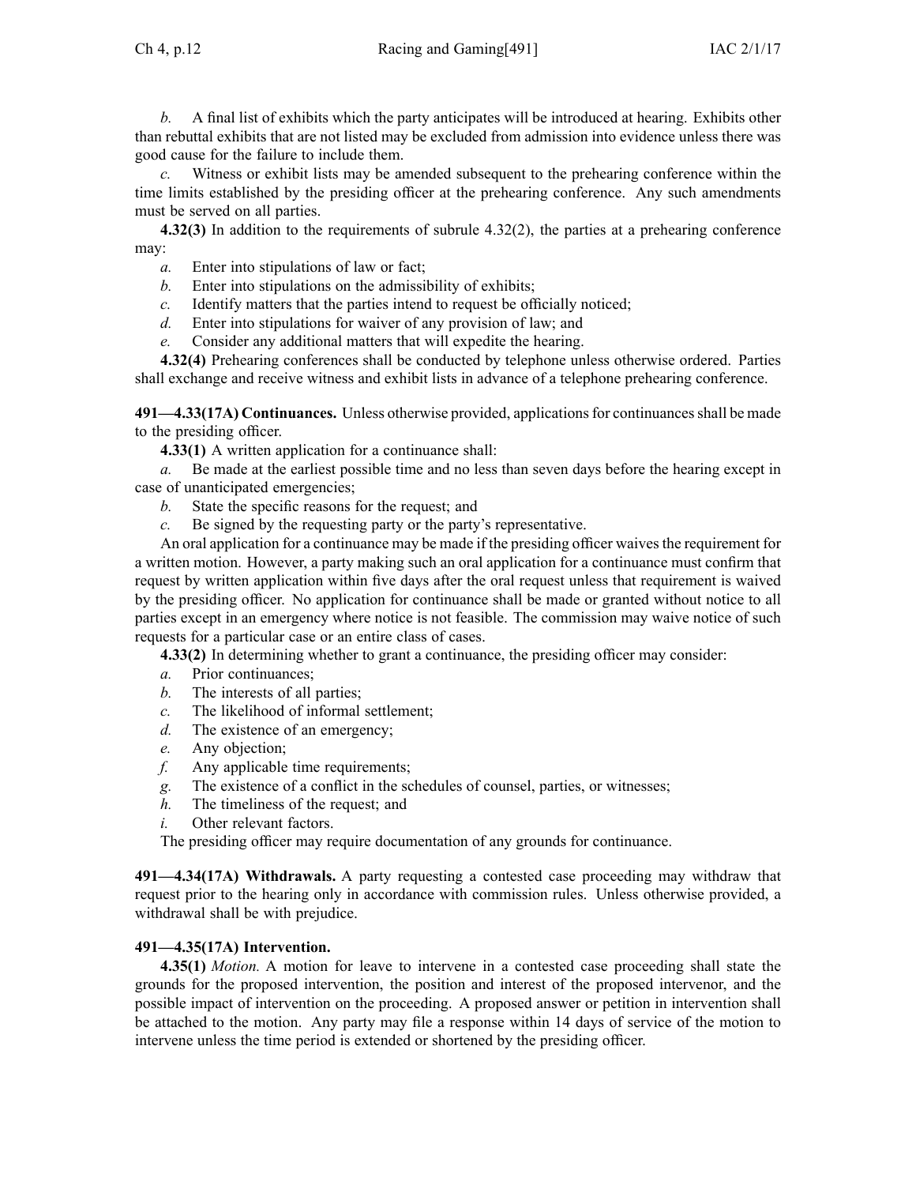*b.* A final list of exhibits which the party anticipates will be introduced at hearing. Exhibits other than rebuttal exhibits that are not listed may be excluded from admission into evidence unless there was good cause for the failure to include them.

*c.* Witness or exhibit lists may be amended subsequent to the prehearing conference within the time limits established by the presiding officer at the prehearing conference. Any such amendments must be served on all parties.

**4.32(3)** In addition to the requirements of subrule 4.32(2), the parties at a prehearing conference may:

*a.* Enter into stipulations of law or fact;

*b.* Enter into stipulations on the admissibility of exhibits;

*c.* Identify matters that the parties intend to request be officially noticed;

*d.* Enter into stipulations for waiver of any provision of law; and

*e.* Consider any additional matters that will expedite the hearing.

**4.32(4)** Prehearing conferences shall be conducted by telephone unless otherwise ordered. Parties shall exchange and receive witness and exhibit lists in advance of a telephone prehearing conference.

**491—4.33(17A) Continuances.** Unless otherwise provided, applications for continuances shall be made to the presiding officer.

**4.33(1)** A written application for a continuance shall:

*a.* Be made at the earliest possible time and no less than seven days before the hearing except in case of unanticipated emergencies;

*b.* State the specific reasons for the request; and

*c.* Be signed by the requesting party or the party's representative.

An oral application for a continuance may be made if the presiding officer waives the requirement for a written motion. However, a party making such an oral application for a continuance must confirm that request by written application within five days after the oral request unless that requirement is waived by the presiding officer. No application for continuance shall be made or granted without notice to all parties except in an emergency where notice is not feasible. The commission may waive notice of such requests for a particular case or an entire class of cases.

**4.33(2)** In determining whether to grant a continuance, the presiding officer may consider:

*a.* Prior continuances;

*b.* The interests of all parties;

*c.* The likelihood of informal settlement;

*d.* The existence of an emergency;

*e.* Any objection;

*f.* Any applicable time requirements;

*g.* The existence of a conflict in the schedules of counsel, parties, or witnesses;

*h.* The timeliness of the request; and

*i.* Other relevant factors.

The presiding officer may require documentation of any grounds for continuance.

**491—4.34(17A) Withdrawals.** A party requesting a contested case proceeding may withdraw that request prior to the hearing only in accordance with commission rules. Unless otherwise provided, a withdrawal shall be with prejudice.

**491—4.35(17A) Intervention.**

**4.35(1)** *Motion.* A motion for leave to intervene in a contested case proceeding shall state the grounds for the proposed intervention, the position and interest of the proposed intervenor, and the possible impact of intervention on the proceeding. A proposed answer or petition in intervention shall be attached to the motion. Any party may file a response within 14 days of service of the motion to intervene unless the time period is extended or shortened by the presiding officer.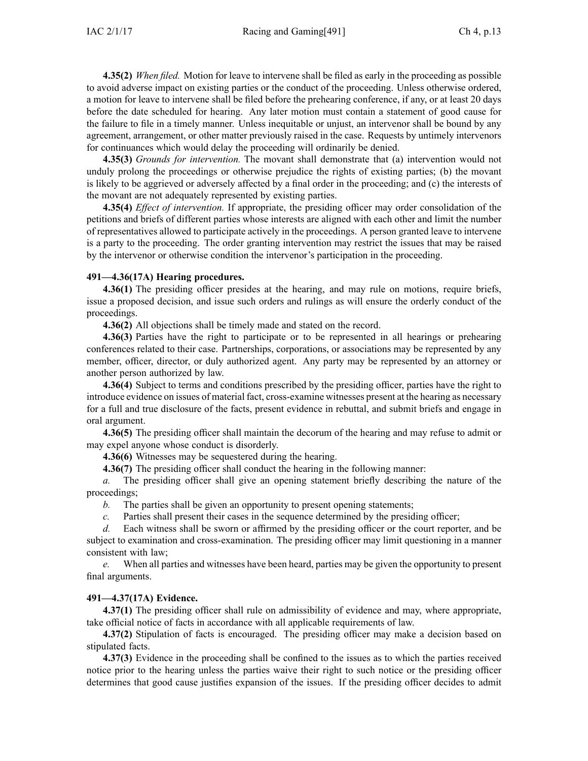**4.35(2)** *When filed.* Motion for leave to intervene shall be filed as early in the proceeding as possible to avoid adverse impact on existing parties or the conduct of the proceeding. Unless otherwise ordered, a motion for leave to intervene shall be filed before the prehearing conference, if any, or at least 20 days before the date scheduled for hearing. Any later motion must contain a statement of good cause for the failure to file in a timely manner. Unless inequitable or unjust, an intervenor shall be bound by any agreement, arrangement, or other matter previously raised in the case. Requests by untimely intervenors for continuances which would delay the proceeding will ordinarily be denied.

**4.35(3)** *Grounds for intervention.* The movant shall demonstrate that (a) intervention would not unduly prolong the proceedings or otherwise prejudice the rights of existing parties; (b) the movant is likely to be aggrieved or adversely affected by a final order in the proceeding; and (c) the interests of the movant are not adequately represented by existing parties.

**4.35(4)** *Effect of intervention.* If appropriate, the presiding officer may order consolidation of the petitions and briefs of different parties whose interests are aligned with each other and limit the number of representatives allowed to participate actively in the proceedings. A person granted leave to intervene is a party to the proceeding. The order granting intervention may restrict the issues that may be raised by the intervenor or otherwise condition the intervenor's participation in the proceeding.

**491—4.36(17A) Hearing procedures.**

**4.36(1)** The presiding officer presides at the hearing, and may rule on motions, require briefs, issue a proposed decision, and issue such orders and rulings as will ensure the orderly conduct of the proceedings.

**4.36(2)** All objections shall be timely made and stated on the record.

**4.36(3)** Parties have the right to participate or to be represented in all hearings or prehearing conferences related to their case. Partnerships, corporations, or associations may be represented by any member, officer, director, or duly authorized agent. Any party may be represented by an attorney or another person authorized by law.

**4.36(4)** Subject to terms and conditions prescribed by the presiding officer, parties have the right to introduce evidence on issues of material fact, cross-examine witnesses present at the hearing as necessary for a full and true disclosure of the facts, present evidence in rebuttal, and submit briefs and engage in oral argument.

**4.36(5)** The presiding officer shall maintain the decorum of the hearing and may refuse to admit or may expel anyone whose conduct is disorderly.

**4.36(6)** Witnesses may be sequestered during the hearing.

**4.36(7)** The presiding officer shall conduct the hearing in the following manner:

*a.* The presiding officer shall give an opening statement briefly describing the nature of the proceedings;

*b.* The parties shall be given an opportunity to present opening statements;

*c.* Parties shall present their cases in the sequence determined by the presiding officer;

*d.* Each witness shall be sworn or affirmed by the presiding officer or the court reporter, and be subject to examination and cross-examination. The presiding officer may limit questioning in a manner consistent with law;

*e.* When all parties and witnesses have been heard, parties may be given the opportunity to present final arguments.

**491—4.37(17A) Evidence.**

**4.37(1)** The presiding officer shall rule on admissibility of evidence and may, where appropriate, take official notice of facts in accordance with all applicable requirements of law.

**4.37(2)** Stipulation of facts is encouraged. The presiding officer may make a decision based on stipulated facts.

**4.37(3)** Evidence in the proceeding shall be confined to the issues as to which the parties received notice prior to the hearing unless the parties waive their right to such notice or the presiding officer determines that good cause justifies expansion of the issues. If the presiding officer decides to admit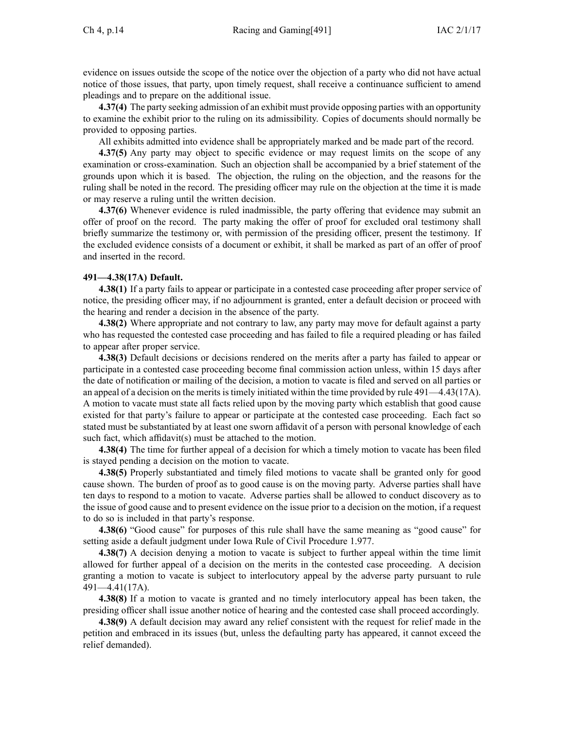evidence on issues outside the scope of the notice over the objection of a party who did not have actual notice of those issues, that party, upon timely request, shall receive a continuance sufficient to amend pleadings and to prepare on the additional issue.

**4.37(4)** The party seeking admission of an exhibit must provide opposing parties with an opportunity to examine the exhibit prior to the ruling on its admissibility. Copies of documents should normally be provided to opposing parties.

All exhibits admitted into evidence shall be appropriately marked and be made part of the record.

**4.37(5)** Any party may object to specific evidence or may request limits on the scope of any examination or cross-examination. Such an objection shall be accompanied by a brief statement of the grounds upon which it is based. The objection, the ruling on the objection, and the reasons for the ruling shall be noted in the record. The presiding officer may rule on the objection at the time it is made or may reserve a ruling until the written decision.

**4.37(6)** Whenever evidence is ruled inadmissible, the party offering that evidence may submit an offer of proof on the record. The party making the offer of proof for excluded oral testimony shall briefly summarize the testimony or, with permission of the presiding officer, present the testimony. If the excluded evidence consists of a document or exhibit, it shall be marked as part of an offer of proof and inserted in the record.

**491—4.38(17A) Default.**

**4.38(1)** If a party fails to appear or participate in a contested case proceeding after proper service of notice, the presiding officer may, if no adjournment is granted, enter a default decision or proceed with the hearing and render a decision in the absence of the party.

**4.38(2)** Where appropriate and not contrary to law, any party may move for default against a party who has requested the contested case proceeding and has failed to file a required pleading or has failed to appear after proper service.

**4.38(3)** Default decisions or decisions rendered on the merits after a party has failed to appear or participate in a contested case proceeding become final commission action unless, within 15 days after the date of notification or mailing of the decision, a motion to vacate is filed and served on all parties or an appeal of a decision on the merits is timely initiated within the time provided by rule 491—4.43(17A). A motion to vacate must state all facts relied upon by the moving party which establish that good cause existed for that party's failure to appear or participate at the contested case proceeding. Each fact so stated must be substantiated by at least one sworn affidavit of a person with personal knowledge of each such fact, which affidavit(s) must be attached to the motion.

**4.38(4)** The time for further appeal of a decision for which a timely motion to vacate has been filed is stayed pending a decision on the motion to vacate.

**4.38(5)** Properly substantiated and timely filed motions to vacate shall be granted only for good cause shown. The burden of proof as to good cause is on the moving party. Adverse parties shall have ten days to respond to a motion to vacate. Adverse parties shall be allowed to conduct discovery as to the issue of good cause and to present evidence on the issue prior to a decision on the motion, if a request to do so is included in that party's response.

**4.38(6)** "Good cause" for purposes of this rule shall have the same meaning as "good cause" for setting aside a default judgment under Iowa Rule of Civil Procedure 1.977.

**4.38(7)** A decision denying a motion to vacate is subject to further appeal within the time limit allowed for further appeal of a decision on the merits in the contested case proceeding. A decision granting a motion to vacate is subject to interlocutory appeal by the adverse party pursuant to rule 491—4.41(17A).

**4.38(8)** If a motion to vacate is granted and no timely interlocutory appeal has been taken, the presiding officer shall issue another notice of hearing and the contested case shall proceed accordingly.

**4.38(9)** A default decision may award any relief consistent with the request for relief made in the petition and embraced in its issues (but, unless the defaulting party has appeared, it cannot exceed the relief demanded).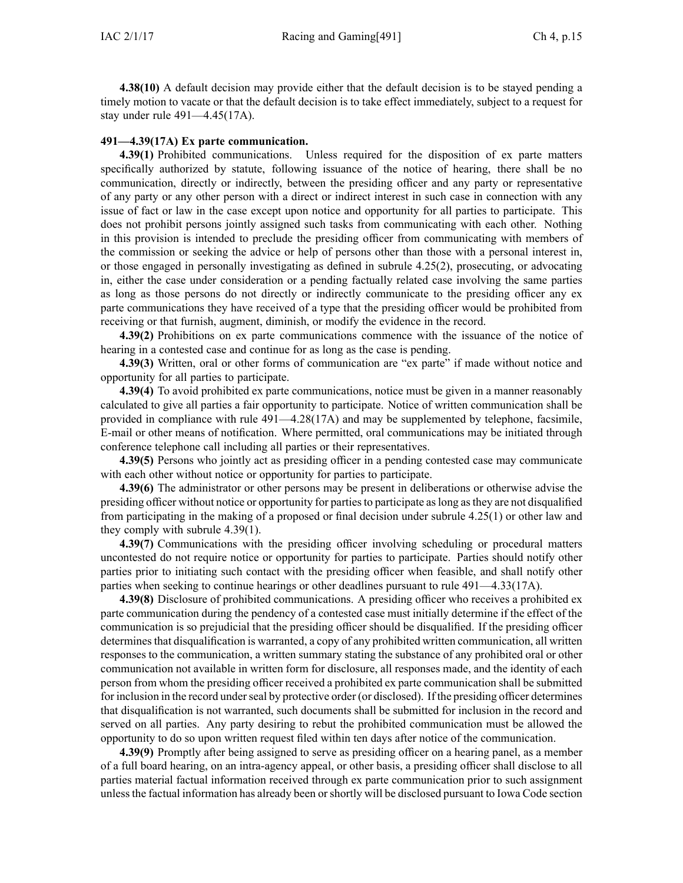**4.38(10)** A default decision may provide either that the default decision is to be stayed pending a timely motion to vacate or that the default decision is to take effect immediately, subject to a request for stay under rule 491—4.45(17A).

**491—4.39(17A) Ex parte communication.**

**4.39(1)** Prohibited communications. Unless required for the disposition of ex parte matters specifically authorized by statute, following issuance of the notice of hearing, there shall be no communication, directly or indirectly, between the presiding officer and any party or representative of any party or any other person with a direct or indirect interest in such case in connection with any issue of fact or law in the case except upon notice and opportunity for all parties to participate. This does not prohibit persons jointly assigned such tasks from communicating with each other. Nothing in this provision is intended to preclude the presiding officer from communicating with members of the commission or seeking the advice or help of persons other than those with a personal interest in, or those engaged in personally investigating as defined in subrule 4.25(2), prosecuting, or advocating in, either the case under consideration or a pending factually related case involving the same parties as long as those persons do not directly or indirectly communicate to the presiding officer any ex parte communications they have received of a type that the presiding officer would be prohibited from receiving or that furnish, augment, diminish, or modify the evidence in the record.

**4.39(2)** Prohibitions on ex parte communications commence with the issuance of the notice of hearing in a contested case and continue for as long as the case is pending.

**4.39(3)** Written, oral or other forms of communication are "ex parte" if made without notice and opportunity for all parties to participate.

**4.39(4)** To avoid prohibited ex parte communications, notice must be given in a manner reasonably calculated to give all parties a fair opportunity to participate. Notice of written communication shall be provided in compliance with rule 491—4.28(17A) and may be supplemented by telephone, facsimile, E-mail or other means of notification. Where permitted, oral communications may be initiated through conference telephone call including all parties or their representatives.

**4.39(5)** Persons who jointly act as presiding officer in a pending contested case may communicate with each other without notice or opportunity for parties to participate.

**4.39(6)** The administrator or other persons may be present in deliberations or otherwise advise the presiding officer without notice or opportunity for parties to participate as long as they are not disqualified from participating in the making of a proposed or final decision under subrule 4.25(1) or other law and they comply with subrule 4.39(1).

**4.39(7)** Communications with the presiding officer involving scheduling or procedural matters uncontested do not require notice or opportunity for parties to participate. Parties should notify other parties prior to initiating such contact with the presiding officer when feasible, and shall notify other parties when seeking to continue hearings or other deadlines pursuant to rule 491—4.33(17A).

**4.39(8)** Disclosure of prohibited communications. A presiding officer who receives a prohibited ex parte communication during the pendency of a contested case must initially determine if the effect of the communication is so prejudicial that the presiding officer should be disqualified. If the presiding officer determines that disqualification is warranted, a copy of any prohibited written communication, all written responses to the communication, a written summary stating the substance of any prohibited oral or other communication not available in written form for disclosure, all responses made, and the identity of each person from whom the presiding officer received a prohibited ex parte communication shall be submitted for inclusion in the record under seal by protective order (or disclosed). If the presiding officer determines that disqualification is not warranted, such documents shall be submitted for inclusion in the record and served on all parties. Any party desiring to rebut the prohibited communication must be allowed the opportunity to do so upon written request filed within ten days after notice of the communication.

**4.39(9)** Promptly after being assigned to serve as presiding officer on a hearing panel, as a member of a full board hearing, on an intra-agency appeal, or other basis, a presiding officer shall disclose to all parties material factual information received through ex parte communication prior to such assignment unless the factual information has already been or shortly will be disclosed pursuant to Iowa Code section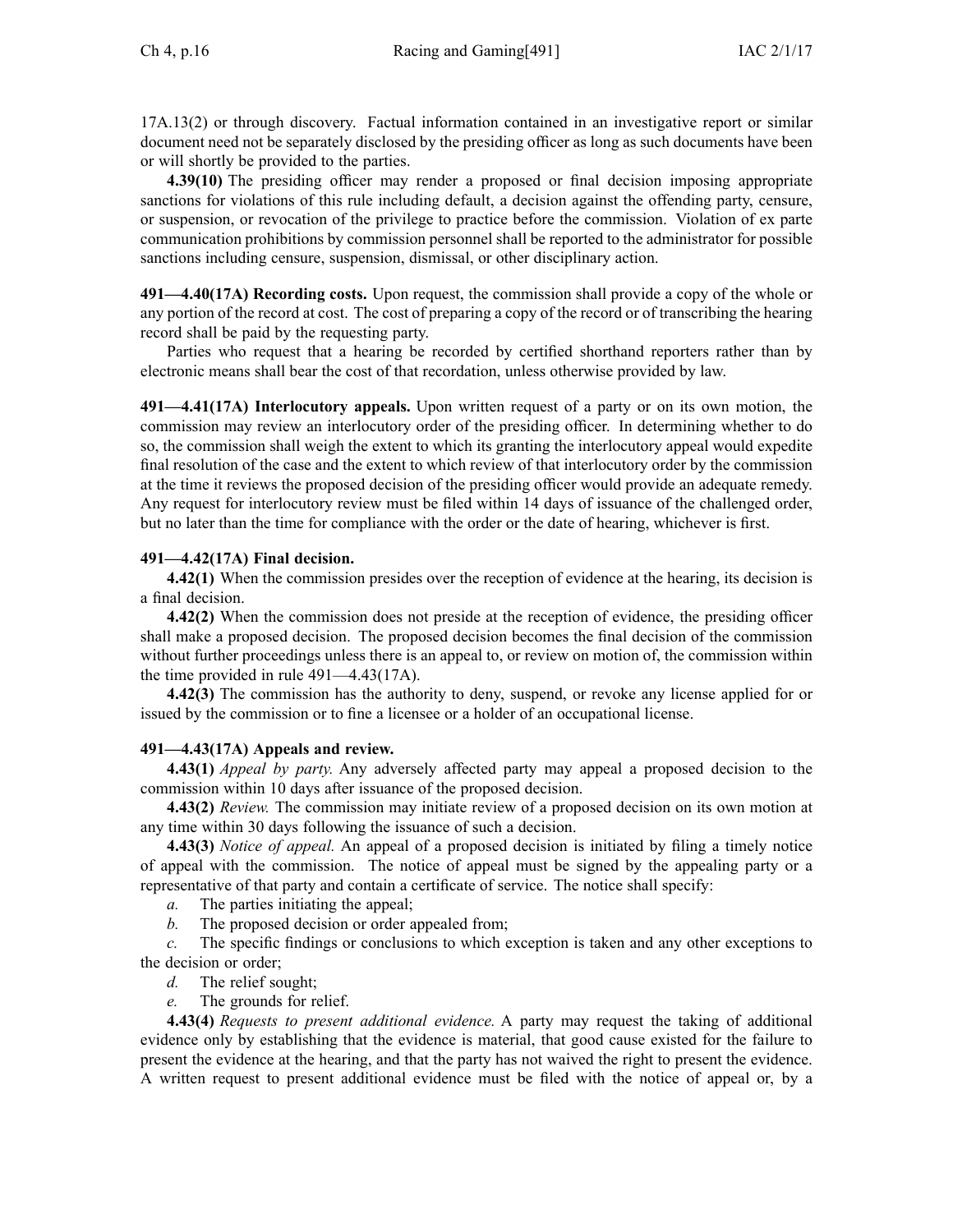17A.13(2) or through discovery. Factual information contained in an investigative report or similar document need not be separately disclosed by the presiding officer as long as such documents have been or will shortly be provided to the parties.

**4.39(10)** The presiding officer may render a proposed or final decision imposing appropriate sanctions for violations of this rule including default, a decision against the offending party, censure, or suspension, or revocation of the privilege to practice before the commission. Violation of ex parte communication prohibitions by commission personnel shall be reported to the administrator for possible sanctions including censure, suspension, dismissal, or other disciplinary action.

**491—4.40(17A) Recording costs.** Upon request, the commission shall provide a copy of the whole or any portion of the record at cost. The cost of preparing a copy of the record or of transcribing the hearing record shall be paid by the requesting party.

Parties who request that a hearing be recorded by certified shorthand reporters rather than by electronic means shall bear the cost of that recordation, unless otherwise provided by law.

**491—4.41(17A) Interlocutory appeals.** Upon written request of a party or on its own motion, the commission may review an interlocutory order of the presiding officer. In determining whether to do so, the commission shall weigh the extent to which its granting the interlocutory appeal would expedite final resolution of the case and the extent to which review of that interlocutory order by the commission at the time it reviews the proposed decision of the presiding officer would provide an adequate remedy. Any request for interlocutory review must be filed within 14 days of issuance of the challenged order, but no later than the time for compliance with the order or the date of hearing, whichever is first.

**491—4.42(17A) Final decision.**

**4.42(1)** When the commission presides over the reception of evidence at the hearing, its decision is a final decision.

**4.42(2)** When the commission does not preside at the reception of evidence, the presiding officer shall make a proposed decision. The proposed decision becomes the final decision of the commission without further proceedings unless there is an appeal to, or review on motion of, the commission within the time provided in rule 491—4.43(17A).

**4.42(3)** The commission has the authority to deny, suspend, or revoke any license applied for or issued by the commission or to fine a licensee or a holder of an occupational license.

**491—4.43(17A) Appeals and review.**

**4.43(1)** *Appeal by party.* Any adversely affected party may appeal a proposed decision to the commission within 10 days after issuance of the proposed decision.

**4.43(2)** *Review.* The commission may initiate review of a proposed decision on its own motion at any time within 30 days following the issuance of such a decision.

**4.43(3)** *Notice of appeal.* An appeal of a proposed decision is initiated by filing a timely notice of appeal with the commission. The notice of appeal must be signed by the appealing party or a representative of that party and contain a certificate of service. The notice shall specify:

*a.* The parties initiating the appeal;

*b.* The proposed decision or order appealed from;

*c.* The specific findings or conclusions to which exception is taken and any other exceptions to the decision or order;

*d.* The relief sought;

*e.* The grounds for relief.

**4.43(4)** *Requests to present additional evidence.* A party may request the taking of additional evidence only by establishing that the evidence is material, that good cause existed for the failure to present the evidence at the hearing, and that the party has not waived the right to present the evidence. A written request to present additional evidence must be filed with the notice of appeal or, by a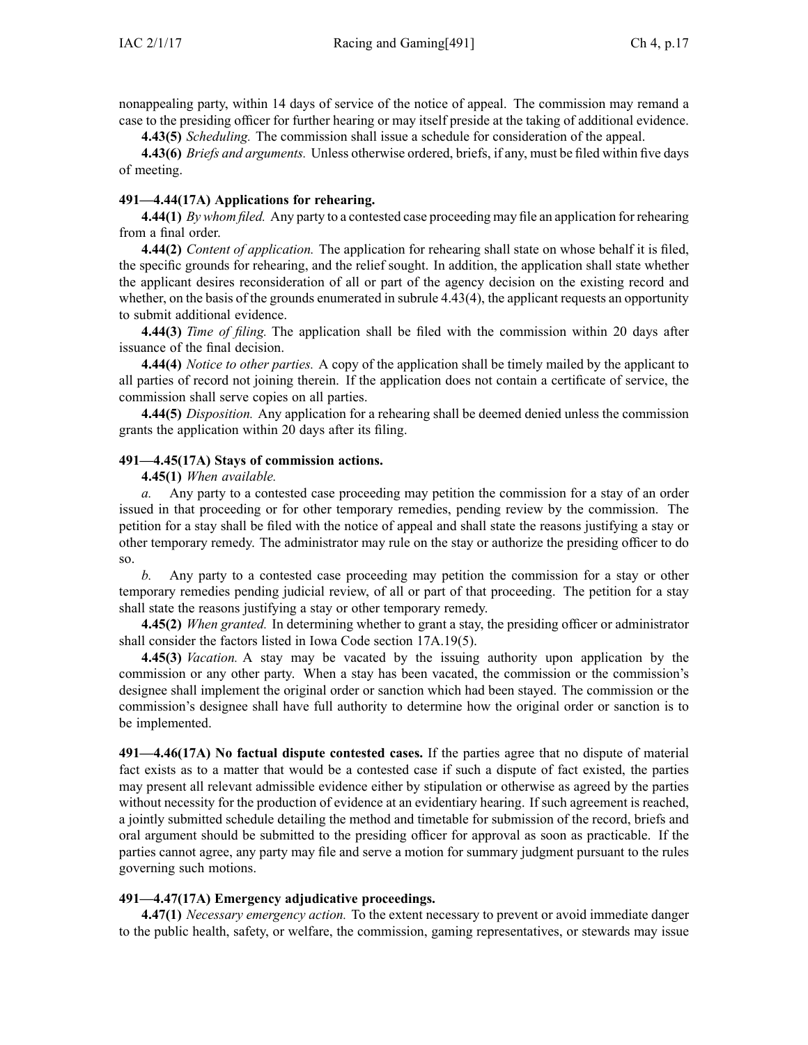nonappealing party, within 14 days of service of the notice of appeal. The commission may remand a case to the presiding officer for further hearing or may itself preside at the taking of additional evidence.

**4.43(5)** *Scheduling.* The commission shall issue a schedule for consideration of the appeal.

**4.43(6)** *Briefs and arguments.* Unless otherwise ordered, briefs, if any, must be filed within five days of meeting.

**491—4.44(17A) Applications for rehearing.**

**4.44(1)** *By whom filed.* Any party to a contested case proceeding may file an application for rehearing from a final order.

**4.44(2)** *Content of application.* The application for rehearing shall state on whose behalf it is filed, the specific grounds for rehearing, and the relief sought. In addition, the application shall state whether the applicant desires reconsideration of all or part of the agency decision on the existing record and whether, on the basis of the grounds enumerated in subrule 4.43(4), the applicant requests an opportunity to submit additional evidence.

**4.44(3)** *Time of filing.* The application shall be filed with the commission within 20 days after issuance of the final decision.

**4.44(4)** *Notice to other parties.* A copy of the application shall be timely mailed by the applicant to all parties of record not joining therein. If the application does not contain a certificate of service, the commission shall serve copies on all parties.

**4.44(5)** *Disposition.* Any application for a rehearing shall be deemed denied unless the commission grants the application within 20 days after its filing.

**491—4.45(17A) Stays of commission actions.**

**4.45(1)** *When available.*

*a.* Any party to a contested case proceeding may petition the commission for a stay of an order issued in that proceeding or for other temporary remedies, pending review by the commission. The petition for a stay shall be filed with the notice of appeal and shall state the reasons justifying a stay or other temporary remedy. The administrator may rule on the stay or authorize the presiding officer to do so.

*b.* Any party to a contested case proceeding may petition the commission for a stay or other temporary remedies pending judicial review, of all or part of that proceeding. The petition for a stay shall state the reasons justifying a stay or other temporary remedy.

**4.45(2)** *When granted.* In determining whether to grant a stay, the presiding officer or administrator shall consider the factors listed in Iowa Code section 17A.19(5).

**4.45(3)** *Vacation.* A stay may be vacated by the issuing authority upon application by the commission or any other party. When a stay has been vacated, the commission or the commission's designee shall implement the original order or sanction which had been stayed. The commission or the commission's designee shall have full authority to determine how the original order or sanction is to be implemented.

**491—4.46(17A) No factual dispute contested cases.** If the parties agree that no dispute of material fact exists as to a matter that would be a contested case if such a dispute of fact existed, the parties may present all relevant admissible evidence either by stipulation or otherwise as agreed by the parties without necessity for the production of evidence at an evidentiary hearing. If such agreement is reached, a jointly submitted schedule detailing the method and timetable for submission of the record, briefs and oral argument should be submitted to the presiding officer for approval as soon as practicable. If the parties cannot agree, any party may file and serve a motion for summary judgment pursuant to the rules governing such motions.

**491—4.47(17A) Emergency adjudicative proceedings.**

**4.47(1)** *Necessary emergency action.* To the extent necessary to prevent or avoid immediate danger to the public health, safety, or welfare, the commission, gaming representatives, or stewards may issue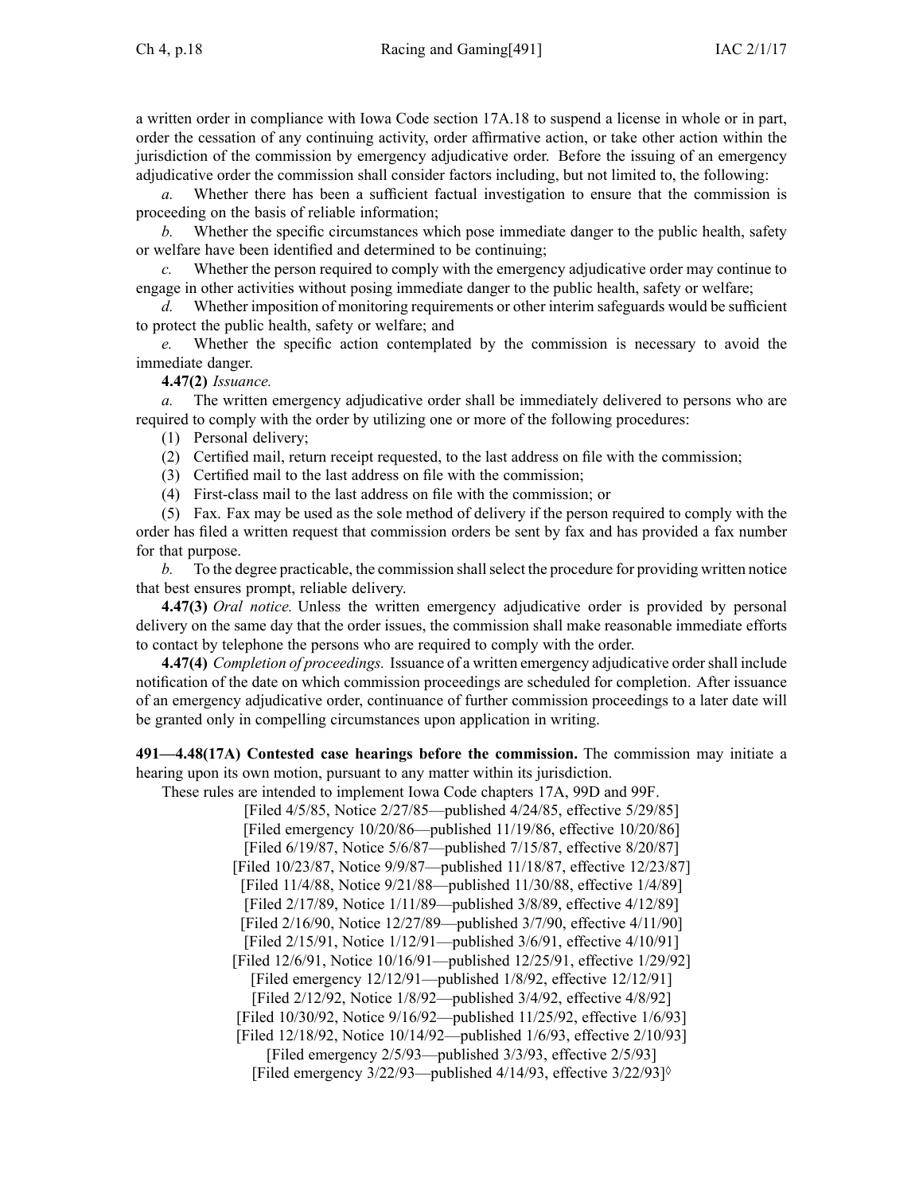a written order in compliance with Iowa Code section 17A.18 to suspend a license in whole or in part, order the cessation of any continuing activity, order affirmative action, or take other action within the jurisdiction of the commission by emergency adjudicative order. Before the issuing of an emergency adjudicative order the commission shall consider factors including, but not limited to, the following:

*a.* Whether there has been a sufficient factual investigation to ensure that the commission is proceeding on the basis of reliable information;

*b.* Whether the specific circumstances which pose immediate danger to the public health, safety or welfare have been identified and determined to be continuing;

*c.* Whether the person required to comply with the emergency adjudicative order may continue to engage in other activities without posing immediate danger to the public health, safety or welfare;

*d.* Whether imposition of monitoring requirements or other interim safeguards would be sufficient to protect the public health, safety or welfare; and

*e.* Whether the specific action contemplated by the commission is necessary to avoid the immediate danger.

**4.47(2)** *Issuance.*

*a.* The written emergency adjudicative order shall be immediately delivered to persons who are required to comply with the order by utilizing one or more of the following procedures:

(1) Personal delivery;

(2) Certified mail, return receipt requested, to the last address on file with the commission;

(3) Certified mail to the last address on file with the commission;

(4) First-class mail to the last address on file with the commission; or

(5) Fax. Fax may be used as the sole method of delivery if the person required to comply with the order has filed a written request that commission orders be sent by fax and has provided a fax number for that purpose.

*b.* To the degree practicable, the commission shall select the procedure for providing written notice that best ensures prompt, reliable delivery.

**4.47(3)** *Oral notice.* Unless the written emergency adjudicative order is provided by personal delivery on the same day that the order issues, the commission shall make reasonable immediate efforts to contact by telephone the persons who are required to comply with the order.

**4.47(4)** *Completion of proceedings.* Issuance of a written emergency adjudicative order shall include notification of the date on which commission proceedings are scheduled for completion. After issuance of an emergency adjudicative order, continuance of further commission proceedings to a later date will be granted only in compelling circumstances upon application in writing.

**491—4.48(17A) Contested case hearings before the commission.** The commission may initiate a hearing upon its own motion, pursuant to any matter within its jurisdiction.

These rules are intended to implement Iowa Code chapters 17A, 99D and 99F.

[Filed 4/5/85, Notice 2/27/85—published 4/24/85, effective 5/29/85]
[Filed emergency 10/20/86—published 11/19/86, effective 10/20/86]
[Filed 6/19/87, Notice 5/6/87—published 7/15/87, effective 8/20/87]
[Filed 10/23/87, Notice 9/9/87—published 11/18/87, effective 12/23/87]
[Filed 11/4/88, Notice 9/21/88—published 11/30/88, effective 1/4/89]
[Filed 2/17/89, Notice 1/11/89—published 3/8/89, effective 4/12/89]
[Filed 2/16/90, Notice 12/27/89—published 3/7/90, effective 4/11/90]
[Filed 2/15/91, Notice 1/12/91—published 3/6/91, effective 4/10/91]
[Filed 12/6/91, Notice 10/16/91—published 12/25/91, effective 1/29/92]
[Filed emergency 12/12/91—published 1/8/92, effective 12/12/91]
[Filed 2/12/92, Notice 1/8/92—published 3/4/92, effective 4/8/92]
[Filed 10/30/92, Notice 9/16/92—published 11/25/92, effective 1/6/93]
[Filed 12/18/92, Notice 10/14/92—published 1/6/93, effective 2/10/93]
[Filed emergency 2/5/93—published 3/3/93, effective 2/5/93]
[Filed emergency 3/22/93—published 4/14/93, effective 3/22/93]◊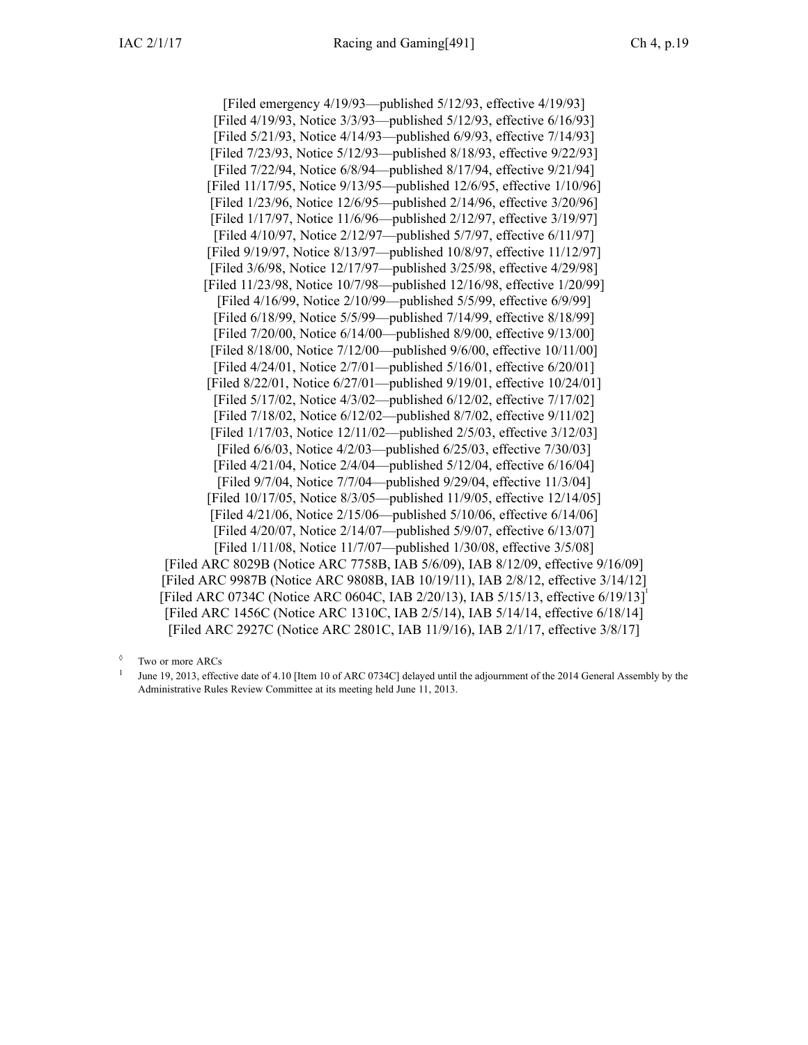[Filed emergency 4/19/93—published 5/12/93, effective 4/19/93]
[Filed 4/19/93, Notice 3/3/93—published 5/12/93, effective 6/16/93]
[Filed 5/21/93, Notice 4/14/93—published 6/9/93, effective 7/14/93]
[Filed 7/23/93, Notice 5/12/93—published 8/18/93, effective 9/22/93]
[Filed 7/22/94, Notice 6/8/94—published 8/17/94, effective 9/21/94]
[Filed 11/17/95, Notice 9/13/95—published 12/6/95, effective 1/10/96]
[Filed 1/23/96, Notice 12/6/95—published 2/14/96, effective 3/20/96]
[Filed 1/17/97, Notice 11/6/96—published 2/12/97, effective 3/19/97]
[Filed 4/10/97, Notice 2/12/97—published 5/7/97, effective 6/11/97]
[Filed 9/19/97, Notice 8/13/97—published 10/8/97, effective 11/12/97]
[Filed 3/6/98, Notice 12/17/97—published 3/25/98, effective 4/29/98]
[Filed 11/23/98, Notice 10/7/98—published 12/16/98, effective 1/20/99]
[Filed 4/16/99, Notice 2/10/99—published 5/5/99, effective 6/9/99]
[Filed 6/18/99, Notice 5/5/99—published 7/14/99, effective 8/18/99]
[Filed 7/20/00, Notice 6/14/00—published 8/9/00, effective 9/13/00]
[Filed 8/18/00, Notice 7/12/00—published 9/6/00, effective 10/11/00]
[Filed 4/24/01, Notice 2/7/01—published 5/16/01, effective 6/20/01]
[Filed 8/22/01, Notice 6/27/01—published 9/19/01, effective 10/24/01]
[Filed 5/17/02, Notice 4/3/02—published 6/12/02, effective 7/17/02]
[Filed 7/18/02, Notice 6/12/02—published 8/7/02, effective 9/11/02]
[Filed 1/17/03, Notice 12/11/02—published 2/5/03, effective 3/12/03]
[Filed 6/6/03, Notice 4/2/03—published 6/25/03, effective 7/30/03]
[Filed 4/21/04, Notice 2/4/04—published 5/12/04, effective 6/16/04]
[Filed 9/7/04, Notice 7/7/04—published 9/29/04, effective 11/3/04]
[Filed 10/17/05, Notice 8/3/05—published 11/9/05, effective 12/14/05]
[Filed 4/21/06, Notice 2/15/06—published 5/10/06, effective 6/14/06]
[Filed 4/20/07, Notice 2/14/07—published 5/9/07, effective 6/13/07]
[Filed 1/11/08, Notice 11/7/07—published 1/30/08, effective 3/5/08]
[Filed ARC 8029B (Notice ARC 7758B, IAB 5/6/09), IAB 8/12/09, effective 9/16/09]
[Filed ARC 9987B (Notice ARC 9808B, IAB 10/19/11), IAB 2/8/12, effective 3/14/12]
[Filed ARC 0734C (Notice ARC 0604C, IAB 2/20/13), IAB 5/15/13, effective 6/19/13][1]
[Filed ARC 1456C (Notice ARC 1310C, IAB 2/5/14), IAB 5/14/14, effective 6/18/14]
[Filed ARC 2927C (Notice ARC 2801C, IAB 11/9/16), IAB 2/1/17, effective 3/8/17]

◊ Two or more ARCs

[1] June 19, 2013, effective date of 4.10 [Item 10 of ARC 0734C] delayed until the adjournment of the 2014 General Assembly by the Administrative Rules Review Committee at its meeting held June 11, 2013.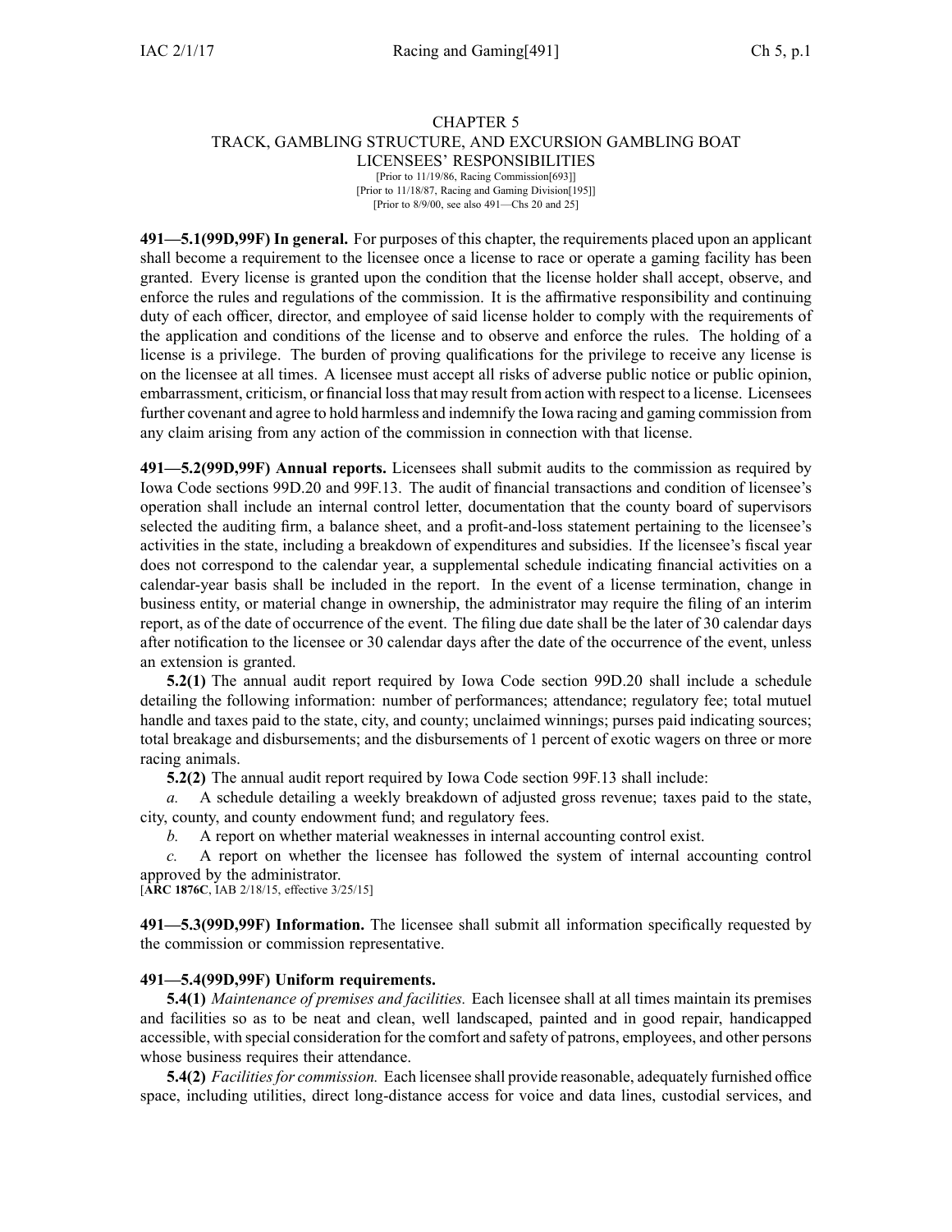# CHAPTER 5
## TRACK, GAMBLING STRUCTURE, AND EXCURSION GAMBLING BOAT LICENSEES' RESPONSIBILITIES

[Prior to 11/19/86, Racing Commission[693]]
[Prior to 11/18/87, Racing and Gaming Division[195]]
[Prior to 8/9/00, see also 491—Chs 20 and 25]

**491—5.1(99D,99F) In general.** For purposes of this chapter, the requirements placed upon an applicant shall become a requirement to the licensee once a license to race or operate a gaming facility has been granted. Every license is granted upon the condition that the license holder shall accept, observe, and enforce the rules and regulations of the commission. It is the affirmative responsibility and continuing duty of each officer, director, and employee of said license holder to comply with the requirements of the application and conditions of the license and to observe and enforce the rules. The holding of a license is a privilege. The burden of proving qualifications for the privilege to receive any license is on the licensee at all times. A licensee must accept all risks of adverse public notice or public opinion, embarrassment, criticism, or financial loss that may result from action with respect to a license. Licensees further covenant and agree to hold harmless and indemnify the Iowa racing and gaming commission from any claim arising from any action of the commission in connection with that license.

**491—5.2(99D,99F) Annual reports.** Licensees shall submit audits to the commission as required by Iowa Code sections 99D.20 and 99F.13. The audit of financial transactions and condition of licensee's operation shall include an internal control letter, documentation that the county board of supervisors selected the auditing firm, a balance sheet, and a profit-and-loss statement pertaining to the licensee's activities in the state, including a breakdown of expenditures and subsidies. If the licensee's fiscal year does not correspond to the calendar year, a supplemental schedule indicating financial activities on a calendar-year basis shall be included in the report. In the event of a license termination, change in business entity, or material change in ownership, the administrator may require the filing of an interim report, as of the date of occurrence of the event. The filing due date shall be the later of 30 calendar days after notification to the licensee or 30 calendar days after the date of the occurrence of the event, unless an extension is granted.

**5.2(1)** The annual audit report required by Iowa Code section 99D.20 shall include a schedule detailing the following information: number of performances; attendance; regulatory fee; total mutuel handle and taxes paid to the state, city, and county; unclaimed winnings; purses paid indicating sources; total breakage and disbursements; and the disbursements of 1 percent of exotic wagers on three or more racing animals.

**5.2(2)** The annual audit report required by Iowa Code section 99F.13 shall include:

*a.* A schedule detailing a weekly breakdown of adjusted gross revenue; taxes paid to the state, city, county, and county endowment fund; and regulatory fees.

*b.* A report on whether material weaknesses in internal accounting control exist.

*c.* A report on whether the licensee has followed the system of internal accounting control approved by the administrator.

[**ARC 1876C**, IAB 2/18/15, effective 3/25/15]

**491—5.3(99D,99F) Information.** The licensee shall submit all information specifically requested by the commission or commission representative.

**491—5.4(99D,99F) Uniform requirements.**

**5.4(1)** *Maintenance of premises and facilities.* Each licensee shall at all times maintain its premises and facilities so as to be neat and clean, well landscaped, painted and in good repair, handicapped accessible, with special consideration for the comfort and safety of patrons, employees, and other persons whose business requires their attendance.

**5.4(2)** *Facilities for commission.* Each licensee shall provide reasonable, adequately furnished office space, including utilities, direct long-distance access for voice and data lines, custodial services, and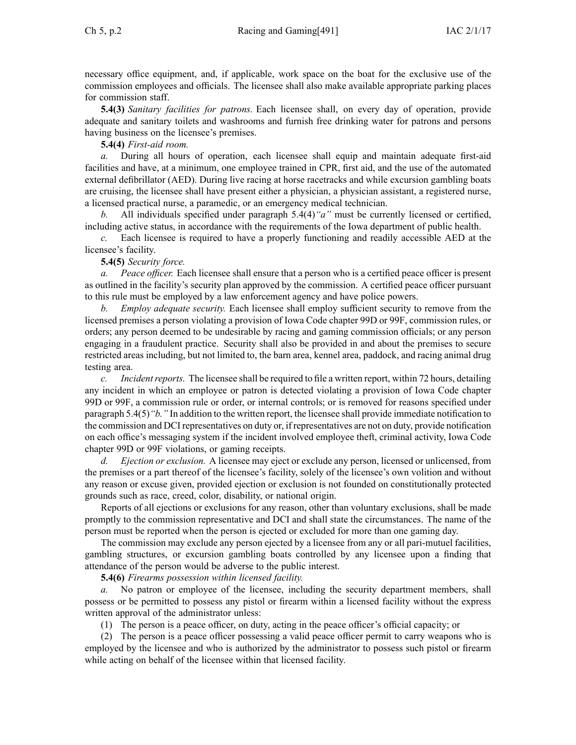necessary office equipment, and, if applicable, work space on the boat for the exclusive use of the commission employees and officials. The licensee shall also make available appropriate parking places for commission staff.

**5.4(3)** *Sanitary facilities for patrons.* Each licensee shall, on every day of operation, provide adequate and sanitary toilets and washrooms and furnish free drinking water for patrons and persons having business on the licensee's premises.

**5.4(4)** *First-aid room.*

*a.* During all hours of operation, each licensee shall equip and maintain adequate first-aid facilities and have, at a minimum, one employee trained in CPR, first aid, and the use of the automated external defibrillator (AED). During live racing at horse racetracks and while excursion gambling boats are cruising, the licensee shall have present either a physician, a physician assistant, a registered nurse, a licensed practical nurse, a paramedic, or an emergency medical technician.

*b.* All individuals specified under paragraph 5.4(4)*"a"* must be currently licensed or certified, including active status, in accordance with the requirements of the Iowa department of public health.

*c.* Each licensee is required to have a properly functioning and readily accessible AED at the licensee's facility.

**5.4(5)** *Security force.*

*a. Peace officer.* Each licensee shall ensure that a person who is a certified peace officer is present as outlined in the facility's security plan approved by the commission. A certified peace officer pursuant to this rule must be employed by a law enforcement agency and have police powers.

*b. Employ adequate security.* Each licensee shall employ sufficient security to remove from the licensed premises a person violating a provision of Iowa Code chapter 99D or 99F, commission rules, or orders; any person deemed to be undesirable by racing and gaming commission officials; or any person engaging in a fraudulent practice. Security shall also be provided in and about the premises to secure restricted areas including, but not limited to, the barn area, kennel area, paddock, and racing animal drug testing area.

*c. Incident reports.* The licensee shall be required to file a written report, within 72 hours, detailing any incident in which an employee or patron is detected violating a provision of Iowa Code chapter 99D or 99F, a commission rule or order, or internal controls; or is removed for reasons specified under paragraph 5.4(5)*"b."* In addition to the written report, the licensee shall provide immediate notification to the commission and DCI representatives on duty or, if representatives are not on duty, provide notification on each office's messaging system if the incident involved employee theft, criminal activity, Iowa Code chapter 99D or 99F violations, or gaming receipts.

*d. Ejection or exclusion.* A licensee may eject or exclude any person, licensed or unlicensed, from the premises or a part thereof of the licensee's facility, solely of the licensee's own volition and without any reason or excuse given, provided ejection or exclusion is not founded on constitutionally protected grounds such as race, creed, color, disability, or national origin.

Reports of all ejections or exclusions for any reason, other than voluntary exclusions, shall be made promptly to the commission representative and DCI and shall state the circumstances. The name of the person must be reported when the person is ejected or excluded for more than one gaming day.

The commission may exclude any person ejected by a licensee from any or all pari-mutuel facilities, gambling structures, or excursion gambling boats controlled by any licensee upon a finding that attendance of the person would be adverse to the public interest.

**5.4(6)** *Firearms possession within licensed facility.*

*a.* No patron or employee of the licensee, including the security department members, shall possess or be permitted to possess any pistol or firearm within a licensed facility without the express written approval of the administrator unless:

(1) The person is a peace officer, on duty, acting in the peace officer's official capacity; or

(2) The person is a peace officer possessing a valid peace officer permit to carry weapons who is employed by the licensee and who is authorized by the administrator to possess such pistol or firearm while acting on behalf of the licensee within that licensed facility.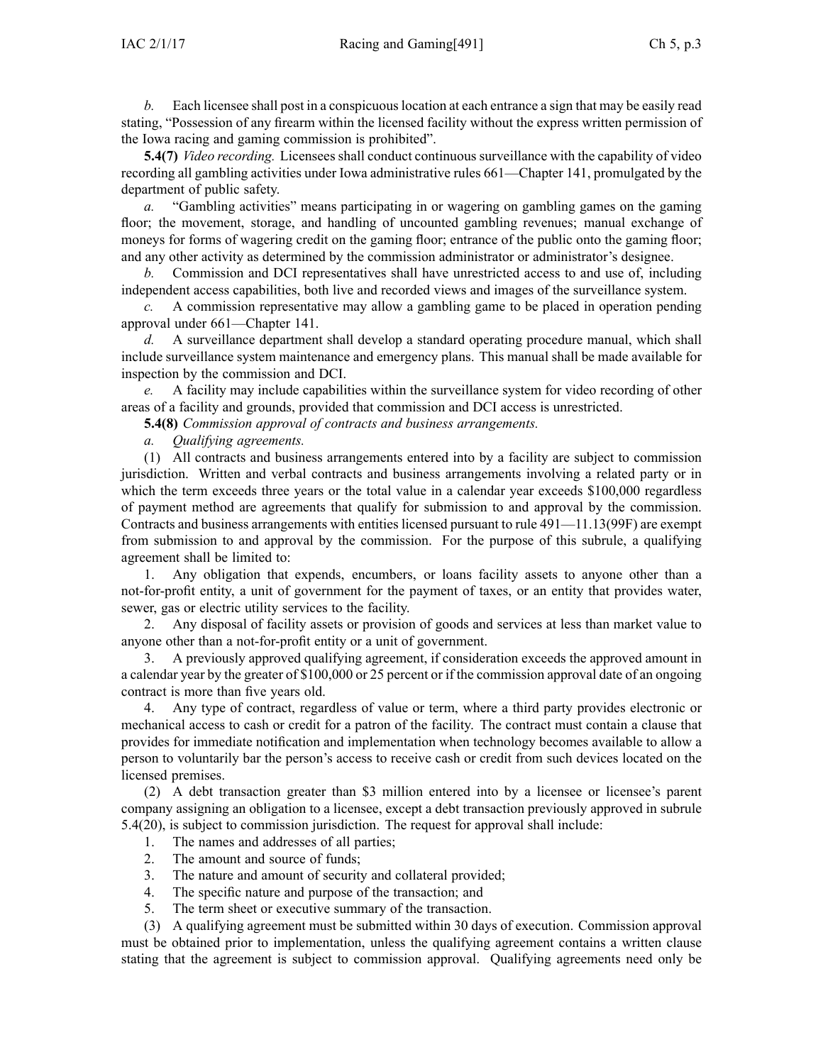*b.* Each licensee shall post in a conspicuous location at each entrance a sign that may be easily read stating, "Possession of any firearm within the licensed facility without the express written permission of the Iowa racing and gaming commission is prohibited".

**5.4(7)** *Video recording.* Licensees shall conduct continuous surveillance with the capability of video recording all gambling activities under Iowa administrative rules 661—Chapter 141, promulgated by the department of public safety.

*a.* "Gambling activities" means participating in or wagering on gambling games on the gaming floor; the movement, storage, and handling of uncounted gambling revenues; manual exchange of moneys for forms of wagering credit on the gaming floor; entrance of the public onto the gaming floor; and any other activity as determined by the commission administrator or administrator's designee.

*b.* Commission and DCI representatives shall have unrestricted access to and use of, including independent access capabilities, both live and recorded views and images of the surveillance system.

*c.* A commission representative may allow a gambling game to be placed in operation pending approval under 661—Chapter 141.

*d.* A surveillance department shall develop a standard operating procedure manual, which shall include surveillance system maintenance and emergency plans. This manual shall be made available for inspection by the commission and DCI.

*e.* A facility may include capabilities within the surveillance system for video recording of other areas of a facility and grounds, provided that commission and DCI access is unrestricted.

**5.4(8)** *Commission approval of contracts and business arrangements.*

*a.* *Qualifying agreements.*

(1) All contracts and business arrangements entered into by a facility are subject to commission jurisdiction. Written and verbal contracts and business arrangements involving a related party or in which the term exceeds three years or the total value in a calendar year exceeds $100,000 regardless of payment method are agreements that qualify for submission to and approval by the commission. Contracts and business arrangements with entities licensed pursuant to rule 491—11.13(99F) are exempt from submission to and approval by the commission. For the purpose of this subrule, a qualifying agreement shall be limited to:

1. Any obligation that expends, encumbers, or loans facility assets to anyone other than a not-for-profit entity, a unit of government for the payment of taxes, or an entity that provides water, sewer, gas or electric utility services to the facility.

2. Any disposal of facility assets or provision of goods and services at less than market value to anyone other than a not-for-profit entity or a unit of government.

3. A previously approved qualifying agreement, if consideration exceeds the approved amount in a calendar year by the greater of $100,000 or 25 percent or if the commission approval date of an ongoing contract is more than five years old.

4. Any type of contract, regardless of value or term, where a third party provides electronic or mechanical access to cash or credit for a patron of the facility. The contract must contain a clause that provides for immediate notification and implementation when technology becomes available to allow a person to voluntarily bar the person's access to receive cash or credit from such devices located on the licensed premises.

(2) A debt transaction greater than $3 million entered into by a licensee or licensee's parent company assigning an obligation to a licensee, except a debt transaction previously approved in subrule 5.4(20), is subject to commission jurisdiction. The request for approval shall include:

1. The names and addresses of all parties;
2. The amount and source of funds;
3. The nature and amount of security and collateral provided;
4. The specific nature and purpose of the transaction; and
5. The term sheet or executive summary of the transaction.

(3) A qualifying agreement must be submitted within 30 days of execution. Commission approval must be obtained prior to implementation, unless the qualifying agreement contains a written clause stating that the agreement is subject to commission approval. Qualifying agreements need only be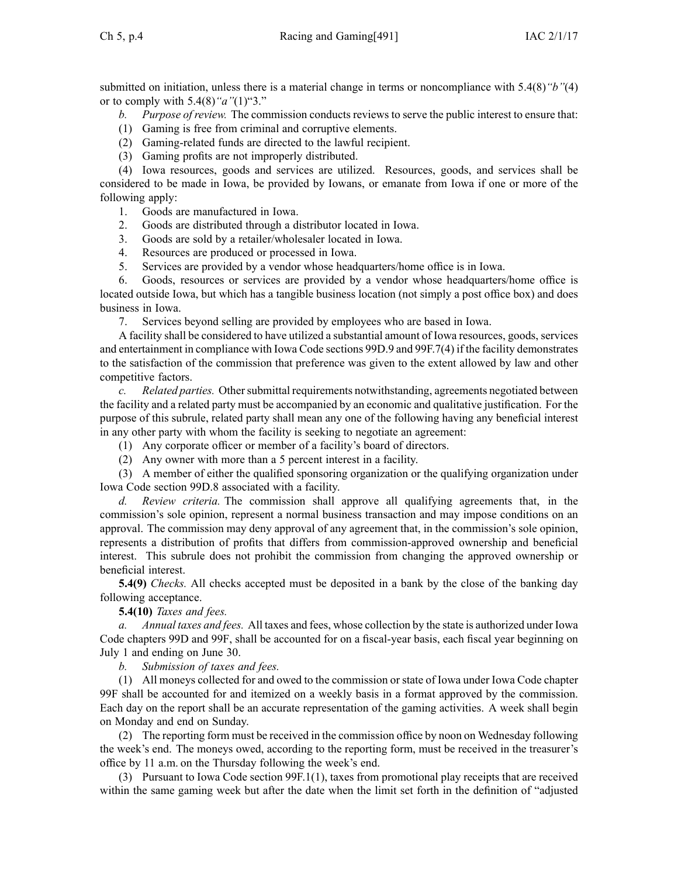submitted on initiation, unless there is a material change in terms or noncompliance with 5.4(8)*"b"*(4) or to comply with 5.4(8)*"a"*(1)"3."

*b. Purpose of review.* The commission conducts reviews to serve the public interest to ensure that:

(1) Gaming is free from criminal and corruptive elements.

(2) Gaming-related funds are directed to the lawful recipient.

(3) Gaming profits are not improperly distributed.

(4) Iowa resources, goods and services are utilized. Resources, goods, and services shall be considered to be made in Iowa, be provided by Iowans, or emanate from Iowa if one or more of the following apply:

1. Goods are manufactured in Iowa.
2. Goods are distributed through a distributor located in Iowa.
3. Goods are sold by a retailer/wholesaler located in Iowa.
4. Resources are produced or processed in Iowa.
5. Services are provided by a vendor whose headquarters/home office is in Iowa.
6. Goods, resources or services are provided by a vendor whose headquarters/home office is located outside Iowa, but which has a tangible business location (not simply a post office box) and does business in Iowa.
7. Services beyond selling are provided by employees who are based in Iowa.

A facility shall be considered to have utilized a substantial amount of Iowa resources, goods, services and entertainment in compliance with Iowa Code sections 99D.9 and 99F.7(4) if the facility demonstrates to the satisfaction of the commission that preference was given to the extent allowed by law and other competitive factors.

*c. Related parties.* Other submittal requirements notwithstanding, agreements negotiated between the facility and a related party must be accompanied by an economic and qualitative justification. For the purpose of this subrule, related party shall mean any one of the following having any beneficial interest in any other party with whom the facility is seeking to negotiate an agreement:

(1) Any corporate officer or member of a facility's board of directors.

(2) Any owner with more than a 5 percent interest in a facility.

(3) A member of either the qualified sponsoring organization or the qualifying organization under Iowa Code section 99D.8 associated with a facility.

*d. Review criteria.* The commission shall approve all qualifying agreements that, in the commission's sole opinion, represent a normal business transaction and may impose conditions on an approval. The commission may deny approval of any agreement that, in the commission's sole opinion, represents a distribution of profits that differs from commission-approved ownership and beneficial interest. This subrule does not prohibit the commission from changing the approved ownership or beneficial interest.

**5.4(9)** *Checks.* All checks accepted must be deposited in a bank by the close of the banking day following acceptance.

**5.4(10)** *Taxes and fees.*

*a. Annual taxes and fees.* All taxes and fees, whose collection by the state is authorized under Iowa Code chapters 99D and 99F, shall be accounted for on a fiscal-year basis, each fiscal year beginning on July 1 and ending on June 30.

*b. Submission of taxes and fees.*

(1) All moneys collected for and owed to the commission or state of Iowa under Iowa Code chapter 99F shall be accounted for and itemized on a weekly basis in a format approved by the commission. Each day on the report shall be an accurate representation of the gaming activities. A week shall begin on Monday and end on Sunday.

(2) The reporting form must be received in the commission office by noon on Wednesday following the week's end. The moneys owed, according to the reporting form, must be received in the treasurer's office by 11 a.m. on the Thursday following the week's end.

(3) Pursuant to Iowa Code section 99F.1(1), taxes from promotional play receipts that are received within the same gaming week but after the date when the limit set forth in the definition of "adjusted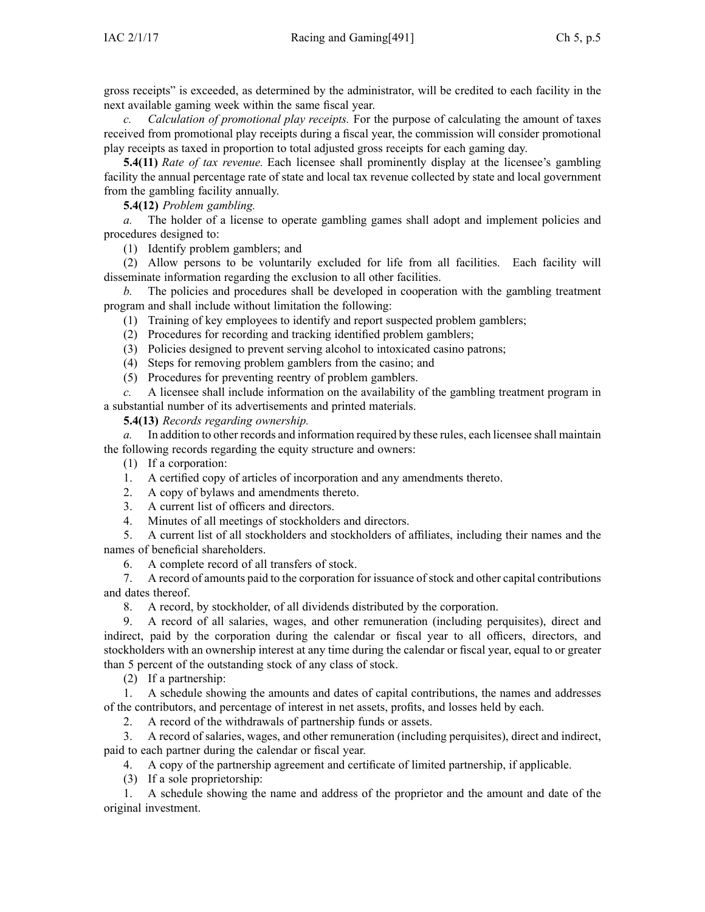gross receipts" is exceeded, as determined by the administrator, will be credited to each facility in the next available gaming week within the same fiscal year.

*c. Calculation of promotional play receipts.* For the purpose of calculating the amount of taxes received from promotional play receipts during a fiscal year, the commission will consider promotional play receipts as taxed in proportion to total adjusted gross receipts for each gaming day.

**5.4(11)** *Rate of tax revenue.* Each licensee shall prominently display at the licensee's gambling facility the annual percentage rate of state and local tax revenue collected by state and local government from the gambling facility annually.

**5.4(12)** *Problem gambling.*

*a.* The holder of a license to operate gambling games shall adopt and implement policies and procedures designed to:

(1) Identify problem gamblers; and

(2) Allow persons to be voluntarily excluded for life from all facilities. Each facility will disseminate information regarding the exclusion to all other facilities.

*b.* The policies and procedures shall be developed in cooperation with the gambling treatment program and shall include without limitation the following:

(1) Training of key employees to identify and report suspected problem gamblers;

(2) Procedures for recording and tracking identified problem gamblers;

(3) Policies designed to prevent serving alcohol to intoxicated casino patrons;

(4) Steps for removing problem gamblers from the casino; and

(5) Procedures for preventing reentry of problem gamblers.

*c.* A licensee shall include information on the availability of the gambling treatment program in a substantial number of its advertisements and printed materials.

**5.4(13)** *Records regarding ownership.*

*a.* In addition to other records and information required by these rules, each licensee shall maintain the following records regarding the equity structure and owners:

(1) If a corporation:

1. A certified copy of articles of incorporation and any amendments thereto.

2. A copy of bylaws and amendments thereto.

3. A current list of officers and directors.

4. Minutes of all meetings of stockholders and directors.

5. A current list of all stockholders and stockholders of affiliates, including their names and the names of beneficial shareholders.

6. A complete record of all transfers of stock.

7. A record of amounts paid to the corporation for issuance of stock and other capital contributions and dates thereof.

8. A record, by stockholder, of all dividends distributed by the corporation.

9. A record of all salaries, wages, and other remuneration (including perquisites), direct and indirect, paid by the corporation during the calendar or fiscal year to all officers, directors, and stockholders with an ownership interest at any time during the calendar or fiscal year, equal to or greater than 5 percent of the outstanding stock of any class of stock.

(2) If a partnership:

1. A schedule showing the amounts and dates of capital contributions, the names and addresses of the contributors, and percentage of interest in net assets, profits, and losses held by each.

2. A record of the withdrawals of partnership funds or assets.

3. A record of salaries, wages, and other remuneration (including perquisites), direct and indirect, paid to each partner during the calendar or fiscal year.

4. A copy of the partnership agreement and certificate of limited partnership, if applicable.

(3) If a sole proprietorship:

1. A schedule showing the name and address of the proprietor and the amount and date of the original investment.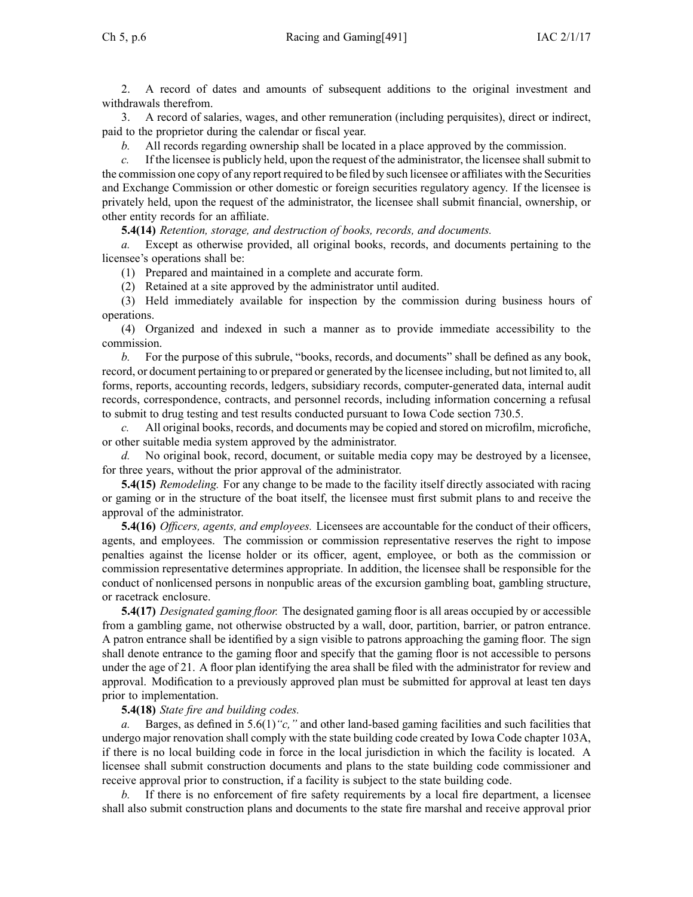2. A record of dates and amounts of subsequent additions to the original investment and withdrawals therefrom.

3. A record of salaries, wages, and other remuneration (including perquisites), direct or indirect, paid to the proprietor during the calendar or fiscal year.

*b.* All records regarding ownership shall be located in a place approved by the commission.

*c.* If the licensee is publicly held, upon the request of the administrator, the licensee shall submit to the commission one copy of any report required to be filed by such licensee or affiliates with the Securities and Exchange Commission or other domestic or foreign securities regulatory agency. If the licensee is privately held, upon the request of the administrator, the licensee shall submit financial, ownership, or other entity records for an affiliate.

**5.4(14)** *Retention, storage, and destruction of books, records, and documents.*

*a.* Except as otherwise provided, all original books, records, and documents pertaining to the licensee's operations shall be:

(1) Prepared and maintained in a complete and accurate form.

(2) Retained at a site approved by the administrator until audited.

(3) Held immediately available for inspection by the commission during business hours of operations.

(4) Organized and indexed in such a manner as to provide immediate accessibility to the commission.

*b.* For the purpose of this subrule, "books, records, and documents" shall be defined as any book, record, or document pertaining to or prepared or generated by the licensee including, but not limited to, all forms, reports, accounting records, ledgers, subsidiary records, computer-generated data, internal audit records, correspondence, contracts, and personnel records, including information concerning a refusal to submit to drug testing and test results conducted pursuant to Iowa Code section 730.5.

*c.* All original books, records, and documents may be copied and stored on microfilm, microfiche, or other suitable media system approved by the administrator.

*d.* No original book, record, document, or suitable media copy may be destroyed by a licensee, for three years, without the prior approval of the administrator.

**5.4(15)** *Remodeling.* For any change to be made to the facility itself directly associated with racing or gaming or in the structure of the boat itself, the licensee must first submit plans to and receive the approval of the administrator.

**5.4(16)** *Officers, agents, and employees.* Licensees are accountable for the conduct of their officers, agents, and employees. The commission or commission representative reserves the right to impose penalties against the license holder or its officer, agent, employee, or both as the commission or commission representative determines appropriate. In addition, the licensee shall be responsible for the conduct of nonlicensed persons in nonpublic areas of the excursion gambling boat, gambling structure, or racetrack enclosure.

**5.4(17)** *Designated gaming floor.* The designated gaming floor is all areas occupied by or accessible from a gambling game, not otherwise obstructed by a wall, door, partition, barrier, or patron entrance. A patron entrance shall be identified by a sign visible to patrons approaching the gaming floor. The sign shall denote entrance to the gaming floor and specify that the gaming floor is not accessible to persons under the age of 21. A floor plan identifying the area shall be filed with the administrator for review and approval. Modification to a previously approved plan must be submitted for approval at least ten days prior to implementation.

**5.4(18)** *State fire and building codes.*

*a.* Barges, as defined in 5.6(1)*"c,"* and other land-based gaming facilities and such facilities that undergo major renovation shall comply with the state building code created by Iowa Code chapter 103A, if there is no local building code in force in the local jurisdiction in which the facility is located. A licensee shall submit construction documents and plans to the state building code commissioner and receive approval prior to construction, if a facility is subject to the state building code.

*b.* If there is no enforcement of fire safety requirements by a local fire department, a licensee shall also submit construction plans and documents to the state fire marshal and receive approval prior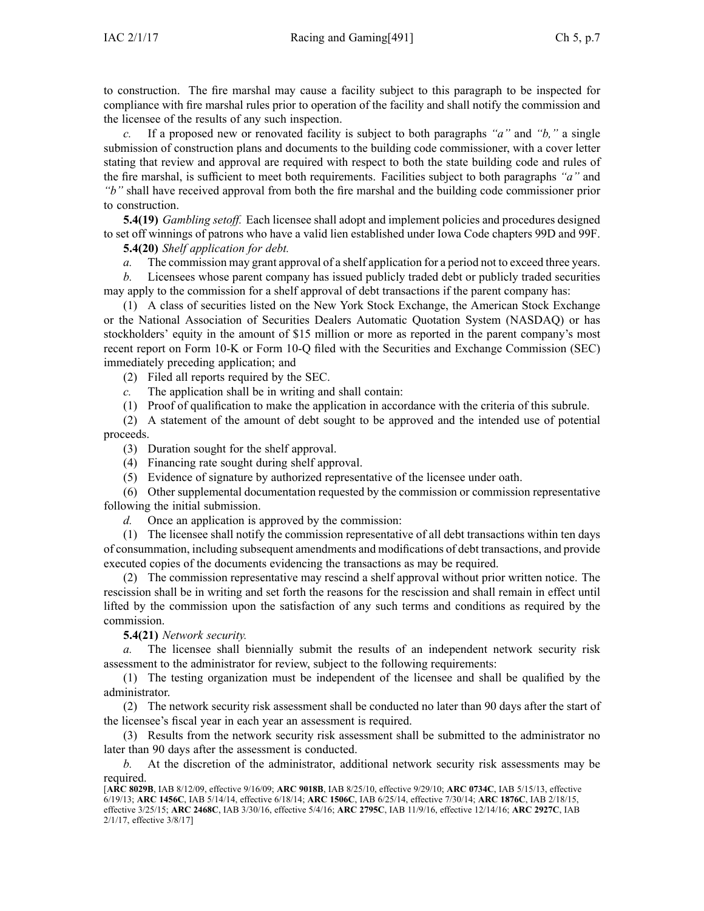to construction. The fire marshal may cause a facility subject to this paragraph to be inspected for compliance with fire marshal rules prior to operation of the facility and shall notify the commission and the licensee of the results of any such inspection.

*c.* If a proposed new or renovated facility is subject to both paragraphs *"a"* and *"b,"* a single submission of construction plans and documents to the building code commissioner, with a cover letter stating that review and approval are required with respect to both the state building code and rules of the fire marshal, is sufficient to meet both requirements. Facilities subject to both paragraphs *"a"* and *"b"* shall have received approval from both the fire marshal and the building code commissioner prior to construction.

**5.4(19)** *Gambling setoff.* Each licensee shall adopt and implement policies and procedures designed to set off winnings of patrons who have a valid lien established under Iowa Code chapters 99D and 99F.

**5.4(20)** *Shelf application for debt.*

*a.* The commission may grant approval of a shelf application for a period not to exceed three years.

*b.* Licensees whose parent company has issued publicly traded debt or publicly traded securities may apply to the commission for a shelf approval of debt transactions if the parent company has:

(1) A class of securities listed on the New York Stock Exchange, the American Stock Exchange or the National Association of Securities Dealers Automatic Quotation System (NASDAQ) or has stockholders' equity in the amount of $15 million or more as reported in the parent company's most recent report on Form 10-K or Form 10-Q filed with the Securities and Exchange Commission (SEC) immediately preceding application; and

(2) Filed all reports required by the SEC.

*c.* The application shall be in writing and shall contain:

(1) Proof of qualification to make the application in accordance with the criteria of this subrule.

(2) A statement of the amount of debt sought to be approved and the intended use of potential proceeds.

(3) Duration sought for the shelf approval.

(4) Financing rate sought during shelf approval.

(5) Evidence of signature by authorized representative of the licensee under oath.

(6) Other supplemental documentation requested by the commission or commission representative following the initial submission.

*d.* Once an application is approved by the commission:

(1) The licensee shall notify the commission representative of all debt transactions within ten days of consummation, including subsequent amendments and modifications of debt transactions, and provide executed copies of the documents evidencing the transactions as may be required.

(2) The commission representative may rescind a shelf approval without prior written notice. The rescission shall be in writing and set forth the reasons for the rescission and shall remain in effect until lifted by the commission upon the satisfaction of any such terms and conditions as required by the commission.

**5.4(21)** *Network security.*

*a.* The licensee shall biennially submit the results of an independent network security risk assessment to the administrator for review, subject to the following requirements:

(1) The testing organization must be independent of the licensee and shall be qualified by the administrator.

(2) The network security risk assessment shall be conducted no later than 90 days after the start of the licensee's fiscal year in each year an assessment is required.

(3) Results from the network security risk assessment shall be submitted to the administrator no later than 90 days after the assessment is conducted.

*b.* At the discretion of the administrator, additional network security risk assessments may be required.

[**ARC 8029B**, IAB 8/12/09, effective 9/16/09; **ARC 9018B**, IAB 8/25/10, effective 9/29/10; **ARC 0734C**, IAB 5/15/13, effective 6/19/13; **ARC 1456C**, IAB 5/14/14, effective 6/18/14; **ARC 1506C**, IAB 6/25/14, effective 7/30/14; **ARC 1876C**, IAB 2/18/15, effective 3/25/15; **ARC 2468C**, IAB 3/30/16, effective 5/4/16; **ARC 2795C**, IAB 11/9/16, effective 12/14/16; **ARC 2927C**, IAB 2/1/17, effective 3/8/17]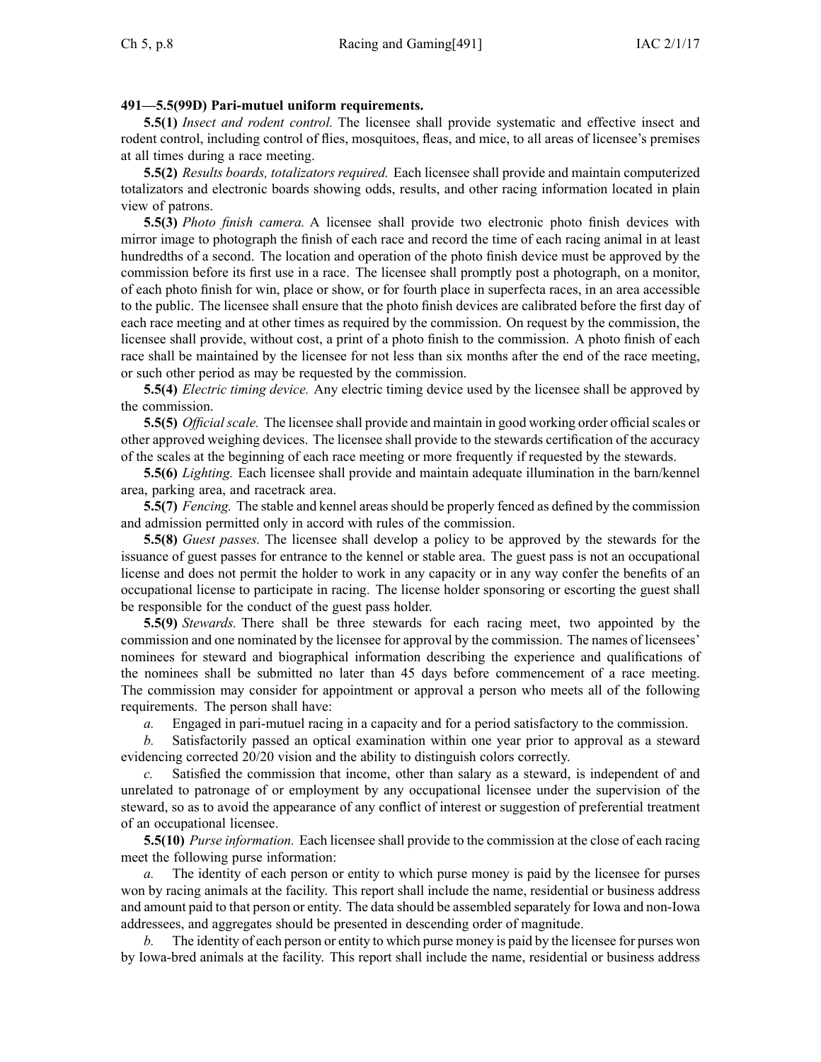**491—5.5(99D) Pari-mutuel uniform requirements.**

**5.5(1)** *Insect and rodent control.* The licensee shall provide systematic and effective insect and rodent control, including control of flies, mosquitoes, fleas, and mice, to all areas of licensee's premises at all times during a race meeting.

**5.5(2)** *Results boards, totalizators required.* Each licensee shall provide and maintain computerized totalizators and electronic boards showing odds, results, and other racing information located in plain view of patrons.

**5.5(3)** *Photo finish camera.* A licensee shall provide two electronic photo finish devices with mirror image to photograph the finish of each race and record the time of each racing animal in at least hundredths of a second. The location and operation of the photo finish device must be approved by the commission before its first use in a race. The licensee shall promptly post a photograph, on a monitor, of each photo finish for win, place or show, or for fourth place in superfecta races, in an area accessible to the public. The licensee shall ensure that the photo finish devices are calibrated before the first day of each race meeting and at other times as required by the commission. On request by the commission, the licensee shall provide, without cost, a print of a photo finish to the commission. A photo finish of each race shall be maintained by the licensee for not less than six months after the end of the race meeting, or such other period as may be requested by the commission.

**5.5(4)** *Electric timing device.* Any electric timing device used by the licensee shall be approved by the commission.

**5.5(5)** *Official scale.* The licensee shall provide and maintain in good working order official scales or other approved weighing devices. The licensee shall provide to the stewards certification of the accuracy of the scales at the beginning of each race meeting or more frequently if requested by the stewards.

**5.5(6)** *Lighting.* Each licensee shall provide and maintain adequate illumination in the barn/kennel area, parking area, and racetrack area.

**5.5(7)** *Fencing.* The stable and kennel areas should be properly fenced as defined by the commission and admission permitted only in accord with rules of the commission.

**5.5(8)** *Guest passes.* The licensee shall develop a policy to be approved by the stewards for the issuance of guest passes for entrance to the kennel or stable area. The guest pass is not an occupational license and does not permit the holder to work in any capacity or in any way confer the benefits of an occupational license to participate in racing. The license holder sponsoring or escorting the guest shall be responsible for the conduct of the guest pass holder.

**5.5(9)** *Stewards.* There shall be three stewards for each racing meet, two appointed by the commission and one nominated by the licensee for approval by the commission. The names of licensees' nominees for steward and biographical information describing the experience and qualifications of the nominees shall be submitted no later than 45 days before commencement of a race meeting. The commission may consider for appointment or approval a person who meets all of the following requirements. The person shall have:

*a.* Engaged in pari-mutuel racing in a capacity and for a period satisfactory to the commission.

*b.* Satisfactorily passed an optical examination within one year prior to approval as a steward evidencing corrected 20/20 vision and the ability to distinguish colors correctly.

*c.* Satisfied the commission that income, other than salary as a steward, is independent of and unrelated to patronage of or employment by any occupational licensee under the supervision of the steward, so as to avoid the appearance of any conflict of interest or suggestion of preferential treatment of an occupational licensee.

**5.5(10)** *Purse information.* Each licensee shall provide to the commission at the close of each racing meet the following purse information:

*a.* The identity of each person or entity to which purse money is paid by the licensee for purses won by racing animals at the facility. This report shall include the name, residential or business address and amount paid to that person or entity. The data should be assembled separately for Iowa and non-Iowa addressees, and aggregates should be presented in descending order of magnitude.

*b.* The identity of each person or entity to which purse money is paid by the licensee for purses won by Iowa-bred animals at the facility. This report shall include the name, residential or business address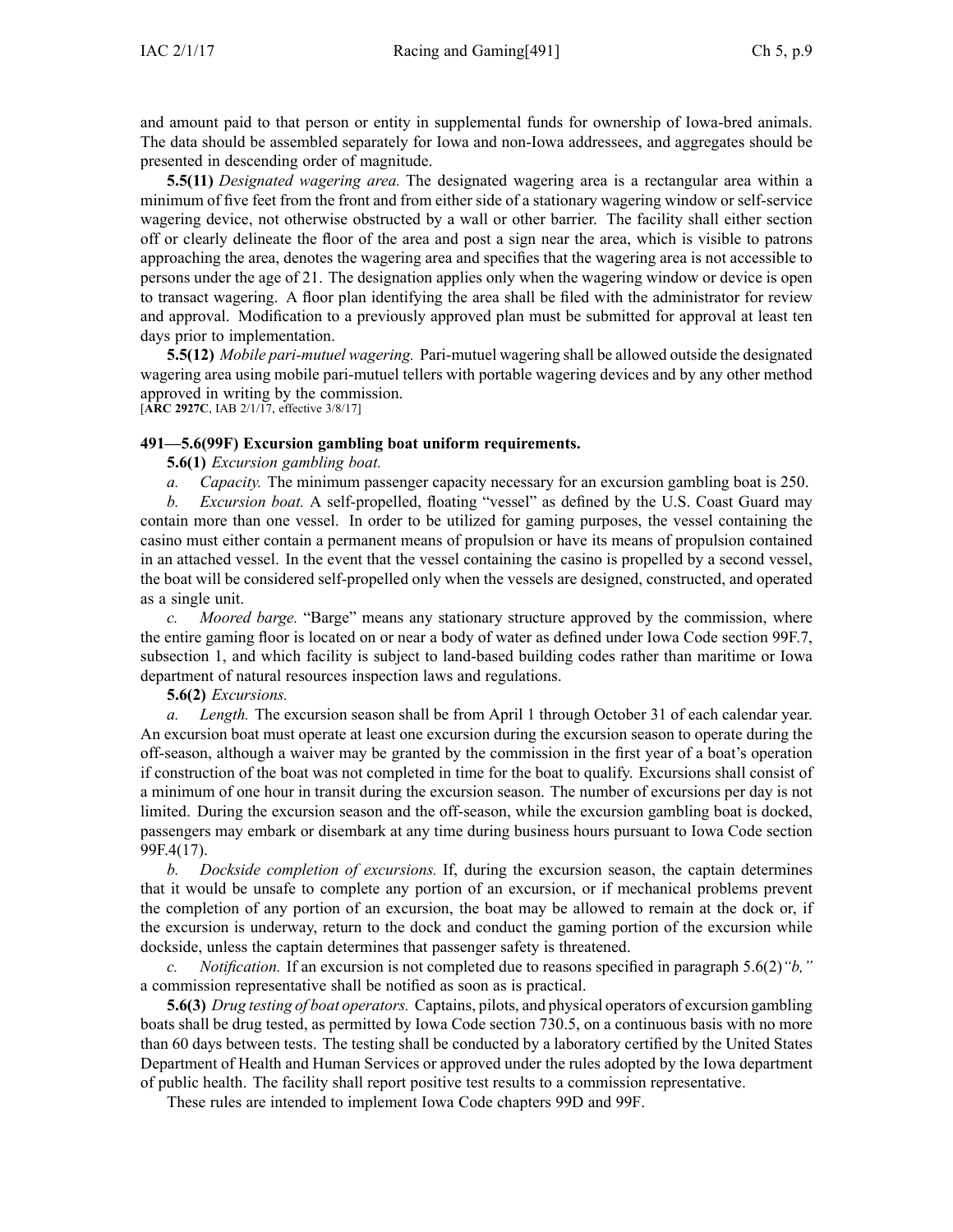and amount paid to that person or entity in supplemental funds for ownership of Iowa-bred animals. The data should be assembled separately for Iowa and non-Iowa addressees, and aggregates should be presented in descending order of magnitude.

**5.5(11)** *Designated wagering area.* The designated wagering area is a rectangular area within a minimum of five feet from the front and from either side of a stationary wagering window or self-service wagering device, not otherwise obstructed by a wall or other barrier. The facility shall either section off or clearly delineate the floor of the area and post a sign near the area, which is visible to patrons approaching the area, denotes the wagering area and specifies that the wagering area is not accessible to persons under the age of 21. The designation applies only when the wagering window or device is open to transact wagering. A floor plan identifying the area shall be filed with the administrator for review and approval. Modification to a previously approved plan must be submitted for approval at least ten days prior to implementation.

**5.5(12)** *Mobile pari-mutuel wagering.* Pari-mutuel wagering shall be allowed outside the designated wagering area using mobile pari-mutuel tellers with portable wagering devices and by any other method approved in writing by the commission.
[**ARC 2927C**, IAB 2/1/17, effective 3/8/17]

**491—5.6(99F) Excursion gambling boat uniform requirements.**

**5.6(1)** *Excursion gambling boat.*

*a. Capacity.* The minimum passenger capacity necessary for an excursion gambling boat is 250.

*b. Excursion boat.* A self-propelled, floating "vessel" as defined by the U.S. Coast Guard may contain more than one vessel. In order to be utilized for gaming purposes, the vessel containing the casino must either contain a permanent means of propulsion or have its means of propulsion contained in an attached vessel. In the event that the vessel containing the casino is propelled by a second vessel, the boat will be considered self-propelled only when the vessels are designed, constructed, and operated as a single unit.

*c. Moored barge.* "Barge" means any stationary structure approved by the commission, where the entire gaming floor is located on or near a body of water as defined under Iowa Code section 99F.7, subsection 1, and which facility is subject to land-based building codes rather than maritime or Iowa department of natural resources inspection laws and regulations.

**5.6(2)** *Excursions.*

*a. Length.* The excursion season shall be from April 1 through October 31 of each calendar year. An excursion boat must operate at least one excursion during the excursion season to operate during the off-season, although a waiver may be granted by the commission in the first year of a boat's operation if construction of the boat was not completed in time for the boat to qualify. Excursions shall consist of a minimum of one hour in transit during the excursion season. The number of excursions per day is not limited. During the excursion season and the off-season, while the excursion gambling boat is docked, passengers may embark or disembark at any time during business hours pursuant to Iowa Code section 99F.4(17).

*b. Dockside completion of excursions.* If, during the excursion season, the captain determines that it would be unsafe to complete any portion of an excursion, or if mechanical problems prevent the completion of any portion of an excursion, the boat may be allowed to remain at the dock or, if the excursion is underway, return to the dock and conduct the gaming portion of the excursion while dockside, unless the captain determines that passenger safety is threatened.

*c. Notification.* If an excursion is not completed due to reasons specified in paragraph 5.6(2)*"b,"* a commission representative shall be notified as soon as is practical.

**5.6(3)** *Drug testing of boat operators.* Captains, pilots, and physical operators of excursion gambling boats shall be drug tested, as permitted by Iowa Code section 730.5, on a continuous basis with no more than 60 days between tests. The testing shall be conducted by a laboratory certified by the United States Department of Health and Human Services or approved under the rules adopted by the Iowa department of public health. The facility shall report positive test results to a commission representative.

These rules are intended to implement Iowa Code chapters 99D and 99F.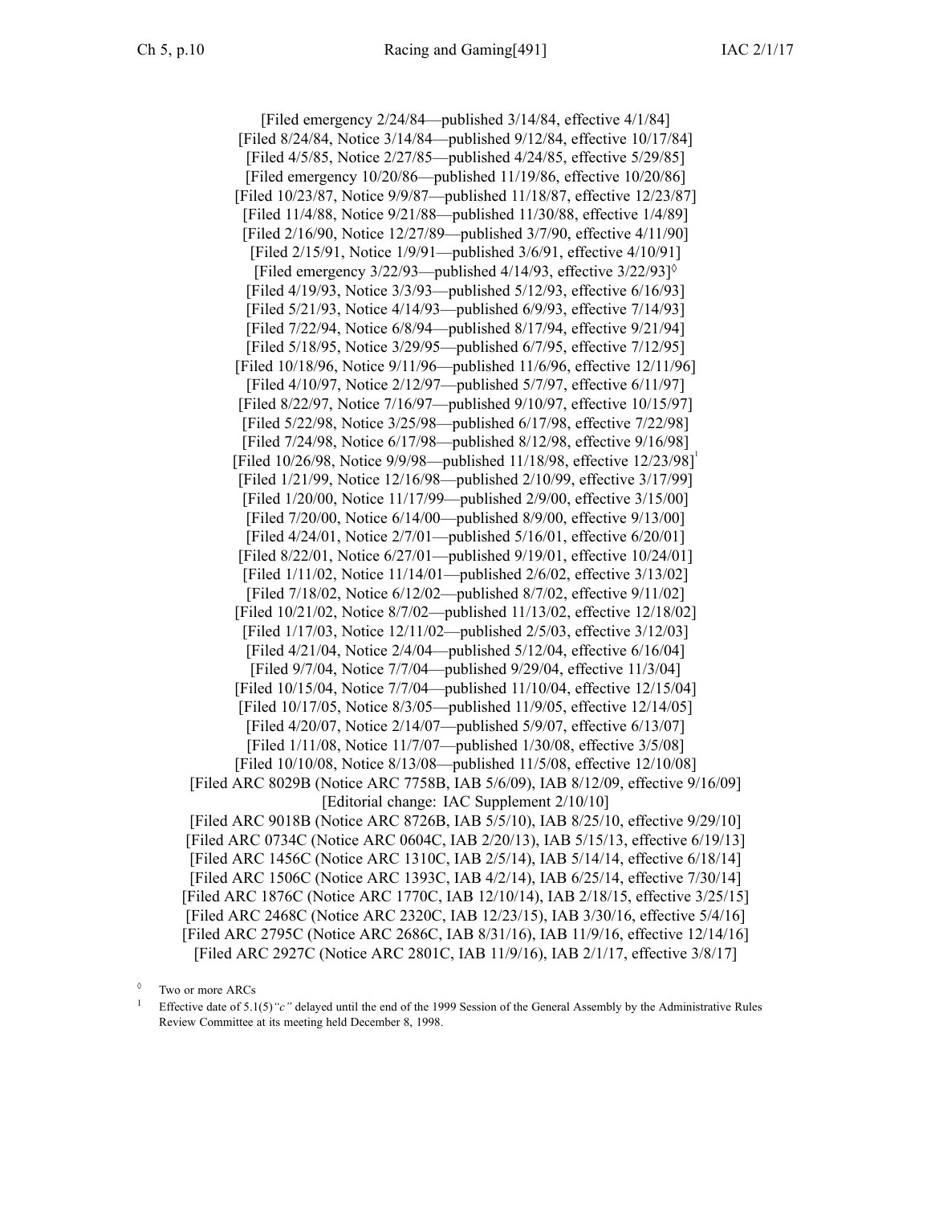[Filed emergency 2/24/84—published 3/14/84, effective 4/1/84]
[Filed 8/24/84, Notice 3/14/84—published 9/12/84, effective 10/17/84]
[Filed 4/5/85, Notice 2/27/85—published 4/24/85, effective 5/29/85]
[Filed emergency 10/20/86—published 11/19/86, effective 10/20/86]
[Filed 10/23/87, Notice 9/9/87—published 11/18/87, effective 12/23/87]
[Filed 11/4/88, Notice 9/21/88—published 11/30/88, effective 1/4/89]
[Filed 2/16/90, Notice 12/27/89—published 3/7/90, effective 4/11/90]
[Filed 2/15/91, Notice 1/9/91—published 3/6/91, effective 4/10/91]
[Filed emergency 3/22/93—published 4/14/93, effective 3/22/93]◊
[Filed 4/19/93, Notice 3/3/93—published 5/12/93, effective 6/16/93]
[Filed 5/21/93, Notice 4/14/93—published 6/9/93, effective 7/14/93]
[Filed 7/22/94, Notice 6/8/94—published 8/17/94, effective 9/21/94]
[Filed 5/18/95, Notice 3/29/95—published 6/7/95, effective 7/12/95]
[Filed 10/18/96, Notice 9/11/96—published 11/6/96, effective 12/11/96]
[Filed 4/10/97, Notice 2/12/97—published 5/7/97, effective 6/11/97]
[Filed 8/22/97, Notice 7/16/97—published 9/10/97, effective 10/15/97]
[Filed 5/22/98, Notice 3/25/98—published 6/17/98, effective 7/22/98]
[Filed 7/24/98, Notice 6/17/98—published 8/12/98, effective 9/16/98]
[Filed 10/26/98, Notice 9/9/98—published 11/18/98, effective 12/23/98][1]
[Filed 1/21/99, Notice 12/16/98—published 2/10/99, effective 3/17/99]
[Filed 1/20/00, Notice 11/17/99—published 2/9/00, effective 3/15/00]
[Filed 7/20/00, Notice 6/14/00—published 8/9/00, effective 9/13/00]
[Filed 4/24/01, Notice 2/7/01—published 5/16/01, effective 6/20/01]
[Filed 8/22/01, Notice 6/27/01—published 9/19/01, effective 10/24/01]
[Filed 1/11/02, Notice 11/14/01—published 2/6/02, effective 3/13/02]
[Filed 7/18/02, Notice 6/12/02—published 8/7/02, effective 9/11/02]
[Filed 10/21/02, Notice 8/7/02—published 11/13/02, effective 12/18/02]
[Filed 1/17/03, Notice 12/11/02—published 2/5/03, effective 3/12/03]
[Filed 4/21/04, Notice 2/4/04—published 5/12/04, effective 6/16/04]
[Filed 9/7/04, Notice 7/7/04—published 9/29/04, effective 11/3/04]
[Filed 10/15/04, Notice 7/7/04—published 11/10/04, effective 12/15/04]
[Filed 10/17/05, Notice 8/3/05—published 11/9/05, effective 12/14/05]
[Filed 4/20/07, Notice 2/14/07—published 5/9/07, effective 6/13/07]
[Filed 1/11/08, Notice 11/7/07—published 1/30/08, effective 3/5/08]
[Filed 10/10/08, Notice 8/13/08—published 11/5/08, effective 12/10/08]
[Filed ARC 8029B (Notice ARC 7758B, IAB 5/6/09), IAB 8/12/09, effective 9/16/09]
[Editorial change: IAC Supplement 2/10/10]
[Filed ARC 9018B (Notice ARC 8726B, IAB 5/5/10), IAB 8/25/10, effective 9/29/10]
[Filed ARC 0734C (Notice ARC 0604C, IAB 2/20/13), IAB 5/15/13, effective 6/19/13]
[Filed ARC 1456C (Notice ARC 1310C, IAB 2/5/14), IAB 5/14/14, effective 6/18/14]
[Filed ARC 1506C (Notice ARC 1393C, IAB 4/2/14), IAB 6/25/14, effective 7/30/14]
[Filed ARC 1876C (Notice ARC 1770C, IAB 12/10/14), IAB 2/18/15, effective 3/25/15]
[Filed ARC 2468C (Notice ARC 2320C, IAB 12/23/15), IAB 3/30/16, effective 5/4/16]
[Filed ARC 2795C (Notice ARC 2686C, IAB 8/31/16), IAB 11/9/16, effective 12/14/16]
[Filed ARC 2927C (Notice ARC 2801C, IAB 11/9/16), IAB 2/1/17, effective 3/8/17]

◊ Two or more ARCs

[1] Effective date of 5.1(5)*"c"* delayed until the end of the 1999 Session of the General Assembly by the Administrative Rules Review Committee at its meeting held December 8, 1998.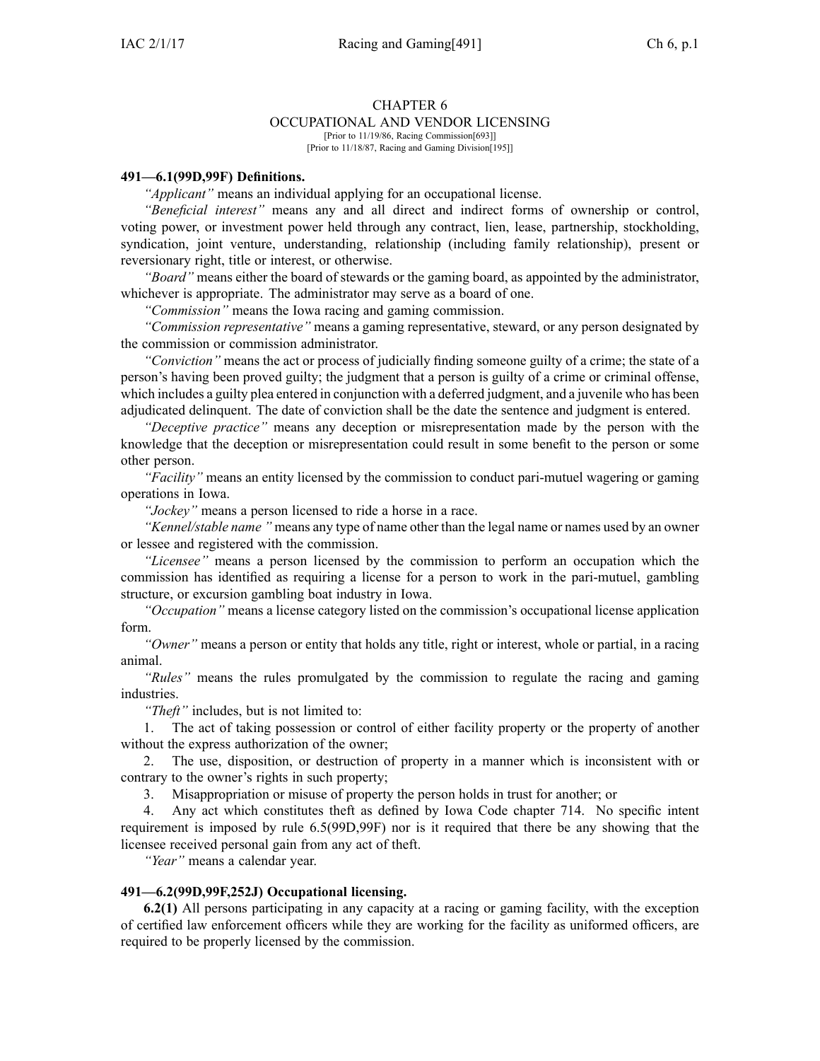# CHAPTER 6
## OCCUPATIONAL AND VENDOR LICENSING

[Prior to 11/19/86, Racing Commission[693]]
[Prior to 11/18/87, Racing and Gaming Division[195]]

**491—6.1(99D,99F) Definitions.**

*"Applicant"* means an individual applying for an occupational license.

*"Beneficial interest"* means any and all direct and indirect forms of ownership or control, voting power, or investment power held through any contract, lien, lease, partnership, stockholding, syndication, joint venture, understanding, relationship (including family relationship), present or reversionary right, title or interest, or otherwise.

*"Board"* means either the board of stewards or the gaming board, as appointed by the administrator, whichever is appropriate. The administrator may serve as a board of one.

*"Commission"* means the Iowa racing and gaming commission.

*"Commission representative"* means a gaming representative, steward, or any person designated by the commission or commission administrator.

*"Conviction"* means the act or process of judicially finding someone guilty of a crime; the state of a person's having been proved guilty; the judgment that a person is guilty of a crime or criminal offense, which includes a guilty plea entered in conjunction with a deferred judgment, and a juvenile who has been adjudicated delinquent. The date of conviction shall be the date the sentence and judgment is entered.

*"Deceptive practice"* means any deception or misrepresentation made by the person with the knowledge that the deception or misrepresentation could result in some benefit to the person or some other person.

*"Facility"* means an entity licensed by the commission to conduct pari-mutuel wagering or gaming operations in Iowa.

*"Jockey"* means a person licensed to ride a horse in a race.

*"Kennel/stable name"* means any type of name other than the legal name or names used by an owner or lessee and registered with the commission.

*"Licensee"* means a person licensed by the commission to perform an occupation which the commission has identified as requiring a license for a person to work in the pari-mutuel, gambling structure, or excursion gambling boat industry in Iowa.

*"Occupation"* means a license category listed on the commission's occupational license application form.

*"Owner"* means a person or entity that holds any title, right or interest, whole or partial, in a racing animal.

*"Rules"* means the rules promulgated by the commission to regulate the racing and gaming industries.

*"Theft"* includes, but is not limited to:

1. The act of taking possession or control of either facility property or the property of another without the express authorization of the owner;
2. The use, disposition, or destruction of property in a manner which is inconsistent with or contrary to the owner's rights in such property;
3. Misappropriation or misuse of property the person holds in trust for another; or
4. Any act which constitutes theft as defined by Iowa Code chapter 714. No specific intent requirement is imposed by rule 6.5(99D,99F) nor is it required that there be any showing that the licensee received personal gain from any act of theft.

*"Year"* means a calendar year.

**491—6.2(99D,99F,252J) Occupational licensing.**

**6.2(1)** All persons participating in any capacity at a racing or gaming facility, with the exception of certified law enforcement officers while they are working for the facility as uniformed officers, are required to be properly licensed by the commission.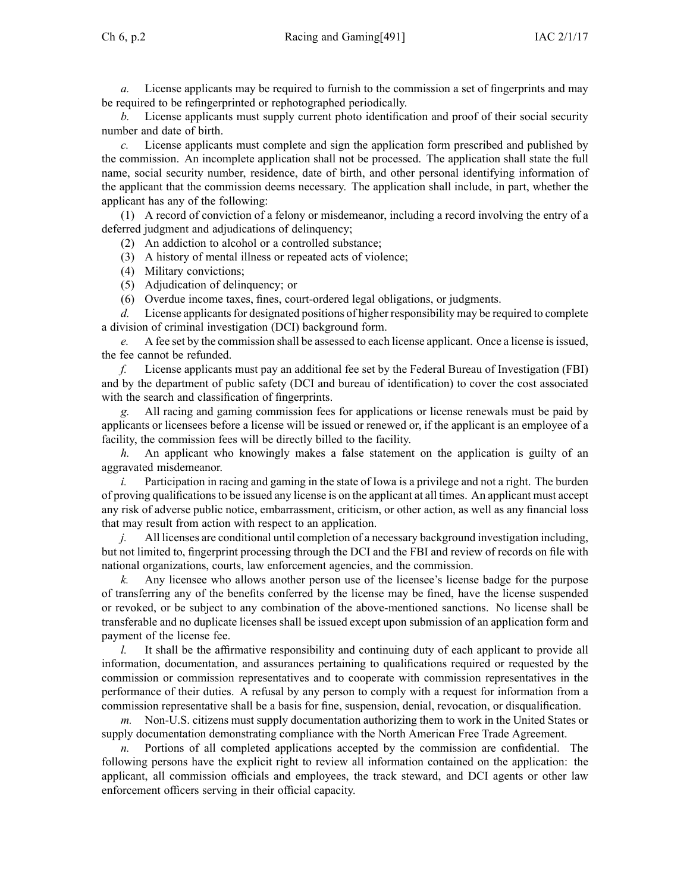*a.* License applicants may be required to furnish to the commission a set of fingerprints and may be required to be refingerprinted or rephotographed periodically.

*b.* License applicants must supply current photo identification and proof of their social security number and date of birth.

*c.* License applicants must complete and sign the application form prescribed and published by the commission. An incomplete application shall not be processed. The application shall state the full name, social security number, residence, date of birth, and other personal identifying information of the applicant that the commission deems necessary. The application shall include, in part, whether the applicant has any of the following:

(1) A record of conviction of a felony or misdemeanor, including a record involving the entry of a deferred judgment and adjudications of delinquency;

(2) An addiction to alcohol or a controlled substance;

(3) A history of mental illness or repeated acts of violence;

(4) Military convictions;

(5) Adjudication of delinquency; or

(6) Overdue income taxes, fines, court-ordered legal obligations, or judgments.

*d.* License applicants for designated positions of higher responsibility may be required to complete a division of criminal investigation (DCI) background form.

*e.* A fee set by the commission shall be assessed to each license applicant. Once a license is issued, the fee cannot be refunded.

*f.* License applicants must pay an additional fee set by the Federal Bureau of Investigation (FBI) and by the department of public safety (DCI and bureau of identification) to cover the cost associated with the search and classification of fingerprints.

*g.* All racing and gaming commission fees for applications or license renewals must be paid by applicants or licensees before a license will be issued or renewed or, if the applicant is an employee of a facility, the commission fees will be directly billed to the facility.

*h.* An applicant who knowingly makes a false statement on the application is guilty of an aggravated misdemeanor.

*i.* Participation in racing and gaming in the state of Iowa is a privilege and not a right. The burden of proving qualifications to be issued any license is on the applicant at all times. An applicant must accept any risk of adverse public notice, embarrassment, criticism, or other action, as well as any financial loss that may result from action with respect to an application.

*j.* All licenses are conditional until completion of a necessary background investigation including, but not limited to, fingerprint processing through the DCI and the FBI and review of records on file with national organizations, courts, law enforcement agencies, and the commission.

*k.* Any licensee who allows another person use of the licensee's license badge for the purpose of transferring any of the benefits conferred by the license may be fined, have the license suspended or revoked, or be subject to any combination of the above-mentioned sanctions. No license shall be transferable and no duplicate licenses shall be issued except upon submission of an application form and payment of the license fee.

*l.* It shall be the affirmative responsibility and continuing duty of each applicant to provide all information, documentation, and assurances pertaining to qualifications required or requested by the commission or commission representatives and to cooperate with commission representatives in the performance of their duties. A refusal by any person to comply with a request for information from a commission representative shall be a basis for fine, suspension, denial, revocation, or disqualification.

*m.* Non-U.S. citizens must supply documentation authorizing them to work in the United States or supply documentation demonstrating compliance with the North American Free Trade Agreement.

*n.* Portions of all completed applications accepted by the commission are confidential. The following persons have the explicit right to review all information contained on the application: the applicant, all commission officials and employees, the track steward, and DCI agents or other law enforcement officers serving in their official capacity.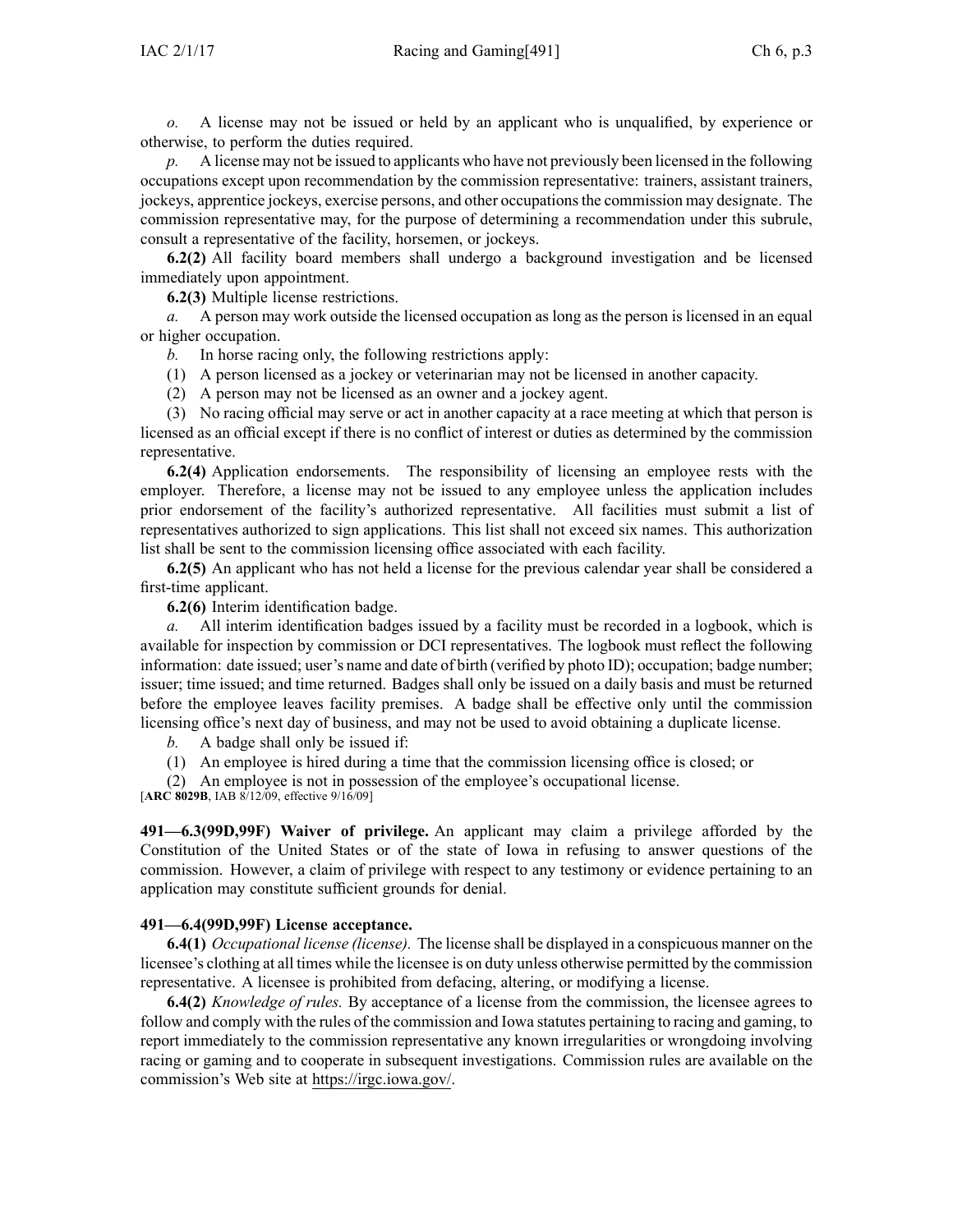*o.* A license may not be issued or held by an applicant who is unqualified, by experience or otherwise, to perform the duties required.

*p.* A license may not be issued to applicants who have not previously been licensed in the following occupations except upon recommendation by the commission representative: trainers, assistant trainers, jockeys, apprentice jockeys, exercise persons, and other occupations the commission may designate. The commission representative may, for the purpose of determining a recommendation under this subrule, consult a representative of the facility, horsemen, or jockeys.

**6.2(2)** All facility board members shall undergo a background investigation and be licensed immediately upon appointment.

**6.2(3)** Multiple license restrictions.

*a.* A person may work outside the licensed occupation as long as the person is licensed in an equal or higher occupation.

*b.* In horse racing only, the following restrictions apply:

(1) A person licensed as a jockey or veterinarian may not be licensed in another capacity.

(2) A person may not be licensed as an owner and a jockey agent.

(3) No racing official may serve or act in another capacity at a race meeting at which that person is licensed as an official except if there is no conflict of interest or duties as determined by the commission representative.

**6.2(4)** Application endorsements. The responsibility of licensing an employee rests with the employer. Therefore, a license may not be issued to any employee unless the application includes prior endorsement of the facility's authorized representative. All facilities must submit a list of representatives authorized to sign applications. This list shall not exceed six names. This authorization list shall be sent to the commission licensing office associated with each facility.

**6.2(5)** An applicant who has not held a license for the previous calendar year shall be considered a first-time applicant.

**6.2(6)** Interim identification badge.

*a.* All interim identification badges issued by a facility must be recorded in a logbook, which is available for inspection by commission or DCI representatives. The logbook must reflect the following information: date issued; user's name and date of birth (verified by photo ID); occupation; badge number; issuer; time issued; and time returned. Badges shall only be issued on a daily basis and must be returned before the employee leaves facility premises. A badge shall be effective only until the commission licensing office's next day of business, and may not be used to avoid obtaining a duplicate license.

*b.* A badge shall only be issued if:

(1) An employee is hired during a time that the commission licensing office is closed; or

(2) An employee is not in possession of the employee's occupational license.

[**ARC 8029B**, IAB 8/12/09, effective 9/16/09]

**491—6.3(99D,99F) Waiver of privilege.** An applicant may claim a privilege afforded by the Constitution of the United States or of the state of Iowa in refusing to answer questions of the commission. However, a claim of privilege with respect to any testimony or evidence pertaining to an application may constitute sufficient grounds for denial.

**491—6.4(99D,99F) License acceptance.**

**6.4(1)** *Occupational license (license).* The license shall be displayed in a conspicuous manner on the licensee's clothing at all times while the licensee is on duty unless otherwise permitted by the commission representative. A licensee is prohibited from defacing, altering, or modifying a license.

**6.4(2)** *Knowledge of rules.* By acceptance of a license from the commission, the licensee agrees to follow and comply with the rules of the commission and Iowa statutes pertaining to racing and gaming, to report immediately to the commission representative any known irregularities or wrongdoing involving racing or gaming and to cooperate in subsequent investigations. Commission rules are available on the commission's Web site at https://irgc.iowa.gov/.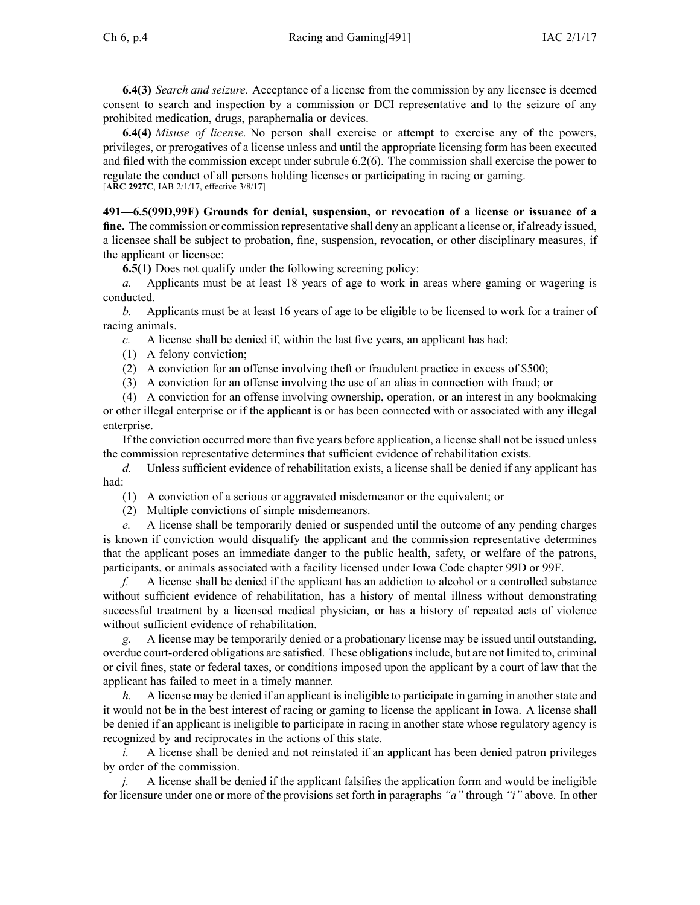**6.4(3)** *Search and seizure.* Acceptance of a license from the commission by any licensee is deemed consent to search and inspection by a commission or DCI representative and to the seizure of any prohibited medication, drugs, paraphernalia or devices.

**6.4(4)** *Misuse of license.* No person shall exercise or attempt to exercise any of the powers, privileges, or prerogatives of a license unless and until the appropriate licensing form has been executed and filed with the commission except under subrule 6.2(6). The commission shall exercise the power to regulate the conduct of all persons holding licenses or participating in racing or gaming.
[**ARC 2927C**, IAB 2/1/17, effective 3/8/17]

**491—6.5(99D,99F) Grounds for denial, suspension, or revocation of a license or issuance of a fine.** The commission or commission representative shall deny an applicant a license or, if already issued, a licensee shall be subject to probation, fine, suspension, revocation, or other disciplinary measures, if the applicant or licensee:

**6.5(1)** Does not qualify under the following screening policy:

*a.* Applicants must be at least 18 years of age to work in areas where gaming or wagering is conducted.

*b.* Applicants must be at least 16 years of age to be eligible to be licensed to work for a trainer of racing animals.

*c.* A license shall be denied if, within the last five years, an applicant has had:

(1) A felony conviction;

(2) A conviction for an offense involving theft or fraudulent practice in excess of $500;

(3) A conviction for an offense involving the use of an alias in connection with fraud; or

(4) A conviction for an offense involving ownership, operation, or an interest in any bookmaking or other illegal enterprise or if the applicant is or has been connected with or associated with any illegal enterprise.

If the conviction occurred more than five years before application, a license shall not be issued unless the commission representative determines that sufficient evidence of rehabilitation exists.

*d.* Unless sufficient evidence of rehabilitation exists, a license shall be denied if any applicant has had:

(1) A conviction of a serious or aggravated misdemeanor or the equivalent; or

(2) Multiple convictions of simple misdemeanors.

*e.* A license shall be temporarily denied or suspended until the outcome of any pending charges is known if conviction would disqualify the applicant and the commission representative determines that the applicant poses an immediate danger to the public health, safety, or welfare of the patrons, participants, or animals associated with a facility licensed under Iowa Code chapter 99D or 99F.

*f.* A license shall be denied if the applicant has an addiction to alcohol or a controlled substance without sufficient evidence of rehabilitation, has a history of mental illness without demonstrating successful treatment by a licensed medical physician, or has a history of repeated acts of violence without sufficient evidence of rehabilitation.

*g.* A license may be temporarily denied or a probationary license may be issued until outstanding, overdue court-ordered obligations are satisfied. These obligations include, but are not limited to, criminal or civil fines, state or federal taxes, or conditions imposed upon the applicant by a court of law that the applicant has failed to meet in a timely manner.

*h.* A license may be denied if an applicant is ineligible to participate in gaming in another state and it would not be in the best interest of racing or gaming to license the applicant in Iowa. A license shall be denied if an applicant is ineligible to participate in racing in another state whose regulatory agency is recognized by and reciprocates in the actions of this state.

*i.* A license shall be denied and not reinstated if an applicant has been denied patron privileges by order of the commission.

*j.* A license shall be denied if the applicant falsifies the application form and would be ineligible for licensure under one or more of the provisions set forth in paragraphs *"a"* through *"i"* above. In other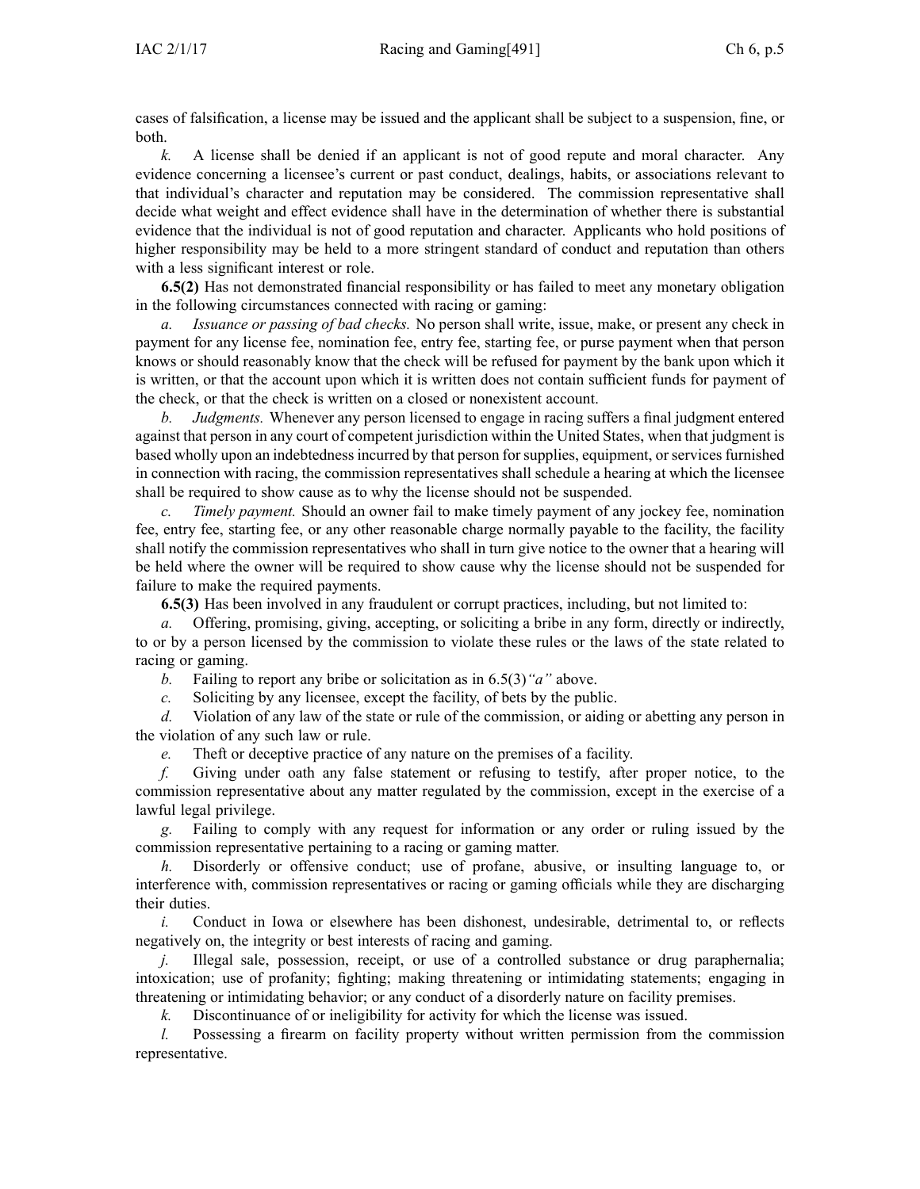cases of falsification, a license may be issued and the applicant shall be subject to a suspension, fine, or both.

*k.* A license shall be denied if an applicant is not of good repute and moral character. Any evidence concerning a licensee's current or past conduct, dealings, habits, or associations relevant to that individual's character and reputation may be considered. The commission representative shall decide what weight and effect evidence shall have in the determination of whether there is substantial evidence that the individual is not of good reputation and character. Applicants who hold positions of higher responsibility may be held to a more stringent standard of conduct and reputation than others with a less significant interest or role.

**6.5(2)** Has not demonstrated financial responsibility or has failed to meet any monetary obligation in the following circumstances connected with racing or gaming:

*a. Issuance or passing of bad checks.* No person shall write, issue, make, or present any check in payment for any license fee, nomination fee, entry fee, starting fee, or purse payment when that person knows or should reasonably know that the check will be refused for payment by the bank upon which it is written, or that the account upon which it is written does not contain sufficient funds for payment of the check, or that the check is written on a closed or nonexistent account.

*b. Judgments.* Whenever any person licensed to engage in racing suffers a final judgment entered against that person in any court of competent jurisdiction within the United States, when that judgment is based wholly upon an indebtedness incurred by that person for supplies, equipment, or services furnished in connection with racing, the commission representatives shall schedule a hearing at which the licensee shall be required to show cause as to why the license should not be suspended.

*c. Timely payment.* Should an owner fail to make timely payment of any jockey fee, nomination fee, entry fee, starting fee, or any other reasonable charge normally payable to the facility, the facility shall notify the commission representatives who shall in turn give notice to the owner that a hearing will be held where the owner will be required to show cause why the license should not be suspended for failure to make the required payments.

**6.5(3)** Has been involved in any fraudulent or corrupt practices, including, but not limited to:

*a.* Offering, promising, giving, accepting, or soliciting a bribe in any form, directly or indirectly, to or by a person licensed by the commission to violate these rules or the laws of the state related to racing or gaming.

*b.* Failing to report any bribe or solicitation as in 6.5(3)*"a"* above.

*c.* Soliciting by any licensee, except the facility, of bets by the public.

*d.* Violation of any law of the state or rule of the commission, or aiding or abetting any person in the violation of any such law or rule.

*e.* Theft or deceptive practice of any nature on the premises of a facility.

*f.* Giving under oath any false statement or refusing to testify, after proper notice, to the commission representative about any matter regulated by the commission, except in the exercise of a lawful legal privilege.

*g.* Failing to comply with any request for information or any order or ruling issued by the commission representative pertaining to a racing or gaming matter.

*h.* Disorderly or offensive conduct; use of profane, abusive, or insulting language to, or interference with, commission representatives or racing or gaming officials while they are discharging their duties.

*i.* Conduct in Iowa or elsewhere has been dishonest, undesirable, detrimental to, or reflects negatively on, the integrity or best interests of racing and gaming.

*j.* Illegal sale, possession, receipt, or use of a controlled substance or drug paraphernalia; intoxication; use of profanity; fighting; making threatening or intimidating statements; engaging in threatening or intimidating behavior; or any conduct of a disorderly nature on facility premises.

*k.* Discontinuance of or ineligibility for activity for which the license was issued.

*l.* Possessing a firearm on facility property without written permission from the commission representative.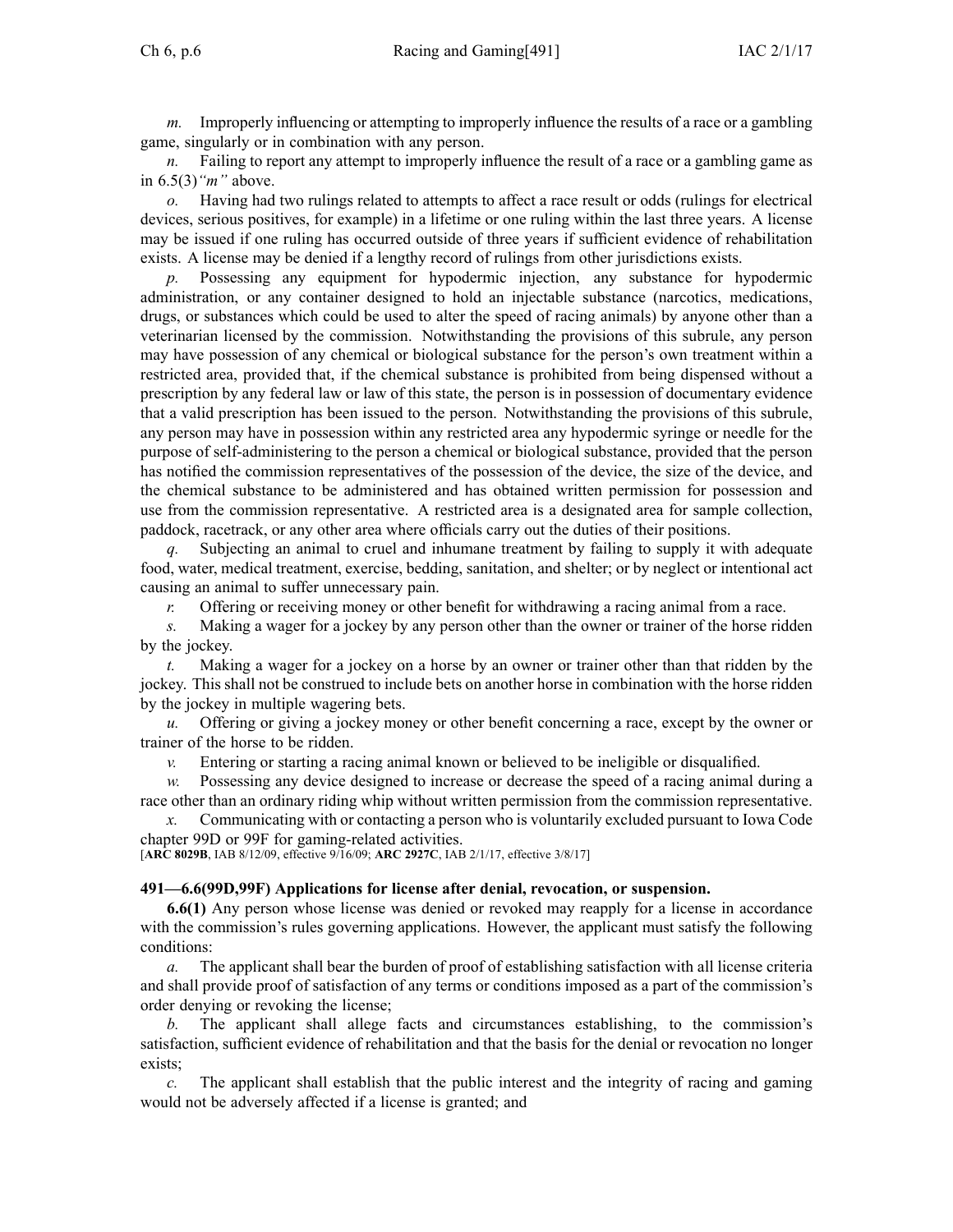*m.* Improperly influencing or attempting to improperly influence the results of a race or a gambling game, singularly or in combination with any person.

*n.* Failing to report any attempt to improperly influence the result of a race or a gambling game as in 6.5(3)*"m"* above.

*o.* Having had two rulings related to attempts to affect a race result or odds (rulings for electrical devices, serious positives, for example) in a lifetime or one ruling within the last three years. A license may be issued if one ruling has occurred outside of three years if sufficient evidence of rehabilitation exists. A license may be denied if a lengthy record of rulings from other jurisdictions exists.

*p.* Possessing any equipment for hypodermic injection, any substance for hypodermic administration, or any container designed to hold an injectable substance (narcotics, medications, drugs, or substances which could be used to alter the speed of racing animals) by anyone other than a veterinarian licensed by the commission. Notwithstanding the provisions of this subrule, any person may have possession of any chemical or biological substance for the person's own treatment within a restricted area, provided that, if the chemical substance is prohibited from being dispensed without a prescription by any federal law or law of this state, the person is in possession of documentary evidence that a valid prescription has been issued to the person. Notwithstanding the provisions of this subrule, any person may have in possession within any restricted area any hypodermic syringe or needle for the purpose of self-administering to the person a chemical or biological substance, provided that the person has notified the commission representatives of the possession of the device, the size of the device, and the chemical substance to be administered and has obtained written permission for possession and use from the commission representative. A restricted area is a designated area for sample collection, paddock, racetrack, or any other area where officials carry out the duties of their positions.

*q.* Subjecting an animal to cruel and inhumane treatment by failing to supply it with adequate food, water, medical treatment, exercise, bedding, sanitation, and shelter; or by neglect or intentional act causing an animal to suffer unnecessary pain.

*r.* Offering or receiving money or other benefit for withdrawing a racing animal from a race.

*s.* Making a wager for a jockey by any person other than the owner or trainer of the horse ridden by the jockey.

*t.* Making a wager for a jockey on a horse by an owner or trainer other than that ridden by the jockey. This shall not be construed to include bets on another horse in combination with the horse ridden by the jockey in multiple wagering bets.

*u.* Offering or giving a jockey money or other benefit concerning a race, except by the owner or trainer of the horse to be ridden.

*v.* Entering or starting a racing animal known or believed to be ineligible or disqualified.

*w.* Possessing any device designed to increase or decrease the speed of a racing animal during a race other than an ordinary riding whip without written permission from the commission representative.

*x.* Communicating with or contacting a person who is voluntarily excluded pursuant to Iowa Code chapter 99D or 99F for gaming-related activities.

[**ARC 8029B**, IAB 8/12/09, effective 9/16/09; **ARC 2927C**, IAB 2/1/17, effective 3/8/17]

**491—6.6(99D,99F) Applications for license after denial, revocation, or suspension.**

**6.6(1)** Any person whose license was denied or revoked may reapply for a license in accordance with the commission's rules governing applications. However, the applicant must satisfy the following conditions:

*a.* The applicant shall bear the burden of proof of establishing satisfaction with all license criteria and shall provide proof of satisfaction of any terms or conditions imposed as a part of the commission's order denying or revoking the license;

*b.* The applicant shall allege facts and circumstances establishing, to the commission's satisfaction, sufficient evidence of rehabilitation and that the basis for the denial or revocation no longer exists;

*c.* The applicant shall establish that the public interest and the integrity of racing and gaming would not be adversely affected if a license is granted; and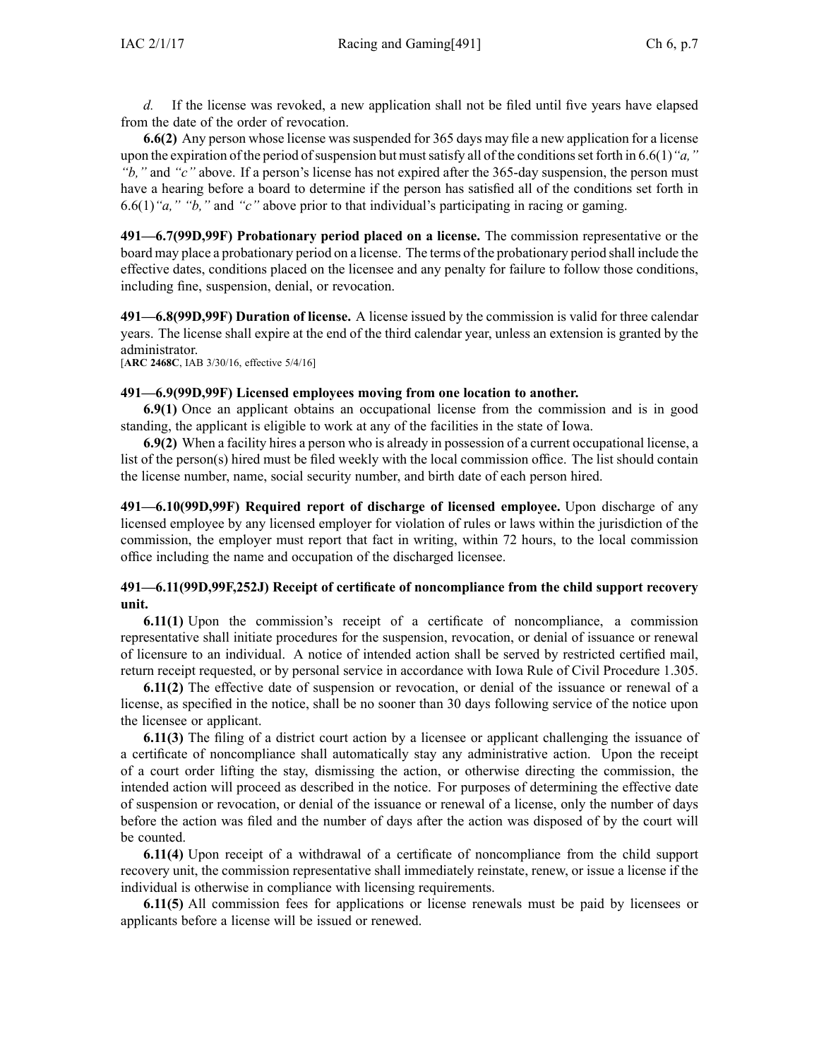*d.* If the license was revoked, a new application shall not be filed until five years have elapsed from the date of the order of revocation.

**6.6(2)** Any person whose license was suspended for 365 days may file a new application for a license upon the expiration of the period of suspension but must satisfy all of the conditions set forth in 6.6(1)*"a," "b,"* and *"c"* above. If a person's license has not expired after the 365-day suspension, the person must have a hearing before a board to determine if the person has satisfied all of the conditions set forth in 6.6(1)*"a," "b,"* and *"c"* above prior to that individual's participating in racing or gaming.

**491—6.7(99D,99F) Probationary period placed on a license.** The commission representative or the board may place a probationary period on a license. The terms of the probationary period shall include the effective dates, conditions placed on the licensee and any penalty for failure to follow those conditions, including fine, suspension, denial, or revocation.

**491—6.8(99D,99F) Duration of license.** A license issued by the commission is valid for three calendar years. The license shall expire at the end of the third calendar year, unless an extension is granted by the administrator.
[**ARC 2468C**, IAB 3/30/16, effective 5/4/16]

**491—6.9(99D,99F) Licensed employees moving from one location to another.**

**6.9(1)** Once an applicant obtains an occupational license from the commission and is in good standing, the applicant is eligible to work at any of the facilities in the state of Iowa.

**6.9(2)** When a facility hires a person who is already in possession of a current occupational license, a list of the person(s) hired must be filed weekly with the local commission office. The list should contain the license number, name, social security number, and birth date of each person hired.

**491—6.10(99D,99F) Required report of discharge of licensed employee.** Upon discharge of any licensed employee by any licensed employer for violation of rules or laws within the jurisdiction of the commission, the employer must report that fact in writing, within 72 hours, to the local commission office including the name and occupation of the discharged licensee.

**491—6.11(99D,99F,252J) Receipt of certificate of noncompliance from the child support recovery unit.**

**6.11(1)** Upon the commission's receipt of a certificate of noncompliance, a commission representative shall initiate procedures for the suspension, revocation, or denial of issuance or renewal of licensure to an individual. A notice of intended action shall be served by restricted certified mail, return receipt requested, or by personal service in accordance with Iowa Rule of Civil Procedure 1.305.

**6.11(2)** The effective date of suspension or revocation, or denial of the issuance or renewal of a license, as specified in the notice, shall be no sooner than 30 days following service of the notice upon the licensee or applicant.

**6.11(3)** The filing of a district court action by a licensee or applicant challenging the issuance of a certificate of noncompliance shall automatically stay any administrative action. Upon the receipt of a court order lifting the stay, dismissing the action, or otherwise directing the commission, the intended action will proceed as described in the notice. For purposes of determining the effective date of suspension or revocation, or denial of the issuance or renewal of a license, only the number of days before the action was filed and the number of days after the action was disposed of by the court will be counted.

**6.11(4)** Upon receipt of a withdrawal of a certificate of noncompliance from the child support recovery unit, the commission representative shall immediately reinstate, renew, or issue a license if the individual is otherwise in compliance with licensing requirements.

**6.11(5)** All commission fees for applications or license renewals must be paid by licensees or applicants before a license will be issued or renewed.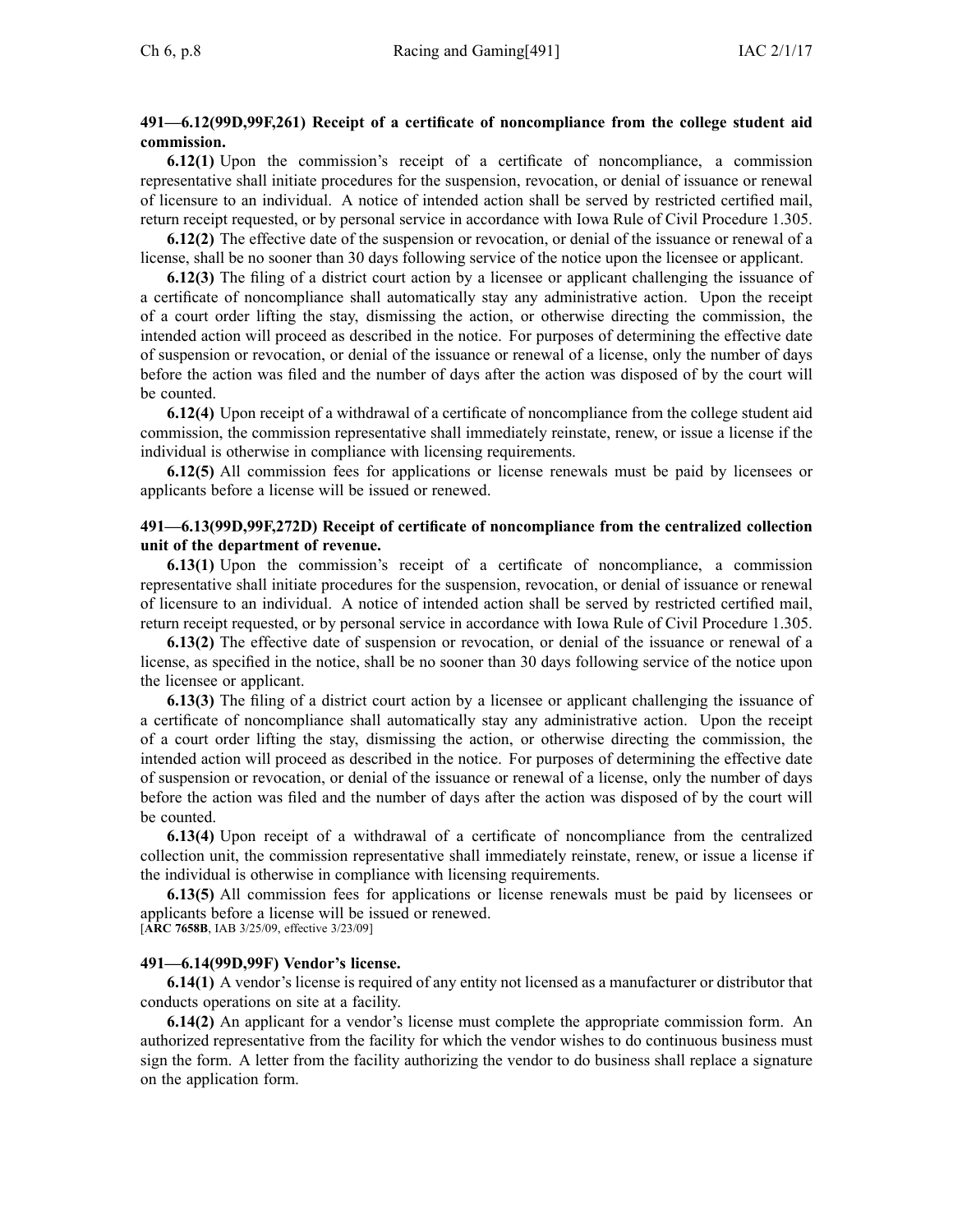**491—6.12(99D,99F,261) Receipt of a certificate of noncompliance from the college student aid commission.**

**6.12(1)** Upon the commission's receipt of a certificate of noncompliance, a commission representative shall initiate procedures for the suspension, revocation, or denial of issuance or renewal of licensure to an individual. A notice of intended action shall be served by restricted certified mail, return receipt requested, or by personal service in accordance with Iowa Rule of Civil Procedure 1.305.

**6.12(2)** The effective date of the suspension or revocation, or denial of the issuance or renewal of a license, shall be no sooner than 30 days following service of the notice upon the licensee or applicant.

**6.12(3)** The filing of a district court action by a licensee or applicant challenging the issuance of a certificate of noncompliance shall automatically stay any administrative action. Upon the receipt of a court order lifting the stay, dismissing the action, or otherwise directing the commission, the intended action will proceed as described in the notice. For purposes of determining the effective date of suspension or revocation, or denial of the issuance or renewal of a license, only the number of days before the action was filed and the number of days after the action was disposed of by the court will be counted.

**6.12(4)** Upon receipt of a withdrawal of a certificate of noncompliance from the college student aid commission, the commission representative shall immediately reinstate, renew, or issue a license if the individual is otherwise in compliance with licensing requirements.

**6.12(5)** All commission fees for applications or license renewals must be paid by licensees or applicants before a license will be issued or renewed.

**491—6.13(99D,99F,272D) Receipt of certificate of noncompliance from the centralized collection unit of the department of revenue.**

**6.13(1)** Upon the commission's receipt of a certificate of noncompliance, a commission representative shall initiate procedures for the suspension, revocation, or denial of issuance or renewal of licensure to an individual. A notice of intended action shall be served by restricted certified mail, return receipt requested, or by personal service in accordance with Iowa Rule of Civil Procedure 1.305.

**6.13(2)** The effective date of suspension or revocation, or denial of the issuance or renewal of a license, as specified in the notice, shall be no sooner than 30 days following service of the notice upon the licensee or applicant.

**6.13(3)** The filing of a district court action by a licensee or applicant challenging the issuance of a certificate of noncompliance shall automatically stay any administrative action. Upon the receipt of a court order lifting the stay, dismissing the action, or otherwise directing the commission, the intended action will proceed as described in the notice. For purposes of determining the effective date of suspension or revocation, or denial of the issuance or renewal of a license, only the number of days before the action was filed and the number of days after the action was disposed of by the court will be counted.

**6.13(4)** Upon receipt of a withdrawal of a certificate of noncompliance from the centralized collection unit, the commission representative shall immediately reinstate, renew, or issue a license if the individual is otherwise in compliance with licensing requirements.

**6.13(5)** All commission fees for applications or license renewals must be paid by licensees or applicants before a license will be issued or renewed.

[**ARC 7658B**, IAB 3/25/09, effective 3/23/09]

**491—6.14(99D,99F) Vendor's license.**

**6.14(1)** A vendor's license is required of any entity not licensed as a manufacturer or distributor that conducts operations on site at a facility.

**6.14(2)** An applicant for a vendor's license must complete the appropriate commission form. An authorized representative from the facility for which the vendor wishes to do continuous business must sign the form. A letter from the facility authorizing the vendor to do business shall replace a signature on the application form.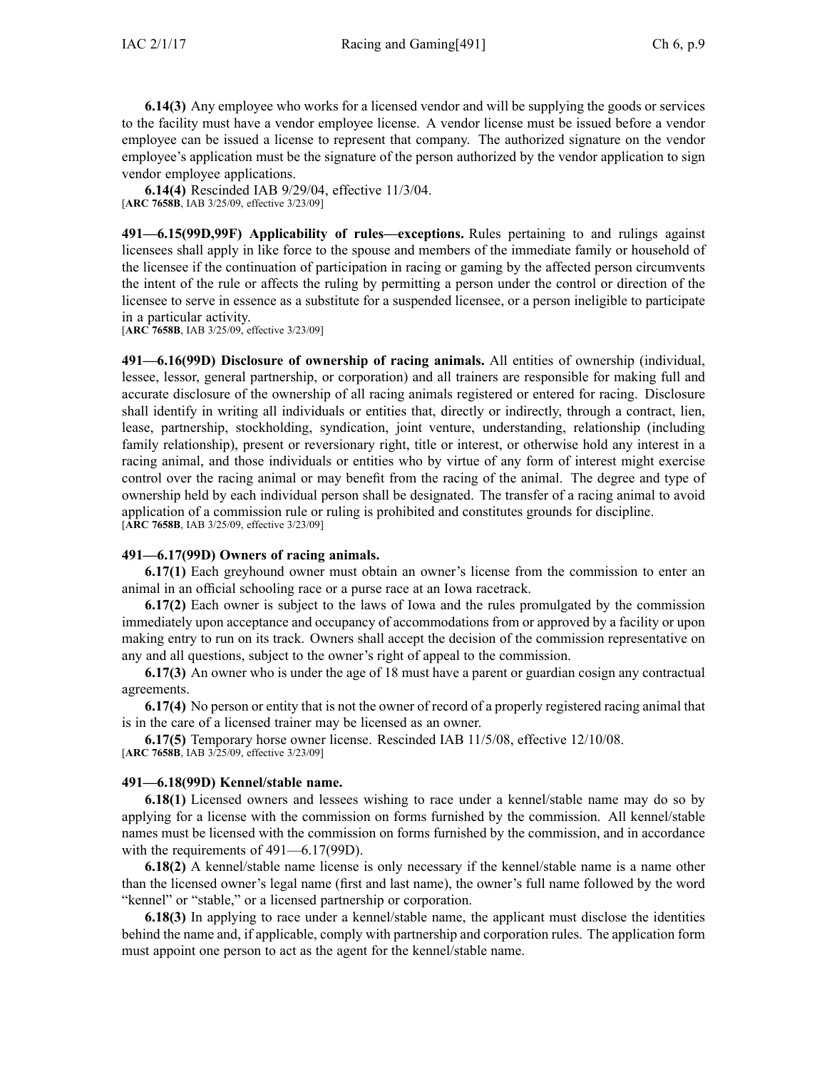**6.14(3)** Any employee who works for a licensed vendor and will be supplying the goods or services to the facility must have a vendor employee license. A vendor license must be issued before a vendor employee can be issued a license to represent that company. The authorized signature on the vendor employee's application must be the signature of the person authorized by the vendor application to sign vendor employee applications.

**6.14(4)** Rescinded IAB 9/29/04, effective 11/3/04.
[**ARC 7658B**, IAB 3/25/09, effective 3/23/09]

**491—6.15(99D,99F) Applicability of rules—exceptions.** Rules pertaining to and rulings against licensees shall apply in like force to the spouse and members of the immediate family or household of the licensee if the continuation of participation in racing or gaming by the affected person circumvents the intent of the rule or affects the ruling by permitting a person under the control or direction of the licensee to serve in essence as a substitute for a suspended licensee, or a person ineligible to participate in a particular activity.
[**ARC 7658B**, IAB 3/25/09, effective 3/23/09]

**491—6.16(99D) Disclosure of ownership of racing animals.** All entities of ownership (individual, lessee, lessor, general partnership, or corporation) and all trainers are responsible for making full and accurate disclosure of the ownership of all racing animals registered or entered for racing. Disclosure shall identify in writing all individuals or entities that, directly or indirectly, through a contract, lien, lease, partnership, stockholding, syndication, joint venture, understanding, relationship (including family relationship), present or reversionary right, title or interest, or otherwise hold any interest in a racing animal, and those individuals or entities who by virtue of any form of interest might exercise control over the racing animal or may benefit from the racing of the animal. The degree and type of ownership held by each individual person shall be designated. The transfer of a racing animal to avoid application of a commission rule or ruling is prohibited and constitutes grounds for discipline.
[**ARC 7658B**, IAB 3/25/09, effective 3/23/09]

**491—6.17(99D) Owners of racing animals.**

**6.17(1)** Each greyhound owner must obtain an owner's license from the commission to enter an animal in an official schooling race or a purse race at an Iowa racetrack.

**6.17(2)** Each owner is subject to the laws of Iowa and the rules promulgated by the commission immediately upon acceptance and occupancy of accommodations from or approved by a facility or upon making entry to run on its track. Owners shall accept the decision of the commission representative on any and all questions, subject to the owner's right of appeal to the commission.

**6.17(3)** An owner who is under the age of 18 must have a parent or guardian cosign any contractual agreements.

**6.17(4)** No person or entity that is not the owner of record of a properly registered racing animal that is in the care of a licensed trainer may be licensed as an owner.

**6.17(5)** Temporary horse owner license. Rescinded IAB 11/5/08, effective 12/10/08.
[**ARC 7658B**, IAB 3/25/09, effective 3/23/09]

**491—6.18(99D) Kennel/stable name.**

**6.18(1)** Licensed owners and lessees wishing to race under a kennel/stable name may do so by applying for a license with the commission on forms furnished by the commission. All kennel/stable names must be licensed with the commission on forms furnished by the commission, and in accordance with the requirements of 491—6.17(99D).

**6.18(2)** A kennel/stable name license is only necessary if the kennel/stable name is a name other than the licensed owner's legal name (first and last name), the owner's full name followed by the word "kennel" or "stable," or a licensed partnership or corporation.

**6.18(3)** In applying to race under a kennel/stable name, the applicant must disclose the identities behind the name and, if applicable, comply with partnership and corporation rules. The application form must appoint one person to act as the agent for the kennel/stable name.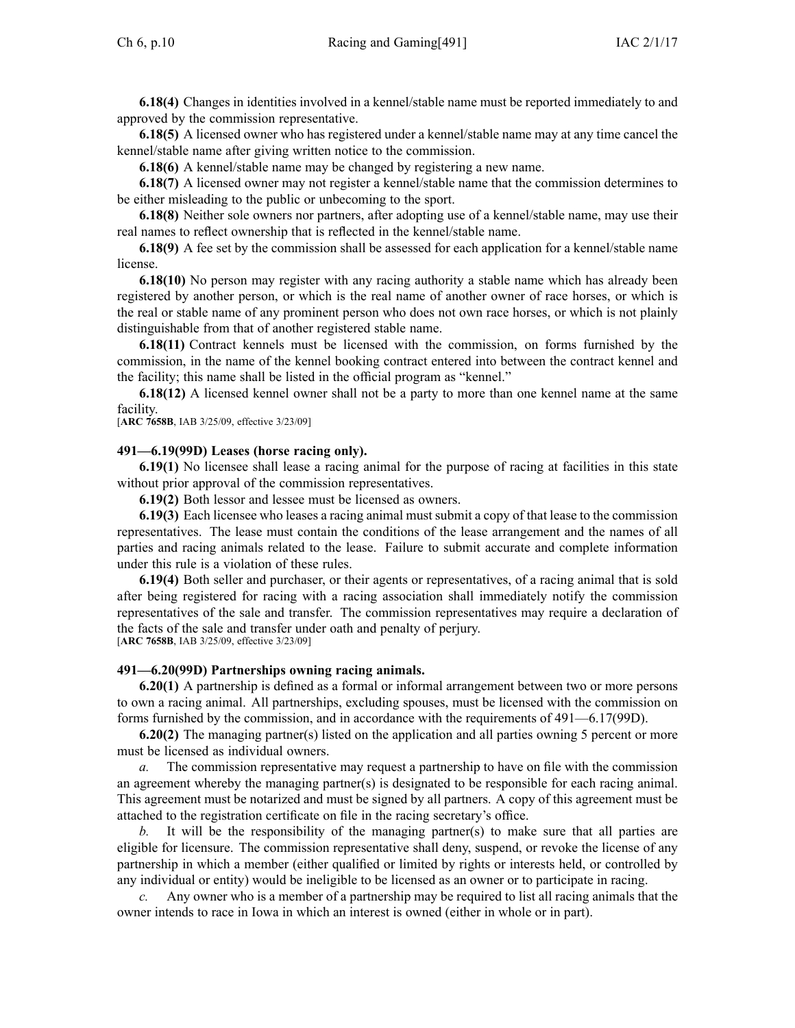**6.18(4)** Changes in identities involved in a kennel/stable name must be reported immediately to and approved by the commission representative.

**6.18(5)** A licensed owner who has registered under a kennel/stable name may at any time cancel the kennel/stable name after giving written notice to the commission.

**6.18(6)** A kennel/stable name may be changed by registering a new name.

**6.18(7)** A licensed owner may not register a kennel/stable name that the commission determines to be either misleading to the public or unbecoming to the sport.

**6.18(8)** Neither sole owners nor partners, after adopting use of a kennel/stable name, may use their real names to reflect ownership that is reflected in the kennel/stable name.

**6.18(9)** A fee set by the commission shall be assessed for each application for a kennel/stable name license.

**6.18(10)** No person may register with any racing authority a stable name which has already been registered by another person, or which is the real name of another owner of race horses, or which is the real or stable name of any prominent person who does not own race horses, or which is not plainly distinguishable from that of another registered stable name.

**6.18(11)** Contract kennels must be licensed with the commission, on forms furnished by the commission, in the name of the kennel booking contract entered into between the contract kennel and the facility; this name shall be listed in the official program as "kennel."

**6.18(12)** A licensed kennel owner shall not be a party to more than one kennel name at the same facility.

[**ARC 7658B**, IAB 3/25/09, effective 3/23/09]

### 491—6.19(99D) Leases (horse racing only).

**6.19(1)** No licensee shall lease a racing animal for the purpose of racing at facilities in this state without prior approval of the commission representatives.

**6.19(2)** Both lessor and lessee must be licensed as owners.

**6.19(3)** Each licensee who leases a racing animal must submit a copy of that lease to the commission representatives. The lease must contain the conditions of the lease arrangement and the names of all parties and racing animals related to the lease. Failure to submit accurate and complete information under this rule is a violation of these rules.

**6.19(4)** Both seller and purchaser, or their agents or representatives, of a racing animal that is sold after being registered for racing with a racing association shall immediately notify the commission representatives of the sale and transfer. The commission representatives may require a declaration of the facts of the sale and transfer under oath and penalty of perjury.

[**ARC 7658B**, IAB 3/25/09, effective 3/23/09]

### 491—6.20(99D) Partnerships owning racing animals.

**6.20(1)** A partnership is defined as a formal or informal arrangement between two or more persons to own a racing animal. All partnerships, excluding spouses, must be licensed with the commission on forms furnished by the commission, and in accordance with the requirements of 491—6.17(99D).

**6.20(2)** The managing partner(s) listed on the application and all parties owning 5 percent or more must be licensed as individual owners.

*a.* The commission representative may request a partnership to have on file with the commission an agreement whereby the managing partner(s) is designated to be responsible for each racing animal. This agreement must be notarized and must be signed by all partners. A copy of this agreement must be attached to the registration certificate on file in the racing secretary's office.

*b.* It will be the responsibility of the managing partner(s) to make sure that all parties are eligible for licensure. The commission representative shall deny, suspend, or revoke the license of any partnership in which a member (either qualified or limited by rights or interests held, or controlled by any individual or entity) would be ineligible to be licensed as an owner or to participate in racing.

*c.* Any owner who is a member of a partnership may be required to list all racing animals that the owner intends to race in Iowa in which an interest is owned (either in whole or in part).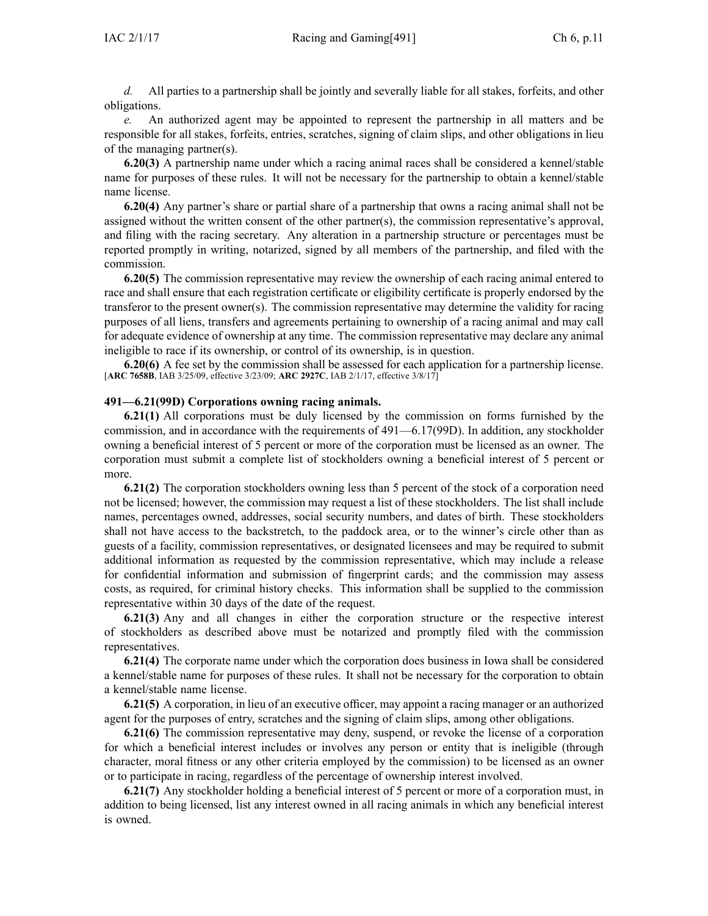*d.* All parties to a partnership shall be jointly and severally liable for all stakes, forfeits, and other obligations.

*e.* An authorized agent may be appointed to represent the partnership in all matters and be responsible for all stakes, forfeits, entries, scratches, signing of claim slips, and other obligations in lieu of the managing partner(s).

**6.20(3)** A partnership name under which a racing animal races shall be considered a kennel/stable name for purposes of these rules. It will not be necessary for the partnership to obtain a kennel/stable name license.

**6.20(4)** Any partner's share or partial share of a partnership that owns a racing animal shall not be assigned without the written consent of the other partner(s), the commission representative's approval, and filing with the racing secretary. Any alteration in a partnership structure or percentages must be reported promptly in writing, notarized, signed by all members of the partnership, and filed with the commission.

**6.20(5)** The commission representative may review the ownership of each racing animal entered to race and shall ensure that each registration certificate or eligibility certificate is properly endorsed by the transferor to the present owner(s). The commission representative may determine the validity for racing purposes of all liens, transfers and agreements pertaining to ownership of a racing animal and may call for adequate evidence of ownership at any time. The commission representative may declare any animal ineligible to race if its ownership, or control of its ownership, is in question.

**6.20(6)** A fee set by the commission shall be assessed for each application for a partnership license.
[**ARC 7658B**, IAB 3/25/09, effective 3/23/09; **ARC 2927C**, IAB 2/1/17, effective 3/8/17]

**491—6.21(99D) Corporations owning racing animals.**

**6.21(1)** All corporations must be duly licensed by the commission on forms furnished by the commission, and in accordance with the requirements of 491—6.17(99D). In addition, any stockholder owning a beneficial interest of 5 percent or more of the corporation must be licensed as an owner. The corporation must submit a complete list of stockholders owning a beneficial interest of 5 percent or more.

**6.21(2)** The corporation stockholders owning less than 5 percent of the stock of a corporation need not be licensed; however, the commission may request a list of these stockholders. The list shall include names, percentages owned, addresses, social security numbers, and dates of birth. These stockholders shall not have access to the backstretch, to the paddock area, or to the winner's circle other than as guests of a facility, commission representatives, or designated licensees and may be required to submit additional information as requested by the commission representative, which may include a release for confidential information and submission of fingerprint cards; and the commission may assess costs, as required, for criminal history checks. This information shall be supplied to the commission representative within 30 days of the date of the request.

**6.21(3)** Any and all changes in either the corporation structure or the respective interest of stockholders as described above must be notarized and promptly filed with the commission representatives.

**6.21(4)** The corporate name under which the corporation does business in Iowa shall be considered a kennel/stable name for purposes of these rules. It shall not be necessary for the corporation to obtain a kennel/stable name license.

**6.21(5)** A corporation, in lieu of an executive officer, may appoint a racing manager or an authorized agent for the purposes of entry, scratches and the signing of claim slips, among other obligations.

**6.21(6)** The commission representative may deny, suspend, or revoke the license of a corporation for which a beneficial interest includes or involves any person or entity that is ineligible (through character, moral fitness or any other criteria employed by the commission) to be licensed as an owner or to participate in racing, regardless of the percentage of ownership interest involved.

**6.21(7)** Any stockholder holding a beneficial interest of 5 percent or more of a corporation must, in addition to being licensed, list any interest owned in all racing animals in which any beneficial interest is owned.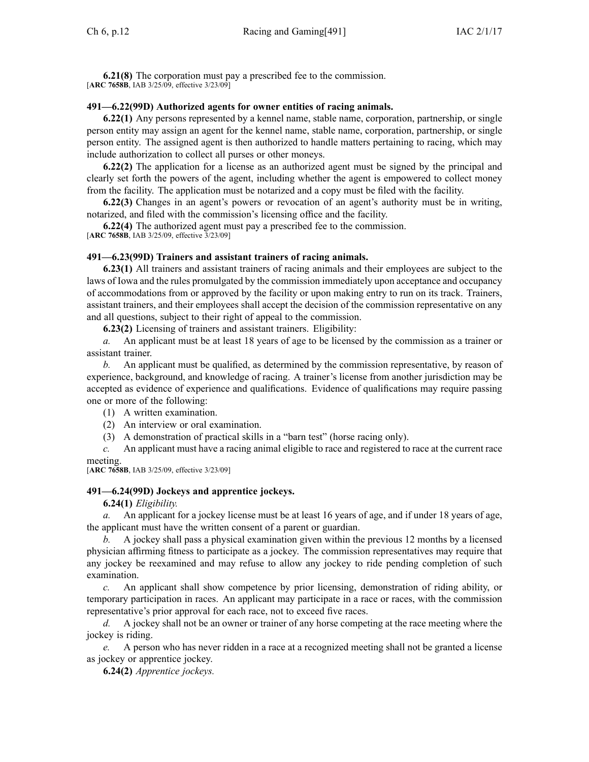**6.21(8)** The corporation must pay a prescribed fee to the commission.
[**ARC 7658B**, IAB 3/25/09, effective 3/23/09]

### 491—6.22(99D) Authorized agents for owner entities of racing animals.

**6.22(1)** Any persons represented by a kennel name, stable name, corporation, partnership, or single person entity may assign an agent for the kennel name, stable name, corporation, partnership, or single person entity. The assigned agent is then authorized to handle matters pertaining to racing, which may include authorization to collect all purses or other moneys.

**6.22(2)** The application for a license as an authorized agent must be signed by the principal and clearly set forth the powers of the agent, including whether the agent is empowered to collect money from the facility. The application must be notarized and a copy must be filed with the facility.

**6.22(3)** Changes in an agent's powers or revocation of an agent's authority must be in writing, notarized, and filed with the commission's licensing office and the facility.

**6.22(4)** The authorized agent must pay a prescribed fee to the commission.
[**ARC 7658B**, IAB 3/25/09, effective 3/23/09]

### 491—6.23(99D) Trainers and assistant trainers of racing animals.

**6.23(1)** All trainers and assistant trainers of racing animals and their employees are subject to the laws of Iowa and the rules promulgated by the commission immediately upon acceptance and occupancy of accommodations from or approved by the facility or upon making entry to run on its track. Trainers, assistant trainers, and their employees shall accept the decision of the commission representative on any and all questions, subject to their right of appeal to the commission.

**6.23(2)** Licensing of trainers and assistant trainers. Eligibility:

*a.* An applicant must be at least 18 years of age to be licensed by the commission as a trainer or assistant trainer.

*b.* An applicant must be qualified, as determined by the commission representative, by reason of experience, background, and knowledge of racing. A trainer's license from another jurisdiction may be accepted as evidence of experience and qualifications. Evidence of qualifications may require passing one or more of the following:

(1) A written examination.

(2) An interview or oral examination.

(3) A demonstration of practical skills in a "barn test" (horse racing only).

*c.* An applicant must have a racing animal eligible to race and registered to race at the current race meeting.
[**ARC 7658B**, IAB 3/25/09, effective 3/23/09]

### 491—6.24(99D) Jockeys and apprentice jockeys.

**6.24(1)** *Eligibility.*

*a.* An applicant for a jockey license must be at least 16 years of age, and if under 18 years of age, the applicant must have the written consent of a parent or guardian.

*b.* A jockey shall pass a physical examination given within the previous 12 months by a licensed physician affirming fitness to participate as a jockey. The commission representatives may require that any jockey be reexamined and may refuse to allow any jockey to ride pending completion of such examination.

*c.* An applicant shall show competence by prior licensing, demonstration of riding ability, or temporary participation in races. An applicant may participate in a race or races, with the commission representative's prior approval for each race, not to exceed five races.

*d.* A jockey shall not be an owner or trainer of any horse competing at the race meeting where the jockey is riding.

*e.* A person who has never ridden in a race at a recognized meeting shall not be granted a license as jockey or apprentice jockey.

**6.24(2)** *Apprentice jockeys.*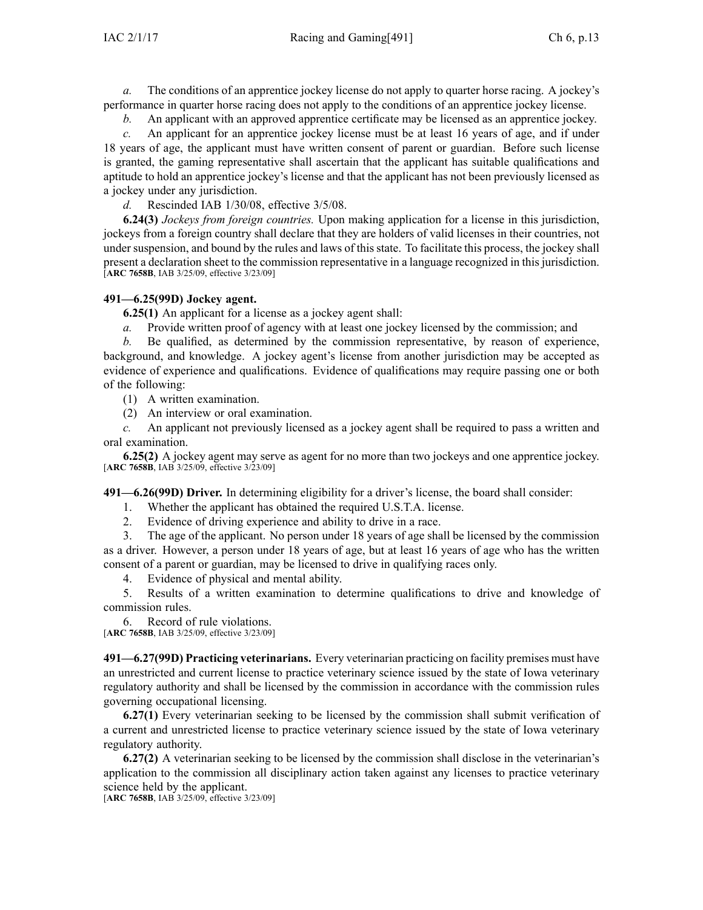*a.* The conditions of an apprentice jockey license do not apply to quarter horse racing. A jockey's performance in quarter horse racing does not apply to the conditions of an apprentice jockey license.

*b.* An applicant with an approved apprentice certificate may be licensed as an apprentice jockey.

*c.* An applicant for an apprentice jockey license must be at least 16 years of age, and if under 18 years of age, the applicant must have written consent of parent or guardian. Before such license is granted, the gaming representative shall ascertain that the applicant has suitable qualifications and aptitude to hold an apprentice jockey's license and that the applicant has not been previously licensed as a jockey under any jurisdiction.

*d.* Rescinded IAB 1/30/08, effective 3/5/08.

**6.24(3)** *Jockeys from foreign countries.* Upon making application for a license in this jurisdiction, jockeys from a foreign country shall declare that they are holders of valid licenses in their countries, not under suspension, and bound by the rules and laws of this state. To facilitate this process, the jockey shall present a declaration sheet to the commission representative in a language recognized in this jurisdiction.
[**ARC 7658B**, IAB 3/25/09, effective 3/23/09]

**491—6.25(99D) Jockey agent.**

**6.25(1)** An applicant for a license as a jockey agent shall:

*a.* Provide written proof of agency with at least one jockey licensed by the commission; and

*b.* Be qualified, as determined by the commission representative, by reason of experience, background, and knowledge. A jockey agent's license from another jurisdiction may be accepted as evidence of experience and qualifications. Evidence of qualifications may require passing one or both of the following:

(1) A written examination.

(2) An interview or oral examination.

*c.* An applicant not previously licensed as a jockey agent shall be required to pass a written and oral examination.

**6.25(2)** A jockey agent may serve as agent for no more than two jockeys and one apprentice jockey.
[**ARC 7658B**, IAB 3/25/09, effective 3/23/09]

**491—6.26(99D) Driver.** In determining eligibility for a driver's license, the board shall consider:

1. Whether the applicant has obtained the required U.S.T.A. license.
2. Evidence of driving experience and ability to drive in a race.
3. The age of the applicant. No person under 18 years of age shall be licensed by the commission as a driver. However, a person under 18 years of age, but at least 16 years of age who has the written consent of a parent or guardian, may be licensed to drive in qualifying races only.
4. Evidence of physical and mental ability.
5. Results of a written examination to determine qualifications to drive and knowledge of commission rules.
6. Record of rule violations.

[**ARC 7658B**, IAB 3/25/09, effective 3/23/09]

**491—6.27(99D) Practicing veterinarians.** Every veterinarian practicing on facility premises must have an unrestricted and current license to practice veterinary science issued by the state of Iowa veterinary regulatory authority and shall be licensed by the commission in accordance with the commission rules governing occupational licensing.

**6.27(1)** Every veterinarian seeking to be licensed by the commission shall submit verification of a current and unrestricted license to practice veterinary science issued by the state of Iowa veterinary regulatory authority.

**6.27(2)** A veterinarian seeking to be licensed by the commission shall disclose in the veterinarian's application to the commission all disciplinary action taken against any licenses to practice veterinary science held by the applicant.
[**ARC 7658B**, IAB 3/25/09, effective 3/23/09]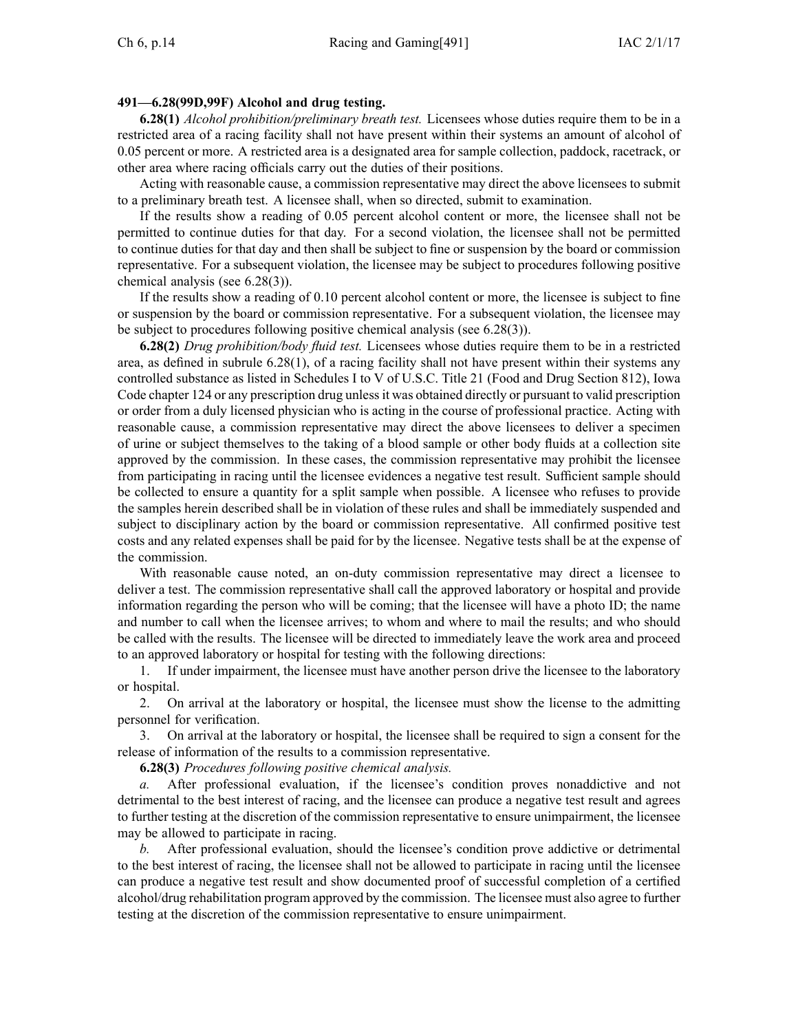**491—6.28(99D,99F) Alcohol and drug testing.**

**6.28(1)** *Alcohol prohibition/preliminary breath test.* Licensees whose duties require them to be in a restricted area of a racing facility shall not have present within their systems an amount of alcohol of 0.05 percent or more. A restricted area is a designated area for sample collection, paddock, racetrack, or other area where racing officials carry out the duties of their positions.

Acting with reasonable cause, a commission representative may direct the above licensees to submit to a preliminary breath test. A licensee shall, when so directed, submit to examination.

If the results show a reading of 0.05 percent alcohol content or more, the licensee shall not be permitted to continue duties for that day. For a second violation, the licensee shall not be permitted to continue duties for that day and then shall be subject to fine or suspension by the board or commission representative. For a subsequent violation, the licensee may be subject to procedures following positive chemical analysis (see 6.28(3)).

If the results show a reading of 0.10 percent alcohol content or more, the licensee is subject to fine or suspension by the board or commission representative. For a subsequent violation, the licensee may be subject to procedures following positive chemical analysis (see 6.28(3)).

**6.28(2)** *Drug prohibition/body fluid test.* Licensees whose duties require them to be in a restricted area, as defined in subrule 6.28(1), of a racing facility shall not have present within their systems any controlled substance as listed in Schedules I to V of U.S.C. Title 21 (Food and Drug Section 812), Iowa Code chapter 124 or any prescription drug unless it was obtained directly or pursuant to valid prescription or order from a duly licensed physician who is acting in the course of professional practice. Acting with reasonable cause, a commission representative may direct the above licensees to deliver a specimen of urine or subject themselves to the taking of a blood sample or other body fluids at a collection site approved by the commission. In these cases, the commission representative may prohibit the licensee from participating in racing until the licensee evidences a negative test result. Sufficient sample should be collected to ensure a quantity for a split sample when possible. A licensee who refuses to provide the samples herein described shall be in violation of these rules and shall be immediately suspended and subject to disciplinary action by the board or commission representative. All confirmed positive test costs and any related expenses shall be paid for by the licensee. Negative tests shall be at the expense of the commission.

With reasonable cause noted, an on-duty commission representative may direct a licensee to deliver a test. The commission representative shall call the approved laboratory or hospital and provide information regarding the person who will be coming; that the licensee will have a photo ID; the name and number to call when the licensee arrives; to whom and where to mail the results; and who should be called with the results. The licensee will be directed to immediately leave the work area and proceed to an approved laboratory or hospital for testing with the following directions:

1. If under impairment, the licensee must have another person drive the licensee to the laboratory or hospital.
2. On arrival at the laboratory or hospital, the licensee must show the license to the admitting personnel for verification.
3. On arrival at the laboratory or hospital, the licensee shall be required to sign a consent for the release of information of the results to a commission representative.

**6.28(3)** *Procedures following positive chemical analysis.*

*a.* After professional evaluation, if the licensee's condition proves nonaddictive and not detrimental to the best interest of racing, and the licensee can produce a negative test result and agrees to further testing at the discretion of the commission representative to ensure unimpairment, the licensee may be allowed to participate in racing.

*b.* After professional evaluation, should the licensee's condition prove addictive or detrimental to the best interest of racing, the licensee shall not be allowed to participate in racing until the licensee can produce a negative test result and show documented proof of successful completion of a certified alcohol/drug rehabilitation program approved by the commission. The licensee must also agree to further testing at the discretion of the commission representative to ensure unimpairment.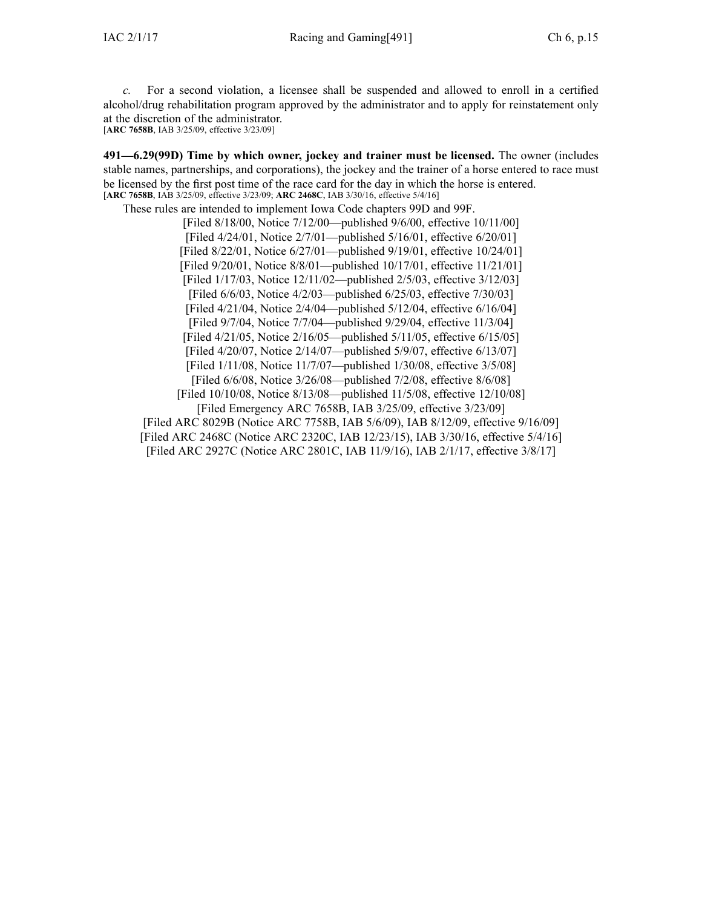*c.* For a second violation, a licensee shall be suspended and allowed to enroll in a certified alcohol/drug rehabilitation program approved by the administrator and to apply for reinstatement only at the discretion of the administrator.
[**ARC 7658B**, IAB 3/25/09, effective 3/23/09]

**491—6.29(99D) Time by which owner, jockey and trainer must be licensed.** The owner (includes stable names, partnerships, and corporations), the jockey and the trainer of a horse entered to race must be licensed by the first post time of the race card for the day in which the horse is entered.
[**ARC 7658B**, IAB 3/25/09, effective 3/23/09; **ARC 2468C**, IAB 3/30/16, effective 5/4/16]

These rules are intended to implement Iowa Code chapters 99D and 99F.

[Filed 8/18/00, Notice 7/12/00—published 9/6/00, effective 10/11/00]
[Filed 4/24/01, Notice 2/7/01—published 5/16/01, effective 6/20/01]
[Filed 8/22/01, Notice 6/27/01—published 9/19/01, effective 10/24/01]
[Filed 9/20/01, Notice 8/8/01—published 10/17/01, effective 11/21/01]
[Filed 1/17/03, Notice 12/11/02—published 2/5/03, effective 3/12/03]
[Filed 6/6/03, Notice 4/2/03—published 6/25/03, effective 7/30/03]
[Filed 4/21/04, Notice 2/4/04—published 5/12/04, effective 6/16/04]
[Filed 9/7/04, Notice 7/7/04—published 9/29/04, effective 11/3/04]
[Filed 4/21/05, Notice 2/16/05—published 5/11/05, effective 6/15/05]
[Filed 4/20/07, Notice 2/14/07—published 5/9/07, effective 6/13/07]
[Filed 1/11/08, Notice 11/7/07—published 1/30/08, effective 3/5/08]
[Filed 6/6/08, Notice 3/26/08—published 7/2/08, effective 8/6/08]
[Filed 10/10/08, Notice 8/13/08—published 11/5/08, effective 12/10/08]
[Filed Emergency ARC 7658B, IAB 3/25/09, effective 3/23/09]
[Filed ARC 8029B (Notice ARC 7758B, IAB 5/6/09), IAB 8/12/09, effective 9/16/09]
[Filed ARC 2468C (Notice ARC 2320C, IAB 12/23/15), IAB 3/30/16, effective 5/4/16]
[Filed ARC 2927C (Notice ARC 2801C, IAB 11/9/16), IAB 2/1/17, effective 3/8/17]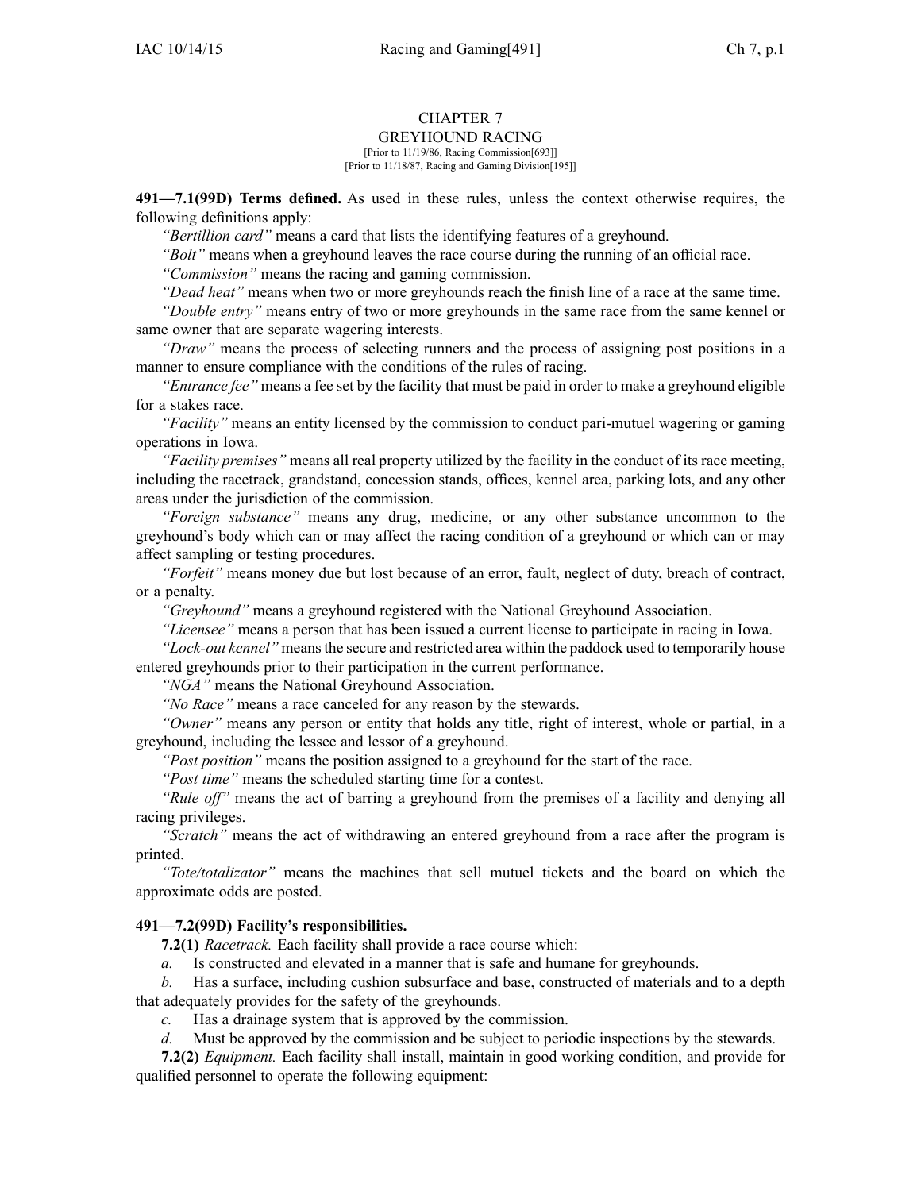# CHAPTER 7
## GREYHOUND RACING

[Prior to 11/19/86, Racing Commission[693]]
[Prior to 11/18/87, Racing and Gaming Division[195]]

**491—7.1(99D) Terms defined.** As used in these rules, unless the context otherwise requires, the following definitions apply:

*"Bertillion card"* means a card that lists the identifying features of a greyhound.

*"Bolt"* means when a greyhound leaves the race course during the running of an official race.

*"Commission"* means the racing and gaming commission.

*"Dead heat"* means when two or more greyhounds reach the finish line of a race at the same time.

*"Double entry"* means entry of two or more greyhounds in the same race from the same kennel or same owner that are separate wagering interests.

*"Draw"* means the process of selecting runners and the process of assigning post positions in a manner to ensure compliance with the conditions of the rules of racing.

*"Entrance fee"* means a fee set by the facility that must be paid in order to make a greyhound eligible for a stakes race.

*"Facility"* means an entity licensed by the commission to conduct pari-mutuel wagering or gaming operations in Iowa.

*"Facility premises"* means all real property utilized by the facility in the conduct of its race meeting, including the racetrack, grandstand, concession stands, offices, kennel area, parking lots, and any other areas under the jurisdiction of the commission.

*"Foreign substance"* means any drug, medicine, or any other substance uncommon to the greyhound's body which can or may affect the racing condition of a greyhound or which can or may affect sampling or testing procedures.

*"Forfeit"* means money due but lost because of an error, fault, neglect of duty, breach of contract, or a penalty.

*"Greyhound"* means a greyhound registered with the National Greyhound Association.

*"Licensee"* means a person that has been issued a current license to participate in racing in Iowa.

*"Lock-out kennel"* means the secure and restricted area within the paddock used to temporarily house entered greyhounds prior to their participation in the current performance.

*"NGA"* means the National Greyhound Association.

*"No Race"* means a race canceled for any reason by the stewards.

*"Owner"* means any person or entity that holds any title, right of interest, whole or partial, in a greyhound, including the lessee and lessor of a greyhound.

*"Post position"* means the position assigned to a greyhound for the start of the race.

*"Post time"* means the scheduled starting time for a contest.

*"Rule off"* means the act of barring a greyhound from the premises of a facility and denying all racing privileges.

*"Scratch"* means the act of withdrawing an entered greyhound from a race after the program is printed.

*"Tote/totalizator"* means the machines that sell mutuel tickets and the board on which the approximate odds are posted.

**491—7.2(99D) Facility's responsibilities.**

**7.2(1)** *Racetrack.* Each facility shall provide a race course which:

*a.* Is constructed and elevated in a manner that is safe and humane for greyhounds.

*b.* Has a surface, including cushion subsurface and base, constructed of materials and to a depth that adequately provides for the safety of the greyhounds.

*c.* Has a drainage system that is approved by the commission.

*d.* Must be approved by the commission and be subject to periodic inspections by the stewards.

**7.2(2)** *Equipment.* Each facility shall install, maintain in good working condition, and provide for qualified personnel to operate the following equipment: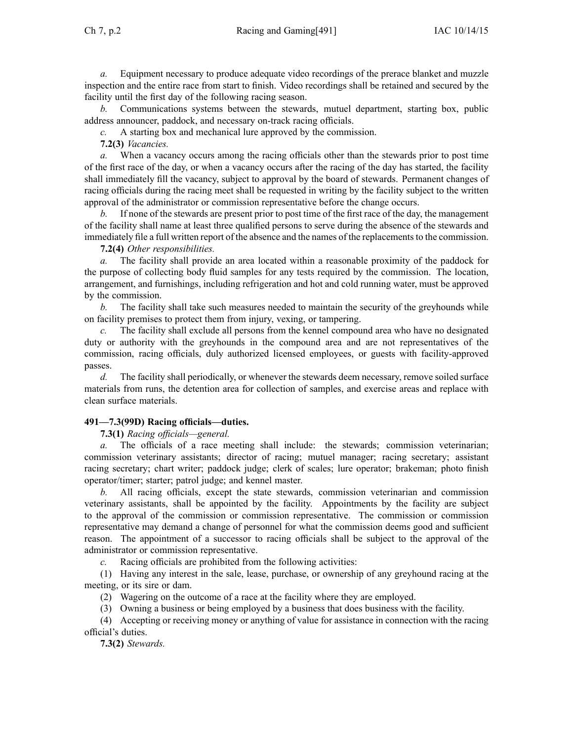*a.* Equipment necessary to produce adequate video recordings of the prerace blanket and muzzle inspection and the entire race from start to finish. Video recordings shall be retained and secured by the facility until the first day of the following racing season.

*b.* Communications systems between the stewards, mutuel department, starting box, public address announcer, paddock, and necessary on-track racing officials.

*c.* A starting box and mechanical lure approved by the commission.

**7.2(3)** *Vacancies.*

*a.* When a vacancy occurs among the racing officials other than the stewards prior to post time of the first race of the day, or when a vacancy occurs after the racing of the day has started, the facility shall immediately fill the vacancy, subject to approval by the board of stewards. Permanent changes of racing officials during the racing meet shall be requested in writing by the facility subject to the written approval of the administrator or commission representative before the change occurs.

*b.* If none of the stewards are present prior to post time of the first race of the day, the management of the facility shall name at least three qualified persons to serve during the absence of the stewards and immediately file a full written report of the absence and the names of the replacements to the commission.

**7.2(4)** *Other responsibilities.*

*a.* The facility shall provide an area located within a reasonable proximity of the paddock for the purpose of collecting body fluid samples for any tests required by the commission. The location, arrangement, and furnishings, including refrigeration and hot and cold running water, must be approved by the commission.

*b.* The facility shall take such measures needed to maintain the security of the greyhounds while on facility premises to protect them from injury, vexing, or tampering.

*c.* The facility shall exclude all persons from the kennel compound area who have no designated duty or authority with the greyhounds in the compound area and are not representatives of the commission, racing officials, duly authorized licensed employees, or guests with facility-approved passes.

*d.* The facility shall periodically, or whenever the stewards deem necessary, remove soiled surface materials from runs, the detention area for collection of samples, and exercise areas and replace with clean surface materials.

**491—7.3(99D) Racing officials—duties.**

**7.3(1)** *Racing officials—general.*

*a.* The officials of a race meeting shall include: the stewards; commission veterinarian; commission veterinary assistants; director of racing; mutuel manager; racing secretary; assistant racing secretary; chart writer; paddock judge; clerk of scales; lure operator; brakeman; photo finish operator/timer; starter; patrol judge; and kennel master.

*b.* All racing officials, except the state stewards, commission veterinarian and commission veterinary assistants, shall be appointed by the facility. Appointments by the facility are subject to the approval of the commission or commission representative. The commission or commission representative may demand a change of personnel for what the commission deems good and sufficient reason. The appointment of a successor to racing officials shall be subject to the approval of the administrator or commission representative.

*c.* Racing officials are prohibited from the following activities:

(1) Having any interest in the sale, lease, purchase, or ownership of any greyhound racing at the meeting, or its sire or dam.

(2) Wagering on the outcome of a race at the facility where they are employed.

(3) Owning a business or being employed by a business that does business with the facility.

(4) Accepting or receiving money or anything of value for assistance in connection with the racing official's duties.

**7.3(2)** *Stewards.*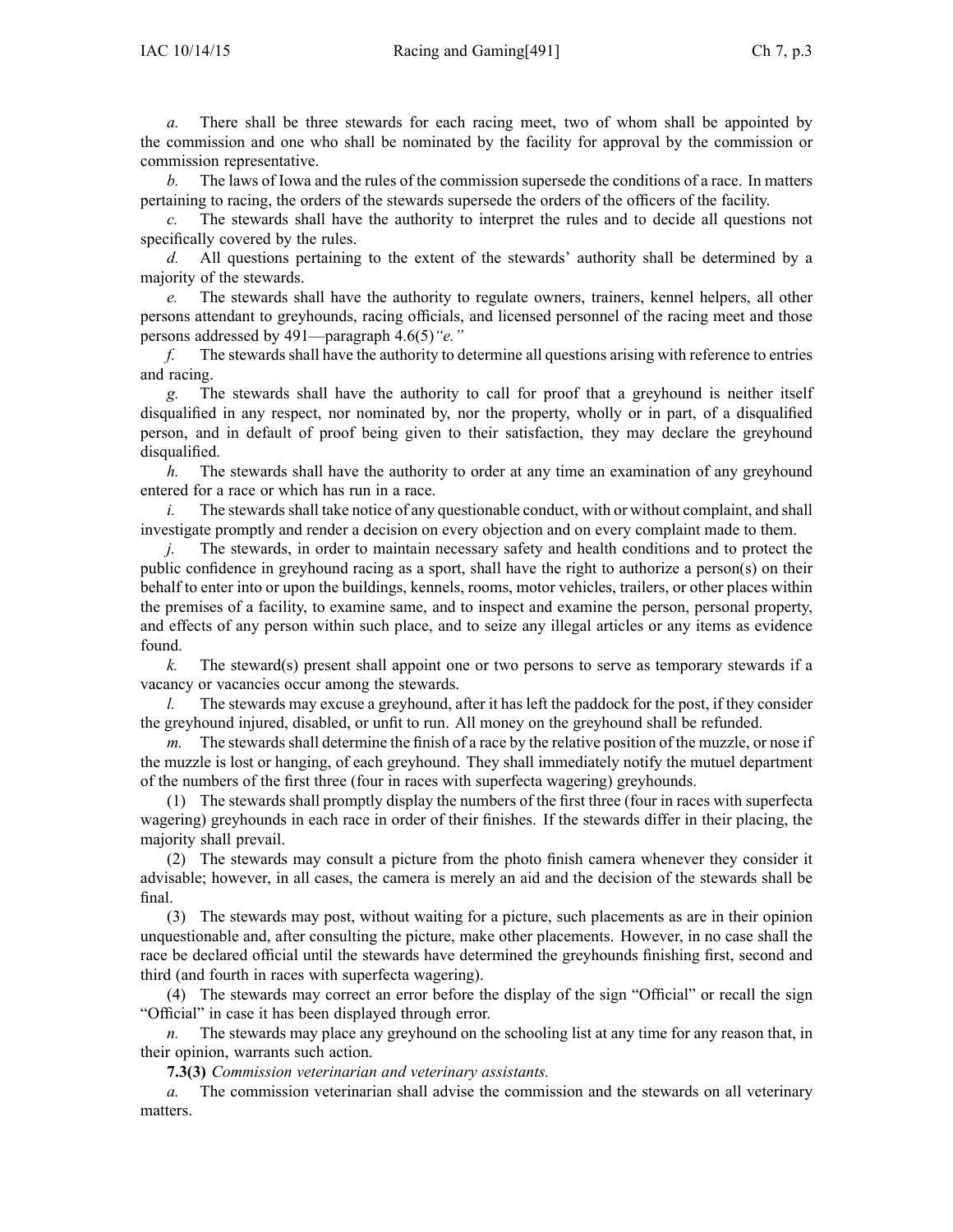*a.* There shall be three stewards for each racing meet, two of whom shall be appointed by the commission and one who shall be nominated by the facility for approval by the commission or commission representative.

*b.* The laws of Iowa and the rules of the commission supersede the conditions of a race. In matters pertaining to racing, the orders of the stewards supersede the orders of the officers of the facility.

*c.* The stewards shall have the authority to interpret the rules and to decide all questions not specifically covered by the rules.

*d.* All questions pertaining to the extent of the stewards' authority shall be determined by a majority of the stewards.

*e.* The stewards shall have the authority to regulate owners, trainers, kennel helpers, all other persons attendant to greyhounds, racing officials, and licensed personnel of the racing meet and those persons addressed by 491—paragraph 4.6(5)*"e."*

*f.* The stewards shall have the authority to determine all questions arising with reference to entries and racing.

*g.* The stewards shall have the authority to call for proof that a greyhound is neither itself disqualified in any respect, nor nominated by, nor the property, wholly or in part, of a disqualified person, and in default of proof being given to their satisfaction, they may declare the greyhound disqualified.

*h.* The stewards shall have the authority to order at any time an examination of any greyhound entered for a race or which has run in a race.

*i.* The stewards shall take notice of any questionable conduct, with or without complaint, and shall investigate promptly and render a decision on every objection and on every complaint made to them.

*j.* The stewards, in order to maintain necessary safety and health conditions and to protect the public confidence in greyhound racing as a sport, shall have the right to authorize a person(s) on their behalf to enter into or upon the buildings, kennels, rooms, motor vehicles, trailers, or other places within the premises of a facility, to examine same, and to inspect and examine the person, personal property, and effects of any person within such place, and to seize any illegal articles or any items as evidence found.

*k.* The steward(s) present shall appoint one or two persons to serve as temporary stewards if a vacancy or vacancies occur among the stewards.

*l.* The stewards may excuse a greyhound, after it has left the paddock for the post, if they consider the greyhound injured, disabled, or unfit to run. All money on the greyhound shall be refunded.

*m.* The stewards shall determine the finish of a race by the relative position of the muzzle, or nose if the muzzle is lost or hanging, of each greyhound. They shall immediately notify the mutuel department of the numbers of the first three (four in races with superfecta wagering) greyhounds.

(1) The stewards shall promptly display the numbers of the first three (four in races with superfecta wagering) greyhounds in each race in order of their finishes. If the stewards differ in their placing, the majority shall prevail.

(2) The stewards may consult a picture from the photo finish camera whenever they consider it advisable; however, in all cases, the camera is merely an aid and the decision of the stewards shall be final.

(3) The stewards may post, without waiting for a picture, such placements as are in their opinion unquestionable and, after consulting the picture, make other placements. However, in no case shall the race be declared official until the stewards have determined the greyhounds finishing first, second and third (and fourth in races with superfecta wagering).

(4) The stewards may correct an error before the display of the sign "Official" or recall the sign "Official" in case it has been displayed through error.

*n.* The stewards may place any greyhound on the schooling list at any time for any reason that, in their opinion, warrants such action.

**7.3(3)** *Commission veterinarian and veterinary assistants.*

*a.* The commission veterinarian shall advise the commission and the stewards on all veterinary matters.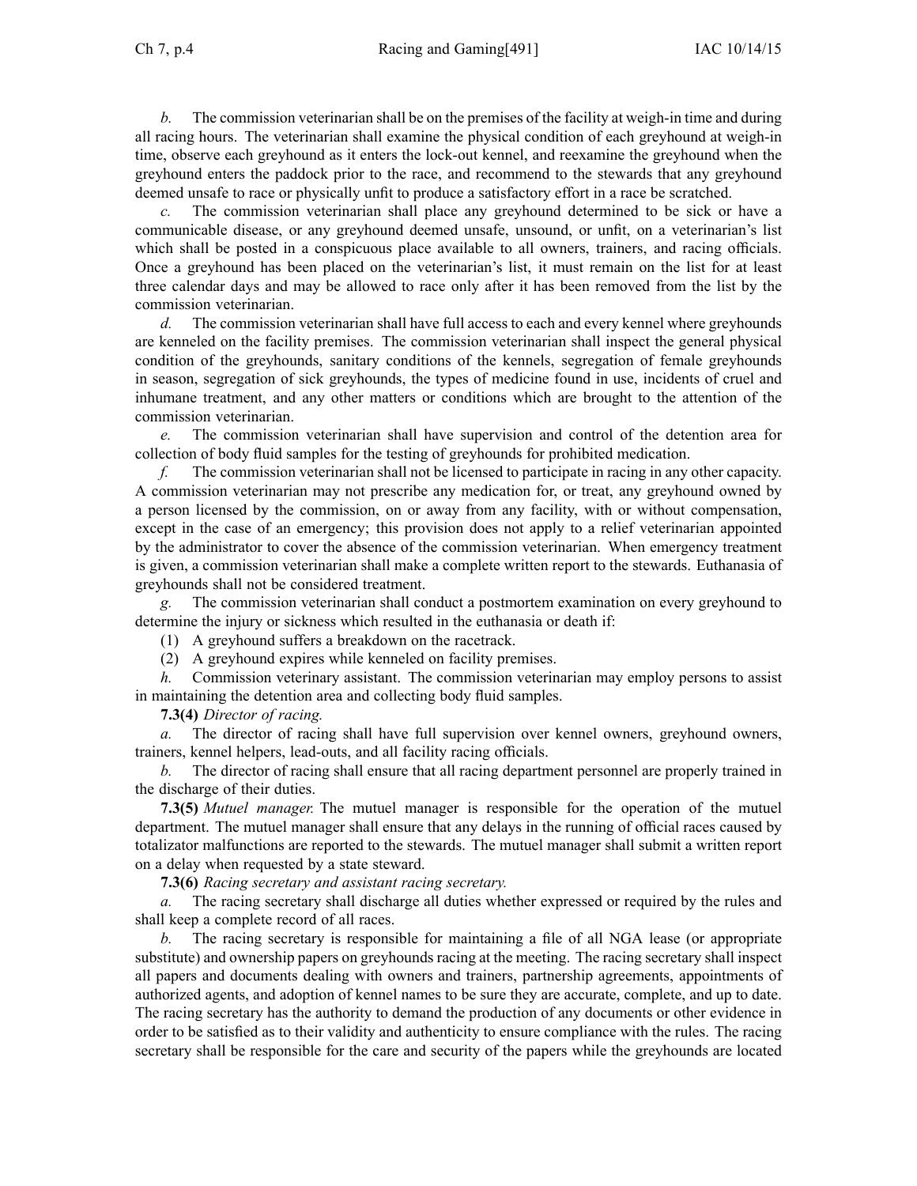*b.* The commission veterinarian shall be on the premises of the facility at weigh-in time and during all racing hours. The veterinarian shall examine the physical condition of each greyhound at weigh-in time, observe each greyhound as it enters the lock-out kennel, and reexamine the greyhound when the greyhound enters the paddock prior to the race, and recommend to the stewards that any greyhound deemed unsafe to race or physically unfit to produce a satisfactory effort in a race be scratched.

*c.* The commission veterinarian shall place any greyhound determined to be sick or have a communicable disease, or any greyhound deemed unsafe, unsound, or unfit, on a veterinarian's list which shall be posted in a conspicuous place available to all owners, trainers, and racing officials. Once a greyhound has been placed on the veterinarian's list, it must remain on the list for at least three calendar days and may be allowed to race only after it has been removed from the list by the commission veterinarian.

*d.* The commission veterinarian shall have full access to each and every kennel where greyhounds are kenneled on the facility premises. The commission veterinarian shall inspect the general physical condition of the greyhounds, sanitary conditions of the kennels, segregation of female greyhounds in season, segregation of sick greyhounds, the types of medicine found in use, incidents of cruel and inhumane treatment, and any other matters or conditions which are brought to the attention of the commission veterinarian.

*e.* The commission veterinarian shall have supervision and control of the detention area for collection of body fluid samples for the testing of greyhounds for prohibited medication.

*f.* The commission veterinarian shall not be licensed to participate in racing in any other capacity. A commission veterinarian may not prescribe any medication for, or treat, any greyhound owned by a person licensed by the commission, on or away from any facility, with or without compensation, except in the case of an emergency; this provision does not apply to a relief veterinarian appointed by the administrator to cover the absence of the commission veterinarian. When emergency treatment is given, a commission veterinarian shall make a complete written report to the stewards. Euthanasia of greyhounds shall not be considered treatment.

*g.* The commission veterinarian shall conduct a postmortem examination on every greyhound to determine the injury or sickness which resulted in the euthanasia or death if:

(1) A greyhound suffers a breakdown on the racetrack.

(2) A greyhound expires while kenneled on facility premises.

*h.* Commission veterinary assistant. The commission veterinarian may employ persons to assist in maintaining the detention area and collecting body fluid samples.

**7.3(4)** *Director of racing.*

*a.* The director of racing shall have full supervision over kennel owners, greyhound owners, trainers, kennel helpers, lead-outs, and all facility racing officials.

*b.* The director of racing shall ensure that all racing department personnel are properly trained in the discharge of their duties.

**7.3(5)** *Mutuel manager.* The mutuel manager is responsible for the operation of the mutuel department. The mutuel manager shall ensure that any delays in the running of official races caused by totalizator malfunctions are reported to the stewards. The mutuel manager shall submit a written report on a delay when requested by a state steward.

**7.3(6)** *Racing secretary and assistant racing secretary.*

*a.* The racing secretary shall discharge all duties whether expressed or required by the rules and shall keep a complete record of all races.

*b.* The racing secretary is responsible for maintaining a file of all NGA lease (or appropriate substitute) and ownership papers on greyhounds racing at the meeting. The racing secretary shall inspect all papers and documents dealing with owners and trainers, partnership agreements, appointments of authorized agents, and adoption of kennel names to be sure they are accurate, complete, and up to date. The racing secretary has the authority to demand the production of any documents or other evidence in order to be satisfied as to their validity and authenticity to ensure compliance with the rules. The racing secretary shall be responsible for the care and security of the papers while the greyhounds are located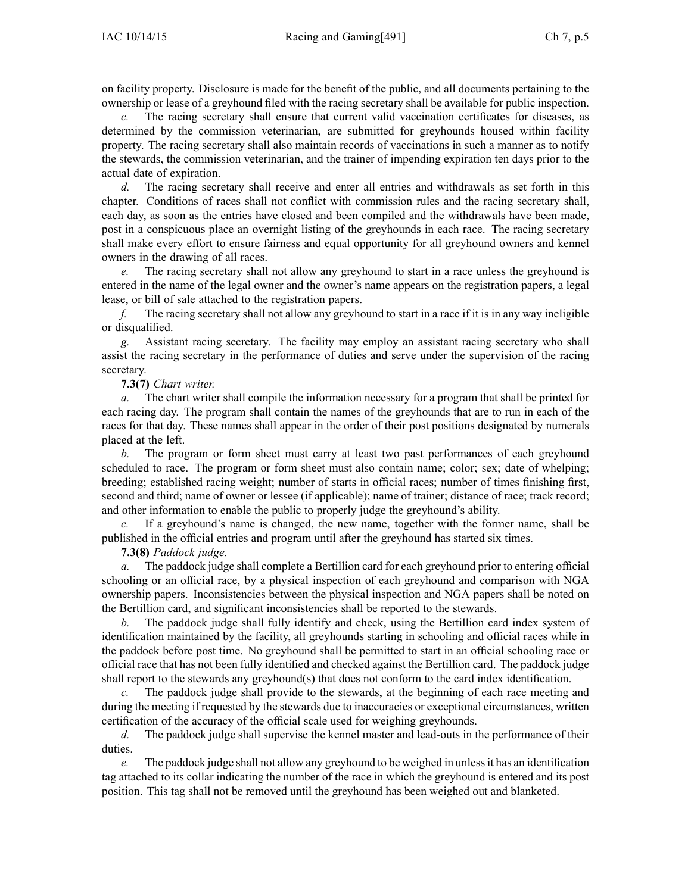on facility property. Disclosure is made for the benefit of the public, and all documents pertaining to the ownership or lease of a greyhound filed with the racing secretary shall be available for public inspection.

*c.* The racing secretary shall ensure that current valid vaccination certificates for diseases, as determined by the commission veterinarian, are submitted for greyhounds housed within facility property. The racing secretary shall also maintain records of vaccinations in such a manner as to notify the stewards, the commission veterinarian, and the trainer of impending expiration ten days prior to the actual date of expiration.

*d.* The racing secretary shall receive and enter all entries and withdrawals as set forth in this chapter. Conditions of races shall not conflict with commission rules and the racing secretary shall, each day, as soon as the entries have closed and been compiled and the withdrawals have been made, post in a conspicuous place an overnight listing of the greyhounds in each race. The racing secretary shall make every effort to ensure fairness and equal opportunity for all greyhound owners and kennel owners in the drawing of all races.

*e.* The racing secretary shall not allow any greyhound to start in a race unless the greyhound is entered in the name of the legal owner and the owner's name appears on the registration papers, a legal lease, or bill of sale attached to the registration papers.

*f.* The racing secretary shall not allow any greyhound to start in a race if it is in any way ineligible or disqualified.

*g.* Assistant racing secretary. The facility may employ an assistant racing secretary who shall assist the racing secretary in the performance of duties and serve under the supervision of the racing secretary.

**7.3(7)** *Chart writer.*

*a.* The chart writer shall compile the information necessary for a program that shall be printed for each racing day. The program shall contain the names of the greyhounds that are to run in each of the races for that day. These names shall appear in the order of their post positions designated by numerals placed at the left.

*b.* The program or form sheet must carry at least two past performances of each greyhound scheduled to race. The program or form sheet must also contain name; color; sex; date of whelping; breeding; established racing weight; number of starts in official races; number of times finishing first, second and third; name of owner or lessee (if applicable); name of trainer; distance of race; track record; and other information to enable the public to properly judge the greyhound's ability.

*c.* If a greyhound's name is changed, the new name, together with the former name, shall be published in the official entries and program until after the greyhound has started six times.

**7.3(8)** *Paddock judge.*

*a.* The paddock judge shall complete a Bertillion card for each greyhound prior to entering official schooling or an official race, by a physical inspection of each greyhound and comparison with NGA ownership papers. Inconsistencies between the physical inspection and NGA papers shall be noted on the Bertillion card, and significant inconsistencies shall be reported to the stewards.

*b.* The paddock judge shall fully identify and check, using the Bertillion card index system of identification maintained by the facility, all greyhounds starting in schooling and official races while in the paddock before post time. No greyhound shall be permitted to start in an official schooling race or official race that has not been fully identified and checked against the Bertillion card. The paddock judge shall report to the stewards any greyhound(s) that does not conform to the card index identification.

*c.* The paddock judge shall provide to the stewards, at the beginning of each race meeting and during the meeting if requested by the stewards due to inaccuracies or exceptional circumstances, written certification of the accuracy of the official scale used for weighing greyhounds.

*d.* The paddock judge shall supervise the kennel master and lead-outs in the performance of their duties.

*e.* The paddock judge shall not allow any greyhound to be weighed in unless it has an identification tag attached to its collar indicating the number of the race in which the greyhound is entered and its post position. This tag shall not be removed until the greyhound has been weighed out and blanketed.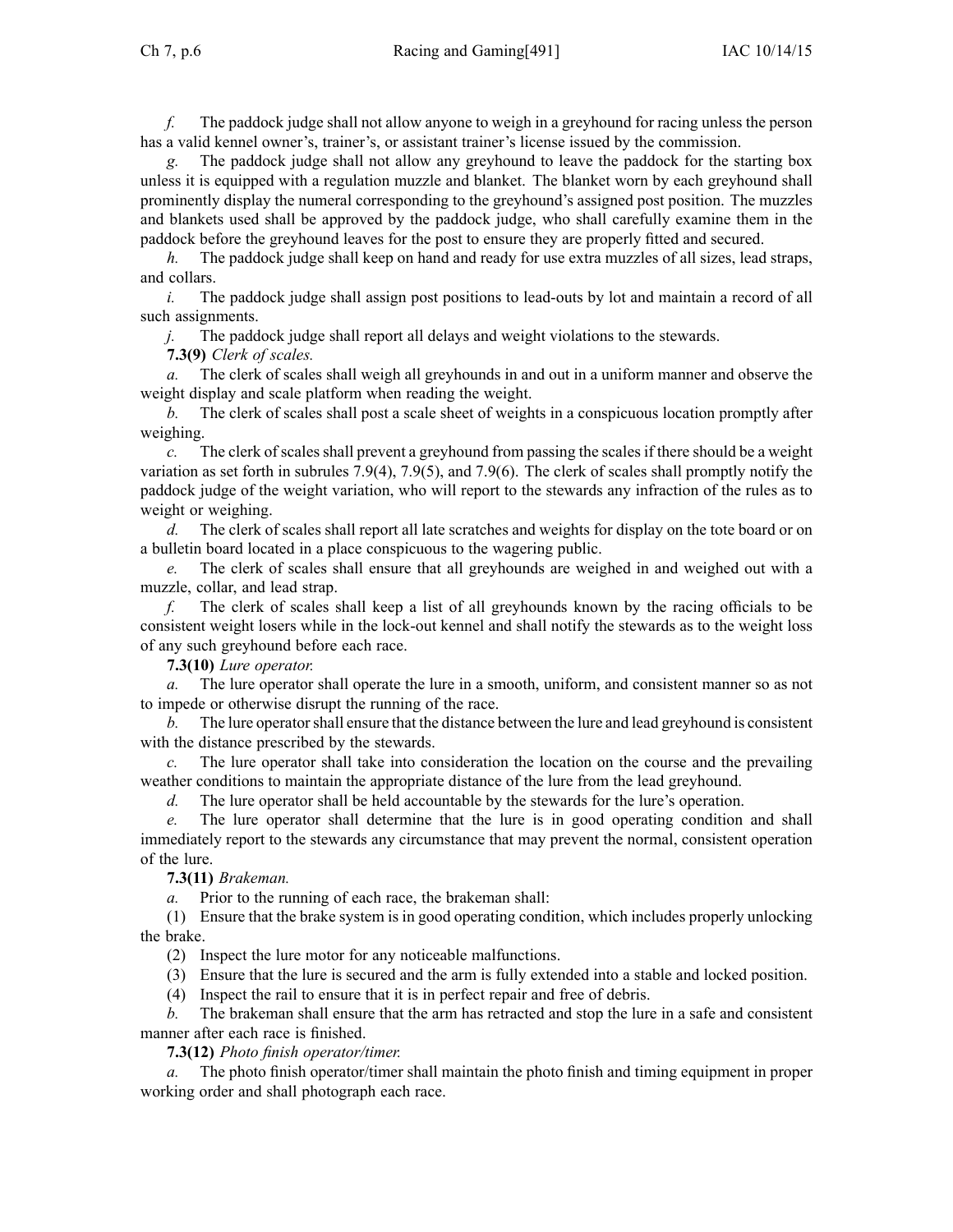*f.* The paddock judge shall not allow anyone to weigh in a greyhound for racing unless the person has a valid kennel owner's, trainer's, or assistant trainer's license issued by the commission.

*g.* The paddock judge shall not allow any greyhound to leave the paddock for the starting box unless it is equipped with a regulation muzzle and blanket. The blanket worn by each greyhound shall prominently display the numeral corresponding to the greyhound's assigned post position. The muzzles and blankets used shall be approved by the paddock judge, who shall carefully examine them in the paddock before the greyhound leaves for the post to ensure they are properly fitted and secured.

*h.* The paddock judge shall keep on hand and ready for use extra muzzles of all sizes, lead straps, and collars.

*i.* The paddock judge shall assign post positions to lead-outs by lot and maintain a record of all such assignments.

*j.* The paddock judge shall report all delays and weight violations to the stewards.

**7.3(9)** *Clerk of scales.*

*a.* The clerk of scales shall weigh all greyhounds in and out in a uniform manner and observe the weight display and scale platform when reading the weight.

*b.* The clerk of scales shall post a scale sheet of weights in a conspicuous location promptly after weighing.

*c.* The clerk of scales shall prevent a greyhound from passing the scales if there should be a weight variation as set forth in subrules 7.9(4), 7.9(5), and 7.9(6). The clerk of scales shall promptly notify the paddock judge of the weight variation, who will report to the stewards any infraction of the rules as to weight or weighing.

*d.* The clerk of scales shall report all late scratches and weights for display on the tote board or on a bulletin board located in a place conspicuous to the wagering public.

*e.* The clerk of scales shall ensure that all greyhounds are weighed in and weighed out with a muzzle, collar, and lead strap.

*f.* The clerk of scales shall keep a list of all greyhounds known by the racing officials to be consistent weight losers while in the lock-out kennel and shall notify the stewards as to the weight loss of any such greyhound before each race.

**7.3(10)** *Lure operator.*

*a.* The lure operator shall operate the lure in a smooth, uniform, and consistent manner so as not to impede or otherwise disrupt the running of the race.

*b.* The lure operator shall ensure that the distance between the lure and lead greyhound is consistent with the distance prescribed by the stewards.

*c.* The lure operator shall take into consideration the location on the course and the prevailing weather conditions to maintain the appropriate distance of the lure from the lead greyhound.

*d.* The lure operator shall be held accountable by the stewards for the lure's operation.

*e.* The lure operator shall determine that the lure is in good operating condition and shall immediately report to the stewards any circumstance that may prevent the normal, consistent operation of the lure.

**7.3(11)** *Brakeman.*

*a.* Prior to the running of each race, the brakeman shall:

(1) Ensure that the brake system is in good operating condition, which includes properly unlocking the brake.

(2) Inspect the lure motor for any noticeable malfunctions.

(3) Ensure that the lure is secured and the arm is fully extended into a stable and locked position.

(4) Inspect the rail to ensure that it is in perfect repair and free of debris.

*b.* The brakeman shall ensure that the arm has retracted and stop the lure in a safe and consistent manner after each race is finished.

**7.3(12)** *Photo finish operator/timer.*

*a.* The photo finish operator/timer shall maintain the photo finish and timing equipment in proper working order and shall photograph each race.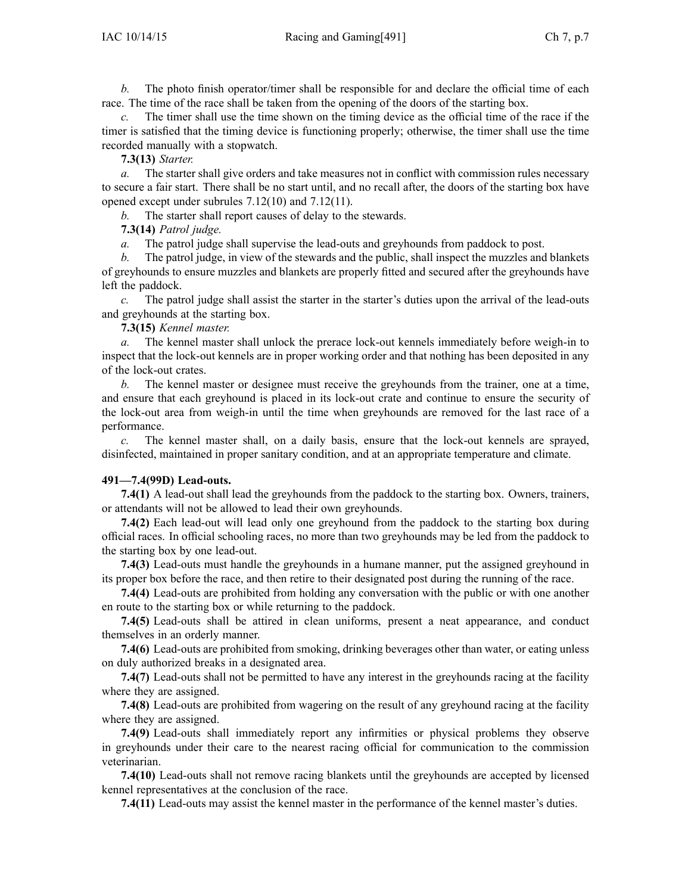*b.* The photo finish operator/timer shall be responsible for and declare the official time of each race. The time of the race shall be taken from the opening of the doors of the starting box.

*c.* The timer shall use the time shown on the timing device as the official time of the race if the timer is satisfied that the timing device is functioning properly; otherwise, the timer shall use the time recorded manually with a stopwatch.

**7.3(13)** *Starter.*

*a.* The starter shall give orders and take measures not in conflict with commission rules necessary to secure a fair start. There shall be no start until, and no recall after, the doors of the starting box have opened except under subrules 7.12(10) and 7.12(11).

*b.* The starter shall report causes of delay to the stewards.

**7.3(14)** *Patrol judge.*

*a.* The patrol judge shall supervise the lead-outs and greyhounds from paddock to post.

*b.* The patrol judge, in view of the stewards and the public, shall inspect the muzzles and blankets of greyhounds to ensure muzzles and blankets are properly fitted and secured after the greyhounds have left the paddock.

*c.* The patrol judge shall assist the starter in the starter's duties upon the arrival of the lead-outs and greyhounds at the starting box.

**7.3(15)** *Kennel master.*

*a.* The kennel master shall unlock the prerace lock-out kennels immediately before weigh-in to inspect that the lock-out kennels are in proper working order and that nothing has been deposited in any of the lock-out crates.

*b.* The kennel master or designee must receive the greyhounds from the trainer, one at a time, and ensure that each greyhound is placed in its lock-out crate and continue to ensure the security of the lock-out area from weigh-in until the time when greyhounds are removed for the last race of a performance.

*c.* The kennel master shall, on a daily basis, ensure that the lock-out kennels are sprayed, disinfected, maintained in proper sanitary condition, and at an appropriate temperature and climate.

**491—7.4(99D) Lead-outs.**

**7.4(1)** A lead-out shall lead the greyhounds from the paddock to the starting box. Owners, trainers, or attendants will not be allowed to lead their own greyhounds.

**7.4(2)** Each lead-out will lead only one greyhound from the paddock to the starting box during official races. In official schooling races, no more than two greyhounds may be led from the paddock to the starting box by one lead-out.

**7.4(3)** Lead-outs must handle the greyhounds in a humane manner, put the assigned greyhound in its proper box before the race, and then retire to their designated post during the running of the race.

**7.4(4)** Lead-outs are prohibited from holding any conversation with the public or with one another en route to the starting box or while returning to the paddock.

**7.4(5)** Lead-outs shall be attired in clean uniforms, present a neat appearance, and conduct themselves in an orderly manner.

**7.4(6)** Lead-outs are prohibited from smoking, drinking beverages other than water, or eating unless on duly authorized breaks in a designated area.

**7.4(7)** Lead-outs shall not be permitted to have any interest in the greyhounds racing at the facility where they are assigned.

**7.4(8)** Lead-outs are prohibited from wagering on the result of any greyhound racing at the facility where they are assigned.

**7.4(9)** Lead-outs shall immediately report any infirmities or physical problems they observe in greyhounds under their care to the nearest racing official for communication to the commission veterinarian.

**7.4(10)** Lead-outs shall not remove racing blankets until the greyhounds are accepted by licensed kennel representatives at the conclusion of the race.

**7.4(11)** Lead-outs may assist the kennel master in the performance of the kennel master's duties.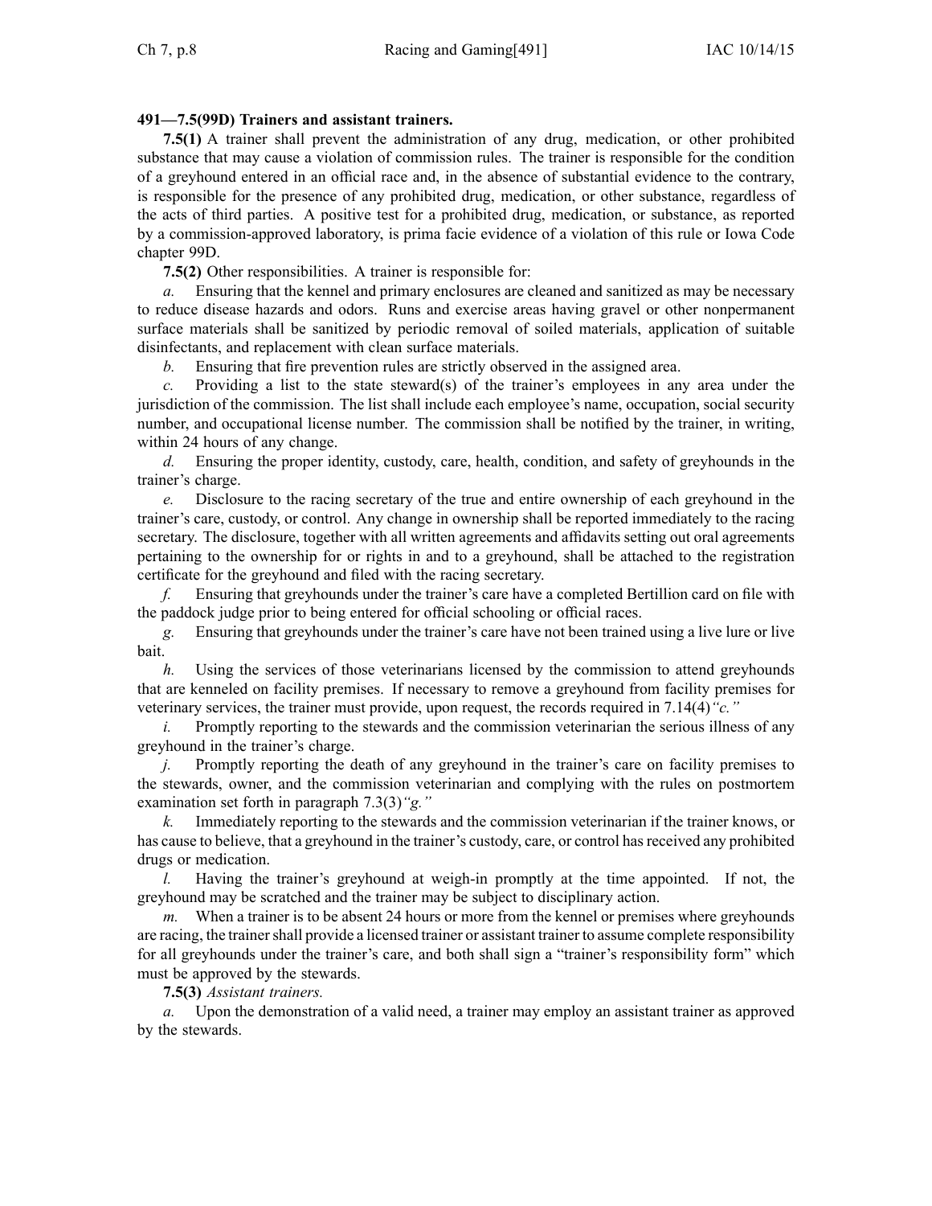**491—7.5(99D) Trainers and assistant trainers.**

**7.5(1)** A trainer shall prevent the administration of any drug, medication, or other prohibited substance that may cause a violation of commission rules. The trainer is responsible for the condition of a greyhound entered in an official race and, in the absence of substantial evidence to the contrary, is responsible for the presence of any prohibited drug, medication, or other substance, regardless of the acts of third parties. A positive test for a prohibited drug, medication, or substance, as reported by a commission-approved laboratory, is prima facie evidence of a violation of this rule or Iowa Code chapter 99D.

**7.5(2)** Other responsibilities. A trainer is responsible for:

*a.* Ensuring that the kennel and primary enclosures are cleaned and sanitized as may be necessary to reduce disease hazards and odors. Runs and exercise areas having gravel or other nonpermanent surface materials shall be sanitized by periodic removal of soiled materials, application of suitable disinfectants, and replacement with clean surface materials.

*b.* Ensuring that fire prevention rules are strictly observed in the assigned area.

*c.* Providing a list to the state steward(s) of the trainer's employees in any area under the jurisdiction of the commission. The list shall include each employee's name, occupation, social security number, and occupational license number. The commission shall be notified by the trainer, in writing, within 24 hours of any change.

*d.* Ensuring the proper identity, custody, care, health, condition, and safety of greyhounds in the trainer's charge.

*e.* Disclosure to the racing secretary of the true and entire ownership of each greyhound in the trainer's care, custody, or control. Any change in ownership shall be reported immediately to the racing secretary. The disclosure, together with all written agreements and affidavits setting out oral agreements pertaining to the ownership for or rights in and to a greyhound, shall be attached to the registration certificate for the greyhound and filed with the racing secretary.

*f.* Ensuring that greyhounds under the trainer's care have a completed Bertillion card on file with the paddock judge prior to being entered for official schooling or official races.

*g.* Ensuring that greyhounds under the trainer's care have not been trained using a live lure or live bait.

*h.* Using the services of those veterinarians licensed by the commission to attend greyhounds that are kenneled on facility premises. If necessary to remove a greyhound from facility premises for veterinary services, the trainer must provide, upon request, the records required in 7.14(4)*"c."*

*i.* Promptly reporting to the stewards and the commission veterinarian the serious illness of any greyhound in the trainer's charge.

*j.* Promptly reporting the death of any greyhound in the trainer's care on facility premises to the stewards, owner, and the commission veterinarian and complying with the rules on postmortem examination set forth in paragraph 7.3(3)*"g."*

*k.* Immediately reporting to the stewards and the commission veterinarian if the trainer knows, or has cause to believe, that a greyhound in the trainer's custody, care, or control has received any prohibited drugs or medication.

*l.* Having the trainer's greyhound at weigh-in promptly at the time appointed. If not, the greyhound may be scratched and the trainer may be subject to disciplinary action.

*m.* When a trainer is to be absent 24 hours or more from the kennel or premises where greyhounds are racing, the trainer shall provide a licensed trainer or assistant trainer to assume complete responsibility for all greyhounds under the trainer's care, and both shall sign a "trainer's responsibility form" which must be approved by the stewards.

**7.5(3)** *Assistant trainers.*

*a.* Upon the demonstration of a valid need, a trainer may employ an assistant trainer as approved by the stewards.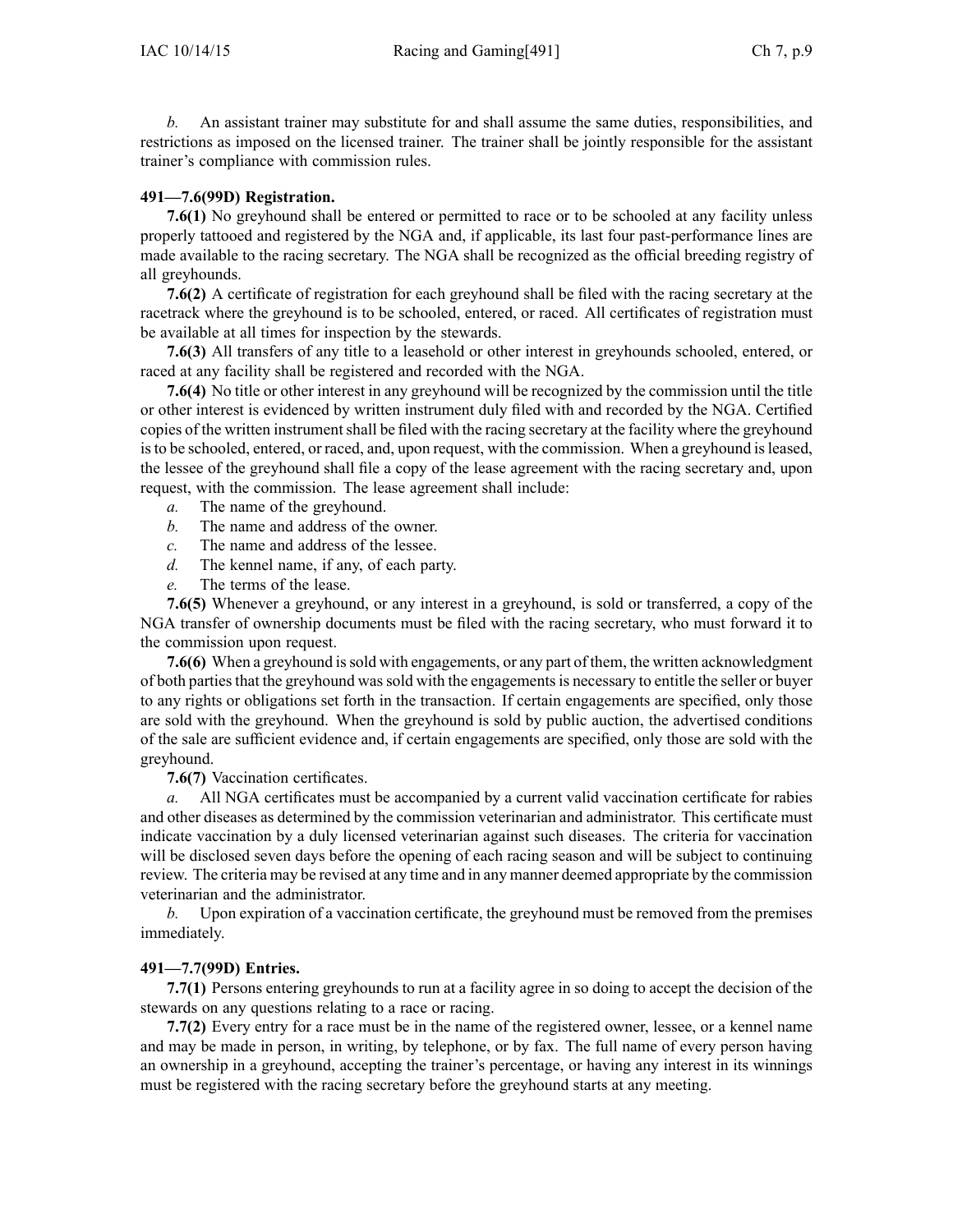*b.* An assistant trainer may substitute for and shall assume the same duties, responsibilities, and restrictions as imposed on the licensed trainer. The trainer shall be jointly responsible for the assistant trainer's compliance with commission rules.

**491—7.6(99D) Registration.**

**7.6(1)** No greyhound shall be entered or permitted to race or to be schooled at any facility unless properly tattooed and registered by the NGA and, if applicable, its last four past-performance lines are made available to the racing secretary. The NGA shall be recognized as the official breeding registry of all greyhounds.

**7.6(2)** A certificate of registration for each greyhound shall be filed with the racing secretary at the racetrack where the greyhound is to be schooled, entered, or raced. All certificates of registration must be available at all times for inspection by the stewards.

**7.6(3)** All transfers of any title to a leasehold or other interest in greyhounds schooled, entered, or raced at any facility shall be registered and recorded with the NGA.

**7.6(4)** No title or other interest in any greyhound will be recognized by the commission until the title or other interest is evidenced by written instrument duly filed with and recorded by the NGA. Certified copies of the written instrument shall be filed with the racing secretary at the facility where the greyhound is to be schooled, entered, or raced, and, upon request, with the commission. When a greyhound is leased, the lessee of the greyhound shall file a copy of the lease agreement with the racing secretary and, upon request, with the commission. The lease agreement shall include:

*a.* The name of the greyhound.

*b.* The name and address of the owner.

*c.* The name and address of the lessee.

*d.* The kennel name, if any, of each party.

*e.* The terms of the lease.

**7.6(5)** Whenever a greyhound, or any interest in a greyhound, is sold or transferred, a copy of the NGA transfer of ownership documents must be filed with the racing secretary, who must forward it to the commission upon request.

**7.6(6)** When a greyhound is sold with engagements, or any part of them, the written acknowledgment of both parties that the greyhound was sold with the engagements is necessary to entitle the seller or buyer to any rights or obligations set forth in the transaction. If certain engagements are specified, only those are sold with the greyhound. When the greyhound is sold by public auction, the advertised conditions of the sale are sufficient evidence and, if certain engagements are specified, only those are sold with the greyhound.

**7.6(7)** Vaccination certificates.

*a.* All NGA certificates must be accompanied by a current valid vaccination certificate for rabies and other diseases as determined by the commission veterinarian and administrator. This certificate must indicate vaccination by a duly licensed veterinarian against such diseases. The criteria for vaccination will be disclosed seven days before the opening of each racing season and will be subject to continuing review. The criteria may be revised at any time and in any manner deemed appropriate by the commission veterinarian and the administrator.

*b.* Upon expiration of a vaccination certificate, the greyhound must be removed from the premises immediately.

**491—7.7(99D) Entries.**

**7.7(1)** Persons entering greyhounds to run at a facility agree in so doing to accept the decision of the stewards on any questions relating to a race or racing.

**7.7(2)** Every entry for a race must be in the name of the registered owner, lessee, or a kennel name and may be made in person, in writing, by telephone, or by fax. The full name of every person having an ownership in a greyhound, accepting the trainer's percentage, or having any interest in its winnings must be registered with the racing secretary before the greyhound starts at any meeting.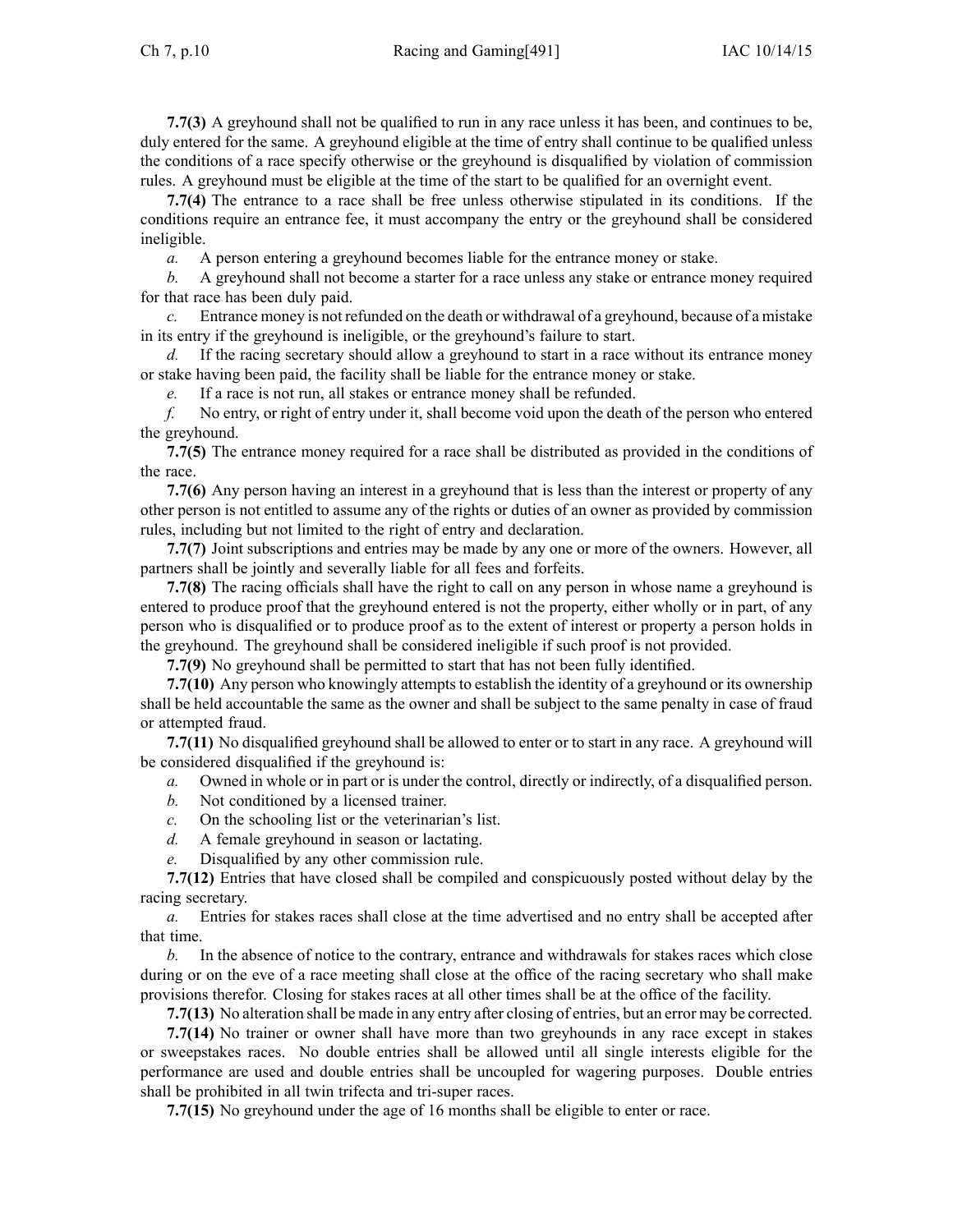**7.7(3)** A greyhound shall not be qualified to run in any race unless it has been, and continues to be, duly entered for the same. A greyhound eligible at the time of entry shall continue to be qualified unless the conditions of a race specify otherwise or the greyhound is disqualified by violation of commission rules. A greyhound must be eligible at the time of the start to be qualified for an overnight event.

**7.7(4)** The entrance to a race shall be free unless otherwise stipulated in its conditions. If the conditions require an entrance fee, it must accompany the entry or the greyhound shall be considered ineligible.

*a.* A person entering a greyhound becomes liable for the entrance money or stake.

*b.* A greyhound shall not become a starter for a race unless any stake or entrance money required for that race has been duly paid.

*c.* Entrance money is not refunded on the death or withdrawal of a greyhound, because of a mistake in its entry if the greyhound is ineligible, or the greyhound's failure to start.

*d.* If the racing secretary should allow a greyhound to start in a race without its entrance money or stake having been paid, the facility shall be liable for the entrance money or stake.

*e.* If a race is not run, all stakes or entrance money shall be refunded.

*f.* No entry, or right of entry under it, shall become void upon the death of the person who entered the greyhound.

**7.7(5)** The entrance money required for a race shall be distributed as provided in the conditions of the race.

**7.7(6)** Any person having an interest in a greyhound that is less than the interest or property of any other person is not entitled to assume any of the rights or duties of an owner as provided by commission rules, including but not limited to the right of entry and declaration.

**7.7(7)** Joint subscriptions and entries may be made by any one or more of the owners. However, all partners shall be jointly and severally liable for all fees and forfeits.

**7.7(8)** The racing officials shall have the right to call on any person in whose name a greyhound is entered to produce proof that the greyhound entered is not the property, either wholly or in part, of any person who is disqualified or to produce proof as to the extent of interest or property a person holds in the greyhound. The greyhound shall be considered ineligible if such proof is not provided.

**7.7(9)** No greyhound shall be permitted to start that has not been fully identified.

**7.7(10)** Any person who knowingly attempts to establish the identity of a greyhound or its ownership shall be held accountable the same as the owner and shall be subject to the same penalty in case of fraud or attempted fraud.

**7.7(11)** No disqualified greyhound shall be allowed to enter or to start in any race. A greyhound will be considered disqualified if the greyhound is:

*a.* Owned in whole or in part or is under the control, directly or indirectly, of a disqualified person.

*b.* Not conditioned by a licensed trainer.

*c.* On the schooling list or the veterinarian's list.

*d.* A female greyhound in season or lactating.

*e.* Disqualified by any other commission rule.

**7.7(12)** Entries that have closed shall be compiled and conspicuously posted without delay by the racing secretary.

*a.* Entries for stakes races shall close at the time advertised and no entry shall be accepted after that time.

*b.* In the absence of notice to the contrary, entrance and withdrawals for stakes races which close during or on the eve of a race meeting shall close at the office of the racing secretary who shall make provisions therefor. Closing for stakes races at all other times shall be at the office of the facility.

**7.7(13)** No alteration shall be made in any entry after closing of entries, but an error may be corrected.

**7.7(14)** No trainer or owner shall have more than two greyhounds in any race except in stakes or sweepstakes races. No double entries shall be allowed until all single interests eligible for the performance are used and double entries shall be uncoupled for wagering purposes. Double entries shall be prohibited in all twin trifecta and tri-super races.

**7.7(15)** No greyhound under the age of 16 months shall be eligible to enter or race.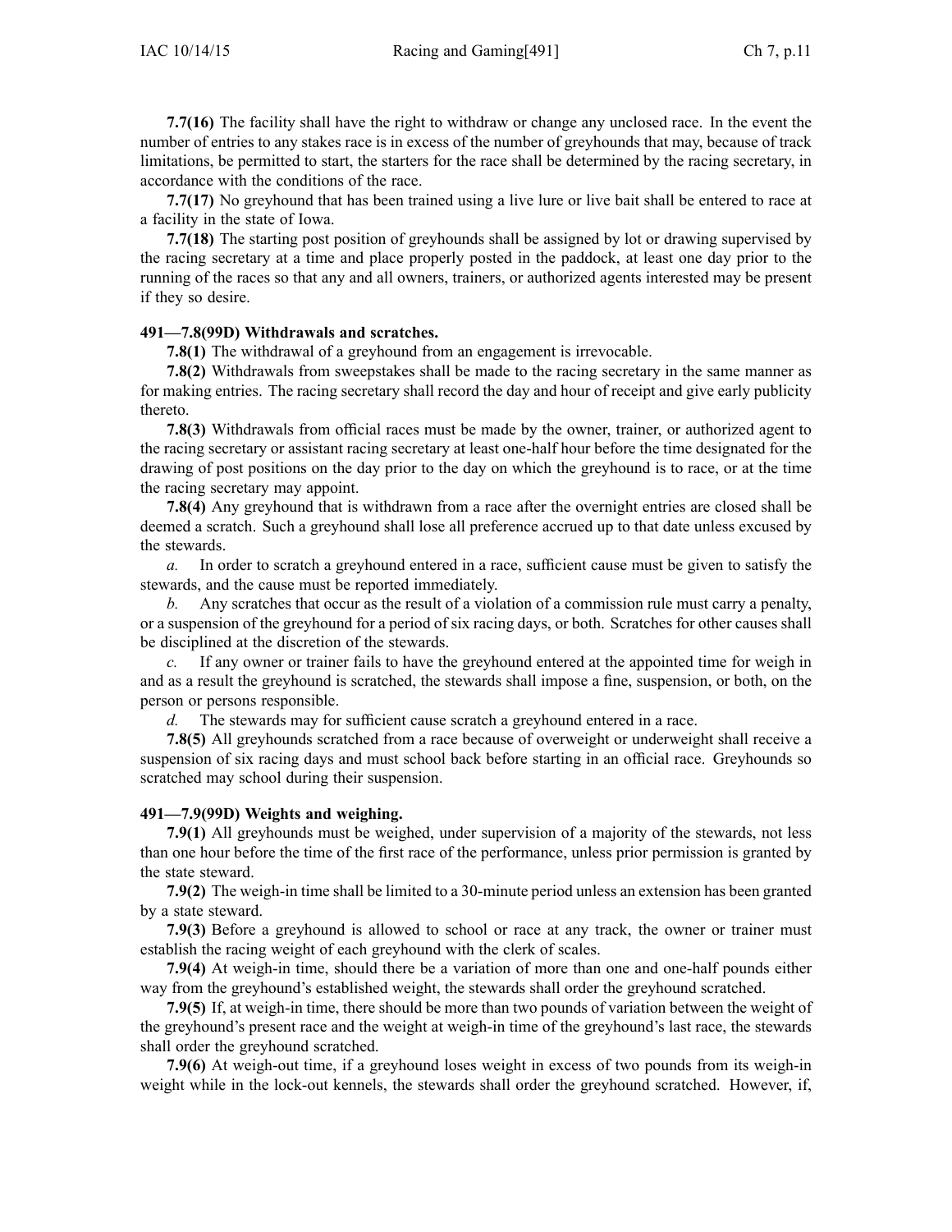**7.7(16)** The facility shall have the right to withdraw or change any unclosed race. In the event the number of entries to any stakes race is in excess of the number of greyhounds that may, because of track limitations, be permitted to start, the starters for the race shall be determined by the racing secretary, in accordance with the conditions of the race.

**7.7(17)** No greyhound that has been trained using a live lure or live bait shall be entered to race at a facility in the state of Iowa.

**7.7(18)** The starting post position of greyhounds shall be assigned by lot or drawing supervised by the racing secretary at a time and place properly posted in the paddock, at least one day prior to the running of the races so that any and all owners, trainers, or authorized agents interested may be present if they so desire.

**491—7.8(99D) Withdrawals and scratches.**

**7.8(1)** The withdrawal of a greyhound from an engagement is irrevocable.

**7.8(2)** Withdrawals from sweepstakes shall be made to the racing secretary in the same manner as for making entries. The racing secretary shall record the day and hour of receipt and give early publicity thereto.

**7.8(3)** Withdrawals from official races must be made by the owner, trainer, or authorized agent to the racing secretary or assistant racing secretary at least one-half hour before the time designated for the drawing of post positions on the day prior to the day on which the greyhound is to race, or at the time the racing secretary may appoint.

**7.8(4)** Any greyhound that is withdrawn from a race after the overnight entries are closed shall be deemed a scratch. Such a greyhound shall lose all preference accrued up to that date unless excused by the stewards.

*a.* In order to scratch a greyhound entered in a race, sufficient cause must be given to satisfy the stewards, and the cause must be reported immediately.

*b.* Any scratches that occur as the result of a violation of a commission rule must carry a penalty, or a suspension of the greyhound for a period of six racing days, or both. Scratches for other causes shall be disciplined at the discretion of the stewards.

*c.* If any owner or trainer fails to have the greyhound entered at the appointed time for weigh in and as a result the greyhound is scratched, the stewards shall impose a fine, suspension, or both, on the person or persons responsible.

*d.* The stewards may for sufficient cause scratch a greyhound entered in a race.

**7.8(5)** All greyhounds scratched from a race because of overweight or underweight shall receive a suspension of six racing days and must school back before starting in an official race. Greyhounds so scratched may school during their suspension.

**491—7.9(99D) Weights and weighing.**

**7.9(1)** All greyhounds must be weighed, under supervision of a majority of the stewards, not less than one hour before the time of the first race of the performance, unless prior permission is granted by the state steward.

**7.9(2)** The weigh-in time shall be limited to a 30-minute period unless an extension has been granted by a state steward.

**7.9(3)** Before a greyhound is allowed to school or race at any track, the owner or trainer must establish the racing weight of each greyhound with the clerk of scales.

**7.9(4)** At weigh-in time, should there be a variation of more than one and one-half pounds either way from the greyhound's established weight, the stewards shall order the greyhound scratched.

**7.9(5)** If, at weigh-in time, there should be more than two pounds of variation between the weight of the greyhound's present race and the weight at weigh-in time of the greyhound's last race, the stewards shall order the greyhound scratched.

**7.9(6)** At weigh-out time, if a greyhound loses weight in excess of two pounds from its weigh-in weight while in the lock-out kennels, the stewards shall order the greyhound scratched. However, if,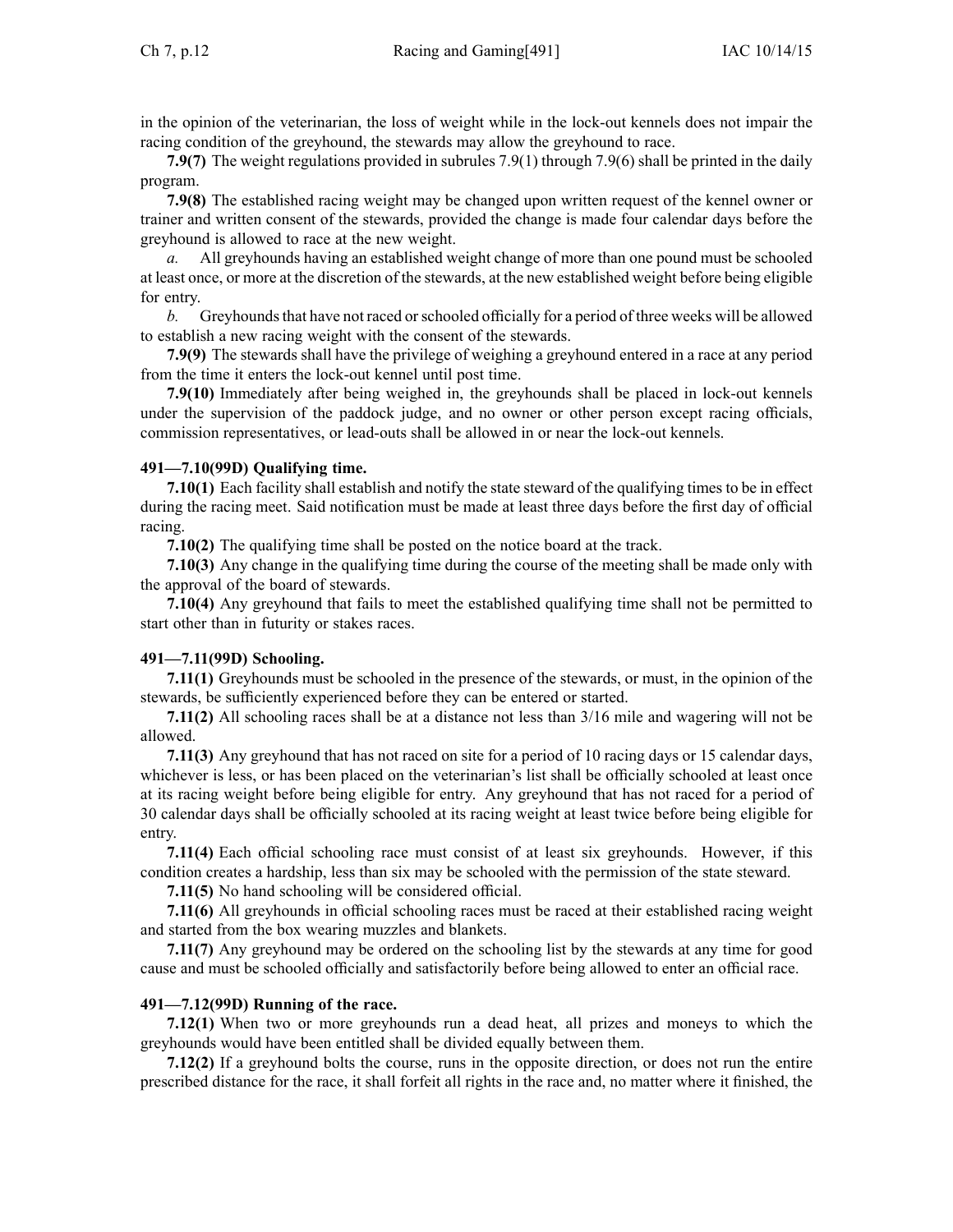in the opinion of the veterinarian, the loss of weight while in the lock-out kennels does not impair the racing condition of the greyhound, the stewards may allow the greyhound to race.

**7.9(7)** The weight regulations provided in subrules 7.9(1) through 7.9(6) shall be printed in the daily program.

**7.9(8)** The established racing weight may be changed upon written request of the kennel owner or trainer and written consent of the stewards, provided the change is made four calendar days before the greyhound is allowed to race at the new weight.

*a.* All greyhounds having an established weight change of more than one pound must be schooled at least once, or more at the discretion of the stewards, at the new established weight before being eligible for entry.

*b.* Greyhounds that have not raced or schooled officially for a period of three weeks will be allowed to establish a new racing weight with the consent of the stewards.

**7.9(9)** The stewards shall have the privilege of weighing a greyhound entered in a race at any period from the time it enters the lock-out kennel until post time.

**7.9(10)** Immediately after being weighed in, the greyhounds shall be placed in lock-out kennels under the supervision of the paddock judge, and no owner or other person except racing officials, commission representatives, or lead-outs shall be allowed in or near the lock-out kennels.

### 491—7.10(99D) Qualifying time.

**7.10(1)** Each facility shall establish and notify the state steward of the qualifying times to be in effect during the racing meet. Said notification must be made at least three days before the first day of official racing.

**7.10(2)** The qualifying time shall be posted on the notice board at the track.

**7.10(3)** Any change in the qualifying time during the course of the meeting shall be made only with the approval of the board of stewards.

**7.10(4)** Any greyhound that fails to meet the established qualifying time shall not be permitted to start other than in futurity or stakes races.

### 491—7.11(99D) Schooling.

**7.11(1)** Greyhounds must be schooled in the presence of the stewards, or must, in the opinion of the stewards, be sufficiently experienced before they can be entered or started.

**7.11(2)** All schooling races shall be at a distance not less than 3/16 mile and wagering will not be allowed.

**7.11(3)** Any greyhound that has not raced on site for a period of 10 racing days or 15 calendar days, whichever is less, or has been placed on the veterinarian's list shall be officially schooled at least once at its racing weight before being eligible for entry. Any greyhound that has not raced for a period of 30 calendar days shall be officially schooled at its racing weight at least twice before being eligible for entry.

**7.11(4)** Each official schooling race must consist of at least six greyhounds. However, if this condition creates a hardship, less than six may be schooled with the permission of the state steward.

**7.11(5)** No hand schooling will be considered official.

**7.11(6)** All greyhounds in official schooling races must be raced at their established racing weight and started from the box wearing muzzles and blankets.

**7.11(7)** Any greyhound may be ordered on the schooling list by the stewards at any time for good cause and must be schooled officially and satisfactorily before being allowed to enter an official race.

### 491—7.12(99D) Running of the race.

**7.12(1)** When two or more greyhounds run a dead heat, all prizes and moneys to which the greyhounds would have been entitled shall be divided equally between them.

**7.12(2)** If a greyhound bolts the course, runs in the opposite direction, or does not run the entire prescribed distance for the race, it shall forfeit all rights in the race and, no matter where it finished, the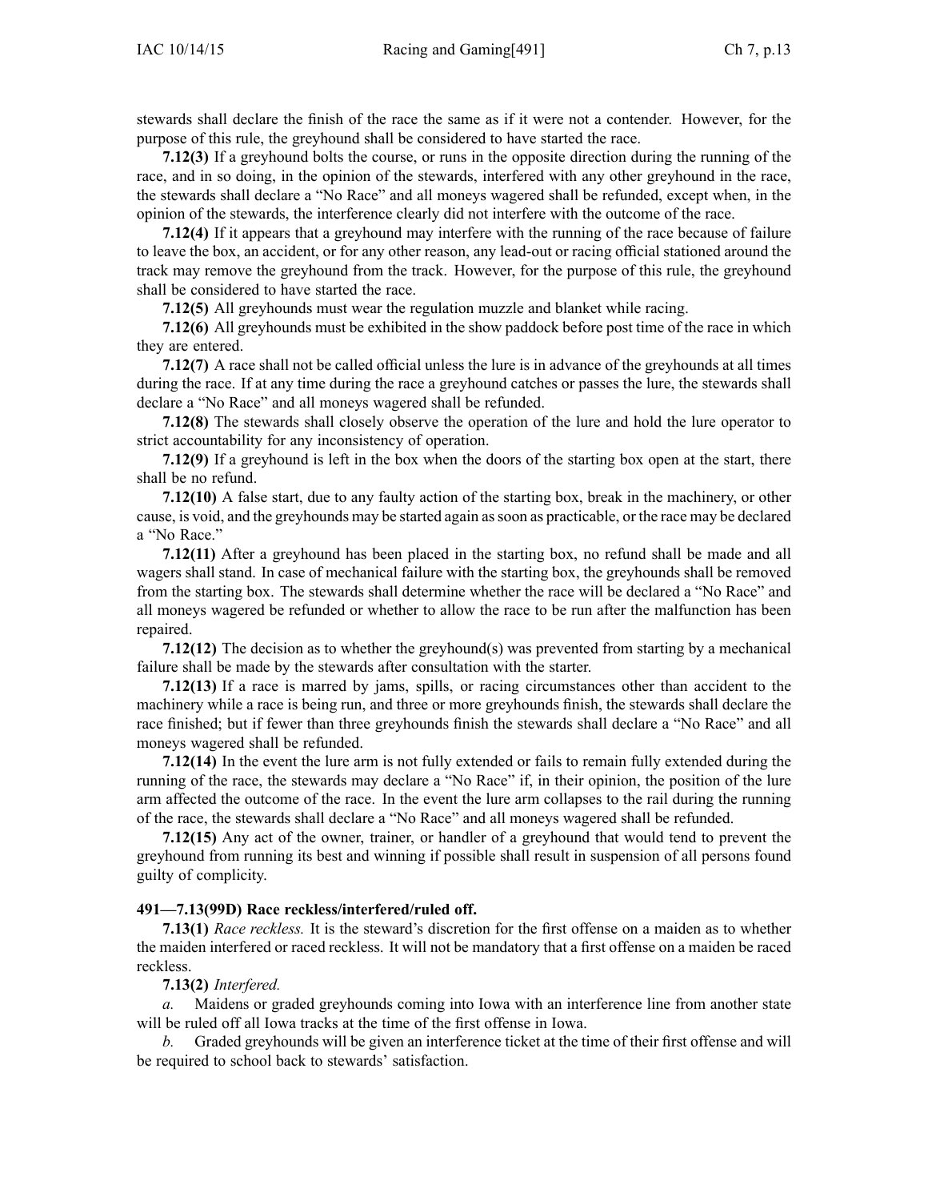stewards shall declare the finish of the race the same as if it were not a contender. However, for the purpose of this rule, the greyhound shall be considered to have started the race.

**7.12(3)** If a greyhound bolts the course, or runs in the opposite direction during the running of the race, and in so doing, in the opinion of the stewards, interfered with any other greyhound in the race, the stewards shall declare a "No Race" and all moneys wagered shall be refunded, except when, in the opinion of the stewards, the interference clearly did not interfere with the outcome of the race.

**7.12(4)** If it appears that a greyhound may interfere with the running of the race because of failure to leave the box, an accident, or for any other reason, any lead-out or racing official stationed around the track may remove the greyhound from the track. However, for the purpose of this rule, the greyhound shall be considered to have started the race.

**7.12(5)** All greyhounds must wear the regulation muzzle and blanket while racing.

**7.12(6)** All greyhounds must be exhibited in the show paddock before post time of the race in which they are entered.

**7.12(7)** A race shall not be called official unless the lure is in advance of the greyhounds at all times during the race. If at any time during the race a greyhound catches or passes the lure, the stewards shall declare a "No Race" and all moneys wagered shall be refunded.

**7.12(8)** The stewards shall closely observe the operation of the lure and hold the lure operator to strict accountability for any inconsistency of operation.

**7.12(9)** If a greyhound is left in the box when the doors of the starting box open at the start, there shall be no refund.

**7.12(10)** A false start, due to any faulty action of the starting box, break in the machinery, or other cause, is void, and the greyhounds may be started again as soon as practicable, or the race may be declared a "No Race."

**7.12(11)** After a greyhound has been placed in the starting box, no refund shall be made and all wagers shall stand. In case of mechanical failure with the starting box, the greyhounds shall be removed from the starting box. The stewards shall determine whether the race will be declared a "No Race" and all moneys wagered be refunded or whether to allow the race to be run after the malfunction has been repaired.

**7.12(12)** The decision as to whether the greyhound(s) was prevented from starting by a mechanical failure shall be made by the stewards after consultation with the starter.

**7.12(13)** If a race is marred by jams, spills, or racing circumstances other than accident to the machinery while a race is being run, and three or more greyhounds finish, the stewards shall declare the race finished; but if fewer than three greyhounds finish the stewards shall declare a "No Race" and all moneys wagered shall be refunded.

**7.12(14)** In the event the lure arm is not fully extended or fails to remain fully extended during the running of the race, the stewards may declare a "No Race" if, in their opinion, the position of the lure arm affected the outcome of the race. In the event the lure arm collapses to the rail during the running of the race, the stewards shall declare a "No Race" and all moneys wagered shall be refunded.

**7.12(15)** Any act of the owner, trainer, or handler of a greyhound that would tend to prevent the greyhound from running its best and winning if possible shall result in suspension of all persons found guilty of complicity.

**491—7.13(99D) Race reckless/interfered/ruled off.**

**7.13(1)** *Race reckless.* It is the steward's discretion for the first offense on a maiden as to whether the maiden interfered or raced reckless. It will not be mandatory that a first offense on a maiden be raced reckless.

**7.13(2)** *Interfered.*

*a.* Maidens or graded greyhounds coming into Iowa with an interference line from another state will be ruled off all Iowa tracks at the time of the first offense in Iowa.

*b.* Graded greyhounds will be given an interference ticket at the time of their first offense and will be required to school back to stewards' satisfaction.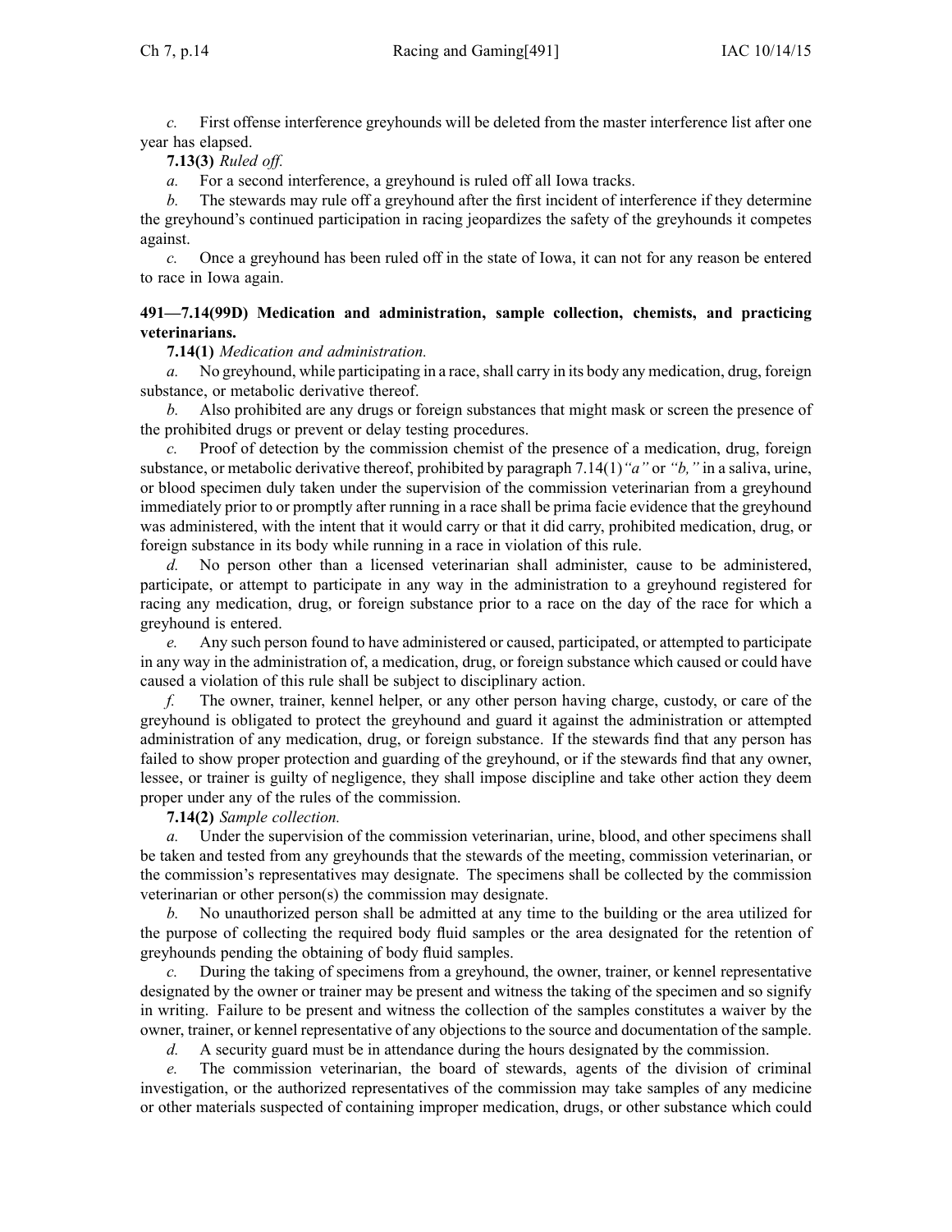*c.* First offense interference greyhounds will be deleted from the master interference list after one year has elapsed.

**7.13(3)** *Ruled off.*

*a.* For a second interference, a greyhound is ruled off all Iowa tracks.

*b.* The stewards may rule off a greyhound after the first incident of interference if they determine the greyhound's continued participation in racing jeopardizes the safety of the greyhounds it competes against.

*c.* Once a greyhound has been ruled off in the state of Iowa, it can not for any reason be entered to race in Iowa again.

**491—7.14(99D) Medication and administration, sample collection, chemists, and practicing veterinarians.**

**7.14(1)** *Medication and administration.*

*a.* No greyhound, while participating in a race, shall carry in its body any medication, drug, foreign substance, or metabolic derivative thereof.

*b.* Also prohibited are any drugs or foreign substances that might mask or screen the presence of the prohibited drugs or prevent or delay testing procedures.

*c.* Proof of detection by the commission chemist of the presence of a medication, drug, foreign substance, or metabolic derivative thereof, prohibited by paragraph 7.14(1)*"a"* or *"b,"* in a saliva, urine, or blood specimen duly taken under the supervision of the commission veterinarian from a greyhound immediately prior to or promptly after running in a race shall be prima facie evidence that the greyhound was administered, with the intent that it would carry or that it did carry, prohibited medication, drug, or foreign substance in its body while running in a race in violation of this rule.

*d.* No person other than a licensed veterinarian shall administer, cause to be administered, participate, or attempt to participate in any way in the administration to a greyhound registered for racing any medication, drug, or foreign substance prior to a race on the day of the race for which a greyhound is entered.

*e.* Any such person found to have administered or caused, participated, or attempted to participate in any way in the administration of, a medication, drug, or foreign substance which caused or could have caused a violation of this rule shall be subject to disciplinary action.

*f.* The owner, trainer, kennel helper, or any other person having charge, custody, or care of the greyhound is obligated to protect the greyhound and guard it against the administration or attempted administration of any medication, drug, or foreign substance. If the stewards find that any person has failed to show proper protection and guarding of the greyhound, or if the stewards find that any owner, lessee, or trainer is guilty of negligence, they shall impose discipline and take other action they deem proper under any of the rules of the commission.

**7.14(2)** *Sample collection.*

*a.* Under the supervision of the commission veterinarian, urine, blood, and other specimens shall be taken and tested from any greyhounds that the stewards of the meeting, commission veterinarian, or the commission's representatives may designate. The specimens shall be collected by the commission veterinarian or other person(s) the commission may designate.

*b.* No unauthorized person shall be admitted at any time to the building or the area utilized for the purpose of collecting the required body fluid samples or the area designated for the retention of greyhounds pending the obtaining of body fluid samples.

*c.* During the taking of specimens from a greyhound, the owner, trainer, or kennel representative designated by the owner or trainer may be present and witness the taking of the specimen and so signify in writing. Failure to be present and witness the collection of the samples constitutes a waiver by the owner, trainer, or kennel representative of any objections to the source and documentation of the sample.

*d.* A security guard must be in attendance during the hours designated by the commission.

*e.* The commission veterinarian, the board of stewards, agents of the division of criminal investigation, or the authorized representatives of the commission may take samples of any medicine or other materials suspected of containing improper medication, drugs, or other substance which could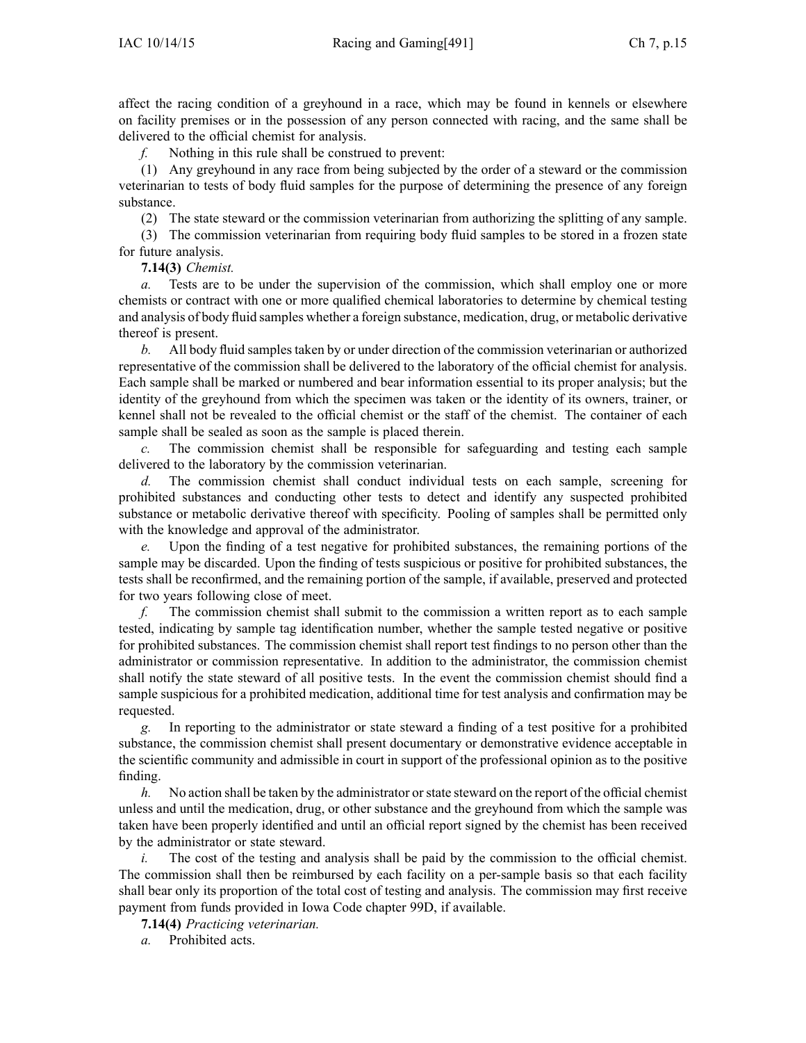affect the racing condition of a greyhound in a race, which may be found in kennels or elsewhere on facility premises or in the possession of any person connected with racing, and the same shall be delivered to the official chemist for analysis.

*f.* Nothing in this rule shall be construed to prevent:

(1) Any greyhound in any race from being subjected by the order of a steward or the commission veterinarian to tests of body fluid samples for the purpose of determining the presence of any foreign substance.

(2) The state steward or the commission veterinarian from authorizing the splitting of any sample.

(3) The commission veterinarian from requiring body fluid samples to be stored in a frozen state for future analysis.

**7.14(3)** *Chemist.*

*a.* Tests are to be under the supervision of the commission, which shall employ one or more chemists or contract with one or more qualified chemical laboratories to determine by chemical testing and analysis of body fluid samples whether a foreign substance, medication, drug, or metabolic derivative thereof is present.

*b.* All body fluid samples taken by or under direction of the commission veterinarian or authorized representative of the commission shall be delivered to the laboratory of the official chemist for analysis. Each sample shall be marked or numbered and bear information essential to its proper analysis; but the identity of the greyhound from which the specimen was taken or the identity of its owners, trainer, or kennel shall not be revealed to the official chemist or the staff of the chemist. The container of each sample shall be sealed as soon as the sample is placed therein.

*c.* The commission chemist shall be responsible for safeguarding and testing each sample delivered to the laboratory by the commission veterinarian.

*d.* The commission chemist shall conduct individual tests on each sample, screening for prohibited substances and conducting other tests to detect and identify any suspected prohibited substance or metabolic derivative thereof with specificity. Pooling of samples shall be permitted only with the knowledge and approval of the administrator.

*e.* Upon the finding of a test negative for prohibited substances, the remaining portions of the sample may be discarded. Upon the finding of tests suspicious or positive for prohibited substances, the tests shall be reconfirmed, and the remaining portion of the sample, if available, preserved and protected for two years following close of meet.

*f.* The commission chemist shall submit to the commission a written report as to each sample tested, indicating by sample tag identification number, whether the sample tested negative or positive for prohibited substances. The commission chemist shall report test findings to no person other than the administrator or commission representative. In addition to the administrator, the commission chemist shall notify the state steward of all positive tests. In the event the commission chemist should find a sample suspicious for a prohibited medication, additional time for test analysis and confirmation may be requested.

*g.* In reporting to the administrator or state steward a finding of a test positive for a prohibited substance, the commission chemist shall present documentary or demonstrative evidence acceptable in the scientific community and admissible in court in support of the professional opinion as to the positive finding.

*h.* No action shall be taken by the administrator or state steward on the report of the official chemist unless and until the medication, drug, or other substance and the greyhound from which the sample was taken have been properly identified and until an official report signed by the chemist has been received by the administrator or state steward.

*i.* The cost of the testing and analysis shall be paid by the commission to the official chemist. The commission shall then be reimbursed by each facility on a per-sample basis so that each facility shall bear only its proportion of the total cost of testing and analysis. The commission may first receive payment from funds provided in Iowa Code chapter 99D, if available.

**7.14(4)** *Practicing veterinarian.*

*a.* Prohibited acts.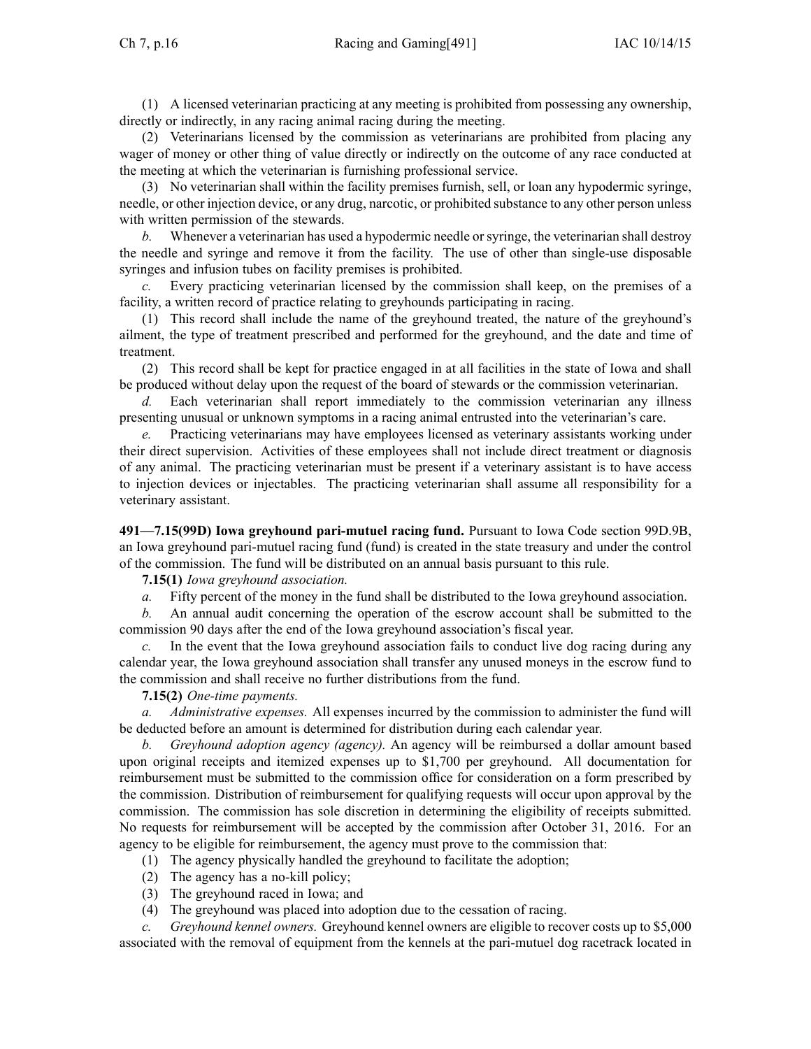(1) A licensed veterinarian practicing at any meeting is prohibited from possessing any ownership, directly or indirectly, in any racing animal racing during the meeting.

(2) Veterinarians licensed by the commission as veterinarians are prohibited from placing any wager of money or other thing of value directly or indirectly on the outcome of any race conducted at the meeting at which the veterinarian is furnishing professional service.

(3) No veterinarian shall within the facility premises furnish, sell, or loan any hypodermic syringe, needle, or other injection device, or any drug, narcotic, or prohibited substance to any other person unless with written permission of the stewards.

*b.* Whenever a veterinarian has used a hypodermic needle or syringe, the veterinarian shall destroy the needle and syringe and remove it from the facility. The use of other than single-use disposable syringes and infusion tubes on facility premises is prohibited.

*c.* Every practicing veterinarian licensed by the commission shall keep, on the premises of a facility, a written record of practice relating to greyhounds participating in racing.

(1) This record shall include the name of the greyhound treated, the nature of the greyhound's ailment, the type of treatment prescribed and performed for the greyhound, and the date and time of treatment.

(2) This record shall be kept for practice engaged in at all facilities in the state of Iowa and shall be produced without delay upon the request of the board of stewards or the commission veterinarian.

*d.* Each veterinarian shall report immediately to the commission veterinarian any illness presenting unusual or unknown symptoms in a racing animal entrusted into the veterinarian's care.

*e.* Practicing veterinarians may have employees licensed as veterinary assistants working under their direct supervision. Activities of these employees shall not include direct treatment or diagnosis of any animal. The practicing veterinarian must be present if a veterinary assistant is to have access to injection devices or injectables. The practicing veterinarian shall assume all responsibility for a veterinary assistant.

**491—7.15(99D) Iowa greyhound pari-mutuel racing fund.** Pursuant to Iowa Code section 99D.9B, an Iowa greyhound pari-mutuel racing fund (fund) is created in the state treasury and under the control of the commission. The fund will be distributed on an annual basis pursuant to this rule.

**7.15(1)** *Iowa greyhound association.*

*a.* Fifty percent of the money in the fund shall be distributed to the Iowa greyhound association.

*b.* An annual audit concerning the operation of the escrow account shall be submitted to the commission 90 days after the end of the Iowa greyhound association's fiscal year.

*c.* In the event that the Iowa greyhound association fails to conduct live dog racing during any calendar year, the Iowa greyhound association shall transfer any unused moneys in the escrow fund to the commission and shall receive no further distributions from the fund.

**7.15(2)** *One-time payments.*

*a.* *Administrative expenses.* All expenses incurred by the commission to administer the fund will be deducted before an amount is determined for distribution during each calendar year.

*b.* *Greyhound adoption agency (agency).* An agency will be reimbursed a dollar amount based upon original receipts and itemized expenses up to $1,700 per greyhound. All documentation for reimbursement must be submitted to the commission office for consideration on a form prescribed by the commission. Distribution of reimbursement for qualifying requests will occur upon approval by the commission. The commission has sole discretion in determining the eligibility of receipts submitted. No requests for reimbursement will be accepted by the commission after October 31, 2016. For an agency to be eligible for reimbursement, the agency must prove to the commission that:

(1) The agency physically handled the greyhound to facilitate the adoption;

(2) The agency has a no-kill policy;

(3) The greyhound raced in Iowa; and

(4) The greyhound was placed into adoption due to the cessation of racing.

*c.* *Greyhound kennel owners.* Greyhound kennel owners are eligible to recover costs up to $5,000 associated with the removal of equipment from the kennels at the pari-mutuel dog racetrack located in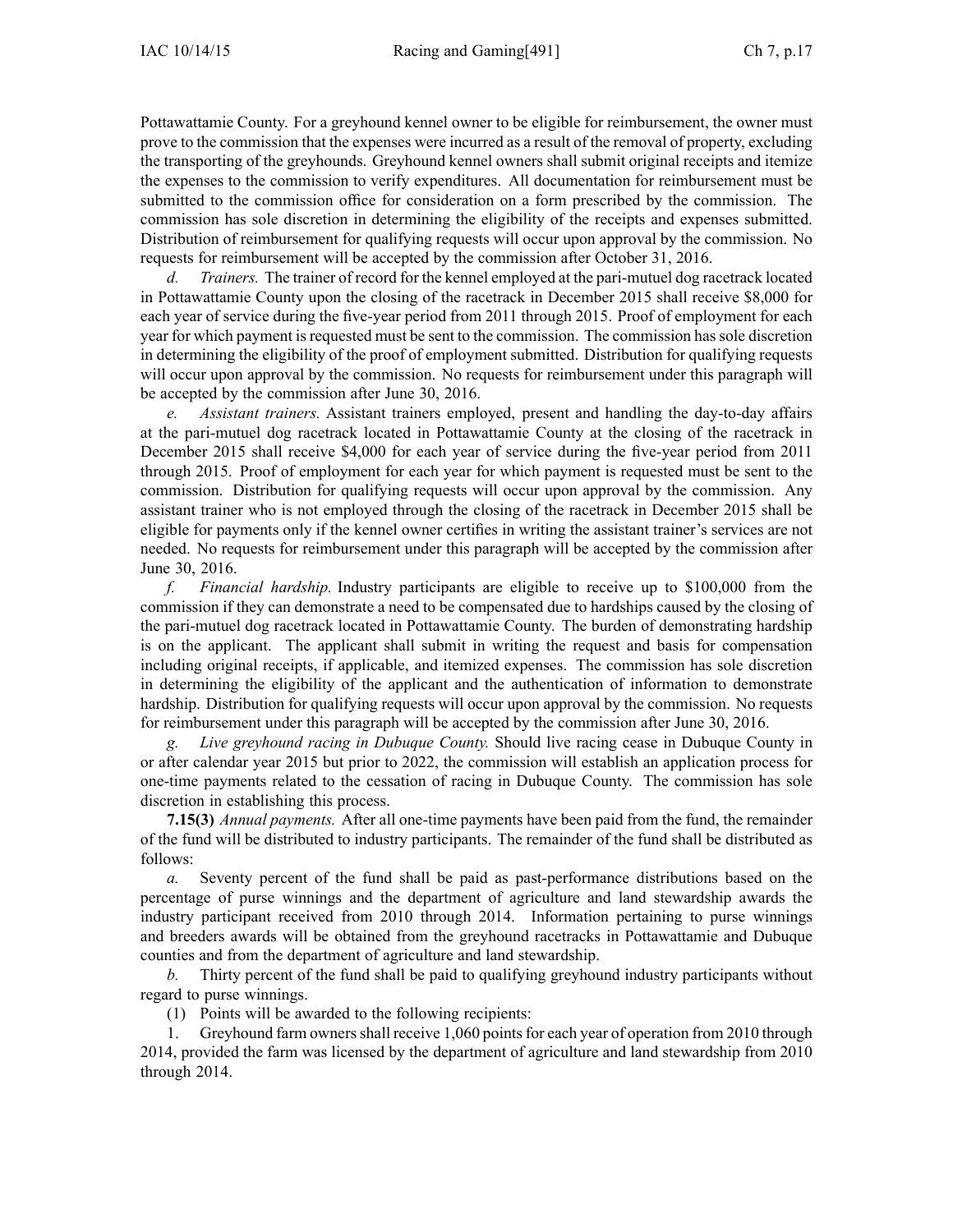Pottawattamie County. For a greyhound kennel owner to be eligible for reimbursement, the owner must prove to the commission that the expenses were incurred as a result of the removal of property, excluding the transporting of the greyhounds. Greyhound kennel owners shall submit original receipts and itemize the expenses to the commission to verify expenditures. All documentation for reimbursement must be submitted to the commission office for consideration on a form prescribed by the commission. The commission has sole discretion in determining the eligibility of the receipts and expenses submitted. Distribution of reimbursement for qualifying requests will occur upon approval by the commission. No requests for reimbursement will be accepted by the commission after October 31, 2016.

*d. Trainers.* The trainer of record for the kennel employed at the pari-mutuel dog racetrack located in Pottawattamie County upon the closing of the racetrack in December 2015 shall receive $8,000 for each year of service during the five-year period from 2011 through 2015. Proof of employment for each year for which payment is requested must be sent to the commission. The commission has sole discretion in determining the eligibility of the proof of employment submitted. Distribution for qualifying requests will occur upon approval by the commission. No requests for reimbursement under this paragraph will be accepted by the commission after June 30, 2016.

*e. Assistant trainers.* Assistant trainers employed, present and handling the day-to-day affairs at the pari-mutuel dog racetrack located in Pottawattamie County at the closing of the racetrack in December 2015 shall receive $4,000 for each year of service during the five-year period from 2011 through 2015. Proof of employment for each year for which payment is requested must be sent to the commission. Distribution for qualifying requests will occur upon approval by the commission. Any assistant trainer who is not employed through the closing of the racetrack in December 2015 shall be eligible for payments only if the kennel owner certifies in writing the assistant trainer's services are not needed. No requests for reimbursement under this paragraph will be accepted by the commission after June 30, 2016.

*f. Financial hardship.* Industry participants are eligible to receive up to $100,000 from the commission if they can demonstrate a need to be compensated due to hardships caused by the closing of the pari-mutuel dog racetrack located in Pottawattamie County. The burden of demonstrating hardship is on the applicant. The applicant shall submit in writing the request and basis for compensation including original receipts, if applicable, and itemized expenses. The commission has sole discretion in determining the eligibility of the applicant and the authentication of information to demonstrate hardship. Distribution for qualifying requests will occur upon approval by the commission. No requests for reimbursement under this paragraph will be accepted by the commission after June 30, 2016.

*g. Live greyhound racing in Dubuque County.* Should live racing cease in Dubuque County in or after calendar year 2015 but prior to 2022, the commission will establish an application process for one-time payments related to the cessation of racing in Dubuque County. The commission has sole discretion in establishing this process.

**7.15(3)** *Annual payments.* After all one-time payments have been paid from the fund, the remainder of the fund will be distributed to industry participants. The remainder of the fund shall be distributed as follows:

*a.* Seventy percent of the fund shall be paid as past-performance distributions based on the percentage of purse winnings and the department of agriculture and land stewardship awards the industry participant received from 2010 through 2014. Information pertaining to purse winnings and breeders awards will be obtained from the greyhound racetracks in Pottawattamie and Dubuque counties and from the department of agriculture and land stewardship.

*b.* Thirty percent of the fund shall be paid to qualifying greyhound industry participants without regard to purse winnings.

(1) Points will be awarded to the following recipients:

1. Greyhound farm owners shall receive 1,060 points for each year of operation from 2010 through 2014, provided the farm was licensed by the department of agriculture and land stewardship from 2010 through 2014.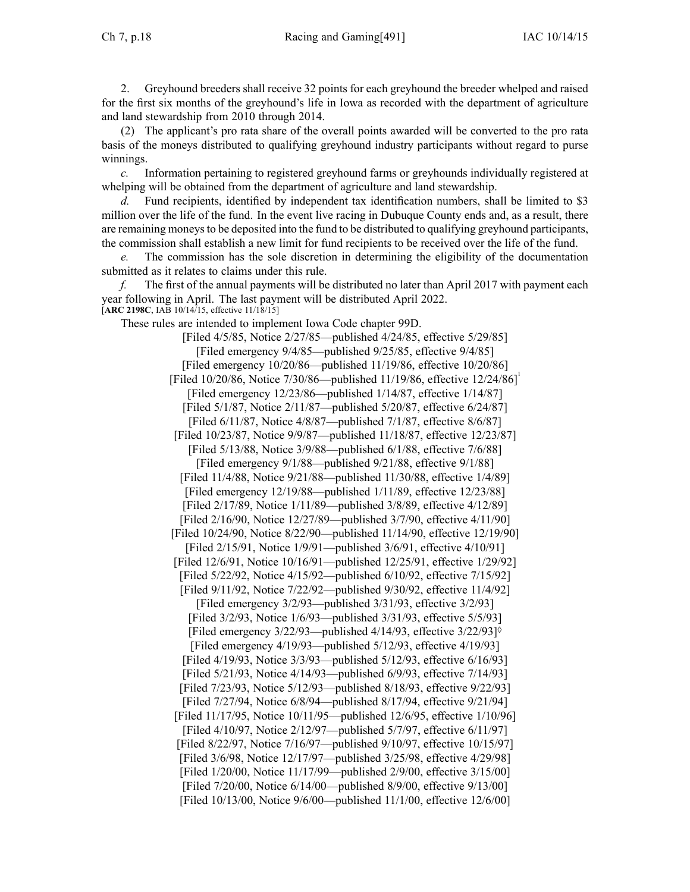2. Greyhound breeders shall receive 32 points for each greyhound the breeder whelped and raised for the first six months of the greyhound's life in Iowa as recorded with the department of agriculture and land stewardship from 2010 through 2014.

(2) The applicant's pro rata share of the overall points awarded will be converted to the pro rata basis of the moneys distributed to qualifying greyhound industry participants without regard to purse winnings.

*c.* Information pertaining to registered greyhound farms or greyhounds individually registered at whelping will be obtained from the department of agriculture and land stewardship.

*d.* Fund recipients, identified by independent tax identification numbers, shall be limited to $3 million over the life of the fund. In the event live racing in Dubuque County ends and, as a result, there are remaining moneys to be deposited into the fund to be distributed to qualifying greyhound participants, the commission shall establish a new limit for fund recipients to be received over the life of the fund.

*e.* The commission has the sole discretion in determining the eligibility of the documentation submitted as it relates to claims under this rule.

*f.* The first of the annual payments will be distributed no later than April 2017 with payment each year following in April. The last payment will be distributed April 2022.

[**ARC 2198C**, IAB 10/14/15, effective 11/18/15]

These rules are intended to implement Iowa Code chapter 99D.

[Filed 4/5/85, Notice 2/27/85—published 4/24/85, effective 5/29/85]
[Filed emergency 9/4/85—published 9/25/85, effective 9/4/85]
[Filed emergency 10/20/86—published 11/19/86, effective 10/20/86]
[Filed 10/20/86, Notice 7/30/86—published 11/19/86, effective 12/24/86][1]
[Filed emergency 12/23/86—published 1/14/87, effective 1/14/87]
[Filed 5/1/87, Notice 2/11/87—published 5/20/87, effective 6/24/87]
[Filed 6/11/87, Notice 4/8/87—published 7/1/87, effective 8/6/87]
[Filed 10/23/87, Notice 9/9/87—published 11/18/87, effective 12/23/87]
[Filed 5/13/88, Notice 3/9/88—published 6/1/88, effective 7/6/88]
[Filed emergency 9/1/88—published 9/21/88, effective 9/1/88]
[Filed 11/4/88, Notice 9/21/88—published 11/30/88, effective 1/4/89]
[Filed emergency 12/19/88—published 1/11/89, effective 12/23/88]
[Filed 2/17/89, Notice 1/11/89—published 3/8/89, effective 4/12/89]
[Filed 2/16/90, Notice 12/27/89—published 3/7/90, effective 4/11/90]
[Filed 10/24/90, Notice 8/22/90—published 11/14/90, effective 12/19/90]
[Filed 2/15/91, Notice 1/9/91—published 3/6/91, effective 4/10/91]
[Filed 12/6/91, Notice 10/16/91—published 12/25/91, effective 1/29/92]
[Filed 5/22/92, Notice 4/15/92—published 6/10/92, effective 7/15/92]
[Filed 9/11/92, Notice 7/22/92—published 9/30/92, effective 11/4/92]
[Filed emergency 3/2/93—published 3/31/93, effective 3/2/93]
[Filed 3/2/93, Notice 1/6/93—published 3/31/93, effective 5/5/93]
[Filed emergency 3/22/93—published 4/14/93, effective 3/22/93]◊
[Filed emergency 4/19/93—published 5/12/93, effective 4/19/93]
[Filed 4/19/93, Notice 3/3/93—published 5/12/93, effective 6/16/93]
[Filed 5/21/93, Notice 4/14/93—published 6/9/93, effective 7/14/93]
[Filed 7/23/93, Notice 5/12/93—published 8/18/93, effective 9/22/93]
[Filed 7/27/94, Notice 6/8/94—published 8/17/94, effective 9/21/94]
[Filed 11/17/95, Notice 10/11/95—published 12/6/95, effective 1/10/96]
[Filed 4/10/97, Notice 2/12/97—published 5/7/97, effective 6/11/97]
[Filed 8/22/97, Notice 7/16/97—published 9/10/97, effective 10/15/97]
[Filed 3/6/98, Notice 12/17/97—published 3/25/98, effective 4/29/98]
[Filed 1/20/00, Notice 11/17/99—published 2/9/00, effective 3/15/00]
[Filed 7/20/00, Notice 6/14/00—published 8/9/00, effective 9/13/00]
[Filed 10/13/00, Notice 9/6/00—published 11/1/00, effective 12/6/00]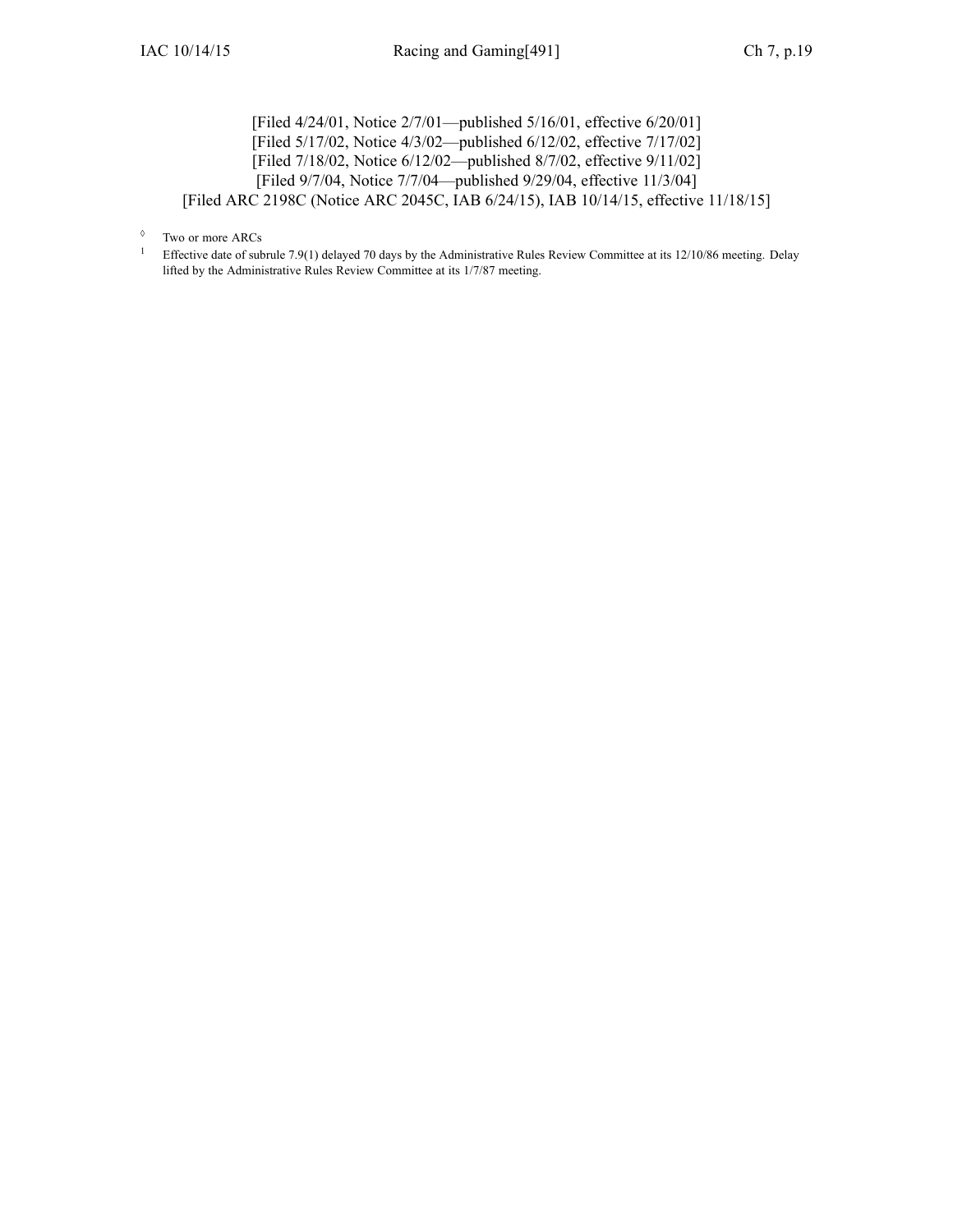[Filed 4/24/01, Notice 2/7/01—published 5/16/01, effective 6/20/01]
[Filed 5/17/02, Notice 4/3/02—published 6/12/02, effective 7/17/02]
[Filed 7/18/02, Notice 6/12/02—published 8/7/02, effective 9/11/02]
[Filed 9/7/04, Notice 7/7/04—published 9/29/04, effective 11/3/04]
[Filed ARC 2198C (Notice ARC 2045C, IAB 6/24/15), IAB 10/14/15, effective 11/18/15]

◊ Two or more ARCs

[1] Effective date of subrule 7.9(1) delayed 70 days by the Administrative Rules Review Committee at its 12/10/86 meeting. Delay lifted by the Administrative Rules Review Committee at its 1/7/87 meeting.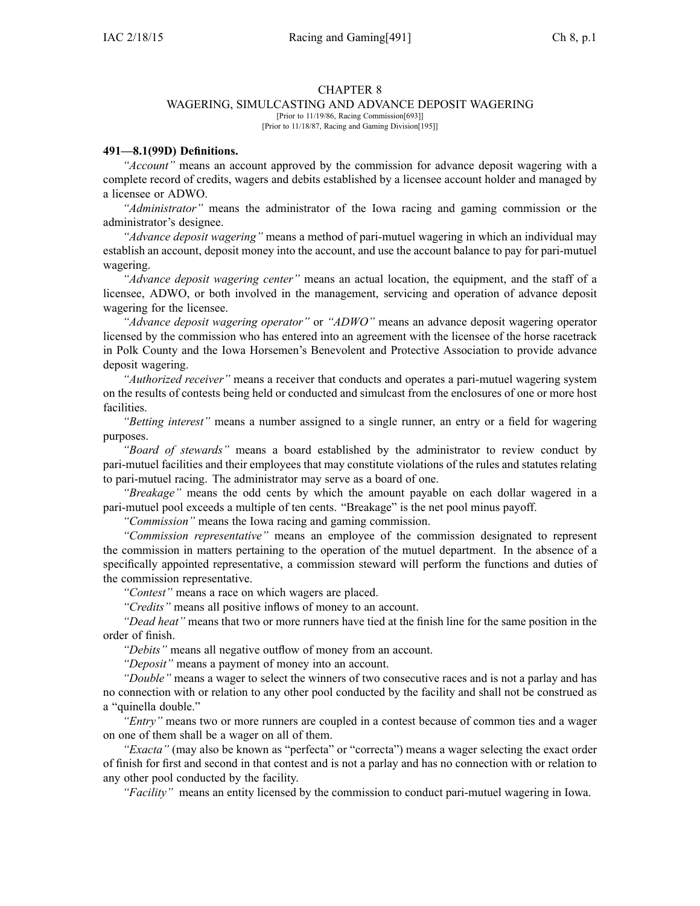# CHAPTER 8
## WAGERING, SIMULCASTING AND ADVANCE DEPOSIT WAGERING

[Prior to 11/19/86, Racing Commission[693]]
[Prior to 11/18/87, Racing and Gaming Division[195]]

**491—8.1(99D) Definitions.**

*"Account"* means an account approved by the commission for advance deposit wagering with a complete record of credits, wagers and debits established by a licensee account holder and managed by a licensee or ADWO.

*"Administrator"* means the administrator of the Iowa racing and gaming commission or the administrator's designee.

*"Advance deposit wagering"* means a method of pari-mutuel wagering in which an individual may establish an account, deposit money into the account, and use the account balance to pay for pari-mutuel wagering.

*"Advance deposit wagering center"* means an actual location, the equipment, and the staff of a licensee, ADWO, or both involved in the management, servicing and operation of advance deposit wagering for the licensee.

*"Advance deposit wagering operator"* or *"ADWO"* means an advance deposit wagering operator licensed by the commission who has entered into an agreement with the licensee of the horse racetrack in Polk County and the Iowa Horsemen's Benevolent and Protective Association to provide advance deposit wagering.

*"Authorized receiver"* means a receiver that conducts and operates a pari-mutuel wagering system on the results of contests being held or conducted and simulcast from the enclosures of one or more host facilities.

*"Betting interest"* means a number assigned to a single runner, an entry or a field for wagering purposes.

*"Board of stewards"* means a board established by the administrator to review conduct by pari-mutuel facilities and their employees that may constitute violations of the rules and statutes relating to pari-mutuel racing. The administrator may serve as a board of one.

*"Breakage"* means the odd cents by which the amount payable on each dollar wagered in a pari-mutuel pool exceeds a multiple of ten cents. "Breakage" is the net pool minus payoff.

*"Commission"* means the Iowa racing and gaming commission.

*"Commission representative"* means an employee of the commission designated to represent the commission in matters pertaining to the operation of the mutuel department. In the absence of a specifically appointed representative, a commission steward will perform the functions and duties of the commission representative.

*"Contest"* means a race on which wagers are placed.

*"Credits"* means all positive inflows of money to an account.

*"Dead heat"* means that two or more runners have tied at the finish line for the same position in the order of finish.

*"Debits"* means all negative outflow of money from an account.

*"Deposit"* means a payment of money into an account.

*"Double"* means a wager to select the winners of two consecutive races and is not a parlay and has no connection with or relation to any other pool conducted by the facility and shall not be construed as a "quinella double."

*"Entry"* means two or more runners are coupled in a contest because of common ties and a wager on one of them shall be a wager on all of them.

*"Exacta"* (may also be known as "perfecta" or "correcta") means a wager selecting the exact order of finish for first and second in that contest and is not a parlay and has no connection with or relation to any other pool conducted by the facility.

*"Facility"* means an entity licensed by the commission to conduct pari-mutuel wagering in Iowa.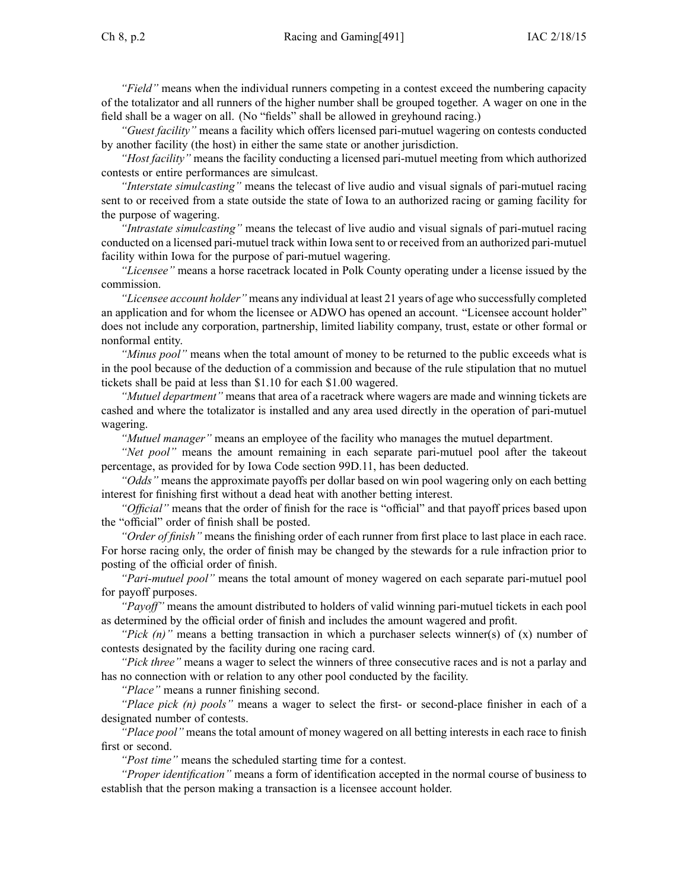*"Field"* means when the individual runners competing in a contest exceed the numbering capacity of the totalizator and all runners of the higher number shall be grouped together. A wager on one in the field shall be a wager on all. (No "fields" shall be allowed in greyhound racing.)

*"Guest facility"* means a facility which offers licensed pari-mutuel wagering on contests conducted by another facility (the host) in either the same state or another jurisdiction.

*"Host facility"* means the facility conducting a licensed pari-mutuel meeting from which authorized contests or entire performances are simulcast.

*"Interstate simulcasting"* means the telecast of live audio and visual signals of pari-mutuel racing sent to or received from a state outside the state of Iowa to an authorized racing or gaming facility for the purpose of wagering.

*"Intrastate simulcasting"* means the telecast of live audio and visual signals of pari-mutuel racing conducted on a licensed pari-mutuel track within Iowa sent to or received from an authorized pari-mutuel facility within Iowa for the purpose of pari-mutuel wagering.

*"Licensee"* means a horse racetrack located in Polk County operating under a license issued by the commission.

*"Licensee account holder"* means any individual at least 21 years of age who successfully completed an application and for whom the licensee or ADWO has opened an account. "Licensee account holder" does not include any corporation, partnership, limited liability company, trust, estate or other formal or nonformal entity.

*"Minus pool"* means when the total amount of money to be returned to the public exceeds what is in the pool because of the deduction of a commission and because of the rule stipulation that no mutuel tickets shall be paid at less than $1.10 for each $1.00 wagered.

*"Mutuel department"* means that area of a racetrack where wagers are made and winning tickets are cashed and where the totalizator is installed and any area used directly in the operation of pari-mutuel wagering.

*"Mutuel manager"* means an employee of the facility who manages the mutuel department.

*"Net pool"* means the amount remaining in each separate pari-mutuel pool after the takeout percentage, as provided for by Iowa Code section 99D.11, has been deducted.

*"Odds"* means the approximate payoffs per dollar based on win pool wagering only on each betting interest for finishing first without a dead heat with another betting interest.

*"Official"* means that the order of finish for the race is "official" and that payoff prices based upon the "official" order of finish shall be posted.

*"Order of finish"* means the finishing order of each runner from first place to last place in each race. For horse racing only, the order of finish may be changed by the stewards for a rule infraction prior to posting of the official order of finish.

*"Pari-mutuel pool"* means the total amount of money wagered on each separate pari-mutuel pool for payoff purposes.

*"Payoff"* means the amount distributed to holders of valid winning pari-mutuel tickets in each pool as determined by the official order of finish and includes the amount wagered and profit.

*"Pick (n)"* means a betting transaction in which a purchaser selects winner(s) of (x) number of contests designated by the facility during one racing card.

*"Pick three"* means a wager to select the winners of three consecutive races and is not a parlay and has no connection with or relation to any other pool conducted by the facility.

*"Place"* means a runner finishing second.

*"Place pick (n) pools"* means a wager to select the first- or second-place finisher in each of a designated number of contests.

*"Place pool"* means the total amount of money wagered on all betting interests in each race to finish first or second.

*"Post time"* means the scheduled starting time for a contest.

*"Proper identification"* means a form of identification accepted in the normal course of business to establish that the person making a transaction is a licensee account holder.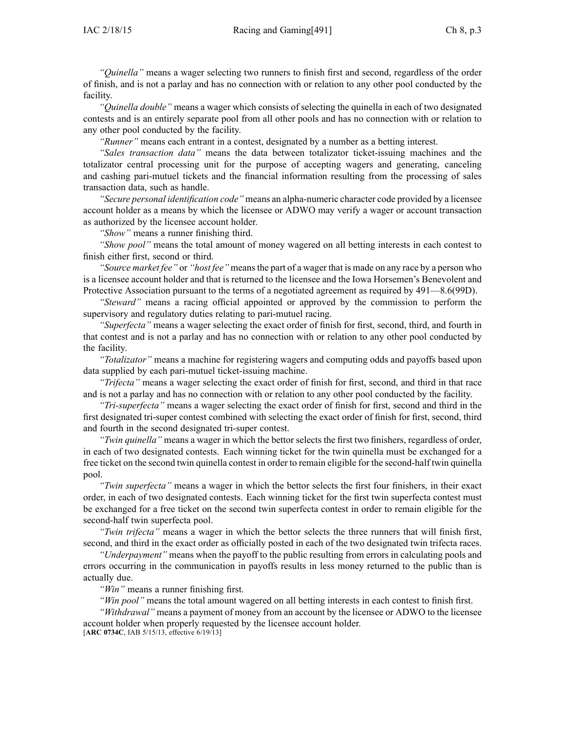*"Quinella"* means a wager selecting two runners to finish first and second, regardless of the order of finish, and is not a parlay and has no connection with or relation to any other pool conducted by the facility.

*"Quinella double"* means a wager which consists of selecting the quinella in each of two designated contests and is an entirely separate pool from all other pools and has no connection with or relation to any other pool conducted by the facility.

*"Runner"* means each entrant in a contest, designated by a number as a betting interest.

*"Sales transaction data"* means the data between totalizator ticket-issuing machines and the totalizator central processing unit for the purpose of accepting wagers and generating, canceling and cashing pari-mutuel tickets and the financial information resulting from the processing of sales transaction data, such as handle.

*"Secure personal identification code"* means an alpha-numeric character code provided by a licensee account holder as a means by which the licensee or ADWO may verify a wager or account transaction as authorized by the licensee account holder.

*"Show"* means a runner finishing third.

*"Show pool"* means the total amount of money wagered on all betting interests in each contest to finish either first, second or third.

*"Source market fee"* or *"host fee"* means the part of a wager that is made on any race by a person who is a licensee account holder and that is returned to the licensee and the Iowa Horsemen's Benevolent and Protective Association pursuant to the terms of a negotiated agreement as required by 491—8.6(99D).

*"Steward"* means a racing official appointed or approved by the commission to perform the supervisory and regulatory duties relating to pari-mutuel racing.

*"Superfecta"* means a wager selecting the exact order of finish for first, second, third, and fourth in that contest and is not a parlay and has no connection with or relation to any other pool conducted by the facility.

*"Totalizator"* means a machine for registering wagers and computing odds and payoffs based upon data supplied by each pari-mutuel ticket-issuing machine.

*"Trifecta"* means a wager selecting the exact order of finish for first, second, and third in that race and is not a parlay and has no connection with or relation to any other pool conducted by the facility.

*"Tri-superfecta"* means a wager selecting the exact order of finish for first, second and third in the first designated tri-super contest combined with selecting the exact order of finish for first, second, third and fourth in the second designated tri-super contest.

*"Twin quinella"* means a wager in which the bettor selects the first two finishers, regardless of order, in each of two designated contests. Each winning ticket for the twin quinella must be exchanged for a free ticket on the second twin quinella contest in order to remain eligible for the second-half twin quinella pool.

*"Twin superfecta"* means a wager in which the bettor selects the first four finishers, in their exact order, in each of two designated contests. Each winning ticket for the first twin superfecta contest must be exchanged for a free ticket on the second twin superfecta contest in order to remain eligible for the second-half twin superfecta pool.

*"Twin trifecta"* means a wager in which the bettor selects the three runners that will finish first, second, and third in the exact order as officially posted in each of the two designated twin trifecta races.

*"Underpayment"* means when the payoff to the public resulting from errors in calculating pools and errors occurring in the communication in payoffs results in less money returned to the public than is actually due.

*"Win"* means a runner finishing first.

*"Win pool"* means the total amount wagered on all betting interests in each contest to finish first.

*"Withdrawal"* means a payment of money from an account by the licensee or ADWO to the licensee account holder when properly requested by the licensee account holder.

[**ARC 0734C**, IAB 5/15/13, effective 6/19/13]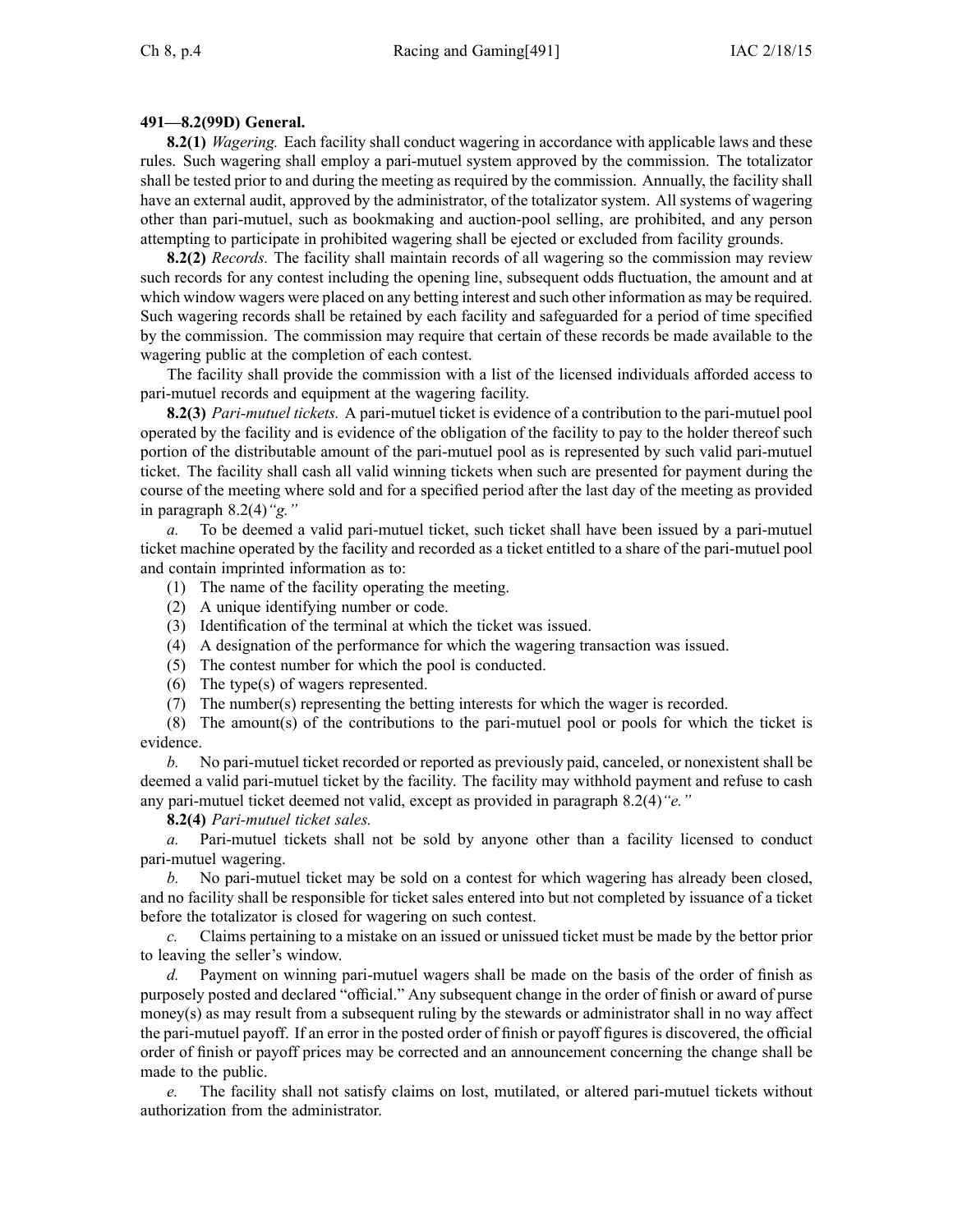**491—8.2(99D) General.**

**8.2(1)** *Wagering.* Each facility shall conduct wagering in accordance with applicable laws and these rules. Such wagering shall employ a pari-mutuel system approved by the commission. The totalizator shall be tested prior to and during the meeting as required by the commission. Annually, the facility shall have an external audit, approved by the administrator, of the totalizator system. All systems of wagering other than pari-mutuel, such as bookmaking and auction-pool selling, are prohibited, and any person attempting to participate in prohibited wagering shall be ejected or excluded from facility grounds.

**8.2(2)** *Records.* The facility shall maintain records of all wagering so the commission may review such records for any contest including the opening line, subsequent odds fluctuation, the amount and at which window wagers were placed on any betting interest and such other information as may be required. Such wagering records shall be retained by each facility and safeguarded for a period of time specified by the commission. The commission may require that certain of these records be made available to the wagering public at the completion of each contest.

The facility shall provide the commission with a list of the licensed individuals afforded access to pari-mutuel records and equipment at the wagering facility.

**8.2(3)** *Pari-mutuel tickets.* A pari-mutuel ticket is evidence of a contribution to the pari-mutuel pool operated by the facility and is evidence of the obligation of the facility to pay to the holder thereof such portion of the distributable amount of the pari-mutuel pool as is represented by such valid pari-mutuel ticket. The facility shall cash all valid winning tickets when such are presented for payment during the course of the meeting where sold and for a specified period after the last day of the meeting as provided in paragraph 8.2(4)*"g."*

*a.* To be deemed a valid pari-mutuel ticket, such ticket shall have been issued by a pari-mutuel ticket machine operated by the facility and recorded as a ticket entitled to a share of the pari-mutuel pool and contain imprinted information as to:

(1) The name of the facility operating the meeting.

(2) A unique identifying number or code.

(3) Identification of the terminal at which the ticket was issued.

(4) A designation of the performance for which the wagering transaction was issued.

(5) The contest number for which the pool is conducted.

(6) The type(s) of wagers represented.

(7) The number(s) representing the betting interests for which the wager is recorded.

(8) The amount(s) of the contributions to the pari-mutuel pool or pools for which the ticket is evidence.

*b.* No pari-mutuel ticket recorded or reported as previously paid, canceled, or nonexistent shall be deemed a valid pari-mutuel ticket by the facility. The facility may withhold payment and refuse to cash any pari-mutuel ticket deemed not valid, except as provided in paragraph 8.2(4)*"e."*

**8.2(4)** *Pari-mutuel ticket sales.*

*a.* Pari-mutuel tickets shall not be sold by anyone other than a facility licensed to conduct pari-mutuel wagering.

*b.* No pari-mutuel ticket may be sold on a contest for which wagering has already been closed, and no facility shall be responsible for ticket sales entered into but not completed by issuance of a ticket before the totalizator is closed for wagering on such contest.

*c.* Claims pertaining to a mistake on an issued or unissued ticket must be made by the bettor prior to leaving the seller's window.

*d.* Payment on winning pari-mutuel wagers shall be made on the basis of the order of finish as purposely posted and declared "official." Any subsequent change in the order of finish or award of purse money(s) as may result from a subsequent ruling by the stewards or administrator shall in no way affect the pari-mutuel payoff. If an error in the posted order of finish or payoff figures is discovered, the official order of finish or payoff prices may be corrected and an announcement concerning the change shall be made to the public.

*e.* The facility shall not satisfy claims on lost, mutilated, or altered pari-mutuel tickets without authorization from the administrator.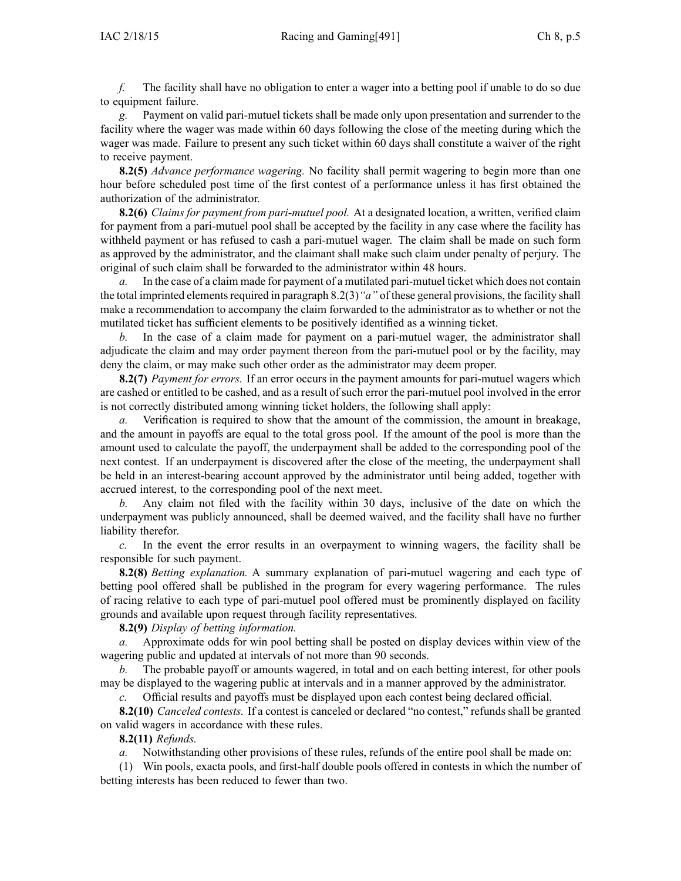*f.* The facility shall have no obligation to enter a wager into a betting pool if unable to do so due to equipment failure.

*g.* Payment on valid pari-mutuel tickets shall be made only upon presentation and surrender to the facility where the wager was made within 60 days following the close of the meeting during which the wager was made. Failure to present any such ticket within 60 days shall constitute a waiver of the right to receive payment.

**8.2(5)** *Advance performance wagering.* No facility shall permit wagering to begin more than one hour before scheduled post time of the first contest of a performance unless it has first obtained the authorization of the administrator.

**8.2(6)** *Claims for payment from pari-mutuel pool.* At a designated location, a written, verified claim for payment from a pari-mutuel pool shall be accepted by the facility in any case where the facility has withheld payment or has refused to cash a pari-mutuel wager. The claim shall be made on such form as approved by the administrator, and the claimant shall make such claim under penalty of perjury. The original of such claim shall be forwarded to the administrator within 48 hours.

*a.* In the case of a claim made for payment of a mutilated pari-mutuel ticket which does not contain the total imprinted elements required in paragraph 8.2(3)*"a"* of these general provisions, the facility shall make a recommendation to accompany the claim forwarded to the administrator as to whether or not the mutilated ticket has sufficient elements to be positively identified as a winning ticket.

*b.* In the case of a claim made for payment on a pari-mutuel wager, the administrator shall adjudicate the claim and may order payment thereon from the pari-mutuel pool or by the facility, may deny the claim, or may make such other order as the administrator may deem proper.

**8.2(7)** *Payment for errors.* If an error occurs in the payment amounts for pari-mutuel wagers which are cashed or entitled to be cashed, and as a result of such error the pari-mutuel pool involved in the error is not correctly distributed among winning ticket holders, the following shall apply:

*a.* Verification is required to show that the amount of the commission, the amount in breakage, and the amount in payoffs are equal to the total gross pool. If the amount of the pool is more than the amount used to calculate the payoff, the underpayment shall be added to the corresponding pool of the next contest. If an underpayment is discovered after the close of the meeting, the underpayment shall be held in an interest-bearing account approved by the administrator until being added, together with accrued interest, to the corresponding pool of the next meet.

*b.* Any claim not filed with the facility within 30 days, inclusive of the date on which the underpayment was publicly announced, shall be deemed waived, and the facility shall have no further liability therefor.

*c.* In the event the error results in an overpayment to winning wagers, the facility shall be responsible for such payment.

**8.2(8)** *Betting explanation.* A summary explanation of pari-mutuel wagering and each type of betting pool offered shall be published in the program for every wagering performance. The rules of racing relative to each type of pari-mutuel pool offered must be prominently displayed on facility grounds and available upon request through facility representatives.

**8.2(9)** *Display of betting information.*

*a.* Approximate odds for win pool betting shall be posted on display devices within view of the wagering public and updated at intervals of not more than 90 seconds.

*b.* The probable payoff or amounts wagered, in total and on each betting interest, for other pools may be displayed to the wagering public at intervals and in a manner approved by the administrator.

*c.* Official results and payoffs must be displayed upon each contest being declared official.

**8.2(10)** *Canceled contests.* If a contest is canceled or declared "no contest," refunds shall be granted on valid wagers in accordance with these rules.

**8.2(11)** *Refunds.*

*a.* Notwithstanding other provisions of these rules, refunds of the entire pool shall be made on:

(1) Win pools, exacta pools, and first-half double pools offered in contests in which the number of betting interests has been reduced to fewer than two.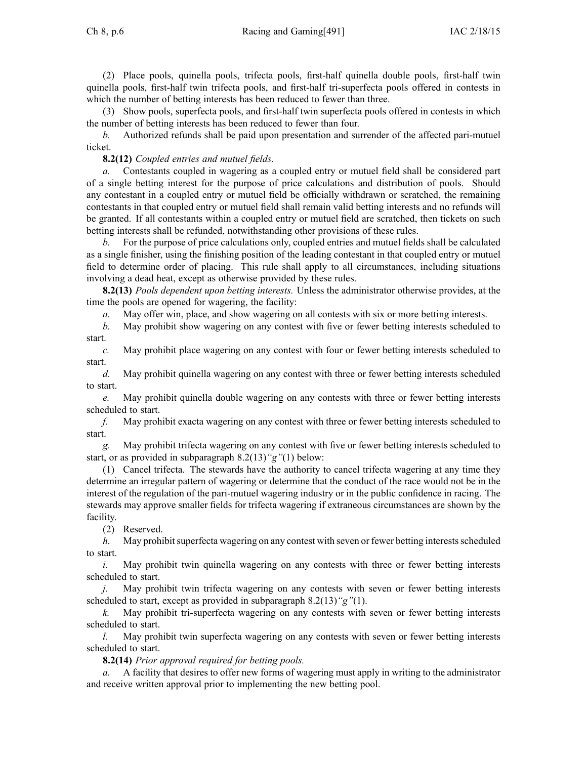(2) Place pools, quinella pools, trifecta pools, first-half quinella double pools, first-half twin quinella pools, first-half twin trifecta pools, and first-half tri-superfecta pools offered in contests in which the number of betting interests has been reduced to fewer than three.

(3) Show pools, superfecta pools, and first-half twin superfecta pools offered in contests in which the number of betting interests has been reduced to fewer than four.

*b.* Authorized refunds shall be paid upon presentation and surrender of the affected pari-mutuel ticket.

**8.2(12)** *Coupled entries and mutuel fields.*

*a.* Contestants coupled in wagering as a coupled entry or mutuel field shall be considered part of a single betting interest for the purpose of price calculations and distribution of pools. Should any contestant in a coupled entry or mutuel field be officially withdrawn or scratched, the remaining contestants in that coupled entry or mutuel field shall remain valid betting interests and no refunds will be granted. If all contestants within a coupled entry or mutuel field are scratched, then tickets on such betting interests shall be refunded, notwithstanding other provisions of these rules.

*b.* For the purpose of price calculations only, coupled entries and mutuel fields shall be calculated as a single finisher, using the finishing position of the leading contestant in that coupled entry or mutuel field to determine order of placing. This rule shall apply to all circumstances, including situations involving a dead heat, except as otherwise provided by these rules.

**8.2(13)** *Pools dependent upon betting interests.* Unless the administrator otherwise provides, at the time the pools are opened for wagering, the facility:

*a.* May offer win, place, and show wagering on all contests with six or more betting interests.

*b.* May prohibit show wagering on any contest with five or fewer betting interests scheduled to start.

*c.* May prohibit place wagering on any contest with four or fewer betting interests scheduled to start.

*d.* May prohibit quinella wagering on any contest with three or fewer betting interests scheduled to start.

*e.* May prohibit quinella double wagering on any contests with three or fewer betting interests scheduled to start.

*f.* May prohibit exacta wagering on any contest with three or fewer betting interests scheduled to start.

*g.* May prohibit trifecta wagering on any contest with five or fewer betting interests scheduled to start, or as provided in subparagraph 8.2(13)*"g"*(1) below:

(1) Cancel trifecta. The stewards have the authority to cancel trifecta wagering at any time they determine an irregular pattern of wagering or determine that the conduct of the race would not be in the interest of the regulation of the pari-mutuel wagering industry or in the public confidence in racing. The stewards may approve smaller fields for trifecta wagering if extraneous circumstances are shown by the facility.

(2) Reserved.

*h.* May prohibit superfecta wagering on any contest with seven or fewer betting interests scheduled to start.

*i.* May prohibit twin quinella wagering on any contests with three or fewer betting interests scheduled to start.

*j.* May prohibit twin trifecta wagering on any contests with seven or fewer betting interests scheduled to start, except as provided in subparagraph 8.2(13)*"g"*(1).

*k.* May prohibit tri-superfecta wagering on any contests with seven or fewer betting interests scheduled to start.

*l.* May prohibit twin superfecta wagering on any contests with seven or fewer betting interests scheduled to start.

**8.2(14)** *Prior approval required for betting pools.*

*a.* A facility that desires to offer new forms of wagering must apply in writing to the administrator and receive written approval prior to implementing the new betting pool.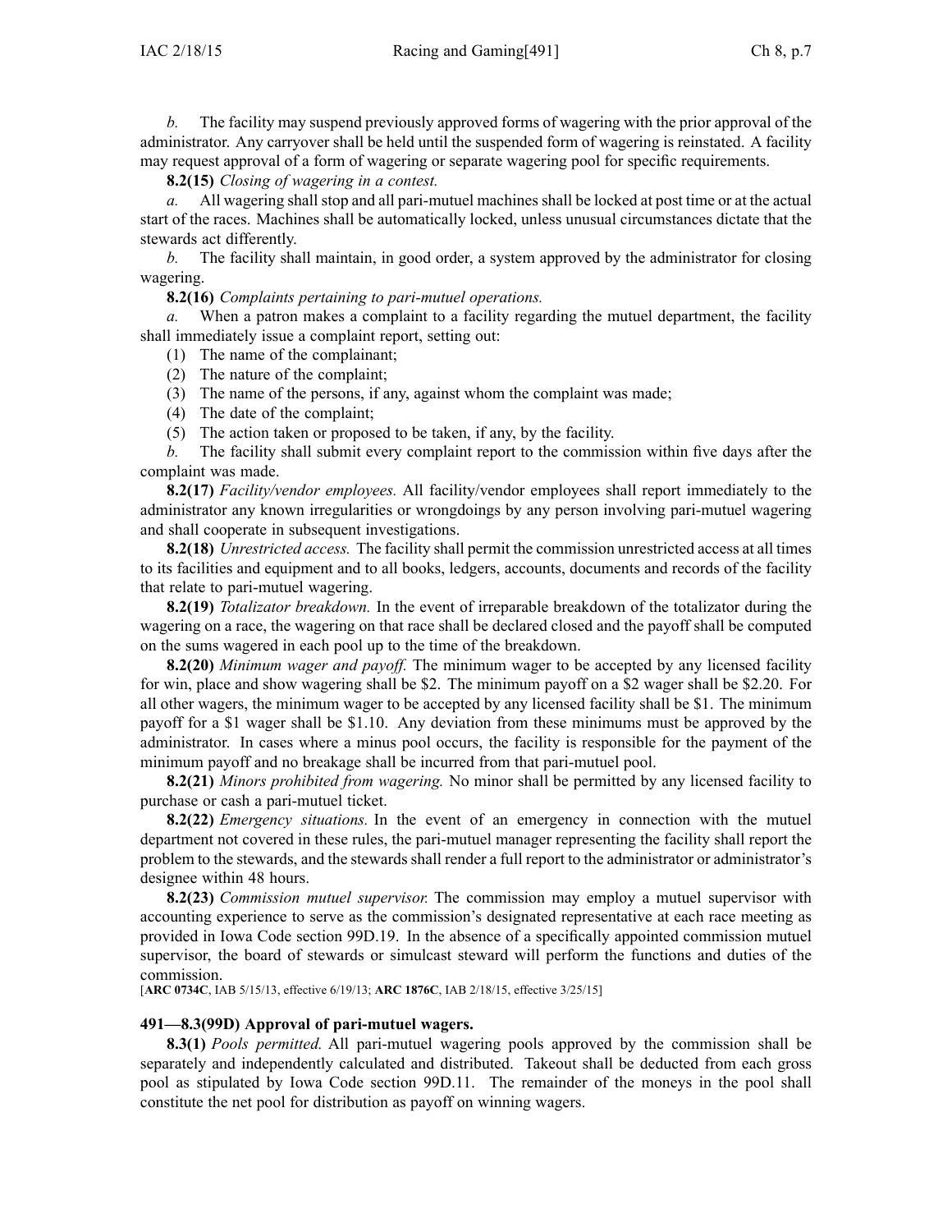*b.* The facility may suspend previously approved forms of wagering with the prior approval of the administrator. Any carryover shall be held until the suspended form of wagering is reinstated. A facility may request approval of a form of wagering or separate wagering pool for specific requirements.

**8.2(15)** *Closing of wagering in a contest.*

*a.* All wagering shall stop and all pari-mutuel machines shall be locked at post time or at the actual start of the races. Machines shall be automatically locked, unless unusual circumstances dictate that the stewards act differently.

*b.* The facility shall maintain, in good order, a system approved by the administrator for closing wagering.

**8.2(16)** *Complaints pertaining to pari-mutuel operations.*

*a.* When a patron makes a complaint to a facility regarding the mutuel department, the facility shall immediately issue a complaint report, setting out:

(1) The name of the complainant;

(2) The nature of the complaint;

(3) The name of the persons, if any, against whom the complaint was made;

(4) The date of the complaint;

(5) The action taken or proposed to be taken, if any, by the facility.

*b.* The facility shall submit every complaint report to the commission within five days after the complaint was made.

**8.2(17)** *Facility/vendor employees.* All facility/vendor employees shall report immediately to the administrator any known irregularities or wrongdoings by any person involving pari-mutuel wagering and shall cooperate in subsequent investigations.

**8.2(18)** *Unrestricted access.* The facility shall permit the commission unrestricted access at all times to its facilities and equipment and to all books, ledgers, accounts, documents and records of the facility that relate to pari-mutuel wagering.

**8.2(19)** *Totalizator breakdown.* In the event of irreparable breakdown of the totalizator during the wagering on a race, the wagering on that race shall be declared closed and the payoff shall be computed on the sums wagered in each pool up to the time of the breakdown.

**8.2(20)** *Minimum wager and payoff.* The minimum wager to be accepted by any licensed facility for win, place and show wagering shall be $2. The minimum payoff on a $2 wager shall be $2.20. For all other wagers, the minimum wager to be accepted by any licensed facility shall be $1. The minimum payoff for a $1 wager shall be $1.10. Any deviation from these minimums must be approved by the administrator. In cases where a minus pool occurs, the facility is responsible for the payment of the minimum payoff and no breakage shall be incurred from that pari-mutuel pool.

**8.2(21)** *Minors prohibited from wagering.* No minor shall be permitted by any licensed facility to purchase or cash a pari-mutuel ticket.

**8.2(22)** *Emergency situations.* In the event of an emergency in connection with the mutuel department not covered in these rules, the pari-mutuel manager representing the facility shall report the problem to the stewards, and the stewards shall render a full report to the administrator or administrator's designee within 48 hours.

**8.2(23)** *Commission mutuel supervisor.* The commission may employ a mutuel supervisor with accounting experience to serve as the commission's designated representative at each race meeting as provided in Iowa Code section 99D.19. In the absence of a specifically appointed commission mutuel supervisor, the board of stewards or simulcast steward will perform the functions and duties of the commission.

[**ARC 0734C**, IAB 5/15/13, effective 6/19/13; **ARC 1876C**, IAB 2/18/15, effective 3/25/15]

**491—8.3(99D) Approval of pari-mutuel wagers.**

**8.3(1)** *Pools permitted.* All pari-mutuel wagering pools approved by the commission shall be separately and independently calculated and distributed. Takeout shall be deducted from each gross pool as stipulated by Iowa Code section 99D.11. The remainder of the moneys in the pool shall constitute the net pool for distribution as payoff on winning wagers.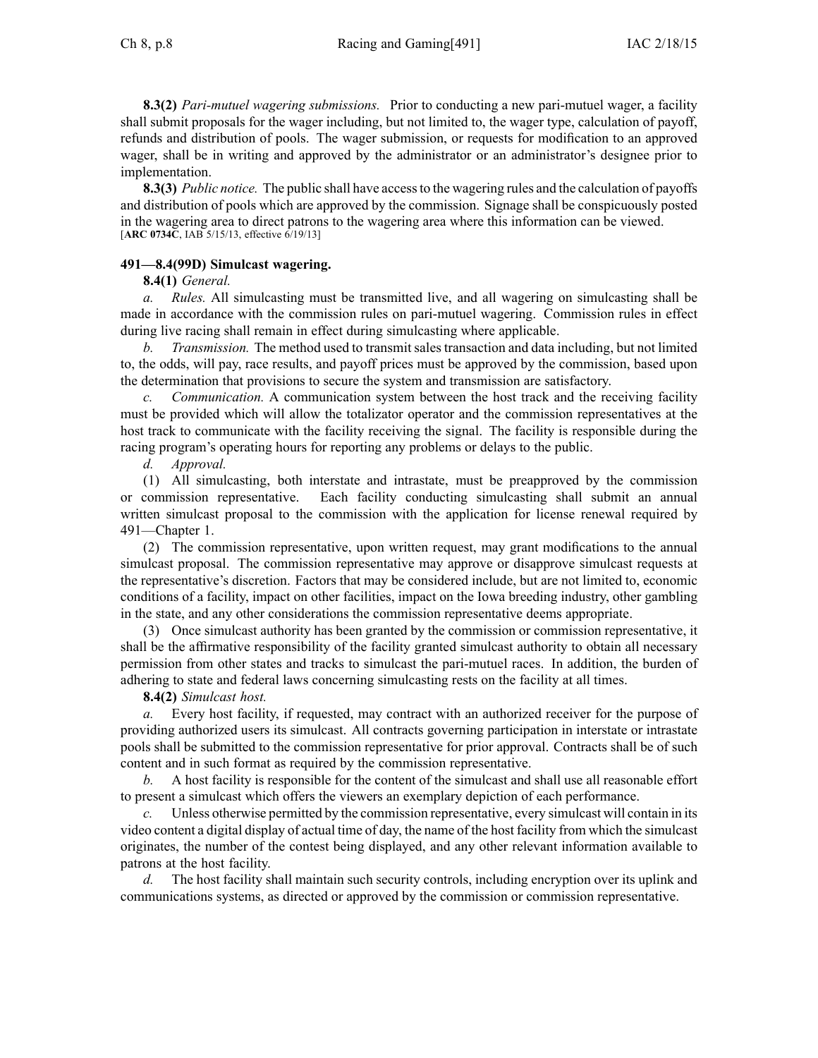**8.3(2)** *Pari-mutuel wagering submissions.* Prior to conducting a new pari-mutuel wager, a facility shall submit proposals for the wager including, but not limited to, the wager type, calculation of payoff, refunds and distribution of pools. The wager submission, or requests for modification to an approved wager, shall be in writing and approved by the administrator or an administrator's designee prior to implementation.

**8.3(3)** *Public notice.* The public shall have access to the wagering rules and the calculation of payoffs and distribution of pools which are approved by the commission. Signage shall be conspicuously posted in the wagering area to direct patrons to the wagering area where this information can be viewed.
[**ARC 0734C**, IAB 5/15/13, effective 6/19/13]

**491—8.4(99D) Simulcast wagering.**

**8.4(1)** *General.*

*a. Rules.* All simulcasting must be transmitted live, and all wagering on simulcasting shall be made in accordance with the commission rules on pari-mutuel wagering. Commission rules in effect during live racing shall remain in effect during simulcasting where applicable.

*b. Transmission.* The method used to transmit sales transaction and data including, but not limited to, the odds, will pay, race results, and payoff prices must be approved by the commission, based upon the determination that provisions to secure the system and transmission are satisfactory.

*c. Communication.* A communication system between the host track and the receiving facility must be provided which will allow the totalizator operator and the commission representatives at the host track to communicate with the facility receiving the signal. The facility is responsible during the racing program's operating hours for reporting any problems or delays to the public.

*d. Approval.*

(1) All simulcasting, both interstate and intrastate, must be preapproved by the commission or commission representative. Each facility conducting simulcasting shall submit an annual written simulcast proposal to the commission with the application for license renewal required by 491—Chapter 1.

(2) The commission representative, upon written request, may grant modifications to the annual simulcast proposal. The commission representative may approve or disapprove simulcast requests at the representative's discretion. Factors that may be considered include, but are not limited to, economic conditions of a facility, impact on other facilities, impact on the Iowa breeding industry, other gambling in the state, and any other considerations the commission representative deems appropriate.

(3) Once simulcast authority has been granted by the commission or commission representative, it shall be the affirmative responsibility of the facility granted simulcast authority to obtain all necessary permission from other states and tracks to simulcast the pari-mutuel races. In addition, the burden of adhering to state and federal laws concerning simulcasting rests on the facility at all times.

**8.4(2)** *Simulcast host.*

*a.* Every host facility, if requested, may contract with an authorized receiver for the purpose of providing authorized users its simulcast. All contracts governing participation in interstate or intrastate pools shall be submitted to the commission representative for prior approval. Contracts shall be of such content and in such format as required by the commission representative.

*b.* A host facility is responsible for the content of the simulcast and shall use all reasonable effort to present a simulcast which offers the viewers an exemplary depiction of each performance.

*c.* Unless otherwise permitted by the commission representative, every simulcast will contain in its video content a digital display of actual time of day, the name of the host facility from which the simulcast originates, the number of the contest being displayed, and any other relevant information available to patrons at the host facility.

*d.* The host facility shall maintain such security controls, including encryption over its uplink and communications systems, as directed or approved by the commission or commission representative.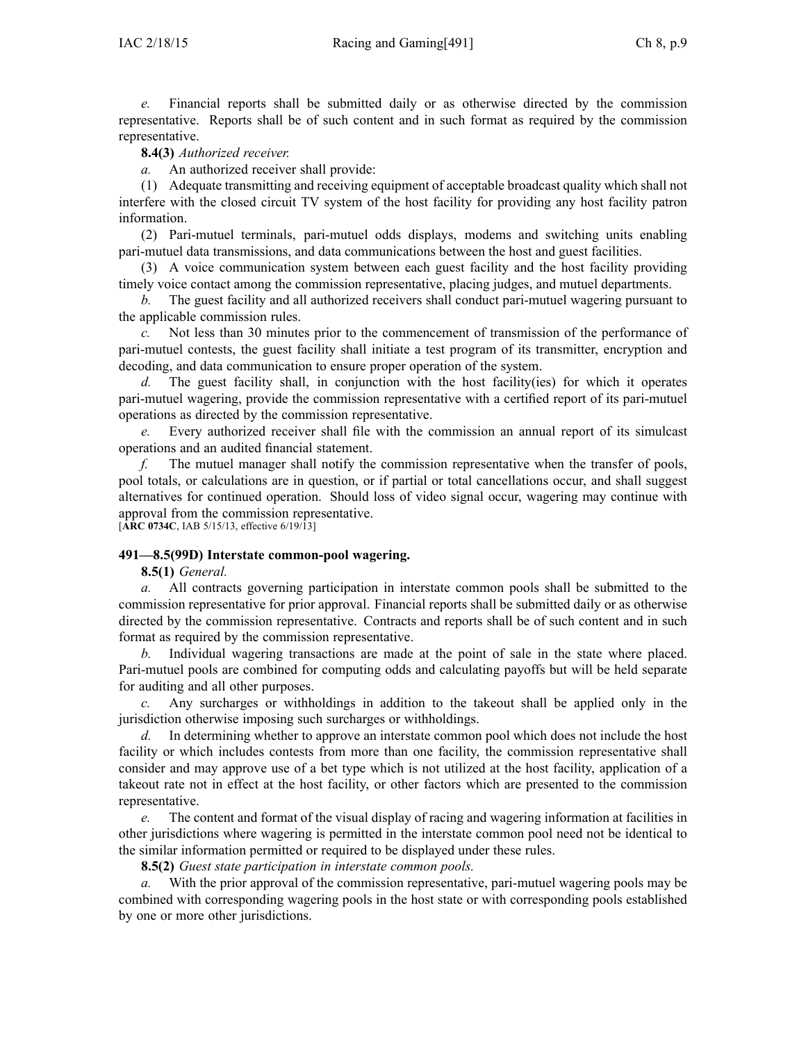*e.* Financial reports shall be submitted daily or as otherwise directed by the commission representative. Reports shall be of such content and in such format as required by the commission representative.

**8.4(3)** *Authorized receiver.*

*a.* An authorized receiver shall provide:

(1) Adequate transmitting and receiving equipment of acceptable broadcast quality which shall not interfere with the closed circuit TV system of the host facility for providing any host facility patron information.

(2) Pari-mutuel terminals, pari-mutuel odds displays, modems and switching units enabling pari-mutuel data transmissions, and data communications between the host and guest facilities.

(3) A voice communication system between each guest facility and the host facility providing timely voice contact among the commission representative, placing judges, and mutuel departments.

*b.* The guest facility and all authorized receivers shall conduct pari-mutuel wagering pursuant to the applicable commission rules.

*c.* Not less than 30 minutes prior to the commencement of transmission of the performance of pari-mutuel contests, the guest facility shall initiate a test program of its transmitter, encryption and decoding, and data communication to ensure proper operation of the system.

*d.* The guest facility shall, in conjunction with the host facility(ies) for which it operates pari-mutuel wagering, provide the commission representative with a certified report of its pari-mutuel operations as directed by the commission representative.

*e.* Every authorized receiver shall file with the commission an annual report of its simulcast operations and an audited financial statement.

*f.* The mutuel manager shall notify the commission representative when the transfer of pools, pool totals, or calculations are in question, or if partial or total cancellations occur, and shall suggest alternatives for continued operation. Should loss of video signal occur, wagering may continue with approval from the commission representative.

[**ARC 0734C**, IAB 5/15/13, effective 6/19/13]

**491—8.5(99D) Interstate common-pool wagering.**

**8.5(1)** *General.*

*a.* All contracts governing participation in interstate common pools shall be submitted to the commission representative for prior approval. Financial reports shall be submitted daily or as otherwise directed by the commission representative. Contracts and reports shall be of such content and in such format as required by the commission representative.

*b.* Individual wagering transactions are made at the point of sale in the state where placed. Pari-mutuel pools are combined for computing odds and calculating payoffs but will be held separate for auditing and all other purposes.

*c.* Any surcharges or withholdings in addition to the takeout shall be applied only in the jurisdiction otherwise imposing such surcharges or withholdings.

*d.* In determining whether to approve an interstate common pool which does not include the host facility or which includes contests from more than one facility, the commission representative shall consider and may approve use of a bet type which is not utilized at the host facility, application of a takeout rate not in effect at the host facility, or other factors which are presented to the commission representative.

*e.* The content and format of the visual display of racing and wagering information at facilities in other jurisdictions where wagering is permitted in the interstate common pool need not be identical to the similar information permitted or required to be displayed under these rules.

**8.5(2)** *Guest state participation in interstate common pools.*

*a.* With the prior approval of the commission representative, pari-mutuel wagering pools may be combined with corresponding wagering pools in the host state or with corresponding pools established by one or more other jurisdictions.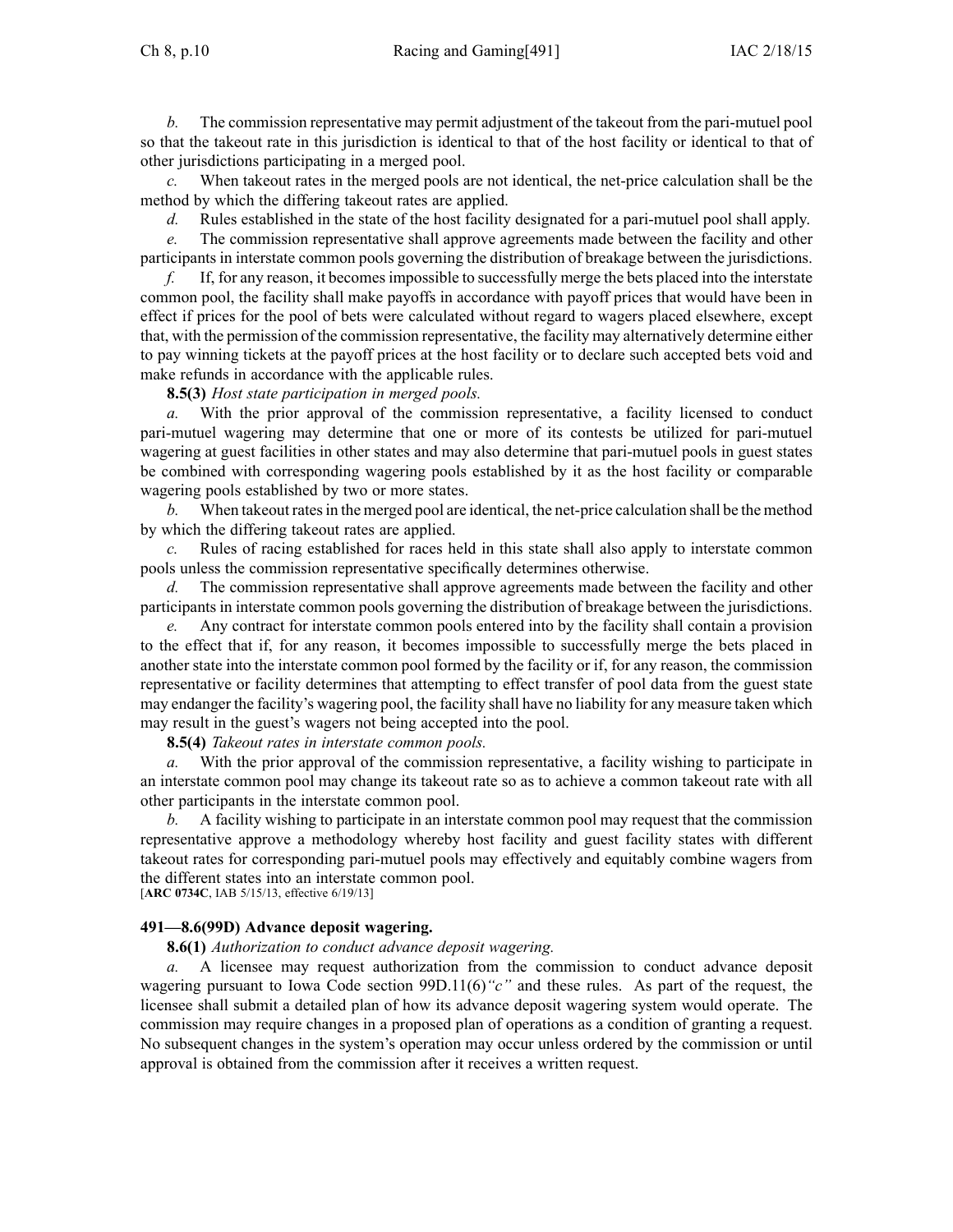*b.* The commission representative may permit adjustment of the takeout from the pari-mutuel pool so that the takeout rate in this jurisdiction is identical to that of the host facility or identical to that of other jurisdictions participating in a merged pool.

*c.* When takeout rates in the merged pools are not identical, the net-price calculation shall be the method by which the differing takeout rates are applied.

*d.* Rules established in the state of the host facility designated for a pari-mutuel pool shall apply.

*e.* The commission representative shall approve agreements made between the facility and other participants in interstate common pools governing the distribution of breakage between the jurisdictions.

*f.* If, for any reason, it becomes impossible to successfully merge the bets placed into the interstate common pool, the facility shall make payoffs in accordance with payoff prices that would have been in effect if prices for the pool of bets were calculated without regard to wagers placed elsewhere, except that, with the permission of the commission representative, the facility may alternatively determine either to pay winning tickets at the payoff prices at the host facility or to declare such accepted bets void and make refunds in accordance with the applicable rules.

**8.5(3)** *Host state participation in merged pools.*

*a.* With the prior approval of the commission representative, a facility licensed to conduct pari-mutuel wagering may determine that one or more of its contests be utilized for pari-mutuel wagering at guest facilities in other states and may also determine that pari-mutuel pools in guest states be combined with corresponding wagering pools established by it as the host facility or comparable wagering pools established by two or more states.

*b.* When takeout rates in the merged pool are identical, the net-price calculation shall be the method by which the differing takeout rates are applied.

*c.* Rules of racing established for races held in this state shall also apply to interstate common pools unless the commission representative specifically determines otherwise.

*d.* The commission representative shall approve agreements made between the facility and other participants in interstate common pools governing the distribution of breakage between the jurisdictions.

*e.* Any contract for interstate common pools entered into by the facility shall contain a provision to the effect that if, for any reason, it becomes impossible to successfully merge the bets placed in another state into the interstate common pool formed by the facility or if, for any reason, the commission representative or facility determines that attempting to effect transfer of pool data from the guest state may endanger the facility's wagering pool, the facility shall have no liability for any measure taken which may result in the guest's wagers not being accepted into the pool.

**8.5(4)** *Takeout rates in interstate common pools.*

*a.* With the prior approval of the commission representative, a facility wishing to participate in an interstate common pool may change its takeout rate so as to achieve a common takeout rate with all other participants in the interstate common pool.

*b.* A facility wishing to participate in an interstate common pool may request that the commission representative approve a methodology whereby host facility and guest facility states with different takeout rates for corresponding pari-mutuel pools may effectively and equitably combine wagers from the different states into an interstate common pool.

[**ARC 0734C**, IAB 5/15/13, effective 6/19/13]

**491—8.6(99D) Advance deposit wagering.**

**8.6(1)** *Authorization to conduct advance deposit wagering.*

*a.* A licensee may request authorization from the commission to conduct advance deposit wagering pursuant to Iowa Code section 99D.11(6)*"c"* and these rules. As part of the request, the licensee shall submit a detailed plan of how its advance deposit wagering system would operate. The commission may require changes in a proposed plan of operations as a condition of granting a request. No subsequent changes in the system's operation may occur unless ordered by the commission or until approval is obtained from the commission after it receives a written request.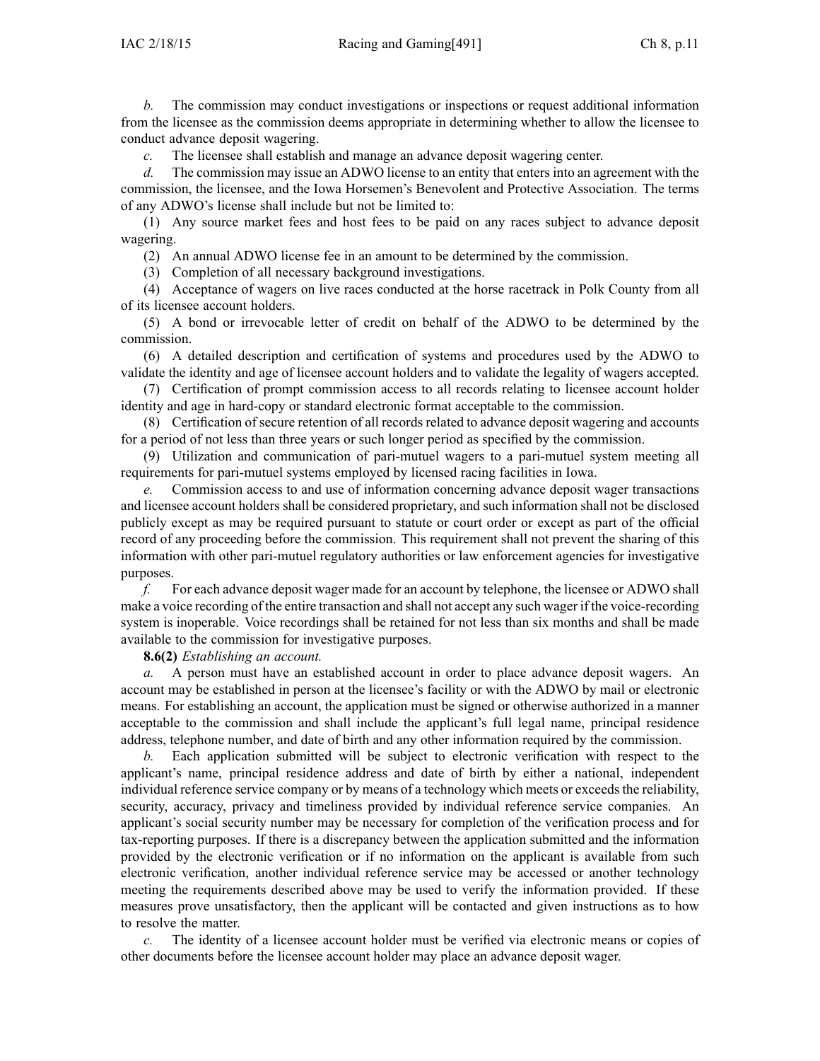*b.* The commission may conduct investigations or inspections or request additional information from the licensee as the commission deems appropriate in determining whether to allow the licensee to conduct advance deposit wagering.

*c.* The licensee shall establish and manage an advance deposit wagering center.

*d.* The commission may issue an ADWO license to an entity that enters into an agreement with the commission, the licensee, and the Iowa Horsemen's Benevolent and Protective Association. The terms of any ADWO's license shall include but not be limited to:

(1) Any source market fees and host fees to be paid on any races subject to advance deposit wagering.

(2) An annual ADWO license fee in an amount to be determined by the commission.

(3) Completion of all necessary background investigations.

(4) Acceptance of wagers on live races conducted at the horse racetrack in Polk County from all of its licensee account holders.

(5) A bond or irrevocable letter of credit on behalf of the ADWO to be determined by the commission.

(6) A detailed description and certification of systems and procedures used by the ADWO to validate the identity and age of licensee account holders and to validate the legality of wagers accepted.

(7) Certification of prompt commission access to all records relating to licensee account holder identity and age in hard-copy or standard electronic format acceptable to the commission.

(8) Certification of secure retention of all records related to advance deposit wagering and accounts for a period of not less than three years or such longer period as specified by the commission.

(9) Utilization and communication of pari-mutuel wagers to a pari-mutuel system meeting all requirements for pari-mutuel systems employed by licensed racing facilities in Iowa.

*e.* Commission access to and use of information concerning advance deposit wager transactions and licensee account holders shall be considered proprietary, and such information shall not be disclosed publicly except as may be required pursuant to statute or court order or except as part of the official record of any proceeding before the commission. This requirement shall not prevent the sharing of this information with other pari-mutuel regulatory authorities or law enforcement agencies for investigative purposes.

*f.* For each advance deposit wager made for an account by telephone, the licensee or ADWO shall make a voice recording of the entire transaction and shall not accept any such wager if the voice-recording system is inoperable. Voice recordings shall be retained for not less than six months and shall be made available to the commission for investigative purposes.

**8.6(2)** *Establishing an account.*

*a.* A person must have an established account in order to place advance deposit wagers. An account may be established in person at the licensee's facility or with the ADWO by mail or electronic means. For establishing an account, the application must be signed or otherwise authorized in a manner acceptable to the commission and shall include the applicant's full legal name, principal residence address, telephone number, and date of birth and any other information required by the commission.

*b.* Each application submitted will be subject to electronic verification with respect to the applicant's name, principal residence address and date of birth by either a national, independent individual reference service company or by means of a technology which meets or exceeds the reliability, security, accuracy, privacy and timeliness provided by individual reference service companies. An applicant's social security number may be necessary for completion of the verification process and for tax-reporting purposes. If there is a discrepancy between the application submitted and the information provided by the electronic verification or if no information on the applicant is available from such electronic verification, another individual reference service may be accessed or another technology meeting the requirements described above may be used to verify the information provided. If these measures prove unsatisfactory, then the applicant will be contacted and given instructions as to how to resolve the matter.

*c.* The identity of a licensee account holder must be verified via electronic means or copies of other documents before the licensee account holder may place an advance deposit wager.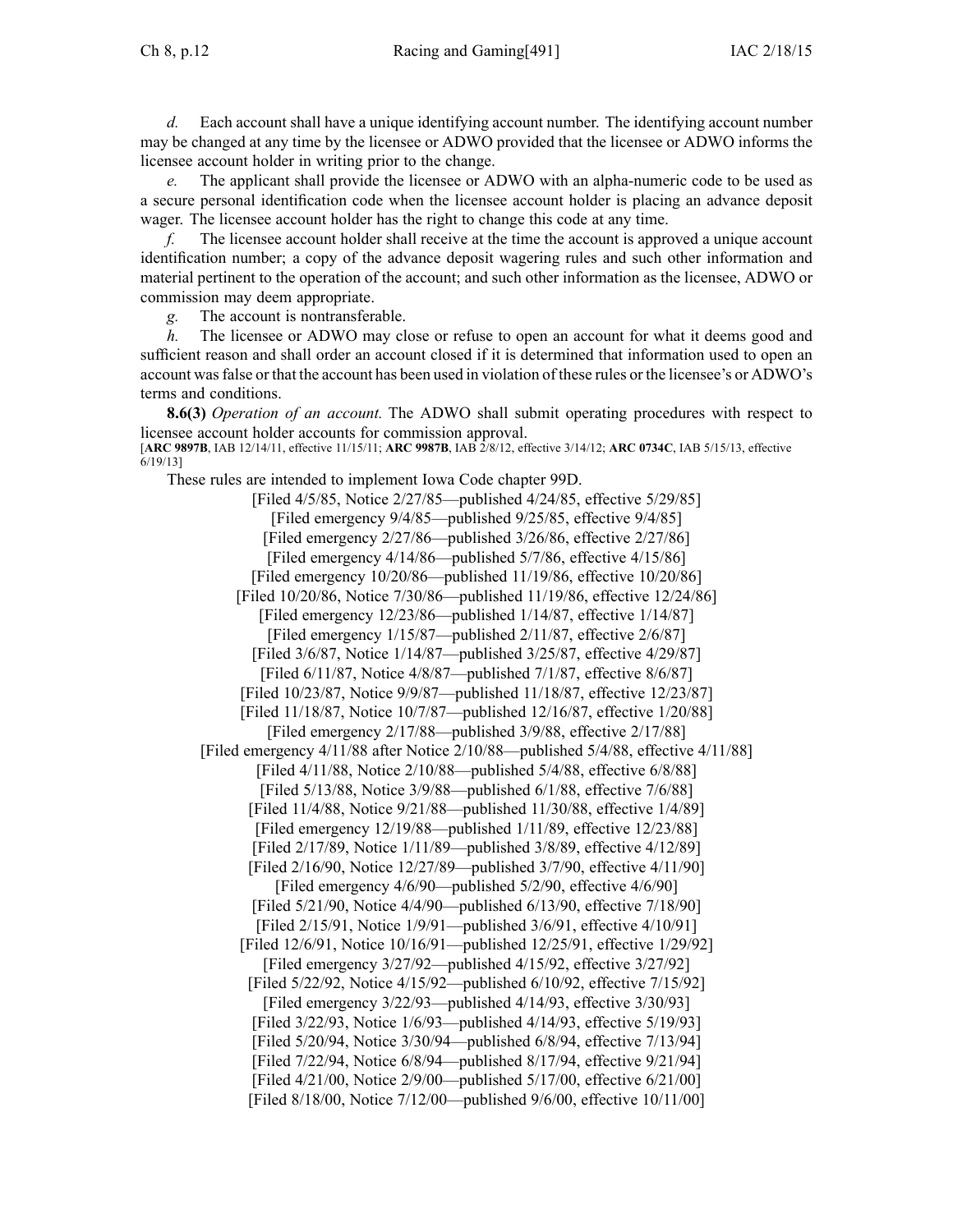*d.* Each account shall have a unique identifying account number. The identifying account number may be changed at any time by the licensee or ADWO provided that the licensee or ADWO informs the licensee account holder in writing prior to the change.

*e.* The applicant shall provide the licensee or ADWO with an alpha-numeric code to be used as a secure personal identification code when the licensee account holder is placing an advance deposit wager. The licensee account holder has the right to change this code at any time.

*f.* The licensee account holder shall receive at the time the account is approved a unique account identification number; a copy of the advance deposit wagering rules and such other information and material pertinent to the operation of the account; and such other information as the licensee, ADWO or commission may deem appropriate.

*g.* The account is nontransferable.

*h.* The licensee or ADWO may close or refuse to open an account for what it deems good and sufficient reason and shall order an account closed if it is determined that information used to open an account was false or that the account has been used in violation of these rules or the licensee's or ADWO's terms and conditions.

**8.6(3)** *Operation of an account.* The ADWO shall submit operating procedures with respect to licensee account holder accounts for commission approval.

[**ARC 9897B**, IAB 12/14/11, effective 11/15/11; **ARC 9987B**, IAB 2/8/12, effective 3/14/12; **ARC 0734C**, IAB 5/15/13, effective 6/19/13]

These rules are intended to implement Iowa Code chapter 99D.

[Filed 4/5/85, Notice 2/27/85—published 4/24/85, effective 5/29/85]
[Filed emergency 9/4/85—published 9/25/85, effective 9/4/85]
[Filed emergency 2/27/86—published 3/26/86, effective 2/27/86]
[Filed emergency 4/14/86—published 5/7/86, effective 4/15/86]
[Filed emergency 10/20/86—published 11/19/86, effective 10/20/86]
[Filed 10/20/86, Notice 7/30/86—published 11/19/86, effective 12/24/86]
[Filed emergency 12/23/86—published 1/14/87, effective 1/14/87]
[Filed emergency 1/15/87—published 2/11/87, effective 2/6/87]
[Filed 3/6/87, Notice 1/14/87—published 3/25/87, effective 4/29/87]
[Filed 6/11/87, Notice 4/8/87—published 7/1/87, effective 8/6/87]
[Filed 10/23/87, Notice 9/9/87—published 11/18/87, effective 12/23/87]
[Filed 11/18/87, Notice 10/7/87—published 12/16/87, effective 1/20/88]
[Filed emergency 2/17/88—published 3/9/88, effective 2/17/88]
[Filed emergency 4/11/88 after Notice 2/10/88—published 5/4/88, effective 4/11/88]
[Filed 4/11/88, Notice 2/10/88—published 5/4/88, effective 6/8/88]
[Filed 5/13/88, Notice 3/9/88—published 6/1/88, effective 7/6/88]
[Filed 11/4/88, Notice 9/21/88—published 11/30/88, effective 1/4/89]
[Filed emergency 12/19/88—published 1/11/89, effective 12/23/88]
[Filed 2/17/89, Notice 1/11/89—published 3/8/89, effective 4/12/89]
[Filed 2/16/90, Notice 12/27/89—published 3/7/90, effective 4/11/90]
[Filed emergency 4/6/90—published 5/2/90, effective 4/6/90]
[Filed 5/21/90, Notice 4/4/90—published 6/13/90, effective 7/18/90]
[Filed 2/15/91, Notice 1/9/91—published 3/6/91, effective 4/10/91]
[Filed 12/6/91, Notice 10/16/91—published 12/25/91, effective 1/29/92]
[Filed emergency 3/27/92—published 4/15/92, effective 3/27/92]
[Filed 5/22/92, Notice 4/15/92—published 6/10/92, effective 7/15/92]
[Filed emergency 3/22/93—published 4/14/93, effective 3/30/93]
[Filed 3/22/93, Notice 1/6/93—published 4/14/93, effective 5/19/93]
[Filed 5/20/94, Notice 3/30/94—published 6/8/94, effective 7/13/94]
[Filed 7/22/94, Notice 6/8/94—published 8/17/94, effective 9/21/94]
[Filed 4/21/00, Notice 2/9/00—published 5/17/00, effective 6/21/00]
[Filed 8/18/00, Notice 7/12/00—published 9/6/00, effective 10/11/00]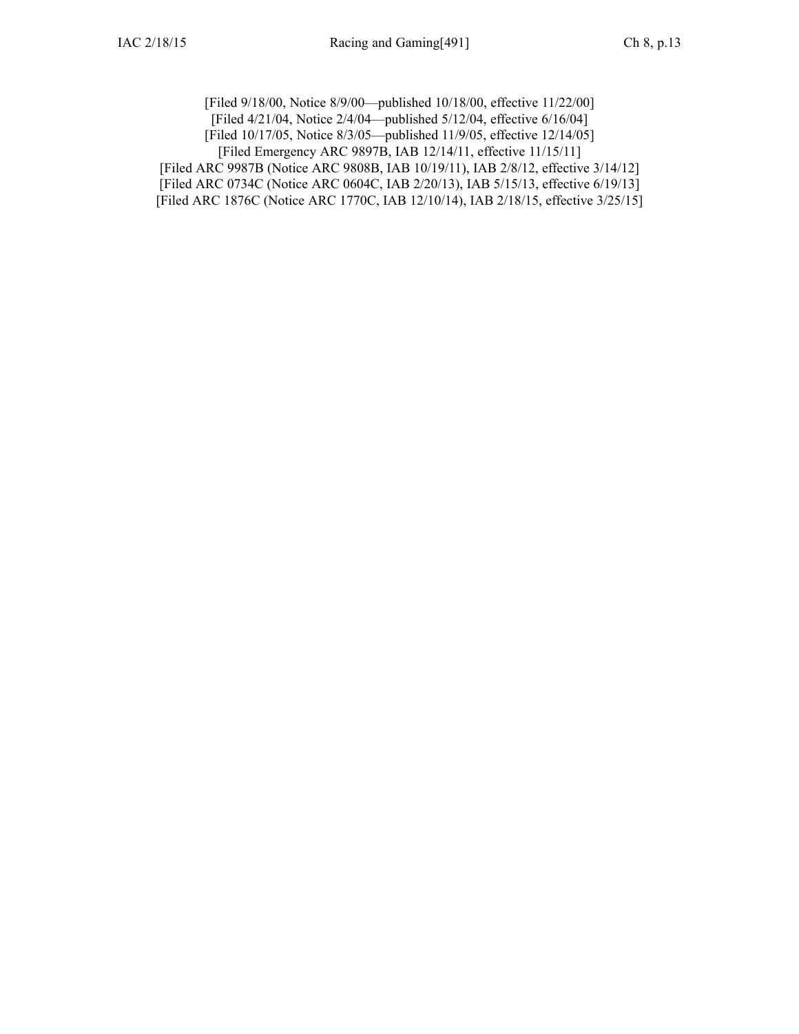[Filed 9/18/00, Notice 8/9/00—published 10/18/00, effective 11/22/00]
[Filed 4/21/04, Notice 2/4/04—published 5/12/04, effective 6/16/04]
[Filed 10/17/05, Notice 8/3/05—published 11/9/05, effective 12/14/05]
[Filed Emergency ARC 9897B, IAB 12/14/11, effective 11/15/11]
[Filed ARC 9987B (Notice ARC 9808B, IAB 10/19/11), IAB 2/8/12, effective 3/14/12]
[Filed ARC 0734C (Notice ARC 0604C, IAB 2/20/13), IAB 5/15/13, effective 6/19/13]
[Filed ARC 1876C (Notice ARC 1770C, IAB 12/10/14), IAB 2/18/15, effective 3/25/15]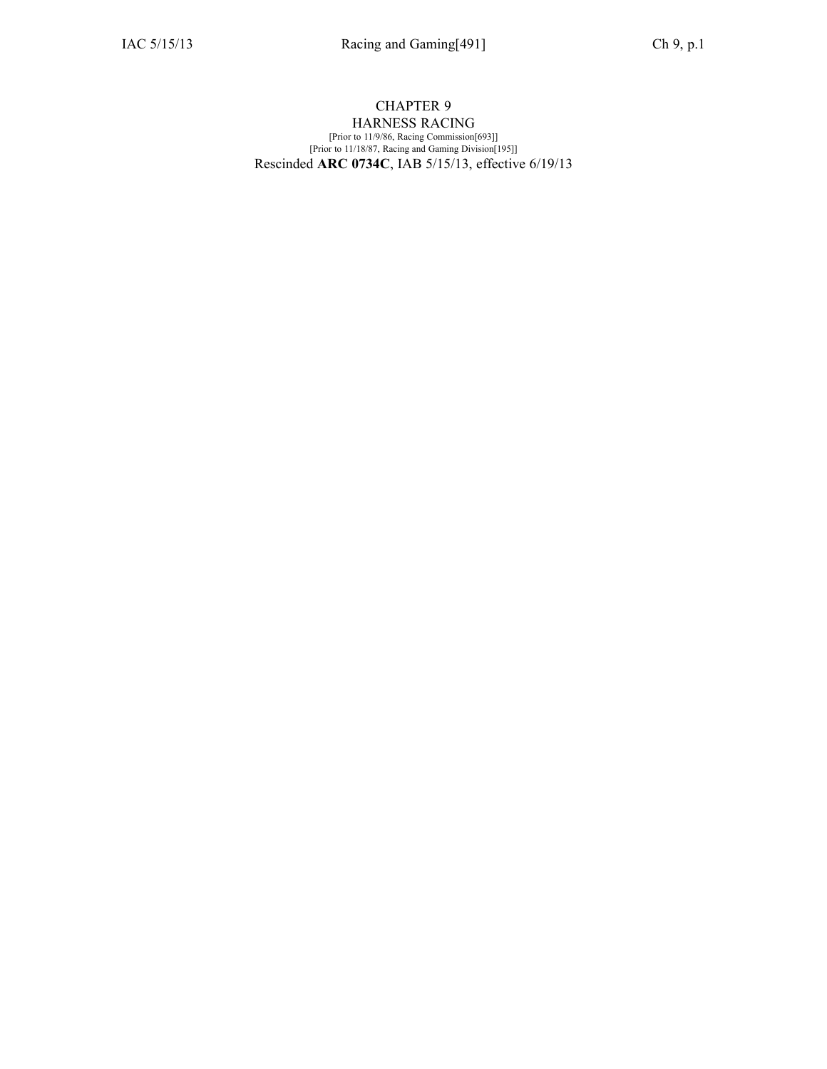# CHAPTER 9
## HARNESS RACING

[Prior to 11/9/86, Racing Commission[693]]
[Prior to 11/18/87, Racing and Gaming Division[195]]

Rescinded **ARC 0734C**, IAB 5/15/13, effective 6/19/13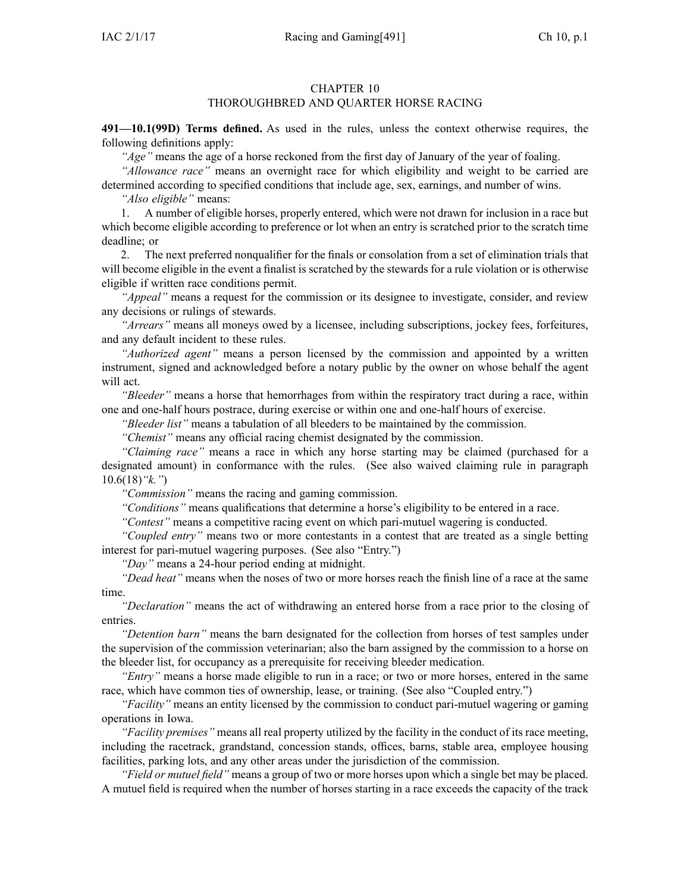# CHAPTER 10
## THOROUGHBRED AND QUARTER HORSE RACING

**491—10.1(99D) Terms defined.** As used in the rules, unless the context otherwise requires, the following definitions apply:

*"Age"* means the age of a horse reckoned from the first day of January of the year of foaling.

*"Allowance race"* means an overnight race for which eligibility and weight to be carried are determined according to specified conditions that include age, sex, earnings, and number of wins.

*"Also eligible"* means:

1. A number of eligible horses, properly entered, which were not drawn for inclusion in a race but which become eligible according to preference or lot when an entry is scratched prior to the scratch time deadline; or

2. The next preferred nonqualifier for the finals or consolation from a set of elimination trials that will become eligible in the event a finalist is scratched by the stewards for a rule violation or is otherwise eligible if written race conditions permit.

*"Appeal"* means a request for the commission or its designee to investigate, consider, and review any decisions or rulings of stewards.

*"Arrears"* means all moneys owed by a licensee, including subscriptions, jockey fees, forfeitures, and any default incident to these rules.

*"Authorized agent"* means a person licensed by the commission and appointed by a written instrument, signed and acknowledged before a notary public by the owner on whose behalf the agent will act.

*"Bleeder"* means a horse that hemorrhages from within the respiratory tract during a race, within one and one-half hours postrace, during exercise or within one and one-half hours of exercise.

*"Bleeder list"* means a tabulation of all bleeders to be maintained by the commission.

*"Chemist"* means any official racing chemist designated by the commission.

*"Claiming race"* means a race in which any horse starting may be claimed (purchased for a designated amount) in conformance with the rules. (See also waived claiming rule in paragraph 10.6(18)*"k."*)

*"Commission"* means the racing and gaming commission.

*"Conditions"* means qualifications that determine a horse's eligibility to be entered in a race.

*"Contest"* means a competitive racing event on which pari-mutuel wagering is conducted.

*"Coupled entry"* means two or more contestants in a contest that are treated as a single betting interest for pari-mutuel wagering purposes. (See also "Entry.")

*"Day"* means a 24-hour period ending at midnight.

*"Dead heat"* means when the noses of two or more horses reach the finish line of a race at the same time.

*"Declaration"* means the act of withdrawing an entered horse from a race prior to the closing of entries.

*"Detention barn"* means the barn designated for the collection from horses of test samples under the supervision of the commission veterinarian; also the barn assigned by the commission to a horse on the bleeder list, for occupancy as a prerequisite for receiving bleeder medication.

*"Entry"* means a horse made eligible to run in a race; or two or more horses, entered in the same race, which have common ties of ownership, lease, or training. (See also "Coupled entry.")

*"Facility"* means an entity licensed by the commission to conduct pari-mutuel wagering or gaming operations in Iowa.

*"Facility premises"* means all real property utilized by the facility in the conduct of its race meeting, including the racetrack, grandstand, concession stands, offices, barns, stable area, employee housing facilities, parking lots, and any other areas under the jurisdiction of the commission.

*"Field or mutuel field"* means a group of two or more horses upon which a single bet may be placed. A mutuel field is required when the number of horses starting in a race exceeds the capacity of the track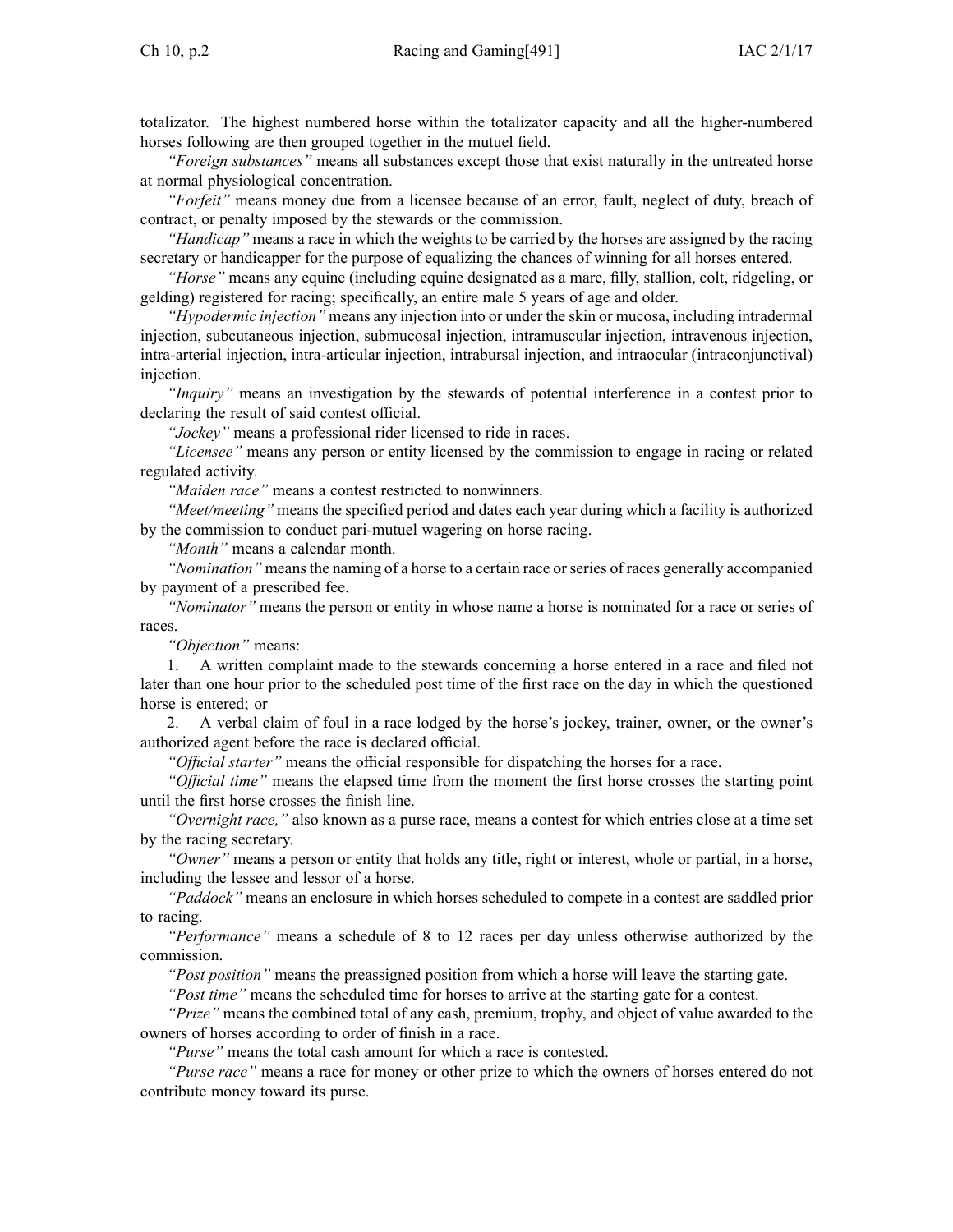totalizator. The highest numbered horse within the totalizator capacity and all the higher-numbered horses following are then grouped together in the mutuel field.

*"Foreign substances"* means all substances except those that exist naturally in the untreated horse at normal physiological concentration.

*"Forfeit"* means money due from a licensee because of an error, fault, neglect of duty, breach of contract, or penalty imposed by the stewards or the commission.

*"Handicap"* means a race in which the weights to be carried by the horses are assigned by the racing secretary or handicapper for the purpose of equalizing the chances of winning for all horses entered.

*"Horse"* means any equine (including equine designated as a mare, filly, stallion, colt, ridgeling, or gelding) registered for racing; specifically, an entire male 5 years of age and older.

*"Hypodermic injection"* means any injection into or under the skin or mucosa, including intradermal injection, subcutaneous injection, submucosal injection, intramuscular injection, intravenous injection, intra-arterial injection, intra-articular injection, intrabursal injection, and intraocular (intraconjunctival) injection.

*"Inquiry"* means an investigation by the stewards of potential interference in a contest prior to declaring the result of said contest official.

*"Jockey"* means a professional rider licensed to ride in races.

*"Licensee"* means any person or entity licensed by the commission to engage in racing or related regulated activity.

*"Maiden race"* means a contest restricted to nonwinners.

*"Meet/meeting"* means the specified period and dates each year during which a facility is authorized by the commission to conduct pari-mutuel wagering on horse racing.

*"Month"* means a calendar month.

*"Nomination"* means the naming of a horse to a certain race or series of races generally accompanied by payment of a prescribed fee.

*"Nominator"* means the person or entity in whose name a horse is nominated for a race or series of races.

*"Objection"* means:

1. A written complaint made to the stewards concerning a horse entered in a race and filed not later than one hour prior to the scheduled post time of the first race on the day in which the questioned horse is entered; or

2. A verbal claim of foul in a race lodged by the horse's jockey, trainer, owner, or the owner's authorized agent before the race is declared official.

*"Official starter"* means the official responsible for dispatching the horses for a race.

*"Official time"* means the elapsed time from the moment the first horse crosses the starting point until the first horse crosses the finish line.

*"Overnight race,"* also known as a purse race, means a contest for which entries close at a time set by the racing secretary.

*"Owner"* means a person or entity that holds any title, right or interest, whole or partial, in a horse, including the lessee and lessor of a horse.

*"Paddock"* means an enclosure in which horses scheduled to compete in a contest are saddled prior to racing.

*"Performance"* means a schedule of 8 to 12 races per day unless otherwise authorized by the commission.

*"Post position"* means the preassigned position from which a horse will leave the starting gate.

*"Post time"* means the scheduled time for horses to arrive at the starting gate for a contest.

*"Prize"* means the combined total of any cash, premium, trophy, and object of value awarded to the owners of horses according to order of finish in a race.

*"Purse"* means the total cash amount for which a race is contested.

*"Purse race"* means a race for money or other prize to which the owners of horses entered do not contribute money toward its purse.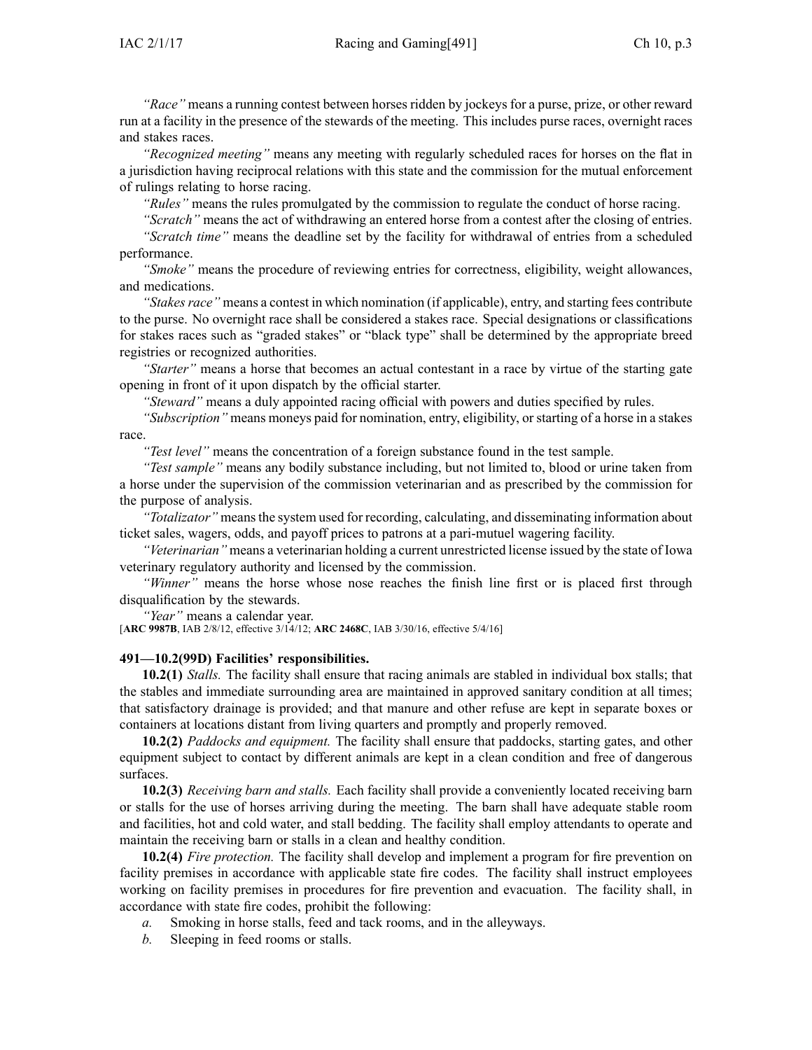*"Race"* means a running contest between horses ridden by jockeys for a purse, prize, or other reward run at a facility in the presence of the stewards of the meeting. This includes purse races, overnight races and stakes races.

*"Recognized meeting"* means any meeting with regularly scheduled races for horses on the flat in a jurisdiction having reciprocal relations with this state and the commission for the mutual enforcement of rulings relating to horse racing.

*"Rules"* means the rules promulgated by the commission to regulate the conduct of horse racing.

*"Scratch"* means the act of withdrawing an entered horse from a contest after the closing of entries.

*"Scratch time"* means the deadline set by the facility for withdrawal of entries from a scheduled performance.

*"Smoke"* means the procedure of reviewing entries for correctness, eligibility, weight allowances, and medications.

*"Stakes race"* means a contest in which nomination (if applicable), entry, and starting fees contribute to the purse. No overnight race shall be considered a stakes race. Special designations or classifications for stakes races such as "graded stakes" or "black type" shall be determined by the appropriate breed registries or recognized authorities.

*"Starter"* means a horse that becomes an actual contestant in a race by virtue of the starting gate opening in front of it upon dispatch by the official starter.

*"Steward"* means a duly appointed racing official with powers and duties specified by rules.

*"Subscription"* means moneys paid for nomination, entry, eligibility, or starting of a horse in a stakes race.

*"Test level"* means the concentration of a foreign substance found in the test sample.

*"Test sample"* means any bodily substance including, but not limited to, blood or urine taken from a horse under the supervision of the commission veterinarian and as prescribed by the commission for the purpose of analysis.

*"Totalizator"* means the system used for recording, calculating, and disseminating information about ticket sales, wagers, odds, and payoff prices to patrons at a pari-mutuel wagering facility.

*"Veterinarian"* means a veterinarian holding a current unrestricted license issued by the state of Iowa veterinary regulatory authority and licensed by the commission.

*"Winner"* means the horse whose nose reaches the finish line first or is placed first through disqualification by the stewards.

*"Year"* means a calendar year.

[**ARC 9987B**, IAB 2/8/12, effective 3/14/12; **ARC 2468C**, IAB 3/30/16, effective 5/4/16]

**491—10.2(99D) Facilities' responsibilities.**

**10.2(1)** *Stalls.* The facility shall ensure that racing animals are stabled in individual box stalls; that the stables and immediate surrounding area are maintained in approved sanitary condition at all times; that satisfactory drainage is provided; and that manure and other refuse are kept in separate boxes or containers at locations distant from living quarters and promptly and properly removed.

**10.2(2)** *Paddocks and equipment.* The facility shall ensure that paddocks, starting gates, and other equipment subject to contact by different animals are kept in a clean condition and free of dangerous surfaces.

**10.2(3)** *Receiving barn and stalls.* Each facility shall provide a conveniently located receiving barn or stalls for the use of horses arriving during the meeting. The barn shall have adequate stable room and facilities, hot and cold water, and stall bedding. The facility shall employ attendants to operate and maintain the receiving barn or stalls in a clean and healthy condition.

**10.2(4)** *Fire protection.* The facility shall develop and implement a program for fire prevention on facility premises in accordance with applicable state fire codes. The facility shall instruct employees working on facility premises in procedures for fire prevention and evacuation. The facility shall, in accordance with state fire codes, prohibit the following:

*a.* Smoking in horse stalls, feed and tack rooms, and in the alleyways.

*b.* Sleeping in feed rooms or stalls.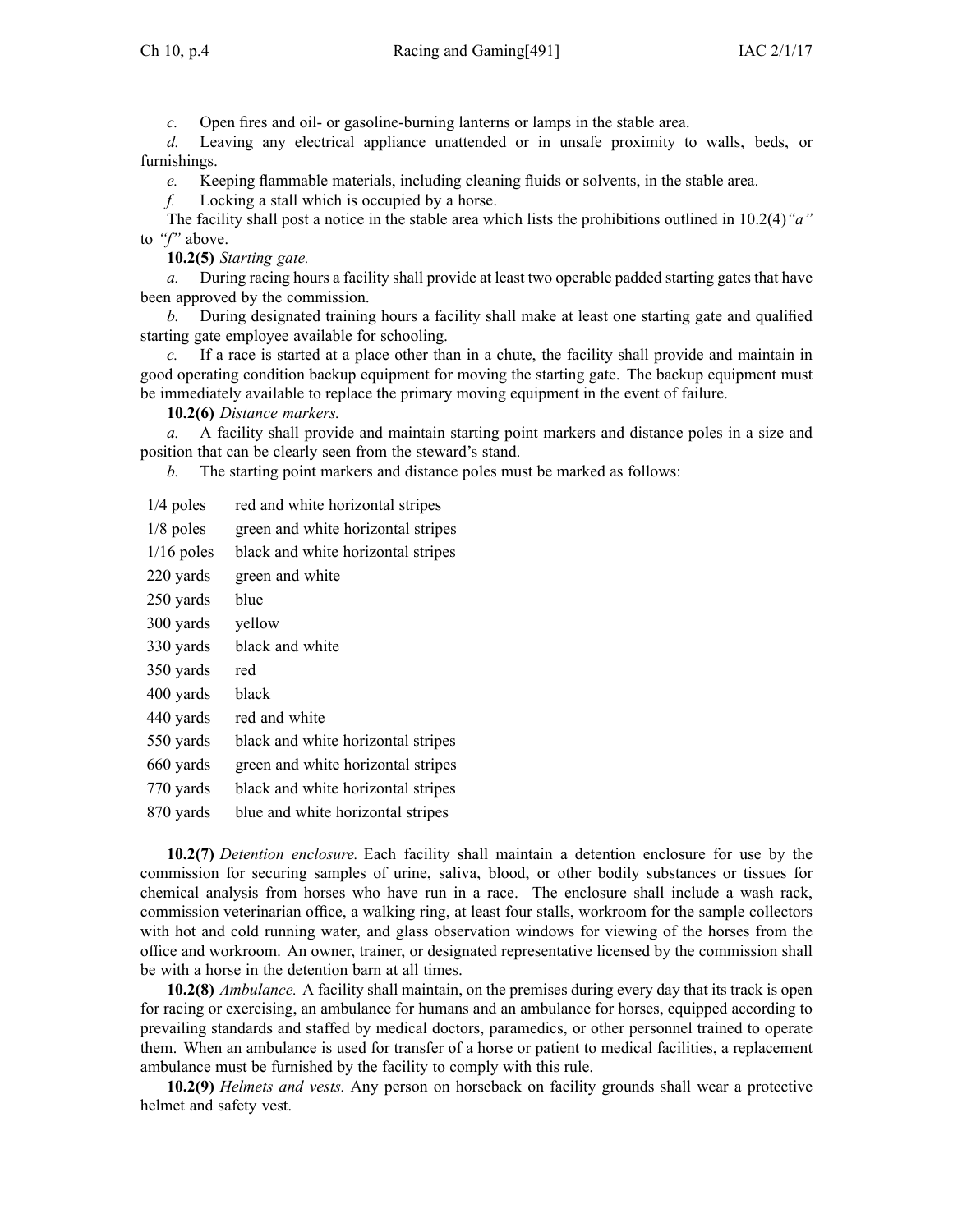*c.* Open fires and oil- or gasoline-burning lanterns or lamps in the stable area.

*d.* Leaving any electrical appliance unattended or in unsafe proximity to walls, beds, or furnishings.

*e.* Keeping flammable materials, including cleaning fluids or solvents, in the stable area.

*f.* Locking a stall which is occupied by a horse.

The facility shall post a notice in the stable area which lists the prohibitions outlined in 10.2(4)*"a"* to *"f"* above.

**10.2(5)** *Starting gate.*

*a.* During racing hours a facility shall provide at least two operable padded starting gates that have been approved by the commission.

*b.* During designated training hours a facility shall make at least one starting gate and qualified starting gate employee available for schooling.

*c.* If a race is started at a place other than in a chute, the facility shall provide and maintain in good operating condition backup equipment for moving the starting gate. The backup equipment must be immediately available to replace the primary moving equipment in the event of failure.

**10.2(6)** *Distance markers.*

*a.* A facility shall provide and maintain starting point markers and distance poles in a size and position that can be clearly seen from the steward's stand.

*b.* The starting point markers and distance poles must be marked as follows:

| | |
|---|---|
| 1/4 poles | red and white horizontal stripes |
| 1/8 poles | green and white horizontal stripes |
| 1/16 poles | black and white horizontal stripes |
| 220 yards | green and white |
| 250 yards | blue |
| 300 yards | yellow |
| 330 yards | black and white |
| 350 yards | red |
| 400 yards | black |
| 440 yards | red and white |
| 550 yards | black and white horizontal stripes |
| 660 yards | green and white horizontal stripes |
| 770 yards | black and white horizontal stripes |
| 870 yards | blue and white horizontal stripes |

**10.2(7)** *Detention enclosure.* Each facility shall maintain a detention enclosure for use by the commission for securing samples of urine, saliva, blood, or other bodily substances or tissues for chemical analysis from horses who have run in a race. The enclosure shall include a wash rack, commission veterinarian office, a walking ring, at least four stalls, workroom for the sample collectors with hot and cold running water, and glass observation windows for viewing of the horses from the office and workroom. An owner, trainer, or designated representative licensed by the commission shall be with a horse in the detention barn at all times.

**10.2(8)** *Ambulance.* A facility shall maintain, on the premises during every day that its track is open for racing or exercising, an ambulance for humans and an ambulance for horses, equipped according to prevailing standards and staffed by medical doctors, paramedics, or other personnel trained to operate them. When an ambulance is used for transfer of a horse or patient to medical facilities, a replacement ambulance must be furnished by the facility to comply with this rule.

**10.2(9)** *Helmets and vests.* Any person on horseback on facility grounds shall wear a protective helmet and safety vest.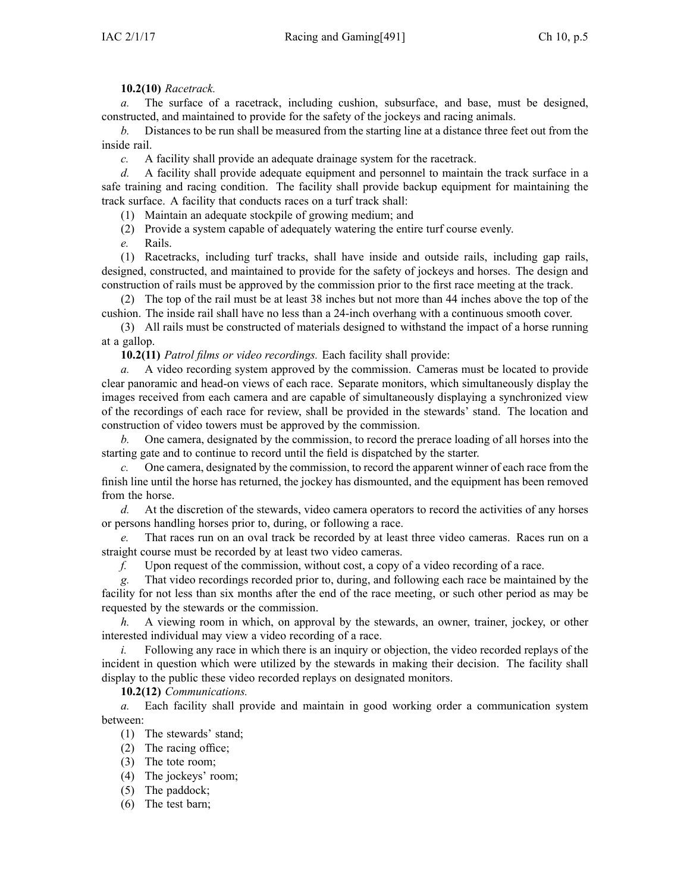**10.2(10)** *Racetrack.*

*a.* The surface of a racetrack, including cushion, subsurface, and base, must be designed, constructed, and maintained to provide for the safety of the jockeys and racing animals.

*b.* Distances to be run shall be measured from the starting line at a distance three feet out from the inside rail.

*c.* A facility shall provide an adequate drainage system for the racetrack.

*d.* A facility shall provide adequate equipment and personnel to maintain the track surface in a safe training and racing condition. The facility shall provide backup equipment for maintaining the track surface. A facility that conducts races on a turf track shall:

(1) Maintain an adequate stockpile of growing medium; and

(2) Provide a system capable of adequately watering the entire turf course evenly.

*e.* Rails.

(1) Racetracks, including turf tracks, shall have inside and outside rails, including gap rails, designed, constructed, and maintained to provide for the safety of jockeys and horses. The design and construction of rails must be approved by the commission prior to the first race meeting at the track.

(2) The top of the rail must be at least 38 inches but not more than 44 inches above the top of the cushion. The inside rail shall have no less than a 24-inch overhang with a continuous smooth cover.

(3) All rails must be constructed of materials designed to withstand the impact of a horse running at a gallop.

**10.2(11)** *Patrol films or video recordings.* Each facility shall provide:

*a.* A video recording system approved by the commission. Cameras must be located to provide clear panoramic and head-on views of each race. Separate monitors, which simultaneously display the images received from each camera and are capable of simultaneously displaying a synchronized view of the recordings of each race for review, shall be provided in the stewards' stand. The location and construction of video towers must be approved by the commission.

*b.* One camera, designated by the commission, to record the prerace loading of all horses into the starting gate and to continue to record until the field is dispatched by the starter.

*c.* One camera, designated by the commission, to record the apparent winner of each race from the finish line until the horse has returned, the jockey has dismounted, and the equipment has been removed from the horse.

*d.* At the discretion of the stewards, video camera operators to record the activities of any horses or persons handling horses prior to, during, or following a race.

*e.* That races run on an oval track be recorded by at least three video cameras. Races run on a straight course must be recorded by at least two video cameras.

*f.* Upon request of the commission, without cost, a copy of a video recording of a race.

*g.* That video recordings recorded prior to, during, and following each race be maintained by the facility for not less than six months after the end of the race meeting, or such other period as may be requested by the stewards or the commission.

*h.* A viewing room in which, on approval by the stewards, an owner, trainer, jockey, or other interested individual may view a video recording of a race.

*i.* Following any race in which there is an inquiry or objection, the video recorded replays of the incident in question which were utilized by the stewards in making their decision. The facility shall display to the public these video recorded replays on designated monitors.

**10.2(12)** *Communications.*

*a.* Each facility shall provide and maintain in good working order a communication system between:

(1) The stewards' stand;

(2) The racing office;

(3) The tote room;

(4) The jockeys' room;

(5) The paddock;

(6) The test barn;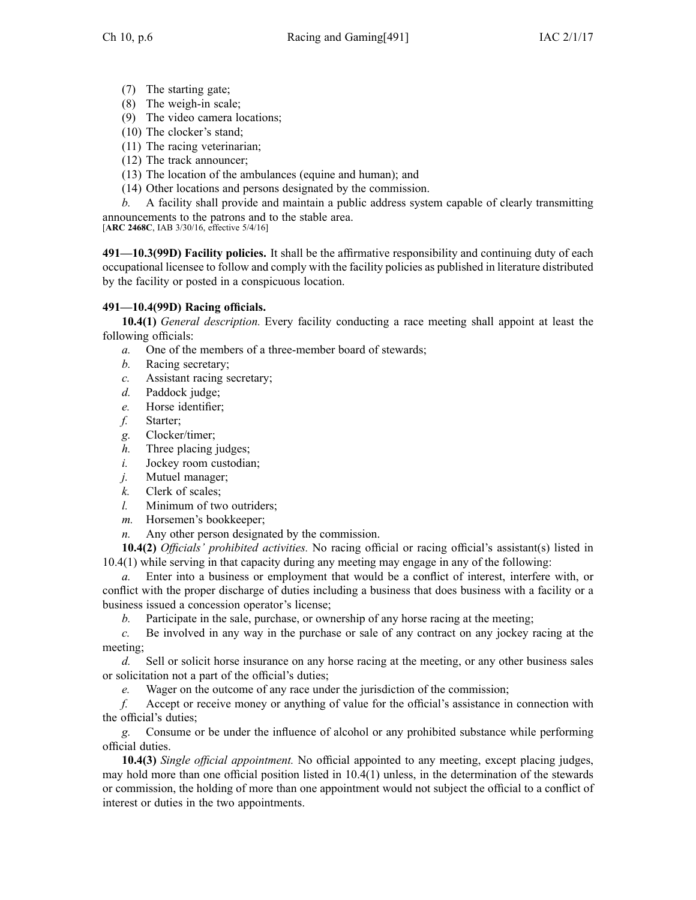(7) The starting gate;

(8) The weigh-in scale;

(9) The video camera locations;

(10) The clocker's stand;

(11) The racing veterinarian;

(12) The track announcer;

(13) The location of the ambulances (equine and human); and

(14) Other locations and persons designated by the commission.

*b.* A facility shall provide and maintain a public address system capable of clearly transmitting announcements to the patrons and to the stable area.

[**ARC 2468C**, IAB 3/30/16, effective 5/4/16]

**491—10.3(99D) Facility policies.** It shall be the affirmative responsibility and continuing duty of each occupational licensee to follow and comply with the facility policies as published in literature distributed by the facility or posted in a conspicuous location.

**491—10.4(99D) Racing officials.**

**10.4(1)** *General description.* Every facility conducting a race meeting shall appoint at least the following officials:

*a.* One of the members of a three-member board of stewards;

*b.* Racing secretary;

*c.* Assistant racing secretary;

*d.* Paddock judge;

*e.* Horse identifier;

*f.* Starter;

*g.* Clocker/timer;

*h.* Three placing judges;

*i.* Jockey room custodian;

*j.* Mutuel manager;

*k.* Clerk of scales;

*l.* Minimum of two outriders;

*m.* Horsemen's bookkeeper;

*n.* Any other person designated by the commission.

**10.4(2)** *Officials' prohibited activities.* No racing official or racing official's assistant(s) listed in 10.4(1) while serving in that capacity during any meeting may engage in any of the following:

*a.* Enter into a business or employment that would be a conflict of interest, interfere with, or conflict with the proper discharge of duties including a business that does business with a facility or a business issued a concession operator's license;

*b.* Participate in the sale, purchase, or ownership of any horse racing at the meeting;

*c.* Be involved in any way in the purchase or sale of any contract on any jockey racing at the meeting;

*d.* Sell or solicit horse insurance on any horse racing at the meeting, or any other business sales or solicitation not a part of the official's duties;

*e.* Wager on the outcome of any race under the jurisdiction of the commission;

*f.* Accept or receive money or anything of value for the official's assistance in connection with the official's duties;

*g.* Consume or be under the influence of alcohol or any prohibited substance while performing official duties.

**10.4(3)** *Single official appointment.* No official appointed to any meeting, except placing judges, may hold more than one official position listed in 10.4(1) unless, in the determination of the stewards or commission, the holding of more than one appointment would not subject the official to a conflict of interest or duties in the two appointments.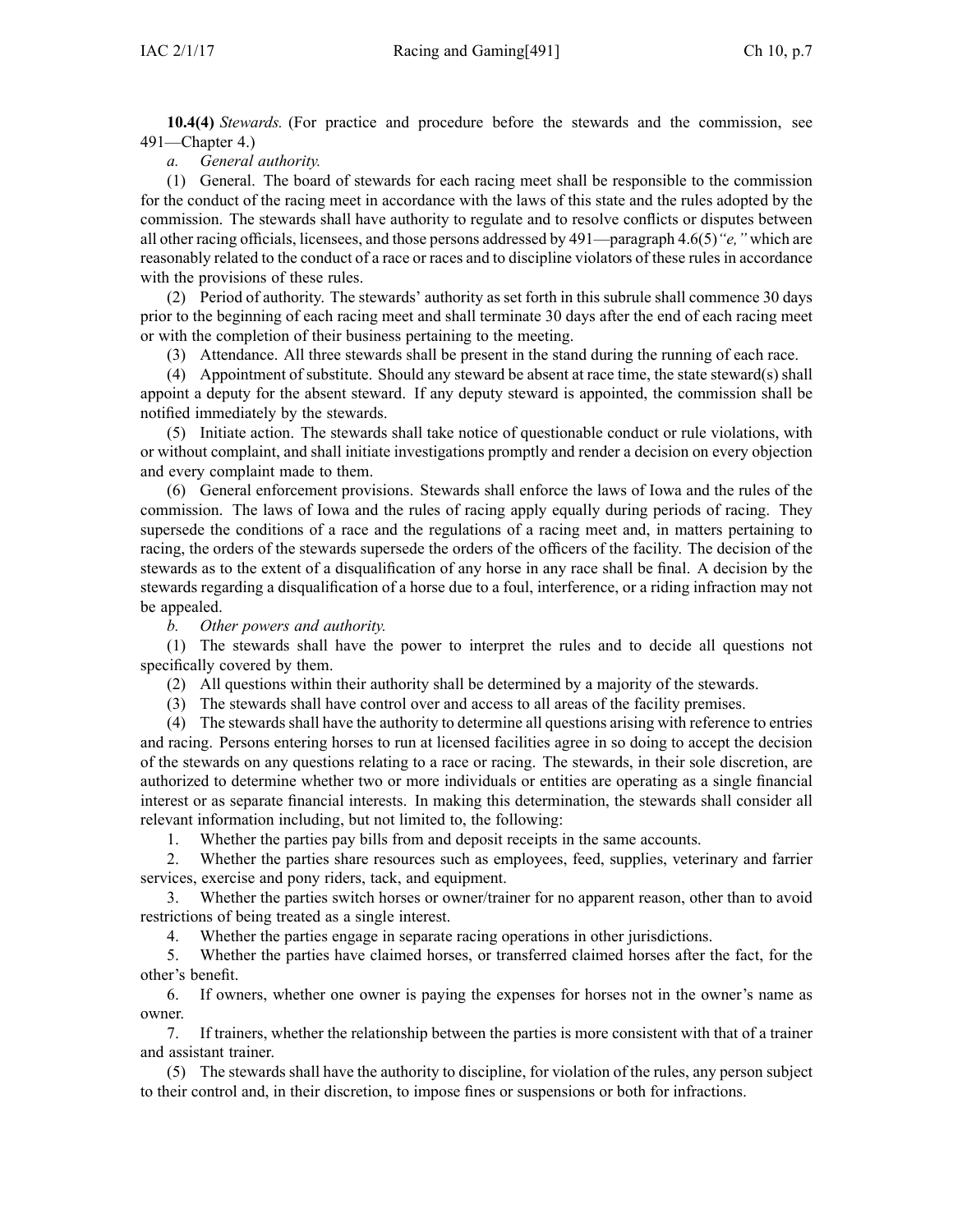**10.4(4)** *Stewards.* (For practice and procedure before the stewards and the commission, see 491—Chapter 4.)

*a. General authority.*

(1) General. The board of stewards for each racing meet shall be responsible to the commission for the conduct of the racing meet in accordance with the laws of this state and the rules adopted by the commission. The stewards shall have authority to regulate and to resolve conflicts or disputes between all other racing officials, licensees, and those persons addressed by 491—paragraph 4.6(5)*"e,"* which are reasonably related to the conduct of a race or races and to discipline violators of these rules in accordance with the provisions of these rules.

(2) Period of authority. The stewards' authority as set forth in this subrule shall commence 30 days prior to the beginning of each racing meet and shall terminate 30 days after the end of each racing meet or with the completion of their business pertaining to the meeting.

(3) Attendance. All three stewards shall be present in the stand during the running of each race.

(4) Appointment of substitute. Should any steward be absent at race time, the state steward(s) shall appoint a deputy for the absent steward. If any deputy steward is appointed, the commission shall be notified immediately by the stewards.

(5) Initiate action. The stewards shall take notice of questionable conduct or rule violations, with or without complaint, and shall initiate investigations promptly and render a decision on every objection and every complaint made to them.

(6) General enforcement provisions. Stewards shall enforce the laws of Iowa and the rules of the commission. The laws of Iowa and the rules of racing apply equally during periods of racing. They supersede the conditions of a race and the regulations of a racing meet and, in matters pertaining to racing, the orders of the stewards supersede the orders of the officers of the facility. The decision of the stewards as to the extent of a disqualification of any horse in any race shall be final. A decision by the stewards regarding a disqualification of a horse due to a foul, interference, or a riding infraction may not be appealed.

*b. Other powers and authority.*

(1) The stewards shall have the power to interpret the rules and to decide all questions not specifically covered by them.

(2) All questions within their authority shall be determined by a majority of the stewards.

(3) The stewards shall have control over and access to all areas of the facility premises.

(4) The stewards shall have the authority to determine all questions arising with reference to entries and racing. Persons entering horses to run at licensed facilities agree in so doing to accept the decision of the stewards on any questions relating to a race or racing. The stewards, in their sole discretion, are authorized to determine whether two or more individuals or entities are operating as a single financial interest or as separate financial interests. In making this determination, the stewards shall consider all relevant information including, but not limited to, the following:

1. Whether the parties pay bills from and deposit receipts in the same accounts.
2. Whether the parties share resources such as employees, feed, supplies, veterinary and farrier services, exercise and pony riders, tack, and equipment.
3. Whether the parties switch horses or owner/trainer for no apparent reason, other than to avoid restrictions of being treated as a single interest.
4. Whether the parties engage in separate racing operations in other jurisdictions.
5. Whether the parties have claimed horses, or transferred claimed horses after the fact, for the other's benefit.
6. If owners, whether one owner is paying the expenses for horses not in the owner's name as owner.
7. If trainers, whether the relationship between the parties is more consistent with that of a trainer and assistant trainer.

(5) The stewards shall have the authority to discipline, for violation of the rules, any person subject to their control and, in their discretion, to impose fines or suspensions or both for infractions.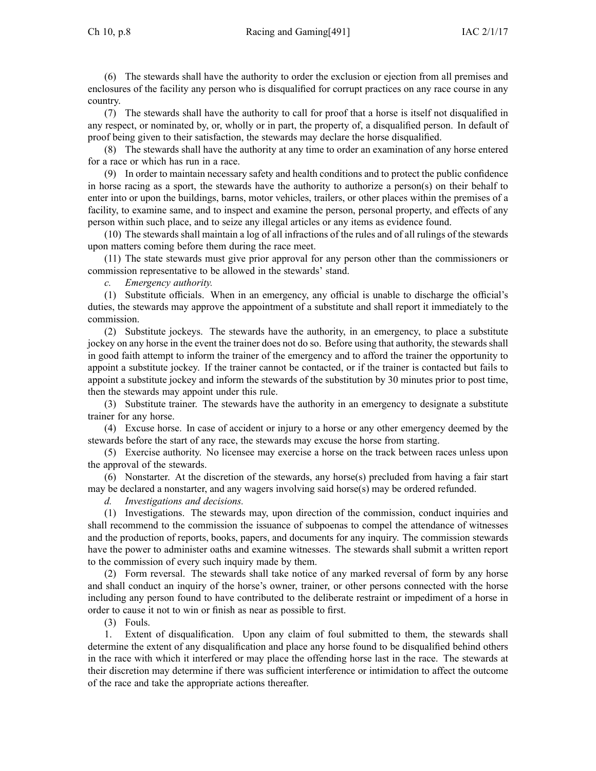(6) The stewards shall have the authority to order the exclusion or ejection from all premises and enclosures of the facility any person who is disqualified for corrupt practices on any race course in any country.

(7) The stewards shall have the authority to call for proof that a horse is itself not disqualified in any respect, or nominated by, or, wholly or in part, the property of, a disqualified person. In default of proof being given to their satisfaction, the stewards may declare the horse disqualified.

(8) The stewards shall have the authority at any time to order an examination of any horse entered for a race or which has run in a race.

(9) In order to maintain necessary safety and health conditions and to protect the public confidence in horse racing as a sport, the stewards have the authority to authorize a person(s) on their behalf to enter into or upon the buildings, barns, motor vehicles, trailers, or other places within the premises of a facility, to examine same, and to inspect and examine the person, personal property, and effects of any person within such place, and to seize any illegal articles or any items as evidence found.

(10) The stewards shall maintain a log of all infractions of the rules and of all rulings of the stewards upon matters coming before them during the race meet.

(11) The state stewards must give prior approval for any person other than the commissioners or commission representative to be allowed in the stewards' stand.

*c. Emergency authority.*

(1) Substitute officials. When in an emergency, any official is unable to discharge the official's duties, the stewards may approve the appointment of a substitute and shall report it immediately to the commission.

(2) Substitute jockeys. The stewards have the authority, in an emergency, to place a substitute jockey on any horse in the event the trainer does not do so. Before using that authority, the stewards shall in good faith attempt to inform the trainer of the emergency and to afford the trainer the opportunity to appoint a substitute jockey. If the trainer cannot be contacted, or if the trainer is contacted but fails to appoint a substitute jockey and inform the stewards of the substitution by 30 minutes prior to post time, then the stewards may appoint under this rule.

(3) Substitute trainer. The stewards have the authority in an emergency to designate a substitute trainer for any horse.

(4) Excuse horse. In case of accident or injury to a horse or any other emergency deemed by the stewards before the start of any race, the stewards may excuse the horse from starting.

(5) Exercise authority. No licensee may exercise a horse on the track between races unless upon the approval of the stewards.

(6) Nonstarter. At the discretion of the stewards, any horse(s) precluded from having a fair start may be declared a nonstarter, and any wagers involving said horse(s) may be ordered refunded.

*d. Investigations and decisions.*

(1) Investigations. The stewards may, upon direction of the commission, conduct inquiries and shall recommend to the commission the issuance of subpoenas to compel the attendance of witnesses and the production of reports, books, papers, and documents for any inquiry. The commission stewards have the power to administer oaths and examine witnesses. The stewards shall submit a written report to the commission of every such inquiry made by them.

(2) Form reversal. The stewards shall take notice of any marked reversal of form by any horse and shall conduct an inquiry of the horse's owner, trainer, or other persons connected with the horse including any person found to have contributed to the deliberate restraint or impediment of a horse in order to cause it not to win or finish as near as possible to first.

(3) Fouls.

1. Extent of disqualification. Upon any claim of foul submitted to them, the stewards shall determine the extent of any disqualification and place any horse found to be disqualified behind others in the race with which it interfered or may place the offending horse last in the race. The stewards at their discretion may determine if there was sufficient interference or intimidation to affect the outcome of the race and take the appropriate actions thereafter.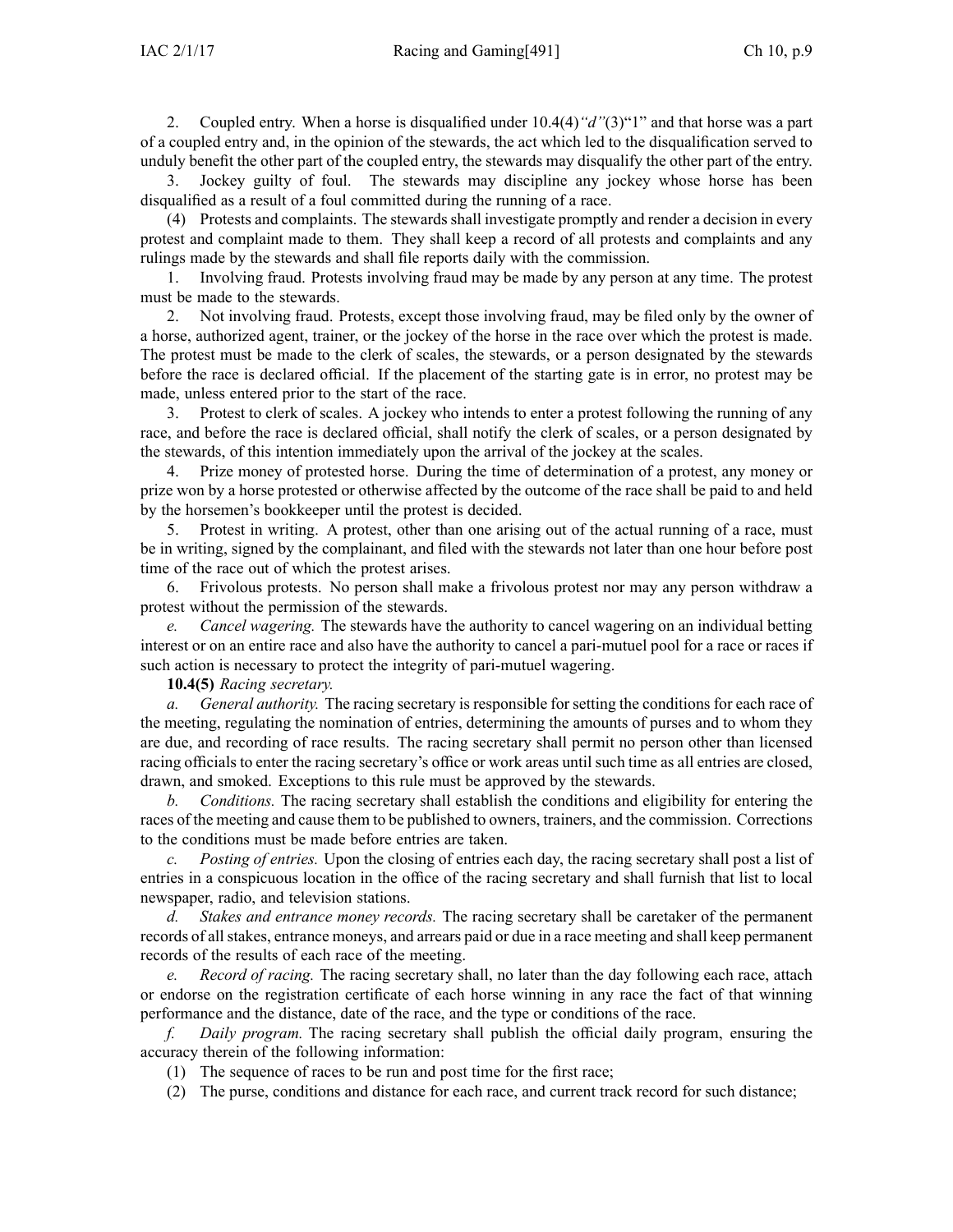2. Coupled entry. When a horse is disqualified under 10.4(4)*"d"*(3)"1" and that horse was a part of a coupled entry and, in the opinion of the stewards, the act which led to the disqualification served to unduly benefit the other part of the coupled entry, the stewards may disqualify the other part of the entry.

3. Jockey guilty of foul. The stewards may discipline any jockey whose horse has been disqualified as a result of a foul committed during the running of a race.

(4) Protests and complaints. The stewards shall investigate promptly and render a decision in every protest and complaint made to them. They shall keep a record of all protests and complaints and any rulings made by the stewards and shall file reports daily with the commission.

1. Involving fraud. Protests involving fraud may be made by any person at any time. The protest must be made to the stewards.

2. Not involving fraud. Protests, except those involving fraud, may be filed only by the owner of a horse, authorized agent, trainer, or the jockey of the horse in the race over which the protest is made. The protest must be made to the clerk of scales, the stewards, or a person designated by the stewards before the race is declared official. If the placement of the starting gate is in error, no protest may be made, unless entered prior to the start of the race.

3. Protest to clerk of scales. A jockey who intends to enter a protest following the running of any race, and before the race is declared official, shall notify the clerk of scales, or a person designated by the stewards, of this intention immediately upon the arrival of the jockey at the scales.

4. Prize money of protested horse. During the time of determination of a protest, any money or prize won by a horse protested or otherwise affected by the outcome of the race shall be paid to and held by the horsemen's bookkeeper until the protest is decided.

5. Protest in writing. A protest, other than one arising out of the actual running of a race, must be in writing, signed by the complainant, and filed with the stewards not later than one hour before post time of the race out of which the protest arises.

6. Frivolous protests. No person shall make a frivolous protest nor may any person withdraw a protest without the permission of the stewards.

*e. Cancel wagering.* The stewards have the authority to cancel wagering on an individual betting interest or on an entire race and also have the authority to cancel a pari-mutuel pool for a race or races if such action is necessary to protect the integrity of pari-mutuel wagering.

**10.4(5)** *Racing secretary.*

*a. General authority.* The racing secretary is responsible for setting the conditions for each race of the meeting, regulating the nomination of entries, determining the amounts of purses and to whom they are due, and recording of race results. The racing secretary shall permit no person other than licensed racing officials to enter the racing secretary's office or work areas until such time as all entries are closed, drawn, and smoked. Exceptions to this rule must be approved by the stewards.

*b. Conditions.* The racing secretary shall establish the conditions and eligibility for entering the races of the meeting and cause them to be published to owners, trainers, and the commission. Corrections to the conditions must be made before entries are taken.

*c. Posting of entries.* Upon the closing of entries each day, the racing secretary shall post a list of entries in a conspicuous location in the office of the racing secretary and shall furnish that list to local newspaper, radio, and television stations.

*d. Stakes and entrance money records.* The racing secretary shall be caretaker of the permanent records of all stakes, entrance moneys, and arrears paid or due in a race meeting and shall keep permanent records of the results of each race of the meeting.

*e. Record of racing.* The racing secretary shall, no later than the day following each race, attach or endorse on the registration certificate of each horse winning in any race the fact of that winning performance and the distance, date of the race, and the type or conditions of the race.

*f. Daily program.* The racing secretary shall publish the official daily program, ensuring the accuracy therein of the following information:

(1) The sequence of races to be run and post time for the first race;

(2) The purse, conditions and distance for each race, and current track record for such distance;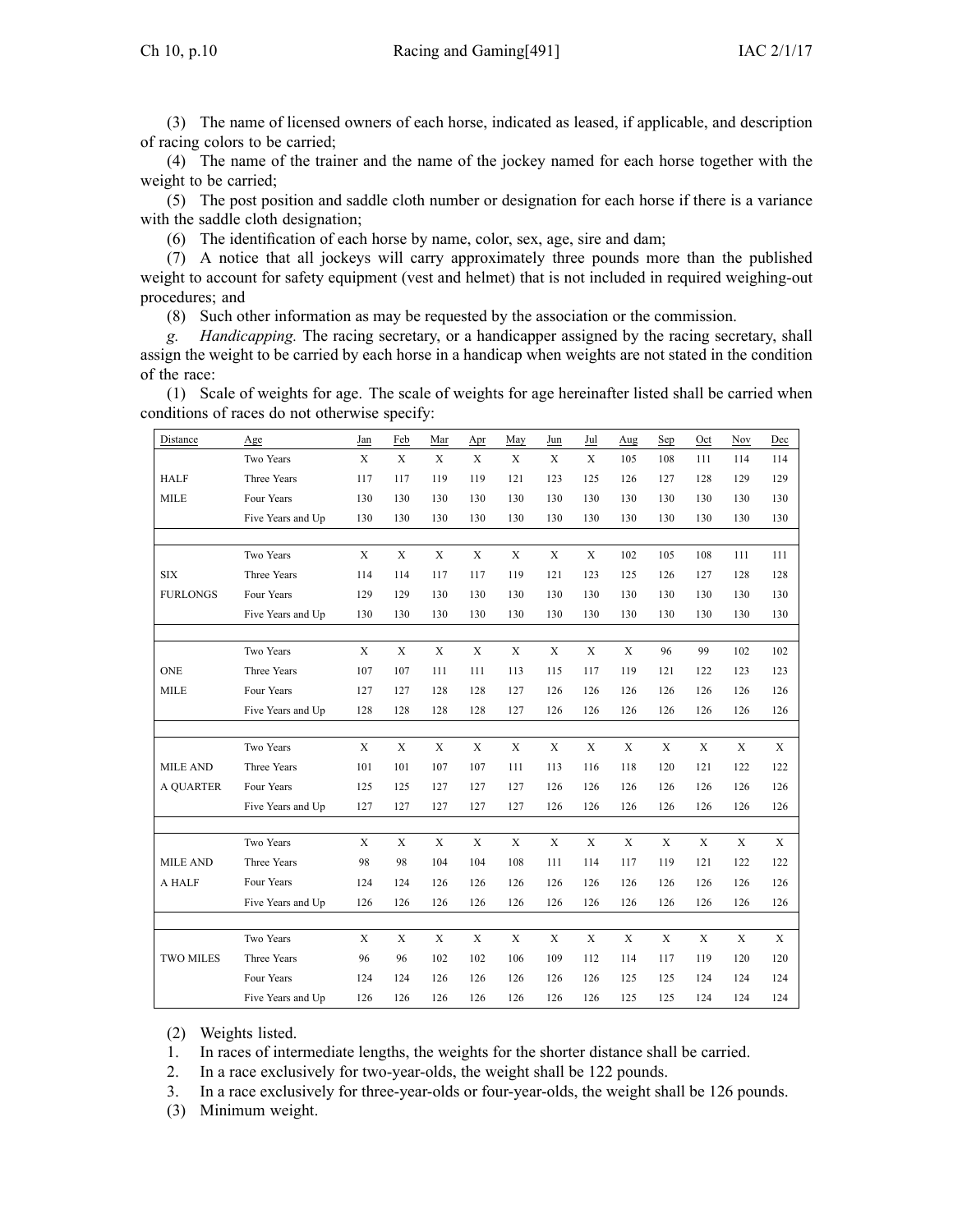(3) The name of licensed owners of each horse, indicated as leased, if applicable, and description of racing colors to be carried;

(4) The name of the trainer and the name of the jockey named for each horse together with the weight to be carried;

(5) The post position and saddle cloth number or designation for each horse if there is a variance with the saddle cloth designation;

(6) The identification of each horse by name, color, sex, age, sire and dam;

(7) A notice that all jockeys will carry approximately three pounds more than the published weight to account for safety equipment (vest and helmet) that is not included in required weighing-out procedures; and

(8) Such other information as may be requested by the association or the commission.

*g. Handicapping.* The racing secretary, or a handicapper assigned by the racing secretary, shall assign the weight to be carried by each horse in a handicap when weights are not stated in the condition of the race:

(1) Scale of weights for age. The scale of weights for age hereinafter listed shall be carried when conditions of races do not otherwise specify:

| Distance | Age | Jan | Feb | Mar | Apr | May | Jun | Jul | Aug | Sep | Oct | Nov | Dec |
|---|---|---|---|---|---|---|---|---|---|---|---|---|---|
| | Two Years | X | X | X | X | X | X | X | 105 | 108 | 111 | 114 | 114 |
| HALF | Three Years | 117 | 117 | 119 | 119 | 121 | 123 | 125 | 126 | 127 | 128 | 129 | 129 |
| MILE | Four Years | 130 | 130 | 130 | 130 | 130 | 130 | 130 | 130 | 130 | 130 | 130 | 130 |
| | Five Years and Up | 130 | 130 | 130 | 130 | 130 | 130 | 130 | 130 | 130 | 130 | 130 | 130 |
| | | | | | | | | | | | | | |
| | Two Years | X | X | X | X | X | X | X | 102 | 105 | 108 | 111 | 111 |
| SIX | Three Years | 114 | 114 | 117 | 117 | 119 | 121 | 123 | 125 | 126 | 127 | 128 | 128 |
| FURLONGS | Four Years | 129 | 129 | 130 | 130 | 130 | 130 | 130 | 130 | 130 | 130 | 130 | 130 |
| | Five Years and Up | 130 | 130 | 130 | 130 | 130 | 130 | 130 | 130 | 130 | 130 | 130 | 130 |
| | | | | | | | | | | | | | |
| | Two Years | X | X | X | X | X | X | X | X | 96 | 99 | 102 | 102 |
| ONE | Three Years | 107 | 107 | 111 | 111 | 113 | 115 | 117 | 119 | 121 | 122 | 123 | 123 |
| MILE | Four Years | 127 | 127 | 128 | 128 | 127 | 126 | 126 | 126 | 126 | 126 | 126 | 126 |
| | Five Years and Up | 128 | 128 | 128 | 128 | 127 | 126 | 126 | 126 | 126 | 126 | 126 | 126 |
| | | | | | | | | | | | | | |
| | Two Years | X | X | X | X | X | X | X | X | X | X | X | X |
| MILE AND | Three Years | 101 | 101 | 107 | 107 | 111 | 113 | 116 | 118 | 120 | 121 | 122 | 122 |
| A QUARTER | Four Years | 125 | 125 | 127 | 127 | 127 | 126 | 126 | 126 | 126 | 126 | 126 | 126 |
| | Five Years and Up | 127 | 127 | 127 | 127 | 127 | 126 | 126 | 126 | 126 | 126 | 126 | 126 |
| | | | | | | | | | | | | | |
| | Two Years | X | X | X | X | X | X | X | X | X | X | X | X |
| MILE AND | Three Years | 98 | 98 | 104 | 104 | 108 | 111 | 114 | 117 | 119 | 121 | 122 | 122 |
| A HALF | Four Years | 124 | 124 | 126 | 126 | 126 | 126 | 126 | 126 | 126 | 126 | 126 | 126 |
| | Five Years and Up | 126 | 126 | 126 | 126 | 126 | 126 | 126 | 126 | 126 | 126 | 126 | 126 |
| | | | | | | | | | | | | | |
| | Two Years | X | X | X | X | X | X | X | X | X | X | X | X |
| TWO MILES | Three Years | 96 | 96 | 102 | 102 | 106 | 109 | 112 | 114 | 117 | 119 | 120 | 120 |
| | Four Years | 124 | 124 | 126 | 126 | 126 | 126 | 126 | 125 | 125 | 124 | 124 | 124 |
| | Five Years and Up | 126 | 126 | 126 | 126 | 126 | 126 | 126 | 125 | 125 | 124 | 124 | 124 |

(2) Weights listed.

1. In races of intermediate lengths, the weights for the shorter distance shall be carried.
2. In a race exclusively for two-year-olds, the weight shall be 122 pounds.
3. In a race exclusively for three-year-olds or four-year-olds, the weight shall be 126 pounds.

(3) Minimum weight.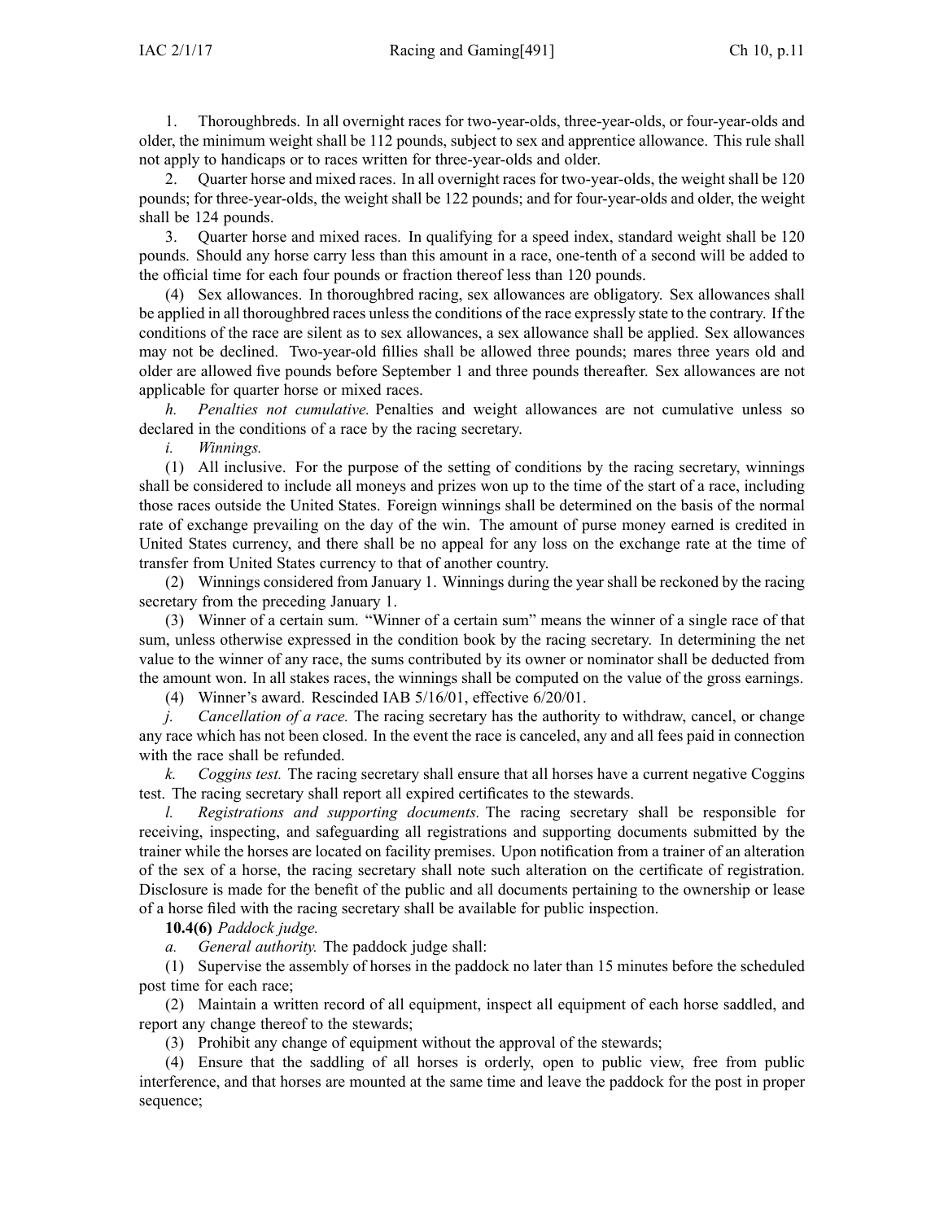1. Thoroughbreds. In all overnight races for two-year-olds, three-year-olds, or four-year-olds and older, the minimum weight shall be 112 pounds, subject to sex and apprentice allowance. This rule shall not apply to handicaps or to races written for three-year-olds and older.

2. Quarter horse and mixed races. In all overnight races for two-year-olds, the weight shall be 120 pounds; for three-year-olds, the weight shall be 122 pounds; and for four-year-olds and older, the weight shall be 124 pounds.

3. Quarter horse and mixed races. In qualifying for a speed index, standard weight shall be 120 pounds. Should any horse carry less than this amount in a race, one-tenth of a second will be added to the official time for each four pounds or fraction thereof less than 120 pounds.

(4) Sex allowances. In thoroughbred racing, sex allowances are obligatory. Sex allowances shall be applied in all thoroughbred races unless the conditions of the race expressly state to the contrary. If the conditions of the race are silent as to sex allowances, a sex allowance shall be applied. Sex allowances may not be declined. Two-year-old fillies shall be allowed three pounds; mares three years old and older are allowed five pounds before September 1 and three pounds thereafter. Sex allowances are not applicable for quarter horse or mixed races.

*h. Penalties not cumulative.* Penalties and weight allowances are not cumulative unless so declared in the conditions of a race by the racing secretary.

*i. Winnings.*

(1) All inclusive. For the purpose of the setting of conditions by the racing secretary, winnings shall be considered to include all moneys and prizes won up to the time of the start of a race, including those races outside the United States. Foreign winnings shall be determined on the basis of the normal rate of exchange prevailing on the day of the win. The amount of purse money earned is credited in United States currency, and there shall be no appeal for any loss on the exchange rate at the time of transfer from United States currency to that of another country.

(2) Winnings considered from January 1. Winnings during the year shall be reckoned by the racing secretary from the preceding January 1.

(3) Winner of a certain sum. "Winner of a certain sum" means the winner of a single race of that sum, unless otherwise expressed in the condition book by the racing secretary. In determining the net value to the winner of any race, the sums contributed by its owner or nominator shall be deducted from the amount won. In all stakes races, the winnings shall be computed on the value of the gross earnings.

(4) Winner's award. Rescinded IAB 5/16/01, effective 6/20/01.

*j. Cancellation of a race.* The racing secretary has the authority to withdraw, cancel, or change any race which has not been closed. In the event the race is canceled, any and all fees paid in connection with the race shall be refunded.

*k. Coggins test.* The racing secretary shall ensure that all horses have a current negative Coggins test. The racing secretary shall report all expired certificates to the stewards.

*l. Registrations and supporting documents.* The racing secretary shall be responsible for receiving, inspecting, and safeguarding all registrations and supporting documents submitted by the trainer while the horses are located on facility premises. Upon notification from a trainer of an alteration of the sex of a horse, the racing secretary shall note such alteration on the certificate of registration. Disclosure is made for the benefit of the public and all documents pertaining to the ownership or lease of a horse filed with the racing secretary shall be available for public inspection.

**10.4(6)** *Paddock judge.*

*a. General authority.* The paddock judge shall:

(1) Supervise the assembly of horses in the paddock no later than 15 minutes before the scheduled post time for each race;

(2) Maintain a written record of all equipment, inspect all equipment of each horse saddled, and report any change thereof to the stewards;

(3) Prohibit any change of equipment without the approval of the stewards;

(4) Ensure that the saddling of all horses is orderly, open to public view, free from public interference, and that horses are mounted at the same time and leave the paddock for the post in proper sequence;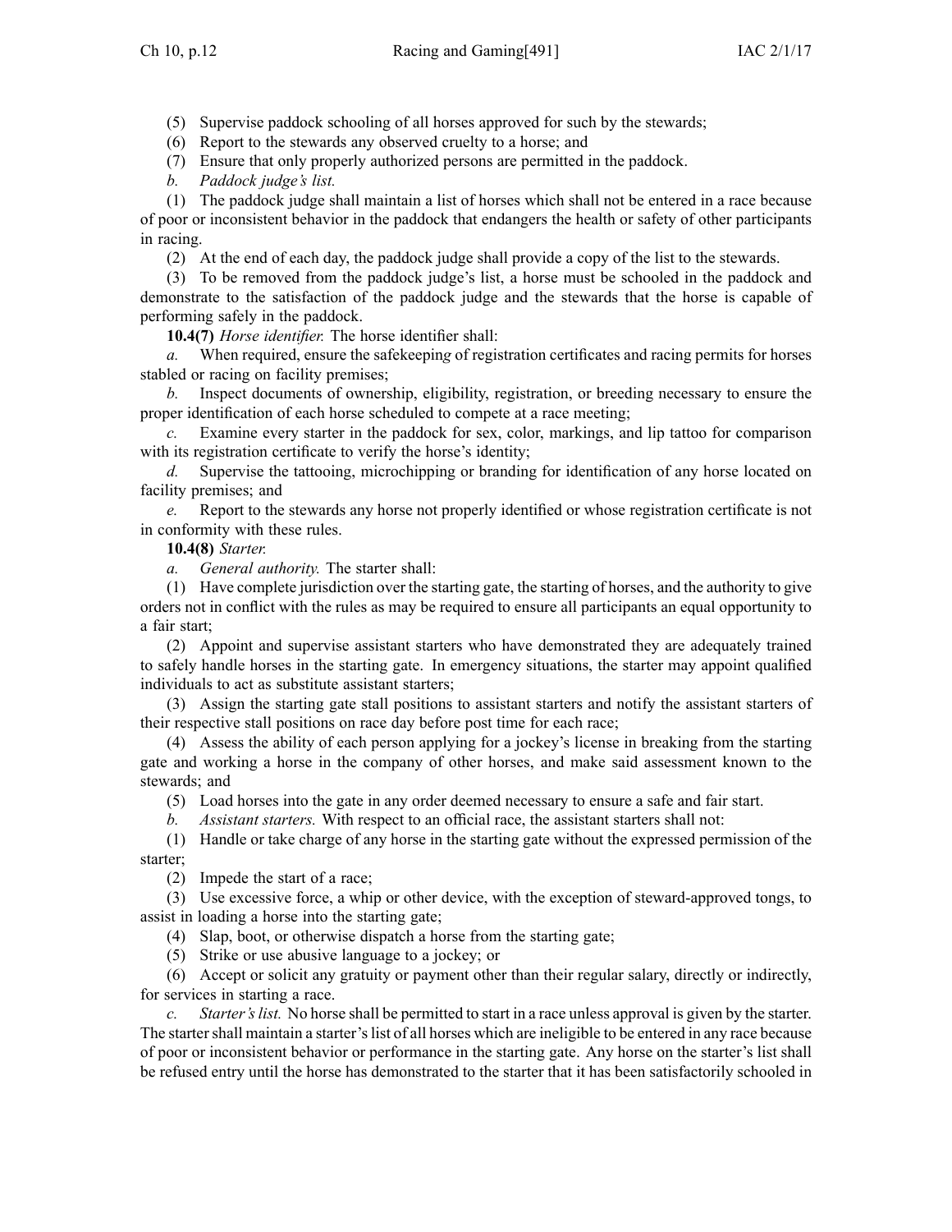(5) Supervise paddock schooling of all horses approved for such by the stewards;

(6) Report to the stewards any observed cruelty to a horse; and

(7) Ensure that only properly authorized persons are permitted in the paddock.

*b. Paddock judge's list.*

(1) The paddock judge shall maintain a list of horses which shall not be entered in a race because of poor or inconsistent behavior in the paddock that endangers the health or safety of other participants in racing.

(2) At the end of each day, the paddock judge shall provide a copy of the list to the stewards.

(3) To be removed from the paddock judge's list, a horse must be schooled in the paddock and demonstrate to the satisfaction of the paddock judge and the stewards that the horse is capable of performing safely in the paddock.

**10.4(7)** *Horse identifier.* The horse identifier shall:

*a.* When required, ensure the safekeeping of registration certificates and racing permits for horses stabled or racing on facility premises;

*b.* Inspect documents of ownership, eligibility, registration, or breeding necessary to ensure the proper identification of each horse scheduled to compete at a race meeting;

*c.* Examine every starter in the paddock for sex, color, markings, and lip tattoo for comparison with its registration certificate to verify the horse's identity;

*d.* Supervise the tattooing, microchipping or branding for identification of any horse located on facility premises; and

*e.* Report to the stewards any horse not properly identified or whose registration certificate is not in conformity with these rules.

**10.4(8)** *Starter.*

*a. General authority.* The starter shall:

(1) Have complete jurisdiction over the starting gate, the starting of horses, and the authority to give orders not in conflict with the rules as may be required to ensure all participants an equal opportunity to a fair start;

(2) Appoint and supervise assistant starters who have demonstrated they are adequately trained to safely handle horses in the starting gate. In emergency situations, the starter may appoint qualified individuals to act as substitute assistant starters;

(3) Assign the starting gate stall positions to assistant starters and notify the assistant starters of their respective stall positions on race day before post time for each race;

(4) Assess the ability of each person applying for a jockey's license in breaking from the starting gate and working a horse in the company of other horses, and make said assessment known to the stewards; and

(5) Load horses into the gate in any order deemed necessary to ensure a safe and fair start.

*b. Assistant starters.* With respect to an official race, the assistant starters shall not:

(1) Handle or take charge of any horse in the starting gate without the expressed permission of the starter;

(2) Impede the start of a race;

(3) Use excessive force, a whip or other device, with the exception of steward-approved tongs, to assist in loading a horse into the starting gate;

(4) Slap, boot, or otherwise dispatch a horse from the starting gate;

(5) Strike or use abusive language to a jockey; or

(6) Accept or solicit any gratuity or payment other than their regular salary, directly or indirectly, for services in starting a race.

*c. Starter's list.* No horse shall be permitted to start in a race unless approval is given by the starter. The starter shall maintain a starter's list of all horses which are ineligible to be entered in any race because of poor or inconsistent behavior or performance in the starting gate. Any horse on the starter's list shall be refused entry until the horse has demonstrated to the starter that it has been satisfactorily schooled in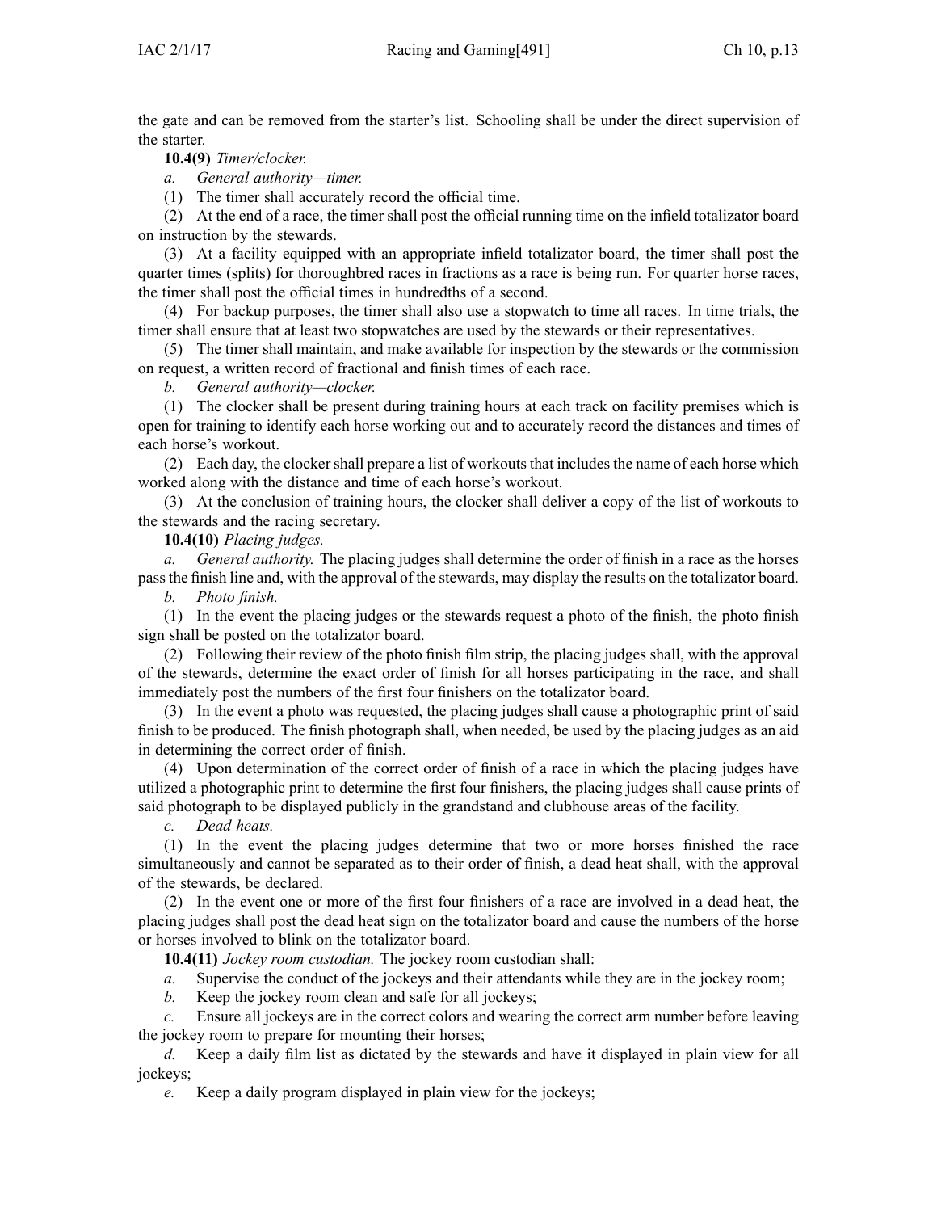the gate and can be removed from the starter's list. Schooling shall be under the direct supervision of the starter.

**10.4(9)** *Timer/clocker.*

*a. General authority—timer.*

(1) The timer shall accurately record the official time.

(2) At the end of a race, the timer shall post the official running time on the infield totalizator board on instruction by the stewards.

(3) At a facility equipped with an appropriate infield totalizator board, the timer shall post the quarter times (splits) for thoroughbred races in fractions as a race is being run. For quarter horse races, the timer shall post the official times in hundredths of a second.

(4) For backup purposes, the timer shall also use a stopwatch to time all races. In time trials, the timer shall ensure that at least two stopwatches are used by the stewards or their representatives.

(5) The timer shall maintain, and make available for inspection by the stewards or the commission on request, a written record of fractional and finish times of each race.

*b. General authority—clocker.*

(1) The clocker shall be present during training hours at each track on facility premises which is open for training to identify each horse working out and to accurately record the distances and times of each horse's workout.

(2) Each day, the clocker shall prepare a list of workouts that includes the name of each horse which worked along with the distance and time of each horse's workout.

(3) At the conclusion of training hours, the clocker shall deliver a copy of the list of workouts to the stewards and the racing secretary.

**10.4(10)** *Placing judges.*

*a. General authority.* The placing judges shall determine the order of finish in a race as the horses pass the finish line and, with the approval of the stewards, may display the results on the totalizator board.

*b. Photo finish.*

(1) In the event the placing judges or the stewards request a photo of the finish, the photo finish sign shall be posted on the totalizator board.

(2) Following their review of the photo finish film strip, the placing judges shall, with the approval of the stewards, determine the exact order of finish for all horses participating in the race, and shall immediately post the numbers of the first four finishers on the totalizator board.

(3) In the event a photo was requested, the placing judges shall cause a photographic print of said finish to be produced. The finish photograph shall, when needed, be used by the placing judges as an aid in determining the correct order of finish.

(4) Upon determination of the correct order of finish of a race in which the placing judges have utilized a photographic print to determine the first four finishers, the placing judges shall cause prints of said photograph to be displayed publicly in the grandstand and clubhouse areas of the facility.

*c. Dead heats.*

(1) In the event the placing judges determine that two or more horses finished the race simultaneously and cannot be separated as to their order of finish, a dead heat shall, with the approval of the stewards, be declared.

(2) In the event one or more of the first four finishers of a race are involved in a dead heat, the placing judges shall post the dead heat sign on the totalizator board and cause the numbers of the horse or horses involved to blink on the totalizator board.

**10.4(11)** *Jockey room custodian.* The jockey room custodian shall:

*a.* Supervise the conduct of the jockeys and their attendants while they are in the jockey room;

*b.* Keep the jockey room clean and safe for all jockeys;

*c.* Ensure all jockeys are in the correct colors and wearing the correct arm number before leaving the jockey room to prepare for mounting their horses;

*d.* Keep a daily film list as dictated by the stewards and have it displayed in plain view for all jockeys;

*e.* Keep a daily program displayed in plain view for the jockeys;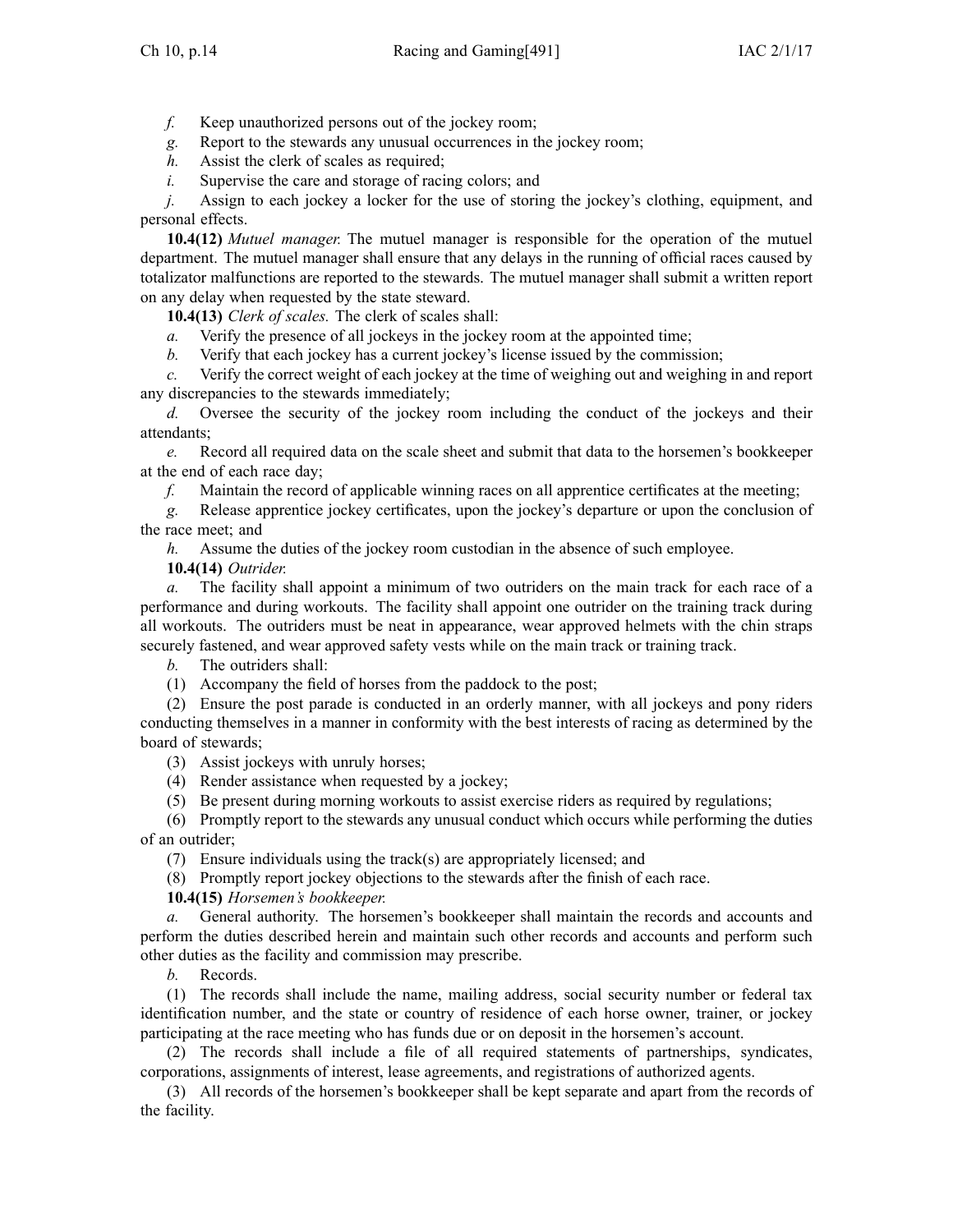*f.* Keep unauthorized persons out of the jockey room;

*g.* Report to the stewards any unusual occurrences in the jockey room;

*h.* Assist the clerk of scales as required;

*i.* Supervise the care and storage of racing colors; and

*j.* Assign to each jockey a locker for the use of storing the jockey's clothing, equipment, and personal effects.

**10.4(12)** *Mutuel manager.* The mutuel manager is responsible for the operation of the mutuel department. The mutuel manager shall ensure that any delays in the running of official races caused by totalizator malfunctions are reported to the stewards. The mutuel manager shall submit a written report on any delay when requested by the state steward.

**10.4(13)** *Clerk of scales.* The clerk of scales shall:

*a.* Verify the presence of all jockeys in the jockey room at the appointed time;

*b.* Verify that each jockey has a current jockey's license issued by the commission;

*c.* Verify the correct weight of each jockey at the time of weighing out and weighing in and report any discrepancies to the stewards immediately;

*d.* Oversee the security of the jockey room including the conduct of the jockeys and their attendants;

*e.* Record all required data on the scale sheet and submit that data to the horsemen's bookkeeper at the end of each race day;

*f.* Maintain the record of applicable winning races on all apprentice certificates at the meeting;

*g.* Release apprentice jockey certificates, upon the jockey's departure or upon the conclusion of the race meet; and

*h.* Assume the duties of the jockey room custodian in the absence of such employee.

**10.4(14)** *Outrider.*

*a.* The facility shall appoint a minimum of two outriders on the main track for each race of a performance and during workouts. The facility shall appoint one outrider on the training track during all workouts. The outriders must be neat in appearance, wear approved helmets with the chin straps securely fastened, and wear approved safety vests while on the main track or training track.

*b.* The outriders shall:

(1) Accompany the field of horses from the paddock to the post;

(2) Ensure the post parade is conducted in an orderly manner, with all jockeys and pony riders conducting themselves in a manner in conformity with the best interests of racing as determined by the board of stewards;

(3) Assist jockeys with unruly horses;

(4) Render assistance when requested by a jockey;

(5) Be present during morning workouts to assist exercise riders as required by regulations;

(6) Promptly report to the stewards any unusual conduct which occurs while performing the duties of an outrider;

(7) Ensure individuals using the track(s) are appropriately licensed; and

(8) Promptly report jockey objections to the stewards after the finish of each race.

**10.4(15)** *Horsemen's bookkeeper.*

*a.* General authority. The horsemen's bookkeeper shall maintain the records and accounts and perform the duties described herein and maintain such other records and accounts and perform such other duties as the facility and commission may prescribe.

*b.* Records.

(1) The records shall include the name, mailing address, social security number or federal tax identification number, and the state or country of residence of each horse owner, trainer, or jockey participating at the race meeting who has funds due or on deposit in the horsemen's account.

(2) The records shall include a file of all required statements of partnerships, syndicates, corporations, assignments of interest, lease agreements, and registrations of authorized agents.

(3) All records of the horsemen's bookkeeper shall be kept separate and apart from the records of the facility.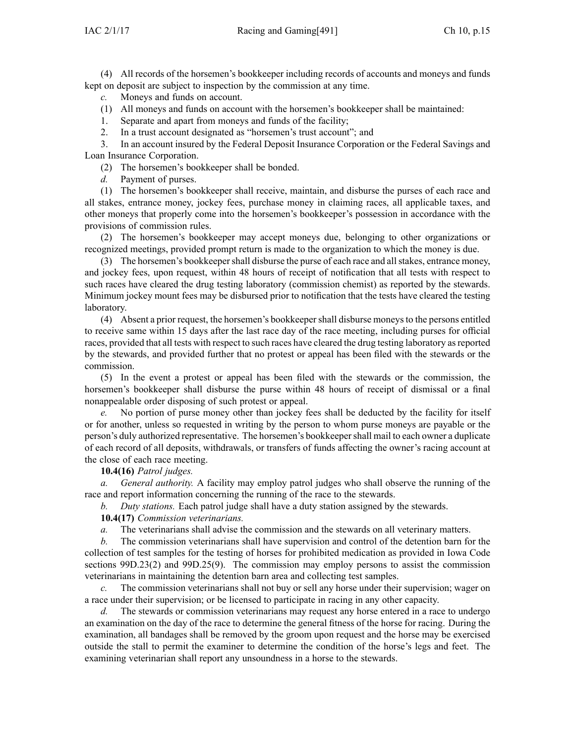(4) All records of the horsemen's bookkeeper including records of accounts and moneys and funds kept on deposit are subject to inspection by the commission at any time.

*c.* Moneys and funds on account.

(1) All moneys and funds on account with the horsemen's bookkeeper shall be maintained:

1. Separate and apart from moneys and funds of the facility;
2. In a trust account designated as "horsemen's trust account"; and
3. In an account insured by the Federal Deposit Insurance Corporation or the Federal Savings and Loan Insurance Corporation.

(2) The horsemen's bookkeeper shall be bonded.

*d.* Payment of purses.

(1) The horsemen's bookkeeper shall receive, maintain, and disburse the purses of each race and all stakes, entrance money, jockey fees, purchase money in claiming races, all applicable taxes, and other moneys that properly come into the horsemen's bookkeeper's possession in accordance with the provisions of commission rules.

(2) The horsemen's bookkeeper may accept moneys due, belonging to other organizations or recognized meetings, provided prompt return is made to the organization to which the money is due.

(3) The horsemen's bookkeeper shall disburse the purse of each race and all stakes, entrance money, and jockey fees, upon request, within 48 hours of receipt of notification that all tests with respect to such races have cleared the drug testing laboratory (commission chemist) as reported by the stewards. Minimum jockey mount fees may be disbursed prior to notification that the tests have cleared the testing laboratory.

(4) Absent a prior request, the horsemen's bookkeeper shall disburse moneys to the persons entitled to receive same within 15 days after the last race day of the race meeting, including purses for official races, provided that all tests with respect to such races have cleared the drug testing laboratory as reported by the stewards, and provided further that no protest or appeal has been filed with the stewards or the commission.

(5) In the event a protest or appeal has been filed with the stewards or the commission, the horsemen's bookkeeper shall disburse the purse within 48 hours of receipt of dismissal or a final nonappealable order disposing of such protest or appeal.

*e.* No portion of purse money other than jockey fees shall be deducted by the facility for itself or for another, unless so requested in writing by the person to whom purse moneys are payable or the person's duly authorized representative. The horsemen's bookkeeper shall mail to each owner a duplicate of each record of all deposits, withdrawals, or transfers of funds affecting the owner's racing account at the close of each race meeting.

**10.4(16)** *Patrol judges.*

*a.* *General authority.* A facility may employ patrol judges who shall observe the running of the race and report information concerning the running of the race to the stewards.

*b.* *Duty stations.* Each patrol judge shall have a duty station assigned by the stewards.

**10.4(17)** *Commission veterinarians.*

*a.* The veterinarians shall advise the commission and the stewards on all veterinary matters.

*b.* The commission veterinarians shall have supervision and control of the detention barn for the collection of test samples for the testing of horses for prohibited medication as provided in Iowa Code sections 99D.23(2) and 99D.25(9). The commission may employ persons to assist the commission veterinarians in maintaining the detention barn area and collecting test samples.

*c.* The commission veterinarians shall not buy or sell any horse under their supervision; wager on a race under their supervision; or be licensed to participate in racing in any other capacity.

*d.* The stewards or commission veterinarians may request any horse entered in a race to undergo an examination on the day of the race to determine the general fitness of the horse for racing. During the examination, all bandages shall be removed by the groom upon request and the horse may be exercised outside the stall to permit the examiner to determine the condition of the horse's legs and feet. The examining veterinarian shall report any unsoundness in a horse to the stewards.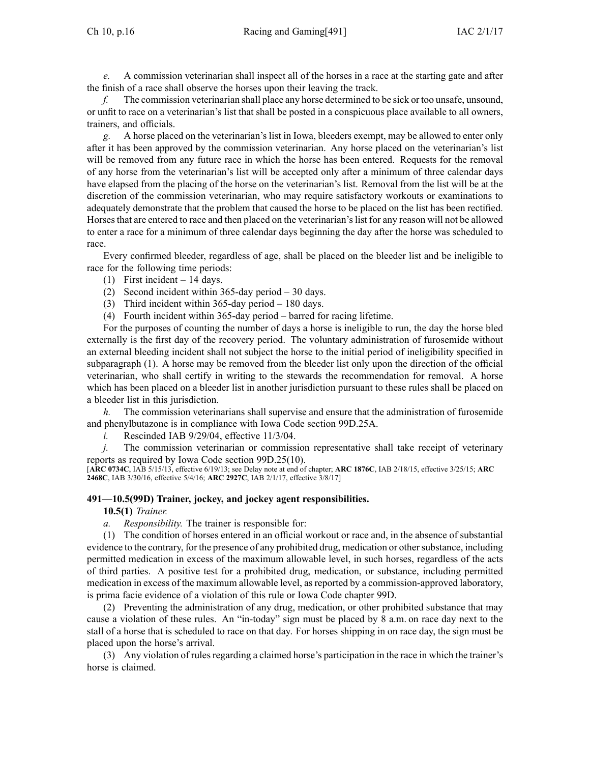*e.* A commission veterinarian shall inspect all of the horses in a race at the starting gate and after the finish of a race shall observe the horses upon their leaving the track.

*f.* The commission veterinarian shall place any horse determined to be sick or too unsafe, unsound, or unfit to race on a veterinarian's list that shall be posted in a conspicuous place available to all owners, trainers, and officials.

*g.* A horse placed on the veterinarian's list in Iowa, bleeders exempt, may be allowed to enter only after it has been approved by the commission veterinarian. Any horse placed on the veterinarian's list will be removed from any future race in which the horse has been entered. Requests for the removal of any horse from the veterinarian's list will be accepted only after a minimum of three calendar days have elapsed from the placing of the horse on the veterinarian's list. Removal from the list will be at the discretion of the commission veterinarian, who may require satisfactory workouts or examinations to adequately demonstrate that the problem that caused the horse to be placed on the list has been rectified. Horses that are entered to race and then placed on the veterinarian's list for any reason will not be allowed to enter a race for a minimum of three calendar days beginning the day after the horse was scheduled to race.

Every confirmed bleeder, regardless of age, shall be placed on the bleeder list and be ineligible to race for the following time periods:

(1) First incident – 14 days.

(2) Second incident within 365-day period – 30 days.

(3) Third incident within 365-day period – 180 days.

(4) Fourth incident within 365-day period – barred for racing lifetime.

For the purposes of counting the number of days a horse is ineligible to run, the day the horse bled externally is the first day of the recovery period. The voluntary administration of furosemide without an external bleeding incident shall not subject the horse to the initial period of ineligibility specified in subparagraph (1). A horse may be removed from the bleeder list only upon the direction of the official veterinarian, who shall certify in writing to the stewards the recommendation for removal. A horse which has been placed on a bleeder list in another jurisdiction pursuant to these rules shall be placed on a bleeder list in this jurisdiction.

*h.* The commission veterinarians shall supervise and ensure that the administration of furosemide and phenylbutazone is in compliance with Iowa Code section 99D.25A.

*i.* Rescinded IAB 9/29/04, effective 11/3/04.

*j.* The commission veterinarian or commission representative shall take receipt of veterinary reports as required by Iowa Code section 99D.25(10).

[**ARC 0734C**, IAB 5/15/13, effective 6/19/13; see Delay note at end of chapter; **ARC 1876C**, IAB 2/18/15, effective 3/25/15; **ARC 2468C**, IAB 3/30/16, effective 5/4/16; **ARC 2927C**, IAB 2/1/17, effective 3/8/17]

## 491—10.5(99D) Trainer, jockey, and jockey agent responsibilities.

**10.5(1)** *Trainer.*

*a. Responsibility.* The trainer is responsible for:

(1) The condition of horses entered in an official workout or race and, in the absence of substantial evidence to the contrary, for the presence of any prohibited drug, medication or other substance, including permitted medication in excess of the maximum allowable level, in such horses, regardless of the acts of third parties. A positive test for a prohibited drug, medication, or substance, including permitted medication in excess of the maximum allowable level, as reported by a commission-approved laboratory, is prima facie evidence of a violation of this rule or Iowa Code chapter 99D.

(2) Preventing the administration of any drug, medication, or other prohibited substance that may cause a violation of these rules. An "in-today" sign must be placed by 8 a.m. on race day next to the stall of a horse that is scheduled to race on that day. For horses shipping in on race day, the sign must be placed upon the horse's arrival.

(3) Any violation of rules regarding a claimed horse's participation in the race in which the trainer's horse is claimed.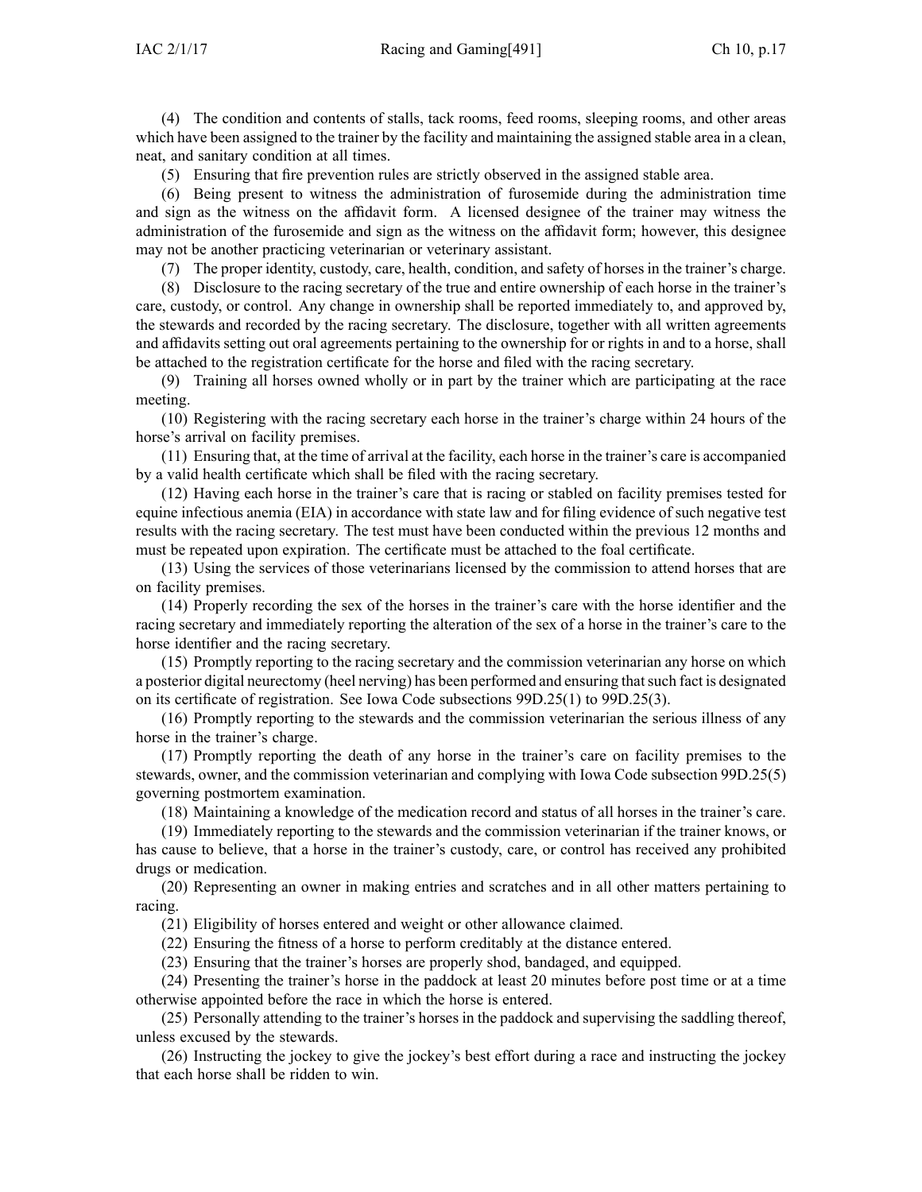(4) The condition and contents of stalls, tack rooms, feed rooms, sleeping rooms, and other areas which have been assigned to the trainer by the facility and maintaining the assigned stable area in a clean, neat, and sanitary condition at all times.

(5) Ensuring that fire prevention rules are strictly observed in the assigned stable area.

(6) Being present to witness the administration of furosemide during the administration time and sign as the witness on the affidavit form. A licensed designee of the trainer may witness the administration of the furosemide and sign as the witness on the affidavit form; however, this designee may not be another practicing veterinarian or veterinary assistant.

(7) The proper identity, custody, care, health, condition, and safety of horses in the trainer's charge.

(8) Disclosure to the racing secretary of the true and entire ownership of each horse in the trainer's care, custody, or control. Any change in ownership shall be reported immediately to, and approved by, the stewards and recorded by the racing secretary. The disclosure, together with all written agreements and affidavits setting out oral agreements pertaining to the ownership for or rights in and to a horse, shall be attached to the registration certificate for the horse and filed with the racing secretary.

(9) Training all horses owned wholly or in part by the trainer which are participating at the race meeting.

(10) Registering with the racing secretary each horse in the trainer's charge within 24 hours of the horse's arrival on facility premises.

(11) Ensuring that, at the time of arrival at the facility, each horse in the trainer's care is accompanied by a valid health certificate which shall be filed with the racing secretary.

(12) Having each horse in the trainer's care that is racing or stabled on facility premises tested for equine infectious anemia (EIA) in accordance with state law and for filing evidence of such negative test results with the racing secretary. The test must have been conducted within the previous 12 months and must be repeated upon expiration. The certificate must be attached to the foal certificate.

(13) Using the services of those veterinarians licensed by the commission to attend horses that are on facility premises.

(14) Properly recording the sex of the horses in the trainer's care with the horse identifier and the racing secretary and immediately reporting the alteration of the sex of a horse in the trainer's care to the horse identifier and the racing secretary.

(15) Promptly reporting to the racing secretary and the commission veterinarian any horse on which a posterior digital neurectomy (heel nerving) has been performed and ensuring that such fact is designated on its certificate of registration. See Iowa Code subsections 99D.25(1) to 99D.25(3).

(16) Promptly reporting to the stewards and the commission veterinarian the serious illness of any horse in the trainer's charge.

(17) Promptly reporting the death of any horse in the trainer's care on facility premises to the stewards, owner, and the commission veterinarian and complying with Iowa Code subsection 99D.25(5) governing postmortem examination.

(18) Maintaining a knowledge of the medication record and status of all horses in the trainer's care.

(19) Immediately reporting to the stewards and the commission veterinarian if the trainer knows, or has cause to believe, that a horse in the trainer's custody, care, or control has received any prohibited drugs or medication.

(20) Representing an owner in making entries and scratches and in all other matters pertaining to racing.

(21) Eligibility of horses entered and weight or other allowance claimed.

(22) Ensuring the fitness of a horse to perform creditably at the distance entered.

(23) Ensuring that the trainer's horses are properly shod, bandaged, and equipped.

(24) Presenting the trainer's horse in the paddock at least 20 minutes before post time or at a time otherwise appointed before the race in which the horse is entered.

(25) Personally attending to the trainer's horses in the paddock and supervising the saddling thereof, unless excused by the stewards.

(26) Instructing the jockey to give the jockey's best effort during a race and instructing the jockey that each horse shall be ridden to win.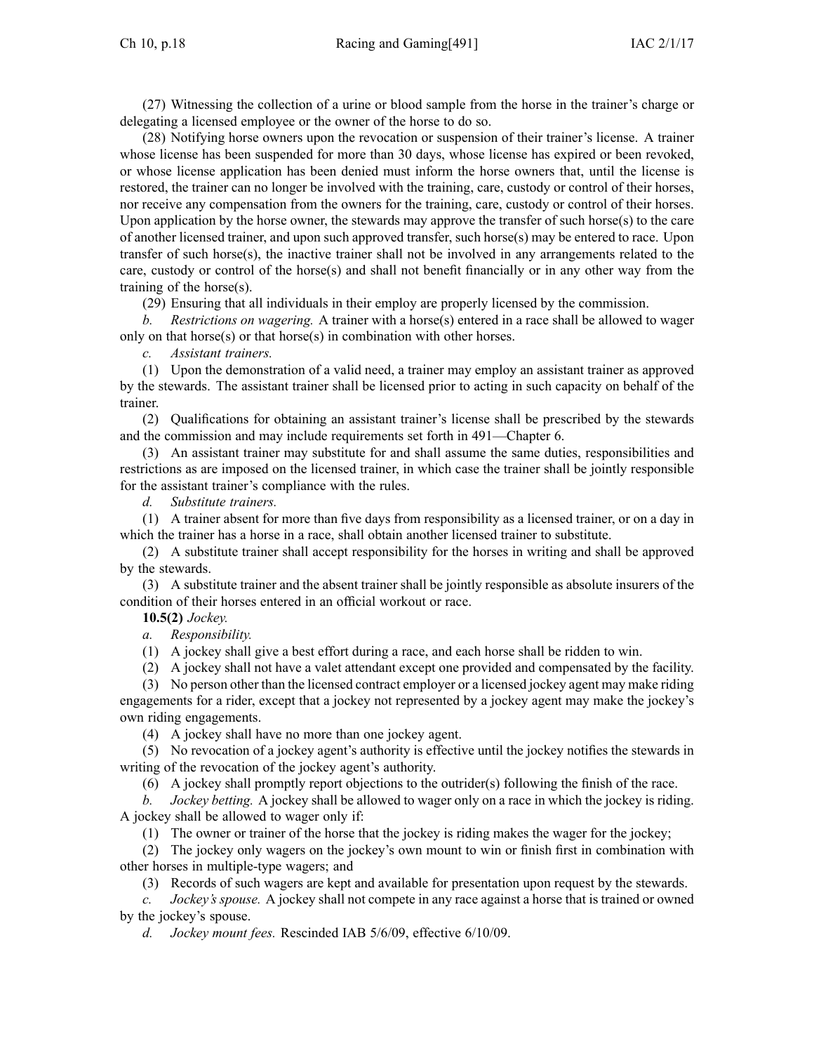(27) Witnessing the collection of a urine or blood sample from the horse in the trainer's charge or delegating a licensed employee or the owner of the horse to do so.

(28) Notifying horse owners upon the revocation or suspension of their trainer's license. A trainer whose license has been suspended for more than 30 days, whose license has expired or been revoked, or whose license application has been denied must inform the horse owners that, until the license is restored, the trainer can no longer be involved with the training, care, custody or control of their horses, nor receive any compensation from the owners for the training, care, custody or control of their horses. Upon application by the horse owner, the stewards may approve the transfer of such horse(s) to the care of another licensed trainer, and upon such approved transfer, such horse(s) may be entered to race. Upon transfer of such horse(s), the inactive trainer shall not be involved in any arrangements related to the care, custody or control of the horse(s) and shall not benefit financially or in any other way from the training of the horse(s).

(29) Ensuring that all individuals in their employ are properly licensed by the commission.

*b. Restrictions on wagering.* A trainer with a horse(s) entered in a race shall be allowed to wager only on that horse(s) or that horse(s) in combination with other horses.

*c. Assistant trainers.*

(1) Upon the demonstration of a valid need, a trainer may employ an assistant trainer as approved by the stewards. The assistant trainer shall be licensed prior to acting in such capacity on behalf of the trainer.

(2) Qualifications for obtaining an assistant trainer's license shall be prescribed by the stewards and the commission and may include requirements set forth in 491—Chapter 6.

(3) An assistant trainer may substitute for and shall assume the same duties, responsibilities and restrictions as are imposed on the licensed trainer, in which case the trainer shall be jointly responsible for the assistant trainer's compliance with the rules.

*d. Substitute trainers.*

(1) A trainer absent for more than five days from responsibility as a licensed trainer, or on a day in which the trainer has a horse in a race, shall obtain another licensed trainer to substitute.

(2) A substitute trainer shall accept responsibility for the horses in writing and shall be approved by the stewards.

(3) A substitute trainer and the absent trainer shall be jointly responsible as absolute insurers of the condition of their horses entered in an official workout or race.

**10.5(2)** *Jockey.*

*a. Responsibility.*

(1) A jockey shall give a best effort during a race, and each horse shall be ridden to win.

(2) A jockey shall not have a valet attendant except one provided and compensated by the facility.

(3) No person other than the licensed contract employer or a licensed jockey agent may make riding engagements for a rider, except that a jockey not represented by a jockey agent may make the jockey's own riding engagements.

(4) A jockey shall have no more than one jockey agent.

(5) No revocation of a jockey agent's authority is effective until the jockey notifies the stewards in writing of the revocation of the jockey agent's authority.

(6) A jockey shall promptly report objections to the outrider(s) following the finish of the race.

*b. Jockey betting.* A jockey shall be allowed to wager only on a race in which the jockey is riding. A jockey shall be allowed to wager only if:

(1) The owner or trainer of the horse that the jockey is riding makes the wager for the jockey;

(2) The jockey only wagers on the jockey's own mount to win or finish first in combination with other horses in multiple-type wagers; and

(3) Records of such wagers are kept and available for presentation upon request by the stewards.

*c. Jockey's spouse.* A jockey shall not compete in any race against a horse that is trained or owned by the jockey's spouse.

*d. Jockey mount fees.* Rescinded IAB 5/6/09, effective 6/10/09.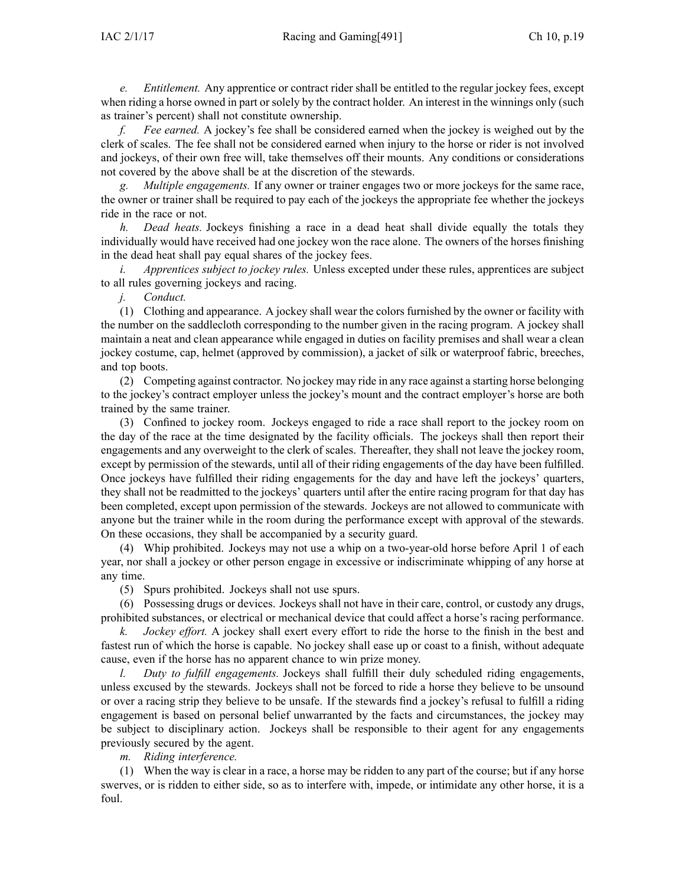*e. Entitlement.* Any apprentice or contract rider shall be entitled to the regular jockey fees, except when riding a horse owned in part or solely by the contract holder. An interest in the winnings only (such as trainer's percent) shall not constitute ownership.

*f. Fee earned.* A jockey's fee shall be considered earned when the jockey is weighed out by the clerk of scales. The fee shall not be considered earned when injury to the horse or rider is not involved and jockeys, of their own free will, take themselves off their mounts. Any conditions or considerations not covered by the above shall be at the discretion of the stewards.

*g. Multiple engagements.* If any owner or trainer engages two or more jockeys for the same race, the owner or trainer shall be required to pay each of the jockeys the appropriate fee whether the jockeys ride in the race or not.

*h. Dead heats.* Jockeys finishing a race in a dead heat shall divide equally the totals they individually would have received had one jockey won the race alone. The owners of the horses finishing in the dead heat shall pay equal shares of the jockey fees.

*i. Apprentices subject to jockey rules.* Unless excepted under these rules, apprentices are subject to all rules governing jockeys and racing.

*j. Conduct.*

(1) Clothing and appearance. A jockey shall wear the colors furnished by the owner or facility with the number on the saddlecloth corresponding to the number given in the racing program. A jockey shall maintain a neat and clean appearance while engaged in duties on facility premises and shall wear a clean jockey costume, cap, helmet (approved by commission), a jacket of silk or waterproof fabric, breeches, and top boots.

(2) Competing against contractor. No jockey may ride in any race against a starting horse belonging to the jockey's contract employer unless the jockey's mount and the contract employer's horse are both trained by the same trainer.

(3) Confined to jockey room. Jockeys engaged to ride a race shall report to the jockey room on the day of the race at the time designated by the facility officials. The jockeys shall then report their engagements and any overweight to the clerk of scales. Thereafter, they shall not leave the jockey room, except by permission of the stewards, until all of their riding engagements of the day have been fulfilled. Once jockeys have fulfilled their riding engagements for the day and have left the jockeys' quarters, they shall not be readmitted to the jockeys' quarters until after the entire racing program for that day has been completed, except upon permission of the stewards. Jockeys are not allowed to communicate with anyone but the trainer while in the room during the performance except with approval of the stewards. On these occasions, they shall be accompanied by a security guard.

(4) Whip prohibited. Jockeys may not use a whip on a two-year-old horse before April 1 of each year, nor shall a jockey or other person engage in excessive or indiscriminate whipping of any horse at any time.

(5) Spurs prohibited. Jockeys shall not use spurs.

(6) Possessing drugs or devices. Jockeys shall not have in their care, control, or custody any drugs, prohibited substances, or electrical or mechanical device that could affect a horse's racing performance.

*k. Jockey effort.* A jockey shall exert every effort to ride the horse to the finish in the best and fastest run of which the horse is capable. No jockey shall ease up or coast to a finish, without adequate cause, even if the horse has no apparent chance to win prize money.

*l. Duty to fulfill engagements.* Jockeys shall fulfill their duly scheduled riding engagements, unless excused by the stewards. Jockeys shall not be forced to ride a horse they believe to be unsound or over a racing strip they believe to be unsafe. If the stewards find a jockey's refusal to fulfill a riding engagement is based on personal belief unwarranted by the facts and circumstances, the jockey may be subject to disciplinary action. Jockeys shall be responsible to their agent for any engagements previously secured by the agent.

*m. Riding interference.*

(1) When the way is clear in a race, a horse may be ridden to any part of the course; but if any horse swerves, or is ridden to either side, so as to interfere with, impede, or intimidate any other horse, it is a foul.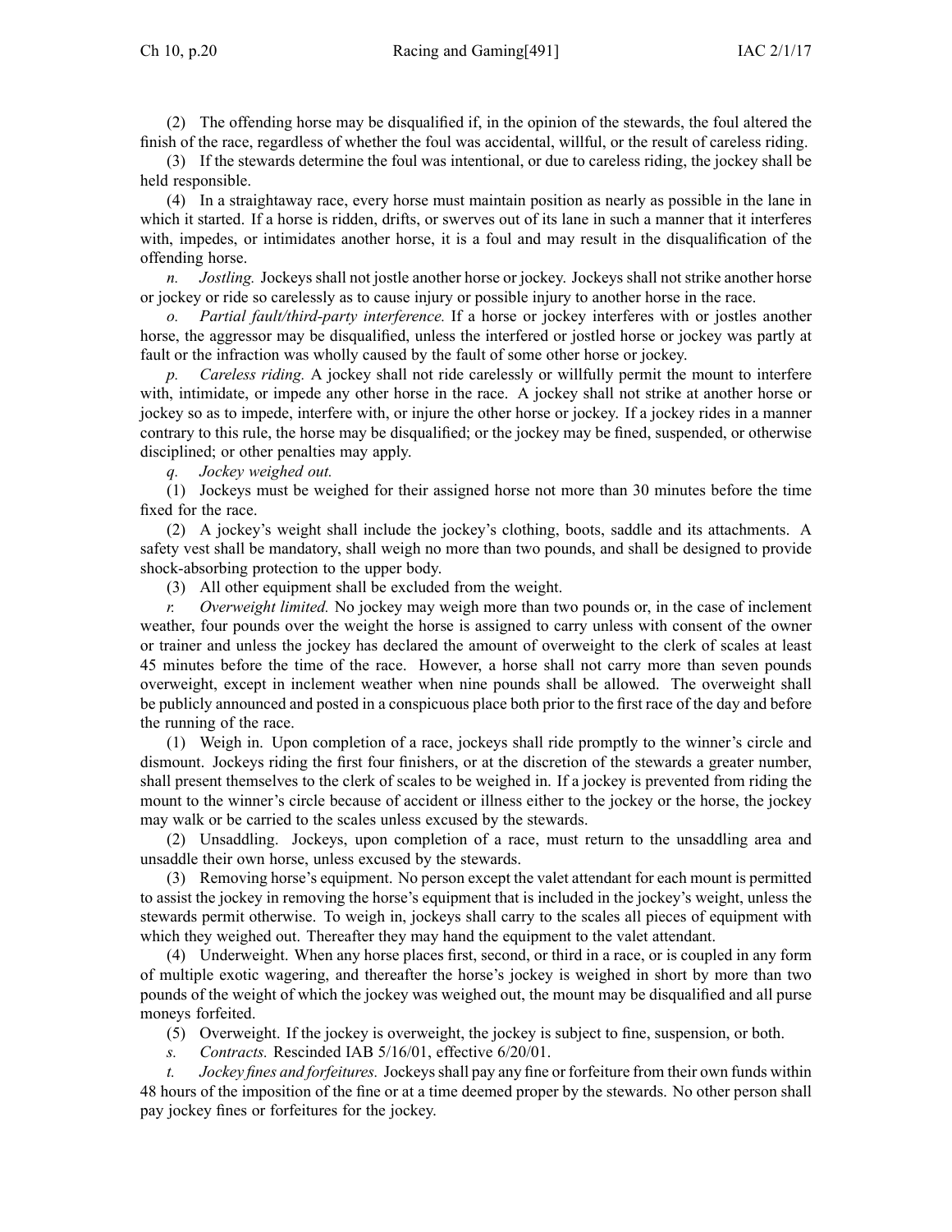(2) The offending horse may be disqualified if, in the opinion of the stewards, the foul altered the finish of the race, regardless of whether the foul was accidental, willful, or the result of careless riding.

(3) If the stewards determine the foul was intentional, or due to careless riding, the jockey shall be held responsible.

(4) In a straightaway race, every horse must maintain position as nearly as possible in the lane in which it started. If a horse is ridden, drifts, or swerves out of its lane in such a manner that it interferes with, impedes, or intimidates another horse, it is a foul and may result in the disqualification of the offending horse.

*n. Jostling.* Jockeys shall not jostle another horse or jockey. Jockeys shall not strike another horse or jockey or ride so carelessly as to cause injury or possible injury to another horse in the race.

*o. Partial fault/third-party interference.* If a horse or jockey interferes with or jostles another horse, the aggressor may be disqualified, unless the interfered or jostled horse or jockey was partly at fault or the infraction was wholly caused by the fault of some other horse or jockey.

*p. Careless riding.* A jockey shall not ride carelessly or willfully permit the mount to interfere with, intimidate, or impede any other horse in the race. A jockey shall not strike at another horse or jockey so as to impede, interfere with, or injure the other horse or jockey. If a jockey rides in a manner contrary to this rule, the horse may be disqualified; or the jockey may be fined, suspended, or otherwise disciplined; or other penalties may apply.

*q. Jockey weighed out.*

(1) Jockeys must be weighed for their assigned horse not more than 30 minutes before the time fixed for the race.

(2) A jockey's weight shall include the jockey's clothing, boots, saddle and its attachments. A safety vest shall be mandatory, shall weigh no more than two pounds, and shall be designed to provide shock-absorbing protection to the upper body.

(3) All other equipment shall be excluded from the weight.

*r. Overweight limited.* No jockey may weigh more than two pounds or, in the case of inclement weather, four pounds over the weight the horse is assigned to carry unless with consent of the owner or trainer and unless the jockey has declared the amount of overweight to the clerk of scales at least 45 minutes before the time of the race. However, a horse shall not carry more than seven pounds overweight, except in inclement weather when nine pounds shall be allowed. The overweight shall be publicly announced and posted in a conspicuous place both prior to the first race of the day and before the running of the race.

(1) Weigh in. Upon completion of a race, jockeys shall ride promptly to the winner's circle and dismount. Jockeys riding the first four finishers, or at the discretion of the stewards a greater number, shall present themselves to the clerk of scales to be weighed in. If a jockey is prevented from riding the mount to the winner's circle because of accident or illness either to the jockey or the horse, the jockey may walk or be carried to the scales unless excused by the stewards.

(2) Unsaddling. Jockeys, upon completion of a race, must return to the unsaddling area and unsaddle their own horse, unless excused by the stewards.

(3) Removing horse's equipment. No person except the valet attendant for each mount is permitted to assist the jockey in removing the horse's equipment that is included in the jockey's weight, unless the stewards permit otherwise. To weigh in, jockeys shall carry to the scales all pieces of equipment with which they weighed out. Thereafter they may hand the equipment to the valet attendant.

(4) Underweight. When any horse places first, second, or third in a race, or is coupled in any form of multiple exotic wagering, and thereafter the horse's jockey is weighed in short by more than two pounds of the weight of which the jockey was weighed out, the mount may be disqualified and all purse moneys forfeited.

(5) Overweight. If the jockey is overweight, the jockey is subject to fine, suspension, or both.

*s. Contracts.* Rescinded IAB 5/16/01, effective 6/20/01.

*t. Jockey fines and forfeitures.* Jockeys shall pay any fine or forfeiture from their own funds within 48 hours of the imposition of the fine or at a time deemed proper by the stewards. No other person shall pay jockey fines or forfeitures for the jockey.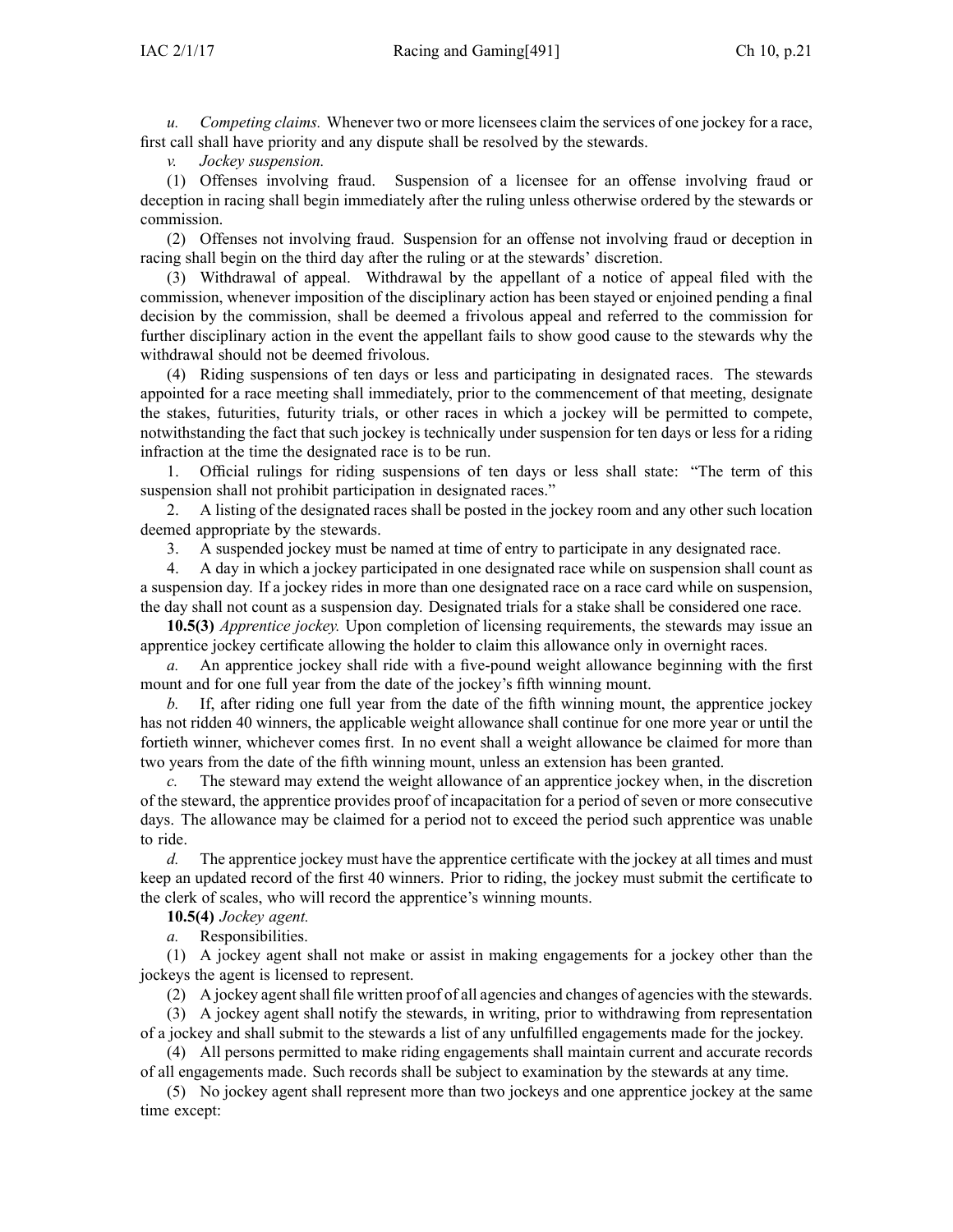*u. Competing claims.* Whenever two or more licensees claim the services of one jockey for a race, first call shall have priority and any dispute shall be resolved by the stewards.

*v. Jockey suspension.*

(1) Offenses involving fraud. Suspension of a licensee for an offense involving fraud or deception in racing shall begin immediately after the ruling unless otherwise ordered by the stewards or commission.

(2) Offenses not involving fraud. Suspension for an offense not involving fraud or deception in racing shall begin on the third day after the ruling or at the stewards' discretion.

(3) Withdrawal of appeal. Withdrawal by the appellant of a notice of appeal filed with the commission, whenever imposition of the disciplinary action has been stayed or enjoined pending a final decision by the commission, shall be deemed a frivolous appeal and referred to the commission for further disciplinary action in the event the appellant fails to show good cause to the stewards why the withdrawal should not be deemed frivolous.

(4) Riding suspensions of ten days or less and participating in designated races. The stewards appointed for a race meeting shall immediately, prior to the commencement of that meeting, designate the stakes, futurities, futurity trials, or other races in which a jockey will be permitted to compete, notwithstanding the fact that such jockey is technically under suspension for ten days or less for a riding infraction at the time the designated race is to be run.

1. Official rulings for riding suspensions of ten days or less shall state: "The term of this suspension shall not prohibit participation in designated races."

2. A listing of the designated races shall be posted in the jockey room and any other such location deemed appropriate by the stewards.

3. A suspended jockey must be named at time of entry to participate in any designated race.

4. A day in which a jockey participated in one designated race while on suspension shall count as a suspension day. If a jockey rides in more than one designated race on a race card while on suspension, the day shall not count as a suspension day. Designated trials for a stake shall be considered one race.

**10.5(3)** *Apprentice jockey.* Upon completion of licensing requirements, the stewards may issue an apprentice jockey certificate allowing the holder to claim this allowance only in overnight races.

*a.* An apprentice jockey shall ride with a five-pound weight allowance beginning with the first mount and for one full year from the date of the jockey's fifth winning mount.

*b.* If, after riding one full year from the date of the fifth winning mount, the apprentice jockey has not ridden 40 winners, the applicable weight allowance shall continue for one more year or until the fortieth winner, whichever comes first. In no event shall a weight allowance be claimed for more than two years from the date of the fifth winning mount, unless an extension has been granted.

*c.* The steward may extend the weight allowance of an apprentice jockey when, in the discretion of the steward, the apprentice provides proof of incapacitation for a period of seven or more consecutive days. The allowance may be claimed for a period not to exceed the period such apprentice was unable to ride.

*d.* The apprentice jockey must have the apprentice certificate with the jockey at all times and must keep an updated record of the first 40 winners. Prior to riding, the jockey must submit the certificate to the clerk of scales, who will record the apprentice's winning mounts.

**10.5(4)** *Jockey agent.*

*a.* Responsibilities.

(1) A jockey agent shall not make or assist in making engagements for a jockey other than the jockeys the agent is licensed to represent.

(2) A jockey agent shall file written proof of all agencies and changes of agencies with the stewards.

(3) A jockey agent shall notify the stewards, in writing, prior to withdrawing from representation of a jockey and shall submit to the stewards a list of any unfulfilled engagements made for the jockey.

(4) All persons permitted to make riding engagements shall maintain current and accurate records of all engagements made. Such records shall be subject to examination by the stewards at any time.

(5) No jockey agent shall represent more than two jockeys and one apprentice jockey at the same time except: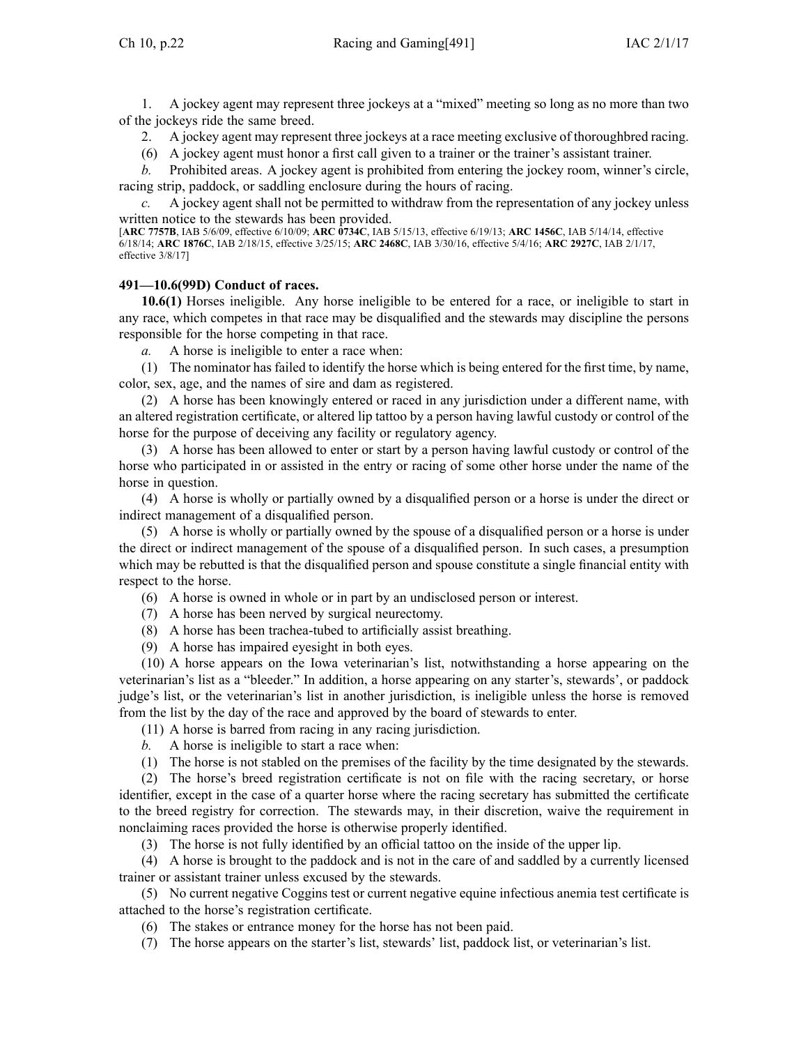1. A jockey agent may represent three jockeys at a "mixed" meeting so long as no more than two of the jockeys ride the same breed.

2. A jockey agent may represent three jockeys at a race meeting exclusive of thoroughbred racing.

(6) A jockey agent must honor a first call given to a trainer or the trainer's assistant trainer.

*b.* Prohibited areas. A jockey agent is prohibited from entering the jockey room, winner's circle, racing strip, paddock, or saddling enclosure during the hours of racing.

*c.* A jockey agent shall not be permitted to withdraw from the representation of any jockey unless written notice to the stewards has been provided.

[**ARC 7757B**, IAB 5/6/09, effective 6/10/09; **ARC 0734C**, IAB 5/15/13, effective 6/19/13; **ARC 1456C**, IAB 5/14/14, effective 6/18/14; **ARC 1876C**, IAB 2/18/15, effective 3/25/15; **ARC 2468C**, IAB 3/30/16, effective 5/4/16; **ARC 2927C**, IAB 2/1/17, effective 3/8/17]

### 491—10.6(99D) Conduct of races.

**10.6(1)** Horses ineligible. Any horse ineligible to be entered for a race, or ineligible to start in any race, which competes in that race may be disqualified and the stewards may discipline the persons responsible for the horse competing in that race.

*a.* A horse is ineligible to enter a race when:

(1) The nominator has failed to identify the horse which is being entered for the first time, by name, color, sex, age, and the names of sire and dam as registered.

(2) A horse has been knowingly entered or raced in any jurisdiction under a different name, with an altered registration certificate, or altered lip tattoo by a person having lawful custody or control of the horse for the purpose of deceiving any facility or regulatory agency.

(3) A horse has been allowed to enter or start by a person having lawful custody or control of the horse who participated in or assisted in the entry or racing of some other horse under the name of the horse in question.

(4) A horse is wholly or partially owned by a disqualified person or a horse is under the direct or indirect management of a disqualified person.

(5) A horse is wholly or partially owned by the spouse of a disqualified person or a horse is under the direct or indirect management of the spouse of a disqualified person. In such cases, a presumption which may be rebutted is that the disqualified person and spouse constitute a single financial entity with respect to the horse.

(6) A horse is owned in whole or in part by an undisclosed person or interest.

(7) A horse has been nerved by surgical neurectomy.

(8) A horse has been trachea-tubed to artificially assist breathing.

(9) A horse has impaired eyesight in both eyes.

(10) A horse appears on the Iowa veterinarian's list, notwithstanding a horse appearing on the veterinarian's list as a "bleeder." In addition, a horse appearing on any starter's, stewards', or paddock judge's list, or the veterinarian's list in another jurisdiction, is ineligible unless the horse is removed from the list by the day of the race and approved by the board of stewards to enter.

(11) A horse is barred from racing in any racing jurisdiction.

*b.* A horse is ineligible to start a race when:

(1) The horse is not stabled on the premises of the facility by the time designated by the stewards.

(2) The horse's breed registration certificate is not on file with the racing secretary, or horse identifier, except in the case of a quarter horse where the racing secretary has submitted the certificate to the breed registry for correction. The stewards may, in their discretion, waive the requirement in nonclaiming races provided the horse is otherwise properly identified.

(3) The horse is not fully identified by an official tattoo on the inside of the upper lip.

(4) A horse is brought to the paddock and is not in the care of and saddled by a currently licensed trainer or assistant trainer unless excused by the stewards.

(5) No current negative Coggins test or current negative equine infectious anemia test certificate is attached to the horse's registration certificate.

(6) The stakes or entrance money for the horse has not been paid.

(7) The horse appears on the starter's list, stewards' list, paddock list, or veterinarian's list.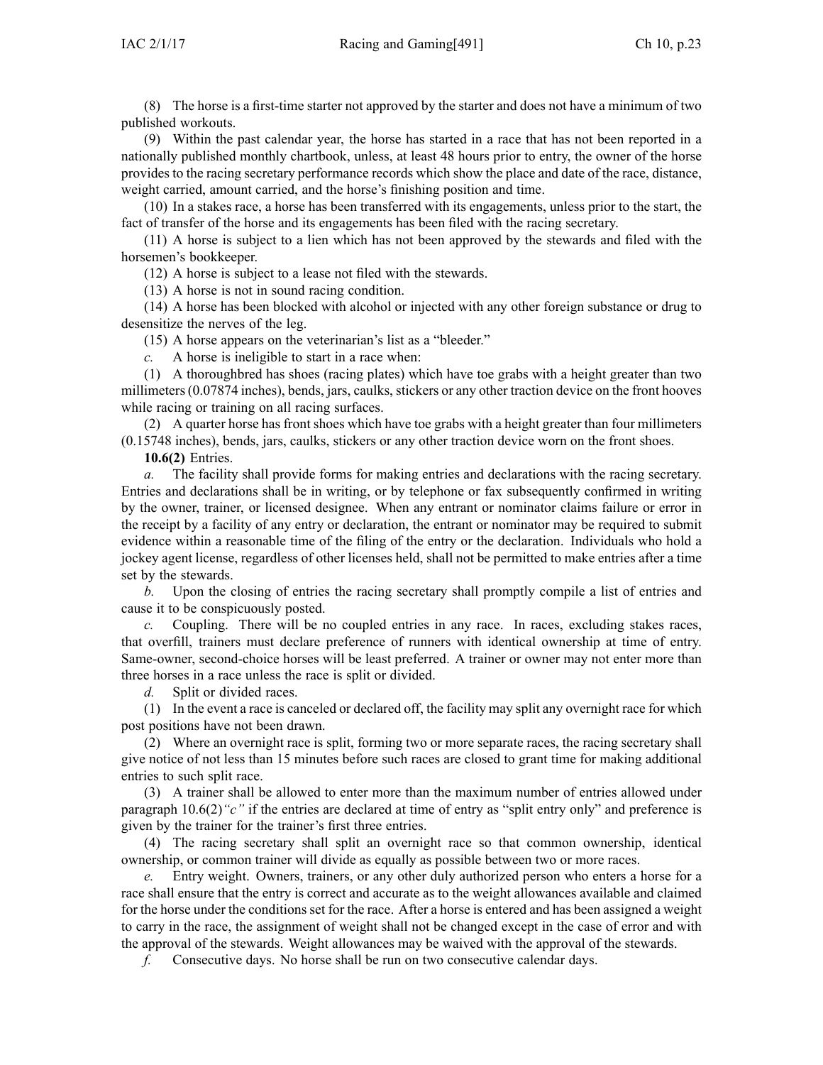(8) The horse is a first-time starter not approved by the starter and does not have a minimum of two published workouts.

(9) Within the past calendar year, the horse has started in a race that has not been reported in a nationally published monthly chartbook, unless, at least 48 hours prior to entry, the owner of the horse provides to the racing secretary performance records which show the place and date of the race, distance, weight carried, amount carried, and the horse's finishing position and time.

(10) In a stakes race, a horse has been transferred with its engagements, unless prior to the start, the fact of transfer of the horse and its engagements has been filed with the racing secretary.

(11) A horse is subject to a lien which has not been approved by the stewards and filed with the horsemen's bookkeeper.

(12) A horse is subject to a lease not filed with the stewards.

(13) A horse is not in sound racing condition.

(14) A horse has been blocked with alcohol or injected with any other foreign substance or drug to desensitize the nerves of the leg.

(15) A horse appears on the veterinarian's list as a "bleeder."

*c.* A horse is ineligible to start in a race when:

(1) A thoroughbred has shoes (racing plates) which have toe grabs with a height greater than two millimeters (0.07874 inches), bends, jars, caulks, stickers or any other traction device on the front hooves while racing or training on all racing surfaces.

(2) A quarter horse has front shoes which have toe grabs with a height greater than four millimeters (0.15748 inches), bends, jars, caulks, stickers or any other traction device worn on the front shoes.

**10.6(2)** Entries.

*a.* The facility shall provide forms for making entries and declarations with the racing secretary. Entries and declarations shall be in writing, or by telephone or fax subsequently confirmed in writing by the owner, trainer, or licensed designee. When any entrant or nominator claims failure or error in the receipt by a facility of any entry or declaration, the entrant or nominator may be required to submit evidence within a reasonable time of the filing of the entry or the declaration. Individuals who hold a jockey agent license, regardless of other licenses held, shall not be permitted to make entries after a time set by the stewards.

*b.* Upon the closing of entries the racing secretary shall promptly compile a list of entries and cause it to be conspicuously posted.

*c.* Coupling. There will be no coupled entries in any race. In races, excluding stakes races, that overfill, trainers must declare preference of runners with identical ownership at time of entry. Same-owner, second-choice horses will be least preferred. A trainer or owner may not enter more than three horses in a race unless the race is split or divided.

*d.* Split or divided races.

(1) In the event a race is canceled or declared off, the facility may split any overnight race for which post positions have not been drawn.

(2) Where an overnight race is split, forming two or more separate races, the racing secretary shall give notice of not less than 15 minutes before such races are closed to grant time for making additional entries to such split race.

(3) A trainer shall be allowed to enter more than the maximum number of entries allowed under paragraph 10.6(2)*"c"* if the entries are declared at time of entry as "split entry only" and preference is given by the trainer for the trainer's first three entries.

(4) The racing secretary shall split an overnight race so that common ownership, identical ownership, or common trainer will divide as equally as possible between two or more races.

*e.* Entry weight. Owners, trainers, or any other duly authorized person who enters a horse for a race shall ensure that the entry is correct and accurate as to the weight allowances available and claimed for the horse under the conditions set for the race. After a horse is entered and has been assigned a weight to carry in the race, the assignment of weight shall not be changed except in the case of error and with the approval of the stewards. Weight allowances may be waived with the approval of the stewards.

*f.* Consecutive days. No horse shall be run on two consecutive calendar days.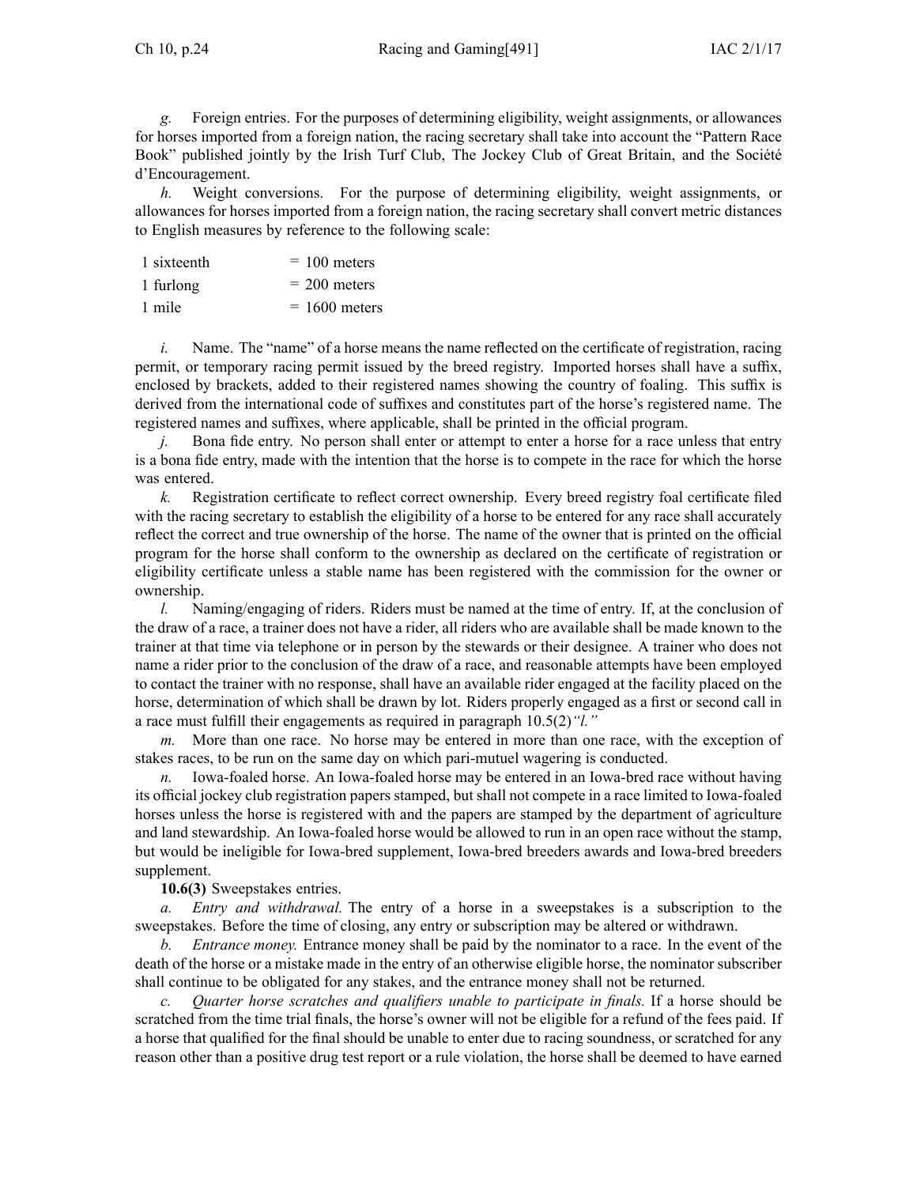*g.* Foreign entries. For the purposes of determining eligibility, weight assignments, or allowances for horses imported from a foreign nation, the racing secretary shall take into account the "Pattern Race Book" published jointly by the Irish Turf Club, The Jockey Club of Great Britain, and the Société d'Encouragement.

*h.* Weight conversions. For the purpose of determining eligibility, weight assignments, or allowances for horses imported from a foreign nation, the racing secretary shall convert metric distances to English measures by reference to the following scale:

| | |
|---|---|
| 1 sixteenth | = 100 meters |
| 1 furlong | = 200 meters |
| 1 mile | = 1600 meters |

*i.* Name. The "name" of a horse means the name reflected on the certificate of registration, racing permit, or temporary racing permit issued by the breed registry. Imported horses shall have a suffix, enclosed by brackets, added to their registered names showing the country of foaling. This suffix is derived from the international code of suffixes and constitutes part of the horse's registered name. The registered names and suffixes, where applicable, shall be printed in the official program.

*j.* Bona fide entry. No person shall enter or attempt to enter a horse for a race unless that entry is a bona fide entry, made with the intention that the horse is to compete in the race for which the horse was entered.

*k.* Registration certificate to reflect correct ownership. Every breed registry foal certificate filed with the racing secretary to establish the eligibility of a horse to be entered for any race shall accurately reflect the correct and true ownership of the horse. The name of the owner that is printed on the official program for the horse shall conform to the ownership as declared on the certificate of registration or eligibility certificate unless a stable name has been registered with the commission for the owner or ownership.

*l.* Naming/engaging of riders. Riders must be named at the time of entry. If, at the conclusion of the draw of a race, a trainer does not have a rider, all riders who are available shall be made known to the trainer at that time via telephone or in person by the stewards or their designee. A trainer who does not name a rider prior to the conclusion of the draw of a race, and reasonable attempts have been employed to contact the trainer with no response, shall have an available rider engaged at the facility placed on the horse, determination of which shall be drawn by lot. Riders properly engaged as a first or second call in a race must fulfill their engagements as required in paragraph 10.5(2)*"l."*

*m.* More than one race. No horse may be entered in more than one race, with the exception of stakes races, to be run on the same day on which pari-mutuel wagering is conducted.

*n.* Iowa-foaled horse. An Iowa-foaled horse may be entered in an Iowa-bred race without having its official jockey club registration papers stamped, but shall not compete in a race limited to Iowa-foaled horses unless the horse is registered with and the papers are stamped by the department of agriculture and land stewardship. An Iowa-foaled horse would be allowed to run in an open race without the stamp, but would be ineligible for Iowa-bred supplement, Iowa-bred breeders awards and Iowa-bred breeders supplement.

**10.6(3)** Sweepstakes entries.

*a. Entry and withdrawal.* The entry of a horse in a sweepstakes is a subscription to the sweepstakes. Before the time of closing, any entry or subscription may be altered or withdrawn.

*b. Entrance money.* Entrance money shall be paid by the nominator to a race. In the event of the death of the horse or a mistake made in the entry of an otherwise eligible horse, the nominator subscriber shall continue to be obligated for any stakes, and the entrance money shall not be returned.

*c. Quarter horse scratches and qualifiers unable to participate in finals.* If a horse should be scratched from the time trial finals, the horse's owner will not be eligible for a refund of the fees paid. If a horse that qualified for the final should be unable to enter due to racing soundness, or scratched for any reason other than a positive drug test report or a rule violation, the horse shall be deemed to have earned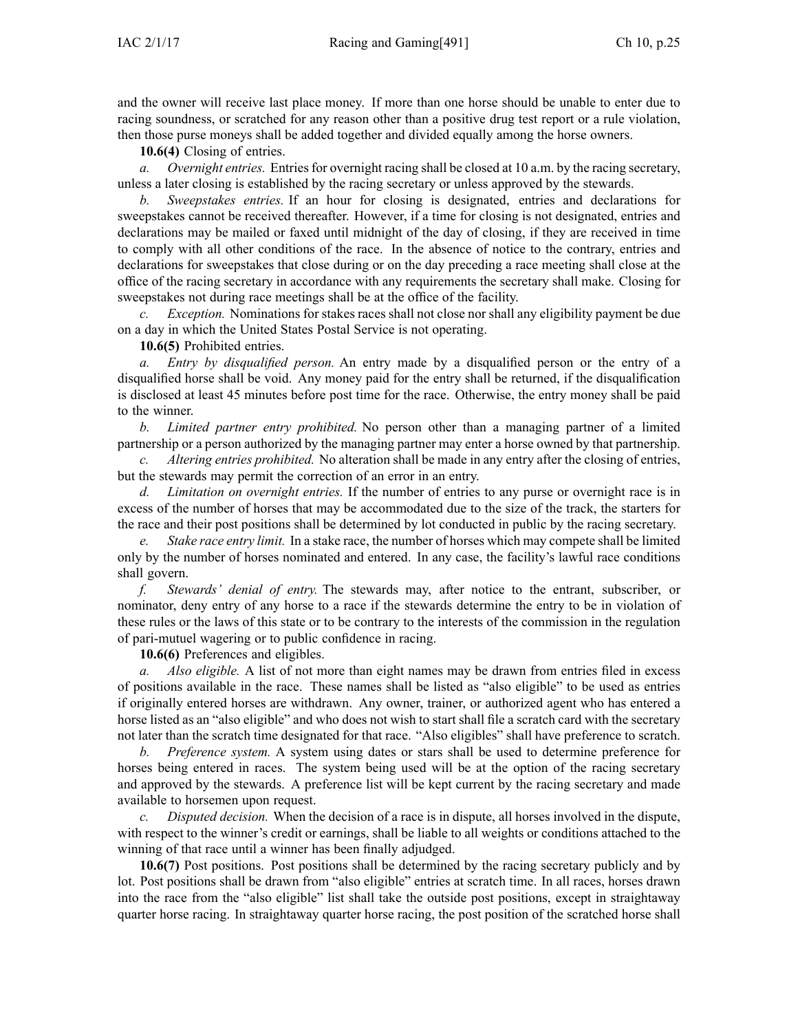and the owner will receive last place money. If more than one horse should be unable to enter due to racing soundness, or scratched for any reason other than a positive drug test report or a rule violation, then those purse moneys shall be added together and divided equally among the horse owners.

**10.6(4)** Closing of entries.

*a. Overnight entries.* Entries for overnight racing shall be closed at 10 a.m. by the racing secretary, unless a later closing is established by the racing secretary or unless approved by the stewards.

*b. Sweepstakes entries.* If an hour for closing is designated, entries and declarations for sweepstakes cannot be received thereafter. However, if a time for closing is not designated, entries and declarations may be mailed or faxed until midnight of the day of closing, if they are received in time to comply with all other conditions of the race. In the absence of notice to the contrary, entries and declarations for sweepstakes that close during or on the day preceding a race meeting shall close at the office of the racing secretary in accordance with any requirements the secretary shall make. Closing for sweepstakes not during race meetings shall be at the office of the facility.

*c. Exception.* Nominations for stakes races shall not close nor shall any eligibility payment be due on a day in which the United States Postal Service is not operating.

**10.6(5)** Prohibited entries.

*a. Entry by disqualified person.* An entry made by a disqualified person or the entry of a disqualified horse shall be void. Any money paid for the entry shall be returned, if the disqualification is disclosed at least 45 minutes before post time for the race. Otherwise, the entry money shall be paid to the winner.

*b. Limited partner entry prohibited.* No person other than a managing partner of a limited partnership or a person authorized by the managing partner may enter a horse owned by that partnership.

*c. Altering entries prohibited.* No alteration shall be made in any entry after the closing of entries, but the stewards may permit the correction of an error in an entry.

*d. Limitation on overnight entries.* If the number of entries to any purse or overnight race is in excess of the number of horses that may be accommodated due to the size of the track, the starters for the race and their post positions shall be determined by lot conducted in public by the racing secretary.

*e. Stake race entry limit.* In a stake race, the number of horses which may compete shall be limited only by the number of horses nominated and entered. In any case, the facility's lawful race conditions shall govern.

*f. Stewards' denial of entry.* The stewards may, after notice to the entrant, subscriber, or nominator, deny entry of any horse to a race if the stewards determine the entry to be in violation of these rules or the laws of this state or to be contrary to the interests of the commission in the regulation of pari-mutuel wagering or to public confidence in racing.

**10.6(6)** Preferences and eligibles.

*a. Also eligible.* A list of not more than eight names may be drawn from entries filed in excess of positions available in the race. These names shall be listed as "also eligible" to be used as entries if originally entered horses are withdrawn. Any owner, trainer, or authorized agent who has entered a horse listed as an "also eligible" and who does not wish to start shall file a scratch card with the secretary not later than the scratch time designated for that race. "Also eligibles" shall have preference to scratch.

*b. Preference system.* A system using dates or stars shall be used to determine preference for horses being entered in races. The system being used will be at the option of the racing secretary and approved by the stewards. A preference list will be kept current by the racing secretary and made available to horsemen upon request.

*c. Disputed decision.* When the decision of a race is in dispute, all horses involved in the dispute, with respect to the winner's credit or earnings, shall be liable to all weights or conditions attached to the winning of that race until a winner has been finally adjudged.

**10.6(7)** Post positions. Post positions shall be determined by the racing secretary publicly and by lot. Post positions shall be drawn from "also eligible" entries at scratch time. In all races, horses drawn into the race from the "also eligible" list shall take the outside post positions, except in straightaway quarter horse racing. In straightaway quarter horse racing, the post position of the scratched horse shall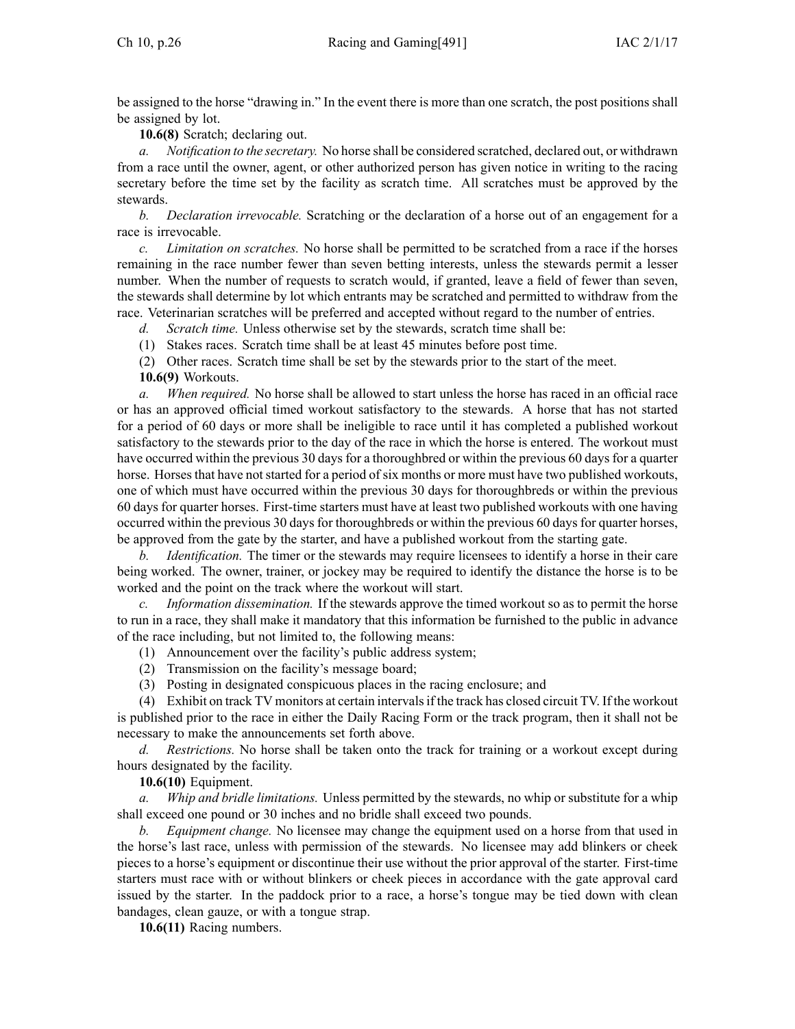be assigned to the horse "drawing in." In the event there is more than one scratch, the post positions shall be assigned by lot.

**10.6(8)** Scratch; declaring out.

*a. Notification to the secretary.* No horse shall be considered scratched, declared out, or withdrawn from a race until the owner, agent, or other authorized person has given notice in writing to the racing secretary before the time set by the facility as scratch time. All scratches must be approved by the stewards.

*b. Declaration irrevocable.* Scratching or the declaration of a horse out of an engagement for a race is irrevocable.

*c. Limitation on scratches.* No horse shall be permitted to be scratched from a race if the horses remaining in the race number fewer than seven betting interests, unless the stewards permit a lesser number. When the number of requests to scratch would, if granted, leave a field of fewer than seven, the stewards shall determine by lot which entrants may be scratched and permitted to withdraw from the race. Veterinarian scratches will be preferred and accepted without regard to the number of entries.

*d. Scratch time.* Unless otherwise set by the stewards, scratch time shall be:

(1) Stakes races. Scratch time shall be at least 45 minutes before post time.

(2) Other races. Scratch time shall be set by the stewards prior to the start of the meet.

**10.6(9)** Workouts.

*a. When required.* No horse shall be allowed to start unless the horse has raced in an official race or has an approved official timed workout satisfactory to the stewards. A horse that has not started for a period of 60 days or more shall be ineligible to race until it has completed a published workout satisfactory to the stewards prior to the day of the race in which the horse is entered. The workout must have occurred within the previous 30 days for a thoroughbred or within the previous 60 days for a quarter horse. Horses that have not started for a period of six months or more must have two published workouts, one of which must have occurred within the previous 30 days for thoroughbreds or within the previous 60 days for quarter horses. First-time starters must have at least two published workouts with one having occurred within the previous 30 days for thoroughbreds or within the previous 60 days for quarter horses, be approved from the gate by the starter, and have a published workout from the starting gate.

*b. Identification.* The timer or the stewards may require licensees to identify a horse in their care being worked. The owner, trainer, or jockey may be required to identify the distance the horse is to be worked and the point on the track where the workout will start.

*c. Information dissemination.* If the stewards approve the timed workout so as to permit the horse to run in a race, they shall make it mandatory that this information be furnished to the public in advance of the race including, but not limited to, the following means:

(1) Announcement over the facility's public address system;

(2) Transmission on the facility's message board;

(3) Posting in designated conspicuous places in the racing enclosure; and

(4) Exhibit on track TV monitors at certain intervals if the track has closed circuit TV. If the workout is published prior to the race in either the Daily Racing Form or the track program, then it shall not be necessary to make the announcements set forth above.

*d. Restrictions.* No horse shall be taken onto the track for training or a workout except during hours designated by the facility.

**10.6(10)** Equipment.

*a. Whip and bridle limitations.* Unless permitted by the stewards, no whip or substitute for a whip shall exceed one pound or 30 inches and no bridle shall exceed two pounds.

*b. Equipment change.* No licensee may change the equipment used on a horse from that used in the horse's last race, unless with permission of the stewards. No licensee may add blinkers or cheek pieces to a horse's equipment or discontinue their use without the prior approval of the starter. First-time starters must race with or without blinkers or cheek pieces in accordance with the gate approval card issued by the starter. In the paddock prior to a race, a horse's tongue may be tied down with clean bandages, clean gauze, or with a tongue strap.

**10.6(11)** Racing numbers.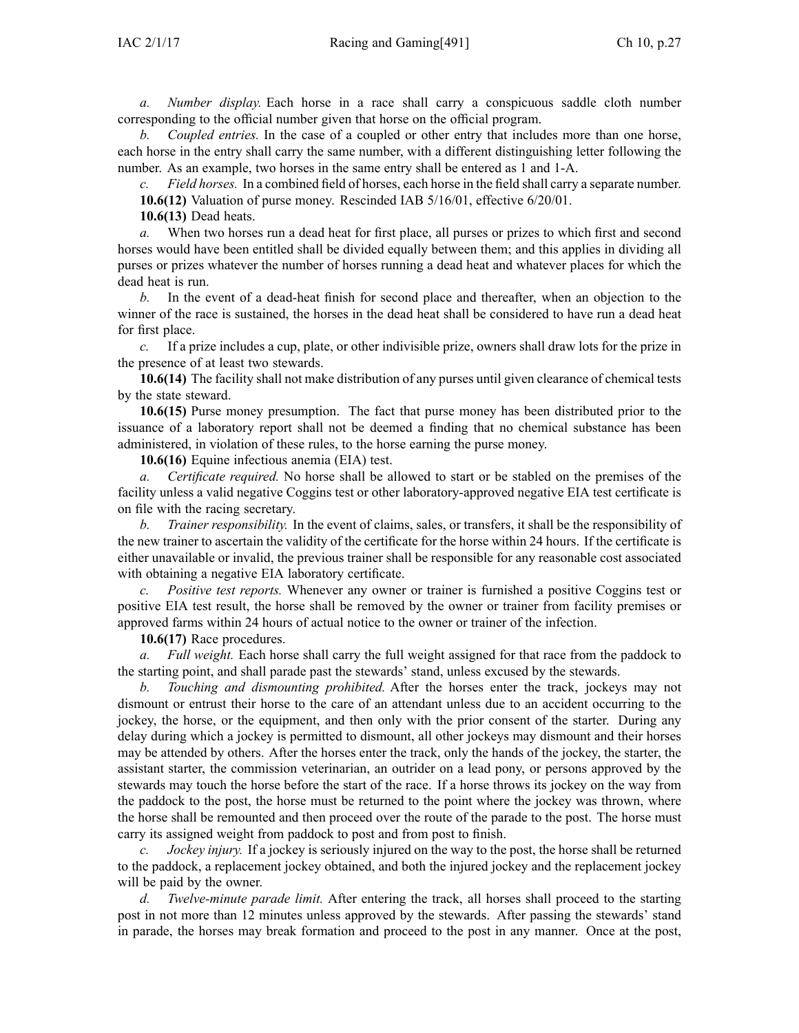*a. Number display.* Each horse in a race shall carry a conspicuous saddle cloth number corresponding to the official number given that horse on the official program.

*b. Coupled entries.* In the case of a coupled or other entry that includes more than one horse, each horse in the entry shall carry the same number, with a different distinguishing letter following the number. As an example, two horses in the same entry shall be entered as 1 and 1-A.

*c. Field horses.* In a combined field of horses, each horse in the field shall carry a separate number.

**10.6(12)** Valuation of purse money. Rescinded IAB 5/16/01, effective 6/20/01.

**10.6(13)** Dead heats.

*a.* When two horses run a dead heat for first place, all purses or prizes to which first and second horses would have been entitled shall be divided equally between them; and this applies in dividing all purses or prizes whatever the number of horses running a dead heat and whatever places for which the dead heat is run.

*b.* In the event of a dead-heat finish for second place and thereafter, when an objection to the winner of the race is sustained, the horses in the dead heat shall be considered to have run a dead heat for first place.

*c.* If a prize includes a cup, plate, or other indivisible prize, owners shall draw lots for the prize in the presence of at least two stewards.

**10.6(14)** The facility shall not make distribution of any purses until given clearance of chemical tests by the state steward.

**10.6(15)** Purse money presumption. The fact that purse money has been distributed prior to the issuance of a laboratory report shall not be deemed a finding that no chemical substance has been administered, in violation of these rules, to the horse earning the purse money.

**10.6(16)** Equine infectious anemia (EIA) test.

*a. Certificate required.* No horse shall be allowed to start or be stabled on the premises of the facility unless a valid negative Coggins test or other laboratory-approved negative EIA test certificate is on file with the racing secretary.

*b. Trainer responsibility.* In the event of claims, sales, or transfers, it shall be the responsibility of the new trainer to ascertain the validity of the certificate for the horse within 24 hours. If the certificate is either unavailable or invalid, the previous trainer shall be responsible for any reasonable cost associated with obtaining a negative EIA laboratory certificate.

*c. Positive test reports.* Whenever any owner or trainer is furnished a positive Coggins test or positive EIA test result, the horse shall be removed by the owner or trainer from facility premises or approved farms within 24 hours of actual notice to the owner or trainer of the infection.

**10.6(17)** Race procedures.

*a. Full weight.* Each horse shall carry the full weight assigned for that race from the paddock to the starting point, and shall parade past the stewards' stand, unless excused by the stewards.

*b. Touching and dismounting prohibited.* After the horses enter the track, jockeys may not dismount or entrust their horse to the care of an attendant unless due to an accident occurring to the jockey, the horse, or the equipment, and then only with the prior consent of the starter. During any delay during which a jockey is permitted to dismount, all other jockeys may dismount and their horses may be attended by others. After the horses enter the track, only the hands of the jockey, the starter, the assistant starter, the commission veterinarian, an outrider on a lead pony, or persons approved by the stewards may touch the horse before the start of the race. If a horse throws its jockey on the way from the paddock to the post, the horse must be returned to the point where the jockey was thrown, where the horse shall be remounted and then proceed over the route of the parade to the post. The horse must carry its assigned weight from paddock to post and from post to finish.

*c. Jockey injury.* If a jockey is seriously injured on the way to the post, the horse shall be returned to the paddock, a replacement jockey obtained, and both the injured jockey and the replacement jockey will be paid by the owner.

*d. Twelve-minute parade limit.* After entering the track, all horses shall proceed to the starting post in not more than 12 minutes unless approved by the stewards. After passing the stewards' stand in parade, the horses may break formation and proceed to the post in any manner. Once at the post,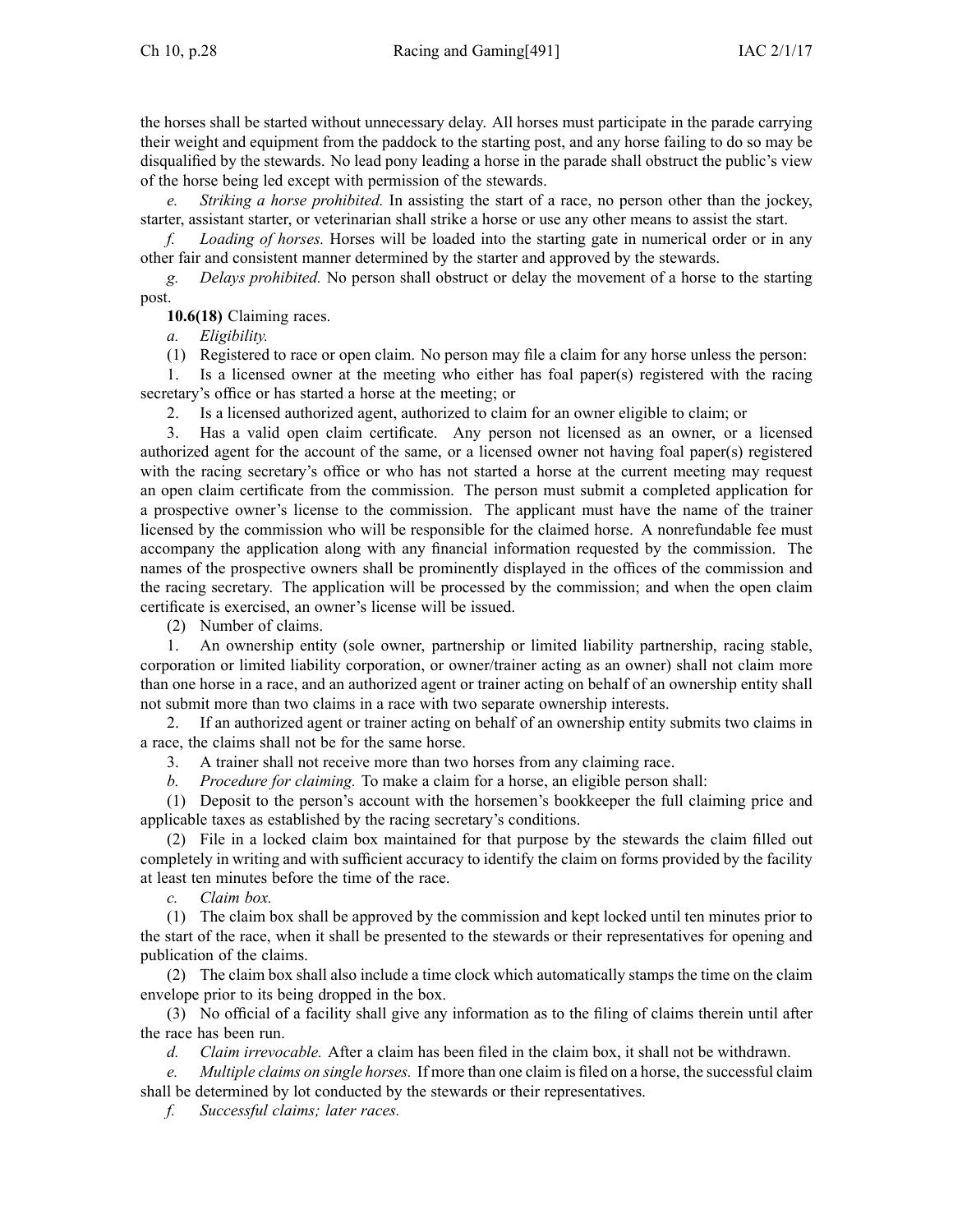the horses shall be started without unnecessary delay. All horses must participate in the parade carrying their weight and equipment from the paddock to the starting post, and any horse failing to do so may be disqualified by the stewards. No lead pony leading a horse in the parade shall obstruct the public's view of the horse being led except with permission of the stewards.

*e. Striking a horse prohibited.* In assisting the start of a race, no person other than the jockey, starter, assistant starter, or veterinarian shall strike a horse or use any other means to assist the start.

*f. Loading of horses.* Horses will be loaded into the starting gate in numerical order or in any other fair and consistent manner determined by the starter and approved by the stewards.

*g. Delays prohibited.* No person shall obstruct or delay the movement of a horse to the starting post.

**10.6(18)** Claiming races.

*a. Eligibility.*

(1) Registered to race or open claim. No person may file a claim for any horse unless the person:

1. Is a licensed owner at the meeting who either has foal paper(s) registered with the racing secretary's office or has started a horse at the meeting; or

2. Is a licensed authorized agent, authorized to claim for an owner eligible to claim; or

3. Has a valid open claim certificate. Any person not licensed as an owner, or a licensed authorized agent for the account of the same, or a licensed owner not having foal paper(s) registered with the racing secretary's office or who has not started a horse at the current meeting may request an open claim certificate from the commission. The person must submit a completed application for a prospective owner's license to the commission. The applicant must have the name of the trainer licensed by the commission who will be responsible for the claimed horse. A nonrefundable fee must accompany the application along with any financial information requested by the commission. The names of the prospective owners shall be prominently displayed in the offices of the commission and the racing secretary. The application will be processed by the commission; and when the open claim certificate is exercised, an owner's license will be issued.

(2) Number of claims.

1. An ownership entity (sole owner, partnership or limited liability partnership, racing stable, corporation or limited liability corporation, or owner/trainer acting as an owner) shall not claim more than one horse in a race, and an authorized agent or trainer acting on behalf of an ownership entity shall not submit more than two claims in a race with two separate ownership interests.

2. If an authorized agent or trainer acting on behalf of an ownership entity submits two claims in a race, the claims shall not be for the same horse.

3. A trainer shall not receive more than two horses from any claiming race.

*b. Procedure for claiming.* To make a claim for a horse, an eligible person shall:

(1) Deposit to the person's account with the horsemen's bookkeeper the full claiming price and applicable taxes as established by the racing secretary's conditions.

(2) File in a locked claim box maintained for that purpose by the stewards the claim filled out completely in writing and with sufficient accuracy to identify the claim on forms provided by the facility at least ten minutes before the time of the race.

*c. Claim box.*

(1) The claim box shall be approved by the commission and kept locked until ten minutes prior to the start of the race, when it shall be presented to the stewards or their representatives for opening and publication of the claims.

(2) The claim box shall also include a time clock which automatically stamps the time on the claim envelope prior to its being dropped in the box.

(3) No official of a facility shall give any information as to the filing of claims therein until after the race has been run.

*d. Claim irrevocable.* After a claim has been filed in the claim box, it shall not be withdrawn.

*e. Multiple claims on single horses.* If more than one claim is filed on a horse, the successful claim shall be determined by lot conducted by the stewards or their representatives.

*f. Successful claims; later races.*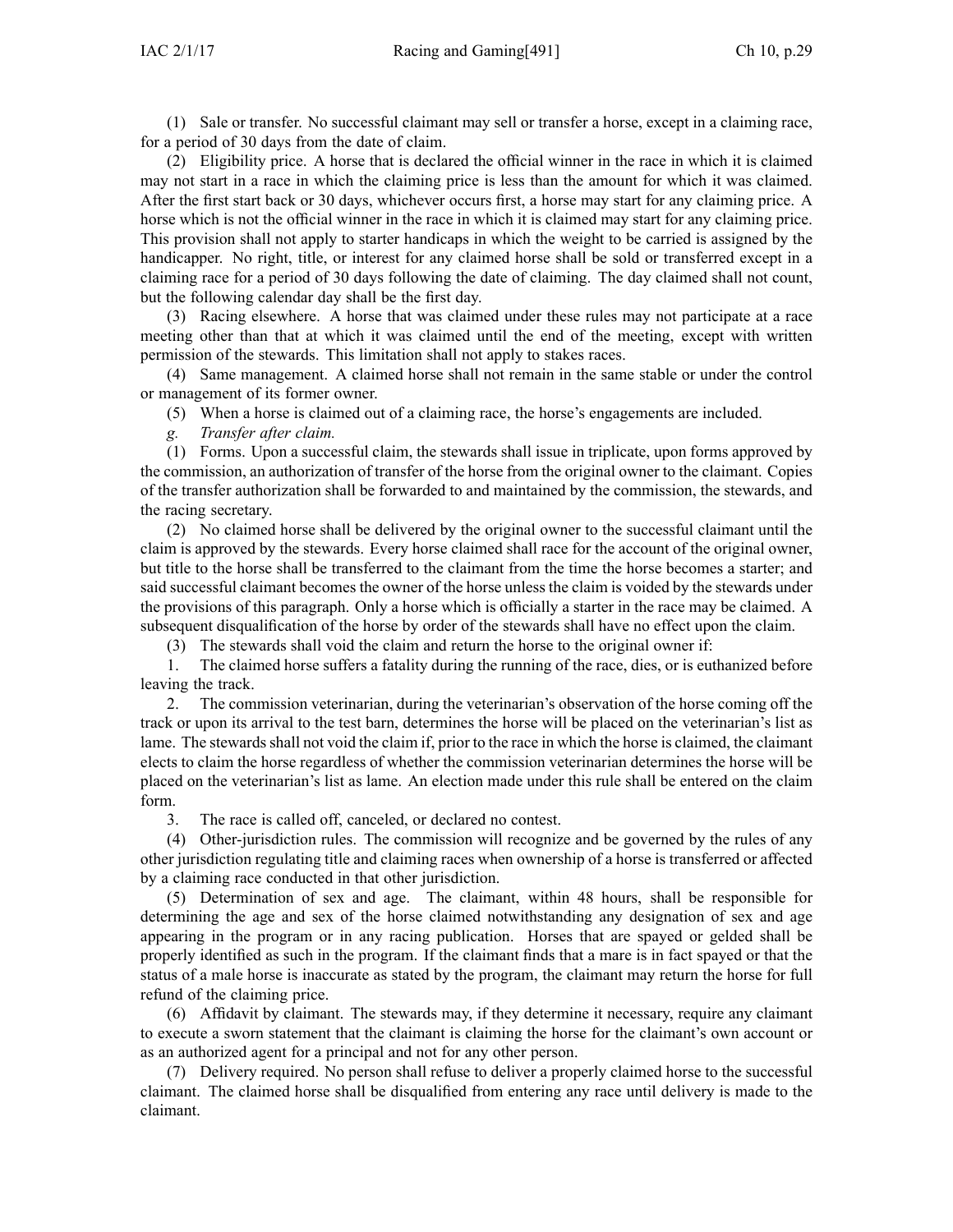(1) Sale or transfer. No successful claimant may sell or transfer a horse, except in a claiming race, for a period of 30 days from the date of claim.

(2) Eligibility price. A horse that is declared the official winner in the race in which it is claimed may not start in a race in which the claiming price is less than the amount for which it was claimed. After the first start back or 30 days, whichever occurs first, a horse may start for any claiming price. A horse which is not the official winner in the race in which it is claimed may start for any claiming price. This provision shall not apply to starter handicaps in which the weight to be carried is assigned by the handicapper. No right, title, or interest for any claimed horse shall be sold or transferred except in a claiming race for a period of 30 days following the date of claiming. The day claimed shall not count, but the following calendar day shall be the first day.

(3) Racing elsewhere. A horse that was claimed under these rules may not participate at a race meeting other than that at which it was claimed until the end of the meeting, except with written permission of the stewards. This limitation shall not apply to stakes races.

(4) Same management. A claimed horse shall not remain in the same stable or under the control or management of its former owner.

(5) When a horse is claimed out of a claiming race, the horse's engagements are included.

*g. Transfer after claim.*

(1) Forms. Upon a successful claim, the stewards shall issue in triplicate, upon forms approved by the commission, an authorization of transfer of the horse from the original owner to the claimant. Copies of the transfer authorization shall be forwarded to and maintained by the commission, the stewards, and the racing secretary.

(2) No claimed horse shall be delivered by the original owner to the successful claimant until the claim is approved by the stewards. Every horse claimed shall race for the account of the original owner, but title to the horse shall be transferred to the claimant from the time the horse becomes a starter; and said successful claimant becomes the owner of the horse unless the claim is voided by the stewards under the provisions of this paragraph. Only a horse which is officially a starter in the race may be claimed. A subsequent disqualification of the horse by order of the stewards shall have no effect upon the claim.

(3) The stewards shall void the claim and return the horse to the original owner if:

1. The claimed horse suffers a fatality during the running of the race, dies, or is euthanized before leaving the track.

2. The commission veterinarian, during the veterinarian's observation of the horse coming off the track or upon its arrival to the test barn, determines the horse will be placed on the veterinarian's list as lame. The stewards shall not void the claim if, prior to the race in which the horse is claimed, the claimant elects to claim the horse regardless of whether the commission veterinarian determines the horse will be placed on the veterinarian's list as lame. An election made under this rule shall be entered on the claim form.

3. The race is called off, canceled, or declared no contest.

(4) Other-jurisdiction rules. The commission will recognize and be governed by the rules of any other jurisdiction regulating title and claiming races when ownership of a horse is transferred or affected by a claiming race conducted in that other jurisdiction.

(5) Determination of sex and age. The claimant, within 48 hours, shall be responsible for determining the age and sex of the horse claimed notwithstanding any designation of sex and age appearing in the program or in any racing publication. Horses that are spayed or gelded shall be properly identified as such in the program. If the claimant finds that a mare is in fact spayed or that the status of a male horse is inaccurate as stated by the program, the claimant may return the horse for full refund of the claiming price.

(6) Affidavit by claimant. The stewards may, if they determine it necessary, require any claimant to execute a sworn statement that the claimant is claiming the horse for the claimant's own account or as an authorized agent for a principal and not for any other person.

(7) Delivery required. No person shall refuse to deliver a properly claimed horse to the successful claimant. The claimed horse shall be disqualified from entering any race until delivery is made to the claimant.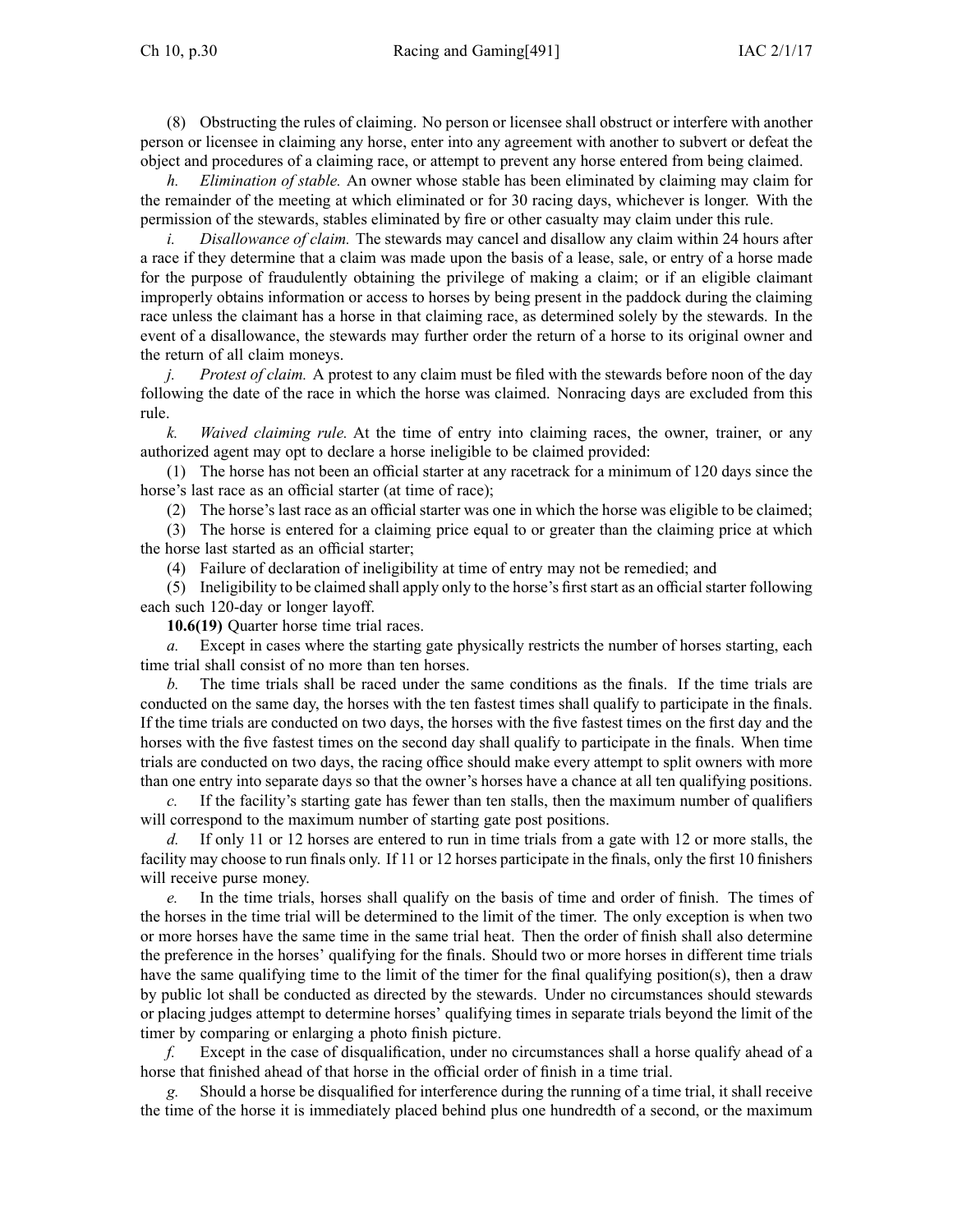(8) Obstructing the rules of claiming. No person or licensee shall obstruct or interfere with another person or licensee in claiming any horse, enter into any agreement with another to subvert or defeat the object and procedures of a claiming race, or attempt to prevent any horse entered from being claimed.

*h. Elimination of stable.* An owner whose stable has been eliminated by claiming may claim for the remainder of the meeting at which eliminated or for 30 racing days, whichever is longer. With the permission of the stewards, stables eliminated by fire or other casualty may claim under this rule.

*i. Disallowance of claim.* The stewards may cancel and disallow any claim within 24 hours after a race if they determine that a claim was made upon the basis of a lease, sale, or entry of a horse made for the purpose of fraudulently obtaining the privilege of making a claim; or if an eligible claimant improperly obtains information or access to horses by being present in the paddock during the claiming race unless the claimant has a horse in that claiming race, as determined solely by the stewards. In the event of a disallowance, the stewards may further order the return of a horse to its original owner and the return of all claim moneys.

*j. Protest of claim.* A protest to any claim must be filed with the stewards before noon of the day following the date of the race in which the horse was claimed. Nonracing days are excluded from this rule.

*k. Waived claiming rule.* At the time of entry into claiming races, the owner, trainer, or any authorized agent may opt to declare a horse ineligible to be claimed provided:

(1) The horse has not been an official starter at any racetrack for a minimum of 120 days since the horse's last race as an official starter (at time of race);

(2) The horse's last race as an official starter was one in which the horse was eligible to be claimed;

(3) The horse is entered for a claiming price equal to or greater than the claiming price at which the horse last started as an official starter;

(4) Failure of declaration of ineligibility at time of entry may not be remedied; and

(5) Ineligibility to be claimed shall apply only to the horse's first start as an official starter following each such 120-day or longer layoff.

**10.6(19)** Quarter horse time trial races.

*a.* Except in cases where the starting gate physically restricts the number of horses starting, each time trial shall consist of no more than ten horses.

*b.* The time trials shall be raced under the same conditions as the finals. If the time trials are conducted on the same day, the horses with the ten fastest times shall qualify to participate in the finals. If the time trials are conducted on two days, the horses with the five fastest times on the first day and the horses with the five fastest times on the second day shall qualify to participate in the finals. When time trials are conducted on two days, the racing office should make every attempt to split owners with more than one entry into separate days so that the owner's horses have a chance at all ten qualifying positions.

*c.* If the facility's starting gate has fewer than ten stalls, then the maximum number of qualifiers will correspond to the maximum number of starting gate post positions.

*d.* If only 11 or 12 horses are entered to run in time trials from a gate with 12 or more stalls, the facility may choose to run finals only. If 11 or 12 horses participate in the finals, only the first 10 finishers will receive purse money.

*e.* In the time trials, horses shall qualify on the basis of time and order of finish. The times of the horses in the time trial will be determined to the limit of the timer. The only exception is when two or more horses have the same time in the same trial heat. Then the order of finish shall also determine the preference in the horses' qualifying for the finals. Should two or more horses in different time trials have the same qualifying time to the limit of the timer for the final qualifying position(s), then a draw by public lot shall be conducted as directed by the stewards. Under no circumstances should stewards or placing judges attempt to determine horses' qualifying times in separate trials beyond the limit of the timer by comparing or enlarging a photo finish picture.

*f.* Except in the case of disqualification, under no circumstances shall a horse qualify ahead of a horse that finished ahead of that horse in the official order of finish in a time trial.

*g.* Should a horse be disqualified for interference during the running of a time trial, it shall receive the time of the horse it is immediately placed behind plus one hundredth of a second, or the maximum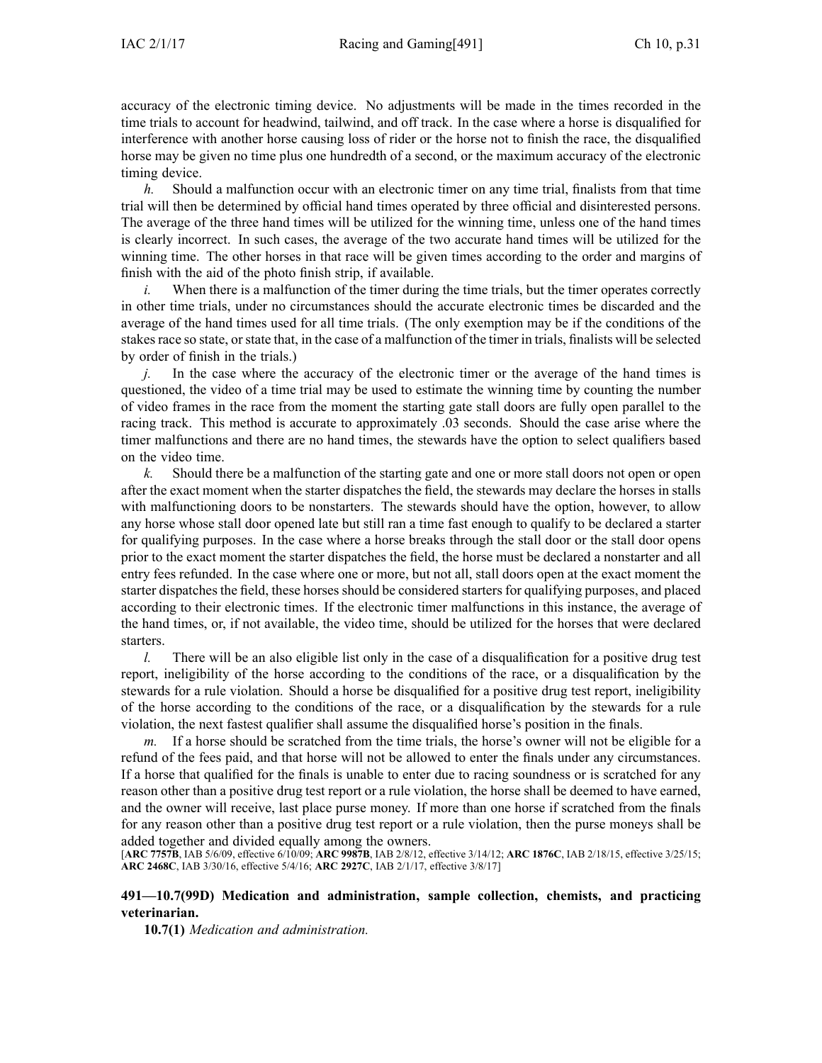accuracy of the electronic timing device. No adjustments will be made in the times recorded in the time trials to account for headwind, tailwind, and off track. In the case where a horse is disqualified for interference with another horse causing loss of rider or the horse not to finish the race, the disqualified horse may be given no time plus one hundredth of a second, or the maximum accuracy of the electronic timing device.

*h.* Should a malfunction occur with an electronic timer on any time trial, finalists from that time trial will then be determined by official hand times operated by three official and disinterested persons. The average of the three hand times will be utilized for the winning time, unless one of the hand times is clearly incorrect. In such cases, the average of the two accurate hand times will be utilized for the winning time. The other horses in that race will be given times according to the order and margins of finish with the aid of the photo finish strip, if available.

*i.* When there is a malfunction of the timer during the time trials, but the timer operates correctly in other time trials, under no circumstances should the accurate electronic times be discarded and the average of the hand times used for all time trials. (The only exemption may be if the conditions of the stakes race so state, or state that, in the case of a malfunction of the timer in trials, finalists will be selected by order of finish in the trials.)

*j.* In the case where the accuracy of the electronic timer or the average of the hand times is questioned, the video of a time trial may be used to estimate the winning time by counting the number of video frames in the race from the moment the starting gate stall doors are fully open parallel to the racing track. This method is accurate to approximately .03 seconds. Should the case arise where the timer malfunctions and there are no hand times, the stewards have the option to select qualifiers based on the video time.

*k.* Should there be a malfunction of the starting gate and one or more stall doors not open or open after the exact moment when the starter dispatches the field, the stewards may declare the horses in stalls with malfunctioning doors to be nonstarters. The stewards should have the option, however, to allow any horse whose stall door opened late but still ran a time fast enough to qualify to be declared a starter for qualifying purposes. In the case where a horse breaks through the stall door or the stall door opens prior to the exact moment the starter dispatches the field, the horse must be declared a nonstarter and all entry fees refunded. In the case where one or more, but not all, stall doors open at the exact moment the starter dispatches the field, these horses should be considered starters for qualifying purposes, and placed according to their electronic times. If the electronic timer malfunctions in this instance, the average of the hand times, or, if not available, the video time, should be utilized for the horses that were declared starters.

*l.* There will be an also eligible list only in the case of a disqualification for a positive drug test report, ineligibility of the horse according to the conditions of the race, or a disqualification by the stewards for a rule violation. Should a horse be disqualified for a positive drug test report, ineligibility of the horse according to the conditions of the race, or a disqualification by the stewards for a rule violation, the next fastest qualifier shall assume the disqualified horse's position in the finals.

*m.* If a horse should be scratched from the time trials, the horse's owner will not be eligible for a refund of the fees paid, and that horse will not be allowed to enter the finals under any circumstances. If a horse that qualified for the finals is unable to enter due to racing soundness or is scratched for any reason other than a positive drug test report or a rule violation, the horse shall be deemed to have earned, and the owner will receive, last place purse money. If more than one horse if scratched from the finals for any reason other than a positive drug test report or a rule violation, then the purse moneys shall be added together and divided equally among the owners.

[**ARC 7757B**, IAB 5/6/09, effective 6/10/09; **ARC 9987B**, IAB 2/8/12, effective 3/14/12; **ARC 1876C**, IAB 2/18/15, effective 3/25/15; **ARC 2468C**, IAB 3/30/16, effective 5/4/16; **ARC 2927C**, IAB 2/1/17, effective 3/8/17]

**491—10.7(99D) Medication and administration, sample collection, chemists, and practicing veterinarian.**

**10.7(1)** *Medication and administration.*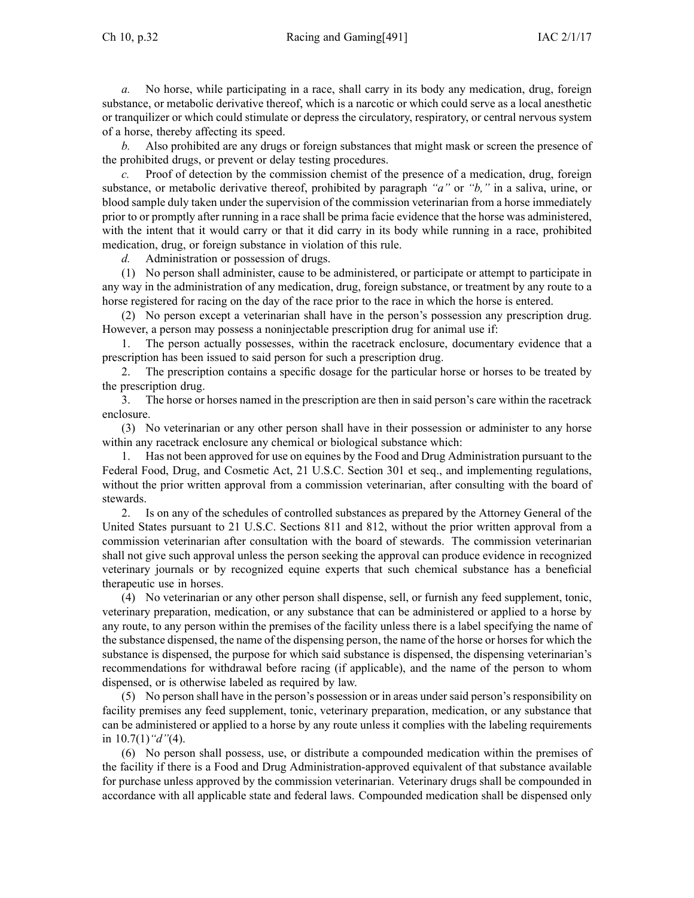*a.* No horse, while participating in a race, shall carry in its body any medication, drug, foreign substance, or metabolic derivative thereof, which is a narcotic or which could serve as a local anesthetic or tranquilizer or which could stimulate or depress the circulatory, respiratory, or central nervous system of a horse, thereby affecting its speed.

*b.* Also prohibited are any drugs or foreign substances that might mask or screen the presence of the prohibited drugs, or prevent or delay testing procedures.

*c.* Proof of detection by the commission chemist of the presence of a medication, drug, foreign substance, or metabolic derivative thereof, prohibited by paragraph *"a"* or *"b,"* in a saliva, urine, or blood sample duly taken under the supervision of the commission veterinarian from a horse immediately prior to or promptly after running in a race shall be prima facie evidence that the horse was administered, with the intent that it would carry or that it did carry in its body while running in a race, prohibited medication, drug, or foreign substance in violation of this rule.

*d.* Administration or possession of drugs.

(1) No person shall administer, cause to be administered, or participate or attempt to participate in any way in the administration of any medication, drug, foreign substance, or treatment by any route to a horse registered for racing on the day of the race prior to the race in which the horse is entered.

(2) No person except a veterinarian shall have in the person's possession any prescription drug. However, a person may possess a noninjectable prescription drug for animal use if:

1. The person actually possesses, within the racetrack enclosure, documentary evidence that a prescription has been issued to said person for such a prescription drug.

2. The prescription contains a specific dosage for the particular horse or horses to be treated by the prescription drug.

3. The horse or horses named in the prescription are then in said person's care within the racetrack enclosure.

(3) No veterinarian or any other person shall have in their possession or administer to any horse within any racetrack enclosure any chemical or biological substance which:

1. Has not been approved for use on equines by the Food and Drug Administration pursuant to the Federal Food, Drug, and Cosmetic Act, 21 U.S.C. Section 301 et seq., and implementing regulations, without the prior written approval from a commission veterinarian, after consulting with the board of stewards.

2. Is on any of the schedules of controlled substances as prepared by the Attorney General of the United States pursuant to 21 U.S.C. Sections 811 and 812, without the prior written approval from a commission veterinarian after consultation with the board of stewards. The commission veterinarian shall not give such approval unless the person seeking the approval can produce evidence in recognized veterinary journals or by recognized equine experts that such chemical substance has a beneficial therapeutic use in horses.

(4) No veterinarian or any other person shall dispense, sell, or furnish any feed supplement, tonic, veterinary preparation, medication, or any substance that can be administered or applied to a horse by any route, to any person within the premises of the facility unless there is a label specifying the name of the substance dispensed, the name of the dispensing person, the name of the horse or horses for which the substance is dispensed, the purpose for which said substance is dispensed, the dispensing veterinarian's recommendations for withdrawal before racing (if applicable), and the name of the person to whom dispensed, or is otherwise labeled as required by law.

(5) No person shall have in the person's possession or in areas under said person's responsibility on facility premises any feed supplement, tonic, veterinary preparation, medication, or any substance that can be administered or applied to a horse by any route unless it complies with the labeling requirements in 10.7(1)*"d"*(4).

(6) No person shall possess, use, or distribute a compounded medication within the premises of the facility if there is a Food and Drug Administration-approved equivalent of that substance available for purchase unless approved by the commission veterinarian. Veterinary drugs shall be compounded in accordance with all applicable state and federal laws. Compounded medication shall be dispensed only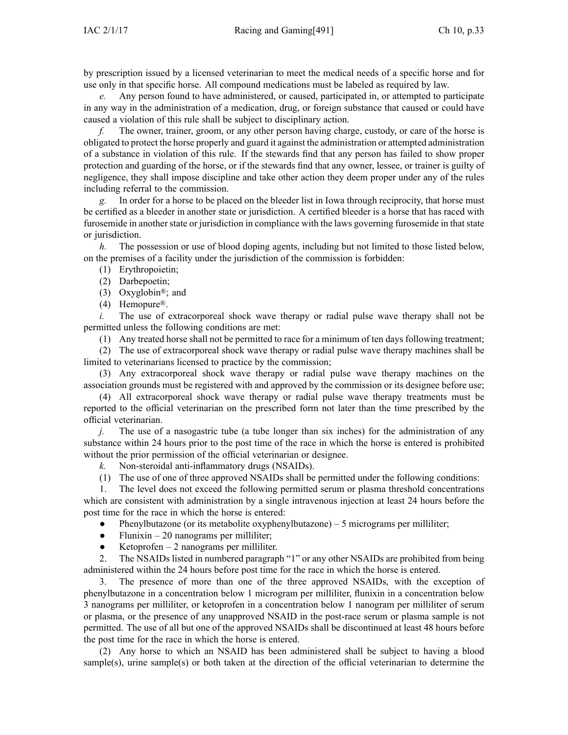by prescription issued by a licensed veterinarian to meet the medical needs of a specific horse and for use only in that specific horse. All compound medications must be labeled as required by law.

*e.* Any person found to have administered, or caused, participated in, or attempted to participate in any way in the administration of a medication, drug, or foreign substance that caused or could have caused a violation of this rule shall be subject to disciplinary action.

*f.* The owner, trainer, groom, or any other person having charge, custody, or care of the horse is obligated to protect the horse properly and guard it against the administration or attempted administration of a substance in violation of this rule. If the stewards find that any person has failed to show proper protection and guarding of the horse, or if the stewards find that any owner, lessee, or trainer is guilty of negligence, they shall impose discipline and take other action they deem proper under any of the rules including referral to the commission.

*g.* In order for a horse to be placed on the bleeder list in Iowa through reciprocity, that horse must be certified as a bleeder in another state or jurisdiction. A certified bleeder is a horse that has raced with furosemide in another state or jurisdiction in compliance with the laws governing furosemide in that state or jurisdiction.

*h.* The possession or use of blood doping agents, including but not limited to those listed below, on the premises of a facility under the jurisdiction of the commission is forbidden:

(1) Erythropoietin;

(2) Darbepoetin;

(3) Oxyglobin®; and

(4) Hemopure®.

*i.* The use of extracorporeal shock wave therapy or radial pulse wave therapy shall not be permitted unless the following conditions are met:

(1) Any treated horse shall not be permitted to race for a minimum of ten days following treatment;

(2) The use of extracorporeal shock wave therapy or radial pulse wave therapy machines shall be limited to veterinarians licensed to practice by the commission;

(3) Any extracorporeal shock wave therapy or radial pulse wave therapy machines on the association grounds must be registered with and approved by the commission or its designee before use;

(4) All extracorporeal shock wave therapy or radial pulse wave therapy treatments must be reported to the official veterinarian on the prescribed form not later than the time prescribed by the official veterinarian.

*j.* The use of a nasogastric tube (a tube longer than six inches) for the administration of any substance within 24 hours prior to the post time of the race in which the horse is entered is prohibited without the prior permission of the official veterinarian or designee.

*k.* Non-steroidal anti-inflammatory drugs (NSAIDs).

(1) The use of one of three approved NSAIDs shall be permitted under the following conditions:

1. The level does not exceed the following permitted serum or plasma threshold concentrations which are consistent with administration by a single intravenous injection at least 24 hours before the post time for the race in which the horse is entered:

- Phenylbutazone (or its metabolite oxyphenylbutazone) – 5 micrograms per milliliter;
- Flunixin – 20 nanograms per milliliter;
- Ketoprofen – 2 nanograms per milliliter.

2. The NSAIDs listed in numbered paragraph "1" or any other NSAIDs are prohibited from being administered within the 24 hours before post time for the race in which the horse is entered.

3. The presence of more than one of the three approved NSAIDs, with the exception of phenylbutazone in a concentration below 1 microgram per milliliter, flunixin in a concentration below 3 nanograms per milliliter, or ketoprofen in a concentration below 1 nanogram per milliliter of serum or plasma, or the presence of any unapproved NSAID in the post-race serum or plasma sample is not permitted. The use of all but one of the approved NSAIDs shall be discontinued at least 48 hours before the post time for the race in which the horse is entered.

(2) Any horse to which an NSAID has been administered shall be subject to having a blood sample(s), urine sample(s) or both taken at the direction of the official veterinarian to determine the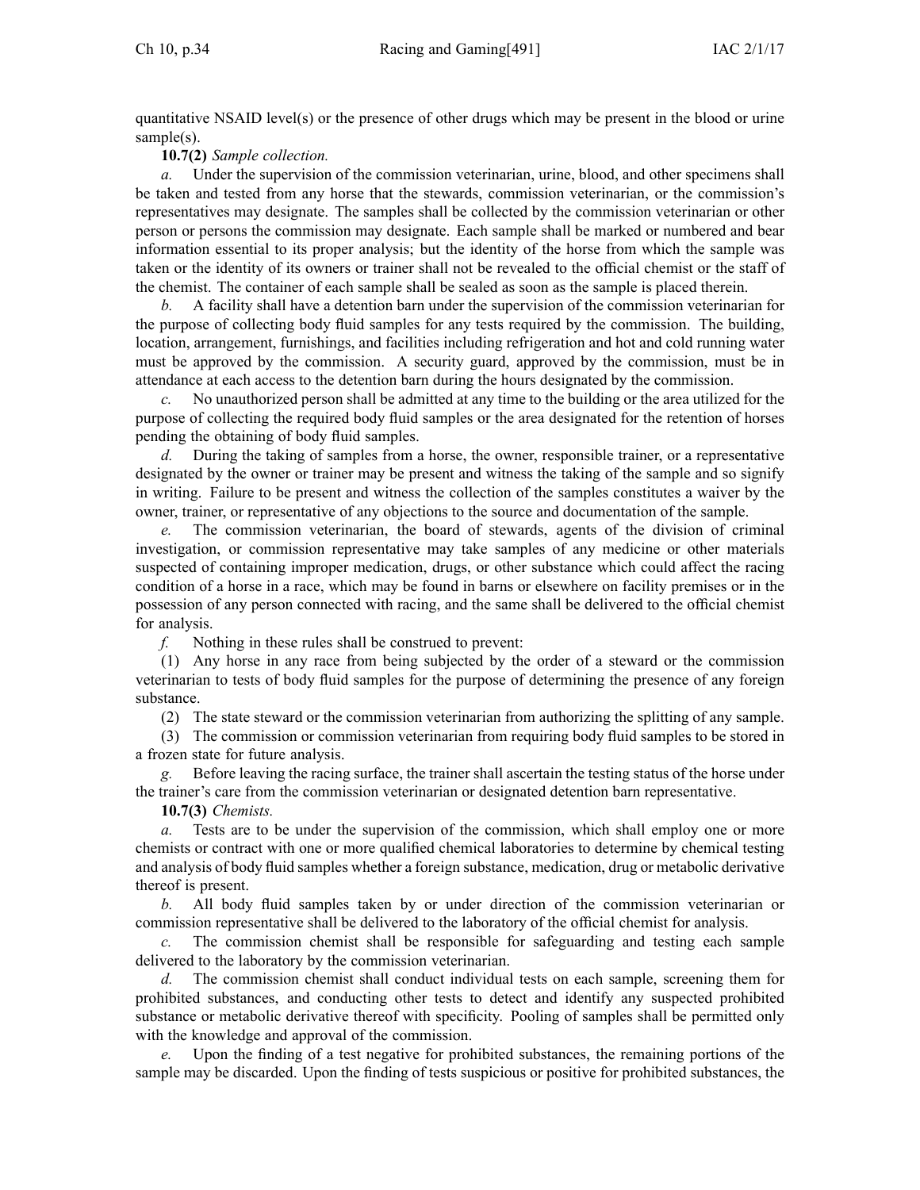quantitative NSAID level(s) or the presence of other drugs which may be present in the blood or urine sample(s).

**10.7(2)** *Sample collection.*

*a.* Under the supervision of the commission veterinarian, urine, blood, and other specimens shall be taken and tested from any horse that the stewards, commission veterinarian, or the commission's representatives may designate. The samples shall be collected by the commission veterinarian or other person or persons the commission may designate. Each sample shall be marked or numbered and bear information essential to its proper analysis; but the identity of the horse from which the sample was taken or the identity of its owners or trainer shall not be revealed to the official chemist or the staff of the chemist. The container of each sample shall be sealed as soon as the sample is placed therein.

*b.* A facility shall have a detention barn under the supervision of the commission veterinarian for the purpose of collecting body fluid samples for any tests required by the commission. The building, location, arrangement, furnishings, and facilities including refrigeration and hot and cold running water must be approved by the commission. A security guard, approved by the commission, must be in attendance at each access to the detention barn during the hours designated by the commission.

*c.* No unauthorized person shall be admitted at any time to the building or the area utilized for the purpose of collecting the required body fluid samples or the area designated for the retention of horses pending the obtaining of body fluid samples.

*d.* During the taking of samples from a horse, the owner, responsible trainer, or a representative designated by the owner or trainer may be present and witness the taking of the sample and so signify in writing. Failure to be present and witness the collection of the samples constitutes a waiver by the owner, trainer, or representative of any objections to the source and documentation of the sample.

*e.* The commission veterinarian, the board of stewards, agents of the division of criminal investigation, or commission representative may take samples of any medicine or other materials suspected of containing improper medication, drugs, or other substance which could affect the racing condition of a horse in a race, which may be found in barns or elsewhere on facility premises or in the possession of any person connected with racing, and the same shall be delivered to the official chemist for analysis.

*f.* Nothing in these rules shall be construed to prevent:

(1) Any horse in any race from being subjected by the order of a steward or the commission veterinarian to tests of body fluid samples for the purpose of determining the presence of any foreign substance.

(2) The state steward or the commission veterinarian from authorizing the splitting of any sample.

(3) The commission or commission veterinarian from requiring body fluid samples to be stored in a frozen state for future analysis.

*g.* Before leaving the racing surface, the trainer shall ascertain the testing status of the horse under the trainer's care from the commission veterinarian or designated detention barn representative.

**10.7(3)** *Chemists.*

*a.* Tests are to be under the supervision of the commission, which shall employ one or more chemists or contract with one or more qualified chemical laboratories to determine by chemical testing and analysis of body fluid samples whether a foreign substance, medication, drug or metabolic derivative thereof is present.

*b.* All body fluid samples taken by or under direction of the commission veterinarian or commission representative shall be delivered to the laboratory of the official chemist for analysis.

*c.* The commission chemist shall be responsible for safeguarding and testing each sample delivered to the laboratory by the commission veterinarian.

*d.* The commission chemist shall conduct individual tests on each sample, screening them for prohibited substances, and conducting other tests to detect and identify any suspected prohibited substance or metabolic derivative thereof with specificity. Pooling of samples shall be permitted only with the knowledge and approval of the commission.

*e.* Upon the finding of a test negative for prohibited substances, the remaining portions of the sample may be discarded. Upon the finding of tests suspicious or positive for prohibited substances, the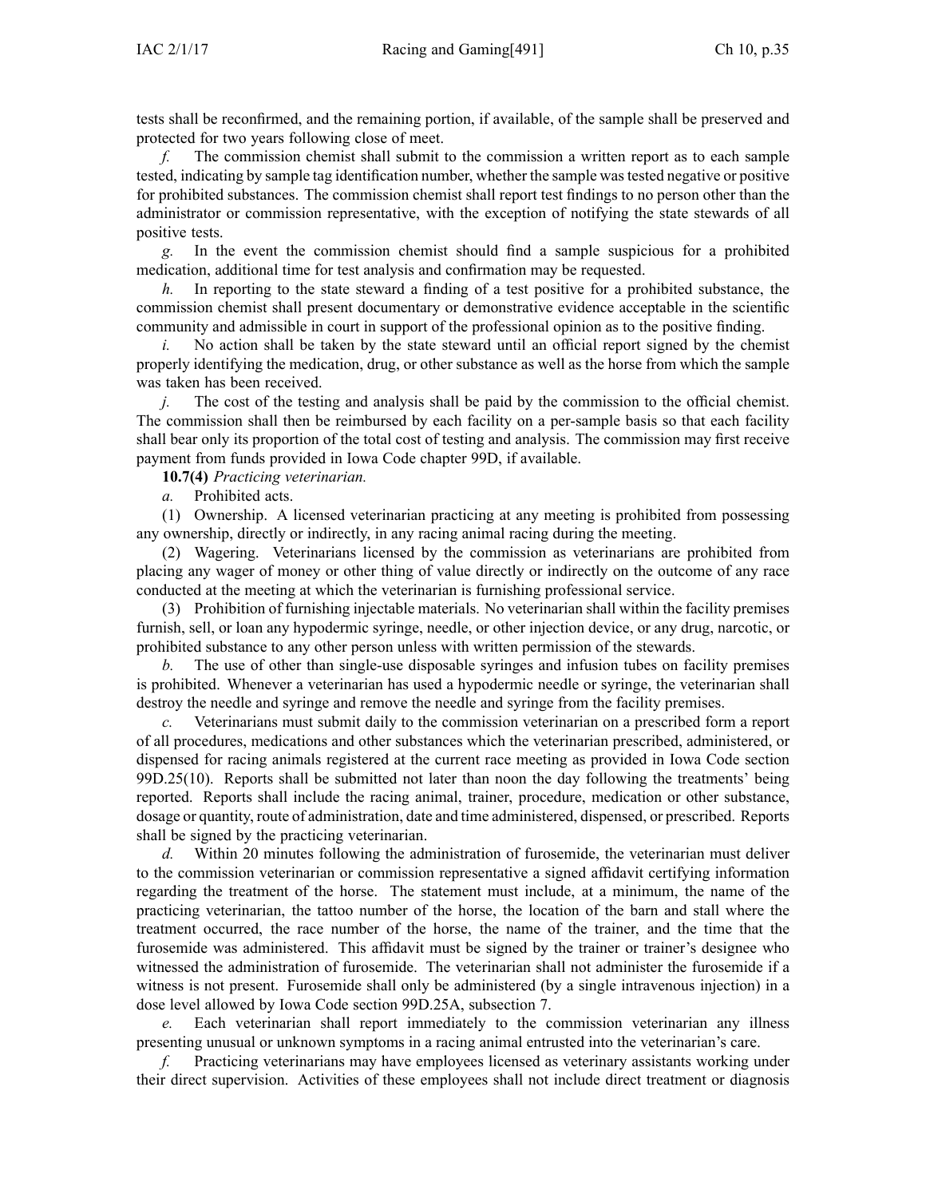tests shall be reconfirmed, and the remaining portion, if available, of the sample shall be preserved and protected for two years following close of meet.

*f.* The commission chemist shall submit to the commission a written report as to each sample tested, indicating by sample tag identification number, whether the sample was tested negative or positive for prohibited substances. The commission chemist shall report test findings to no person other than the administrator or commission representative, with the exception of notifying the state stewards of all positive tests.

*g.* In the event the commission chemist should find a sample suspicious for a prohibited medication, additional time for test analysis and confirmation may be requested.

*h.* In reporting to the state steward a finding of a test positive for a prohibited substance, the commission chemist shall present documentary or demonstrative evidence acceptable in the scientific community and admissible in court in support of the professional opinion as to the positive finding.

*i.* No action shall be taken by the state steward until an official report signed by the chemist properly identifying the medication, drug, or other substance as well as the horse from which the sample was taken has been received.

*j.* The cost of the testing and analysis shall be paid by the commission to the official chemist. The commission shall then be reimbursed by each facility on a per-sample basis so that each facility shall bear only its proportion of the total cost of testing and analysis. The commission may first receive payment from funds provided in Iowa Code chapter 99D, if available.

**10.7(4)** *Practicing veterinarian.*

*a.* Prohibited acts.

(1) Ownership. A licensed veterinarian practicing at any meeting is prohibited from possessing any ownership, directly or indirectly, in any racing animal racing during the meeting.

(2) Wagering. Veterinarians licensed by the commission as veterinarians are prohibited from placing any wager of money or other thing of value directly or indirectly on the outcome of any race conducted at the meeting at which the veterinarian is furnishing professional service.

(3) Prohibition of furnishing injectable materials. No veterinarian shall within the facility premises furnish, sell, or loan any hypodermic syringe, needle, or other injection device, or any drug, narcotic, or prohibited substance to any other person unless with written permission of the stewards.

*b.* The use of other than single-use disposable syringes and infusion tubes on facility premises is prohibited. Whenever a veterinarian has used a hypodermic needle or syringe, the veterinarian shall destroy the needle and syringe and remove the needle and syringe from the facility premises.

*c.* Veterinarians must submit daily to the commission veterinarian on a prescribed form a report of all procedures, medications and other substances which the veterinarian prescribed, administered, or dispensed for racing animals registered at the current race meeting as provided in Iowa Code section 99D.25(10). Reports shall be submitted not later than noon the day following the treatments' being reported. Reports shall include the racing animal, trainer, procedure, medication or other substance, dosage or quantity, route of administration, date and time administered, dispensed, or prescribed. Reports shall be signed by the practicing veterinarian.

*d.* Within 20 minutes following the administration of furosemide, the veterinarian must deliver to the commission veterinarian or commission representative a signed affidavit certifying information regarding the treatment of the horse. The statement must include, at a minimum, the name of the practicing veterinarian, the tattoo number of the horse, the location of the barn and stall where the treatment occurred, the race number of the horse, the name of the trainer, and the time that the furosemide was administered. This affidavit must be signed by the trainer or trainer's designee who witnessed the administration of furosemide. The veterinarian shall not administer the furosemide if a witness is not present. Furosemide shall only be administered (by a single intravenous injection) in a dose level allowed by Iowa Code section 99D.25A, subsection 7.

*e.* Each veterinarian shall report immediately to the commission veterinarian any illness presenting unusual or unknown symptoms in a racing animal entrusted into the veterinarian's care.

*f.* Practicing veterinarians may have employees licensed as veterinary assistants working under their direct supervision. Activities of these employees shall not include direct treatment or diagnosis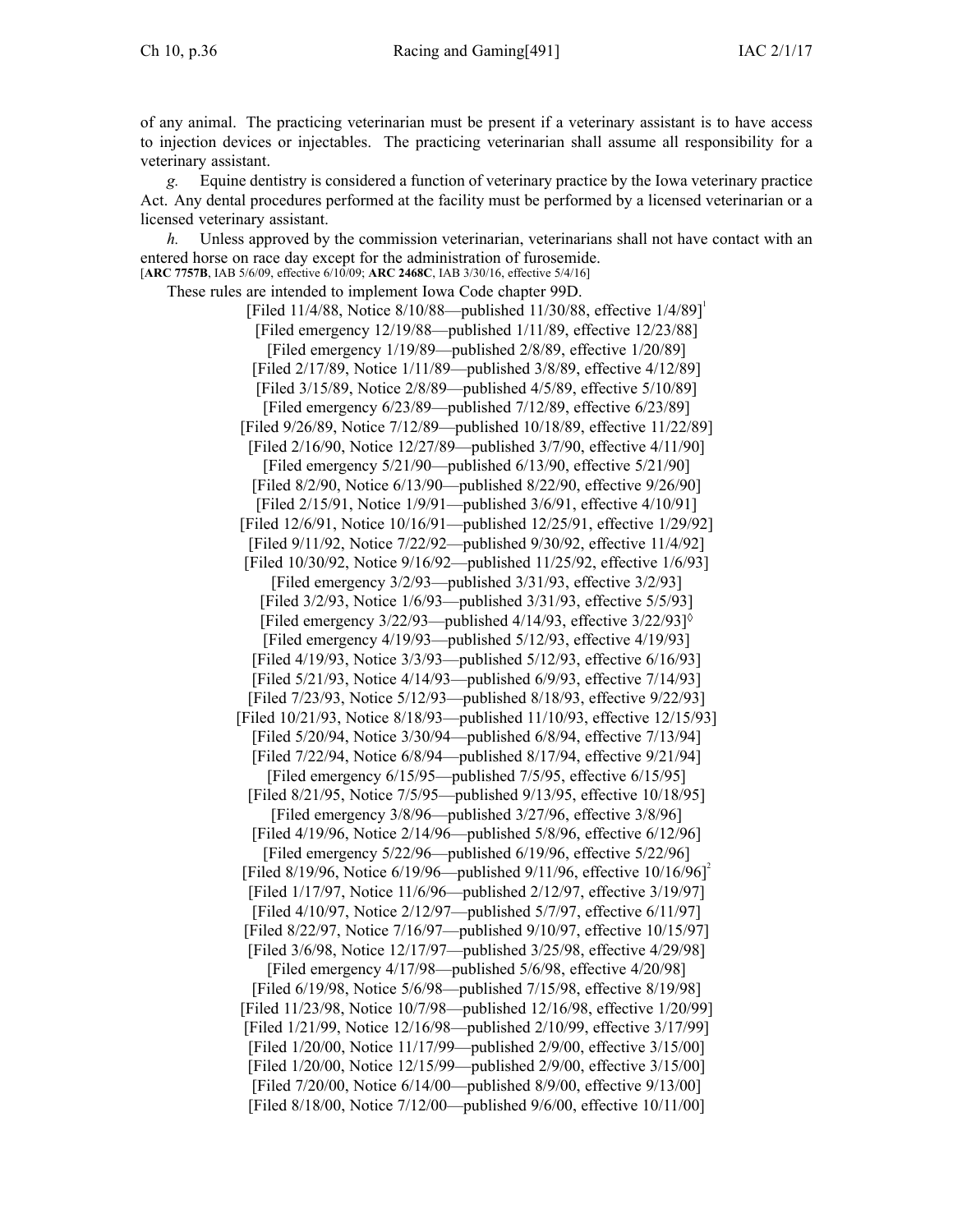of any animal. The practicing veterinarian must be present if a veterinary assistant is to have access to injection devices or injectables. The practicing veterinarian shall assume all responsibility for a veterinary assistant.

*g.* Equine dentistry is considered a function of veterinary practice by the Iowa veterinary practice Act. Any dental procedures performed at the facility must be performed by a licensed veterinarian or a licensed veterinary assistant.

*h.* Unless approved by the commission veterinarian, veterinarians shall not have contact with an entered horse on race day except for the administration of furosemide.

[**ARC 7757B**, IAB 5/6/09, effective 6/10/09; **ARC 2468C**, IAB 3/30/16, effective 5/4/16]

These rules are intended to implement Iowa Code chapter 99D.

[Filed 11/4/88, Notice 8/10/88—published 11/30/88, effective 1/4/89][1]
[Filed emergency 12/19/88—published 1/11/89, effective 12/23/88]
[Filed emergency 1/19/89—published 2/8/89, effective 1/20/89]
[Filed 2/17/89, Notice 1/11/89—published 3/8/89, effective 4/12/89]
[Filed 3/15/89, Notice 2/8/89—published 4/5/89, effective 5/10/89]
[Filed emergency 6/23/89—published 7/12/89, effective 6/23/89]
[Filed 9/26/89, Notice 7/12/89—published 10/18/89, effective 11/22/89]
[Filed 2/16/90, Notice 12/27/89—published 3/7/90, effective 4/11/90]
[Filed emergency 5/21/90—published 6/13/90, effective 5/21/90]
[Filed 8/2/90, Notice 6/13/90—published 8/22/90, effective 9/26/90]
[Filed 2/15/91, Notice 1/9/91—published 3/6/91, effective 4/10/91]
[Filed 12/6/91, Notice 10/16/91—published 12/25/91, effective 1/29/92]
[Filed 9/11/92, Notice 7/22/92—published 9/30/92, effective 11/4/92]
[Filed 10/30/92, Notice 9/16/92—published 11/25/92, effective 1/6/93]
[Filed emergency 3/2/93—published 3/31/93, effective 3/2/93]
[Filed 3/2/93, Notice 1/6/93—published 3/31/93, effective 5/5/93]
[Filed emergency 3/22/93—published 4/14/93, effective 3/22/93]◊
[Filed emergency 4/19/93—published 5/12/93, effective 4/19/93]
[Filed 4/19/93, Notice 3/3/93—published 5/12/93, effective 6/16/93]
[Filed 5/21/93, Notice 4/14/93—published 6/9/93, effective 7/14/93]
[Filed 7/23/93, Notice 5/12/93—published 8/18/93, effective 9/22/93]
[Filed 10/21/93, Notice 8/18/93—published 11/10/93, effective 12/15/93]
[Filed 5/20/94, Notice 3/30/94—published 6/8/94, effective 7/13/94]
[Filed 7/22/94, Notice 6/8/94—published 8/17/94, effective 9/21/94]
[Filed emergency 6/15/95—published 7/5/95, effective 6/15/95]
[Filed 8/21/95, Notice 7/5/95—published 9/13/95, effective 10/18/95]
[Filed emergency 3/8/96—published 3/27/96, effective 3/8/96]
[Filed 4/19/96, Notice 2/14/96—published 5/8/96, effective 6/12/96]
[Filed emergency 5/22/96—published 6/19/96, effective 5/22/96]
[Filed 8/19/96, Notice 6/19/96—published 9/11/96, effective 10/16/96][2]
[Filed 1/17/97, Notice 11/6/96—published 2/12/97, effective 3/19/97]
[Filed 4/10/97, Notice 2/12/97—published 5/7/97, effective 6/11/97]
[Filed 8/22/97, Notice 7/16/97—published 9/10/97, effective 10/15/97]
[Filed 3/6/98, Notice 12/17/97—published 3/25/98, effective 4/29/98]
[Filed emergency 4/17/98—published 5/6/98, effective 4/20/98]
[Filed 6/19/98, Notice 5/6/98—published 7/15/98, effective 8/19/98]
[Filed 11/23/98, Notice 10/7/98—published 12/16/98, effective 1/20/99]
[Filed 1/21/99, Notice 12/16/98—published 2/10/99, effective 3/17/99]
[Filed 1/20/00, Notice 11/17/99—published 2/9/00, effective 3/15/00]
[Filed 1/20/00, Notice 12/15/99—published 2/9/00, effective 3/15/00]
[Filed 7/20/00, Notice 6/14/00—published 8/9/00, effective 9/13/00]
[Filed 8/18/00, Notice 7/12/00—published 9/6/00, effective 10/11/00]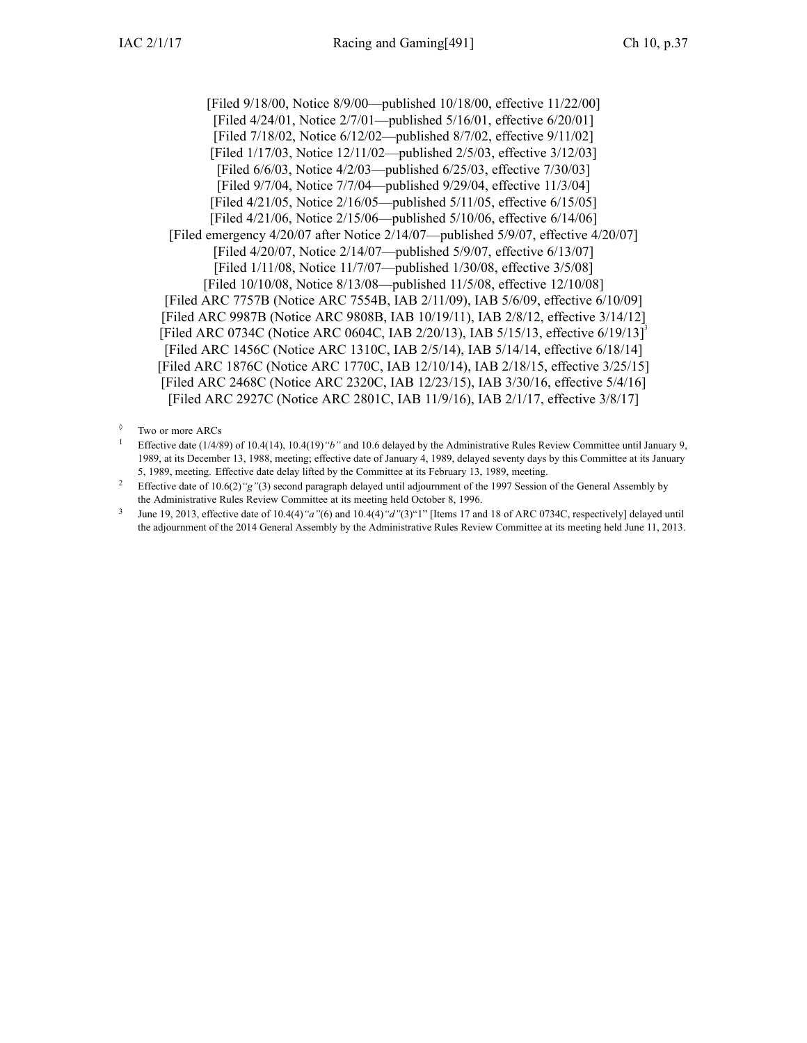[Filed 9/18/00, Notice 8/9/00—published 10/18/00, effective 11/22/00]
[Filed 4/24/01, Notice 2/7/01—published 5/16/01, effective 6/20/01]
[Filed 7/18/02, Notice 6/12/02—published 8/7/02, effective 9/11/02]
[Filed 1/17/03, Notice 12/11/02—published 2/5/03, effective 3/12/03]
[Filed 6/6/03, Notice 4/2/03—published 6/25/03, effective 7/30/03]
[Filed 9/7/04, Notice 7/7/04—published 9/29/04, effective 11/3/04]
[Filed 4/21/05, Notice 2/16/05—published 5/11/05, effective 6/15/05]
[Filed 4/21/06, Notice 2/15/06—published 5/10/06, effective 6/14/06]
[Filed emergency 4/20/07 after Notice 2/14/07—published 5/9/07, effective 4/20/07]
[Filed 4/20/07, Notice 2/14/07—published 5/9/07, effective 6/13/07]
[Filed 1/11/08, Notice 11/7/07—published 1/30/08, effective 3/5/08]
[Filed 10/10/08, Notice 8/13/08—published 11/5/08, effective 12/10/08]
[Filed ARC 7757B (Notice ARC 7554B, IAB 2/11/09), IAB 5/6/09, effective 6/10/09]
[Filed ARC 9987B (Notice ARC 9808B, IAB 10/19/11), IAB 2/8/12, effective 3/14/12]
[Filed ARC 0734C (Notice ARC 0604C, IAB 2/20/13), IAB 5/15/13, effective 6/19/13][3]
[Filed ARC 1456C (Notice ARC 1310C, IAB 2/5/14), IAB 5/14/14, effective 6/18/14]
[Filed ARC 1876C (Notice ARC 1770C, IAB 12/10/14), IAB 2/18/15, effective 3/25/15]
[Filed ARC 2468C (Notice ARC 2320C, IAB 12/23/15), IAB 3/30/16, effective 5/4/16]
[Filed ARC 2927C (Notice ARC 2801C, IAB 11/9/16), IAB 2/1/17, effective 3/8/17]

◊ Two or more ARCs

[1] Effective date (1/4/89) of 10.4(14), 10.4(19)*"b"* and 10.6 delayed by the Administrative Rules Review Committee until January 9, 1989, at its December 13, 1988, meeting; effective date of January 4, 1989, delayed seventy days by this Committee at its January 5, 1989, meeting. Effective date delay lifted by the Committee at its February 13, 1989, meeting.

[2] Effective date of 10.6(2)*"g"*(3) second paragraph delayed until adjournment of the 1997 Session of the General Assembly by the Administrative Rules Review Committee at its meeting held October 8, 1996.

[3] June 19, 2013, effective date of 10.4(4)*"a"*(6) and 10.4(4)*"d"*(3)"1" [Items 17 and 18 of ARC 0734C, respectively] delayed until the adjournment of the 2014 General Assembly by the Administrative Rules Review Committee at its meeting held June 11, 2013.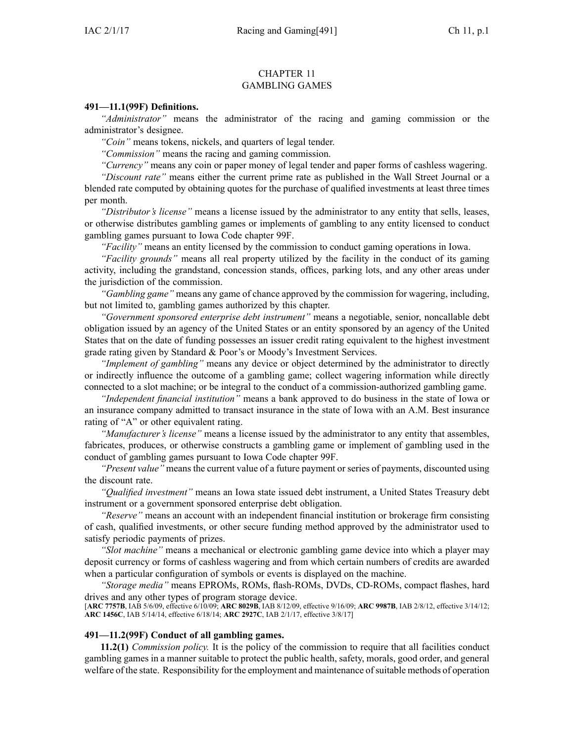# CHAPTER 11
# GAMBLING GAMES

**491—11.1(99F) Definitions.**

*"Administrator"* means the administrator of the racing and gaming commission or the administrator's designee.

*"Coin"* means tokens, nickels, and quarters of legal tender.

*"Commission"* means the racing and gaming commission.

*"Currency"* means any coin or paper money of legal tender and paper forms of cashless wagering.

*"Discount rate"* means either the current prime rate as published in the Wall Street Journal or a blended rate computed by obtaining quotes for the purchase of qualified investments at least three times per month.

*"Distributor's license"* means a license issued by the administrator to any entity that sells, leases, or otherwise distributes gambling games or implements of gambling to any entity licensed to conduct gambling games pursuant to Iowa Code chapter 99F.

*"Facility"* means an entity licensed by the commission to conduct gaming operations in Iowa.

*"Facility grounds"* means all real property utilized by the facility in the conduct of its gaming activity, including the grandstand, concession stands, offices, parking lots, and any other areas under the jurisdiction of the commission.

*"Gambling game"* means any game of chance approved by the commission for wagering, including, but not limited to, gambling games authorized by this chapter.

*"Government sponsored enterprise debt instrument"* means a negotiable, senior, noncallable debt obligation issued by an agency of the United States or an entity sponsored by an agency of the United States that on the date of funding possesses an issuer credit rating equivalent to the highest investment grade rating given by Standard & Poor's or Moody's Investment Services.

*"Implement of gambling"* means any device or object determined by the administrator to directly or indirectly influence the outcome of a gambling game; collect wagering information while directly connected to a slot machine; or be integral to the conduct of a commission-authorized gambling game.

*"Independent financial institution"* means a bank approved to do business in the state of Iowa or an insurance company admitted to transact insurance in the state of Iowa with an A.M. Best insurance rating of "A" or other equivalent rating.

*"Manufacturer's license"* means a license issued by the administrator to any entity that assembles, fabricates, produces, or otherwise constructs a gambling game or implement of gambling used in the conduct of gambling games pursuant to Iowa Code chapter 99F.

*"Present value"* means the current value of a future payment or series of payments, discounted using the discount rate.

*"Qualified investment"* means an Iowa state issued debt instrument, a United States Treasury debt instrument or a government sponsored enterprise debt obligation.

*"Reserve"* means an account with an independent financial institution or brokerage firm consisting of cash, qualified investments, or other secure funding method approved by the administrator used to satisfy periodic payments of prizes.

*"Slot machine"* means a mechanical or electronic gambling game device into which a player may deposit currency or forms of cashless wagering and from which certain numbers of credits are awarded when a particular configuration of symbols or events is displayed on the machine.

*"Storage media"* means EPROMs, ROMs, flash-ROMs, DVDs, CD-ROMs, compact flashes, hard drives and any other types of program storage device.

[**ARC 7757B**, IAB 5/6/09, effective 6/10/09; **ARC 8029B**, IAB 8/12/09, effective 9/16/09; **ARC 9987B**, IAB 2/8/12, effective 3/14/12; **ARC 1456C**, IAB 5/14/14, effective 6/18/14; **ARC 2927C**, IAB 2/1/17, effective 3/8/17]

**491—11.2(99F) Conduct of all gambling games.**

**11.2(1)** *Commission policy.* It is the policy of the commission to require that all facilities conduct gambling games in a manner suitable to protect the public health, safety, morals, good order, and general welfare of the state. Responsibility for the employment and maintenance of suitable methods of operation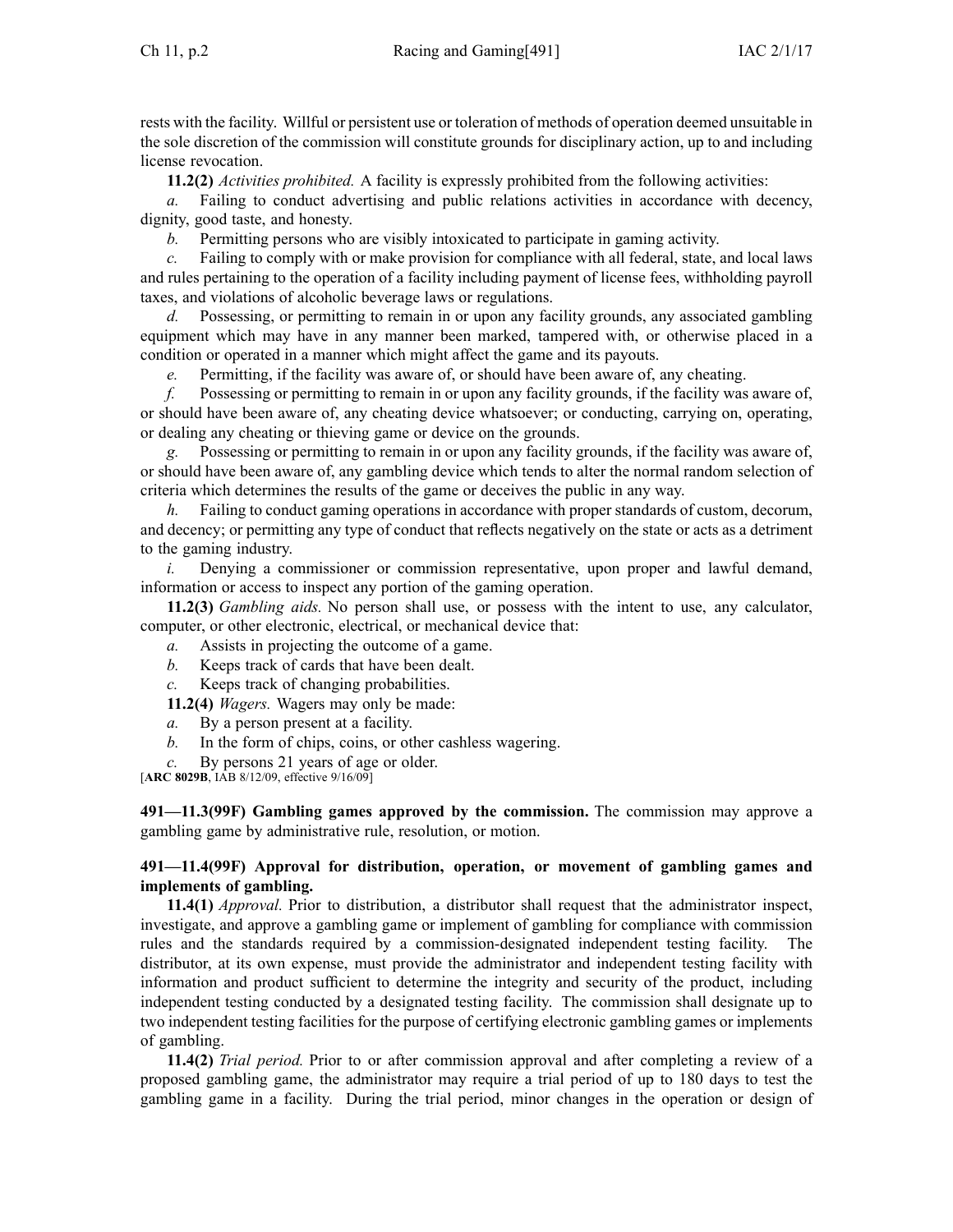rests with the facility. Willful or persistent use or toleration of methods of operation deemed unsuitable in the sole discretion of the commission will constitute grounds for disciplinary action, up to and including license revocation.

**11.2(2)** *Activities prohibited.* A facility is expressly prohibited from the following activities:

*a.* Failing to conduct advertising and public relations activities in accordance with decency, dignity, good taste, and honesty.

*b.* Permitting persons who are visibly intoxicated to participate in gaming activity.

*c.* Failing to comply with or make provision for compliance with all federal, state, and local laws and rules pertaining to the operation of a facility including payment of license fees, withholding payroll taxes, and violations of alcoholic beverage laws or regulations.

*d.* Possessing, or permitting to remain in or upon any facility grounds, any associated gambling equipment which may have in any manner been marked, tampered with, or otherwise placed in a condition or operated in a manner which might affect the game and its payouts.

*e.* Permitting, if the facility was aware of, or should have been aware of, any cheating.

*f.* Possessing or permitting to remain in or upon any facility grounds, if the facility was aware of, or should have been aware of, any cheating device whatsoever; or conducting, carrying on, operating, or dealing any cheating or thieving game or device on the grounds.

*g.* Possessing or permitting to remain in or upon any facility grounds, if the facility was aware of, or should have been aware of, any gambling device which tends to alter the normal random selection of criteria which determines the results of the game or deceives the public in any way.

*h.* Failing to conduct gaming operations in accordance with proper standards of custom, decorum, and decency; or permitting any type of conduct that reflects negatively on the state or acts as a detriment to the gaming industry.

*i.* Denying a commissioner or commission representative, upon proper and lawful demand, information or access to inspect any portion of the gaming operation.

**11.2(3)** *Gambling aids.* No person shall use, or possess with the intent to use, any calculator, computer, or other electronic, electrical, or mechanical device that:

*a.* Assists in projecting the outcome of a game.

*b.* Keeps track of cards that have been dealt.

*c.* Keeps track of changing probabilities.

**11.2(4)** *Wagers.* Wagers may only be made:

*a.* By a person present at a facility.

*b.* In the form of chips, coins, or other cashless wagering.

*c.* By persons 21 years of age or older.

[**ARC 8029B**, IAB 8/12/09, effective 9/16/09]

**491—11.3(99F) Gambling games approved by the commission.** The commission may approve a gambling game by administrative rule, resolution, or motion.

**491—11.4(99F) Approval for distribution, operation, or movement of gambling games and implements of gambling.**

**11.4(1)** *Approval.* Prior to distribution, a distributor shall request that the administrator inspect, investigate, and approve a gambling game or implement of gambling for compliance with commission rules and the standards required by a commission-designated independent testing facility. The distributor, at its own expense, must provide the administrator and independent testing facility with information and product sufficient to determine the integrity and security of the product, including independent testing conducted by a designated testing facility. The commission shall designate up to two independent testing facilities for the purpose of certifying electronic gambling games or implements of gambling.

**11.4(2)** *Trial period.* Prior to or after commission approval and after completing a review of a proposed gambling game, the administrator may require a trial period of up to 180 days to test the gambling game in a facility. During the trial period, minor changes in the operation or design of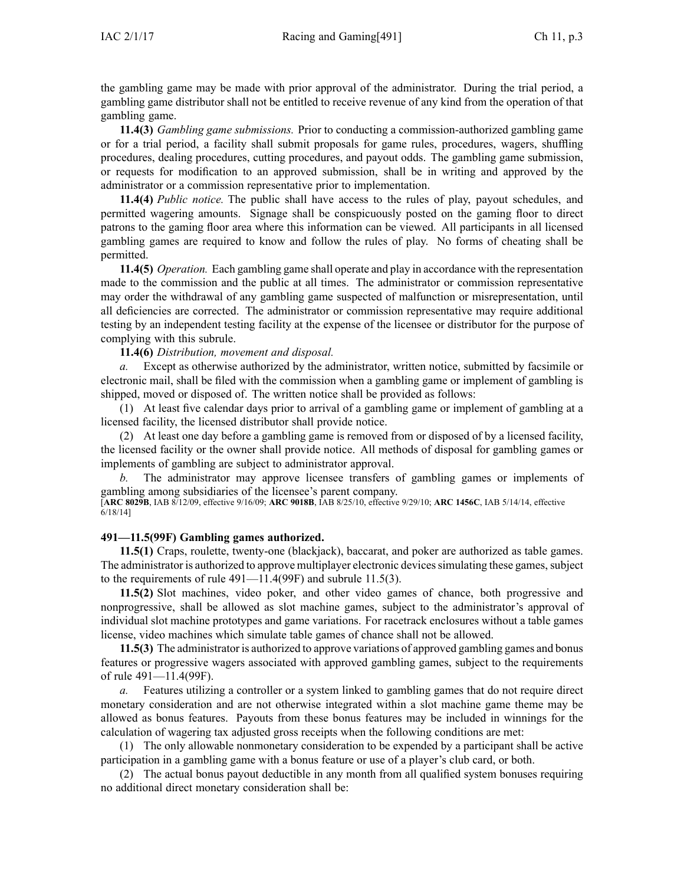the gambling game may be made with prior approval of the administrator. During the trial period, a gambling game distributor shall not be entitled to receive revenue of any kind from the operation of that gambling game.

**11.4(3)** *Gambling game submissions.* Prior to conducting a commission-authorized gambling game or for a trial period, a facility shall submit proposals for game rules, procedures, wagers, shuffling procedures, dealing procedures, cutting procedures, and payout odds. The gambling game submission, or requests for modification to an approved submission, shall be in writing and approved by the administrator or a commission representative prior to implementation.

**11.4(4)** *Public notice.* The public shall have access to the rules of play, payout schedules, and permitted wagering amounts. Signage shall be conspicuously posted on the gaming floor to direct patrons to the gaming floor area where this information can be viewed. All participants in all licensed gambling games are required to know and follow the rules of play. No forms of cheating shall be permitted.

**11.4(5)** *Operation.* Each gambling game shall operate and play in accordance with the representation made to the commission and the public at all times. The administrator or commission representative may order the withdrawal of any gambling game suspected of malfunction or misrepresentation, until all deficiencies are corrected. The administrator or commission representative may require additional testing by an independent testing facility at the expense of the licensee or distributor for the purpose of complying with this subrule.

**11.4(6)** *Distribution, movement and disposal.*

*a.* Except as otherwise authorized by the administrator, written notice, submitted by facsimile or electronic mail, shall be filed with the commission when a gambling game or implement of gambling is shipped, moved or disposed of. The written notice shall be provided as follows:

(1) At least five calendar days prior to arrival of a gambling game or implement of gambling at a licensed facility, the licensed distributor shall provide notice.

(2) At least one day before a gambling game is removed from or disposed of by a licensed facility, the licensed facility or the owner shall provide notice. All methods of disposal for gambling games or implements of gambling are subject to administrator approval.

*b.* The administrator may approve licensee transfers of gambling games or implements of gambling among subsidiaries of the licensee's parent company.

[**ARC 8029B**, IAB 8/12/09, effective 9/16/09; **ARC 9018B**, IAB 8/25/10, effective 9/29/10; **ARC 1456C**, IAB 5/14/14, effective 6/18/14]

**491—11.5(99F) Gambling games authorized.**

**11.5(1)** Craps, roulette, twenty-one (blackjack), baccarat, and poker are authorized as table games. The administrator is authorized to approve multiplayer electronic devices simulating these games, subject to the requirements of rule 491—11.4(99F) and subrule 11.5(3).

**11.5(2)** Slot machines, video poker, and other video games of chance, both progressive and nonprogressive, shall be allowed as slot machine games, subject to the administrator's approval of individual slot machine prototypes and game variations. For racetrack enclosures without a table games license, video machines which simulate table games of chance shall not be allowed.

**11.5(3)** The administrator is authorized to approve variations of approved gambling games and bonus features or progressive wagers associated with approved gambling games, subject to the requirements of rule 491—11.4(99F).

*a.* Features utilizing a controller or a system linked to gambling games that do not require direct monetary consideration and are not otherwise integrated within a slot machine game theme may be allowed as bonus features. Payouts from these bonus features may be included in winnings for the calculation of wagering tax adjusted gross receipts when the following conditions are met:

(1) The only allowable nonmonetary consideration to be expended by a participant shall be active participation in a gambling game with a bonus feature or use of a player's club card, or both.

(2) The actual bonus payout deductible in any month from all qualified system bonuses requiring no additional direct monetary consideration shall be: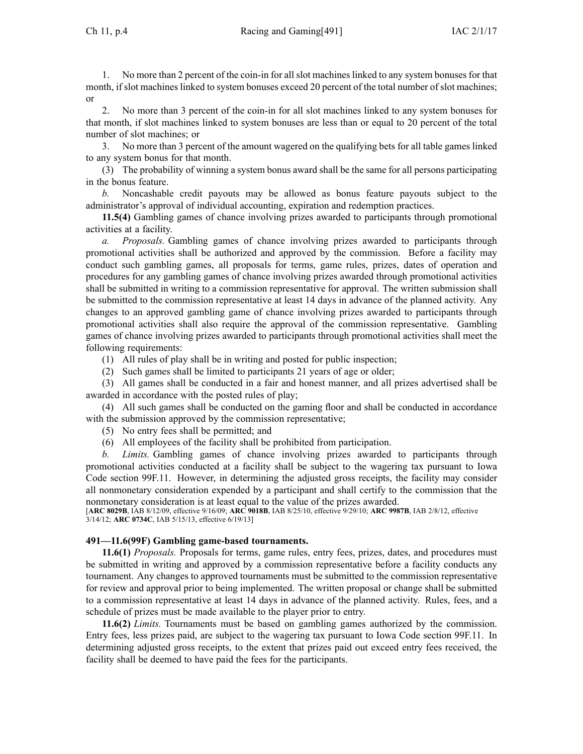1. No more than 2 percent of the coin-in for all slot machines linked to any system bonuses for that month, if slot machines linked to system bonuses exceed 20 percent of the total number of slot machines; or

2. No more than 3 percent of the coin-in for all slot machines linked to any system bonuses for that month, if slot machines linked to system bonuses are less than or equal to 20 percent of the total number of slot machines; or

3. No more than 3 percent of the amount wagered on the qualifying bets for all table games linked to any system bonus for that month.

(3) The probability of winning a system bonus award shall be the same for all persons participating in the bonus feature.

*b.* Noncashable credit payouts may be allowed as bonus feature payouts subject to the administrator's approval of individual accounting, expiration and redemption practices.

**11.5(4)** Gambling games of chance involving prizes awarded to participants through promotional activities at a facility.

*a. Proposals.* Gambling games of chance involving prizes awarded to participants through promotional activities shall be authorized and approved by the commission. Before a facility may conduct such gambling games, all proposals for terms, game rules, prizes, dates of operation and procedures for any gambling games of chance involving prizes awarded through promotional activities shall be submitted in writing to a commission representative for approval. The written submission shall be submitted to the commission representative at least 14 days in advance of the planned activity. Any changes to an approved gambling game of chance involving prizes awarded to participants through promotional activities shall also require the approval of the commission representative. Gambling games of chance involving prizes awarded to participants through promotional activities shall meet the following requirements:

(1) All rules of play shall be in writing and posted for public inspection;

(2) Such games shall be limited to participants 21 years of age or older;

(3) All games shall be conducted in a fair and honest manner, and all prizes advertised shall be awarded in accordance with the posted rules of play;

(4) All such games shall be conducted on the gaming floor and shall be conducted in accordance with the submission approved by the commission representative;

(5) No entry fees shall be permitted; and

(6) All employees of the facility shall be prohibited from participation.

*b. Limits.* Gambling games of chance involving prizes awarded to participants through promotional activities conducted at a facility shall be subject to the wagering tax pursuant to Iowa Code section 99F.11. However, in determining the adjusted gross receipts, the facility may consider all nonmonetary consideration expended by a participant and shall certify to the commission that the nonmonetary consideration is at least equal to the value of the prizes awarded.

[**ARC 8029B**, IAB 8/12/09, effective 9/16/09; **ARC 9018B**, IAB 8/25/10, effective 9/29/10; **ARC 9987B**, IAB 2/8/12, effective 3/14/12; **ARC 0734C**, IAB 5/15/13, effective 6/19/13]

### 491—11.6(99F) Gambling game-based tournaments.

**11.6(1)** *Proposals.* Proposals for terms, game rules, entry fees, prizes, dates, and procedures must be submitted in writing and approved by a commission representative before a facility conducts any tournament. Any changes to approved tournaments must be submitted to the commission representative for review and approval prior to being implemented. The written proposal or change shall be submitted to a commission representative at least 14 days in advance of the planned activity. Rules, fees, and a schedule of prizes must be made available to the player prior to entry.

**11.6(2)** *Limits.* Tournaments must be based on gambling games authorized by the commission. Entry fees, less prizes paid, are subject to the wagering tax pursuant to Iowa Code section 99F.11. In determining adjusted gross receipts, to the extent that prizes paid out exceed entry fees received, the facility shall be deemed to have paid the fees for the participants.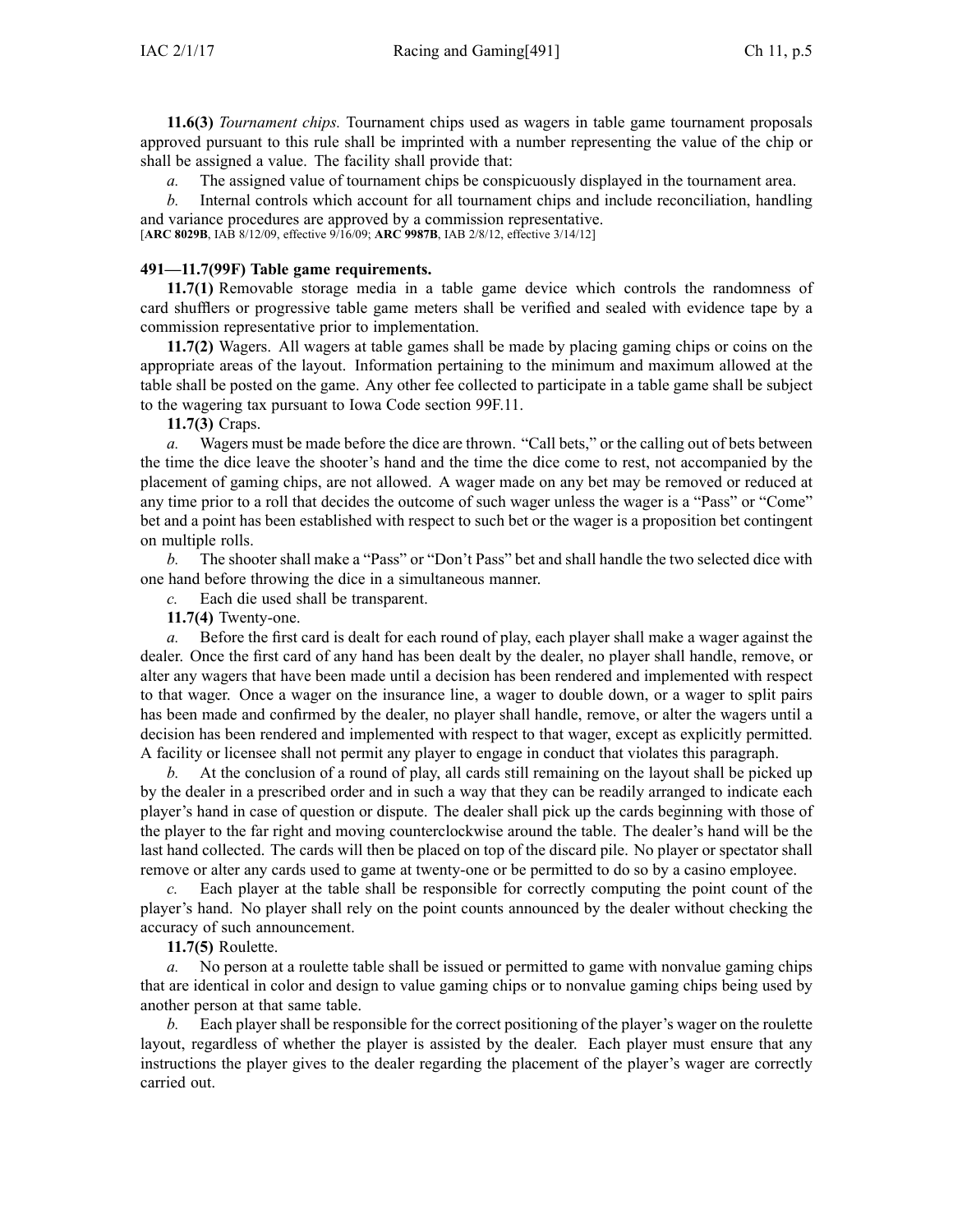**11.6(3)** *Tournament chips.* Tournament chips used as wagers in table game tournament proposals approved pursuant to this rule shall be imprinted with a number representing the value of the chip or shall be assigned a value. The facility shall provide that:

*a.* The assigned value of tournament chips be conspicuously displayed in the tournament area.

*b.* Internal controls which account for all tournament chips and include reconciliation, handling and variance procedures are approved by a commission representative.

[**ARC 8029B**, IAB 8/12/09, effective 9/16/09; **ARC 9987B**, IAB 2/8/12, effective 3/14/12]

**491—11.7(99F) Table game requirements.**

**11.7(1)** Removable storage media in a table game device which controls the randomness of card shufflers or progressive table game meters shall be verified and sealed with evidence tape by a commission representative prior to implementation.

**11.7(2)** Wagers. All wagers at table games shall be made by placing gaming chips or coins on the appropriate areas of the layout. Information pertaining to the minimum and maximum allowed at the table shall be posted on the game. Any other fee collected to participate in a table game shall be subject to the wagering tax pursuant to Iowa Code section 99F.11.

**11.7(3)** Craps.

*a.* Wagers must be made before the dice are thrown. "Call bets," or the calling out of bets between the time the dice leave the shooter's hand and the time the dice come to rest, not accompanied by the placement of gaming chips, are not allowed. A wager made on any bet may be removed or reduced at any time prior to a roll that decides the outcome of such wager unless the wager is a "Pass" or "Come" bet and a point has been established with respect to such bet or the wager is a proposition bet contingent on multiple rolls.

*b.* The shooter shall make a "Pass" or "Don't Pass" bet and shall handle the two selected dice with one hand before throwing the dice in a simultaneous manner.

*c.* Each die used shall be transparent.

**11.7(4)** Twenty-one.

*a.* Before the first card is dealt for each round of play, each player shall make a wager against the dealer. Once the first card of any hand has been dealt by the dealer, no player shall handle, remove, or alter any wagers that have been made until a decision has been rendered and implemented with respect to that wager. Once a wager on the insurance line, a wager to double down, or a wager to split pairs has been made and confirmed by the dealer, no player shall handle, remove, or alter the wagers until a decision has been rendered and implemented with respect to that wager, except as explicitly permitted. A facility or licensee shall not permit any player to engage in conduct that violates this paragraph.

*b.* At the conclusion of a round of play, all cards still remaining on the layout shall be picked up by the dealer in a prescribed order and in such a way that they can be readily arranged to indicate each player's hand in case of question or dispute. The dealer shall pick up the cards beginning with those of the player to the far right and moving counterclockwise around the table. The dealer's hand will be the last hand collected. The cards will then be placed on top of the discard pile. No player or spectator shall remove or alter any cards used to game at twenty-one or be permitted to do so by a casino employee.

*c.* Each player at the table shall be responsible for correctly computing the point count of the player's hand. No player shall rely on the point counts announced by the dealer without checking the accuracy of such announcement.

**11.7(5)** Roulette.

*a.* No person at a roulette table shall be issued or permitted to game with nonvalue gaming chips that are identical in color and design to value gaming chips or to nonvalue gaming chips being used by another person at that same table.

*b.* Each player shall be responsible for the correct positioning of the player's wager on the roulette layout, regardless of whether the player is assisted by the dealer. Each player must ensure that any instructions the player gives to the dealer regarding the placement of the player's wager are correctly carried out.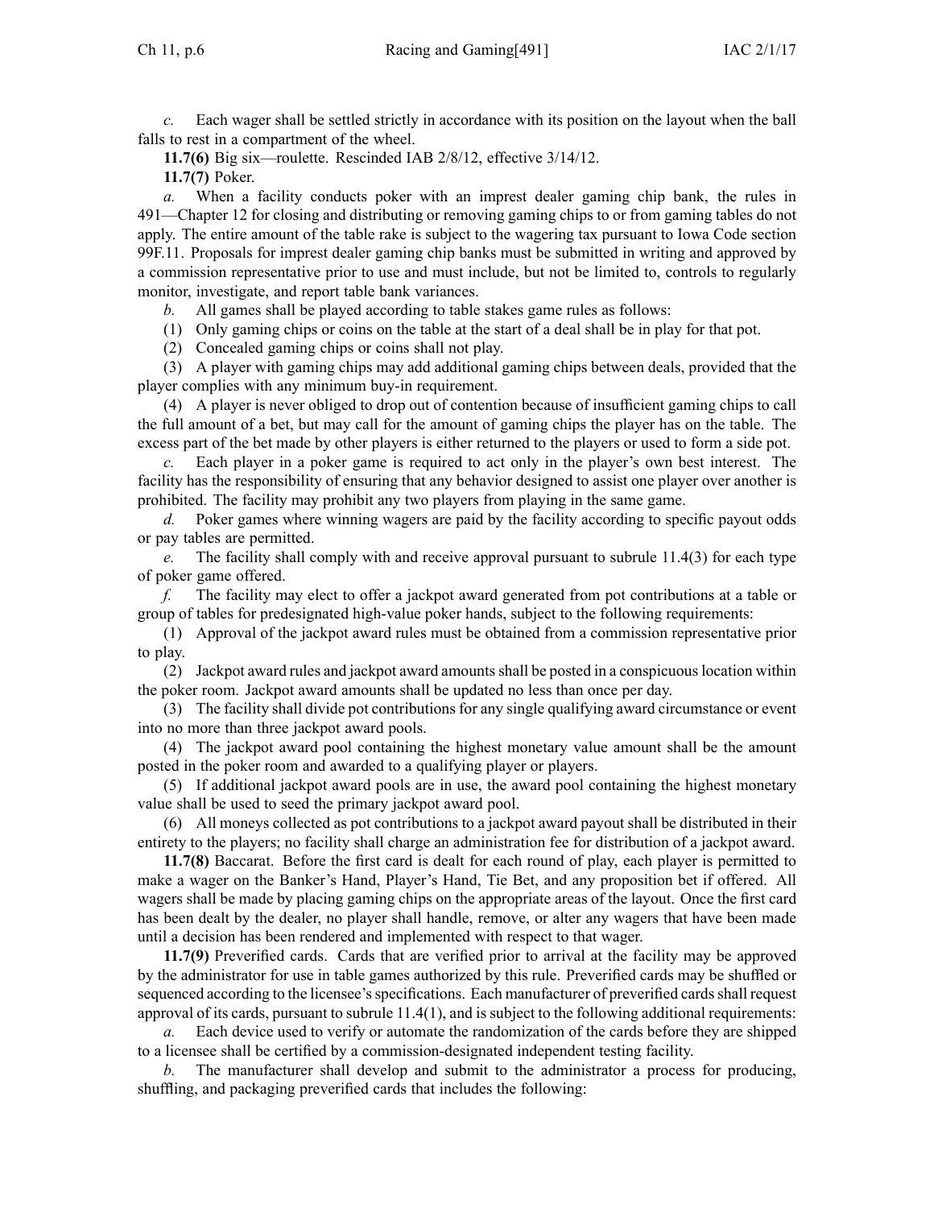*c.* Each wager shall be settled strictly in accordance with its position on the layout when the ball falls to rest in a compartment of the wheel.

**11.7(6)** Big six—roulette. Rescinded IAB 2/8/12, effective 3/14/12.

**11.7(7)** Poker.

*a.* When a facility conducts poker with an imprest dealer gaming chip bank, the rules in 491—Chapter 12 for closing and distributing or removing gaming chips to or from gaming tables do not apply. The entire amount of the table rake is subject to the wagering tax pursuant to Iowa Code section 99F.11. Proposals for imprest dealer gaming chip banks must be submitted in writing and approved by a commission representative prior to use and must include, but not be limited to, controls to regularly monitor, investigate, and report table bank variances.

*b.* All games shall be played according to table stakes game rules as follows:

(1) Only gaming chips or coins on the table at the start of a deal shall be in play for that pot.

(2) Concealed gaming chips or coins shall not play.

(3) A player with gaming chips may add additional gaming chips between deals, provided that the player complies with any minimum buy-in requirement.

(4) A player is never obliged to drop out of contention because of insufficient gaming chips to call the full amount of a bet, but may call for the amount of gaming chips the player has on the table. The excess part of the bet made by other players is either returned to the players or used to form a side pot.

*c.* Each player in a poker game is required to act only in the player's own best interest. The facility has the responsibility of ensuring that any behavior designed to assist one player over another is prohibited. The facility may prohibit any two players from playing in the same game.

*d.* Poker games where winning wagers are paid by the facility according to specific payout odds or pay tables are permitted.

*e.* The facility shall comply with and receive approval pursuant to subrule 11.4(3) for each type of poker game offered.

*f.* The facility may elect to offer a jackpot award generated from pot contributions at a table or group of tables for predesignated high-value poker hands, subject to the following requirements:

(1) Approval of the jackpot award rules must be obtained from a commission representative prior to play.

(2) Jackpot award rules and jackpot award amounts shall be posted in a conspicuous location within the poker room. Jackpot award amounts shall be updated no less than once per day.

(3) The facility shall divide pot contributions for any single qualifying award circumstance or event into no more than three jackpot award pools.

(4) The jackpot award pool containing the highest monetary value amount shall be the amount posted in the poker room and awarded to a qualifying player or players.

(5) If additional jackpot award pools are in use, the award pool containing the highest monetary value shall be used to seed the primary jackpot award pool.

(6) All moneys collected as pot contributions to a jackpot award payout shall be distributed in their entirety to the players; no facility shall charge an administration fee for distribution of a jackpot award.

**11.7(8)** Baccarat. Before the first card is dealt for each round of play, each player is permitted to make a wager on the Banker's Hand, Player's Hand, Tie Bet, and any proposition bet if offered. All wagers shall be made by placing gaming chips on the appropriate areas of the layout. Once the first card has been dealt by the dealer, no player shall handle, remove, or alter any wagers that have been made until a decision has been rendered and implemented with respect to that wager.

**11.7(9)** Preverified cards. Cards that are verified prior to arrival at the facility may be approved by the administrator for use in table games authorized by this rule. Preverified cards may be shuffled or sequenced according to the licensee's specifications. Each manufacturer of preverified cards shall request approval of its cards, pursuant to subrule 11.4(1), and is subject to the following additional requirements:

*a.* Each device used to verify or automate the randomization of the cards before they are shipped to a licensee shall be certified by a commission-designated independent testing facility.

*b.* The manufacturer shall develop and submit to the administrator a process for producing, shuffling, and packaging preverified cards that includes the following: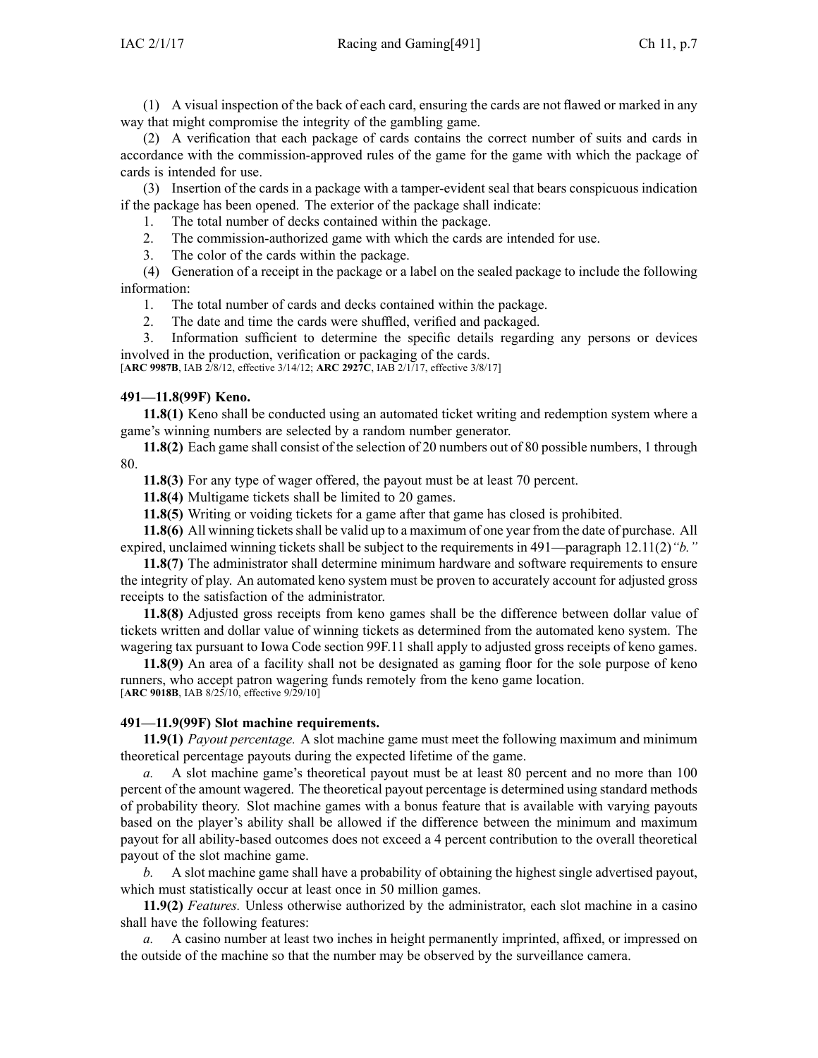(1) A visual inspection of the back of each card, ensuring the cards are not flawed or marked in any way that might compromise the integrity of the gambling game.

(2) A verification that each package of cards contains the correct number of suits and cards in accordance with the commission-approved rules of the game for the game with which the package of cards is intended for use.

(3) Insertion of the cards in a package with a tamper-evident seal that bears conspicuous indication if the package has been opened. The exterior of the package shall indicate:

1. The total number of decks contained within the package.
2. The commission-authorized game with which the cards are intended for use.
3. The color of the cards within the package.

(4) Generation of a receipt in the package or a label on the sealed package to include the following information:

1. The total number of cards and decks contained within the package.
2. The date and time the cards were shuffled, verified and packaged.
3. Information sufficient to determine the specific details regarding any persons or devices involved in the production, verification or packaging of the cards.

[**ARC 9987B**, IAB 2/8/12, effective 3/14/12; **ARC 2927C**, IAB 2/1/17, effective 3/8/17]

**491—11.8(99F) Keno.**

**11.8(1)** Keno shall be conducted using an automated ticket writing and redemption system where a game's winning numbers are selected by a random number generator.

**11.8(2)** Each game shall consist of the selection of 20 numbers out of 80 possible numbers, 1 through 80.

**11.8(3)** For any type of wager offered, the payout must be at least 70 percent.

**11.8(4)** Multigame tickets shall be limited to 20 games.

**11.8(5)** Writing or voiding tickets for a game after that game has closed is prohibited.

**11.8(6)** All winning tickets shall be valid up to a maximum of one year from the date of purchase. All expired, unclaimed winning tickets shall be subject to the requirements in 491—paragraph 12.11(2)*"b."*

**11.8(7)** The administrator shall determine minimum hardware and software requirements to ensure the integrity of play. An automated keno system must be proven to accurately account for adjusted gross receipts to the satisfaction of the administrator.

**11.8(8)** Adjusted gross receipts from keno games shall be the difference between dollar value of tickets written and dollar value of winning tickets as determined from the automated keno system. The wagering tax pursuant to Iowa Code section 99F.11 shall apply to adjusted gross receipts of keno games.

**11.8(9)** An area of a facility shall not be designated as gaming floor for the sole purpose of keno runners, who accept patron wagering funds remotely from the keno game location.

[**ARC 9018B**, IAB 8/25/10, effective 9/29/10]

**491—11.9(99F) Slot machine requirements.**

**11.9(1)** *Payout percentage.* A slot machine game must meet the following maximum and minimum theoretical percentage payouts during the expected lifetime of the game.

*a.* A slot machine game's theoretical payout must be at least 80 percent and no more than 100 percent of the amount wagered. The theoretical payout percentage is determined using standard methods of probability theory. Slot machine games with a bonus feature that is available with varying payouts based on the player's ability shall be allowed if the difference between the minimum and maximum payout for all ability-based outcomes does not exceed a 4 percent contribution to the overall theoretical payout of the slot machine game.

*b.* A slot machine game shall have a probability of obtaining the highest single advertised payout, which must statistically occur at least once in 50 million games.

**11.9(2)** *Features.* Unless otherwise authorized by the administrator, each slot machine in a casino shall have the following features:

*a.* A casino number at least two inches in height permanently imprinted, affixed, or impressed on the outside of the machine so that the number may be observed by the surveillance camera.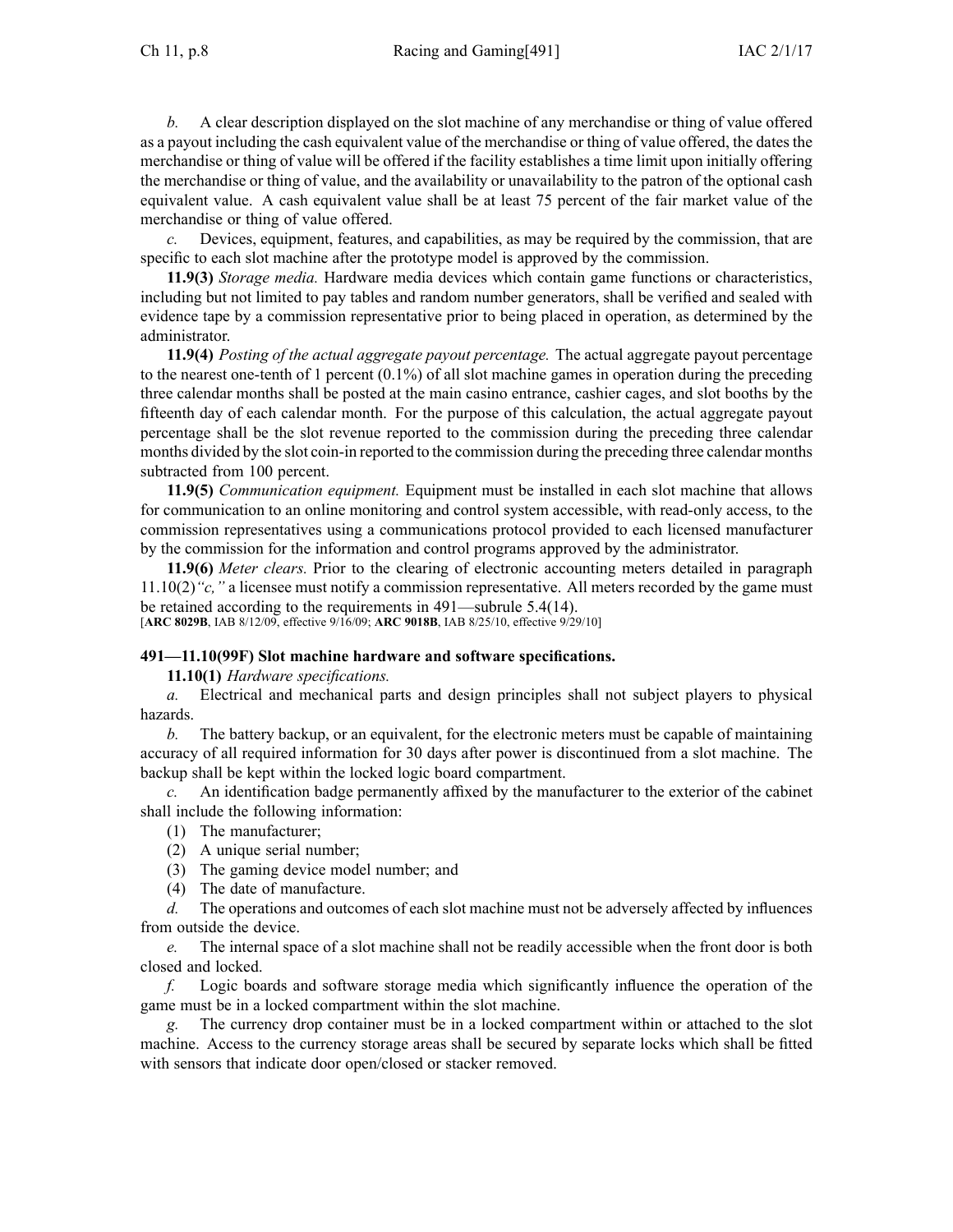*b.* A clear description displayed on the slot machine of any merchandise or thing of value offered as a payout including the cash equivalent value of the merchandise or thing of value offered, the dates the merchandise or thing of value will be offered if the facility establishes a time limit upon initially offering the merchandise or thing of value, and the availability or unavailability to the patron of the optional cash equivalent value. A cash equivalent value shall be at least 75 percent of the fair market value of the merchandise or thing of value offered.

*c.* Devices, equipment, features, and capabilities, as may be required by the commission, that are specific to each slot machine after the prototype model is approved by the commission.

**11.9(3)** *Storage media.* Hardware media devices which contain game functions or characteristics, including but not limited to pay tables and random number generators, shall be verified and sealed with evidence tape by a commission representative prior to being placed in operation, as determined by the administrator.

**11.9(4)** *Posting of the actual aggregate payout percentage.* The actual aggregate payout percentage to the nearest one-tenth of 1 percent (0.1%) of all slot machine games in operation during the preceding three calendar months shall be posted at the main casino entrance, cashier cages, and slot booths by the fifteenth day of each calendar month. For the purpose of this calculation, the actual aggregate payout percentage shall be the slot revenue reported to the commission during the preceding three calendar months divided by the slot coin-in reported to the commission during the preceding three calendar months subtracted from 100 percent.

**11.9(5)** *Communication equipment.* Equipment must be installed in each slot machine that allows for communication to an online monitoring and control system accessible, with read-only access, to the commission representatives using a communications protocol provided to each licensed manufacturer by the commission for the information and control programs approved by the administrator.

**11.9(6)** *Meter clears.* Prior to the clearing of electronic accounting meters detailed in paragraph 11.10(2)*"c,"* a licensee must notify a commission representative. All meters recorded by the game must be retained according to the requirements in 491—subrule 5.4(14).

[**ARC 8029B**, IAB 8/12/09, effective 9/16/09; **ARC 9018B**, IAB 8/25/10, effective 9/29/10]

### 491—11.10(99F) Slot machine hardware and software specifications.

**11.10(1)** *Hardware specifications.*

*a.* Electrical and mechanical parts and design principles shall not subject players to physical hazards.

*b.* The battery backup, or an equivalent, for the electronic meters must be capable of maintaining accuracy of all required information for 30 days after power is discontinued from a slot machine. The backup shall be kept within the locked logic board compartment.

*c.* An identification badge permanently affixed by the manufacturer to the exterior of the cabinet shall include the following information:

(1) The manufacturer;

(2) A unique serial number;

(3) The gaming device model number; and

(4) The date of manufacture.

*d.* The operations and outcomes of each slot machine must not be adversely affected by influences from outside the device.

*e.* The internal space of a slot machine shall not be readily accessible when the front door is both closed and locked.

*f.* Logic boards and software storage media which significantly influence the operation of the game must be in a locked compartment within the slot machine.

*g.* The currency drop container must be in a locked compartment within or attached to the slot machine. Access to the currency storage areas shall be secured by separate locks which shall be fitted with sensors that indicate door open/closed or stacker removed.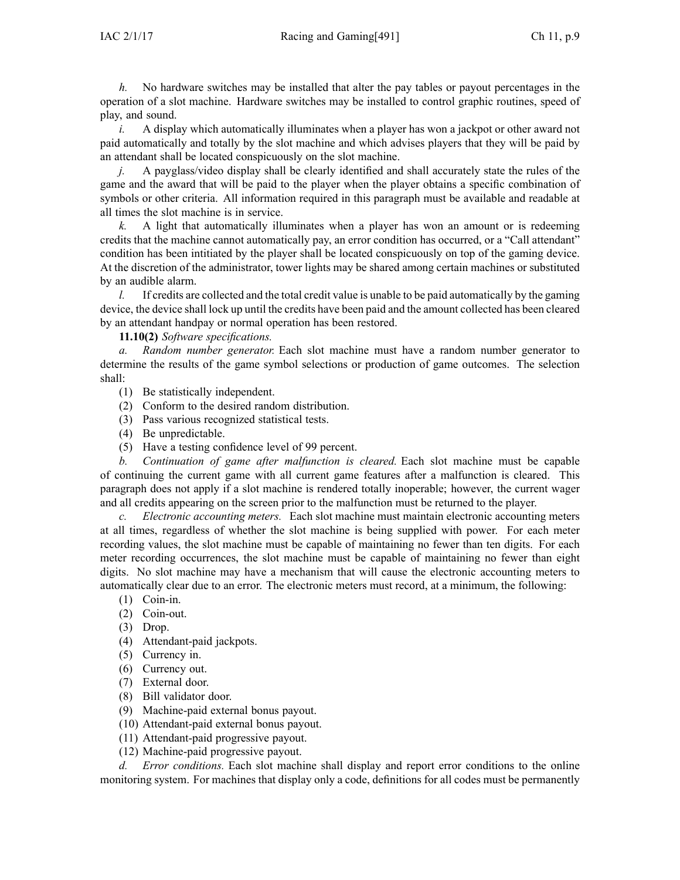*h.* No hardware switches may be installed that alter the pay tables or payout percentages in the operation of a slot machine. Hardware switches may be installed to control graphic routines, speed of play, and sound.

*i.* A display which automatically illuminates when a player has won a jackpot or other award not paid automatically and totally by the slot machine and which advises players that they will be paid by an attendant shall be located conspicuously on the slot machine.

*j.* A payglass/video display shall be clearly identified and shall accurately state the rules of the game and the award that will be paid to the player when the player obtains a specific combination of symbols or other criteria. All information required in this paragraph must be available and readable at all times the slot machine is in service.

*k.* A light that automatically illuminates when a player has won an amount or is redeeming credits that the machine cannot automatically pay, an error condition has occurred, or a "Call attendant" condition has been intitiated by the player shall be located conspicuously on top of the gaming device. At the discretion of the administrator, tower lights may be shared among certain machines or substituted by an audible alarm.

*l.* If credits are collected and the total credit value is unable to be paid automatically by the gaming device, the device shall lock up until the credits have been paid and the amount collected has been cleared by an attendant handpay or normal operation has been restored.

**11.10(2)** *Software specifications.*

*a.* *Random number generator.* Each slot machine must have a random number generator to determine the results of the game symbol selections or production of game outcomes. The selection shall:

(1) Be statistically independent.

(2) Conform to the desired random distribution.

(3) Pass various recognized statistical tests.

(4) Be unpredictable.

(5) Have a testing confidence level of 99 percent.

*b.* *Continuation of game after malfunction is cleared.* Each slot machine must be capable of continuing the current game with all current game features after a malfunction is cleared. This paragraph does not apply if a slot machine is rendered totally inoperable; however, the current wager and all credits appearing on the screen prior to the malfunction must be returned to the player.

*c.* *Electronic accounting meters.* Each slot machine must maintain electronic accounting meters at all times, regardless of whether the slot machine is being supplied with power. For each meter recording values, the slot machine must be capable of maintaining no fewer than ten digits. For each meter recording occurrences, the slot machine must be capable of maintaining no fewer than eight digits. No slot machine may have a mechanism that will cause the electronic accounting meters to automatically clear due to an error. The electronic meters must record, at a minimum, the following:

(1) Coin-in.

(2) Coin-out.

(3) Drop.

(4) Attendant-paid jackpots.

(5) Currency in.

(6) Currency out.

(7) External door.

(8) Bill validator door.

(9) Machine-paid external bonus payout.

(10) Attendant-paid external bonus payout.

(11) Attendant-paid progressive payout.

(12) Machine-paid progressive payout.

*d.* *Error conditions.* Each slot machine shall display and report error conditions to the online monitoring system. For machines that display only a code, definitions for all codes must be permanently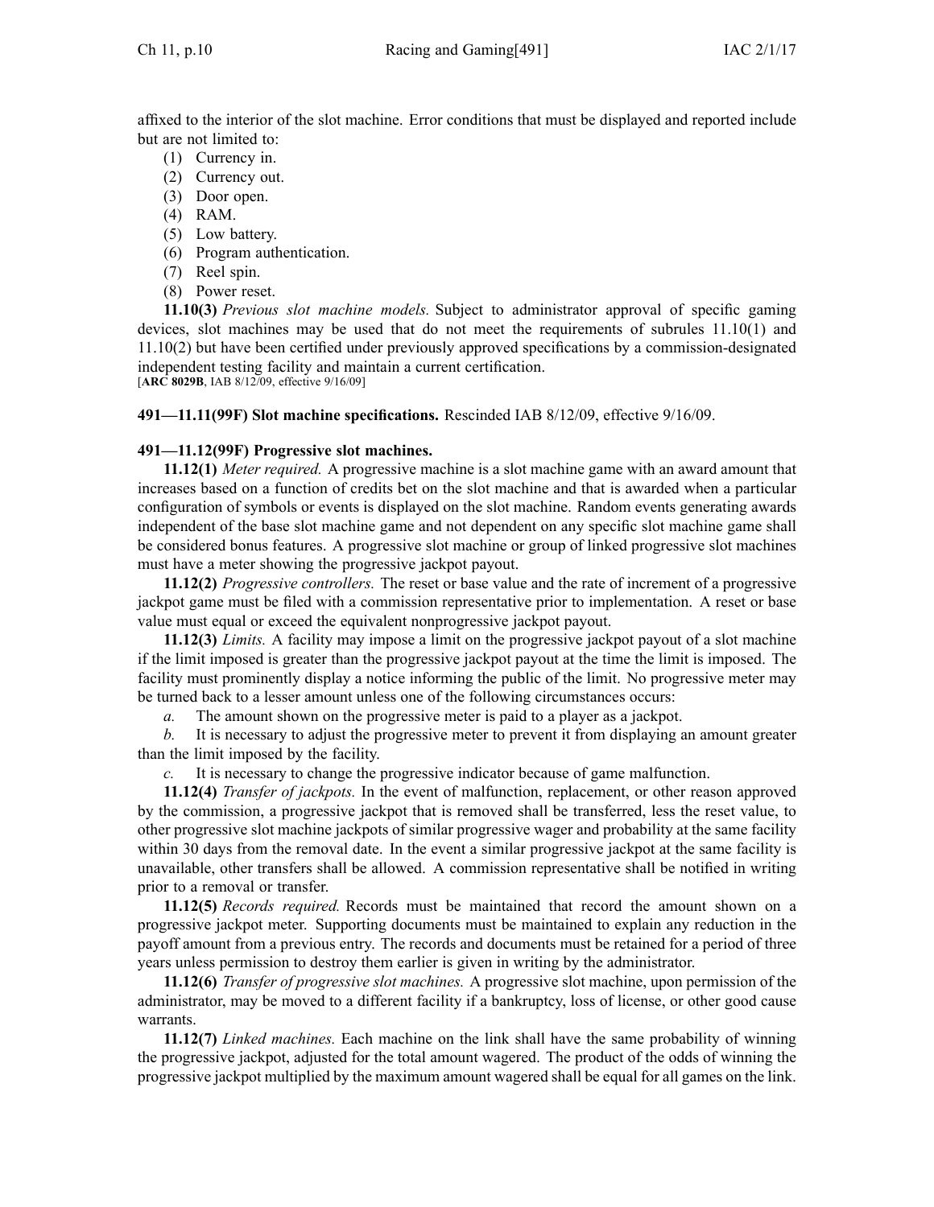affixed to the interior of the slot machine. Error conditions that must be displayed and reported include but are not limited to:

(1) Currency in.
(2) Currency out.
(3) Door open.
(4) RAM.
(5) Low battery.
(6) Program authentication.
(7) Reel spin.
(8) Power reset.

**11.10(3)** *Previous slot machine models.* Subject to administrator approval of specific gaming devices, slot machines may be used that do not meet the requirements of subrules 11.10(1) and 11.10(2) but have been certified under previously approved specifications by a commission-designated independent testing facility and maintain a current certification.
[**ARC 8029B**, IAB 8/12/09, effective 9/16/09]

**491—11.11(99F) Slot machine specifications.** Rescinded IAB 8/12/09, effective 9/16/09.

**491—11.12(99F) Progressive slot machines.**

**11.12(1)** *Meter required.* A progressive machine is a slot machine game with an award amount that increases based on a function of credits bet on the slot machine and that is awarded when a particular configuration of symbols or events is displayed on the slot machine. Random events generating awards independent of the base slot machine game and not dependent on any specific slot machine game shall be considered bonus features. A progressive slot machine or group of linked progressive slot machines must have a meter showing the progressive jackpot payout.

**11.12(2)** *Progressive controllers.* The reset or base value and the rate of increment of a progressive jackpot game must be filed with a commission representative prior to implementation. A reset or base value must equal or exceed the equivalent nonprogressive jackpot payout.

**11.12(3)** *Limits.* A facility may impose a limit on the progressive jackpot payout of a slot machine if the limit imposed is greater than the progressive jackpot payout at the time the limit is imposed. The facility must prominently display a notice informing the public of the limit. No progressive meter may be turned back to a lesser amount unless one of the following circumstances occurs:

*a.* The amount shown on the progressive meter is paid to a player as a jackpot.

*b.* It is necessary to adjust the progressive meter to prevent it from displaying an amount greater than the limit imposed by the facility.

*c.* It is necessary to change the progressive indicator because of game malfunction.

**11.12(4)** *Transfer of jackpots.* In the event of malfunction, replacement, or other reason approved by the commission, a progressive jackpot that is removed shall be transferred, less the reset value, to other progressive slot machine jackpots of similar progressive wager and probability at the same facility within 30 days from the removal date. In the event a similar progressive jackpot at the same facility is unavailable, other transfers shall be allowed. A commission representative shall be notified in writing prior to a removal or transfer.

**11.12(5)** *Records required.* Records must be maintained that record the amount shown on a progressive jackpot meter. Supporting documents must be maintained to explain any reduction in the payoff amount from a previous entry. The records and documents must be retained for a period of three years unless permission to destroy them earlier is given in writing by the administrator.

**11.12(6)** *Transfer of progressive slot machines.* A progressive slot machine, upon permission of the administrator, may be moved to a different facility if a bankruptcy, loss of license, or other good cause warrants.

**11.12(7)** *Linked machines.* Each machine on the link shall have the same probability of winning the progressive jackpot, adjusted for the total amount wagered. The product of the odds of winning the progressive jackpot multiplied by the maximum amount wagered shall be equal for all games on the link.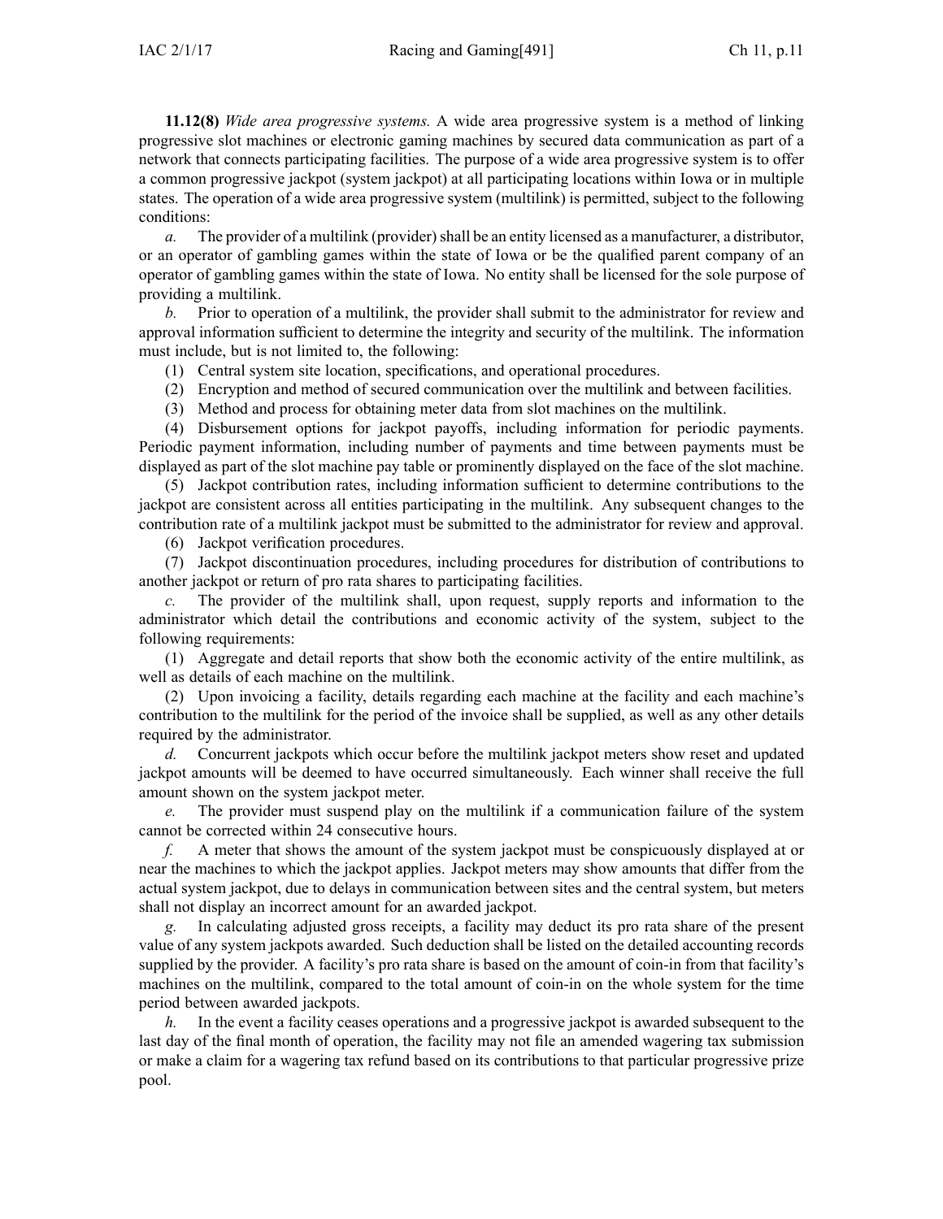**11.12(8)** *Wide area progressive systems.* A wide area progressive system is a method of linking progressive slot machines or electronic gaming machines by secured data communication as part of a network that connects participating facilities. The purpose of a wide area progressive system is to offer a common progressive jackpot (system jackpot) at all participating locations within Iowa or in multiple states. The operation of a wide area progressive system (multilink) is permitted, subject to the following conditions:

*a.* The provider of a multilink (provider) shall be an entity licensed as a manufacturer, a distributor, or an operator of gambling games within the state of Iowa or be the qualified parent company of an operator of gambling games within the state of Iowa. No entity shall be licensed for the sole purpose of providing a multilink.

*b.* Prior to operation of a multilink, the provider shall submit to the administrator for review and approval information sufficient to determine the integrity and security of the multilink. The information must include, but is not limited to, the following:

(1) Central system site location, specifications, and operational procedures.

(2) Encryption and method of secured communication over the multilink and between facilities.

(3) Method and process for obtaining meter data from slot machines on the multilink.

(4) Disbursement options for jackpot payoffs, including information for periodic payments. Periodic payment information, including number of payments and time between payments must be displayed as part of the slot machine pay table or prominently displayed on the face of the slot machine.

(5) Jackpot contribution rates, including information sufficient to determine contributions to the jackpot are consistent across all entities participating in the multilink. Any subsequent changes to the contribution rate of a multilink jackpot must be submitted to the administrator for review and approval.

(6) Jackpot verification procedures.

(7) Jackpot discontinuation procedures, including procedures for distribution of contributions to another jackpot or return of pro rata shares to participating facilities.

*c.* The provider of the multilink shall, upon request, supply reports and information to the administrator which detail the contributions and economic activity of the system, subject to the following requirements:

(1) Aggregate and detail reports that show both the economic activity of the entire multilink, as well as details of each machine on the multilink.

(2) Upon invoicing a facility, details regarding each machine at the facility and each machine's contribution to the multilink for the period of the invoice shall be supplied, as well as any other details required by the administrator.

*d.* Concurrent jackpots which occur before the multilink jackpot meters show reset and updated jackpot amounts will be deemed to have occurred simultaneously. Each winner shall receive the full amount shown on the system jackpot meter.

*e.* The provider must suspend play on the multilink if a communication failure of the system cannot be corrected within 24 consecutive hours.

*f.* A meter that shows the amount of the system jackpot must be conspicuously displayed at or near the machines to which the jackpot applies. Jackpot meters may show amounts that differ from the actual system jackpot, due to delays in communication between sites and the central system, but meters shall not display an incorrect amount for an awarded jackpot.

*g.* In calculating adjusted gross receipts, a facility may deduct its pro rata share of the present value of any system jackpots awarded. Such deduction shall be listed on the detailed accounting records supplied by the provider. A facility's pro rata share is based on the amount of coin-in from that facility's machines on the multilink, compared to the total amount of coin-in on the whole system for the time period between awarded jackpots.

*h.* In the event a facility ceases operations and a progressive jackpot is awarded subsequent to the last day of the final month of operation, the facility may not file an amended wagering tax submission or make a claim for a wagering tax refund based on its contributions to that particular progressive prize pool.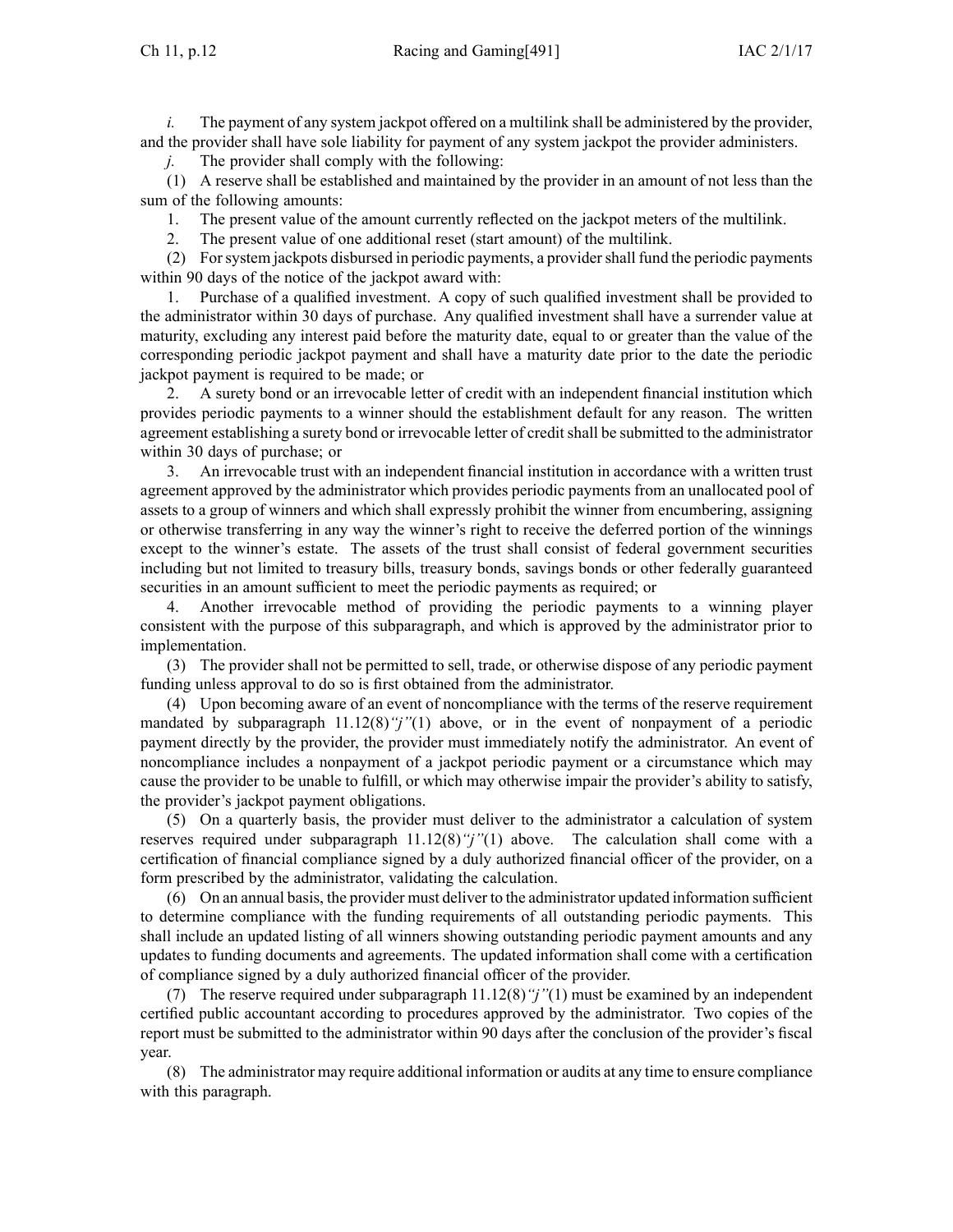*i.* The payment of any system jackpot offered on a multilink shall be administered by the provider, and the provider shall have sole liability for payment of any system jackpot the provider administers.

*j.* The provider shall comply with the following:

(1) A reserve shall be established and maintained by the provider in an amount of not less than the sum of the following amounts:

1. The present value of the amount currently reflected on the jackpot meters of the multilink.
2. The present value of one additional reset (start amount) of the multilink.

(2) For system jackpots disbursed in periodic payments, a provider shall fund the periodic payments within 90 days of the notice of the jackpot award with:

1. Purchase of a qualified investment. A copy of such qualified investment shall be provided to the administrator within 30 days of purchase. Any qualified investment shall have a surrender value at maturity, excluding any interest paid before the maturity date, equal to or greater than the value of the corresponding periodic jackpot payment and shall have a maturity date prior to the date the periodic jackpot payment is required to be made; or
2. A surety bond or an irrevocable letter of credit with an independent financial institution which provides periodic payments to a winner should the establishment default for any reason. The written agreement establishing a surety bond or irrevocable letter of credit shall be submitted to the administrator within 30 days of purchase; or
3. An irrevocable trust with an independent financial institution in accordance with a written trust agreement approved by the administrator which provides periodic payments from an unallocated pool of assets to a group of winners and which shall expressly prohibit the winner from encumbering, assigning or otherwise transferring in any way the winner's right to receive the deferred portion of the winnings except to the winner's estate. The assets of the trust shall consist of federal government securities including but not limited to treasury bills, treasury bonds, savings bonds or other federally guaranteed securities in an amount sufficient to meet the periodic payments as required; or
4. Another irrevocable method of providing the periodic payments to a winning player consistent with the purpose of this subparagraph, and which is approved by the administrator prior to implementation.

(3) The provider shall not be permitted to sell, trade, or otherwise dispose of any periodic payment funding unless approval to do so is first obtained from the administrator.

(4) Upon becoming aware of an event of noncompliance with the terms of the reserve requirement mandated by subparagraph 11.12(8)*"j"*(1) above, or in the event of nonpayment of a periodic payment directly by the provider, the provider must immediately notify the administrator. An event of noncompliance includes a nonpayment of a jackpot periodic payment or a circumstance which may cause the provider to be unable to fulfill, or which may otherwise impair the provider's ability to satisfy, the provider's jackpot payment obligations.

(5) On a quarterly basis, the provider must deliver to the administrator a calculation of system reserves required under subparagraph 11.12(8)*"j"*(1) above. The calculation shall come with a certification of financial compliance signed by a duly authorized financial officer of the provider, on a form prescribed by the administrator, validating the calculation.

(6) On an annual basis, the provider must deliver to the administrator updated information sufficient to determine compliance with the funding requirements of all outstanding periodic payments. This shall include an updated listing of all winners showing outstanding periodic payment amounts and any updates to funding documents and agreements. The updated information shall come with a certification of compliance signed by a duly authorized financial officer of the provider.

(7) The reserve required under subparagraph 11.12(8)*"j"*(1) must be examined by an independent certified public accountant according to procedures approved by the administrator. Two copies of the report must be submitted to the administrator within 90 days after the conclusion of the provider's fiscal year.

(8) The administrator may require additional information or audits at any time to ensure compliance with this paragraph.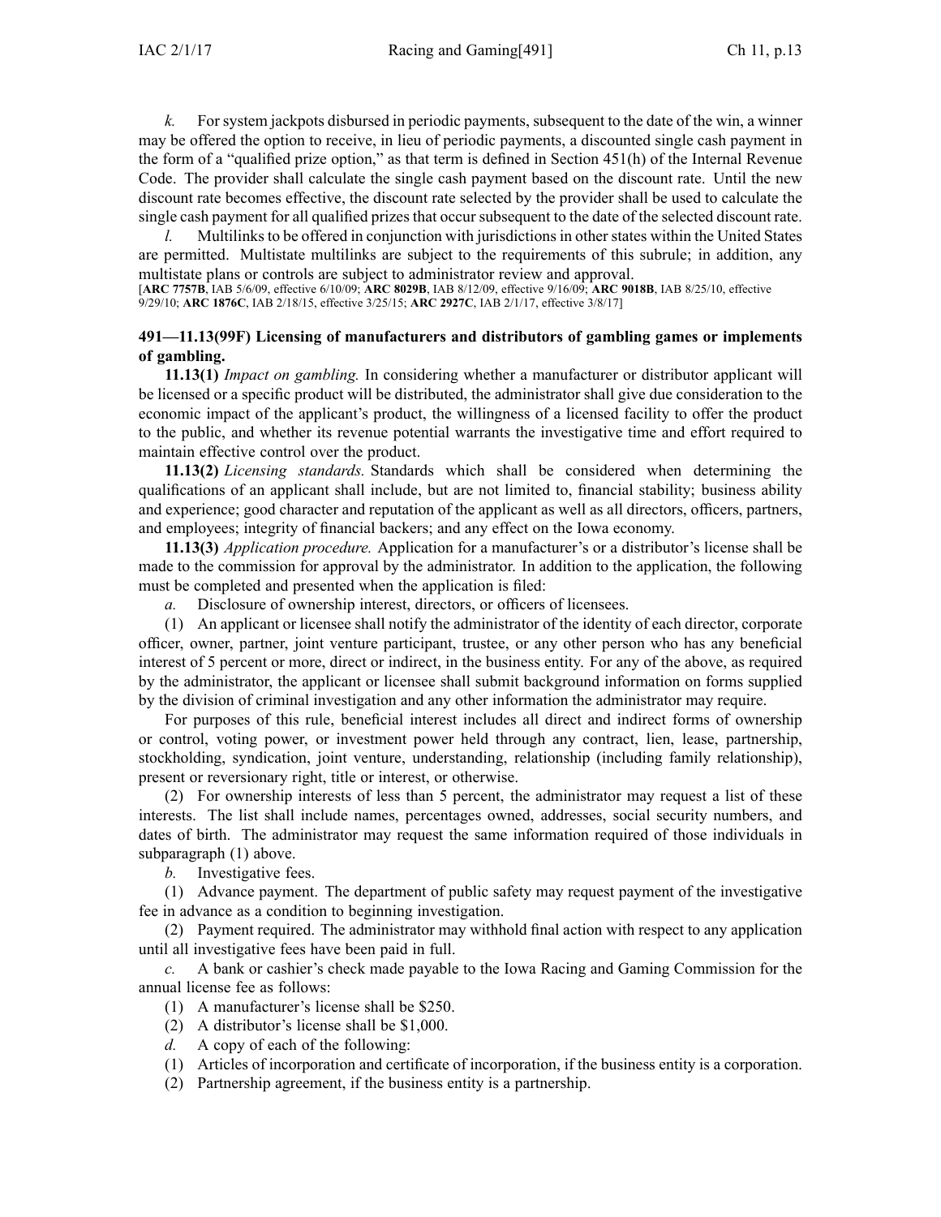*k.* For system jackpots disbursed in periodic payments, subsequent to the date of the win, a winner may be offered the option to receive, in lieu of periodic payments, a discounted single cash payment in the form of a "qualified prize option," as that term is defined in Section 451(h) of the Internal Revenue Code. The provider shall calculate the single cash payment based on the discount rate. Until the new discount rate becomes effective, the discount rate selected by the provider shall be used to calculate the single cash payment for all qualified prizes that occur subsequent to the date of the selected discount rate.

*l.* Multilinks to be offered in conjunction with jurisdictions in other states within the United States are permitted. Multistate multilinks are subject to the requirements of this subrule; in addition, any multistate plans or controls are subject to administrator review and approval.

[**ARC 7757B**, IAB 5/6/09, effective 6/10/09; **ARC 8029B**, IAB 8/12/09, effective 9/16/09; **ARC 9018B**, IAB 8/25/10, effective 9/29/10; **ARC 1876C**, IAB 2/18/15, effective 3/25/15; **ARC 2927C**, IAB 2/1/17, effective 3/8/17]

**491—11.13(99F) Licensing of manufacturers and distributors of gambling games or implements of gambling.**

**11.13(1)** *Impact on gambling.* In considering whether a manufacturer or distributor applicant will be licensed or a specific product will be distributed, the administrator shall give due consideration to the economic impact of the applicant's product, the willingness of a licensed facility to offer the product to the public, and whether its revenue potential warrants the investigative time and effort required to maintain effective control over the product.

**11.13(2)** *Licensing standards.* Standards which shall be considered when determining the qualifications of an applicant shall include, but are not limited to, financial stability; business ability and experience; good character and reputation of the applicant as well as all directors, officers, partners, and employees; integrity of financial backers; and any effect on the Iowa economy.

**11.13(3)** *Application procedure.* Application for a manufacturer's or a distributor's license shall be made to the commission for approval by the administrator. In addition to the application, the following must be completed and presented when the application is filed:

*a.* Disclosure of ownership interest, directors, or officers of licensees.

(1) An applicant or licensee shall notify the administrator of the identity of each director, corporate officer, owner, partner, joint venture participant, trustee, or any other person who has any beneficial interest of 5 percent or more, direct or indirect, in the business entity. For any of the above, as required by the administrator, the applicant or licensee shall submit background information on forms supplied by the division of criminal investigation and any other information the administrator may require.

For purposes of this rule, beneficial interest includes all direct and indirect forms of ownership or control, voting power, or investment power held through any contract, lien, lease, partnership, stockholding, syndication, joint venture, understanding, relationship (including family relationship), present or reversionary right, title or interest, or otherwise.

(2) For ownership interests of less than 5 percent, the administrator may request a list of these interests. The list shall include names, percentages owned, addresses, social security numbers, and dates of birth. The administrator may request the same information required of those individuals in subparagraph (1) above.

*b.* Investigative fees.

(1) Advance payment. The department of public safety may request payment of the investigative fee in advance as a condition to beginning investigation.

(2) Payment required. The administrator may withhold final action with respect to any application until all investigative fees have been paid in full.

*c.* A bank or cashier's check made payable to the Iowa Racing and Gaming Commission for the annual license fee as follows:

(1) A manufacturer's license shall be $250.

(2) A distributor's license shall be $1,000.

*d.* A copy of each of the following:

(1) Articles of incorporation and certificate of incorporation, if the business entity is a corporation.

(2) Partnership agreement, if the business entity is a partnership.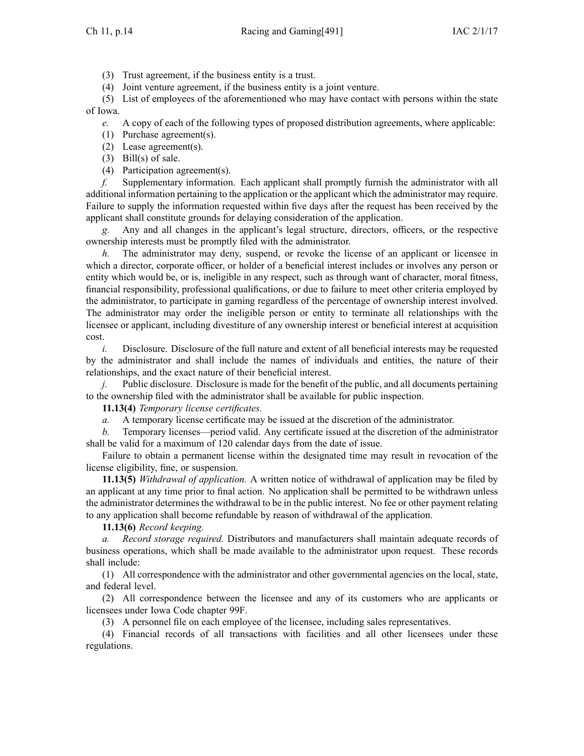(3) Trust agreement, if the business entity is a trust.

(4) Joint venture agreement, if the business entity is a joint venture.

(5) List of employees of the aforementioned who may have contact with persons within the state of Iowa.

*e.* A copy of each of the following types of proposed distribution agreements, where applicable:

(1) Purchase agreement(s).

(2) Lease agreement(s).

(3) Bill(s) of sale.

(4) Participation agreement(s).

*f.* Supplementary information. Each applicant shall promptly furnish the administrator with all additional information pertaining to the application or the applicant which the administrator may require. Failure to supply the information requested within five days after the request has been received by the applicant shall constitute grounds for delaying consideration of the application.

*g.* Any and all changes in the applicant's legal structure, directors, officers, or the respective ownership interests must be promptly filed with the administrator.

*h.* The administrator may deny, suspend, or revoke the license of an applicant or licensee in which a director, corporate officer, or holder of a beneficial interest includes or involves any person or entity which would be, or is, ineligible in any respect, such as through want of character, moral fitness, financial responsibility, professional qualifications, or due to failure to meet other criteria employed by the administrator, to participate in gaming regardless of the percentage of ownership interest involved. The administrator may order the ineligible person or entity to terminate all relationships with the licensee or applicant, including divestiture of any ownership interest or beneficial interest at acquisition cost.

*i.* Disclosure. Disclosure of the full nature and extent of all beneficial interests may be requested by the administrator and shall include the names of individuals and entities, the nature of their relationships, and the exact nature of their beneficial interest.

*j.* Public disclosure. Disclosure is made for the benefit of the public, and all documents pertaining to the ownership filed with the administrator shall be available for public inspection.

**11.13(4)** *Temporary license certificates.*

*a.* A temporary license certificate may be issued at the discretion of the administrator.

*b.* Temporary licenses—period valid. Any certificate issued at the discretion of the administrator shall be valid for a maximum of 120 calendar days from the date of issue.

Failure to obtain a permanent license within the designated time may result in revocation of the license eligibility, fine, or suspension.

**11.13(5)** *Withdrawal of application.* A written notice of withdrawal of application may be filed by an applicant at any time prior to final action. No application shall be permitted to be withdrawn unless the administrator determines the withdrawal to be in the public interest. No fee or other payment relating to any application shall become refundable by reason of withdrawal of the application.

**11.13(6)** *Record keeping.*

*a. Record storage required.* Distributors and manufacturers shall maintain adequate records of business operations, which shall be made available to the administrator upon request. These records shall include:

(1) All correspondence with the administrator and other governmental agencies on the local, state, and federal level.

(2) All correspondence between the licensee and any of its customers who are applicants or licensees under Iowa Code chapter 99F.

(3) A personnel file on each employee of the licensee, including sales representatives.

(4) Financial records of all transactions with facilities and all other licensees under these regulations.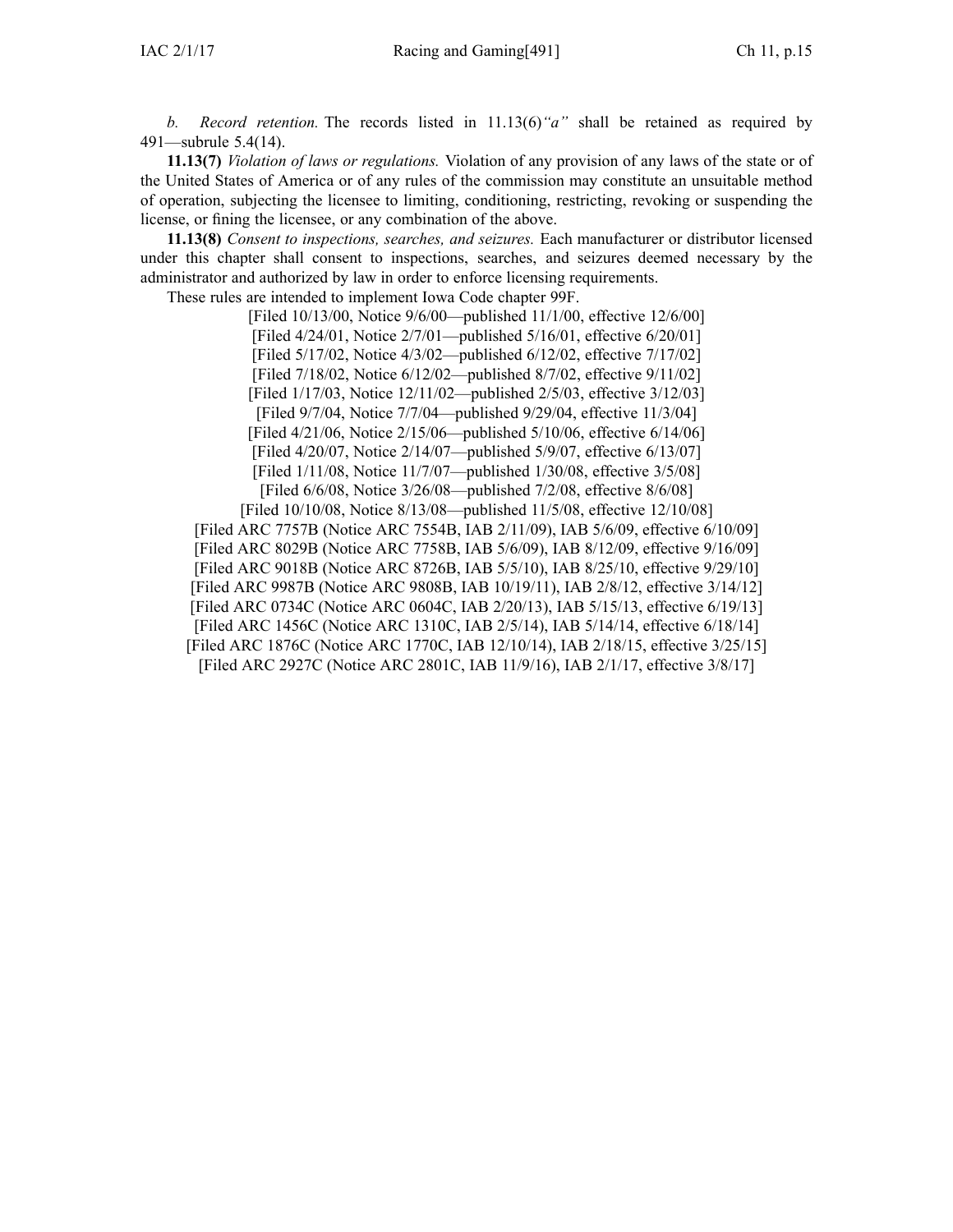*b. Record retention.* The records listed in 11.13(6)*"a"* shall be retained as required by 491—subrule 5.4(14).

**11.13(7)** *Violation of laws or regulations.* Violation of any provision of any laws of the state or of the United States of America or of any rules of the commission may constitute an unsuitable method of operation, subjecting the licensee to limiting, conditioning, restricting, revoking or suspending the license, or fining the licensee, or any combination of the above.

**11.13(8)** *Consent to inspections, searches, and seizures.* Each manufacturer or distributor licensed under this chapter shall consent to inspections, searches, and seizures deemed necessary by the administrator and authorized by law in order to enforce licensing requirements.

These rules are intended to implement Iowa Code chapter 99F.

[Filed 10/13/00, Notice 9/6/00—published 11/1/00, effective 12/6/00]
[Filed 4/24/01, Notice 2/7/01—published 5/16/01, effective 6/20/01]
[Filed 5/17/02, Notice 4/3/02—published 6/12/02, effective 7/17/02]
[Filed 7/18/02, Notice 6/12/02—published 8/7/02, effective 9/11/02]
[Filed 1/17/03, Notice 12/11/02—published 2/5/03, effective 3/12/03]
[Filed 9/7/04, Notice 7/7/04—published 9/29/04, effective 11/3/04]
[Filed 4/21/06, Notice 2/15/06—published 5/10/06, effective 6/14/06]
[Filed 4/20/07, Notice 2/14/07—published 5/9/07, effective 6/13/07]
[Filed 1/11/08, Notice 11/7/07—published 1/30/08, effective 3/5/08]
[Filed 6/6/08, Notice 3/26/08—published 7/2/08, effective 8/6/08]
[Filed 10/10/08, Notice 8/13/08—published 11/5/08, effective 12/10/08]
[Filed ARC 7757B (Notice ARC 7554B, IAB 2/11/09), IAB 5/6/09, effective 6/10/09]
[Filed ARC 8029B (Notice ARC 7758B, IAB 5/6/09), IAB 8/12/09, effective 9/16/09]
[Filed ARC 9018B (Notice ARC 8726B, IAB 5/5/10), IAB 8/25/10, effective 9/29/10]
[Filed ARC 9987B (Notice ARC 9808B, IAB 10/19/11), IAB 2/8/12, effective 3/14/12]
[Filed ARC 0734C (Notice ARC 0604C, IAB 2/20/13), IAB 5/15/13, effective 6/19/13]
[Filed ARC 1456C (Notice ARC 1310C, IAB 2/5/14), IAB 5/14/14, effective 6/18/14]
[Filed ARC 1876C (Notice ARC 1770C, IAB 12/10/14), IAB 2/18/15, effective 3/25/15]
[Filed ARC 2927C (Notice ARC 2801C, IAB 11/9/16), IAB 2/1/17, effective 3/8/17]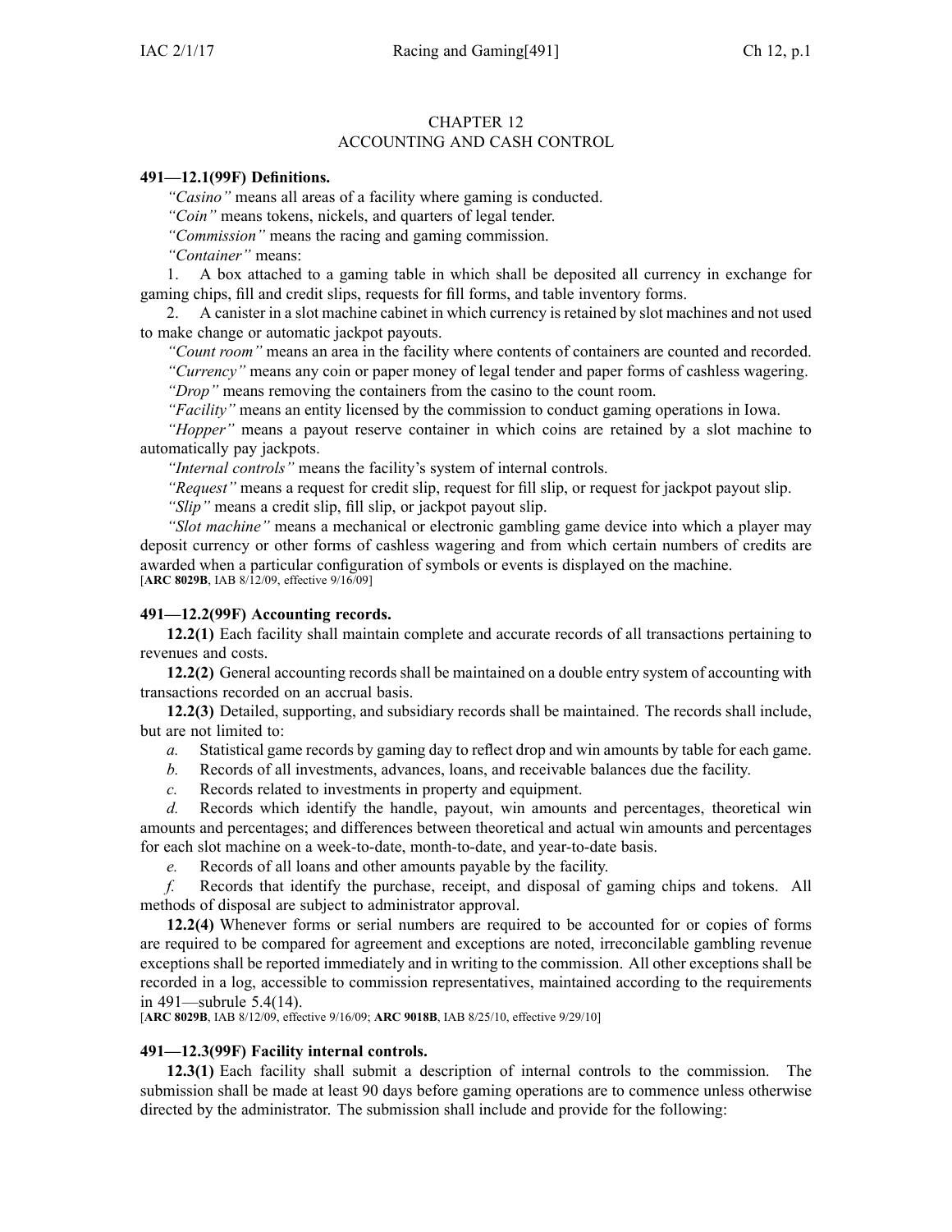# CHAPTER 12
## ACCOUNTING AND CASH CONTROL

**491—12.1(99F) Definitions.**

*"Casino"* means all areas of a facility where gaming is conducted.

*"Coin"* means tokens, nickels, and quarters of legal tender.

*"Commission"* means the racing and gaming commission.

*"Container"* means:

1. A box attached to a gaming table in which shall be deposited all currency in exchange for gaming chips, fill and credit slips, requests for fill forms, and table inventory forms.

2. A canister in a slot machine cabinet in which currency is retained by slot machines and not used to make change or automatic jackpot payouts.

*"Count room"* means an area in the facility where contents of containers are counted and recorded.

*"Currency"* means any coin or paper money of legal tender and paper forms of cashless wagering.

*"Drop"* means removing the containers from the casino to the count room.

*"Facility"* means an entity licensed by the commission to conduct gaming operations in Iowa.

*"Hopper"* means a payout reserve container in which coins are retained by a slot machine to automatically pay jackpots.

*"Internal controls"* means the facility's system of internal controls.

*"Request"* means a request for credit slip, request for fill slip, or request for jackpot payout slip.

*"Slip"* means a credit slip, fill slip, or jackpot payout slip.

*"Slot machine"* means a mechanical or electronic gambling game device into which a player may deposit currency or other forms of cashless wagering and from which certain numbers of credits are awarded when a particular configuration of symbols or events is displayed on the machine.

[**ARC 8029B**, IAB 8/12/09, effective 9/16/09]

**491—12.2(99F) Accounting records.**

**12.2(1)** Each facility shall maintain complete and accurate records of all transactions pertaining to revenues and costs.

**12.2(2)** General accounting records shall be maintained on a double entry system of accounting with transactions recorded on an accrual basis.

**12.2(3)** Detailed, supporting, and subsidiary records shall be maintained. The records shall include, but are not limited to:

*a.* Statistical game records by gaming day to reflect drop and win amounts by table for each game.

*b.* Records of all investments, advances, loans, and receivable balances due the facility.

*c.* Records related to investments in property and equipment.

*d.* Records which identify the handle, payout, win amounts and percentages, theoretical win amounts and percentages; and differences between theoretical and actual win amounts and percentages for each slot machine on a week-to-date, month-to-date, and year-to-date basis.

*e.* Records of all loans and other amounts payable by the facility.

*f.* Records that identify the purchase, receipt, and disposal of gaming chips and tokens. All methods of disposal are subject to administrator approval.

**12.2(4)** Whenever forms or serial numbers are required to be accounted for or copies of forms are required to be compared for agreement and exceptions are noted, irreconcilable gambling revenue exceptions shall be reported immediately and in writing to the commission. All other exceptions shall be recorded in a log, accessible to commission representatives, maintained according to the requirements in 491—subrule 5.4(14).

[**ARC 8029B**, IAB 8/12/09, effective 9/16/09; **ARC 9018B**, IAB 8/25/10, effective 9/29/10]

**491—12.3(99F) Facility internal controls.**

**12.3(1)** Each facility shall submit a description of internal controls to the commission. The submission shall be made at least 90 days before gaming operations are to commence unless otherwise directed by the administrator. The submission shall include and provide for the following: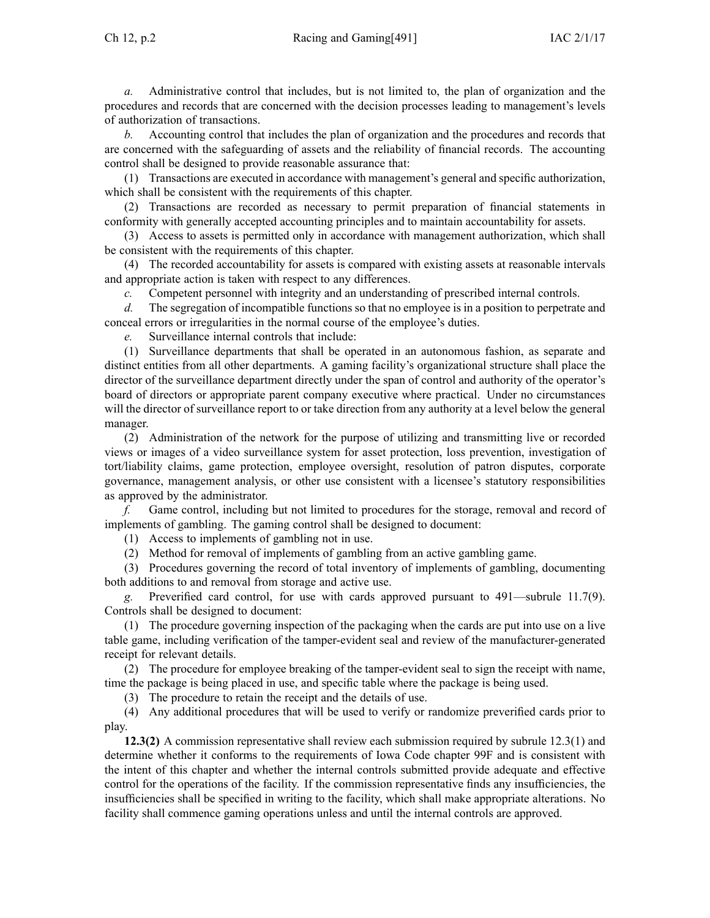*a.* Administrative control that includes, but is not limited to, the plan of organization and the procedures and records that are concerned with the decision processes leading to management's levels of authorization of transactions.

*b.* Accounting control that includes the plan of organization and the procedures and records that are concerned with the safeguarding of assets and the reliability of financial records. The accounting control shall be designed to provide reasonable assurance that:

(1) Transactions are executed in accordance with management's general and specific authorization, which shall be consistent with the requirements of this chapter.

(2) Transactions are recorded as necessary to permit preparation of financial statements in conformity with generally accepted accounting principles and to maintain accountability for assets.

(3) Access to assets is permitted only in accordance with management authorization, which shall be consistent with the requirements of this chapter.

(4) The recorded accountability for assets is compared with existing assets at reasonable intervals and appropriate action is taken with respect to any differences.

*c.* Competent personnel with integrity and an understanding of prescribed internal controls.

*d.* The segregation of incompatible functions so that no employee is in a position to perpetrate and conceal errors or irregularities in the normal course of the employee's duties.

*e.* Surveillance internal controls that include:

(1) Surveillance departments that shall be operated in an autonomous fashion, as separate and distinct entities from all other departments. A gaming facility's organizational structure shall place the director of the surveillance department directly under the span of control and authority of the operator's board of directors or appropriate parent company executive where practical. Under no circumstances will the director of surveillance report to or take direction from any authority at a level below the general manager.

(2) Administration of the network for the purpose of utilizing and transmitting live or recorded views or images of a video surveillance system for asset protection, loss prevention, investigation of tort/liability claims, game protection, employee oversight, resolution of patron disputes, corporate governance, management analysis, or other use consistent with a licensee's statutory responsibilities as approved by the administrator.

*f.* Game control, including but not limited to procedures for the storage, removal and record of implements of gambling. The gaming control shall be designed to document:

(1) Access to implements of gambling not in use.

(2) Method for removal of implements of gambling from an active gambling game.

(3) Procedures governing the record of total inventory of implements of gambling, documenting both additions to and removal from storage and active use.

*g.* Preverified card control, for use with cards approved pursuant to 491—subrule 11.7(9). Controls shall be designed to document:

(1) The procedure governing inspection of the packaging when the cards are put into use on a live table game, including verification of the tamper-evident seal and review of the manufacturer-generated receipt for relevant details.

(2) The procedure for employee breaking of the tamper-evident seal to sign the receipt with name, time the package is being placed in use, and specific table where the package is being used.

(3) The procedure to retain the receipt and the details of use.

(4) Any additional procedures that will be used to verify or randomize preverified cards prior to play.

**12.3(2)** A commission representative shall review each submission required by subrule 12.3(1) and determine whether it conforms to the requirements of Iowa Code chapter 99F and is consistent with the intent of this chapter and whether the internal controls submitted provide adequate and effective control for the operations of the facility. If the commission representative finds any insufficiencies, the insufficiencies shall be specified in writing to the facility, which shall make appropriate alterations. No facility shall commence gaming operations unless and until the internal controls are approved.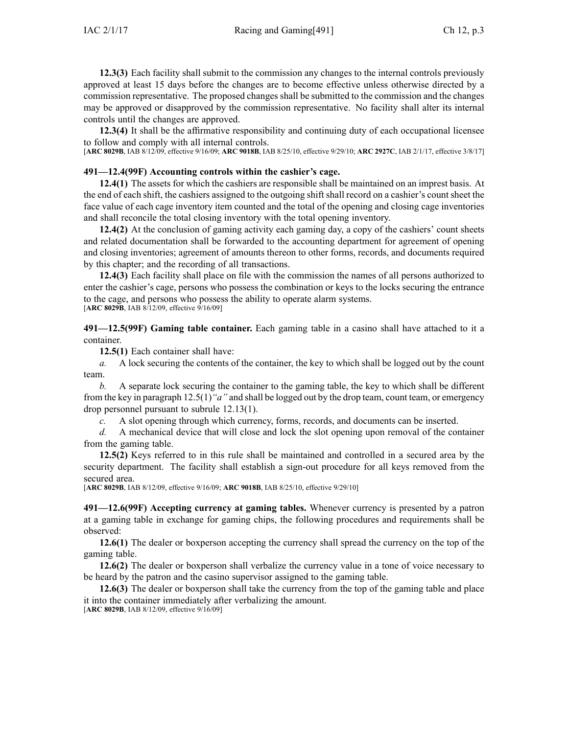**12.3(3)** Each facility shall submit to the commission any changes to the internal controls previously approved at least 15 days before the changes are to become effective unless otherwise directed by a commission representative. The proposed changes shall be submitted to the commission and the changes may be approved or disapproved by the commission representative. No facility shall alter its internal controls until the changes are approved.

**12.3(4)** It shall be the affirmative responsibility and continuing duty of each occupational licensee to follow and comply with all internal controls.

[**ARC 8029B**, IAB 8/12/09, effective 9/16/09; **ARC 9018B**, IAB 8/25/10, effective 9/29/10; **ARC 2927C**, IAB 2/1/17, effective 3/8/17]

**491—12.4(99F) Accounting controls within the cashier's cage.**

**12.4(1)** The assets for which the cashiers are responsible shall be maintained on an imprest basis. At the end of each shift, the cashiers assigned to the outgoing shift shall record on a cashier's count sheet the face value of each cage inventory item counted and the total of the opening and closing cage inventories and shall reconcile the total closing inventory with the total opening inventory.

**12.4(2)** At the conclusion of gaming activity each gaming day, a copy of the cashiers' count sheets and related documentation shall be forwarded to the accounting department for agreement of opening and closing inventories; agreement of amounts thereon to other forms, records, and documents required by this chapter; and the recording of all transactions.

**12.4(3)** Each facility shall place on file with the commission the names of all persons authorized to enter the cashier's cage, persons who possess the combination or keys to the locks securing the entrance to the cage, and persons who possess the ability to operate alarm systems.

[**ARC 8029B**, IAB 8/12/09, effective 9/16/09]

**491—12.5(99F) Gaming table container.** Each gaming table in a casino shall have attached to it a container.

**12.5(1)** Each container shall have:

*a.* A lock securing the contents of the container, the key to which shall be logged out by the count team.

*b.* A separate lock securing the container to the gaming table, the key to which shall be different from the key in paragraph 12.5(1)*"a"* and shall be logged out by the drop team, count team, or emergency drop personnel pursuant to subrule 12.13(1).

*c.* A slot opening through which currency, forms, records, and documents can be inserted.

*d.* A mechanical device that will close and lock the slot opening upon removal of the container from the gaming table.

**12.5(2)** Keys referred to in this rule shall be maintained and controlled in a secured area by the security department. The facility shall establish a sign-out procedure for all keys removed from the secured area.

[**ARC 8029B**, IAB 8/12/09, effective 9/16/09; **ARC 9018B**, IAB 8/25/10, effective 9/29/10]

**491—12.6(99F) Accepting currency at gaming tables.** Whenever currency is presented by a patron at a gaming table in exchange for gaming chips, the following procedures and requirements shall be observed:

**12.6(1)** The dealer or boxperson accepting the currency shall spread the currency on the top of the gaming table.

**12.6(2)** The dealer or boxperson shall verbalize the currency value in a tone of voice necessary to be heard by the patron and the casino supervisor assigned to the gaming table.

**12.6(3)** The dealer or boxperson shall take the currency from the top of the gaming table and place it into the container immediately after verbalizing the amount.

[**ARC 8029B**, IAB 8/12/09, effective 9/16/09]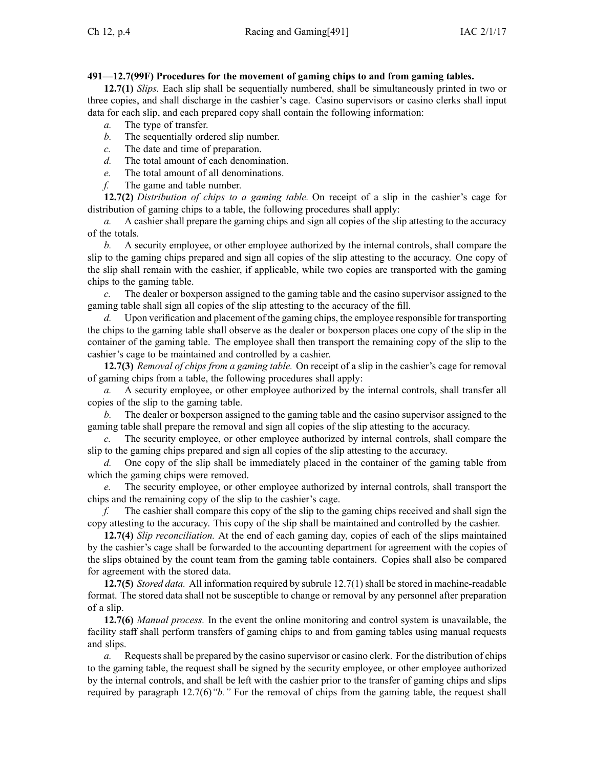**491—12.7(99F) Procedures for the movement of gaming chips to and from gaming tables.**

**12.7(1)** *Slips.* Each slip shall be sequentially numbered, shall be simultaneously printed in two or three copies, and shall discharge in the cashier's cage. Casino supervisors or casino clerks shall input data for each slip, and each prepared copy shall contain the following information:

*a.* The type of transfer.

*b.* The sequentially ordered slip number.

*c.* The date and time of preparation.

*d.* The total amount of each denomination.

*e.* The total amount of all denominations.

*f.* The game and table number.

**12.7(2)** *Distribution of chips to a gaming table.* On receipt of a slip in the cashier's cage for distribution of gaming chips to a table, the following procedures shall apply:

*a.* A cashier shall prepare the gaming chips and sign all copies of the slip attesting to the accuracy of the totals.

*b.* A security employee, or other employee authorized by the internal controls, shall compare the slip to the gaming chips prepared and sign all copies of the slip attesting to the accuracy. One copy of the slip shall remain with the cashier, if applicable, while two copies are transported with the gaming chips to the gaming table.

*c.* The dealer or boxperson assigned to the gaming table and the casino supervisor assigned to the gaming table shall sign all copies of the slip attesting to the accuracy of the fill.

*d.* Upon verification and placement of the gaming chips, the employee responsible for transporting the chips to the gaming table shall observe as the dealer or boxperson places one copy of the slip in the container of the gaming table. The employee shall then transport the remaining copy of the slip to the cashier's cage to be maintained and controlled by a cashier.

**12.7(3)** *Removal of chips from a gaming table.* On receipt of a slip in the cashier's cage for removal of gaming chips from a table, the following procedures shall apply:

*a.* A security employee, or other employee authorized by the internal controls, shall transfer all copies of the slip to the gaming table.

*b.* The dealer or boxperson assigned to the gaming table and the casino supervisor assigned to the gaming table shall prepare the removal and sign all copies of the slip attesting to the accuracy.

*c.* The security employee, or other employee authorized by internal controls, shall compare the slip to the gaming chips prepared and sign all copies of the slip attesting to the accuracy.

*d.* One copy of the slip shall be immediately placed in the container of the gaming table from which the gaming chips were removed.

*e.* The security employee, or other employee authorized by internal controls, shall transport the chips and the remaining copy of the slip to the cashier's cage.

*f.* The cashier shall compare this copy of the slip to the gaming chips received and shall sign the copy attesting to the accuracy. This copy of the slip shall be maintained and controlled by the cashier.

**12.7(4)** *Slip reconciliation.* At the end of each gaming day, copies of each of the slips maintained by the cashier's cage shall be forwarded to the accounting department for agreement with the copies of the slips obtained by the count team from the gaming table containers. Copies shall also be compared for agreement with the stored data.

**12.7(5)** *Stored data.* All information required by subrule 12.7(1) shall be stored in machine-readable format. The stored data shall not be susceptible to change or removal by any personnel after preparation of a slip.

**12.7(6)** *Manual process.* In the event the online monitoring and control system is unavailable, the facility staff shall perform transfers of gaming chips to and from gaming tables using manual requests and slips.

*a.* Requests shall be prepared by the casino supervisor or casino clerk. For the distribution of chips to the gaming table, the request shall be signed by the security employee, or other employee authorized by the internal controls, and shall be left with the cashier prior to the transfer of gaming chips and slips required by paragraph 12.7(6)*"b."* For the removal of chips from the gaming table, the request shall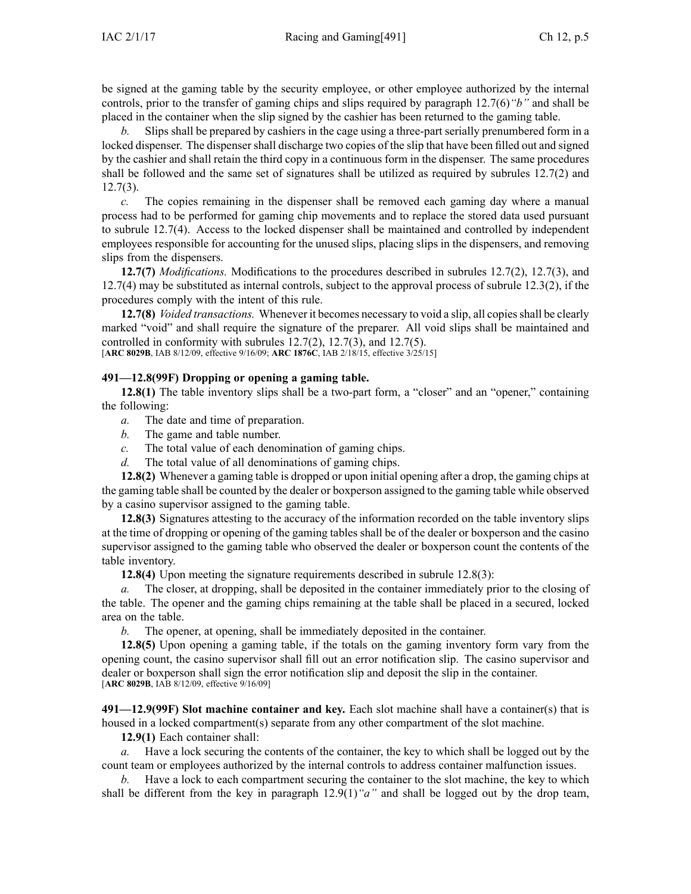be signed at the gaming table by the security employee, or other employee authorized by the internal controls, prior to the transfer of gaming chips and slips required by paragraph 12.7(6)*"b"* and shall be placed in the container when the slip signed by the cashier has been returned to the gaming table.

*b.* Slips shall be prepared by cashiers in the cage using a three-part serially prenumbered form in a locked dispenser. The dispenser shall discharge two copies of the slip that have been filled out and signed by the cashier and shall retain the third copy in a continuous form in the dispenser. The same procedures shall be followed and the same set of signatures shall be utilized as required by subrules 12.7(2) and 12.7(3).

*c.* The copies remaining in the dispenser shall be removed each gaming day where a manual process had to be performed for gaming chip movements and to replace the stored data used pursuant to subrule 12.7(4). Access to the locked dispenser shall be maintained and controlled by independent employees responsible for accounting for the unused slips, placing slips in the dispensers, and removing slips from the dispensers.

**12.7(7)** *Modifications.* Modifications to the procedures described in subrules 12.7(2), 12.7(3), and 12.7(4) may be substituted as internal controls, subject to the approval process of subrule 12.3(2), if the procedures comply with the intent of this rule.

**12.7(8)** *Voided transactions.* Whenever it becomes necessary to void a slip, all copies shall be clearly marked "void" and shall require the signature of the preparer. All void slips shall be maintained and controlled in conformity with subrules 12.7(2), 12.7(3), and 12.7(5).

[**ARC 8029B**, IAB 8/12/09, effective 9/16/09; **ARC 1876C**, IAB 2/18/15, effective 3/25/15]

**491—12.8(99F) Dropping or opening a gaming table.**

**12.8(1)** The table inventory slips shall be a two-part form, a "closer" and an "opener," containing the following:

*a.* The date and time of preparation.

*b.* The game and table number.

*c.* The total value of each denomination of gaming chips.

*d.* The total value of all denominations of gaming chips.

**12.8(2)** Whenever a gaming table is dropped or upon initial opening after a drop, the gaming chips at the gaming table shall be counted by the dealer or boxperson assigned to the gaming table while observed by a casino supervisor assigned to the gaming table.

**12.8(3)** Signatures attesting to the accuracy of the information recorded on the table inventory slips at the time of dropping or opening of the gaming tables shall be of the dealer or boxperson and the casino supervisor assigned to the gaming table who observed the dealer or boxperson count the contents of the table inventory.

**12.8(4)** Upon meeting the signature requirements described in subrule 12.8(3):

*a.* The closer, at dropping, shall be deposited in the container immediately prior to the closing of the table. The opener and the gaming chips remaining at the table shall be placed in a secured, locked area on the table.

*b.* The opener, at opening, shall be immediately deposited in the container.

**12.8(5)** Upon opening a gaming table, if the totals on the gaming inventory form vary from the opening count, the casino supervisor shall fill out an error notification slip. The casino supervisor and dealer or boxperson shall sign the error notification slip and deposit the slip in the container.

[**ARC 8029B**, IAB 8/12/09, effective 9/16/09]

**491—12.9(99F) Slot machine container and key.** Each slot machine shall have a container(s) that is housed in a locked compartment(s) separate from any other compartment of the slot machine.

**12.9(1)** Each container shall:

*a.* Have a lock securing the contents of the container, the key to which shall be logged out by the count team or employees authorized by the internal controls to address container malfunction issues.

*b.* Have a lock to each compartment securing the container to the slot machine, the key to which shall be different from the key in paragraph 12.9(1)*"a"* and shall be logged out by the drop team,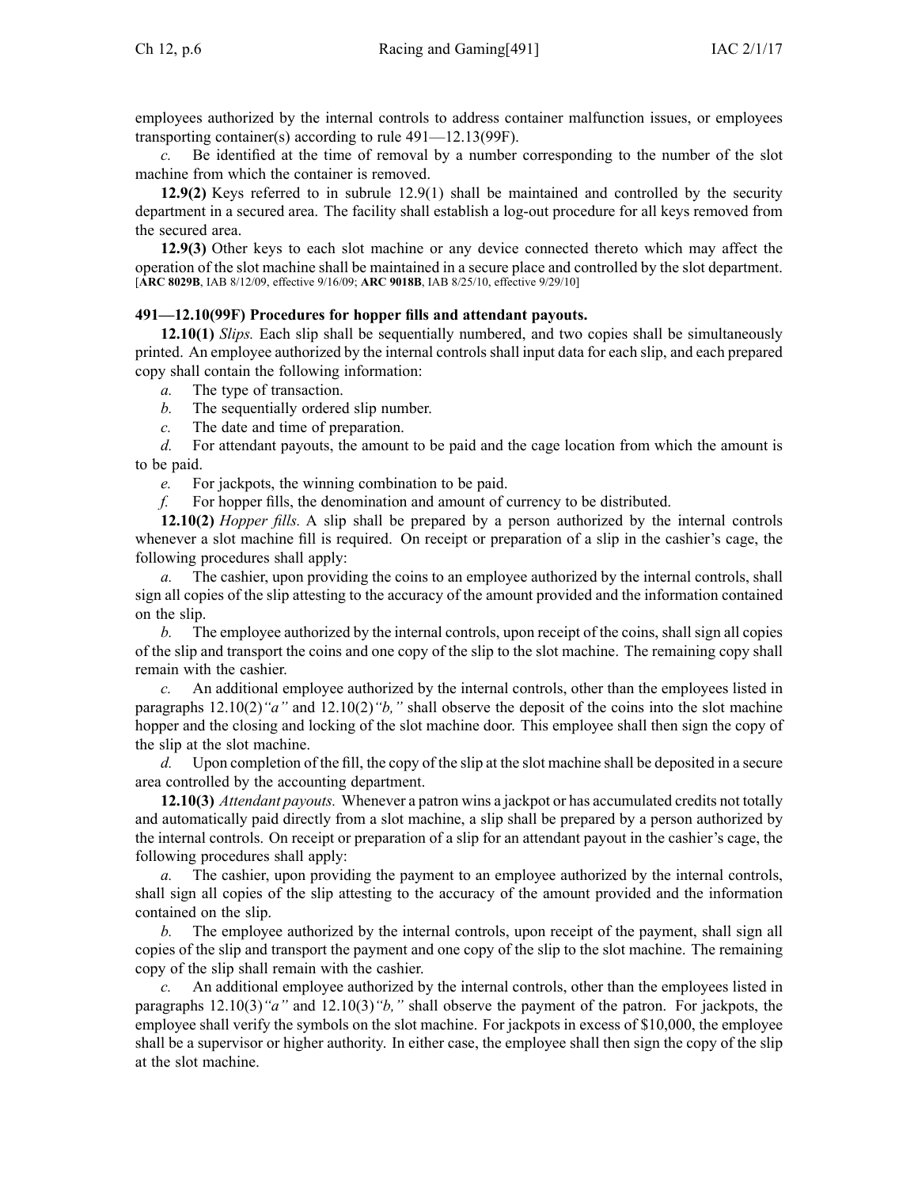employees authorized by the internal controls to address container malfunction issues, or employees transporting container(s) according to rule 491—12.13(99F).

*c.* Be identified at the time of removal by a number corresponding to the number of the slot machine from which the container is removed.

**12.9(2)** Keys referred to in subrule 12.9(1) shall be maintained and controlled by the security department in a secured area. The facility shall establish a log-out procedure for all keys removed from the secured area.

**12.9(3)** Other keys to each slot machine or any device connected thereto which may affect the operation of the slot machine shall be maintained in a secure place and controlled by the slot department.
[**ARC 8029B**, IAB 8/12/09, effective 9/16/09; **ARC 9018B**, IAB 8/25/10, effective 9/29/10]

**491—12.10(99F) Procedures for hopper fills and attendant payouts.**

**12.10(1)** *Slips.* Each slip shall be sequentially numbered, and two copies shall be simultaneously printed. An employee authorized by the internal controls shall input data for each slip, and each prepared copy shall contain the following information:

*a.* The type of transaction.

*b.* The sequentially ordered slip number.

*c.* The date and time of preparation.

*d.* For attendant payouts, the amount to be paid and the cage location from which the amount is to be paid.

*e.* For jackpots, the winning combination to be paid.

*f.* For hopper fills, the denomination and amount of currency to be distributed.

**12.10(2)** *Hopper fills.* A slip shall be prepared by a person authorized by the internal controls whenever a slot machine fill is required. On receipt or preparation of a slip in the cashier's cage, the following procedures shall apply:

*a.* The cashier, upon providing the coins to an employee authorized by the internal controls, shall sign all copies of the slip attesting to the accuracy of the amount provided and the information contained on the slip.

*b.* The employee authorized by the internal controls, upon receipt of the coins, shall sign all copies of the slip and transport the coins and one copy of the slip to the slot machine. The remaining copy shall remain with the cashier.

*c.* An additional employee authorized by the internal controls, other than the employees listed in paragraphs 12.10(2)*"a"* and 12.10(2)*"b,"* shall observe the deposit of the coins into the slot machine hopper and the closing and locking of the slot machine door. This employee shall then sign the copy of the slip at the slot machine.

*d.* Upon completion of the fill, the copy of the slip at the slot machine shall be deposited in a secure area controlled by the accounting department.

**12.10(3)** *Attendant payouts.* Whenever a patron wins a jackpot or has accumulated credits not totally and automatically paid directly from a slot machine, a slip shall be prepared by a person authorized by the internal controls. On receipt or preparation of a slip for an attendant payout in the cashier's cage, the following procedures shall apply:

*a.* The cashier, upon providing the payment to an employee authorized by the internal controls, shall sign all copies of the slip attesting to the accuracy of the amount provided and the information contained on the slip.

*b.* The employee authorized by the internal controls, upon receipt of the payment, shall sign all copies of the slip and transport the payment and one copy of the slip to the slot machine. The remaining copy of the slip shall remain with the cashier.

*c.* An additional employee authorized by the internal controls, other than the employees listed in paragraphs 12.10(3)*"a"* and 12.10(3)*"b,"* shall observe the payment of the patron. For jackpots, the employee shall verify the symbols on the slot machine. For jackpots in excess of $10,000, the employee shall be a supervisor or higher authority. In either case, the employee shall then sign the copy of the slip at the slot machine.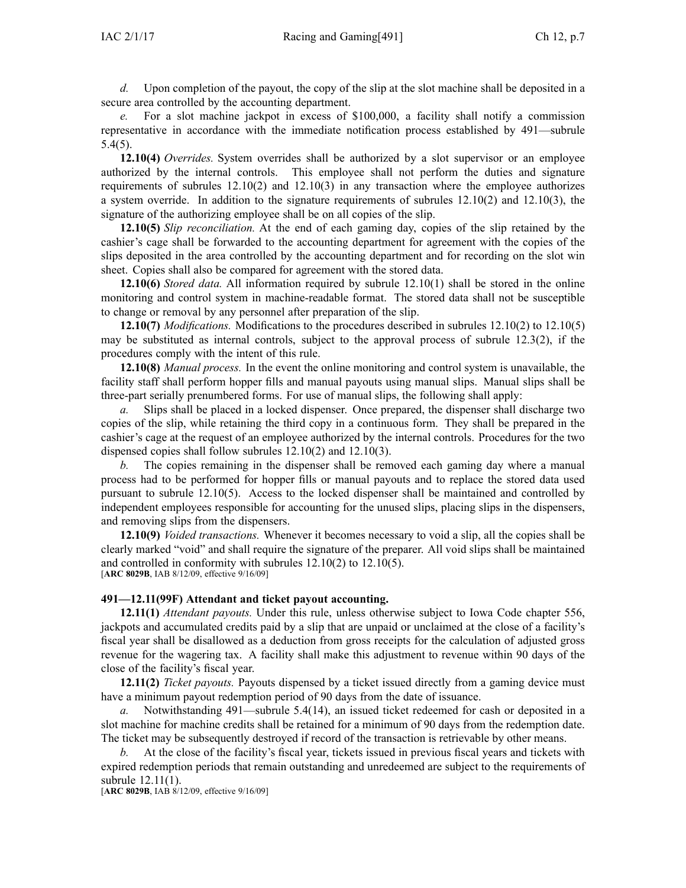*d.* Upon completion of the payout, the copy of the slip at the slot machine shall be deposited in a secure area controlled by the accounting department.

*e.* For a slot machine jackpot in excess of $100,000, a facility shall notify a commission representative in accordance with the immediate notification process established by 491—subrule 5.4(5).

**12.10(4)** *Overrides.* System overrides shall be authorized by a slot supervisor or an employee authorized by the internal controls. This employee shall not perform the duties and signature requirements of subrules 12.10(2) and 12.10(3) in any transaction where the employee authorizes a system override. In addition to the signature requirements of subrules 12.10(2) and 12.10(3), the signature of the authorizing employee shall be on all copies of the slip.

**12.10(5)** *Slip reconciliation.* At the end of each gaming day, copies of the slip retained by the cashier's cage shall be forwarded to the accounting department for agreement with the copies of the slips deposited in the area controlled by the accounting department and for recording on the slot win sheet. Copies shall also be compared for agreement with the stored data.

**12.10(6)** *Stored data.* All information required by subrule 12.10(1) shall be stored in the online monitoring and control system in machine-readable format. The stored data shall not be susceptible to change or removal by any personnel after preparation of the slip.

**12.10(7)** *Modifications.* Modifications to the procedures described in subrules 12.10(2) to 12.10(5) may be substituted as internal controls, subject to the approval process of subrule 12.3(2), if the procedures comply with the intent of this rule.

**12.10(8)** *Manual process.* In the event the online monitoring and control system is unavailable, the facility staff shall perform hopper fills and manual payouts using manual slips. Manual slips shall be three-part serially prenumbered forms. For use of manual slips, the following shall apply:

*a.* Slips shall be placed in a locked dispenser. Once prepared, the dispenser shall discharge two copies of the slip, while retaining the third copy in a continuous form. They shall be prepared in the cashier's cage at the request of an employee authorized by the internal controls. Procedures for the two dispensed copies shall follow subrules 12.10(2) and 12.10(3).

*b.* The copies remaining in the dispenser shall be removed each gaming day where a manual process had to be performed for hopper fills or manual payouts and to replace the stored data used pursuant to subrule 12.10(5). Access to the locked dispenser shall be maintained and controlled by independent employees responsible for accounting for the unused slips, placing slips in the dispensers, and removing slips from the dispensers.

**12.10(9)** *Voided transactions.* Whenever it becomes necessary to void a slip, all the copies shall be clearly marked "void" and shall require the signature of the preparer. All void slips shall be maintained and controlled in conformity with subrules 12.10(2) to 12.10(5).

[**ARC 8029B**, IAB 8/12/09, effective 9/16/09]

**491—12.11(99F) Attendant and ticket payout accounting.**

**12.11(1)** *Attendant payouts.* Under this rule, unless otherwise subject to Iowa Code chapter 556, jackpots and accumulated credits paid by a slip that are unpaid or unclaimed at the close of a facility's fiscal year shall be disallowed as a deduction from gross receipts for the calculation of adjusted gross revenue for the wagering tax. A facility shall make this adjustment to revenue within 90 days of the close of the facility's fiscal year.

**12.11(2)** *Ticket payouts.* Payouts dispensed by a ticket issued directly from a gaming device must have a minimum payout redemption period of 90 days from the date of issuance.

*a.* Notwithstanding 491—subrule 5.4(14), an issued ticket redeemed for cash or deposited in a slot machine for machine credits shall be retained for a minimum of 90 days from the redemption date. The ticket may be subsequently destroyed if record of the transaction is retrievable by other means.

*b.* At the close of the facility's fiscal year, tickets issued in previous fiscal years and tickets with expired redemption periods that remain outstanding and unredeemed are subject to the requirements of subrule 12.11(1).

[**ARC 8029B**, IAB 8/12/09, effective 9/16/09]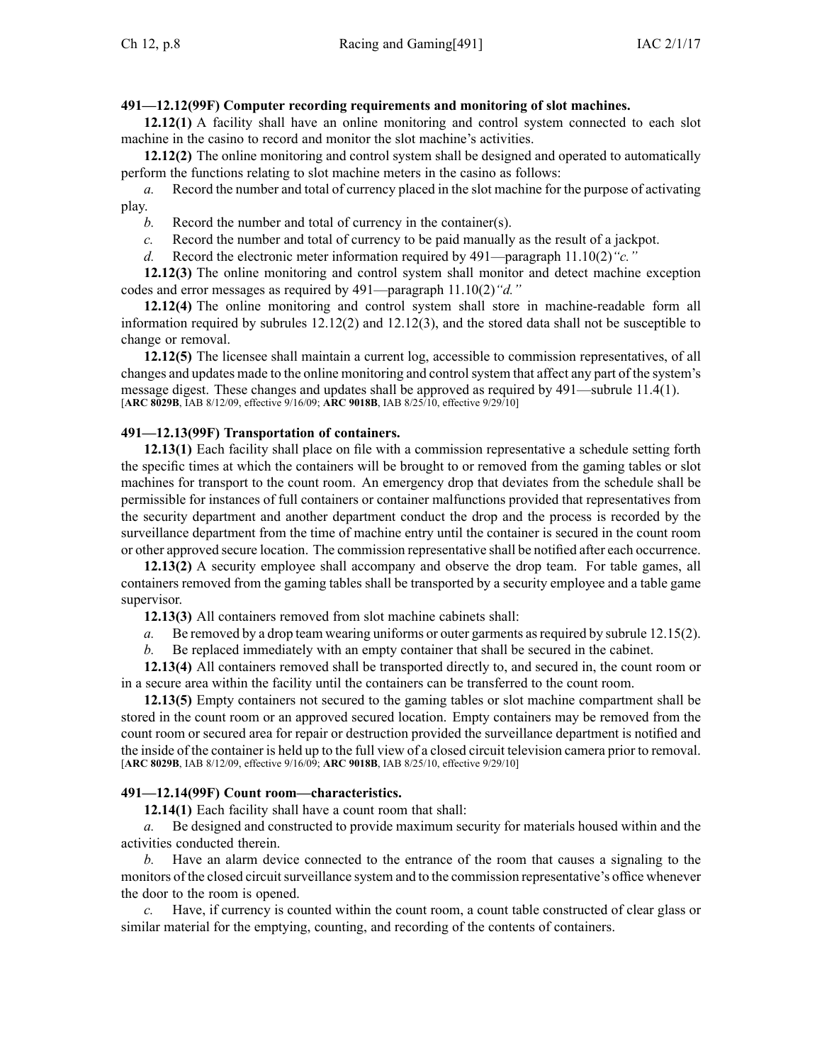**491—12.12(99F) Computer recording requirements and monitoring of slot machines.**

**12.12(1)** A facility shall have an online monitoring and control system connected to each slot machine in the casino to record and monitor the slot machine's activities.

**12.12(2)** The online monitoring and control system shall be designed and operated to automatically perform the functions relating to slot machine meters in the casino as follows:

*a.* Record the number and total of currency placed in the slot machine for the purpose of activating play.

*b.* Record the number and total of currency in the container(s).

*c.* Record the number and total of currency to be paid manually as the result of a jackpot.

*d.* Record the electronic meter information required by 491—paragraph 11.10(2)*"c."*

**12.12(3)** The online monitoring and control system shall monitor and detect machine exception codes and error messages as required by 491—paragraph 11.10(2)*"d."*

**12.12(4)** The online monitoring and control system shall store in machine-readable form all information required by subrules 12.12(2) and 12.12(3), and the stored data shall not be susceptible to change or removal.

**12.12(5)** The licensee shall maintain a current log, accessible to commission representatives, of all changes and updates made to the online monitoring and control system that affect any part of the system's message digest. These changes and updates shall be approved as required by 491—subrule 11.4(1).
[**ARC 8029B**, IAB 8/12/09, effective 9/16/09; **ARC 9018B**, IAB 8/25/10, effective 9/29/10]

**491—12.13(99F) Transportation of containers.**

**12.13(1)** Each facility shall place on file with a commission representative a schedule setting forth the specific times at which the containers will be brought to or removed from the gaming tables or slot machines for transport to the count room. An emergency drop that deviates from the schedule shall be permissible for instances of full containers or container malfunctions provided that representatives from the security department and another department conduct the drop and the process is recorded by the surveillance department from the time of machine entry until the container is secured in the count room or other approved secure location. The commission representative shall be notified after each occurrence.

**12.13(2)** A security employee shall accompany and observe the drop team. For table games, all containers removed from the gaming tables shall be transported by a security employee and a table game supervisor.

**12.13(3)** All containers removed from slot machine cabinets shall:

*a.* Be removed by a drop team wearing uniforms or outer garments as required by subrule 12.15(2).

*b.* Be replaced immediately with an empty container that shall be secured in the cabinet.

**12.13(4)** All containers removed shall be transported directly to, and secured in, the count room or in a secure area within the facility until the containers can be transferred to the count room.

**12.13(5)** Empty containers not secured to the gaming tables or slot machine compartment shall be stored in the count room or an approved secured location. Empty containers may be removed from the count room or secured area for repair or destruction provided the surveillance department is notified and the inside of the container is held up to the full view of a closed circuit television camera prior to removal.
[**ARC 8029B**, IAB 8/12/09, effective 9/16/09; **ARC 9018B**, IAB 8/25/10, effective 9/29/10]

**491—12.14(99F) Count room—characteristics.**

**12.14(1)** Each facility shall have a count room that shall:

*a.* Be designed and constructed to provide maximum security for materials housed within and the activities conducted therein.

*b.* Have an alarm device connected to the entrance of the room that causes a signaling to the monitors of the closed circuit surveillance system and to the commission representative's office whenever the door to the room is opened.

*c.* Have, if currency is counted within the count room, a count table constructed of clear glass or similar material for the emptying, counting, and recording of the contents of containers.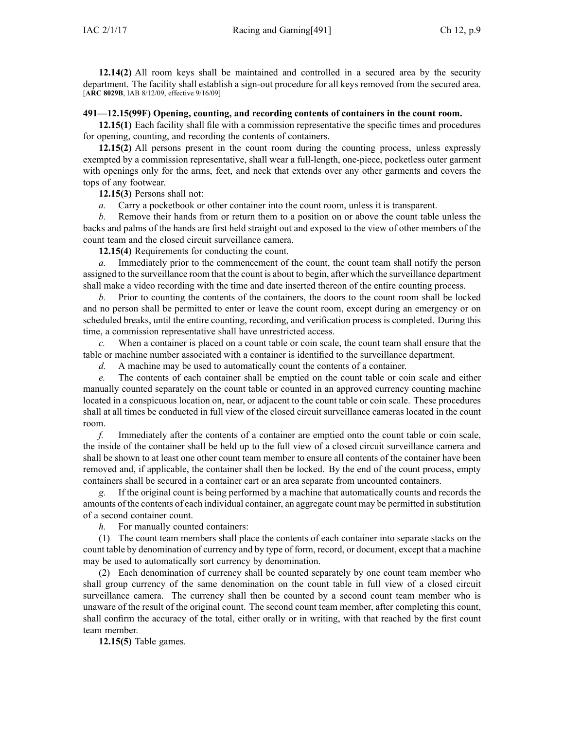**12.14(2)** All room keys shall be maintained and controlled in a secured area by the security department. The facility shall establish a sign-out procedure for all keys removed from the secured area. [**ARC 8029B**, IAB 8/12/09, effective 9/16/09]

### 491—12.15(99F) Opening, counting, and recording contents of containers in the count room.

**12.15(1)** Each facility shall file with a commission representative the specific times and procedures for opening, counting, and recording the contents of containers.

**12.15(2)** All persons present in the count room during the counting process, unless expressly exempted by a commission representative, shall wear a full-length, one-piece, pocketless outer garment with openings only for the arms, feet, and neck that extends over any other garments and covers the tops of any footwear.

**12.15(3)** Persons shall not:

*a.* Carry a pocketbook or other container into the count room, unless it is transparent.

*b.* Remove their hands from or return them to a position on or above the count table unless the backs and palms of the hands are first held straight out and exposed to the view of other members of the count team and the closed circuit surveillance camera.

**12.15(4)** Requirements for conducting the count.

*a.* Immediately prior to the commencement of the count, the count team shall notify the person assigned to the surveillance room that the count is about to begin, after which the surveillance department shall make a video recording with the time and date inserted thereon of the entire counting process.

*b.* Prior to counting the contents of the containers, the doors to the count room shall be locked and no person shall be permitted to enter or leave the count room, except during an emergency or on scheduled breaks, until the entire counting, recording, and verification process is completed. During this time, a commission representative shall have unrestricted access.

*c.* When a container is placed on a count table or coin scale, the count team shall ensure that the table or machine number associated with a container is identified to the surveillance department.

*d.* A machine may be used to automatically count the contents of a container.

*e.* The contents of each container shall be emptied on the count table or coin scale and either manually counted separately on the count table or counted in an approved currency counting machine located in a conspicuous location on, near, or adjacent to the count table or coin scale. These procedures shall at all times be conducted in full view of the closed circuit surveillance cameras located in the count room.

*f.* Immediately after the contents of a container are emptied onto the count table or coin scale, the inside of the container shall be held up to the full view of a closed circuit surveillance camera and shall be shown to at least one other count team member to ensure all contents of the container have been removed and, if applicable, the container shall then be locked. By the end of the count process, empty containers shall be secured in a container cart or an area separate from uncounted containers.

*g.* If the original count is being performed by a machine that automatically counts and records the amounts of the contents of each individual container, an aggregate count may be permitted in substitution of a second container count.

*h.* For manually counted containers:

(1) The count team members shall place the contents of each container into separate stacks on the count table by denomination of currency and by type of form, record, or document, except that a machine may be used to automatically sort currency by denomination.

(2) Each denomination of currency shall be counted separately by one count team member who shall group currency of the same denomination on the count table in full view of a closed circuit surveillance camera. The currency shall then be counted by a second count team member who is unaware of the result of the original count. The second count team member, after completing this count, shall confirm the accuracy of the total, either orally or in writing, with that reached by the first count team member.

**12.15(5)** Table games.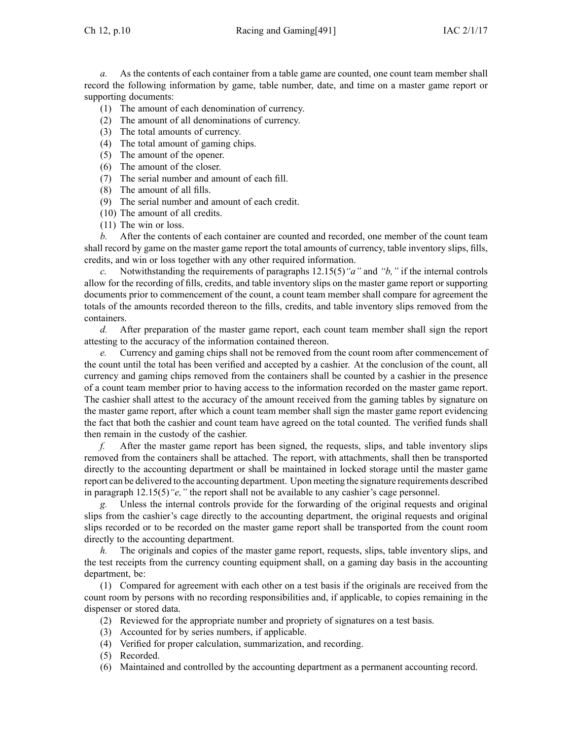*a.* As the contents of each container from a table game are counted, one count team member shall record the following information by game, table number, date, and time on a master game report or supporting documents:

(1) The amount of each denomination of currency.

(2) The amount of all denominations of currency.

(3) The total amounts of currency.

(4) The total amount of gaming chips.

(5) The amount of the opener.

(6) The amount of the closer.

(7) The serial number and amount of each fill.

(8) The amount of all fills.

(9) The serial number and amount of each credit.

(10) The amount of all credits.

(11) The win or loss.

*b.* After the contents of each container are counted and recorded, one member of the count team shall record by game on the master game report the total amounts of currency, table inventory slips, fills, credits, and win or loss together with any other required information.

*c.* Notwithstanding the requirements of paragraphs 12.15(5)*"a"* and *"b,"* if the internal controls allow for the recording of fills, credits, and table inventory slips on the master game report or supporting documents prior to commencement of the count, a count team member shall compare for agreement the totals of the amounts recorded thereon to the fills, credits, and table inventory slips removed from the containers.

*d.* After preparation of the master game report, each count team member shall sign the report attesting to the accuracy of the information contained thereon.

*e.* Currency and gaming chips shall not be removed from the count room after commencement of the count until the total has been verified and accepted by a cashier. At the conclusion of the count, all currency and gaming chips removed from the containers shall be counted by a cashier in the presence of a count team member prior to having access to the information recorded on the master game report. The cashier shall attest to the accuracy of the amount received from the gaming tables by signature on the master game report, after which a count team member shall sign the master game report evidencing the fact that both the cashier and count team have agreed on the total counted. The verified funds shall then remain in the custody of the cashier.

*f.* After the master game report has been signed, the requests, slips, and table inventory slips removed from the containers shall be attached. The report, with attachments, shall then be transported directly to the accounting department or shall be maintained in locked storage until the master game report can be delivered to the accounting department. Upon meeting the signature requirements described in paragraph 12.15(5)*"e,"* the report shall not be available to any cashier's cage personnel.

*g.* Unless the internal controls provide for the forwarding of the original requests and original slips from the cashier's cage directly to the accounting department, the original requests and original slips recorded or to be recorded on the master game report shall be transported from the count room directly to the accounting department.

*h.* The originals and copies of the master game report, requests, slips, table inventory slips, and the test receipts from the currency counting equipment shall, on a gaming day basis in the accounting department, be:

(1) Compared for agreement with each other on a test basis if the originals are received from the count room by persons with no recording responsibilities and, if applicable, to copies remaining in the dispenser or stored data.

(2) Reviewed for the appropriate number and propriety of signatures on a test basis.

(3) Accounted for by series numbers, if applicable.

(4) Verified for proper calculation, summarization, and recording.

(5) Recorded.

(6) Maintained and controlled by the accounting department as a permanent accounting record.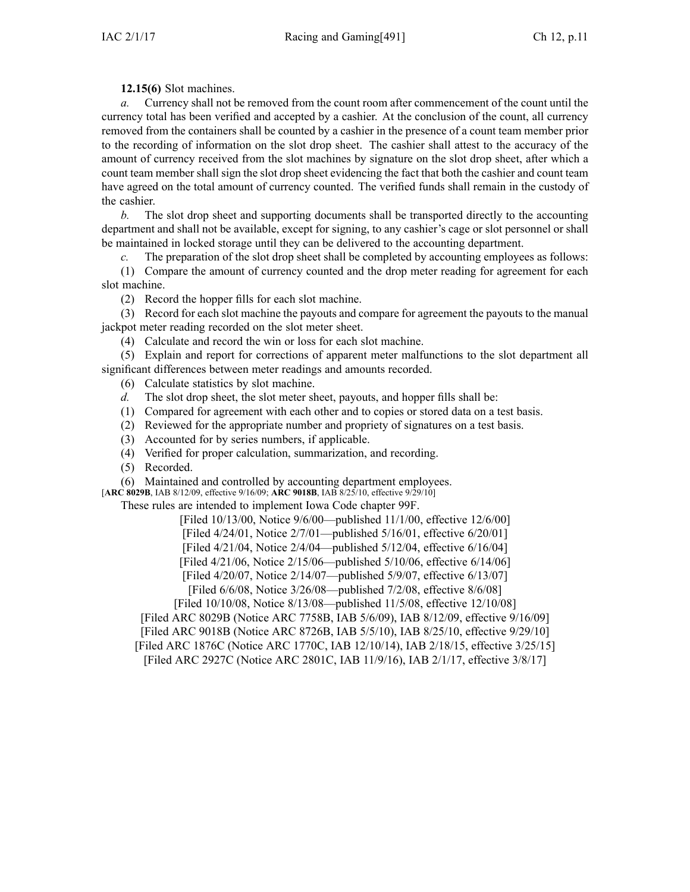**12.15(6)** Slot machines.

*a.* Currency shall not be removed from the count room after commencement of the count until the currency total has been verified and accepted by a cashier. At the conclusion of the count, all currency removed from the containers shall be counted by a cashier in the presence of a count team member prior to the recording of information on the slot drop sheet. The cashier shall attest to the accuracy of the amount of currency received from the slot machines by signature on the slot drop sheet, after which a count team member shall sign the slot drop sheet evidencing the fact that both the cashier and count team have agreed on the total amount of currency counted. The verified funds shall remain in the custody of the cashier.

*b.* The slot drop sheet and supporting documents shall be transported directly to the accounting department and shall not be available, except for signing, to any cashier's cage or slot personnel or shall be maintained in locked storage until they can be delivered to the accounting department.

*c.* The preparation of the slot drop sheet shall be completed by accounting employees as follows:

(1) Compare the amount of currency counted and the drop meter reading for agreement for each slot machine.

(2) Record the hopper fills for each slot machine.

(3) Record for each slot machine the payouts and compare for agreement the payouts to the manual jackpot meter reading recorded on the slot meter sheet.

(4) Calculate and record the win or loss for each slot machine.

(5) Explain and report for corrections of apparent meter malfunctions to the slot department all significant differences between meter readings and amounts recorded.

(6) Calculate statistics by slot machine.

*d.* The slot drop sheet, the slot meter sheet, payouts, and hopper fills shall be:

(1) Compared for agreement with each other and to copies or stored data on a test basis.

(2) Reviewed for the appropriate number and propriety of signatures on a test basis.

(3) Accounted for by series numbers, if applicable.

(4) Verified for proper calculation, summarization, and recording.

(5) Recorded.

(6) Maintained and controlled by accounting department employees.

[**ARC 8029B**, IAB 8/12/09, effective 9/16/09; **ARC 9018B**, IAB 8/25/10, effective 9/29/10]

These rules are intended to implement Iowa Code chapter 99F.

[Filed 10/13/00, Notice 9/6/00—published 11/1/00, effective 12/6/00]
[Filed 4/24/01, Notice 2/7/01—published 5/16/01, effective 6/20/01]
[Filed 4/21/04, Notice 2/4/04—published 5/12/04, effective 6/16/04]
[Filed 4/21/06, Notice 2/15/06—published 5/10/06, effective 6/14/06]
[Filed 4/20/07, Notice 2/14/07—published 5/9/07, effective 6/13/07]
[Filed 6/6/08, Notice 3/26/08—published 7/2/08, effective 8/6/08]
[Filed 10/10/08, Notice 8/13/08—published 11/5/08, effective 12/10/08]
[Filed ARC 8029B (Notice ARC 7758B, IAB 5/6/09), IAB 8/12/09, effective 9/16/09]
[Filed ARC 9018B (Notice ARC 8726B, IAB 5/5/10), IAB 8/25/10, effective 9/29/10]
[Filed ARC 1876C (Notice ARC 1770C, IAB 12/10/14), IAB 2/18/15, effective 3/25/15]
[Filed ARC 2927C (Notice ARC 2801C, IAB 11/9/16), IAB 2/1/17, effective 3/8/17]